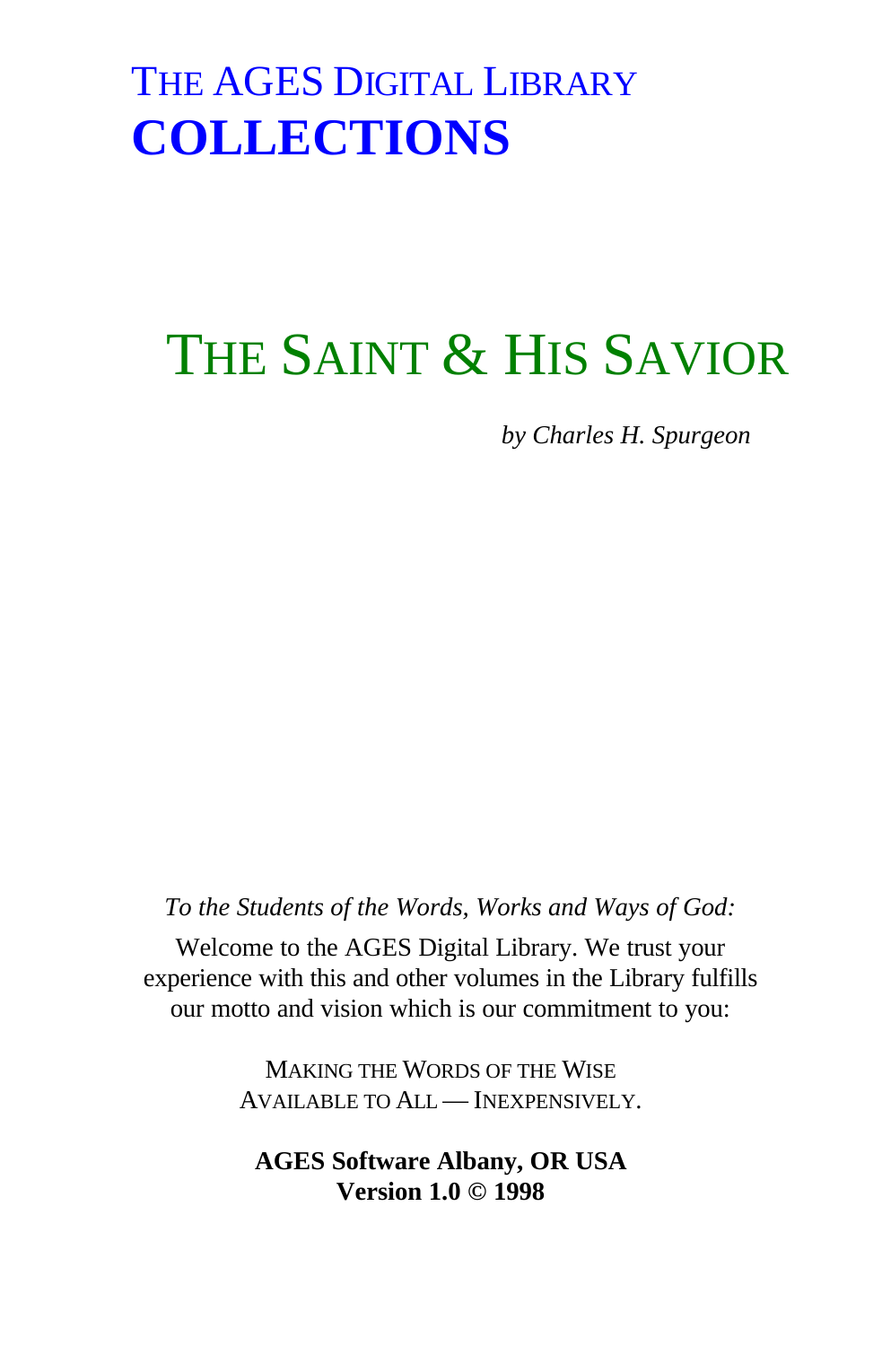# THE AGES DIGITAL LIBRARY
# COLLECTIONS

# THE SAINT & HIS SAVIOR

*by Charles H. Spurgeon*

*To the Students of the Words, Works and Ways of God:*

Welcome to the AGES Digital Library. We trust your experience with this and other volumes in the Library fulfills our motto and vision which is our commitment to you:

MAKING THE WORDS OF THE WISE
AVAILABLE TO ALL — INEXPENSIVELY.

**AGES Software Albany, OR USA**
**Version 1.0 © 1998**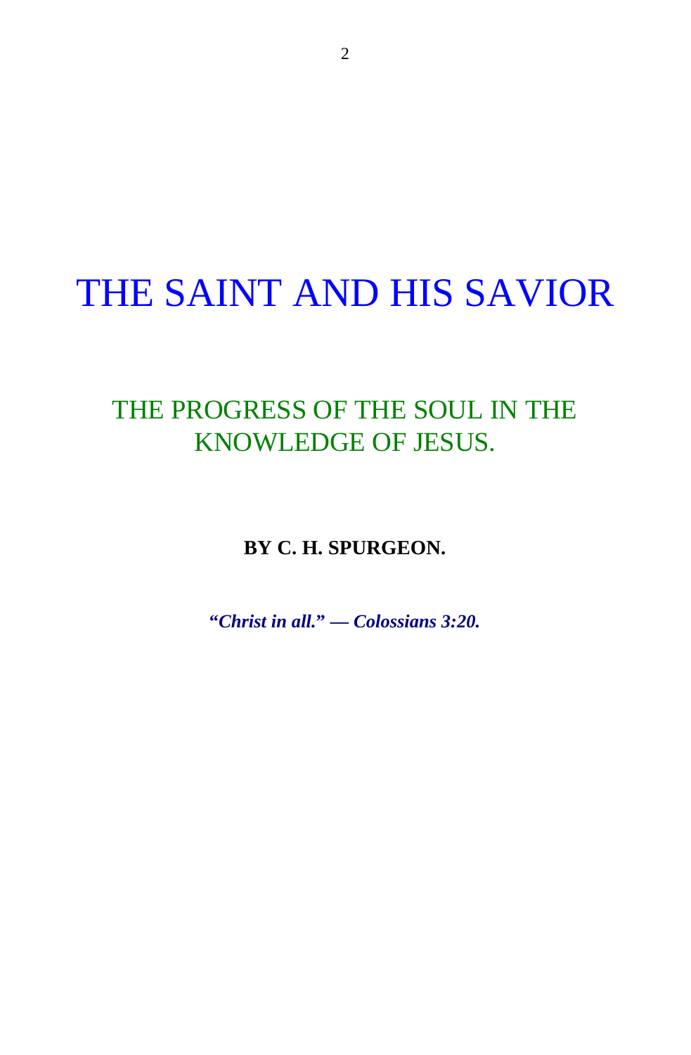# THE SAINT AND HIS SAVIOR

## THE PROGRESS OF THE SOUL IN THE KNOWLEDGE OF JESUS.

**BY C. H. SPURGEON.**

***"Christ in all." — Colossians 3:20.***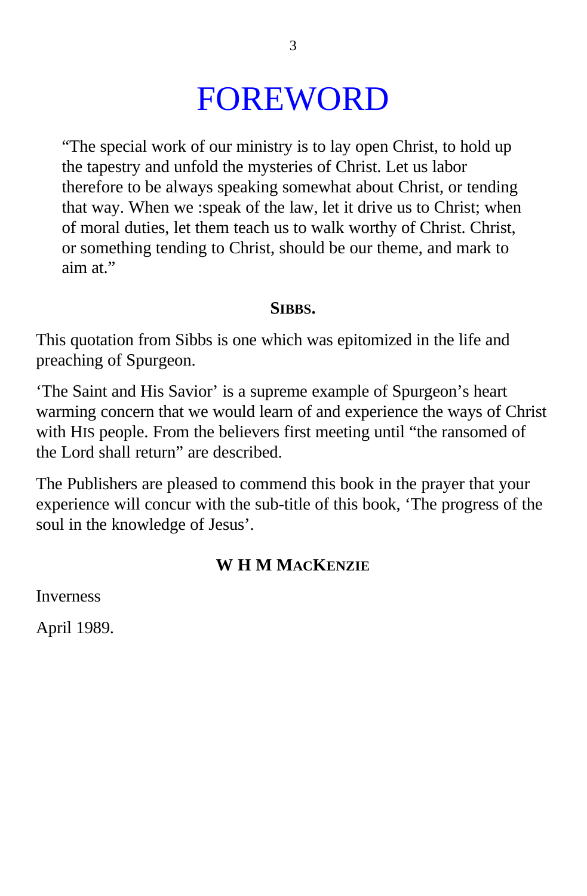# FOREWORD

> "The special work of our ministry is to lay open Christ, to hold up the tapestry and unfold the mysteries of Christ. Let us labor therefore to be always speaking somewhat about Christ, or tending that way. When we :speak of the law, let it drive us to Christ; when of moral duties, let them teach us to walk worthy of Christ. Christ, or something tending to Christ, should be our theme, and mark to aim at."

**SIBBS.**

This quotation from Sibbs is one which was epitomized in the life and preaching of Spurgeon.

'The Saint and His Savior' is a supreme example of Spurgeon's heart warming concern that we would learn of and experience the ways of Christ with HIS people. From the believers first meeting until "the ransomed of the Lord shall return" are described.

The Publishers are pleased to commend this book in the prayer that your experience will concur with the sub-title of this book, 'The progress of the soul in the knowledge of Jesus'.

**W H M MACKENZIE**

Inverness

April 1989.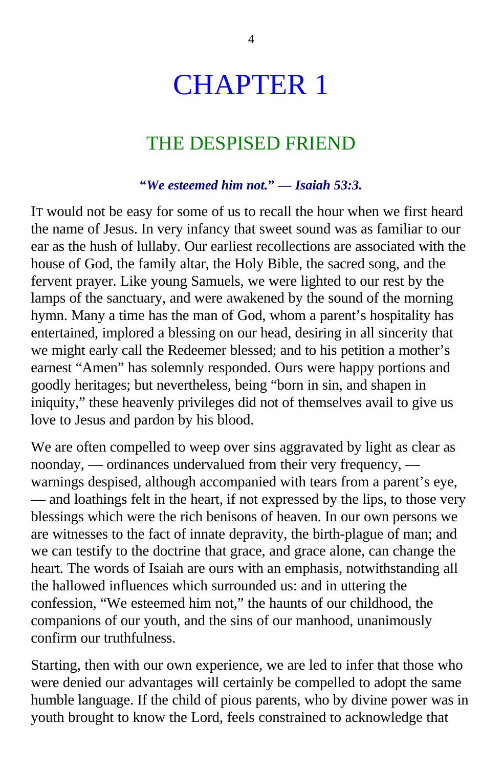# CHAPTER 1

## THE DESPISED FRIEND

***"We esteemed him not." — Isaiah 53:3.***

IT would not be easy for some of us to recall the hour when we first heard the name of Jesus. In very infancy that sweet sound was as familiar to our ear as the hush of lullaby. Our earliest recollections are associated with the house of God, the family altar, the Holy Bible, the sacred song, and the fervent prayer. Like young Samuels, we were lighted to our rest by the lamps of the sanctuary, and were awakened by the sound of the morning hymn. Many a time has the man of God, whom a parent's hospitality has entertained, implored a blessing on our head, desiring in all sincerity that we might early call the Redeemer blessed; and to his petition a mother's earnest "Amen" has solemnly responded. Ours were happy portions and goodly heritages; but nevertheless, being "born in sin, and shapen in iniquity," these heavenly privileges did not of themselves avail to give us love to Jesus and pardon by his blood.

We are often compelled to weep over sins aggravated by light as clear as noonday, — ordinances undervalued from their very frequency, — warnings despised, although accompanied with tears from a parent's eye, — and loathings felt in the heart, if not expressed by the lips, to those very blessings which were the rich benisons of heaven. In our own persons we are witnesses to the fact of innate depravity, the birth-plague of man; and we can testify to the doctrine that grace, and grace alone, can change the heart. The words of Isaiah are ours with an emphasis, notwithstanding all the hallowed influences which surrounded us: and in uttering the confession, "We esteemed him not," the haunts of our childhood, the companions of our youth, and the sins of our manhood, unanimously confirm our truthfulness.

Starting, then with our own experience, we are led to infer that those who were denied our advantages will certainly be compelled to adopt the same humble language. If the child of pious parents, who by divine power was in youth brought to know the Lord, feels constrained to acknowledge that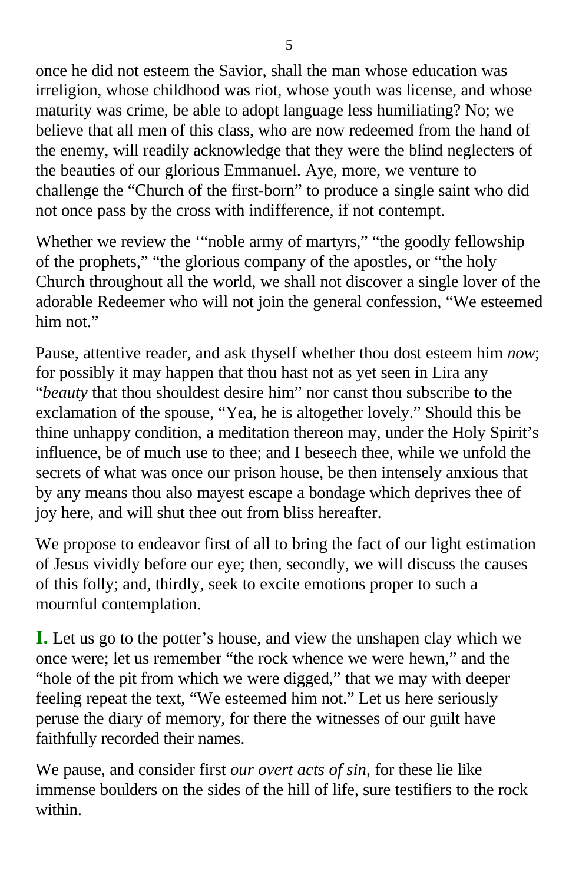once he did not esteem the Savior, shall the man whose education was irreligion, whose childhood was riot, whose youth was license, and whose maturity was crime, be able to adopt language less humiliating? No; we believe that all men of this class, who are now redeemed from the hand of the enemy, will readily acknowledge that they were the blind neglecters of the beauties of our glorious Emmanuel. Aye, more, we venture to challenge the "Church of the first-born" to produce a single saint who did not once pass by the cross with indifference, if not contempt.

Whether we review the '"noble army of martyrs," "the goodly fellowship of the prophets," "the glorious company of the apostles, or "the holy Church throughout all the world, we shall not discover a single lover of the adorable Redeemer who will not join the general confession, "We esteemed him not."

Pause, attentive reader, and ask thyself whether thou dost esteem him *now*; for possibly it may happen that thou hast not as yet seen in Lira any "*beauty* that thou shouldest desire him" nor canst thou subscribe to the exclamation of the spouse, "Yea, he is altogether lovely." Should this be thine unhappy condition, a meditation thereon may, under the Holy Spirit's influence, be of much use to thee; and I beseech thee, while we unfold the secrets of what was once our prison house, be then intensely anxious that by any means thou also mayest escape a bondage which deprives thee of joy here, and will shut thee out from bliss hereafter.

We propose to endeavor first of all to bring the fact of our light estimation of Jesus vividly before our eye; then, secondly, we will discuss the causes of this folly; and, thirdly, seek to excite emotions proper to such a mournful contemplation.

**I.** Let us go to the potter's house, and view the unshapen clay which we once were; let us remember "the rock whence we were hewn," and the "hole of the pit from which we were digged," that we may with deeper feeling repeat the text, "We esteemed him not." Let us here seriously peruse the diary of memory, for there the witnesses of our guilt have faithfully recorded their names.

We pause, and consider first *our overt acts of sin,* for these lie like immense boulders on the sides of the hill of life, sure testifiers to the rock within.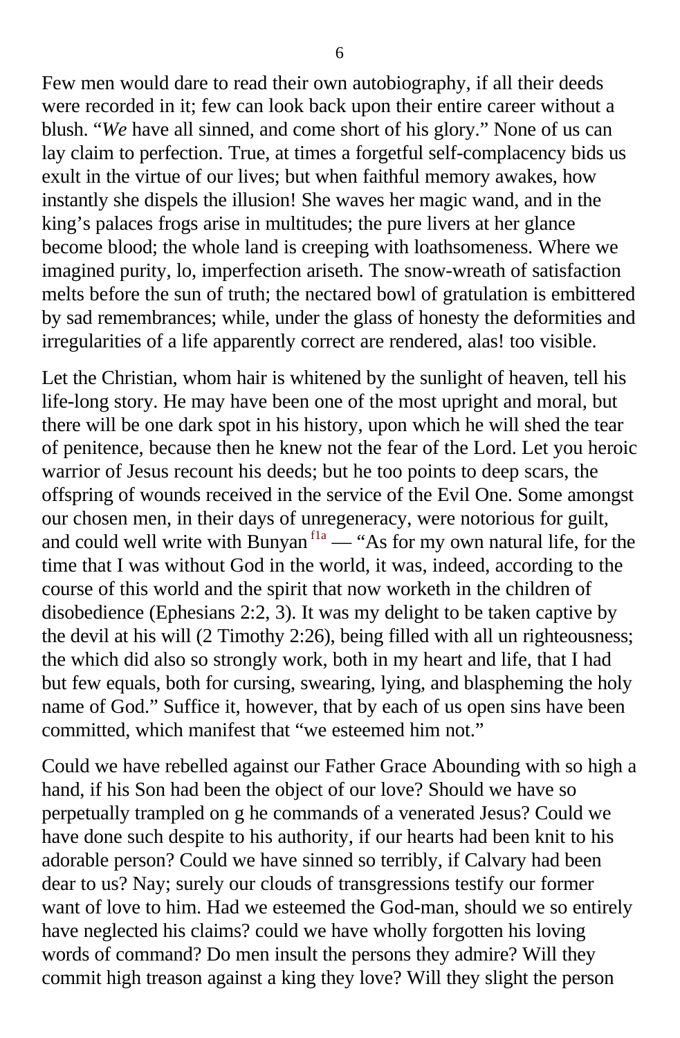Few men would dare to read their own autobiography, if all their deeds were recorded in it; few can look back upon their entire career without a blush. "*We* have all sinned, and come short of his glory." None of us can lay claim to perfection. True, at times a forgetful self-complacency bids us exult in the virtue of our lives; but when faithful memory awakes, how instantly she dispels the illusion! She waves her magic wand, and in the king's palaces frogs arise in multitudes; the pure livers at her glance become blood; the whole land is creeping with loathsomeness. Where we imagined purity, lo, imperfection ariseth. The snow-wreath of satisfaction melts before the sun of truth; the nectared bowl of gratulation is embittered by sad remembrances; while, under the glass of honesty the deformities and irregularities of a life apparently correct are rendered, alas! too visible.

Let the Christian, whom hair is whitened by the sunlight of heaven, tell his life-long story. He may have been one of the most upright and moral, but there will be one dark spot in his history, upon which he will shed the tear of penitence, because then he knew not the fear of the Lord. Let you heroic warrior of Jesus recount his deeds; but he too points to deep scars, the offspring of wounds received in the service of the Evil One. Some amongst our chosen men, in their days of unregeneracy, were notorious for guilt, and could well write with Bunyan [f1a] — "As for my own natural life, for the time that I was without God in the world, it was, indeed, according to the course of this world and the spirit that now worketh in the children of disobedience (Ephesians 2:2, 3). It was my delight to be taken captive by the devil at his will (2 Timothy 2:26), being filled with all un righteousness; the which did also so strongly work, both in my heart and life, that I had but few equals, both for cursing, swearing, lying, and blaspheming the holy name of God." Suffice it, however, that by each of us open sins have been committed, which manifest that "we esteemed him not."

Could we have rebelled against our Father Grace Abounding with so high a hand, if his Son had been the object of our love? Should we have so perpetually trampled on g he commands of a venerated Jesus? Could we have done such despite to his authority, if our hearts had been knit to his adorable person? Could we have sinned so terribly, if Calvary had been dear to us? Nay; surely our clouds of transgressions testify our former want of love to him. Had we esteemed the God-man, should we so entirely have neglected his claims? could we have wholly forgotten his loving words of command? Do men insult the persons they admire? Will they commit high treason against a king they love? Will they slight the person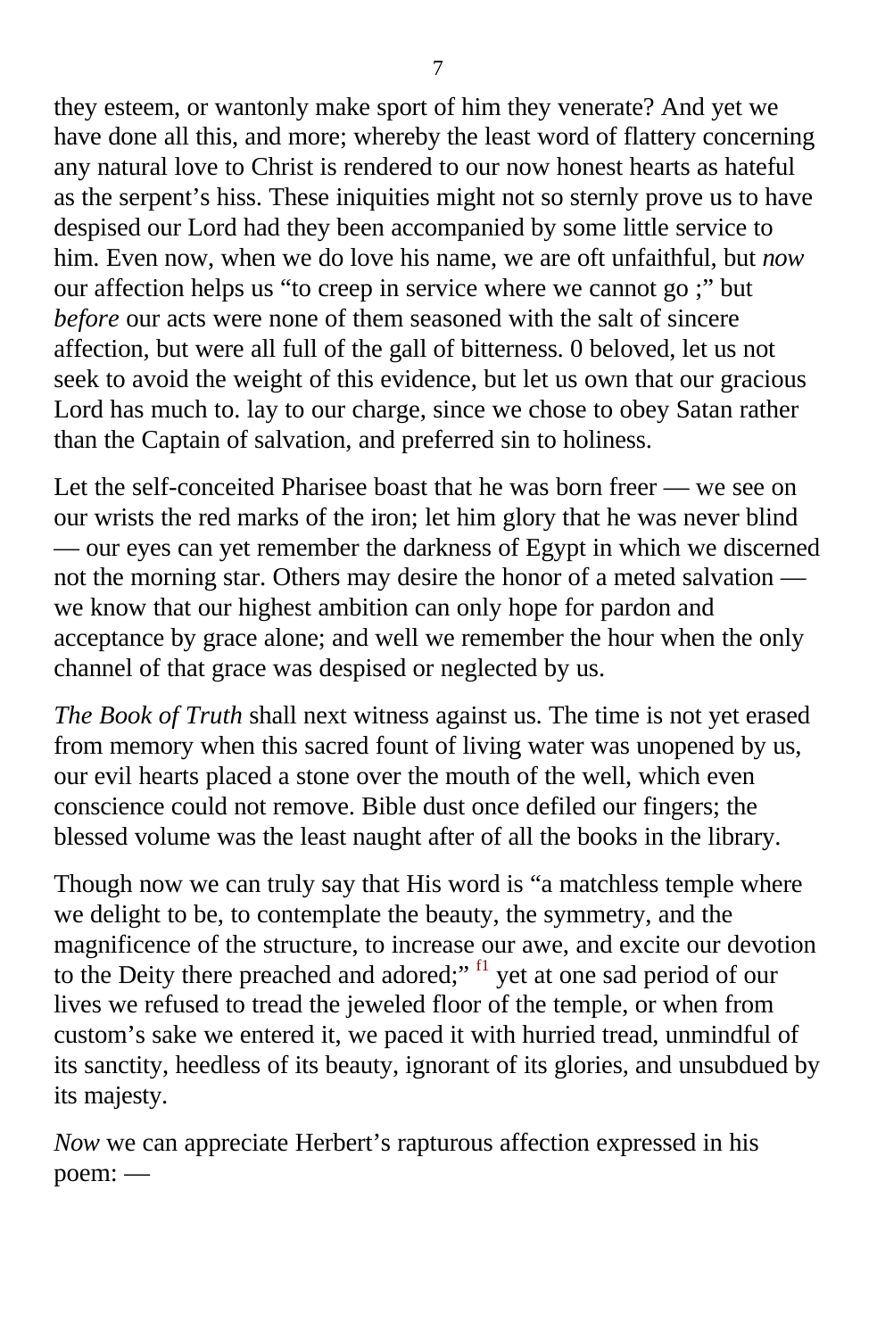they esteem, or wantonly make sport of him they venerate? And yet we have done all this, and more; whereby the least word of flattery concerning any natural love to Christ is rendered to our now honest hearts as hateful as the serpent's hiss. These iniquities might not so sternly prove us to have despised our Lord had they been accompanied by some little service to him. Even now, when we do love his name, we are oft unfaithful, but *now* our affection helps us "to creep in service where we cannot go ;" but *before* our acts were none of them seasoned with the salt of sincere affection, but were all full of the gall of bitterness. 0 beloved, let us not seek to avoid the weight of this evidence, but let us own that our gracious Lord has much to. lay to our charge, since we chose to obey Satan rather than the Captain of salvation, and preferred sin to holiness.

Let the self-conceited Pharisee boast that he was born freer — we see on our wrists the red marks of the iron; let him glory that he was never blind — our eyes can yet remember the darkness of Egypt in which we discerned not the morning star. Others may desire the honor of a meted salvation — we know that our highest ambition can only hope for pardon and acceptance by grace alone; and well we remember the hour when the only channel of that grace was despised or neglected by us.

*The Book of Truth* shall next witness against us. The time is not yet erased from memory when this sacred fount of living water was unopened by us, our evil hearts placed a stone over the mouth of the well, which even conscience could not remove. Bible dust once defiled our fingers; the blessed volume was the least naught after of all the books in the library.

Though now we can truly say that His word is "a matchless temple where we delight to be, to contemplate the beauty, the symmetry, and the magnificence of the structure, to increase our awe, and excite our devotion to the Deity there preached and adored;" [f1] yet at one sad period of our lives we refused to tread the jeweled floor of the temple, or when from custom's sake we entered it, we paced it with hurried tread, unmindful of its sanctity, heedless of its beauty, ignorant of its glories, and unsubdued by its majesty.

*Now* we can appreciate Herbert's rapturous affection expressed in his poem: —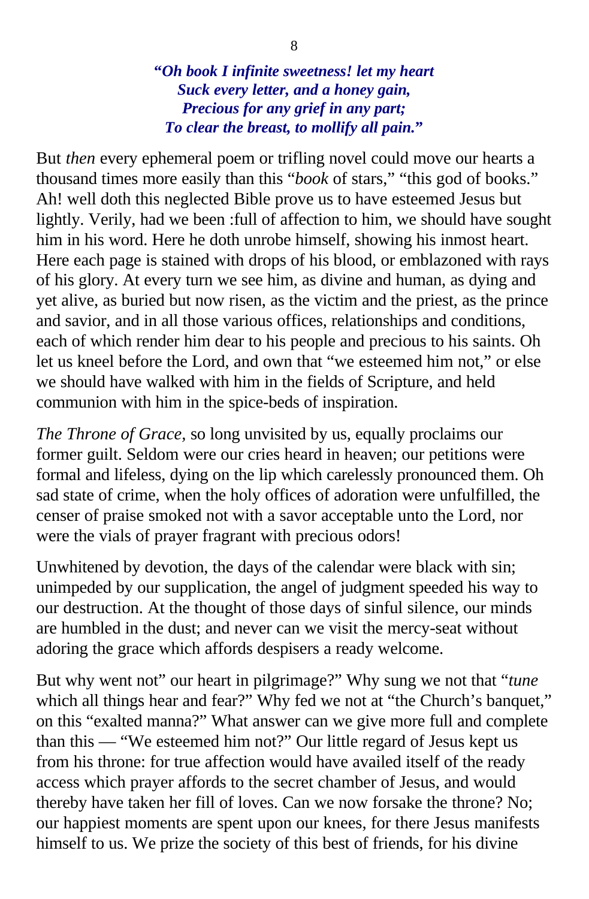***"Oh book I infinite sweetness! let my heart***
***Suck every letter, and a honey gain,***
***Precious for any grief in any part;***
***To clear the breast, to mollify all pain."***

But *then* every ephemeral poem or trifling novel could move our hearts a thousand times more easily than this "*book* of stars," "this god of books." Ah! well doth this neglected Bible prove us to have esteemed Jesus but lightly. Verily, had we been :full of affection to him, we should have sought him in his word. Here he doth unrobe himself, showing his inmost heart. Here each page is stained with drops of his blood, or emblazoned with rays of his glory. At every turn we see him, as divine and human, as dying and yet alive, as buried but now risen, as the victim and the priest, as the prince and savior, and in all those various offices, relationships and conditions, each of which render him dear to his people and precious to his saints. Oh let us kneel before the Lord, and own that "we esteemed him not," or else we should have walked with him in the fields of Scripture, and held communion with him in the spice-beds of inspiration.

*The Throne of Grace,* so long unvisited by us, equally proclaims our former guilt. Seldom were our cries heard in heaven; our petitions were formal and lifeless, dying on the lip which carelessly pronounced them. Oh sad state of crime, when the holy offices of adoration were unfulfilled, the censer of praise smoked not with a savor acceptable unto the Lord, nor were the vials of prayer fragrant with precious odors!

Unwhitened by devotion, the days of the calendar were black with sin; unimpeded by our supplication, the angel of judgment speeded his way to our destruction. At the thought of those days of sinful silence, our minds are humbled in the dust; and never can we visit the mercy-seat without adoring the grace which affords despisers a ready welcome.

But why went not" our heart in pilgrimage?" Why sung we not that "*tune* which all things hear and fear?" Why fed we not at "the Church's banquet," on this "exalted manna?" What answer can we give more full and complete than this — "We esteemed him not?" Our little regard of Jesus kept us from his throne: for true affection would have availed itself of the ready access which prayer affords to the secret chamber of Jesus, and would thereby have taken her fill of loves. Can we now forsake the throne? No; our happiest moments are spent upon our knees, for there Jesus manifests himself to us. We prize the society of this best of friends, for his divine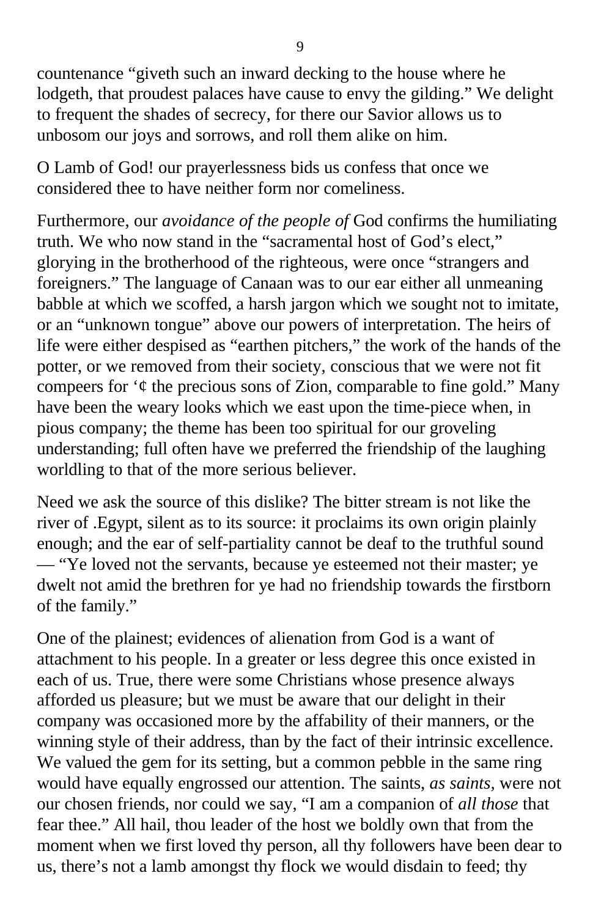countenance "giveth such an inward decking to the house where he lodgeth, that proudest palaces have cause to envy the gilding." We delight to frequent the shades of secrecy, for there our Savior allows us to unbosom our joys and sorrows, and roll them alike on him.

O Lamb of God! our prayerlessness bids us confess that once we considered thee to have neither form nor comeliness.

Furthermore, our *avoidance of the people of* God confirms the humiliating truth. We who now stand in the "sacramental host of God's elect," glorying in the brotherhood of the righteous, were once "strangers and foreigners." The language of Canaan was to our ear either all unmeaning babble at which we scoffed, a harsh jargon which we sought not to imitate, or an "unknown tongue" above our powers of interpretation. The heirs of life were either despised as "earthen pitchers," the work of the hands of the potter, or we removed from their society, conscious that we were not fit compeers for '¢ the precious sons of Zion, comparable to fine gold." Many have been the weary looks which we east upon the time-piece when, in pious company; the theme has been too spiritual for our groveling understanding; full often have we preferred the friendship of the laughing worldling to that of the more serious believer.

Need we ask the source of this dislike? The bitter stream is not like the river of .Egypt, silent as to its source: it proclaims its own origin plainly enough; and the ear of self-partiality cannot be deaf to the truthful sound — "Ye loved not the servants, because ye esteemed not their master; ye dwelt not amid the brethren for ye had no friendship towards the firstborn of the family."

One of the plainest; evidences of alienation from God is a want of attachment to his people. In a greater or less degree this once existed in each of us. True, there were some Christians whose presence always afforded us pleasure; but we must be aware that our delight in their company was occasioned more by the affability of their manners, or the winning style of their address, than by the fact of their intrinsic excellence. We valued the gem for its setting, but a common pebble in the same ring would have equally engrossed our attention. The saints, *as saints*, were not our chosen friends, nor could we say, "I am a companion of *all those* that fear thee." All hail, thou leader of the host we boldly own that from the moment when we first loved thy person, all thy followers have been dear to us, there's not a lamb amongst thy flock we would disdain to feed; thy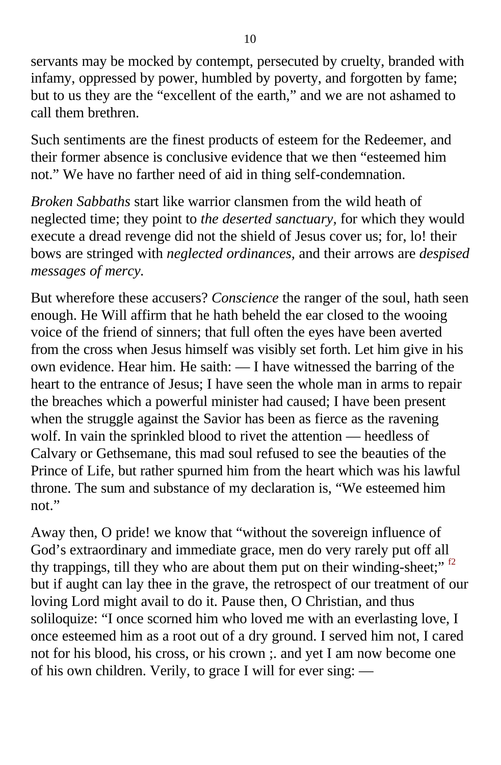servants may be mocked by contempt, persecuted by cruelty, branded with infamy, oppressed by power, humbled by poverty, and forgotten by fame; but to us they are the "excellent of the earth," and we are not ashamed to call them brethren.

Such sentiments are the finest products of esteem for the Redeemer, and their former absence is conclusive evidence that we then "esteemed him not." We have no farther need of aid in thing self-condemnation.

*Broken Sabbaths* start like warrior clansmen from the wild heath of neglected time; they point to *the deserted sanctuary,* for which they would execute a dread revenge did not the shield of Jesus cover us; for, lo! their bows are stringed with *neglected ordinances,* and their arrows are *despised messages of mercy.*

But wherefore these accusers? *Conscience* the ranger of the soul, hath seen enough. He Will affirm that he hath beheld the ear closed to the wooing voice of the friend of sinners; that full often the eyes have been averted from the cross when Jesus himself was visibly set forth. Let him give in his own evidence. Hear him. He saith: — I have witnessed the barring of the heart to the entrance of Jesus; I have seen the whole man in arms to repair the breaches which a powerful minister had caused; I have been present when the struggle against the Savior has been as fierce as the ravening wolf. In vain the sprinkled blood to rivet the attention — heedless of Calvary or Gethsemane, this mad soul refused to see the beauties of the Prince of Life, but rather spurned him from the heart which was his lawful throne. The sum and substance of my declaration is, "We esteemed him not."

Away then, O pride! we know that "without the sovereign influence of God's extraordinary and immediate grace, men do very rarely put off all thy trappings, till they who are about them put on their winding-sheet;" [f2] but if aught can lay thee in the grave, the retrospect of our treatment of our loving Lord might avail to do it. Pause then, O Christian, and thus soliloquize: "I once scorned him who loved me with an everlasting love, I once esteemed him as a root out of a dry ground. I served him not, I cared not for his blood, his cross, or his crown ;. and yet I am now become one of his own children. Verily, to grace I will for ever sing: —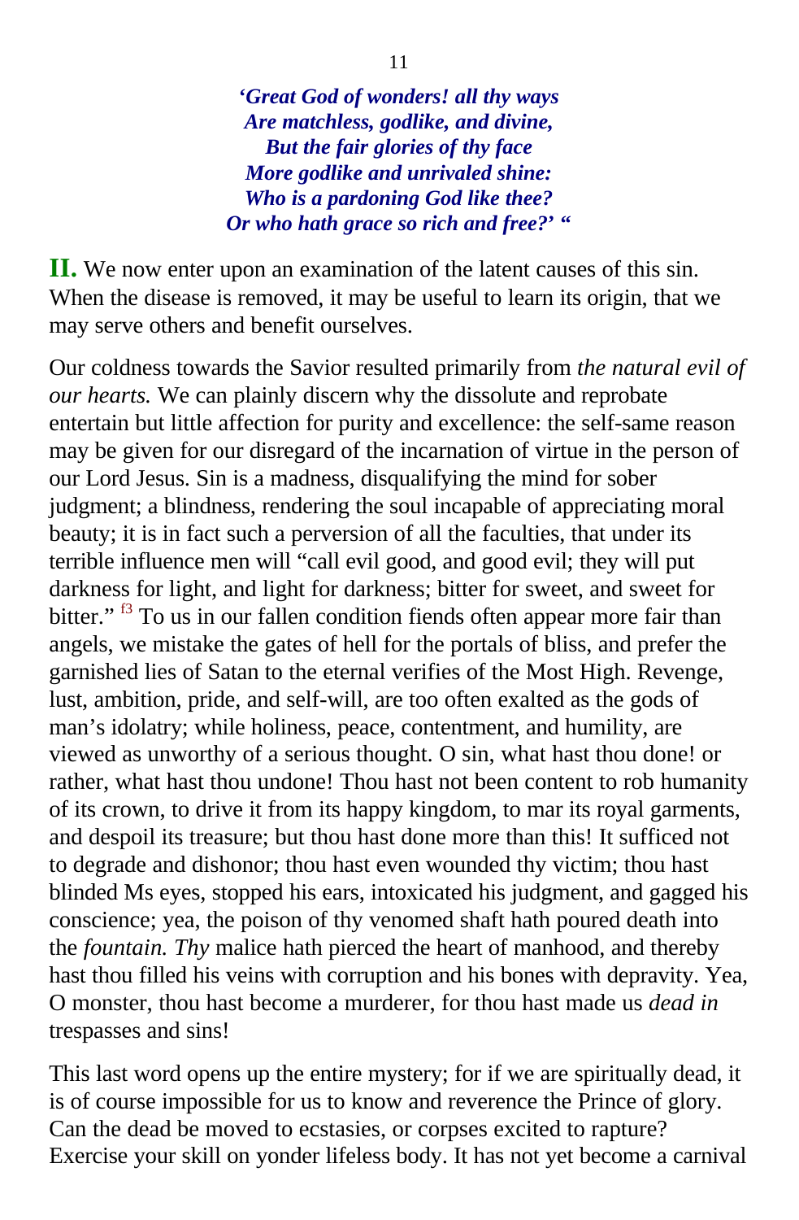***'Great God of wonders! all thy ways***
***Are matchless, godlike, and divine,***
***But the fair glories of thy face***
***More godlike and unrivaled shine:***
***Who is a pardoning God like thee?***
***Or who hath grace so rich and free?' "***

**II.** We now enter upon an examination of the latent causes of this sin. When the disease is removed, it may be useful to learn its origin, that we may serve others and benefit ourselves.

Our coldness towards the Savior resulted primarily from *the natural evil of our hearts.* We can plainly discern why the dissolute and reprobate entertain but little affection for purity and excellence: the self-same reason may be given for our disregard of the incarnation of virtue in the person of our Lord Jesus. Sin is a madness, disqualifying the mind for sober judgment; a blindness, rendering the soul incapable of appreciating moral beauty; it is in fact such a perversion of all the faculties, that under its terrible influence men will "call evil good, and good evil; they will put darkness for light, and light for darkness; bitter for sweet, and sweet for bitter." [f3] To us in our fallen condition fiends often appear more fair than angels, we mistake the gates of hell for the portals of bliss, and prefer the garnished lies of Satan to the eternal verifies of the Most High. Revenge, lust, ambition, pride, and self-will, are too often exalted as the gods of man's idolatry; while holiness, peace, contentment, and humility, are viewed as unworthy of a serious thought. O sin, what hast thou done! or rather, what hast thou undone! Thou hast not been content to rob humanity of its crown, to drive it from its happy kingdom, to mar its royal garments, and despoil its treasure; but thou hast done more than this! It sufficed not to degrade and dishonor; thou hast even wounded thy victim; thou hast blinded Ms eyes, stopped his ears, intoxicated his judgment, and gagged his conscience; yea, the poison of thy venomed shaft hath poured death into the *fountain. Thy* malice hath pierced the heart of manhood, and thereby hast thou filled his veins with corruption and his bones with depravity. Yea, O monster, thou hast become a murderer, for thou hast made us *dead in* trespasses and sins!

This last word opens up the entire mystery; for if we are spiritually dead, it is of course impossible for us to know and reverence the Prince of glory. Can the dead be moved to ecstasies, or corpses excited to rapture? Exercise your skill on yonder lifeless body. It has not yet become a carnival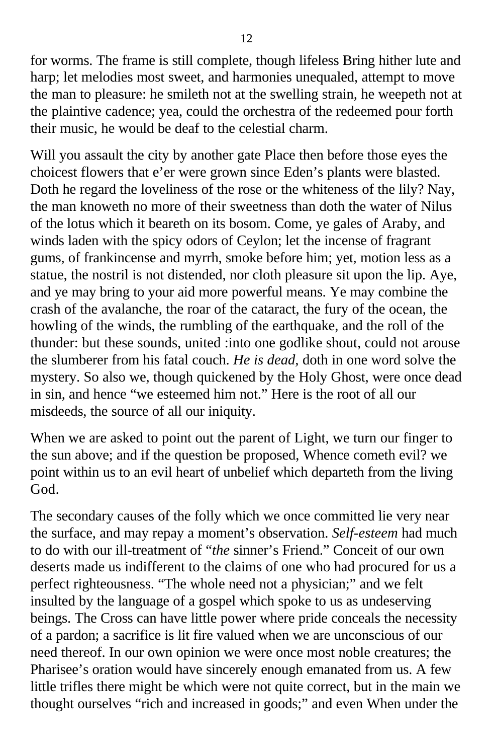for worms. The frame is still complete, though lifeless Bring hither lute and harp; let melodies most sweet, and harmonies unequaled, attempt to move the man to pleasure: he smileth not at the swelling strain, he weepeth not at the plaintive cadence; yea, could the orchestra of the redeemed pour forth their music, he would be deaf to the celestial charm.

Will you assault the city by another gate Place then before those eyes the choicest flowers that e'er were grown since Eden's plants were blasted. Doth he regard the loveliness of the rose or the whiteness of the lily? Nay, the man knoweth no more of their sweetness than doth the water of Nilus of the lotus which it beareth on its bosom. Come, ye gales of Araby, and winds laden with the spicy odors of Ceylon; let the incense of fragrant gums, of frankincense and myrrh, smoke before him; yet, motion less as a statue, the nostril is not distended, nor cloth pleasure sit upon the lip. Aye, and ye may bring to your aid more powerful means. Ye may combine the crash of the avalanche, the roar of the cataract, the fury of the ocean, the howling of the winds, the rumbling of the earthquake, and the roll of the thunder: but these sounds, united :into one godlike shout, could not arouse the slumberer from his fatal couch. *He is dead,* doth in one word solve the mystery. So also we, though quickened by the Holy Ghost, were once dead in sin, and hence "we esteemed him not." Here is the root of all our misdeeds, the source of all our iniquity.

When we are asked to point out the parent of Light, we turn our finger to the sun above; and if the question be proposed, Whence cometh evil? we point within us to an evil heart of unbelief which departeth from the living God.

The secondary causes of the folly which we once committed lie very near the surface, and may repay a moment's observation. *Self-esteem* had much to do with our ill-treatment of "*the* sinner's Friend." Conceit of our own deserts made us indifferent to the claims of one who had procured for us a perfect righteousness. "The whole need not a physician;" and we felt insulted by the language of a gospel which spoke to us as undeserving beings. The Cross can have little power where pride conceals the necessity of a pardon; a sacrifice is lit fire valued when we are unconscious of our need thereof. In our own opinion we were once most noble creatures; the Pharisee's oration would have sincerely enough emanated from us. A few little trifles there might be which were not quite correct, but in the main we thought ourselves "rich and increased in goods;" and even When under the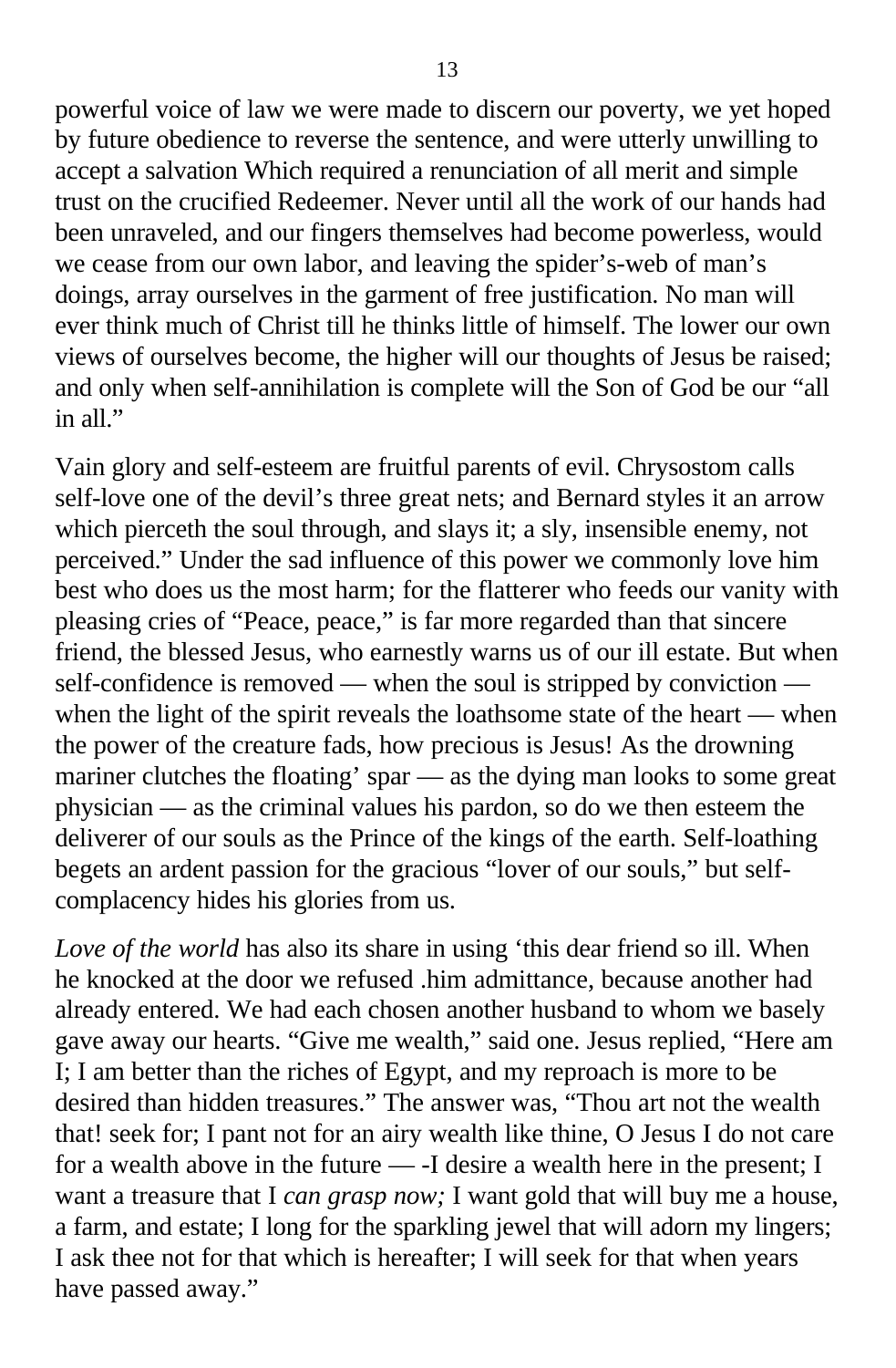powerful voice of law we were made to discern our poverty, we yet hoped by future obedience to reverse the sentence, and were utterly unwilling to accept a salvation Which required a renunciation of all merit and simple trust on the crucified Redeemer. Never until all the work of our hands had been unraveled, and our fingers themselves had become powerless, would we cease from our own labor, and leaving the spider's-web of man's doings, array ourselves in the garment of free justification. No man will ever think much of Christ till he thinks little of himself. The lower our own views of ourselves become, the higher will our thoughts of Jesus be raised; and only when self-annihilation is complete will the Son of God be our "all in all."

Vain glory and self-esteem are fruitful parents of evil. Chrysostom calls self-love one of the devil's three great nets; and Bernard styles it an arrow which pierceth the soul through, and slays it; a sly, insensible enemy, not perceived." Under the sad influence of this power we commonly love him best who does us the most harm; for the flatterer who feeds our vanity with pleasing cries of "Peace, peace," is far more regarded than that sincere friend, the blessed Jesus, who earnestly warns us of our ill estate. But when self-confidence is removed — when the soul is stripped by conviction — when the light of the spirit reveals the loathsome state of the heart — when the power of the creature fads, how precious is Jesus! As the drowning mariner clutches the floating' spar — as the dying man looks to some great physician — as the criminal values his pardon, so do we then esteem the deliverer of our souls as the Prince of the kings of the earth. Self-loathing begets an ardent passion for the gracious "lover of our souls," but self-complacency hides his glories from us.

*Love of the world* has also its share in using 'this dear friend so ill. When he knocked at the door we refused .him admittance, because another had already entered. We had each chosen another husband to whom we basely gave away our hearts. "Give me wealth," said one. Jesus replied, "Here am I; I am better than the riches of Egypt, and my reproach is more to be desired than hidden treasures." The answer was, "Thou art not the wealth that! seek for; I pant not for an airy wealth like thine, O Jesus I do not care for a wealth above in the future — -I desire a wealth here in the present; I want a treasure that I *can grasp now;* I want gold that will buy me a house, a farm, and estate; I long for the sparkling jewel that will adorn my lingers; I ask thee not for that which is hereafter; I will seek for that when years have passed away."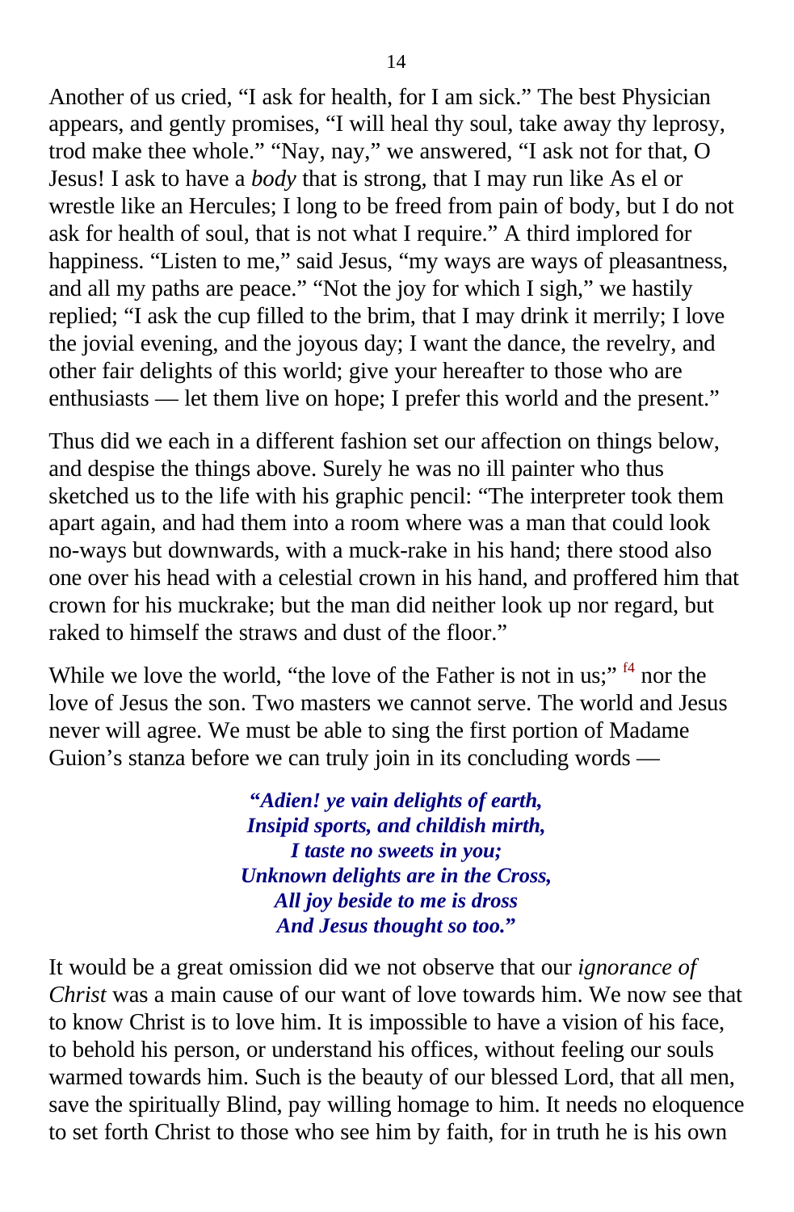Another of us cried, "I ask for health, for I am sick." The best Physician appears, and gently promises, "I will heal thy soul, take away thy leprosy, trod make thee whole." "Nay, nay," we answered, "I ask not for that, O Jesus! I ask to have a *body* that is strong, that I may run like As el or wrestle like an Hercules; I long to be freed from pain of body, but I do not ask for health of soul, that is not what I require." A third implored for happiness. "Listen to me," said Jesus, "my ways are ways of pleasantness, and all my paths are peace." "Not the joy for which I sigh," we hastily replied; "I ask the cup filled to the brim, that I may drink it merrily; I love the jovial evening, and the joyous day; I want the dance, the revelry, and other fair delights of this world; give your hereafter to those who are enthusiasts — let them live on hope; I prefer this world and the present."

Thus did we each in a different fashion set our affection on things below, and despise the things above. Surely he was no ill painter who thus sketched us to the life with his graphic pencil: "The interpreter took them apart again, and had them into a room where was a man that could look no-ways but downwards, with a muck-rake in his hand; there stood also one over his head with a celestial crown in his hand, and proffered him that crown for his muckrake; but the man did neither look up nor regard, but raked to himself the straws and dust of the floor."

While we love the world, "the love of the Father is not in us;" [f4] nor the love of Jesus the son. Two masters we cannot serve. The world and Jesus never will agree. We must be able to sing the first portion of Madame Guion's stanza before we can truly join in its concluding words —

> ***"Adien! ye vain delights of earth,***
> ***Insipid sports, and childish mirth,***
> ***I taste no sweets in you;***
> ***Unknown delights are in the Cross,***
> ***All joy beside to me is dross***
> ***And Jesus thought so too."***

It would be a great omission did we not observe that our *ignorance of Christ* was a main cause of our want of love towards him. We now see that to know Christ is to love him. It is impossible to have a vision of his face, to behold his person, or understand his offices, without feeling our souls warmed towards him. Such is the beauty of our blessed Lord, that all men, save the spiritually Blind, pay willing homage to him. It needs no eloquence to set forth Christ to those who see him by faith, for in truth he is his own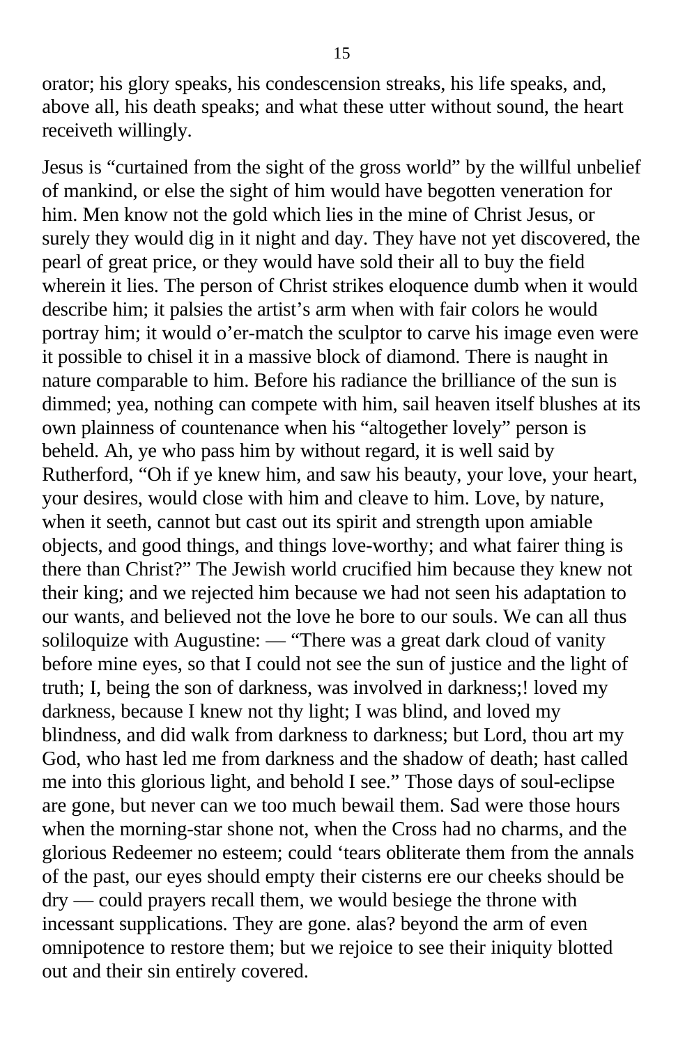orator; his glory speaks, his condescension streaks, his life speaks, and, above all, his death speaks; and what these utter without sound, the heart receiveth willingly.

Jesus is "curtained from the sight of the gross world" by the willful unbelief of mankind, or else the sight of him would have begotten veneration for him. Men know not the gold which lies in the mine of Christ Jesus, or surely they would dig in it night and day. They have not yet discovered, the pearl of great price, or they would have sold their all to buy the field wherein it lies. The person of Christ strikes eloquence dumb when it would describe him; it palsies the artist's arm when with fair colors he would portray him; it would o'er-match the sculptor to carve his image even were it possible to chisel it in a massive block of diamond. There is naught in nature comparable to him. Before his radiance the brilliance of the sun is dimmed; yea, nothing can compete with him, sail heaven itself blushes at its own plainness of countenance when his "altogether lovely" person is beheld. Ah, ye who pass him by without regard, it is well said by Rutherford, "Oh if ye knew him, and saw his beauty, your love, your heart, your desires, would close with him and cleave to him. Love, by nature, when it seeth, cannot but cast out its spirit and strength upon amiable objects, and good things, and things love-worthy; and what fairer thing is there than Christ?" The Jewish world crucified him because they knew not their king; and we rejected him because we had not seen his adaptation to our wants, and believed not the love he bore to our souls. We can all thus soliloquize with Augustine: — "There was a great dark cloud of vanity before mine eyes, so that I could not see the sun of justice and the light of truth; I, being the son of darkness, was involved in darkness;! loved my darkness, because I knew not thy light; I was blind, and loved my blindness, and did walk from darkness to darkness; but Lord, thou art my God, who hast led me from darkness and the shadow of death; hast called me into this glorious light, and behold I see." Those days of soul-eclipse are gone, but never can we too much bewail them. Sad were those hours when the morning-star shone not, when the Cross had no charms, and the glorious Redeemer no esteem; could 'tears obliterate them from the annals of the past, our eyes should empty their cisterns ere our cheeks should be dry — could prayers recall them, we would besiege the throne with incessant supplications. They are gone. alas? beyond the arm of even omnipotence to restore them; but we rejoice to see their iniquity blotted out and their sin entirely covered.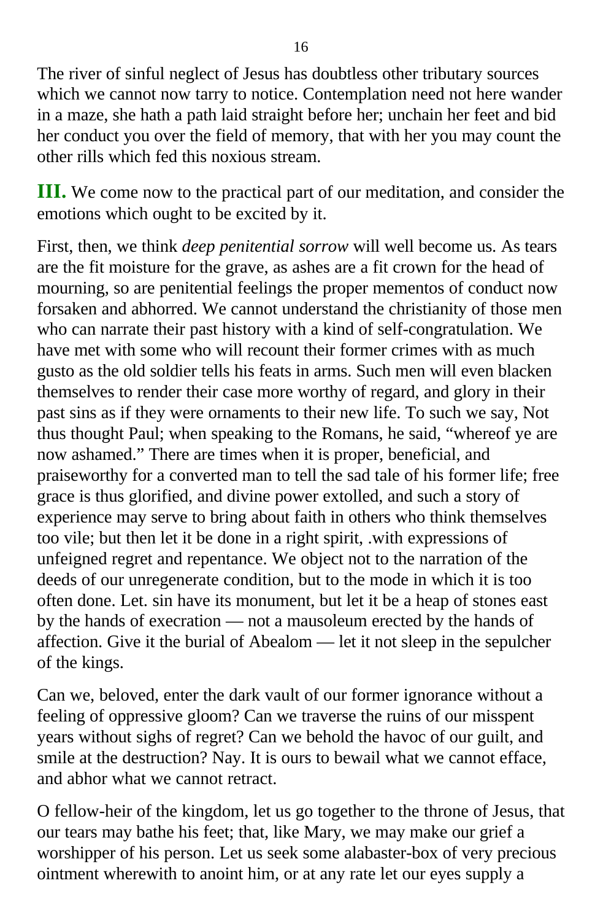The river of sinful neglect of Jesus has doubtless other tributary sources which we cannot now tarry to notice. Contemplation need not here wander in a maze, she hath a path laid straight before her; unchain her feet and bid her conduct you over the field of memory, that with her you may count the other rills which fed this noxious stream.

**III.** We come now to the practical part of our meditation, and consider the emotions which ought to be excited by it.

First, then, we think *deep penitential sorrow* will well become us. As tears are the fit moisture for the grave, as ashes are a fit crown for the head of mourning, so are penitential feelings the proper mementos of conduct now forsaken and abhorred. We cannot understand the christianity of those men who can narrate their past history with a kind of self-congratulation. We have met with some who will recount their former crimes with as much gusto as the old soldier tells his feats in arms. Such men will even blacken themselves to render their case more worthy of regard, and glory in their past sins as if they were ornaments to their new life. To such we say, Not thus thought Paul; when speaking to the Romans, he said, "whereof ye are now ashamed." There are times when it is proper, beneficial, and praiseworthy for a converted man to tell the sad tale of his former life; free grace is thus glorified, and divine power extolled, and such a story of experience may serve to bring about faith in others who think themselves too vile; but then let it be done in a right spirit, .with expressions of unfeigned regret and repentance. We object not to the narration of the deeds of our unregenerate condition, but to the mode in which it is too often done. Let. sin have its monument, but let it be a heap of stones east by the hands of execration — not a mausoleum erected by the hands of affection. Give it the burial of Abealom — let it not sleep in the sepulcher of the kings.

Can we, beloved, enter the dark vault of our former ignorance without a feeling of oppressive gloom? Can we traverse the ruins of our misspent years without sighs of regret? Can we behold the havoc of our guilt, and smile at the destruction? Nay. It is ours to bewail what we cannot efface, and abhor what we cannot retract.

O fellow-heir of the kingdom, let us go together to the throne of Jesus, that our tears may bathe his feet; that, like Mary, we may make our grief a worshipper of his person. Let us seek some alabaster-box of very precious ointment wherewith to anoint him, or at any rate let our eyes supply a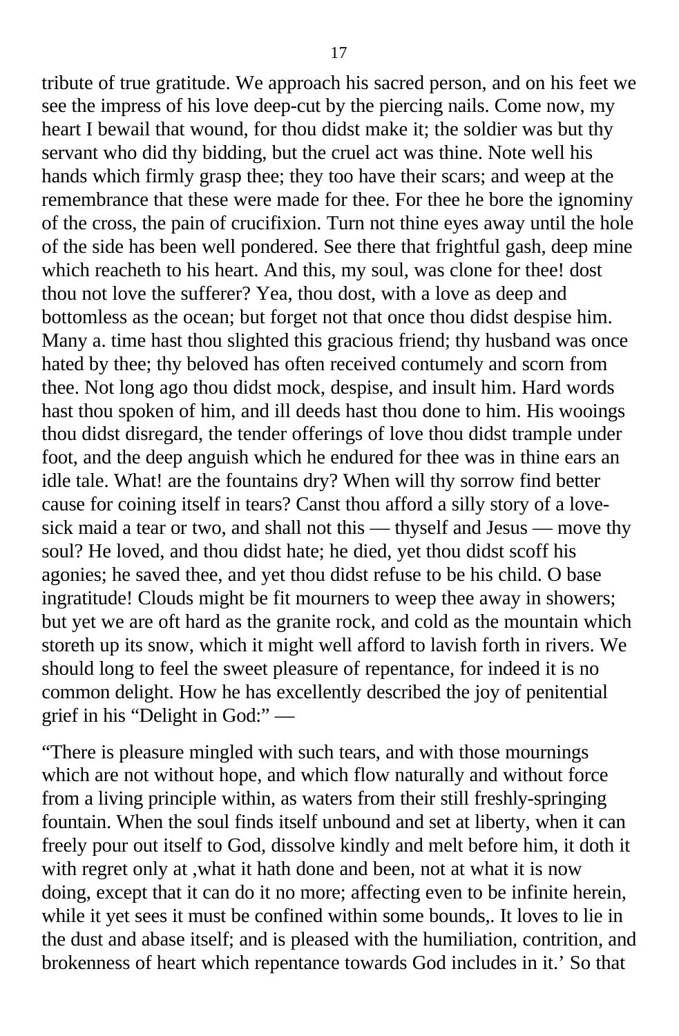tribute of true gratitude. We approach his sacred person, and on his feet we see the impress of his love deep-cut by the piercing nails. Come now, my heart I bewail that wound, for thou didst make it; the soldier was but thy servant who did thy bidding, but the cruel act was thine. Note well his hands which firmly grasp thee; they too have their scars; and weep at the remembrance that these were made for thee. For thee he bore the ignominy of the cross, the pain of crucifixion. Turn not thine eyes away until the hole of the side has been well pondered. See there that frightful gash, deep mine which reacheth to his heart. And this, my soul, was clone for thee! dost thou not love the sufferer? Yea, thou dost, with a love as deep and bottomless as the ocean; but forget not that once thou didst despise him. Many a. time hast thou slighted this gracious friend; thy husband was once hated by thee; thy beloved has often received contumely and scorn from thee. Not long ago thou didst mock, despise, and insult him. Hard words hast thou spoken of him, and ill deeds hast thou done to him. His wooings thou didst disregard, the tender offerings of love thou didst trample under foot, and the deep anguish which he endured for thee was in thine ears an idle tale. What! are the fountains dry? When will thy sorrow find better cause for coining itself in tears? Canst thou afford a silly story of a love-sick maid a tear or two, and shall not this — thyself and Jesus — move thy soul? He loved, and thou didst hate; he died, yet thou didst scoff his agonies; he saved thee, and yet thou didst refuse to be his child. O base ingratitude! Clouds might be fit mourners to weep thee away in showers; but yet we are oft hard as the granite rock, and cold as the mountain which storeth up its snow, which it might well afford to lavish forth in rivers. We should long to feel the sweet pleasure of repentance, for indeed it is no common delight. How he has excellently described the joy of penitential grief in his "Delight in God:" —

"There is pleasure mingled with such tears, and with those mournings which are not without hope, and which flow naturally and without force from a living principle within, as waters from their still freshly-springing fountain. When the soul finds itself unbound and set at liberty, when it can freely pour out itself to God, dissolve kindly and melt before him, it doth it with regret only at ,what it hath done and been, not at what it is now doing, except that it can do it no more; affecting even to be infinite herein, while it yet sees it must be confined within some bounds,. It loves to lie in the dust and abase itself; and is pleased with the humiliation, contrition, and brokenness of heart which repentance towards God includes in it.' So that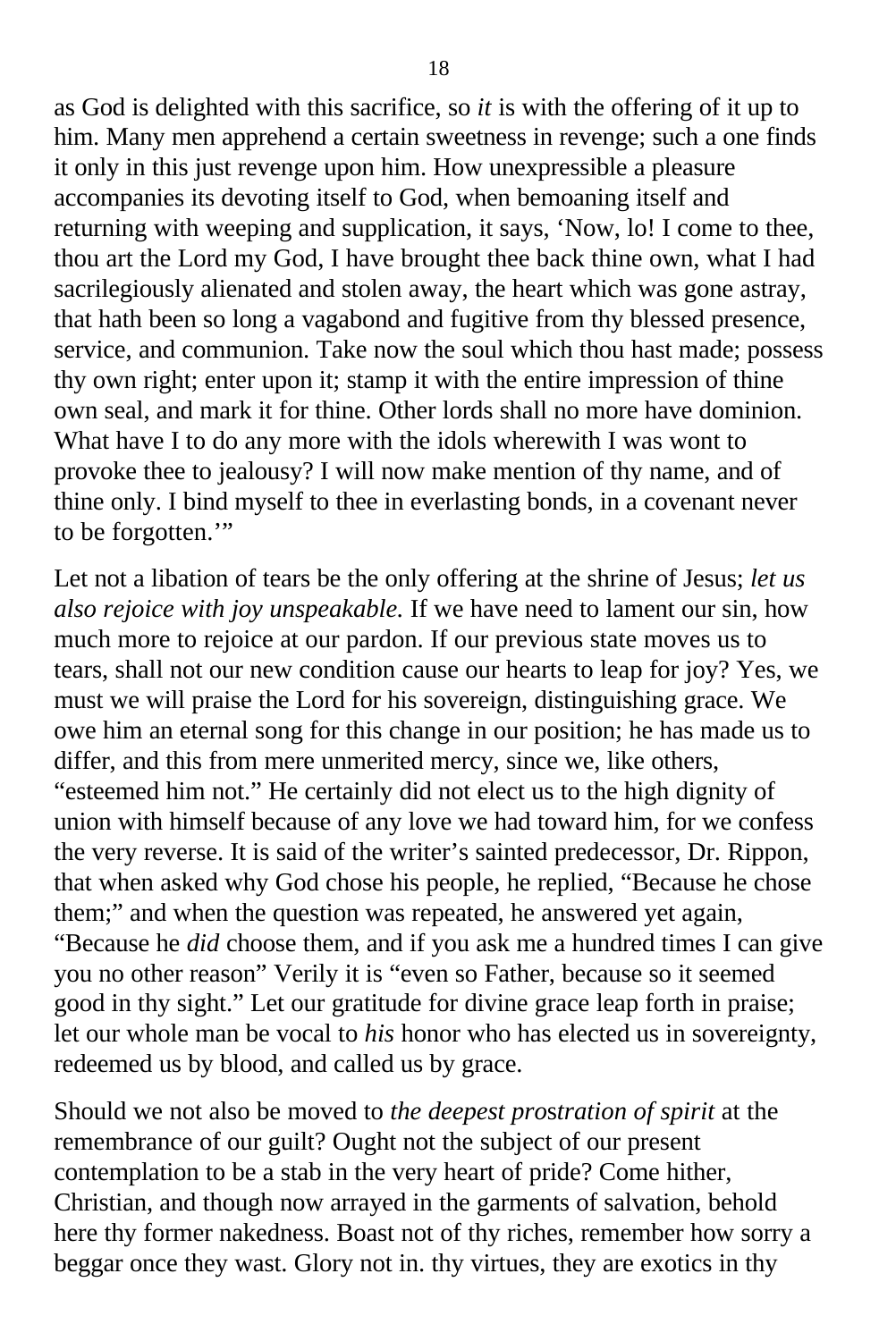as God is delighted with this sacrifice, so *it* is with the offering of it up to him. Many men apprehend a certain sweetness in revenge; such a one finds it only in this just revenge upon him. How unexpressible a pleasure accompanies its devoting itself to God, when bemoaning itself and returning with weeping and supplication, it says, 'Now, lo! I come to thee, thou art the Lord my God, I have brought thee back thine own, what I had sacrilegiously alienated and stolen away, the heart which was gone astray, that hath been so long a vagabond and fugitive from thy blessed presence, service, and communion. Take now the soul which thou hast made; possess thy own right; enter upon it; stamp it with the entire impression of thine own seal, and mark it for thine. Other lords shall no more have dominion. What have I to do any more with the idols wherewith I was wont to provoke thee to jealousy? I will now make mention of thy name, and of thine only. I bind myself to thee in everlasting bonds, in a covenant never to be forgotten.'"

Let not a libation of tears be the only offering at the shrine of Jesus; *let us also rejoice with joy unspeakable.* If we have need to lament our sin, how much more to rejoice at our pardon. If our previous state moves us to tears, shall not our new condition cause our hearts to leap for joy? Yes, we must we will praise the Lord for his sovereign, distinguishing grace. We owe him an eternal song for this change in our position; he has made us to differ, and this from mere unmerited mercy, since we, like others, "esteemed him not." He certainly did not elect us to the high dignity of union with himself because of any love we had toward him, for we confess the very reverse. It is said of the writer's sainted predecessor, Dr. Rippon, that when asked why God chose his people, he replied, "Because he chose them;" and when the question was repeated, he answered yet again, "Because he *did* choose them, and if you ask me a hundred times I can give you no other reason" Verily it is "even so Father, because so it seemed good in thy sight." Let our gratitude for divine grace leap forth in praise; let our whole man be vocal to *his* honor who has elected us in sovereignty, redeemed us by blood, and called us by grace.

Should we not also be moved to *the deepest prostration of spirit* at the remembrance of our guilt? Ought not the subject of our present contemplation to be a stab in the very heart of pride? Come hither, Christian, and though now arrayed in the garments of salvation, behold here thy former nakedness. Boast not of thy riches, remember how sorry a beggar once they wast. Glory not in. thy virtues, they are exotics in thy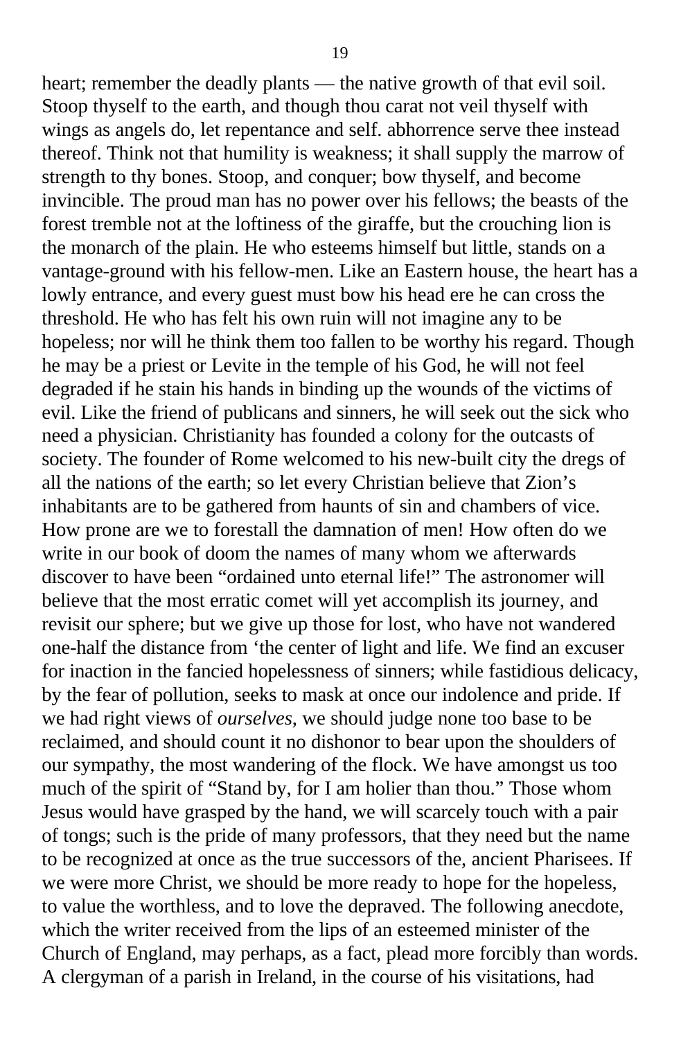heart; remember the deadly plants — the native growth of that evil soil. Stoop thyself to the earth, and though thou carat not veil thyself with wings as angels do, let repentance and self. abhorrence serve thee instead thereof. Think not that humility is weakness; it shall supply the marrow of strength to thy bones. Stoop, and conquer; bow thyself, and become invincible. The proud man has no power over his fellows; the beasts of the forest tremble not at the loftiness of the giraffe, but the crouching lion is the monarch of the plain. He who esteems himself but little, stands on a vantage-ground with his fellow-men. Like an Eastern house, the heart has a lowly entrance, and every guest must bow his head ere he can cross the threshold. He who has felt his own ruin will not imagine any to be hopeless; nor will he think them too fallen to be worthy his regard. Though he may be a priest or Levite in the temple of his God, he will not feel degraded if he stain his hands in binding up the wounds of the victims of evil. Like the friend of publicans and sinners, he will seek out the sick who need a physician. Christianity has founded a colony for the outcasts of society. The founder of Rome welcomed to his new-built city the dregs of all the nations of the earth; so let every Christian believe that Zion's inhabitants are to be gathered from haunts of sin and chambers of vice. How prone are we to forestall the damnation of men! How often do we write in our book of doom the names of many whom we afterwards discover to have been "ordained unto eternal life!" The astronomer will believe that the most erratic comet will yet accomplish its journey, and revisit our sphere; but we give up those for lost, who have not wandered one-half the distance from 'the center of light and life. We find an excuser for inaction in the fancied hopelessness of sinners; while fastidious delicacy, by the fear of pollution, seeks to mask at once our indolence and pride. If we had right views of *ourselves*, we should judge none too base to be reclaimed, and should count it no dishonor to bear upon the shoulders of our sympathy, the most wandering of the flock. We have amongst us too much of the spirit of "Stand by, for I am holier than thou." Those whom Jesus would have grasped by the hand, we will scarcely touch with a pair of tongs; such is the pride of many professors, that they need but the name to be recognized at once as the true successors of the, ancient Pharisees. If we were more Christ, we should be more ready to hope for the hopeless, to value the worthless, and to love the depraved. The following anecdote, which the writer received from the lips of an esteemed minister of the Church of England, may perhaps, as a fact, plead more forcibly than words. A clergyman of a parish in Ireland, in the course of his visitations, had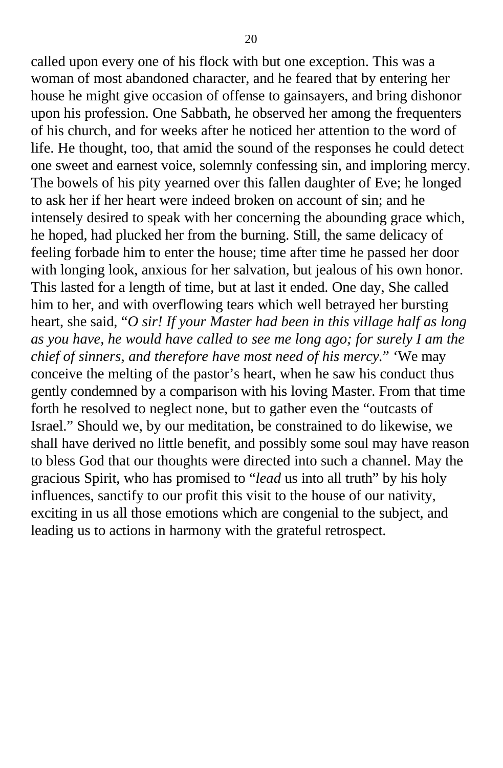called upon every one of his flock with but one exception. This was a woman of most abandoned character, and he feared that by entering her house he might give occasion of offense to gainsayers, and bring dishonor upon his profession. One Sabbath, he observed her among the frequenters of his church, and for weeks after he noticed her attention to the word of life. He thought, too, that amid the sound of the responses he could detect one sweet and earnest voice, solemnly confessing sin, and imploring mercy. The bowels of his pity yearned over this fallen daughter of Eve; he longed to ask her if her heart were indeed broken on account of sin; and he intensely desired to speak with her concerning the abounding grace which, he hoped, had plucked her from the burning. Still, the same delicacy of feeling forbade him to enter the house; time after time he passed her door with longing look, anxious for her salvation, but jealous of his own honor. This lasted for a length of time, but at last it ended. One day, She called him to her, and with overflowing tears which well betrayed her bursting heart, she said, "*O sir! If your Master had been in this village half as long as you have, he would have called to see me long ago; for surely I am the chief of sinners, and therefore have most need of his mercy*." 'We may conceive the melting of the pastor's heart, when he saw his conduct thus gently condemned by a comparison with his loving Master. From that time forth he resolved to neglect none, but to gather even the "outcasts of Israel." Should we, by our meditation, be constrained to do likewise, we shall have derived no little benefit, and possibly some soul may have reason to bless God that our thoughts were directed into such a channel. May the gracious Spirit, who has promised to "*lead* us into all truth" by his holy influences, sanctify to our profit this visit to the house of our nativity, exciting in us all those emotions which are congenial to the subject, and leading us to actions in harmony with the grateful retrospect.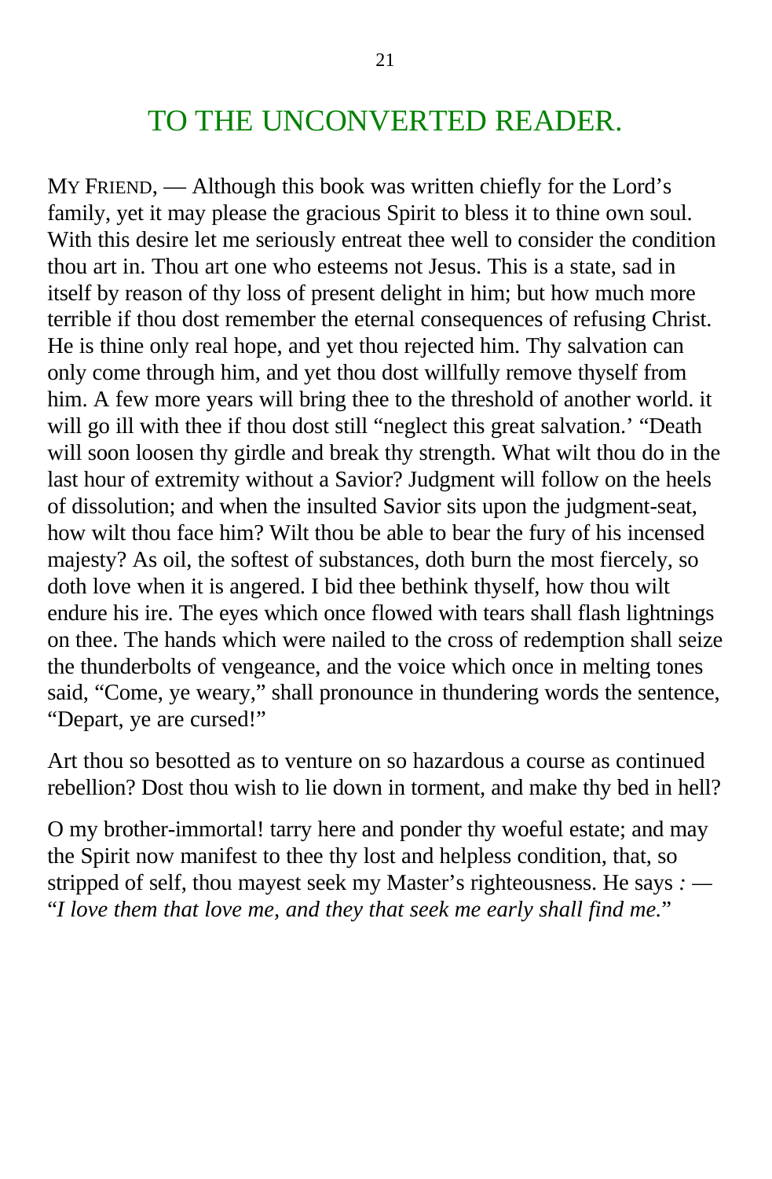# TO THE UNCONVERTED READER.

MY FRIEND, — Although this book was written chiefly for the Lord's family, yet it may please the gracious Spirit to bless it to thine own soul. With this desire let me seriously entreat thee well to consider the condition thou art in. Thou art one who esteems not Jesus. This is a state, sad in itself by reason of thy loss of present delight in him; but how much more terrible if thou dost remember the eternal consequences of refusing Christ. He is thine only real hope, and yet thou rejected him. Thy salvation can only come through him, and yet thou dost willfully remove thyself from him. A few more years will bring thee to the threshold of another world. it will go ill with thee if thou dost still "neglect this great salvation.' "Death will soon loosen thy girdle and break thy strength. What wilt thou do in the last hour of extremity without a Savior? Judgment will follow on the heels of dissolution; and when the insulted Savior sits upon the judgment-seat, how wilt thou face him? Wilt thou be able to bear the fury of his incensed majesty? As oil, the softest of substances, doth burn the most fiercely, so doth love when it is angered. I bid thee bethink thyself, how thou wilt endure his ire. The eyes which once flowed with tears shall flash lightnings on thee. The hands which were nailed to the cross of redemption shall seize the thunderbolts of vengeance, and the voice which once in melting tones said, "Come, ye weary," shall pronounce in thundering words the sentence, "Depart, ye are cursed!"

Art thou so besotted as to venture on so hazardous a course as continued rebellion? Dost thou wish to lie down in torment, and make thy bed in hell?

O my brother-immortal! tarry here and ponder thy woeful estate; and may the Spirit now manifest to thee thy lost and helpless condition, that, so stripped of self, thou mayest seek my Master's righteousness. He says *:* — "*I love them that love me, and they that seek me early shall find me.*"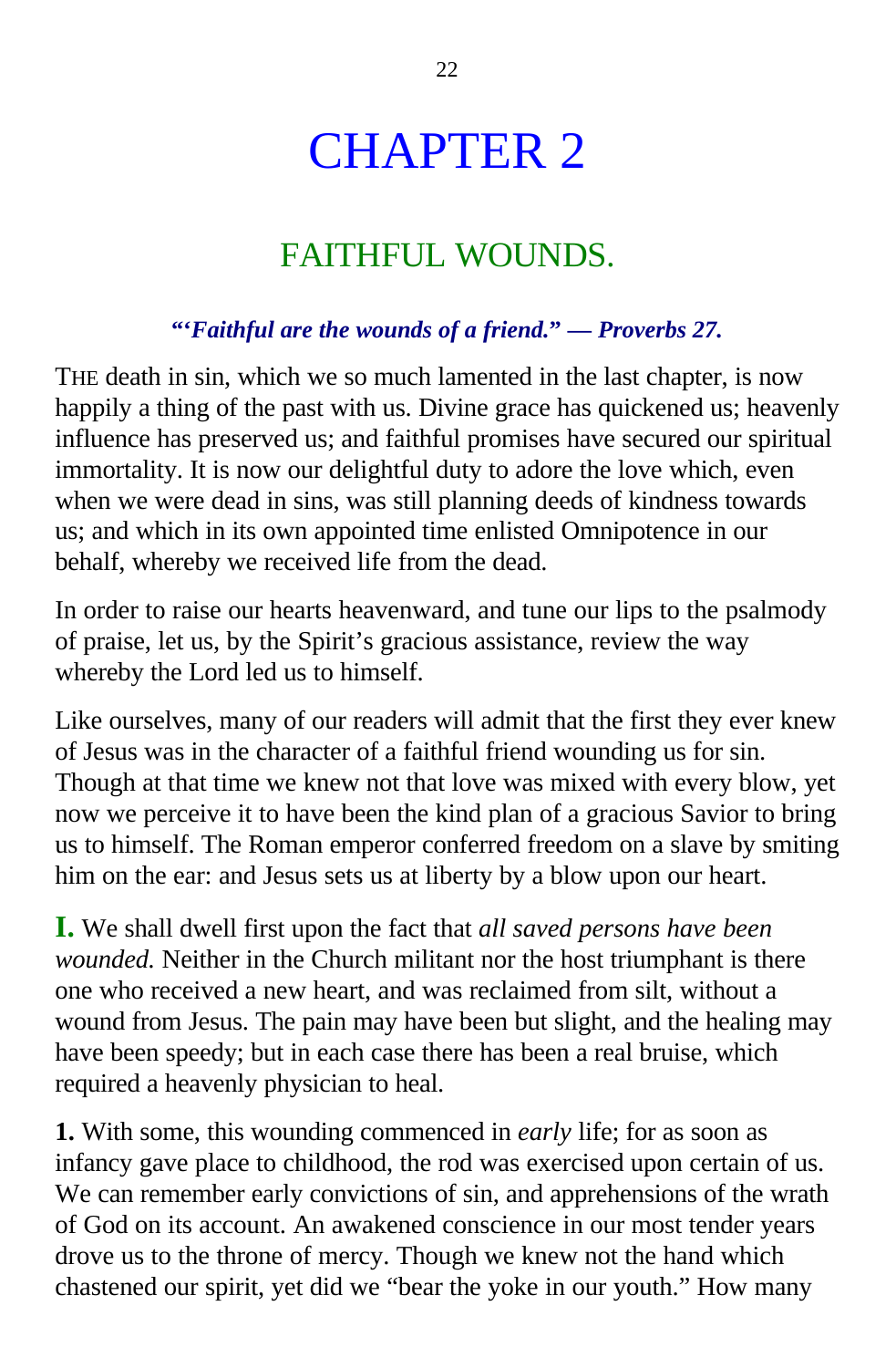# CHAPTER 2

## FAITHFUL WOUNDS.

***"'Faithful are the wounds of a friend." — Proverbs 27.***

THE death in sin, which we so much lamented in the last chapter, is now happily a thing of the past with us. Divine grace has quickened us; heavenly influence has preserved us; and faithful promises have secured our spiritual immortality. It is now our delightful duty to adore the love which, even when we were dead in sins, was still planning deeds of kindness towards us; and which in its own appointed time enlisted Omnipotence in our behalf, whereby we received life from the dead.

In order to raise our hearts heavenward, and tune our lips to the psalmody of praise, let us, by the Spirit's gracious assistance, review the way whereby the Lord led us to himself.

Like ourselves, many of our readers will admit that the first they ever knew of Jesus was in the character of a faithful friend wounding us for sin. Though at that time we knew not that love was mixed with every blow, yet now we perceive it to have been the kind plan of a gracious Savior to bring us to himself. The Roman emperor conferred freedom on a slave by smiting him on the ear: and Jesus sets us at liberty by a blow upon our heart.

**I.** We shall dwell first upon the fact that *all saved persons have been wounded.* Neither in the Church militant nor the host triumphant is there one who received a new heart, and was reclaimed from silt, without a wound from Jesus. The pain may have been but slight, and the healing may have been speedy; but in each case there has been a real bruise, which required a heavenly physician to heal.

**1.** With some, this wounding commenced in *early* life; for as soon as infancy gave place to childhood, the rod was exercised upon certain of us. We can remember early convictions of sin, and apprehensions of the wrath of God on its account. An awakened conscience in our most tender years drove us to the throne of mercy. Though we knew not the hand which chastened our spirit, yet did we "bear the yoke in our youth." How many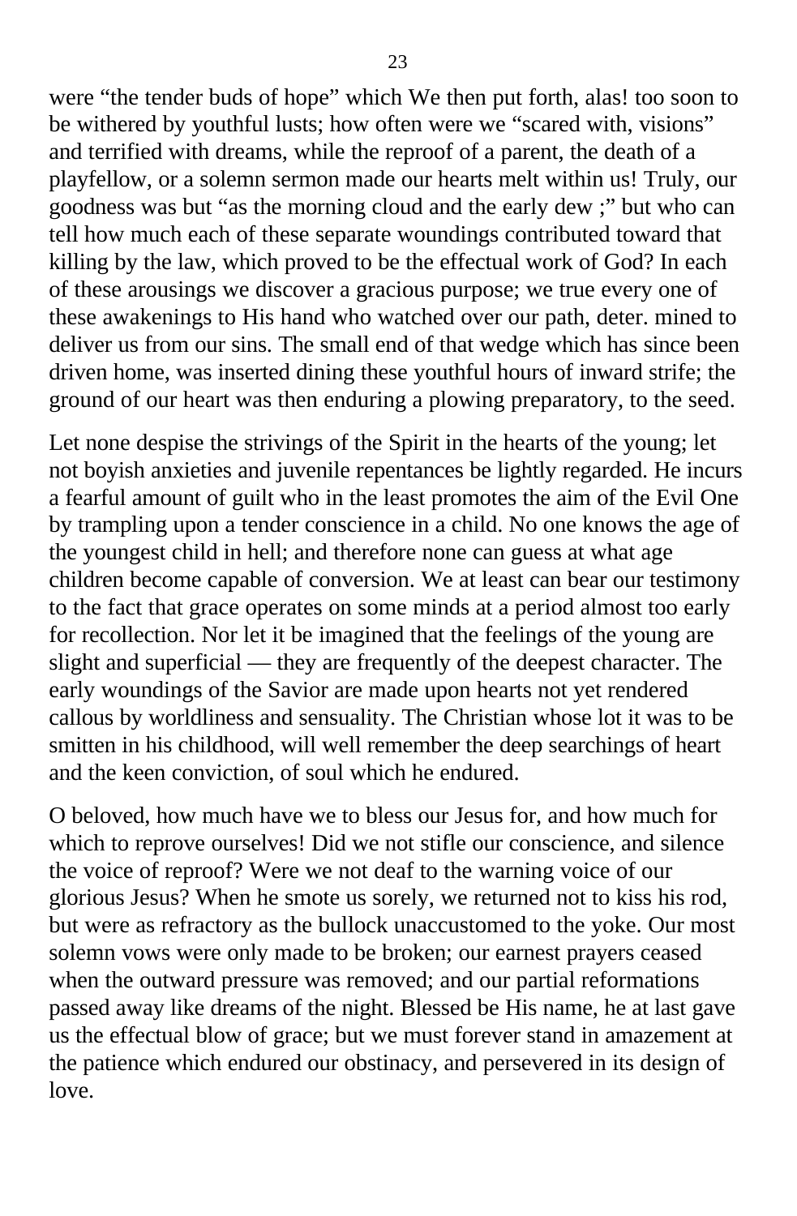were “the tender buds of hope” which We then put forth, alas! too soon to be withered by youthful lusts; how often were we “scared with, visions” and terrified with dreams, while the reproof of a parent, the death of a playfellow, or a solemn sermon made our hearts melt within us! Truly, our goodness was but “as the morning cloud and the early dew ;” but who can tell how much each of these separate woundings contributed toward that killing by the law, which proved to be the effectual work of God? In each of these arousings we discover a gracious purpose; we true every one of these awakenings to His hand who watched over our path, deter. mined to deliver us from our sins. The small end of that wedge which has since been driven home, was inserted dining these youthful hours of inward strife; the ground of our heart was then enduring a plowing preparatory, to the seed.

Let none despise the strivings of the Spirit in the hearts of the young; let not boyish anxieties and juvenile repentances be lightly regarded. He incurs a fearful amount of guilt who in the least promotes the aim of the Evil One by trampling upon a tender conscience in a child. No one knows the age of the youngest child in hell; and therefore none can guess at what age children become capable of conversion. We at least can bear our testimony to the fact that grace operates on some minds at a period almost too early for recollection. Nor let it be imagined that the feelings of the young are slight and superficial — they are frequently of the deepest character. The early woundings of the Savior are made upon hearts not yet rendered callous by worldliness and sensuality. The Christian whose lot it was to be smitten in his childhood, will well remember the deep searchings of heart and the keen conviction, of soul which he endured.

O beloved, how much have we to bless our Jesus for, and how much for which to reprove ourselves! Did we not stifle our conscience, and silence the voice of reproof? Were we not deaf to the warning voice of our glorious Jesus? When he smote us sorely, we returned not to kiss his rod, but were as refractory as the bullock unaccustomed to the yoke. Our most solemn vows were only made to be broken; our earnest prayers ceased when the outward pressure was removed; and our partial reformations passed away like dreams of the night. Blessed be His name, he at last gave us the effectual blow of grace; but we must forever stand in amazement at the patience which endured our obstinacy, and persevered in its design of love.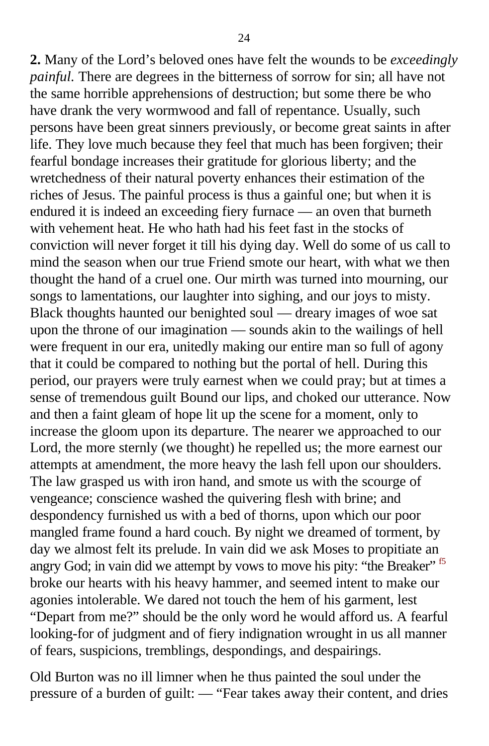**2.** Many of the Lord's beloved ones have felt the wounds to be *exceedingly painful.* There are degrees in the bitterness of sorrow for sin; all have not the same horrible apprehensions of destruction; but some there be who have drank the very wormwood and fall of repentance. Usually, such persons have been great sinners previously, or become great saints in after life. They love much because they feel that much has been forgiven; their fearful bondage increases their gratitude for glorious liberty; and the wretchedness of their natural poverty enhances their estimation of the riches of Jesus. The painful process is thus a gainful one; but when it is endured it is indeed an exceeding fiery furnace — an oven that burneth with vehement heat. He who hath had his feet fast in the stocks of conviction will never forget it till his dying day. Well do some of us call to mind the season when our true Friend smote our heart, with what we then thought the hand of a cruel one. Our mirth was turned into mourning, our songs to lamentations, our laughter into sighing, and our joys to misty. Black thoughts haunted our benighted soul — dreary images of woe sat upon the throne of our imagination — sounds akin to the wailings of hell were frequent in our era, unitedly making our entire man so full of agony that it could be compared to nothing but the portal of hell. During this period, our prayers were truly earnest when we could pray; but at times a sense of tremendous guilt Bound our lips, and choked our utterance. Now and then a faint gleam of hope lit up the scene for a moment, only to increase the gloom upon its departure. The nearer we approached to our Lord, the more sternly (we thought) he repelled us; the more earnest our attempts at amendment, the more heavy the lash fell upon our shoulders. The law grasped us with iron hand, and smote us with the scourge of vengeance; conscience washed the quivering flesh with brine; and despondency furnished us with a bed of thorns, upon which our poor mangled frame found a hard couch. By night we dreamed of torment, by day we almost felt its prelude. In vain did we ask Moses to propitiate an angry God; in vain did we attempt by vows to move his pity: "the Breaker" [f5] broke our hearts with his heavy hammer, and seemed intent to make our agonies intolerable. We dared not touch the hem of his garment, lest "Depart from me?" should be the only word he would afford us. A fearful looking-for of judgment and of fiery indignation wrought in us all manner of fears, suspicions, tremblings, despondings, and despairings.

Old Burton was no ill limner when he thus painted the soul under the pressure of a burden of guilt: — "Fear takes away their content, and dries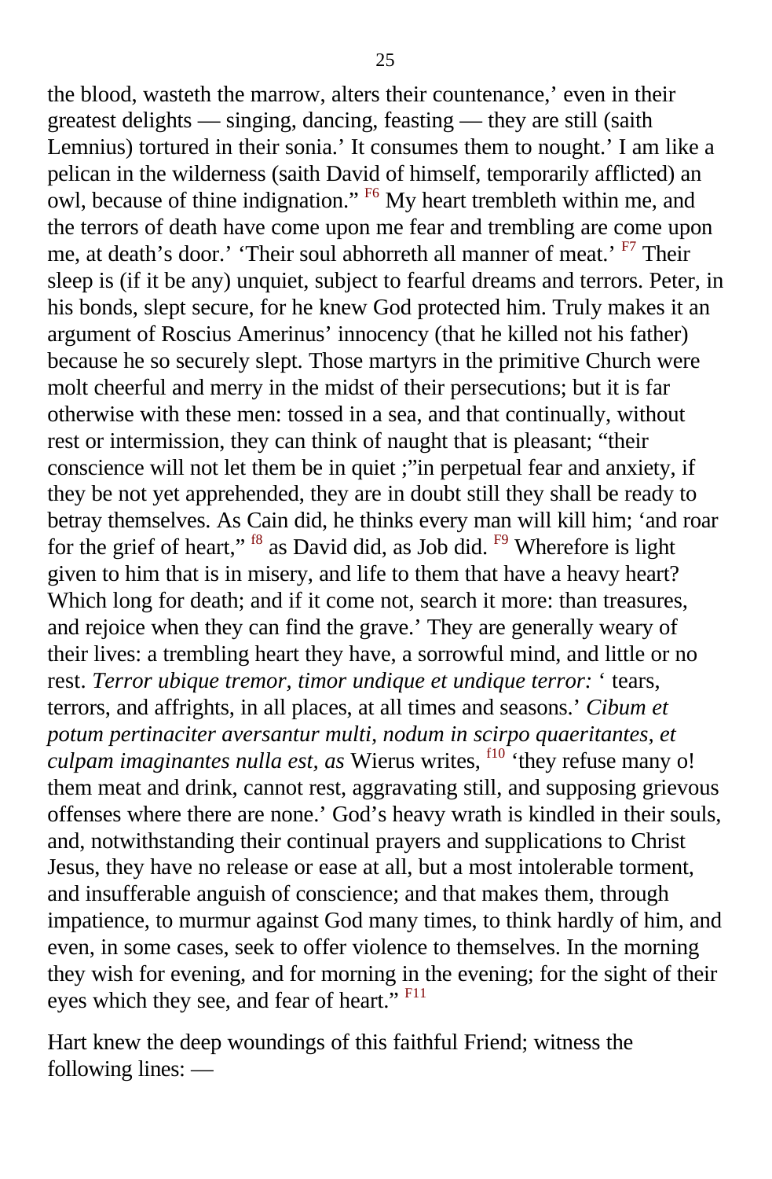the blood, wasteth the marrow, alters their countenance,' even in their greatest delights — singing, dancing, feasting — they are still (saith Lemnius) tortured in their sonia.' It consumes them to nought.' I am like a pelican in the wilderness (saith David of himself, temporarily afflicted) an owl, because of thine indignation." [F6] My heart trembleth within me, and the terrors of death have come upon me fear and trembling are come upon me, at death's door.' 'Their soul abhorreth all manner of meat.' [F7] Their sleep is (if it be any) unquiet, subject to fearful dreams and terrors. Peter, in his bonds, slept secure, for he knew God protected him. Truly makes it an argument of Roscius Amerinus' innocency (that he killed not his father) because he so securely slept. Those martyrs in the primitive Church were molt cheerful and merry in the midst of their persecutions; but it is far otherwise with these men: tossed in a sea, and that continually, without rest or intermission, they can think of naught that is pleasant; "their conscience will not let them be in quiet ;"in perpetual fear and anxiety, if they be not yet apprehended, they are in doubt still they shall be ready to betray themselves. As Cain did, he thinks every man will kill him; 'and roar for the grief of heart," [f8] as David did, as Job did. [F9] Wherefore is light given to him that is in misery, and life to them that have a heavy heart? Which long for death; and if it come not, search it more: than treasures, and rejoice when they can find the grave.' They are generally weary of their lives: a trembling heart they have, a sorrowful mind, and little or no rest. *Terror ubique tremor, timor undique et undique terror:* ' tears, terrors, and affrights, in all places, at all times and seasons.' *Cibum et potum pertinaciter aversantur multi, nodum in scirpo quaeritantes, et culpam imaginantes nulla est, as* Wierus writes, [f10] 'they refuse many o! them meat and drink, cannot rest, aggravating still, and supposing grievous offenses where there are none.' God's heavy wrath is kindled in their souls, and, notwithstanding their continual prayers and supplications to Christ Jesus, they have no release or ease at all, but a most intolerable torment, and insufferable anguish of conscience; and that makes them, through impatience, to murmur against God many times, to think hardly of him, and even, in some cases, seek to offer violence to themselves. In the morning they wish for evening, and for morning in the evening; for the sight of their eyes which they see, and fear of heart." [F11]

Hart knew the deep woundings of this faithful Friend; witness the following lines: —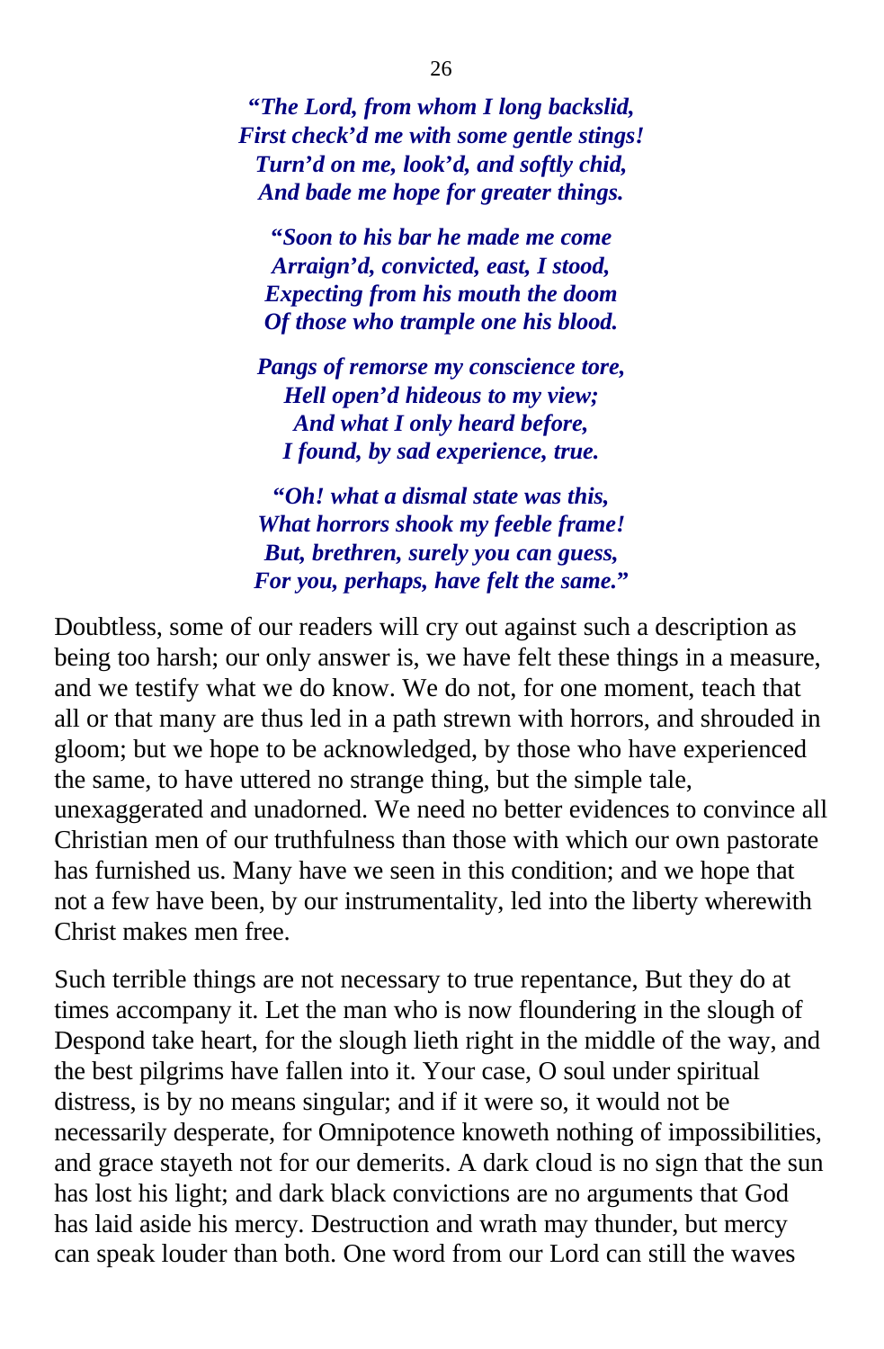*"The Lord, from whom I long backslid,*
*First check'd me with some gentle stings!*
*Turn'd on me, look'd, and softly chid,*
*And bade me hope for greater things.*

*"Soon to his bar he made me come*
*Arraign'd, convicted, east, I stood,*
*Expecting from his mouth the doom*
*Of those who trample one his blood.*

*Pangs of remorse my conscience tore,*
*Hell open'd hideous to my view;*
*And what I only heard before,*
*I found, by sad experience, true.*

*"Oh! what a dismal state was this,*
*What horrors shook my feeble frame!*
*But, brethren, surely you can guess,*
*For you, perhaps, have felt the same."*

Doubtless, some of our readers will cry out against such a description as being too harsh; our only answer is, we have felt these things in a measure, and we testify what we do know. We do not, for one moment, teach that all or that many are thus led in a path strewn with horrors, and shrouded in gloom; but we hope to be acknowledged, by those who have experienced the same, to have uttered no strange thing, but the simple tale, unexaggerated and unadorned. We need no better evidences to convince all Christian men of our truthfulness than those with which our own pastorate has furnished us. Many have we seen in this condition; and we hope that not a few have been, by our instrumentality, led into the liberty wherewith Christ makes men free.

Such terrible things are not necessary to true repentance, But they do at times accompany it. Let the man who is now floundering in the slough of Despond take heart, for the slough lieth right in the middle of the way, and the best pilgrims have fallen into it. Your case, O soul under spiritual distress, is by no means singular; and if it were so, it would not be necessarily desperate, for Omnipotence knoweth nothing of impossibilities, and grace stayeth not for our demerits. A dark cloud is no sign that the sun has lost his light; and dark black convictions are no arguments that God has laid aside his mercy. Destruction and wrath may thunder, but mercy can speak louder than both. One word from our Lord can still the waves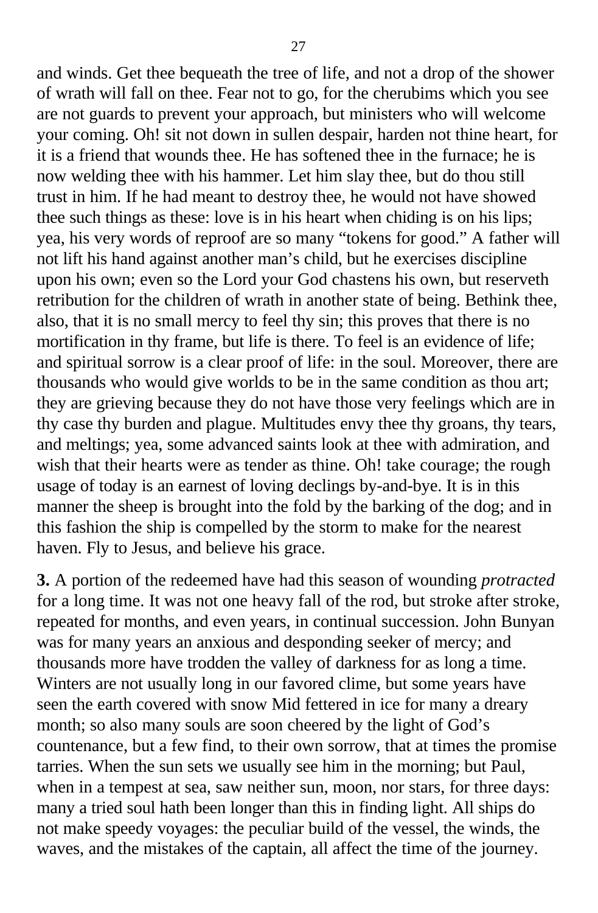and winds. Get thee bequeath the tree of life, and not a drop of the shower of wrath will fall on thee. Fear not to go, for the cherubims which you see are not guards to prevent your approach, but ministers who will welcome your coming. Oh! sit not down in sullen despair, harden not thine heart, for it is a friend that wounds thee. He has softened thee in the furnace; he is now welding thee with his hammer. Let him slay thee, but do thou still trust in him. If he had meant to destroy thee, he would not have showed thee such things as these: love is in his heart when chiding is on his lips; yea, his very words of reproof are so many "tokens for good." A father will not lift his hand against another man's child, but he exercises discipline upon his own; even so the Lord your God chastens his own, but reserveth retribution for the children of wrath in another state of being. Bethink thee, also, that it is no small mercy to feel thy sin; this proves that there is no mortification in thy frame, but life is there. To feel is an evidence of life; and spiritual sorrow is a clear proof of life: in the soul. Moreover, there are thousands who would give worlds to be in the same condition as thou art; they are grieving because they do not have those very feelings which are in thy case thy burden and plague. Multitudes envy thee thy groans, thy tears, and meltings; yea, some advanced saints look at thee with admiration, and wish that their hearts were as tender as thine. Oh! take courage; the rough usage of today is an earnest of loving declings by-and-bye. It is in this manner the sheep is brought into the fold by the barking of the dog; and in this fashion the ship is compelled by the storm to make for the nearest haven. Fly to Jesus, and believe his grace.

**3.** A portion of the redeemed have had this season of wounding *protracted* for a long time. It was not one heavy fall of the rod, but stroke after stroke, repeated for months, and even years, in continual succession. John Bunyan was for many years an anxious and desponding seeker of mercy; and thousands more have trodden the valley of darkness for as long a time. Winters are not usually long in our favored clime, but some years have seen the earth covered with snow Mid fettered in ice for many a dreary month; so also many souls are soon cheered by the light of God's countenance, but a few find, to their own sorrow, that at times the promise tarries. When the sun sets we usually see him in the morning; but Paul, when in a tempest at sea, saw neither sun, moon, nor stars, for three days: many a tried soul hath been longer than this in finding light. All ships do not make speedy voyages: the peculiar build of the vessel, the winds, the waves, and the mistakes of the captain, all affect the time of the journey.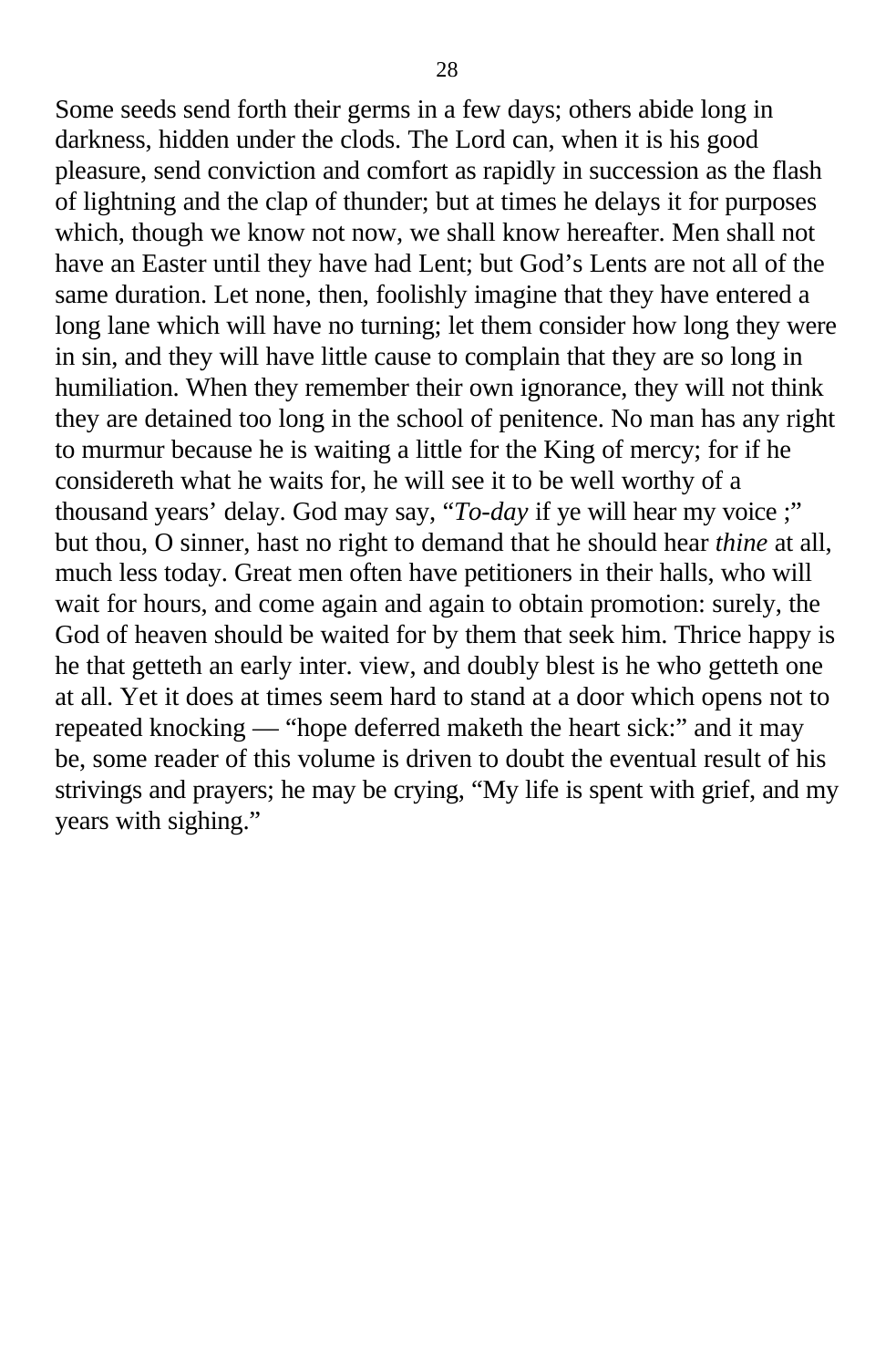Some seeds send forth their germs in a few days; others abide long in darkness, hidden under the clods. The Lord can, when it is his good pleasure, send conviction and comfort as rapidly in succession as the flash of lightning and the clap of thunder; but at times he delays it for purposes which, though we know not now, we shall know hereafter. Men shall not have an Easter until they have had Lent; but God's Lents are not all of the same duration. Let none, then, foolishly imagine that they have entered a long lane which will have no turning; let them consider how long they were in sin, and they will have little cause to complain that they are so long in humiliation. When they remember their own ignorance, they will not think they are detained too long in the school of penitence. No man has any right to murmur because he is waiting a little for the King of mercy; for if he considereth what he waits for, he will see it to be well worthy of a thousand years' delay. God may say, "*To-day* if ye will hear my voice ;" but thou, O sinner, hast no right to demand that he should hear *thine* at all, much less today. Great men often have petitioners in their halls, who will wait for hours, and come again and again to obtain promotion: surely, the God of heaven should be waited for by them that seek him. Thrice happy is he that getteth an early inter. view, and doubly blest is he who getteth one at all. Yet it does at times seem hard to stand at a door which opens not to repeated knocking — "hope deferred maketh the heart sick:" and it may be, some reader of this volume is driven to doubt the eventual result of his strivings and prayers; he may be crying, "My life is spent with grief, and my years with sighing."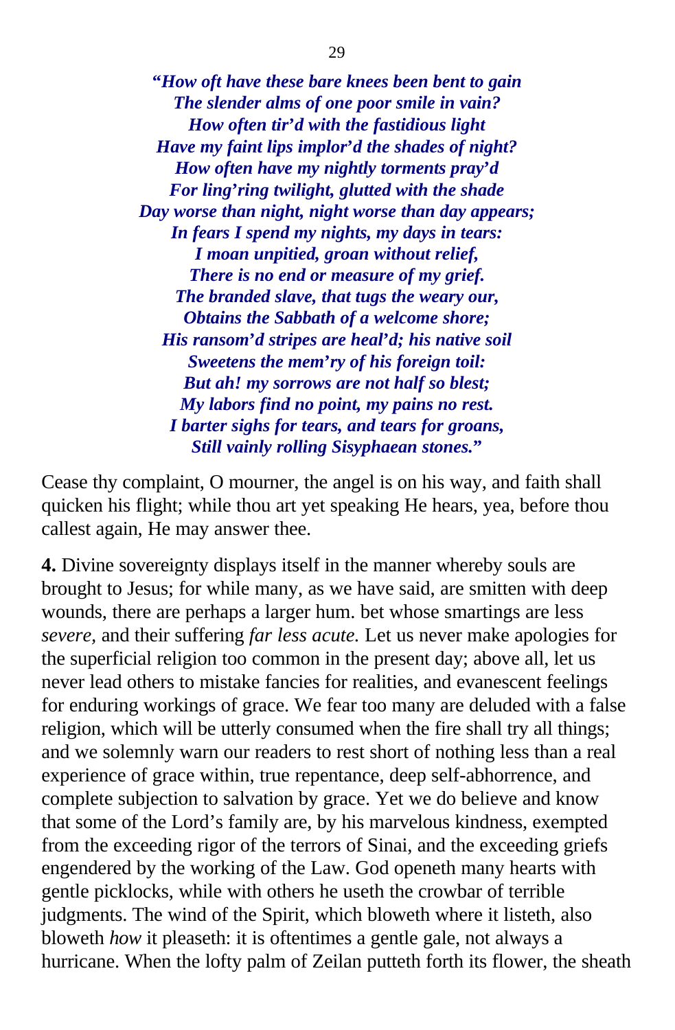*"How oft have these bare knees been bent to gain*
*The slender alms of one poor smile in vain?*
*How often tir'd with the fastidious light*
*Have my faint lips implor'd the shades of night?*
*How often have my nightly torments pray'd*
*For ling'ring twilight, glutted with the shade*
*Day worse than night, night worse than day appears;*
*In fears I spend my nights, my days in tears:*
*I moan unpitied, groan without relief,*
*There is no end or measure of my grief.*
*The branded slave, that tugs the weary our,*
*Obtains the Sabbath of a welcome shore;*
*His ransom'd stripes are heal'd; his native soil*
*Sweetens the mem'ry of his foreign toil:*
*But ah! my sorrows are not half so blest;*
*My labors find no point, my pains no rest.*
*I barter sighs for tears, and tears for groans,*
*Still vainly rolling Sisyphaean stones."*

Cease thy complaint, O mourner, the angel is on his way, and faith shall quicken his flight; while thou art yet speaking He hears, yea, before thou callest again, He may answer thee.

**4.** Divine sovereignty displays itself in the manner whereby souls are brought to Jesus; for while many, as we have said, are smitten with deep wounds, there are perhaps a larger hum. bet whose smartings are less *severe,* and their suffering *far less acute.* Let us never make apologies for the superficial religion too common in the present day; above all, let us never lead others to mistake fancies for realities, and evanescent feelings for enduring workings of grace. We fear too many are deluded with a false religion, which will be utterly consumed when the fire shall try all things; and we solemnly warn our readers to rest short of nothing less than a real experience of grace within, true repentance, deep self-abhorrence, and complete subjection to salvation by grace. Yet we do believe and know that some of the Lord's family are, by his marvelous kindness, exempted from the exceeding rigor of the terrors of Sinai, and the exceeding griefs engendered by the working of the Law. God openeth many hearts with gentle picklocks, while with others he useth the crowbar of terrible judgments. The wind of the Spirit, which bloweth where it listeth, also bloweth *how* it pleaseth: it is oftentimes a gentle gale, not always a hurricane. When the lofty palm of Zeilan putteth forth its flower, the sheath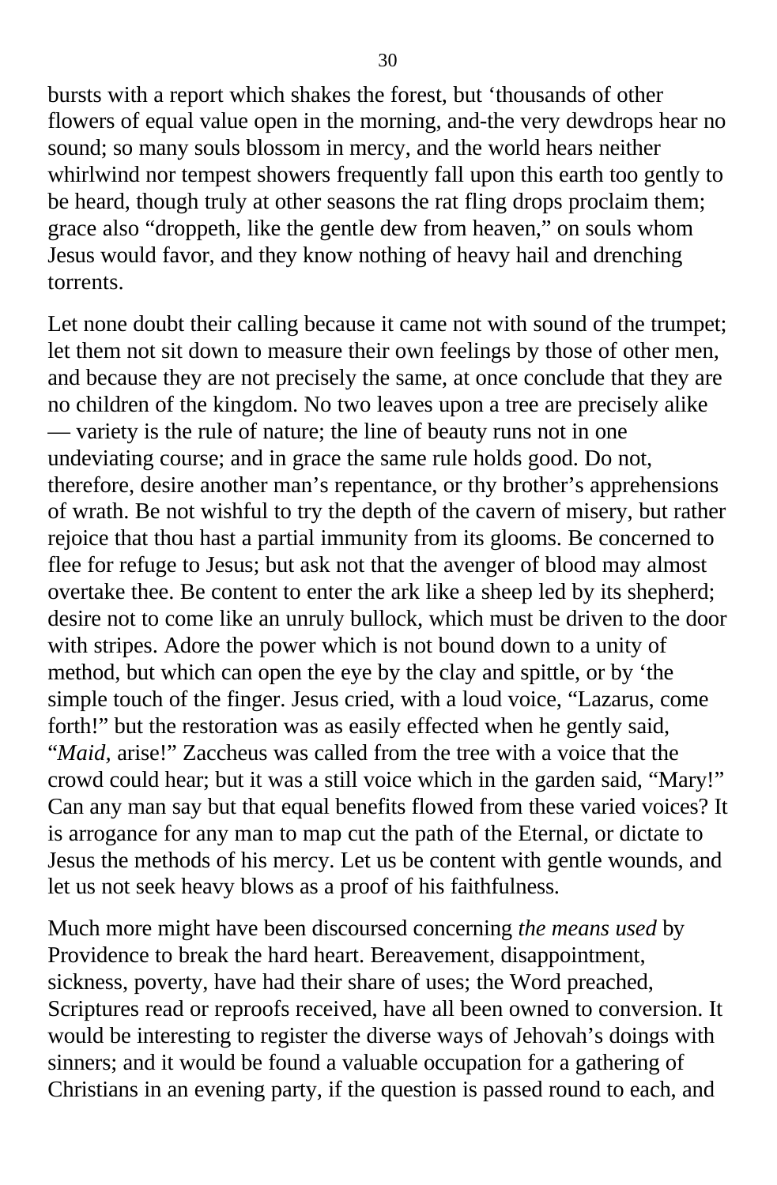bursts with a report which shakes the forest, but ‘thousands of other flowers of equal value open in the morning, and-the very dewdrops hear no sound; so many souls blossom in mercy, and the world hears neither whirlwind nor tempest showers frequently fall upon this earth too gently to be heard, though truly at other seasons the rat fling drops proclaim them; grace also “droppeth, like the gentle dew from heaven,” on souls whom Jesus would favor, and they know nothing of heavy hail and drenching torrents.

Let none doubt their calling because it came not with sound of the trumpet; let them not sit down to measure their own feelings by those of other men, and because they are not precisely the same, at once conclude that they are no children of the kingdom. No two leaves upon a tree are precisely alike — variety is the rule of nature; the line of beauty runs not in one undeviating course; and in grace the same rule holds good. Do not, therefore, desire another man’s repentance, or thy brother’s apprehensions of wrath. Be not wishful to try the depth of the cavern of misery, but rather rejoice that thou hast a partial immunity from its glooms. Be concerned to flee for refuge to Jesus; but ask not that the avenger of blood may almost overtake thee. Be content to enter the ark like a sheep led by its shepherd; desire not to come like an unruly bullock, which must be driven to the door with stripes. Adore the power which is not bound down to a unity of method, but which can open the eye by the clay and spittle, or by ‘the simple touch of the finger. Jesus cried, with a loud voice, “Lazarus, come forth!” but the restoration was as easily effected when he gently said, “*Maid*, arise!” Zaccheus was called from the tree with a voice that the crowd could hear; but it was a still voice which in the garden said, “Mary!” Can any man say but that equal benefits flowed from these varied voices? It is arrogance for any man to map cut the path of the Eternal, or dictate to Jesus the methods of his mercy. Let us be content with gentle wounds, and let us not seek heavy blows as a proof of his faithfulness.

Much more might have been discoursed concerning *the means used* by Providence to break the hard heart. Bereavement, disappointment, sickness, poverty, have had their share of uses; the Word preached, Scriptures read or reproofs received, have all been owned to conversion. It would be interesting to register the diverse ways of Jehovah’s doings with sinners; and it would be found a valuable occupation for a gathering of Christians in an evening party, if the question is passed round to each, and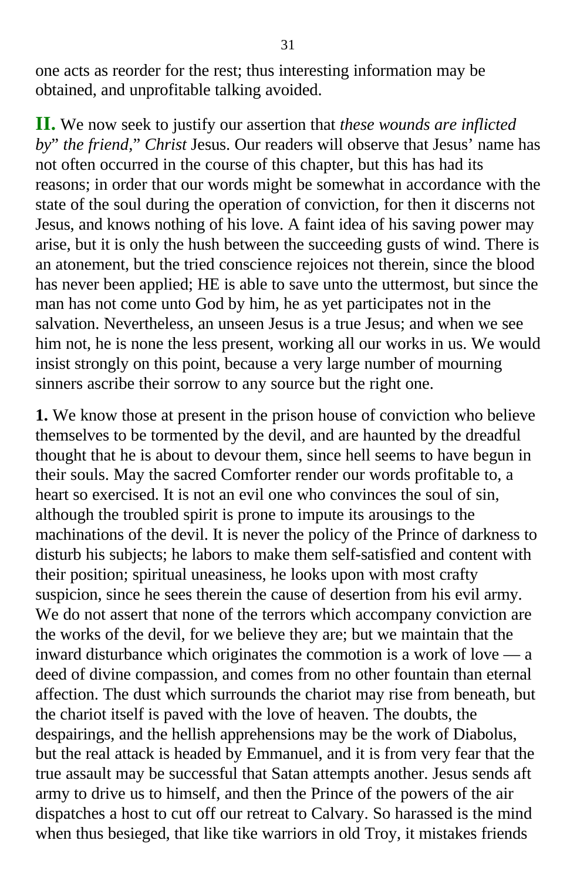one acts as reorder for the rest; thus interesting information may be obtained, and unprofitable talking avoided.

**II.** We now seek to justify our assertion that *these wounds are inflicted by*" *the friend,*" *Christ* Jesus. Our readers will observe that Jesus' name has not often occurred in the course of this chapter, but this has had its reasons; in order that our words might be somewhat in accordance with the state of the soul during the operation of conviction, for then it discerns not Jesus, and knows nothing of his love. A faint idea of his saving power may arise, but it is only the hush between the succeeding gusts of wind. There is an atonement, but the tried conscience rejoices not therein, since the blood has never been applied; HE is able to save unto the uttermost, but since the man has not come unto God by him, he as yet participates not in the salvation. Nevertheless, an unseen Jesus is a true Jesus; and when we see him not, he is none the less present, working all our works in us. We would insist strongly on this point, because a very large number of mourning sinners ascribe their sorrow to any source but the right one.

**1.** We know those at present in the prison house of conviction who believe themselves to be tormented by the devil, and are haunted by the dreadful thought that he is about to devour them, since hell seems to have begun in their souls. May the sacred Comforter render our words profitable to, a heart so exercised. It is not an evil one who convinces the soul of sin, although the troubled spirit is prone to impute its arousings to the machinations of the devil. It is never the policy of the Prince of darkness to disturb his subjects; he labors to make them self-satisfied and content with their position; spiritual uneasiness, he looks upon with most crafty suspicion, since he sees therein the cause of desertion from his evil army. We do not assert that none of the terrors which accompany conviction are the works of the devil, for we believe they are; but we maintain that the inward disturbance which originates the commotion is a work of love — a deed of divine compassion, and comes from no other fountain than eternal affection. The dust which surrounds the chariot may rise from beneath, but the chariot itself is paved with the love of heaven. The doubts, the despairings, and the hellish apprehensions may be the work of Diabolus, but the real attack is headed by Emmanuel, and it is from very fear that the true assault may be successful that Satan attempts another. Jesus sends aft army to drive us to himself, and then the Prince of the powers of the air dispatches a host to cut off our retreat to Calvary. So harassed is the mind when thus besieged, that like tike warriors in old Troy, it mistakes friends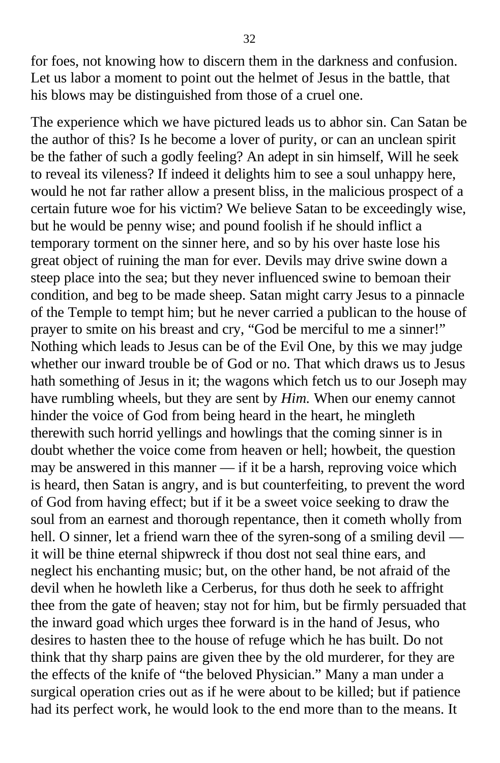for foes, not knowing how to discern them in the darkness and confusion. Let us labor a moment to point out the helmet of Jesus in the battle, that his blows may be distinguished from those of a cruel one.

The experience which we have pictured leads us to abhor sin. Can Satan be the author of this? Is he become a lover of purity, or can an unclean spirit be the father of such a godly feeling? An adept in sin himself, Will he seek to reveal its vileness? If indeed it delights him to see a soul unhappy here, would he not far rather allow a present bliss, in the malicious prospect of a certain future woe for his victim? We believe Satan to be exceedingly wise, but he would be penny wise; and pound foolish if he should inflict a temporary torment on the sinner here, and so by his over haste lose his great object of ruining the man for ever. Devils may drive swine down a steep place into the sea; but they never influenced swine to bemoan their condition, and beg to be made sheep. Satan might carry Jesus to a pinnacle of the Temple to tempt him; but he never carried a publican to the house of prayer to smite on his breast and cry, "God be merciful to me a sinner!" Nothing which leads to Jesus can be of the Evil One, by this we may judge whether our inward trouble be of God or no. That which draws us to Jesus hath something of Jesus in it; the wagons which fetch us to our Joseph may have rumbling wheels, but they are sent by *Him.* When our enemy cannot hinder the voice of God from being heard in the heart, he mingleth therewith such horrid yellings and howlings that the coming sinner is in doubt whether the voice come from heaven or hell; howbeit, the question may be answered in this manner — if it be a harsh, reproving voice which is heard, then Satan is angry, and is but counterfeiting, to prevent the word of God from having effect; but if it be a sweet voice seeking to draw the soul from an earnest and thorough repentance, then it cometh wholly from hell. O sinner, let a friend warn thee of the syren-song of a smiling devil — it will be thine eternal shipwreck if thou dost not seal thine ears, and neglect his enchanting music; but, on the other hand, be not afraid of the devil when he howleth like a Cerberus, for thus doth he seek to affright thee from the gate of heaven; stay not for him, but be firmly persuaded that the inward goad which urges thee forward is in the hand of Jesus, who desires to hasten thee to the house of refuge which he has built. Do not think that thy sharp pains are given thee by the old murderer, for they are the effects of the knife of "the beloved Physician." Many a man under a surgical operation cries out as if he were about to be killed; but if patience had its perfect work, he would look to the end more than to the means. It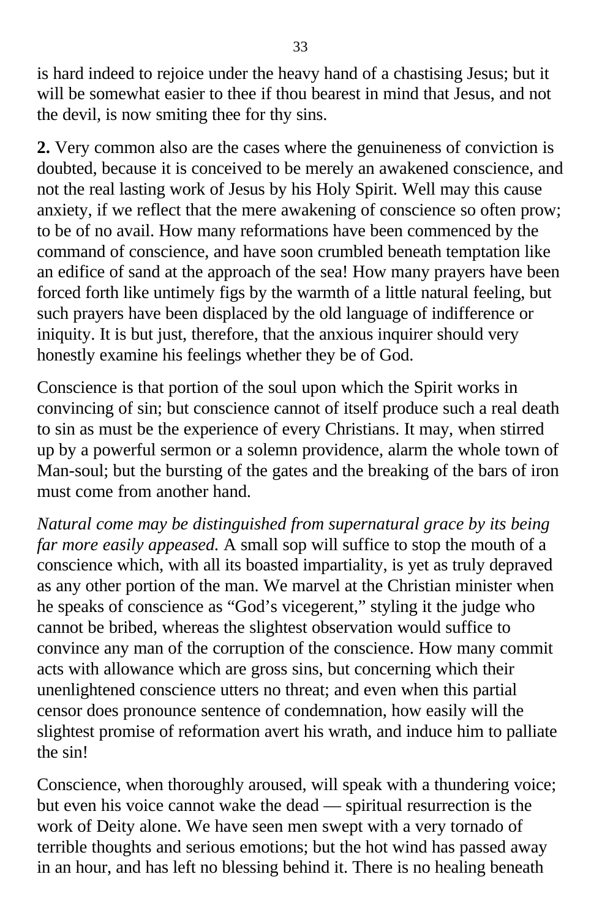is hard indeed to rejoice under the heavy hand of a chastising Jesus; but it will be somewhat easier to thee if thou bearest in mind that Jesus, and not the devil, is now smiting thee for thy sins.

**2.** Very common also are the cases where the genuineness of conviction is doubted, because it is conceived to be merely an awakened conscience, and not the real lasting work of Jesus by his Holy Spirit. Well may this cause anxiety, if we reflect that the mere awakening of conscience so often prow; to be of no avail. How many reformations have been commenced by the command of conscience, and have soon crumbled beneath temptation like an edifice of sand at the approach of the sea! How many prayers have been forced forth like untimely figs by the warmth of a little natural feeling, but such prayers have been displaced by the old language of indifference or iniquity. It is but just, therefore, that the anxious inquirer should very honestly examine his feelings whether they be of God.

Conscience is that portion of the soul upon which the Spirit works in convincing of sin; but conscience cannot of itself produce such a real death to sin as must be the experience of every Christians. It may, when stirred up by a powerful sermon or a solemn providence, alarm the whole town of Man-soul; but the bursting of the gates and the breaking of the bars of iron must come from another hand.

*Natural come may be distinguished from supernatural grace by its being far more easily appeased.* A small sop will suffice to stop the mouth of a conscience which, with all its boasted impartiality, is yet as truly depraved as any other portion of the man. We marvel at the Christian minister when he speaks of conscience as "God's vicegerent," styling it the judge who cannot be bribed, whereas the slightest observation would suffice to convince any man of the corruption of the conscience. How many commit acts with allowance which are gross sins, but concerning which their unenlightened conscience utters no threat; and even when this partial censor does pronounce sentence of condemnation, how easily will the slightest promise of reformation avert his wrath, and induce him to palliate the sin!

Conscience, when thoroughly aroused, will speak with a thundering voice; but even his voice cannot wake the dead — spiritual resurrection is the work of Deity alone. We have seen men swept with a very tornado of terrible thoughts and serious emotions; but the hot wind has passed away in an hour, and has left no blessing behind it. There is no healing beneath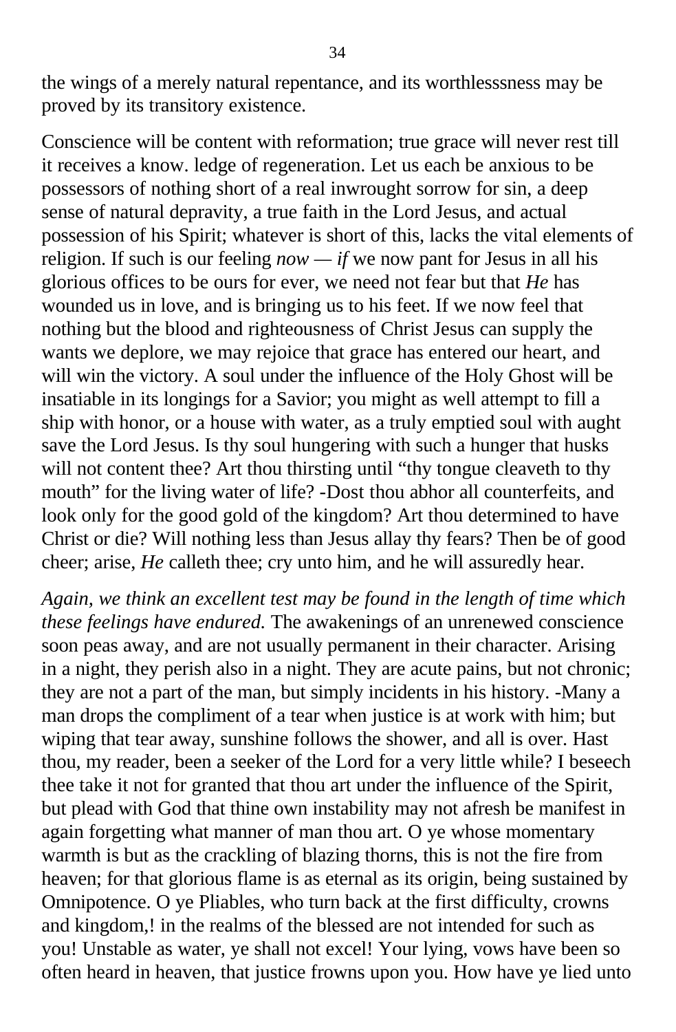the wings of a merely natural repentance, and its worthlesssness may be proved by its transitory existence.

Conscience will be content with reformation; true grace will never rest till it receives a know. ledge of regeneration. Let us each be anxious to be possessors of nothing short of a real inwrought sorrow for sin, a deep sense of natural depravity, a true faith in the Lord Jesus, and actual possession of his Spirit; whatever is short of this, lacks the vital elements of religion. If such is our feeling *now* — *if* we now pant for Jesus in all his glorious offices to be ours for ever, we need not fear but that *He* has wounded us in love, and is bringing us to his feet. If we now feel that nothing but the blood and righteousness of Christ Jesus can supply the wants we deplore, we may rejoice that grace has entered our heart, and will win the victory. A soul under the influence of the Holy Ghost will be insatiable in its longings for a Savior; you might as well attempt to fill a ship with honor, or a house with water, as a truly emptied soul with aught save the Lord Jesus. Is thy soul hungering with such a hunger that husks will not content thee? Art thou thirsting until "thy tongue cleaveth to thy mouth" for the living water of life? -Dost thou abhor all counterfeits, and look only for the good gold of the kingdom? Art thou determined to have Christ or die? Will nothing less than Jesus allay thy fears? Then be of good cheer; arise, *He* calleth thee; cry unto him, and he will assuredly hear.

*Again, we think an excellent test may be found in the length of time which these feelings have endured.* The awakenings of an unrenewed conscience soon peas away, and are not usually permanent in their character. Arising in a night, they perish also in a night. They are acute pains, but not chronic; they are not a part of the man, but simply incidents in his history. -Many a man drops the compliment of a tear when justice is at work with him; but wiping that tear away, sunshine follows the shower, and all is over. Hast thou, my reader, been a seeker of the Lord for a very little while? I beseech thee take it not for granted that thou art under the influence of the Spirit, but plead with God that thine own instability may not afresh be manifest in again forgetting what manner of man thou art. O ye whose momentary warmth is but as the crackling of blazing thorns, this is not the fire from heaven; for that glorious flame is as eternal as its origin, being sustained by Omnipotence. O ye Pliables, who turn back at the first difficulty, crowns and kingdom,! in the realms of the blessed are not intended for such as you! Unstable as water, ye shall not excel! Your lying, vows have been so often heard in heaven, that justice frowns upon you. How have ye lied unto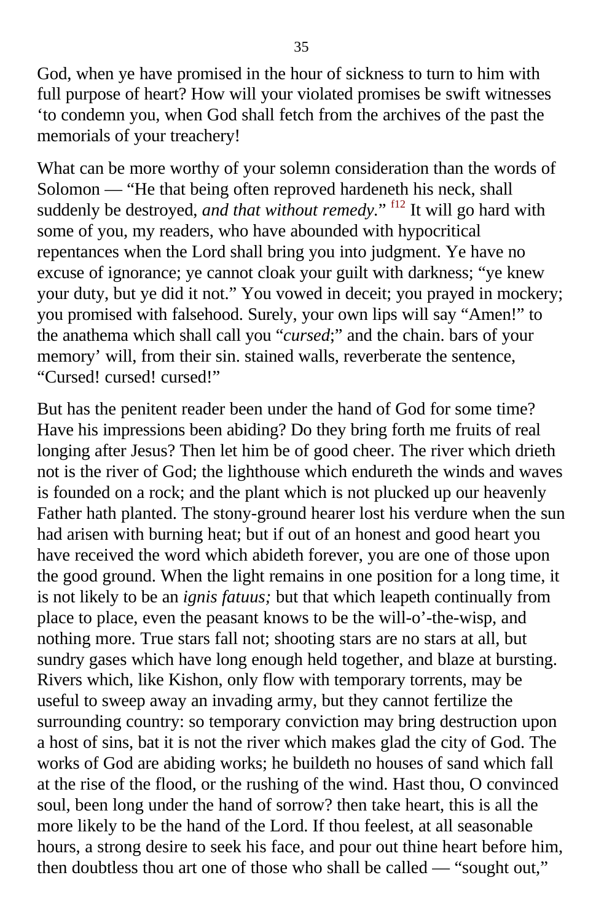God, when ye have promised in the hour of sickness to turn to him with full purpose of heart? How will your violated promises be swift witnesses ‘to condemn you, when God shall fetch from the archives of the past the memorials of your treachery!

What can be more worthy of your solemn consideration than the words of Solomon — “He that being often reproved hardeneth his neck, shall suddenly be destroyed, *and that without remedy*.” [f12] It will go hard with some of you, my readers, who have abounded with hypocritical repentances when the Lord shall bring you into judgment. Ye have no excuse of ignorance; ye cannot cloak your guilt with darkness; “ye knew your duty, but ye did it not.” You vowed in deceit; you prayed in mockery; you promised with falsehood. Surely, your own lips will say “Amen!” to the anathema which shall call you “*cursed*;” and the chain. bars of your memory’ will, from their sin. stained walls, reverberate the sentence, “Cursed! cursed! cursed!”

But has the penitent reader been under the hand of God for some time? Have his impressions been abiding? Do they bring forth me fruits of real longing after Jesus? Then let him be of good cheer. The river which drieth not is the river of God; the lighthouse which endureth the winds and waves is founded on a rock; and the plant which is not plucked up our heavenly Father hath planted. The stony-ground hearer lost his verdure when the sun had arisen with burning heat; but if out of an honest and good heart you have received the word which abideth forever, you are one of those upon the good ground. When the light remains in one position for a long time, it is not likely to be an *ignis fatuus;* but that which leapeth continually from place to place, even the peasant knows to be the will-o’-the-wisp, and nothing more. True stars fall not; shooting stars are no stars at all, but sundry gases which have long enough held together, and blaze at bursting. Rivers which, like Kishon, only flow with temporary torrents, may be useful to sweep away an invading army, but they cannot fertilize the surrounding country: so temporary conviction may bring destruction upon a host of sins, bat it is not the river which makes glad the city of God. The works of God are abiding works; he buildeth no houses of sand which fall at the rise of the flood, or the rushing of the wind. Hast thou, O convinced soul, been long under the hand of sorrow? then take heart, this is all the more likely to be the hand of the Lord. If thou feelest, at all seasonable hours, a strong desire to seek his face, and pour out thine heart before him, then doubtless thou art one of those who shall be called — “sought out,”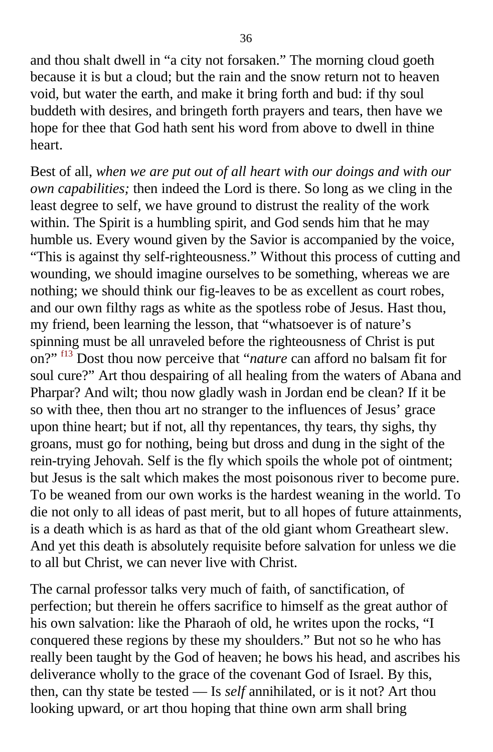and thou shalt dwell in "a city not forsaken." The morning cloud goeth because it is but a cloud; but the rain and the snow return not to heaven void, but water the earth, and make it bring forth and bud: if thy soul buddeth with desires, and bringeth forth prayers and tears, then have we hope for thee that God hath sent his word from above to dwell in thine heart.

Best of all, *when we are put out of all heart with our doings and with our own capabilities;* then indeed the Lord is there. So long as we cling in the least degree to self, we have ground to distrust the reality of the work within. The Spirit is a humbling spirit, and God sends him that he may humble us. Every wound given by the Savior is accompanied by the voice, "This is against thy self-righteousness." Without this process of cutting and wounding, we should imagine ourselves to be something, whereas we are nothing; we should think our fig-leaves to be as excellent as court robes, and our own filthy rags as white as the spotless robe of Jesus. Hast thou, my friend, been learning the lesson, that "whatsoever is of nature's spinning must be all unraveled before the righteousness of Christ is put on?" [f13] Dost thou now perceive that "*nature* can afford no balsam fit for soul cure?" Art thou despairing of all healing from the waters of Abana and Pharpar? And wilt; thou now gladly wash in Jordan end be clean? If it be so with thee, then thou art no stranger to the influences of Jesus' grace upon thine heart; but if not, all thy repentances, thy tears, thy sighs, thy groans, must go for nothing, being but dross and dung in the sight of the rein-trying Jehovah. Self is the fly which spoils the whole pot of ointment; but Jesus is the salt which makes the most poisonous river to become pure. To be weaned from our own works is the hardest weaning in the world. To die not only to all ideas of past merit, but to all hopes of future attainments, is a death which is as hard as that of the old giant whom Greatheart slew. And yet this death is absolutely requisite before salvation for unless we die to all but Christ, we can never live with Christ.

The carnal professor talks very much of faith, of sanctification, of perfection; but therein he offers sacrifice to himself as the great author of his own salvation: like the Pharaoh of old, he writes upon the rocks, "I conquered these regions by these my shoulders." But not so he who has really been taught by the God of heaven; he bows his head, and ascribes his deliverance wholly to the grace of the covenant God of Israel. By this, then, can thy state be tested — Is *self* annihilated, or is it not? Art thou looking upward, or art thou hoping that thine own arm shall bring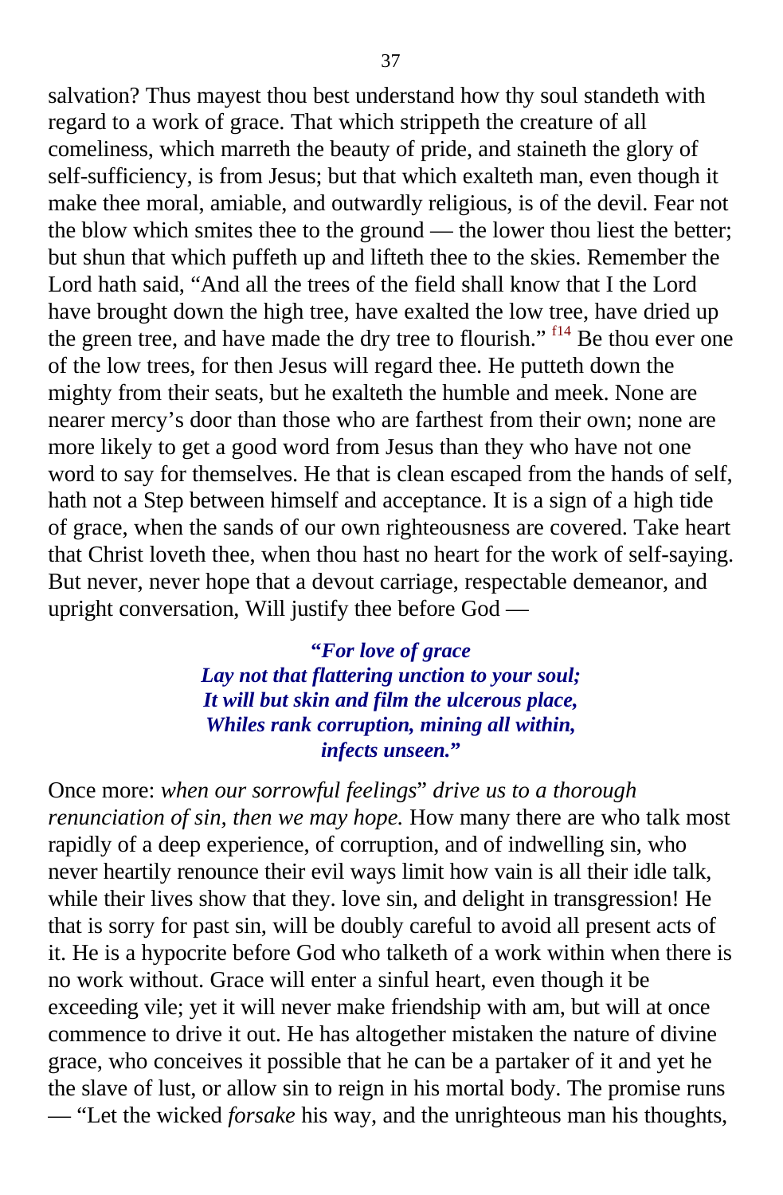salvation? Thus mayest thou best understand how thy soul standeth with regard to a work of grace. That which strippeth the creature of all comeliness, which marreth the beauty of pride, and staineth the glory of self-sufficiency, is from Jesus; but that which exalteth man, even though it make thee moral, amiable, and outwardly religious, is of the devil. Fear not the blow which smites thee to the ground — the lower thou liest the better; but shun that which puffeth up and lifteth thee to the skies. Remember the Lord hath said, "And all the trees of the field shall know that I the Lord have brought down the high tree, have exalted the low tree, have dried up the green tree, and have made the dry tree to flourish." [f14] Be thou ever one of the low trees, for then Jesus will regard thee. He putteth down the mighty from their seats, but he exalteth the humble and meek. None are nearer mercy's door than those who are farthest from their own; none are more likely to get a good word from Jesus than they who have not one word to say for themselves. He that is clean escaped from the hands of self, hath not a Step between himself and acceptance. It is a sign of a high tide of grace, when the sands of our own righteousness are covered. Take heart that Christ loveth thee, when thou hast no heart for the work of self-saying. But never, never hope that a devout carriage, respectable demeanor, and upright conversation, Will justify thee before God —

> ***"For love of grace***
> ***Lay not that flattering unction to your soul;***
> ***It will but skin and film the ulcerous place,***
> ***Whiles rank corruption, mining all within,***
> ***infects unseen."***

Once more: *when our sorrowful feelings*" *drive us to a thorough renunciation of sin, then we may hope.* How many there are who talk most rapidly of a deep experience, of corruption, and of indwelling sin, who never heartily renounce their evil ways limit how vain is all their idle talk, while their lives show that they. love sin, and delight in transgression! He that is sorry for past sin, will be doubly careful to avoid all present acts of it. He is a hypocrite before God who talketh of a work within when there is no work without. Grace will enter a sinful heart, even though it be exceeding vile; yet it will never make friendship with am, but will at once commence to drive it out. He has altogether mistaken the nature of divine grace, who conceives it possible that he can be a partaker of it and yet he the slave of lust, or allow sin to reign in his mortal body. The promise runs — "Let the wicked *forsake* his way, and the unrighteous man his thoughts,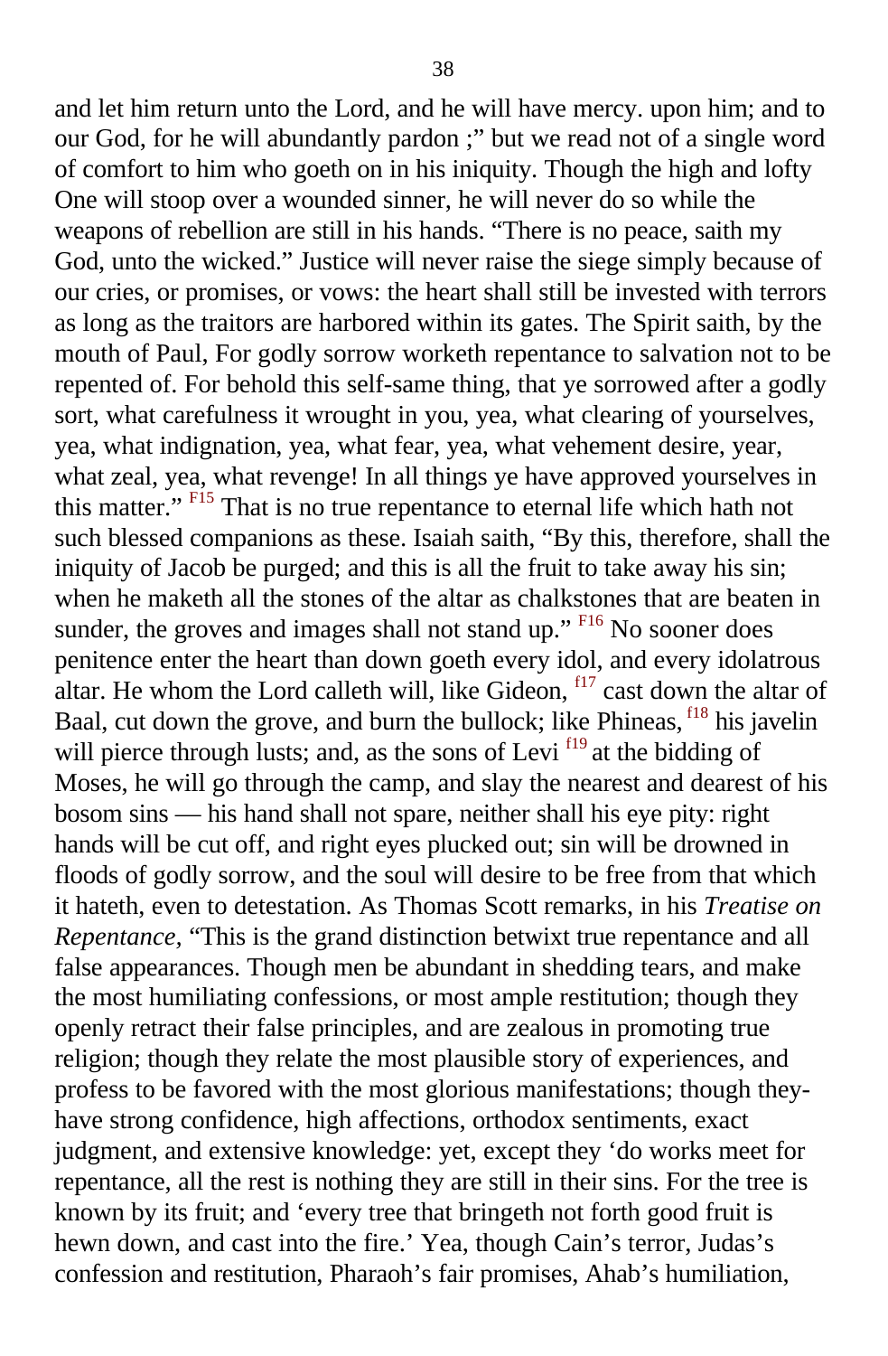and let him return unto the Lord, and he will have mercy. upon him; and to our God, for he will abundantly pardon ;" but we read not of a single word of comfort to him who goeth on in his iniquity. Though the high and lofty One will stoop over a wounded sinner, he will never do so while the weapons of rebellion are still in his hands. "There is no peace, saith my God, unto the wicked." Justice will never raise the siege simply because of our cries, or promises, or vows: the heart shall still be invested with terrors as long as the traitors are harbored within its gates. The Spirit saith, by the mouth of Paul, For godly sorrow worketh repentance to salvation not to be repented of. For behold this self-same thing, that ye sorrowed after a godly sort, what carefulness it wrought in you, yea, what clearing of yourselves, yea, what indignation, yea, what fear, yea, what vehement desire, year, what zeal, yea, what revenge! In all things ye have approved yourselves in this matter." [F15] That is no true repentance to eternal life which hath not such blessed companions as these. Isaiah saith, "By this, therefore, shall the iniquity of Jacob be purged; and this is all the fruit to take away his sin; when he maketh all the stones of the altar as chalkstones that are beaten in sunder, the groves and images shall not stand up." [F16] No sooner does penitence enter the heart than down goeth every idol, and every idolatrous altar. He whom the Lord calleth will, like Gideon, [f17] cast down the altar of Baal, cut down the grove, and burn the bullock; like Phineas, [f18] his javelin will pierce through lusts; and, as the sons of Levi [f19] at the bidding of Moses, he will go through the camp, and slay the nearest and dearest of his bosom sins — his hand shall not spare, neither shall his eye pity: right hands will be cut off, and right eyes plucked out; sin will be drowned in floods of godly sorrow, and the soul will desire to be free from that which it hateth, even to detestation. As Thomas Scott remarks, in his *Treatise on Repentance*, "This is the grand distinction betwixt true repentance and all false appearances. Though men be abundant in shedding tears, and make the most humiliating confessions, or most ample restitution; though they openly retract their false principles, and are zealous in promoting true religion; though they relate the most plausible story of experiences, and profess to be favored with the most glorious manifestations; though they-have strong confidence, high affections, orthodox sentiments, exact judgment, and extensive knowledge: yet, except they 'do works meet for repentance, all the rest is nothing they are still in their sins. For the tree is known by its fruit; and 'every tree that bringeth not forth good fruit is hewn down, and cast into the fire.' Yea, though Cain's terror, Judas's confession and restitution, Pharaoh's fair promises, Ahab's humiliation,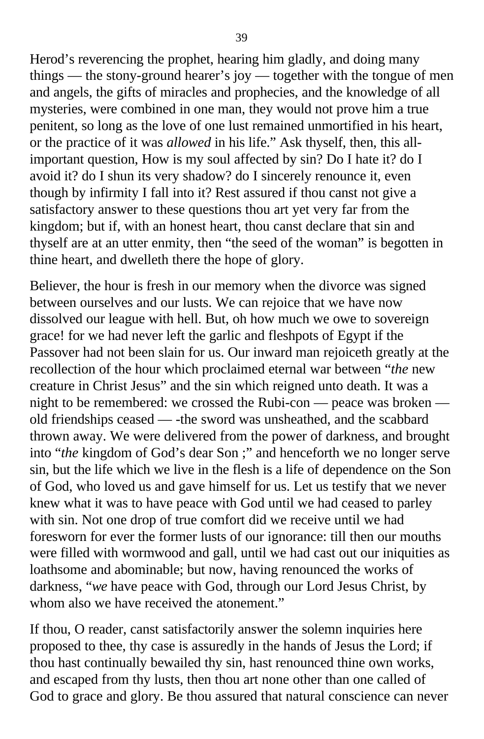Herod's reverencing the prophet, hearing him gladly, and doing many things — the stony-ground hearer's joy — together with the tongue of men and angels, the gifts of miracles and prophecies, and the knowledge of all mysteries, were combined in one man, they would not prove him a true penitent, so long as the love of one lust remained unmortified in his heart, or the practice of it was *allowed* in his life." Ask thyself, then, this all-important question, How is my soul affected by sin? Do I hate it? do I avoid it? do I shun its very shadow? do I sincerely renounce it, even though by infirmity I fall into it? Rest assured if thou canst not give a satisfactory answer to these questions thou art yet very far from the kingdom; but if, with an honest heart, thou canst declare that sin and thyself are at an utter enmity, then "the seed of the woman" is begotten in thine heart, and dwelleth there the hope of glory.

Believer, the hour is fresh in our memory when the divorce was signed between ourselves and our lusts. We can rejoice that we have now dissolved our league with hell. But, oh how much we owe to sovereign grace! for we had never left the garlic and fleshpots of Egypt if the Passover had not been slain for us. Our inward man rejoiceth greatly at the recollection of the hour which proclaimed eternal war between "*the* new creature in Christ Jesus" and the sin which reigned unto death. It was a night to be remembered: we crossed the Rubi-con — peace was broken — old friendships ceased — -the sword was unsheathed, and the scabbard thrown away. We were delivered from the power of darkness, and brought into "*the* kingdom of God's dear Son ;" and henceforth we no longer serve sin, but the life which we live in the flesh is a life of dependence on the Son of God, who loved us and gave himself for us. Let us testify that we never knew what it was to have peace with God until we had ceased to parley with sin. Not one drop of true comfort did we receive until we had foresworn for ever the former lusts of our ignorance: till then our mouths were filled with wormwood and gall, until we had cast out our iniquities as loathsome and abominable; but now, having renounced the works of darkness, "*we* have peace with God, through our Lord Jesus Christ, by whom also we have received the atonement."

If thou, O reader, canst satisfactorily answer the solemn inquiries here proposed to thee, thy case is assuredly in the hands of Jesus the Lord; if thou hast continually bewailed thy sin, hast renounced thine own works, and escaped from thy lusts, then thou art none other than one called of God to grace and glory. Be thou assured that natural conscience can never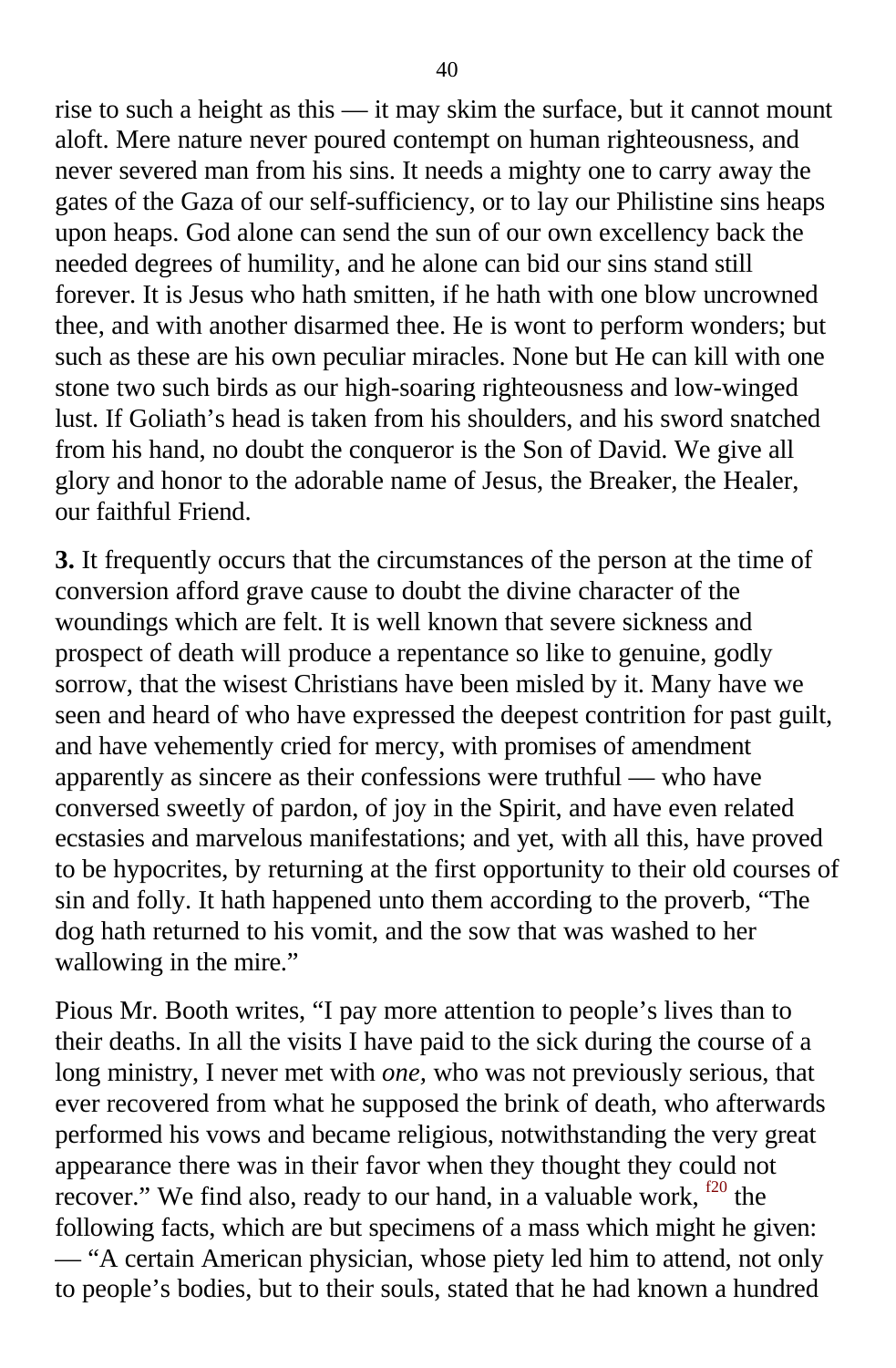rise to such a height as this — it may skim the surface, but it cannot mount aloft. Mere nature never poured contempt on human righteousness, and never severed man from his sins. It needs a mighty one to carry away the gates of the Gaza of our self-sufficiency, or to lay our Philistine sins heaps upon heaps. God alone can send the sun of our own excellency back the needed degrees of humility, and he alone can bid our sins stand still forever. It is Jesus who hath smitten, if he hath with one blow uncrowned thee, and with another disarmed thee. He is wont to perform wonders; but such as these are his own peculiar miracles. None but He can kill with one stone two such birds as our high-soaring righteousness and low-winged lust. If Goliath's head is taken from his shoulders, and his sword snatched from his hand, no doubt the conqueror is the Son of David. We give all glory and honor to the adorable name of Jesus, the Breaker, the Healer, our faithful Friend.

**3.** It frequently occurs that the circumstances of the person at the time of conversion afford grave cause to doubt the divine character of the woundings which are felt. It is well known that severe sickness and prospect of death will produce a repentance so like to genuine, godly sorrow, that the wisest Christians have been misled by it. Many have we seen and heard of who have expressed the deepest contrition for past guilt, and have vehemently cried for mercy, with promises of amendment apparently as sincere as their confessions were truthful — who have conversed sweetly of pardon, of joy in the Spirit, and have even related ecstasies and marvelous manifestations; and yet, with all this, have proved to be hypocrites, by returning at the first opportunity to their old courses of sin and folly. It hath happened unto them according to the proverb, "The dog hath returned to his vomit, and the sow that was washed to her wallowing in the mire."

Pious Mr. Booth writes, "I pay more attention to people's lives than to their deaths. In all the visits I have paid to the sick during the course of a long ministry, I never met with *one,* who was not previously serious, that ever recovered from what he supposed the brink of death, who afterwards performed his vows and became religious, notwithstanding the very great appearance there was in their favor when they thought they could not recover." We find also, ready to our hand, in a valuable work, [f20] the following facts, which are but specimens of a mass which might he given: — "A certain American physician, whose piety led him to attend, not only to people's bodies, but to their souls, stated that he had known a hundred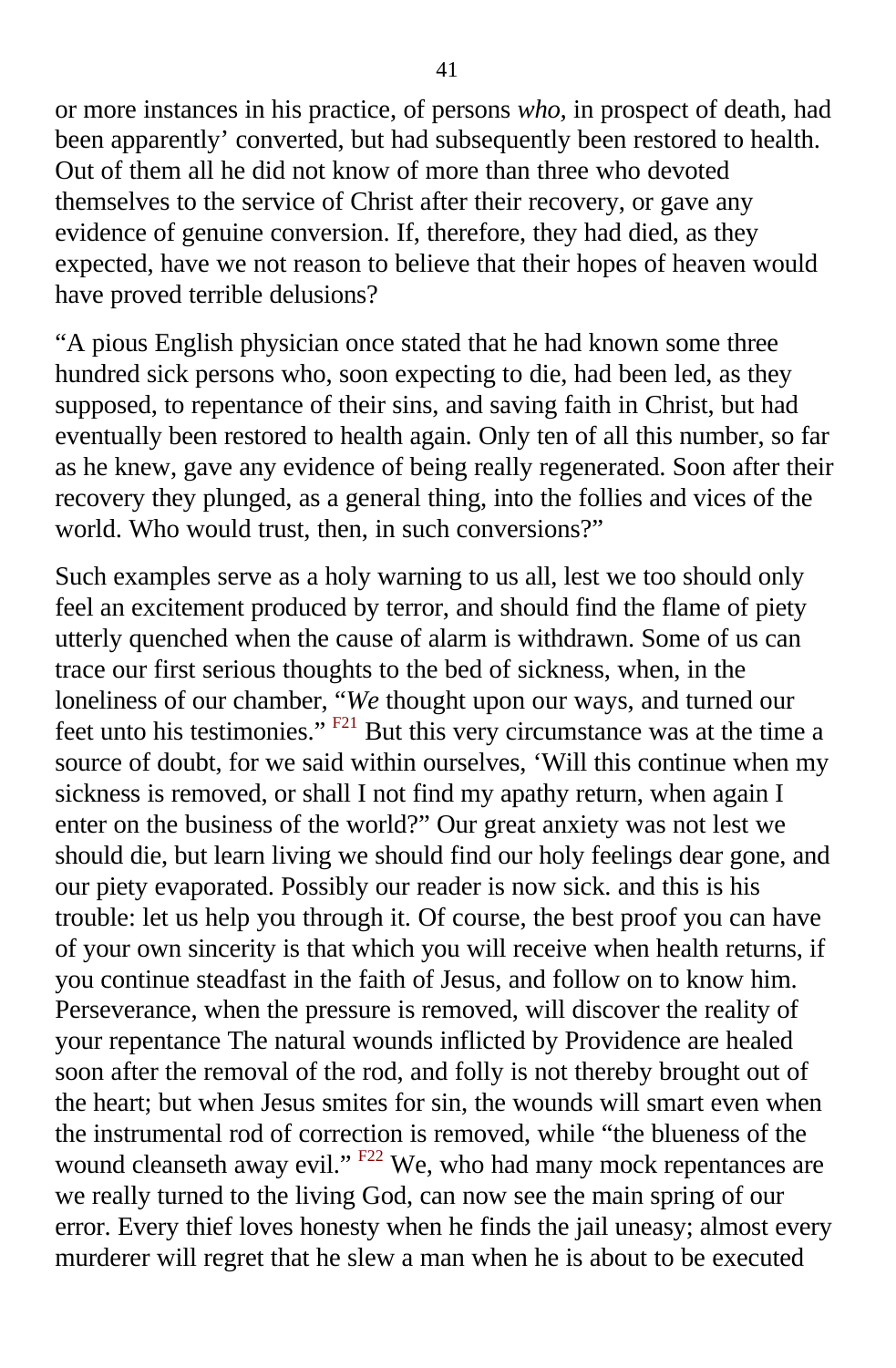or more instances in his practice, of persons *who*, in prospect of death, had been apparently' converted, but had subsequently been restored to health. Out of them all he did not know of more than three who devoted themselves to the service of Christ after their recovery, or gave any evidence of genuine conversion. If, therefore, they had died, as they expected, have we not reason to believe that their hopes of heaven would have proved terrible delusions?

"A pious English physician once stated that he had known some three hundred sick persons who, soon expecting to die, had been led, as they supposed, to repentance of their sins, and saving faith in Christ, but had eventually been restored to health again. Only ten of all this number, so far as he knew, gave any evidence of being really regenerated. Soon after their recovery they plunged, as a general thing, into the follies and vices of the world. Who would trust, then, in such conversions?"

Such examples serve as a holy warning to us all, lest we too should only feel an excitement produced by terror, and should find the flame of piety utterly quenched when the cause of alarm is withdrawn. Some of us can trace our first serious thoughts to the bed of sickness, when, in the loneliness of our chamber, "*We* thought upon our ways, and turned our feet unto his testimonies." [F21] But this very circumstance was at the time a source of doubt, for we said within ourselves, 'Will this continue when my sickness is removed, or shall I not find my apathy return, when again I enter on the business of the world?" Our great anxiety was not lest we should die, but learn living we should find our holy feelings dear gone, and our piety evaporated. Possibly our reader is now sick. and this is his trouble: let us help you through it. Of course, the best proof you can have of your own sincerity is that which you will receive when health returns, if you continue steadfast in the faith of Jesus, and follow on to know him. Perseverance, when the pressure is removed, will discover the reality of your repentance The natural wounds inflicted by Providence are healed soon after the removal of the rod, and folly is not thereby brought out of the heart; but when Jesus smites for sin, the wounds will smart even when the instrumental rod of correction is removed, while "the blueness of the wound cleanseth away evil." [F22] We, who had many mock repentances are we really turned to the living God, can now see the main spring of our error. Every thief loves honesty when he finds the jail uneasy; almost every murderer will regret that he slew a man when he is about to be executed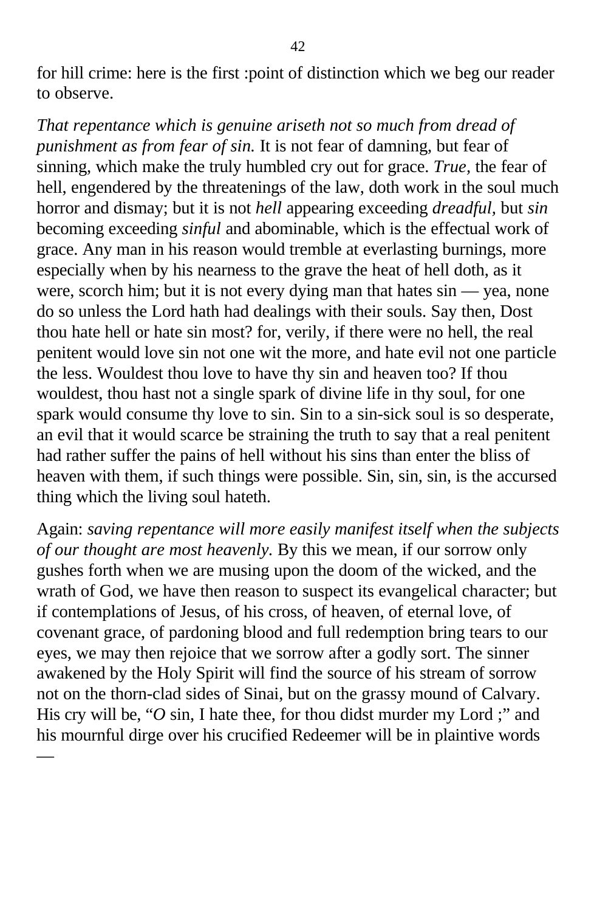for hill crime: here is the first :point of distinction which we beg our reader to observe.

*That repentance which is genuine ariseth not so much from dread of punishment as from fear of sin.* It is not fear of damning, but fear of sinning, which make the truly humbled cry out for grace. *True*, the fear of hell, engendered by the threatenings of the law, doth work in the soul much horror and dismay; but it is not *hell* appearing exceeding *dreadful*, but *sin* becoming exceeding *sinful* and abominable, which is the effectual work of grace. Any man in his reason would tremble at everlasting burnings, more especially when by his nearness to the grave the heat of hell doth, as it were, scorch him; but it is not every dying man that hates sin — yea, none do so unless the Lord hath had dealings with their souls. Say then, Dost thou hate hell or hate sin most? for, verily, if there were no hell, the real penitent would love sin not one wit the more, and hate evil not one particle the less. Wouldest thou love to have thy sin and heaven too? If thou wouldest, thou hast not a single spark of divine life in thy soul, for one spark would consume thy love to sin. Sin to a sin-sick soul is so desperate, an evil that it would scarce be straining the truth to say that a real penitent had rather suffer the pains of hell without his sins than enter the bliss of heaven with them, if such things were possible. Sin, sin, sin, is the accursed thing which the living soul hateth.

Again: *saving repentance will more easily manifest itself when the subjects of our thought are most heavenly.* By this we mean, if our sorrow only gushes forth when we are musing upon the doom of the wicked, and the wrath of God, we have then reason to suspect its evangelical character; but if contemplations of Jesus, of his cross, of heaven, of eternal love, of covenant grace, of pardoning blood and full redemption bring tears to our eyes, we may then rejoice that we sorrow after a godly sort. The sinner awakened by the Holy Spirit will find the source of his stream of sorrow not on the thorn-clad sides of Sinai, but on the grassy mound of Calvary. His cry will be, "*O* sin, I hate thee, for thou didst murder my Lord ;" and his mournful dirge over his crucified Redeemer will be in plaintive words —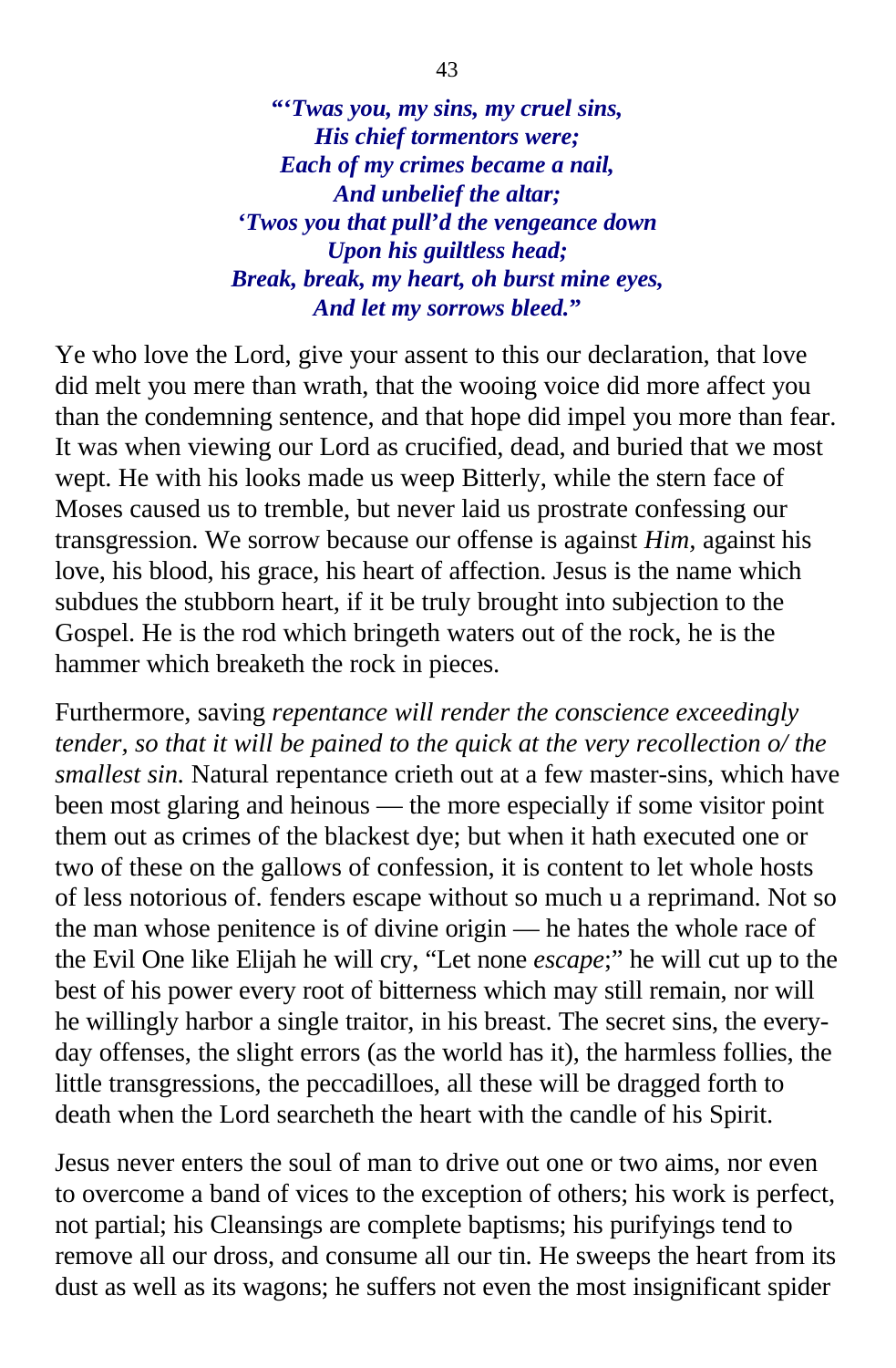***"'Twas you, my sins, my cruel sins,***
***His chief tormentors were;***
***Each of my crimes became a nail,***
***And unbelief the altar;***
***'Twos you that pull'd the vengeance down***
***Upon his guiltless head;***
***Break, break, my heart, oh burst mine eyes,***
***And let my sorrows bleed."***

Ye who love the Lord, give your assent to this our declaration, that love did melt you mere than wrath, that the wooing voice did more affect you than the condemning sentence, and that hope did impel you more than fear. It was when viewing our Lord as crucified, dead, and buried that we most wept. He with his looks made us weep Bitterly, while the stern face of Moses caused us to tremble, but never laid us prostrate confessing our transgression. We sorrow because our offense is against *Him*, against his love, his blood, his grace, his heart of affection. Jesus is the name which subdues the stubborn heart, if it be truly brought into subjection to the Gospel. He is the rod which bringeth waters out of the rock, he is the hammer which breaketh the rock in pieces.

Furthermore, saving *repentance will render the conscience exceedingly tender, so that it will be pained to the quick at the very recollection o/ the smallest sin.* Natural repentance crieth out at a few master-sins, which have been most glaring and heinous — the more especially if some visitor point them out as crimes of the blackest dye; but when it hath executed one or two of these on the gallows of confession, it is content to let whole hosts of less notorious of. fenders escape without so much u a reprimand. Not so the man whose penitence is of divine origin — he hates the whole race of the Evil One like Elijah he will cry, "Let none *escape*;" he will cut up to the best of his power every root of bitterness which may still remain, nor will he willingly harbor a single traitor, in his breast. The secret sins, the every-day offenses, the slight errors (as the world has it), the harmless follies, the little transgressions, the peccadilloes, all these will be dragged forth to death when the Lord searcheth the heart with the candle of his Spirit.

Jesus never enters the soul of man to drive out one or two aims, nor even to overcome a band of vices to the exception of others; his work is perfect, not partial; his Cleansings are complete baptisms; his purifyings tend to remove all our dross, and consume all our tin. He sweeps the heart from its dust as well as its wagons; he suffers not even the most insignificant spider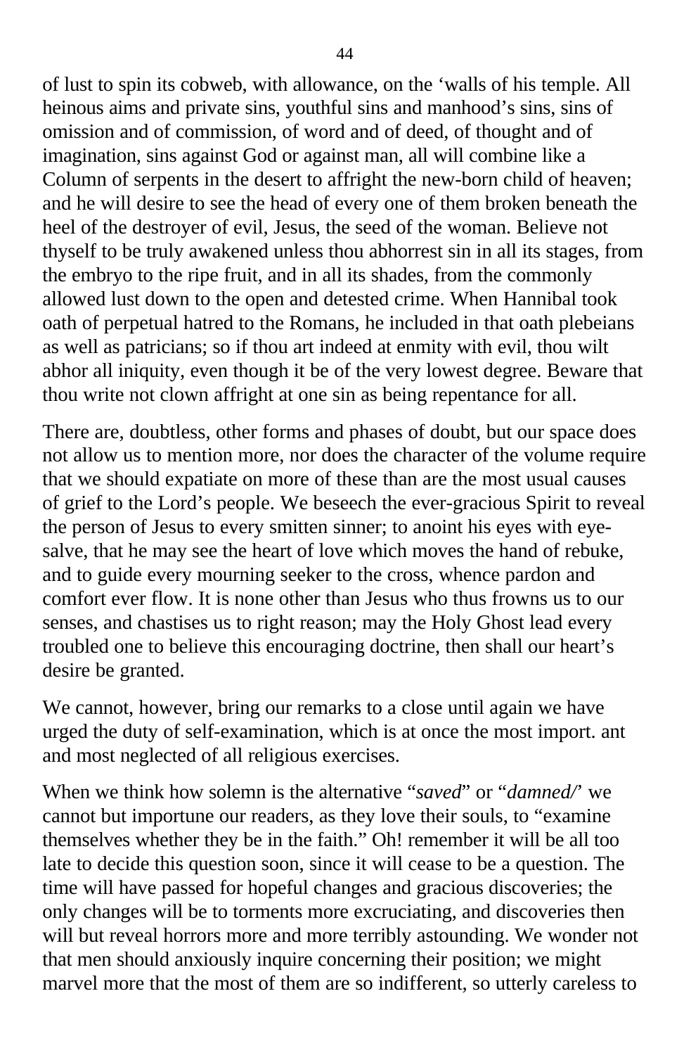of lust to spin its cobweb, with allowance, on the 'walls of his temple. All heinous aims and private sins, youthful sins and manhood's sins, sins of omission and of commission, of word and of deed, of thought and of imagination, sins against God or against man, all will combine like a Column of serpents in the desert to affright the new-born child of heaven; and he will desire to see the head of every one of them broken beneath the heel of the destroyer of evil, Jesus, the seed of the woman. Believe not thyself to be truly awakened unless thou abhorrest sin in all its stages, from the embryo to the ripe fruit, and in all its shades, from the commonly allowed lust down to the open and detested crime. When Hannibal took oath of perpetual hatred to the Romans, he included in that oath plebeians as well as patricians; so if thou art indeed at enmity with evil, thou wilt abhor all iniquity, even though it be of the very lowest degree. Beware that thou write not clown affright at one sin as being repentance for all.

There are, doubtless, other forms and phases of doubt, but our space does not allow us to mention more, nor does the character of the volume require that we should expatiate on more of these than are the most usual causes of grief to the Lord's people. We beseech the ever-gracious Spirit to reveal the person of Jesus to every smitten sinner; to anoint his eyes with eye-salve, that he may see the heart of love which moves the hand of rebuke, and to guide every mourning seeker to the cross, whence pardon and comfort ever flow. It is none other than Jesus who thus frowns us to our senses, and chastises us to right reason; may the Holy Ghost lead every troubled one to believe this encouraging doctrine, then shall our heart's desire be granted.

We cannot, however, bring our remarks to a close until again we have urged the duty of self-examination, which is at once the most import. ant and most neglected of all religious exercises.

When we think how solemn is the alternative "*saved*" or "*damned/*' we cannot but importune our readers, as they love their souls, to "examine themselves whether they be in the faith." Oh! remember it will be all too late to decide this question soon, since it will cease to be a question. The time will have passed for hopeful changes and gracious discoveries; the only changes will be to torments more excruciating, and discoveries then will but reveal horrors more and more terribly astounding. We wonder not that men should anxiously inquire concerning their position; we might marvel more that the most of them are so indifferent, so utterly careless to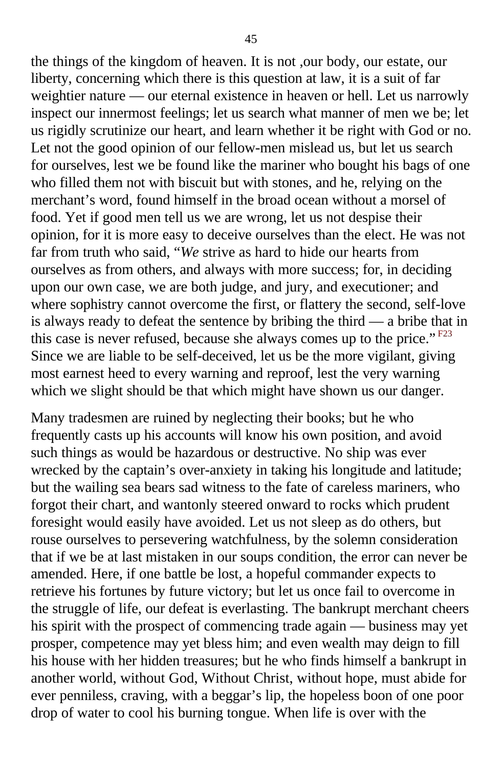the things of the kingdom of heaven. It is not ,our body, our estate, our liberty, concerning which there is this question at law, it is a suit of far weightier nature — our eternal existence in heaven or hell. Let us narrowly inspect our innermost feelings; let us search what manner of men we be; let us rigidly scrutinize our heart, and learn whether it be right with God or no. Let not the good opinion of our fellow-men mislead us, but let us search for ourselves, lest we be found like the mariner who bought his bags of one who filled them not with biscuit but with stones, and he, relying on the merchant's word, found himself in the broad ocean without a morsel of food. Yet if good men tell us we are wrong, let us not despise their opinion, for it is more easy to deceive ourselves than the elect. He was not far from truth who said, "*We* strive as hard to hide our hearts from ourselves as from others, and always with more success; for, in deciding upon our own case, we are both judge, and jury, and executioner; and where sophistry cannot overcome the first, or flattery the second, self-love is always ready to defeat the sentence by bribing the third — a bribe that in this case is never refused, because she always comes up to the price." [F23] Since we are liable to be self-deceived, let us be the more vigilant, giving most earnest heed to every warning and reproof, lest the very warning which we slight should be that which might have shown us our danger.

Many tradesmen are ruined by neglecting their books; but he who frequently casts up his accounts will know his own position, and avoid such things as would be hazardous or destructive. No ship was ever wrecked by the captain's over-anxiety in taking his longitude and latitude; but the wailing sea bears sad witness to the fate of careless mariners, who forgot their chart, and wantonly steered onward to rocks which prudent foresight would easily have avoided. Let us not sleep as do others, but rouse ourselves to persevering watchfulness, by the solemn consideration that if we be at last mistaken in our soups condition, the error can never be amended. Here, if one battle be lost, a hopeful commander expects to retrieve his fortunes by future victory; but let us once fail to overcome in the struggle of life, our defeat is everlasting. The bankrupt merchant cheers his spirit with the prospect of commencing trade again — business may yet prosper, competence may yet bless him; and even wealth may deign to fill his house with her hidden treasures; but he who finds himself a bankrupt in another world, without God, Without Christ, without hope, must abide for ever penniless, craving, with a beggar's lip, the hopeless boon of one poor drop of water to cool his burning tongue. When life is over with the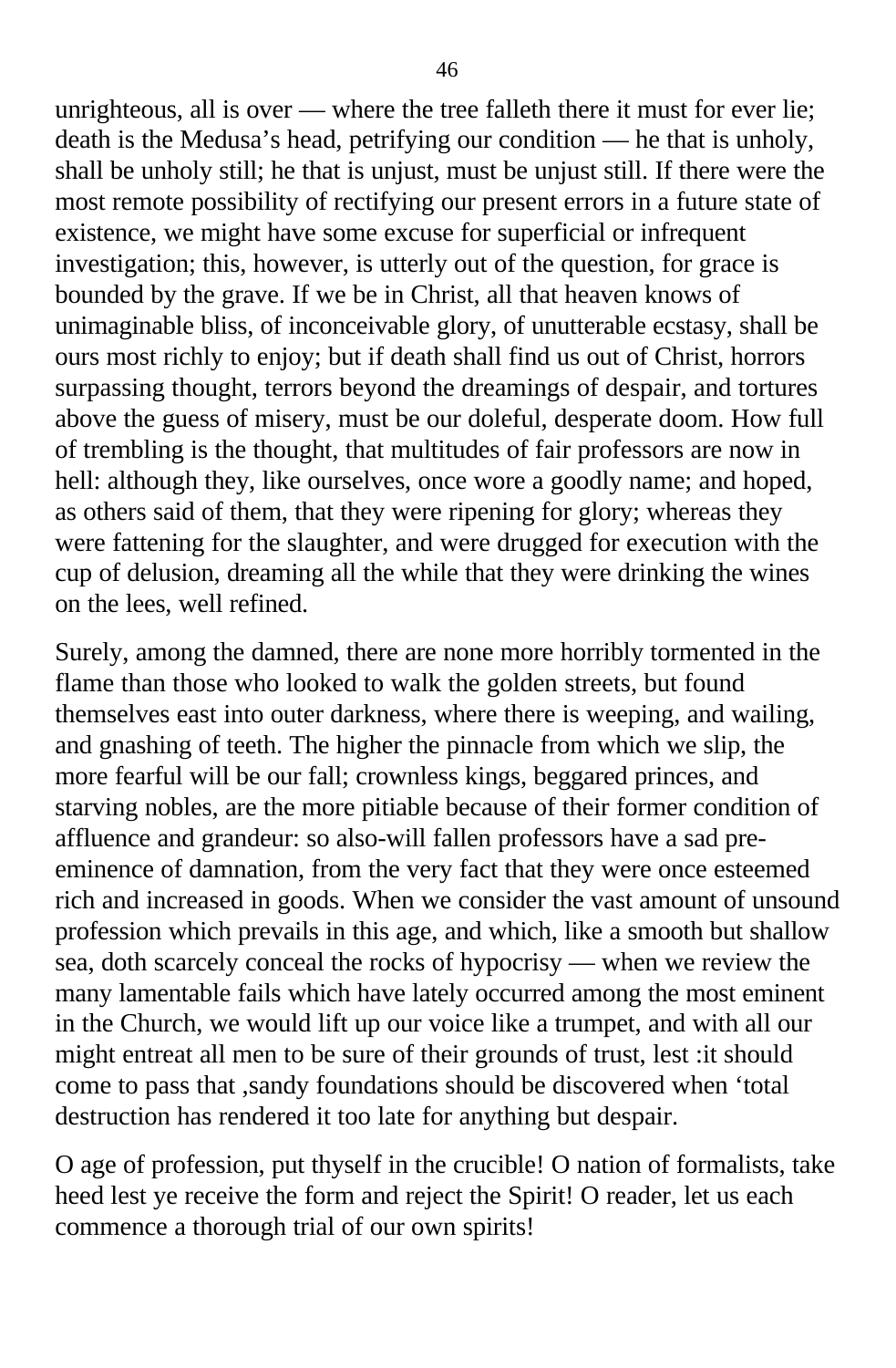unrighteous, all is over — where the tree falleth there it must for ever lie; death is the Medusa's head, petrifying our condition — he that is unholy, shall be unholy still; he that is unjust, must be unjust still. If there were the most remote possibility of rectifying our present errors in a future state of existence, we might have some excuse for superficial or infrequent investigation; this, however, is utterly out of the question, for grace is bounded by the grave. If we be in Christ, all that heaven knows of unimaginable bliss, of inconceivable glory, of unutterable ecstasy, shall be ours most richly to enjoy; but if death shall find us out of Christ, horrors surpassing thought, terrors beyond the dreamings of despair, and tortures above the guess of misery, must be our doleful, desperate doom. How full of trembling is the thought, that multitudes of fair professors are now in hell: although they, like ourselves, once wore a goodly name; and hoped, as others said of them, that they were ripening for glory; whereas they were fattening for the slaughter, and were drugged for execution with the cup of delusion, dreaming all the while that they were drinking the wines on the lees, well refined.

Surely, among the damned, there are none more horribly tormented in the flame than those who looked to walk the golden streets, but found themselves east into outer darkness, where there is weeping, and wailing, and gnashing of teeth. The higher the pinnacle from which we slip, the more fearful will be our fall; crownless kings, beggared princes, and starving nobles, are the more pitiable because of their former condition of affluence and grandeur: so also-will fallen professors have a sad pre-eminence of damnation, from the very fact that they were once esteemed rich and increased in goods. When we consider the vast amount of unsound profession which prevails in this age, and which, like a smooth but shallow sea, doth scarcely conceal the rocks of hypocrisy — when we review the many lamentable fails which have lately occurred among the most eminent in the Church, we would lift up our voice like a trumpet, and with all our might entreat all men to be sure of their grounds of trust, lest :it should come to pass that ,sandy foundations should be discovered when 'total destruction has rendered it too late for anything but despair.

O age of profession, put thyself in the crucible! O nation of formalists, take heed lest ye receive the form and reject the Spirit! O reader, let us each commence a thorough trial of our own spirits!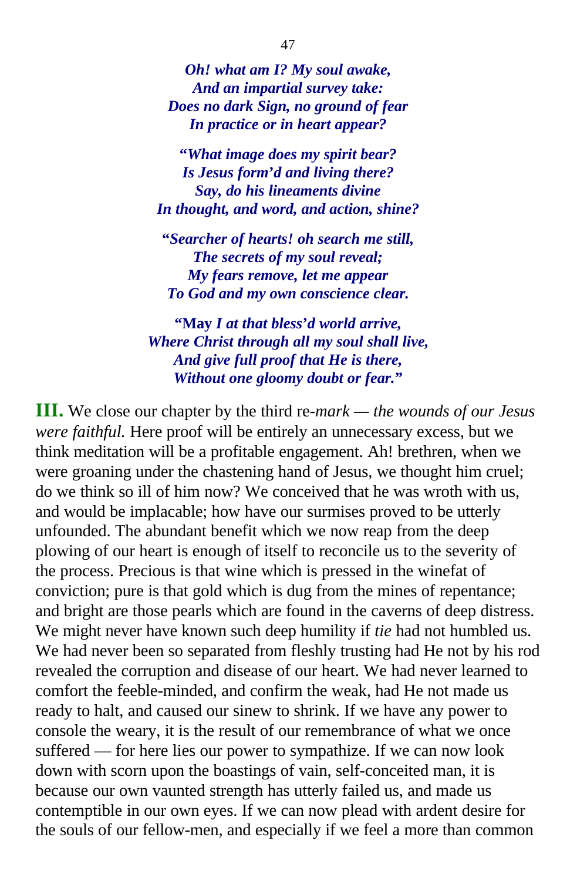*Oh! what am I? My soul awake,*
*And an impartial survey take:*
*Does no dark Sign, no ground of fear*
*In practice or in heart appear?*

*"What image does my spirit bear?*
*Is Jesus form'd and living there?*
*Say, do his lineaments divine*
*In thought, and word, and action, shine?*

*"Searcher of hearts! oh search me still,*
*The secrets of my soul reveal;*
*My fears remove, let me appear*
*To God and my own conscience clear.*

**"May** *I at that bless'd world arrive,*
*Where Christ through all my soul shall live,*
*And give full proof that He is there,*
*Without one gloomy doubt or fear."*

**III.** We close our chapter by the third re-*mark — the wounds of our Jesus were faithful.* Here proof will be entirely an unnecessary excess, but we think meditation will be a profitable engagement. Ah! brethren, when we were groaning under the chastening hand of Jesus, we thought him cruel; do we think so ill of him now? We conceived that he was wroth with us, and would be implacable; how have our surmises proved to be utterly unfounded. The abundant benefit which we now reap from the deep plowing of our heart is enough of itself to reconcile us to the severity of the process. Precious is that wine which is pressed in the winefat of conviction; pure is that gold which is dug from the mines of repentance; and bright are those pearls which are found in the caverns of deep distress. We might never have known such deep humility if *tie* had not humbled us. We had never been so separated from fleshly trusting had He not by his rod revealed the corruption and disease of our heart. We had never learned to comfort the feeble-minded, and confirm the weak, had He not made us ready to halt, and caused our sinew to shrink. If we have any power to console the weary, it is the result of our remembrance of what we once suffered — for here lies our power to sympathize. If we can now look down with scorn upon the boastings of vain, self-conceited man, it is because our own vaunted strength has utterly failed us, and made us contemptible in our own eyes. If we can now plead with ardent desire for the souls of our fellow-men, and especially if we feel a more than common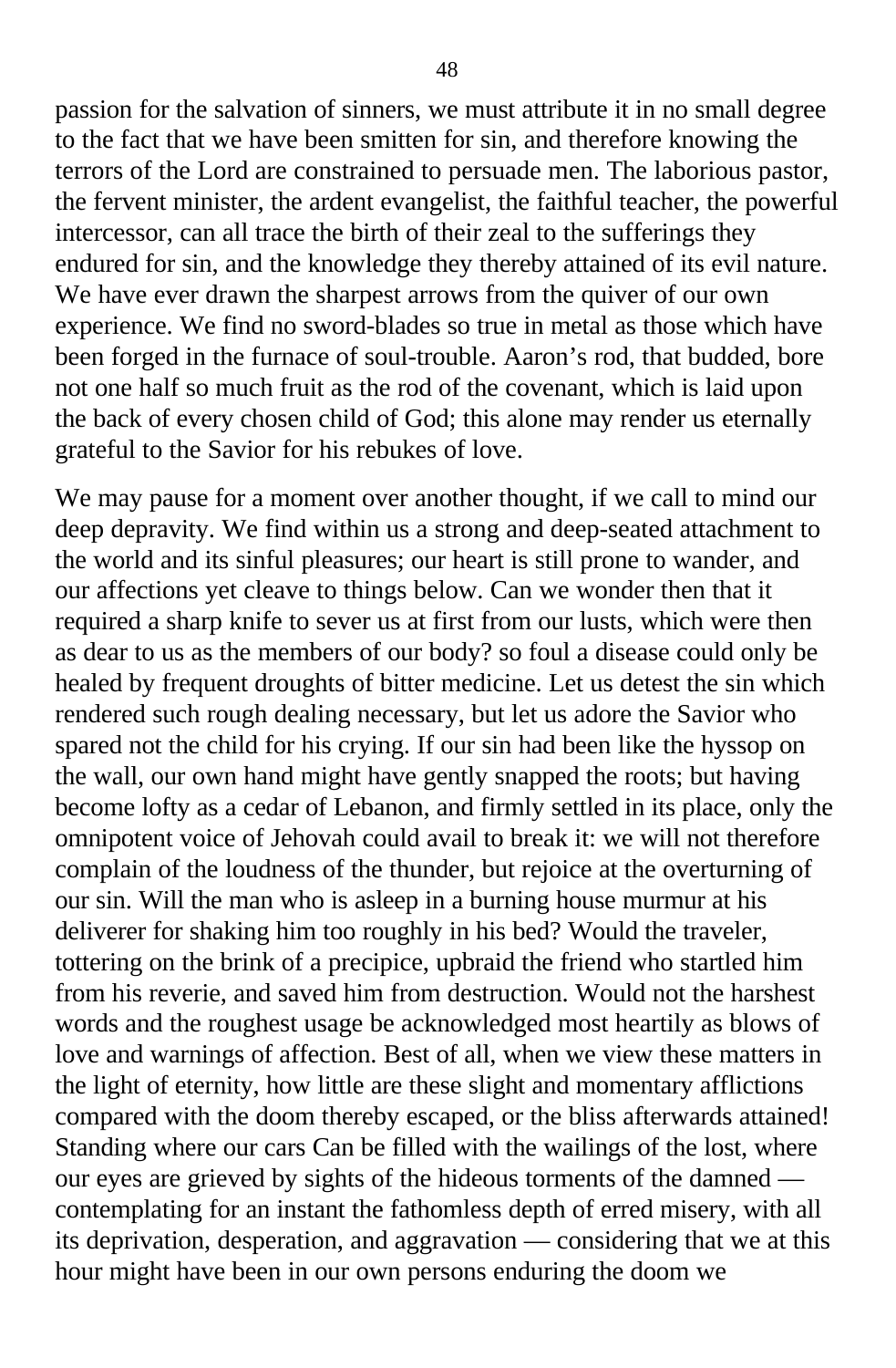passion for the salvation of sinners, we must attribute it in no small degree to the fact that we have been smitten for sin, and therefore knowing the terrors of the Lord are constrained to persuade men. The laborious pastor, the fervent minister, the ardent evangelist, the faithful teacher, the powerful intercessor, can all trace the birth of their zeal to the sufferings they endured for sin, and the knowledge they thereby attained of its evil nature. We have ever drawn the sharpest arrows from the quiver of our own experience. We find no sword-blades so true in metal as those which have been forged in the furnace of soul-trouble. Aaron's rod, that budded, bore not one half so much fruit as the rod of the covenant, which is laid upon the back of every chosen child of God; this alone may render us eternally grateful to the Savior for his rebukes of love.

We may pause for a moment over another thought, if we call to mind our deep depravity. We find within us a strong and deep-seated attachment to the world and its sinful pleasures; our heart is still prone to wander, and our affections yet cleave to things below. Can we wonder then that it required a sharp knife to sever us at first from our lusts, which were then as dear to us as the members of our body? so foul a disease could only be healed by frequent droughts of bitter medicine. Let us detest the sin which rendered such rough dealing necessary, but let us adore the Savior who spared not the child for his crying. If our sin had been like the hyssop on the wall, our own hand might have gently snapped the roots; but having become lofty as a cedar of Lebanon, and firmly settled in its place, only the omnipotent voice of Jehovah could avail to break it: we will not therefore complain of the loudness of the thunder, but rejoice at the overturning of our sin. Will the man who is asleep in a burning house murmur at his deliverer for shaking him too roughly in his bed? Would the traveler, tottering on the brink of a precipice, upbraid the friend who startled him from his reverie, and saved him from destruction. Would not the harshest words and the roughest usage be acknowledged most heartily as blows of love and warnings of affection. Best of all, when we view these matters in the light of eternity, how little are these slight and momentary afflictions compared with the doom thereby escaped, or the bliss afterwards attained! Standing where our cars Can be filled with the wailings of the lost, where our eyes are grieved by sights of the hideous torments of the damned — contemplating for an instant the fathomless depth of erred misery, with all its deprivation, desperation, and aggravation — considering that we at this hour might have been in our own persons enduring the doom we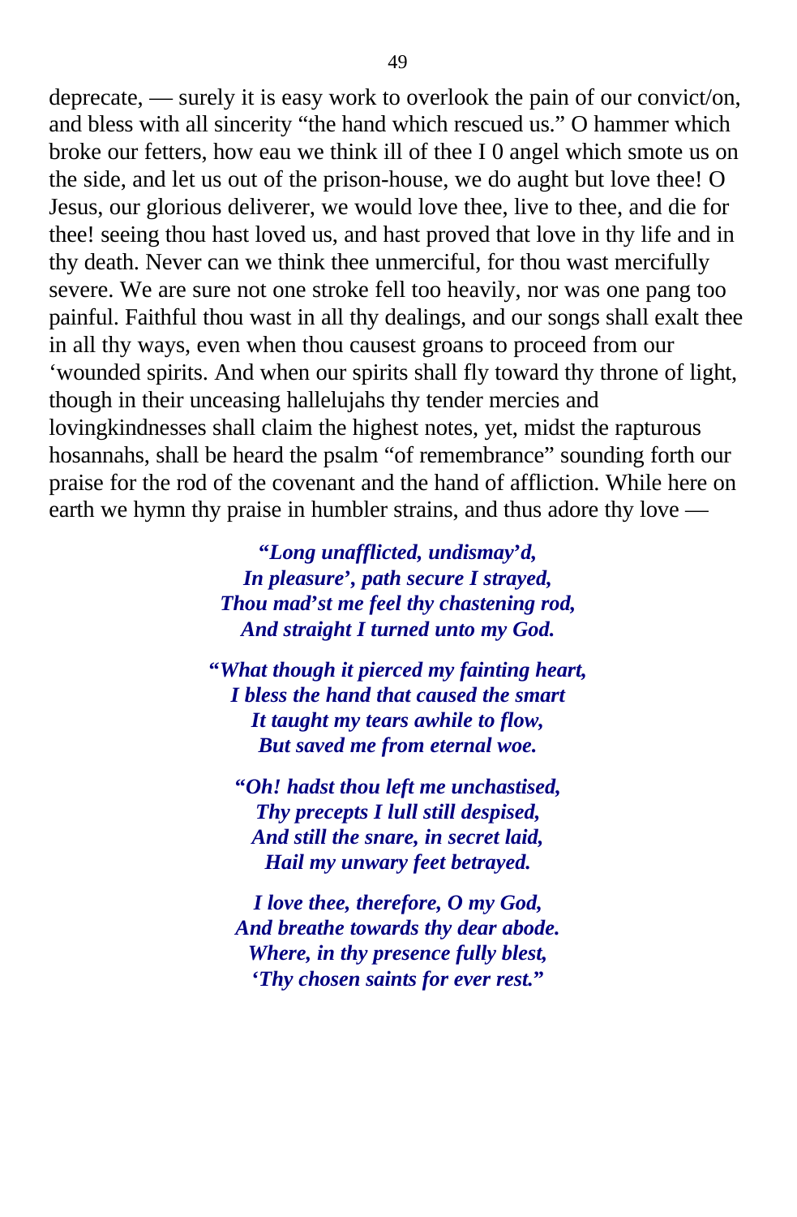deprecate, — surely it is easy work to overlook the pain of our convict/on, and bless with all sincerity "the hand which rescued us." O hammer which broke our fetters, how eau we think ill of thee I 0 angel which smote us on the side, and let us out of the prison-house, we do aught but love thee! O Jesus, our glorious deliverer, we would love thee, live to thee, and die for thee! seeing thou hast loved us, and hast proved that love in thy life and in thy death. Never can we think thee unmerciful, for thou wast mercifully severe. We are sure not one stroke fell too heavily, nor was one pang too painful. Faithful thou wast in all thy dealings, and our songs shall exalt thee in all thy ways, even when thou causest groans to proceed from our 'wounded spirits. And when our spirits shall fly toward thy throne of light, though in their unceasing hallelujahs thy tender mercies and lovingkindnesses shall claim the highest notes, yet, midst the rapturous hosannahs, shall be heard the psalm "of remembrance" sounding forth our praise for the rod of the covenant and the hand of affliction. While here on earth we hymn thy praise in humbler strains, and thus adore thy love —

*"Long unafflicted, undismay'd,*
*In pleasure', path secure I strayed,*
*Thou mad'st me feel thy chastening rod,*
*And straight I turned unto my God.*

*"What though it pierced my fainting heart,*
*I bless the hand that caused the smart*
*It taught my tears awhile to flow,*
*But saved me from eternal woe.*

*"Oh! hadst thou left me unchastised,*
*Thy precepts I lull still despised,*
*And still the snare, in secret laid,*
*Hail my unwary feet betrayed.*

*I love thee, therefore, O my God,*
*And breathe towards thy dear abode.*
*Where, in thy presence fully blest,*
*'Thy chosen saints for ever rest."*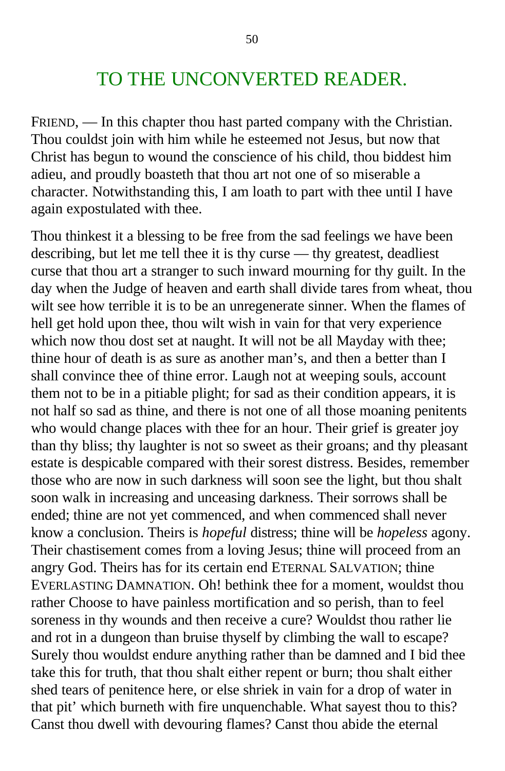# TO THE UNCONVERTED READER.

FRIEND, — In this chapter thou hast parted company with the Christian. Thou couldst join with him while he esteemed not Jesus, but now that Christ has begun to wound the conscience of his child, thou biddest him adieu, and proudly boasteth that thou art not one of so miserable a character. Notwithstanding this, I am loath to part with thee until I have again expostulated with thee.

Thou thinkest it a blessing to be free from the sad feelings we have been describing, but let me tell thee it is thy curse — thy greatest, deadliest curse that thou art a stranger to such inward mourning for thy guilt. In the day when the Judge of heaven and earth shall divide tares from wheat, thou wilt see how terrible it is to be an unregenerate sinner. When the flames of hell get hold upon thee, thou wilt wish in vain for that very experience which now thou dost set at naught. It will not be all Mayday with thee; thine hour of death is as sure as another man's, and then a better than I shall convince thee of thine error. Laugh not at weeping souls, account them not to be in a pitiable plight; for sad as their condition appears, it is not half so sad as thine, and there is not one of all those moaning penitents who would change places with thee for an hour. Their grief is greater joy than thy bliss; thy laughter is not so sweet as their groans; and thy pleasant estate is despicable compared with their sorest distress. Besides, remember those who are now in such darkness will soon see the light, but thou shalt soon walk in increasing and unceasing darkness. Their sorrows shall be ended; thine are not yet commenced, and when commenced shall never know a conclusion. Theirs is *hopeful* distress; thine will be *hopeless* agony. Their chastisement comes from a loving Jesus; thine will proceed from an angry God. Theirs has for its certain end ETERNAL SALVATION; thine EVERLASTING DAMNATION. Oh! bethink thee for a moment, wouldst thou rather Choose to have painless mortification and so perish, than to feel soreness in thy wounds and then receive a cure? Wouldst thou rather lie and rot in a dungeon than bruise thyself by climbing the wall to escape? Surely thou wouldst endure anything rather than be damned and I bid thee take this for truth, that thou shalt either repent or burn; thou shalt either shed tears of penitence here, or else shriek in vain for a drop of water in that pit' which burneth with fire unquenchable. What sayest thou to this? Canst thou dwell with devouring flames? Canst thou abide the eternal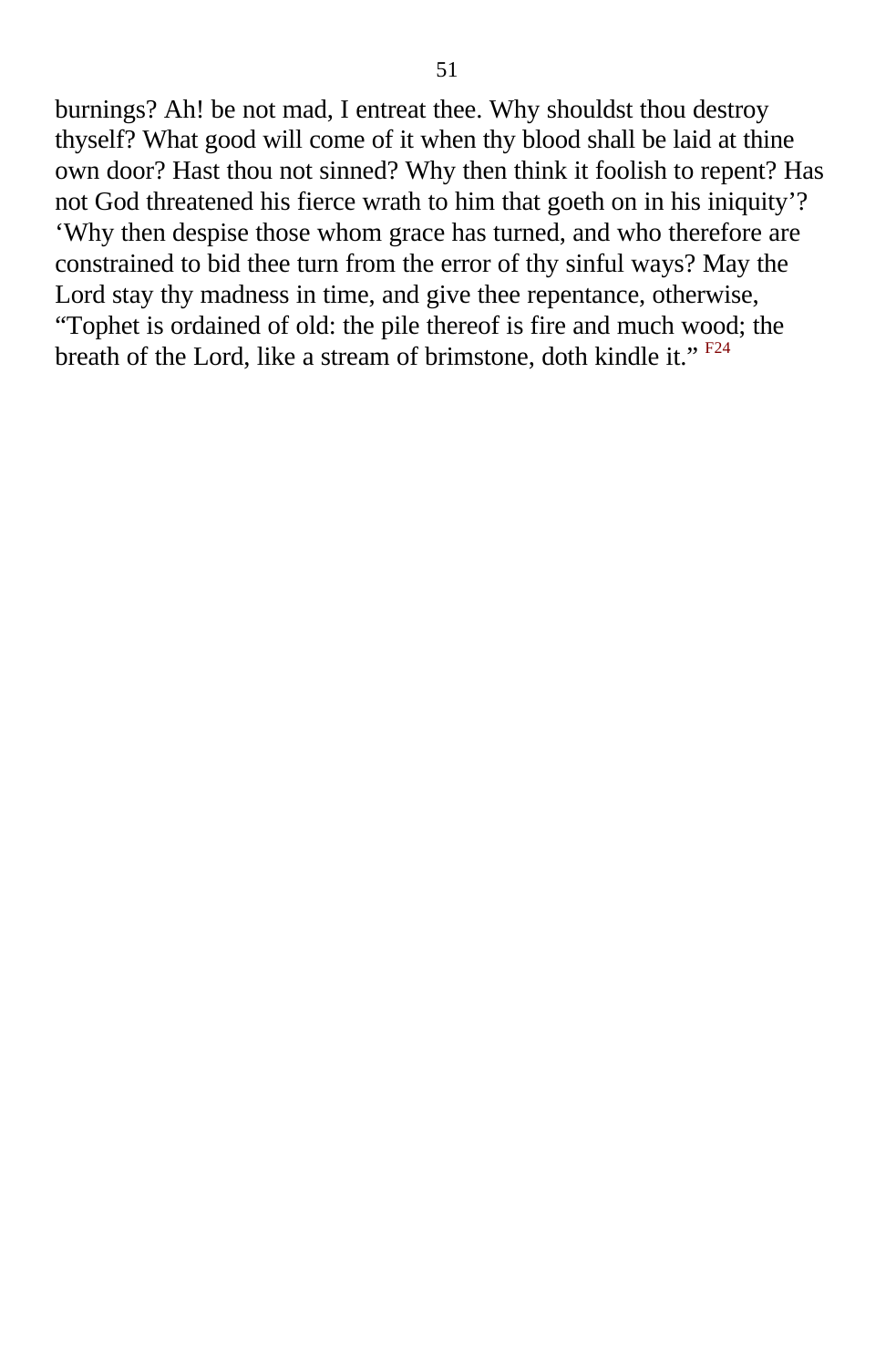burnings? Ah! be not mad, I entreat thee. Why shouldst thou destroy thyself? What good will come of it when thy blood shall be laid at thine own door? Hast thou not sinned? Why then think it foolish to repent? Has not God threatened his fierce wrath to him that goeth on in his iniquity'? 'Why then despise those whom grace has turned, and who therefore are constrained to bid thee turn from the error of thy sinful ways? May the Lord stay thy madness in time, and give thee repentance, otherwise, "Tophet is ordained of old: the pile thereof is fire and much wood; the breath of the Lord, like a stream of brimstone, doth kindle it." [F24]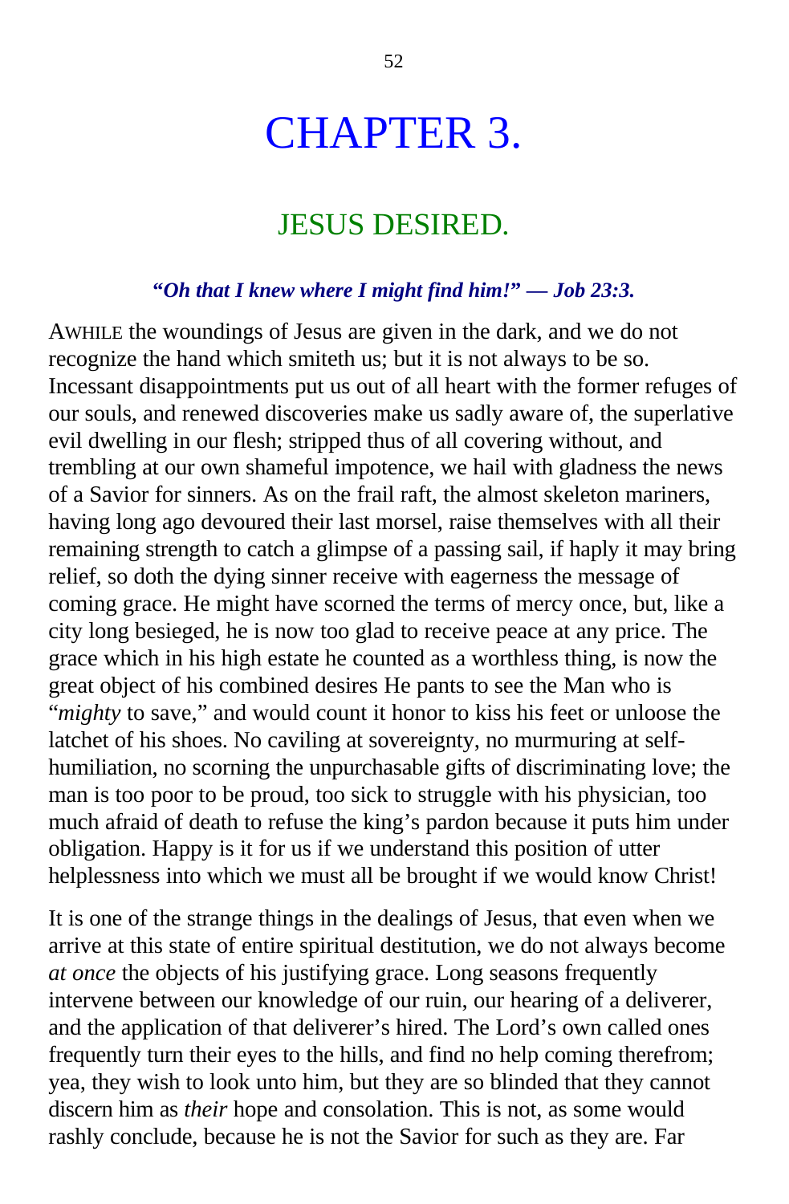# CHAPTER 3.

## JESUS DESIRED.

***"Oh that I knew where I might find him!" — Job 23:3.***

AWHILE the woundings of Jesus are given in the dark, and we do not recognize the hand which smiteth us; but it is not always to be so. Incessant disappointments put us out of all heart with the former refuges of our souls, and renewed discoveries make us sadly aware of, the superlative evil dwelling in our flesh; stripped thus of all covering without, and trembling at our own shameful impotence, we hail with gladness the news of a Savior for sinners. As on the frail raft, the almost skeleton mariners, having long ago devoured their last morsel, raise themselves with all their remaining strength to catch a glimpse of a passing sail, if haply it may bring relief, so doth the dying sinner receive with eagerness the message of coming grace. He might have scorned the terms of mercy once, but, like a city long besieged, he is now too glad to receive peace at any price. The grace which in his high estate he counted as a worthless thing, is now the great object of his combined desires He pants to see the Man who is "*mighty* to save," and would count it honor to kiss his feet or unloose the latchet of his shoes. No caviling at sovereignty, no murmuring at self-humiliation, no scorning the unpurchasable gifts of discriminating love; the man is too poor to be proud, too sick to struggle with his physician, too much afraid of death to refuse the king's pardon because it puts him under obligation. Happy is it for us if we understand this position of utter helplessness into which we must all be brought if we would know Christ!

It is one of the strange things in the dealings of Jesus, that even when we arrive at this state of entire spiritual destitution, we do not always become *at once* the objects of his justifying grace. Long seasons frequently intervene between our knowledge of our ruin, our hearing of a deliverer, and the application of that deliverer's hired. The Lord's own called ones frequently turn their eyes to the hills, and find no help coming therefrom; yea, they wish to look unto him, but they are so blinded that they cannot discern him as *their* hope and consolation. This is not, as some would rashly conclude, because he is not the Savior for such as they are. Far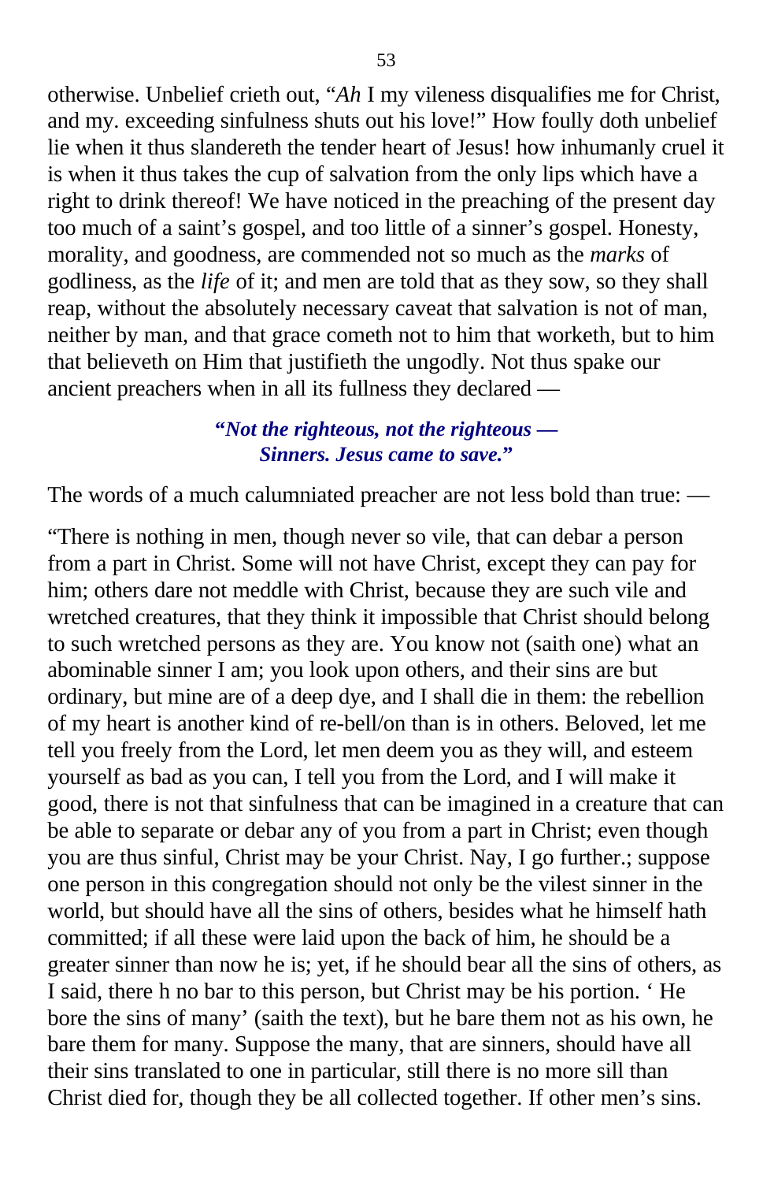otherwise. Unbelief crieth out, "*Ah* I my vileness disqualifies me for Christ, and my. exceeding sinfulness shuts out his love!" How foully doth unbelief lie when it thus slandereth the tender heart of Jesus! how inhumanly cruel it is when it thus takes the cup of salvation from the only lips which have a right to drink thereof! We have noticed in the preaching of the present day too much of a saint's gospel, and too little of a sinner's gospel. Honesty, morality, and goodness, are commended not so much as the *marks* of godliness, as the *life* of it; and men are told that as they sow, so they shall reap, without the absolutely necessary caveat that salvation is not of man, neither by man, and that grace cometh not to him that worketh, but to him that believeth on Him that justifieth the ungodly. Not thus spake our ancient preachers when in all its fullness they declared —

> ***"Not the righteous, not the righteous —***
> ***Sinners. Jesus came to save."***

The words of a much calumniated preacher are not less bold than true: —

"There is nothing in men, though never so vile, that can debar a person from a part in Christ. Some will not have Christ, except they can pay for him; others dare not meddle with Christ, because they are such vile and wretched creatures, that they think it impossible that Christ should belong to such wretched persons as they are. You know not (saith one) what an abominable sinner I am; you look upon others, and their sins are but ordinary, but mine are of a deep dye, and I shall die in them: the rebellion of my heart is another kind of re-bell/on than is in others. Beloved, let me tell you freely from the Lord, let men deem you as they will, and esteem yourself as bad as you can, I tell you from the Lord, and I will make it good, there is not that sinfulness that can be imagined in a creature that can be able to separate or debar any of you from a part in Christ; even though you are thus sinful, Christ may be your Christ. Nay, I go further.; suppose one person in this congregation should not only be the vilest sinner in the world, but should have all the sins of others, besides what he himself hath committed; if all these were laid upon the back of him, he should be a greater sinner than now he is; yet, if he should bear all the sins of others, as I said, there h no bar to this person, but Christ may be his portion. ' He bore the sins of many' (saith the text), but he bare them not as his own, he bare them for many. Suppose the many, that are sinners, should have all their sins translated to one in particular, still there is no more sill than Christ died for, though they be all collected together. If other men's sins.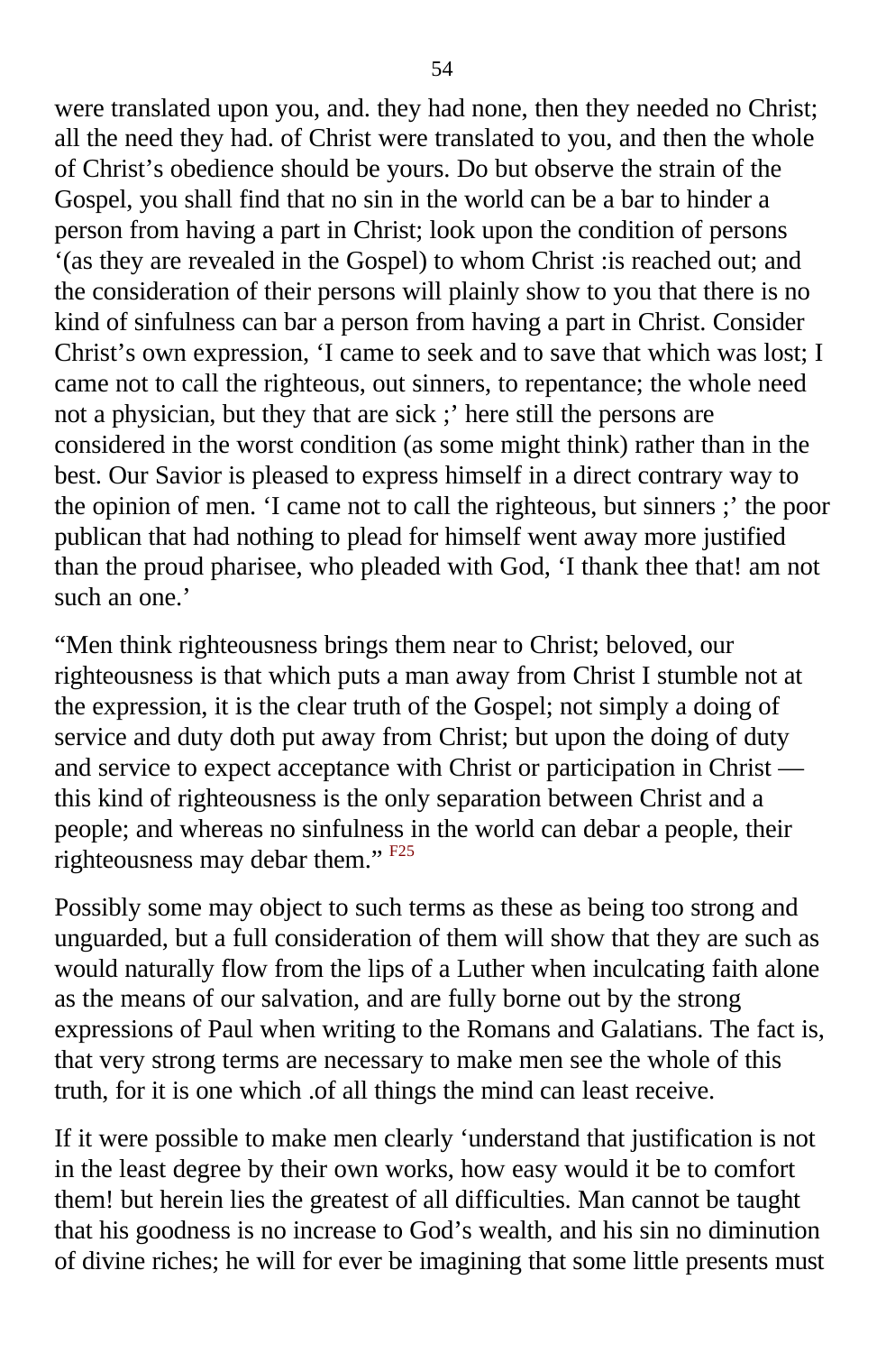were translated upon you, and. they had none, then they needed no Christ; all the need they had. of Christ were translated to you, and then the whole of Christ's obedience should be yours. Do but observe the strain of the Gospel, you shall find that no sin in the world can be a bar to hinder a person from having a part in Christ; look upon the condition of persons '(as they are revealed in the Gospel) to whom Christ :is reached out; and the consideration of their persons will plainly show to you that there is no kind of sinfulness can bar a person from having a part in Christ. Consider Christ's own expression, 'I came to seek and to save that which was lost; I came not to call the righteous, out sinners, to repentance; the whole need not a physician, but they that are sick ;' here still the persons are considered in the worst condition (as some might think) rather than in the best. Our Savior is pleased to express himself in a direct contrary way to the opinion of men. 'I came not to call the righteous, but sinners ;' the poor publican that had nothing to plead for himself went away more justified than the proud pharisee, who pleaded with God, 'I thank thee that! am not such an one.'

"Men think righteousness brings them near to Christ; beloved, our righteousness is that which puts a man away from Christ I stumble not at the expression, it is the clear truth of the Gospel; not simply a doing of service and duty doth put away from Christ; but upon the doing of duty and service to expect acceptance with Christ or participation in Christ — this kind of righteousness is the only separation between Christ and a people; and whereas no sinfulness in the world can debar a people, their righteousness may debar them." F25

Possibly some may object to such terms as these as being too strong and unguarded, but a full consideration of them will show that they are such as would naturally flow from the lips of a Luther when inculcating faith alone as the means of our salvation, and are fully borne out by the strong expressions of Paul when writing to the Romans and Galatians. The fact is, that very strong terms are necessary to make men see the whole of this truth, for it is one which .of all things the mind can least receive.

If it were possible to make men clearly 'understand that justification is not in the least degree by their own works, how easy would it be to comfort them! but herein lies the greatest of all difficulties. Man cannot be taught that his goodness is no increase to God's wealth, and his sin no diminution of divine riches; he will for ever be imagining that some little presents must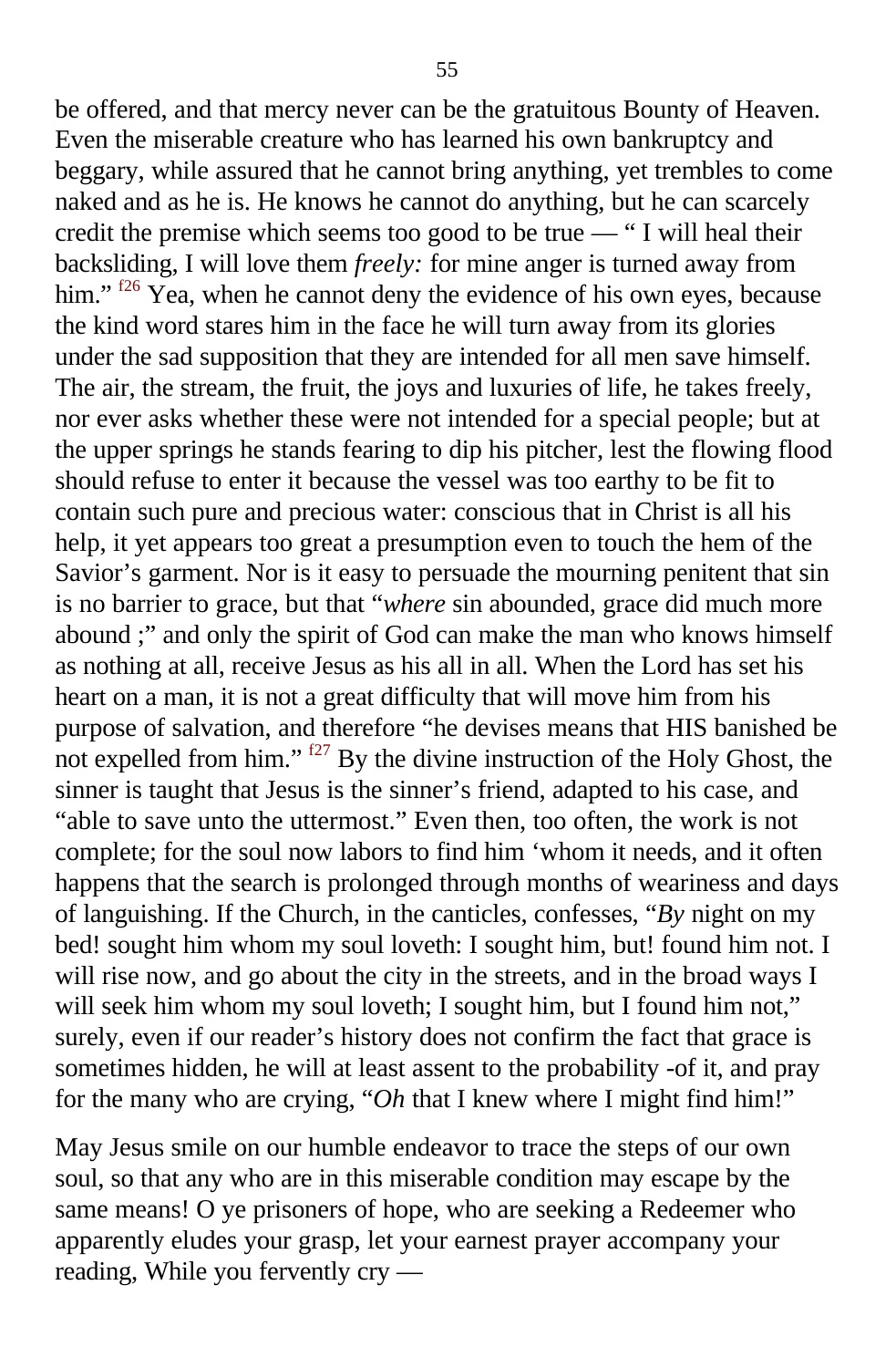be offered, and that mercy never can be the gratuitous Bounty of Heaven. Even the miserable creature who has learned his own bankruptcy and beggary, while assured that he cannot bring anything, yet trembles to come naked and as he is. He knows he cannot do anything, but he can scarcely credit the premise which seems too good to be true — " I will heal their backsliding, I will love them *freely:* for mine anger is turned away from him." [f26] Yea, when he cannot deny the evidence of his own eyes, because the kind word stares him in the face he will turn away from its glories under the sad supposition that they are intended for all men save himself. The air, the stream, the fruit, the joys and luxuries of life, he takes freely, nor ever asks whether these were not intended for a special people; but at the upper springs he stands fearing to dip his pitcher, lest the flowing flood should refuse to enter it because the vessel was too earthy to be fit to contain such pure and precious water: conscious that in Christ is all his help, it yet appears too great a presumption even to touch the hem of the Savior's garment. Nor is it easy to persuade the mourning penitent that sin is no barrier to grace, but that "*where* sin abounded, grace did much more abound ;" and only the spirit of God can make the man who knows himself as nothing at all, receive Jesus as his all in all. When the Lord has set his heart on a man, it is not a great difficulty that will move him from his purpose of salvation, and therefore "he devises means that HIS banished be not expelled from him." [f27] By the divine instruction of the Holy Ghost, the sinner is taught that Jesus is the sinner's friend, adapted to his case, and "able to save unto the uttermost." Even then, too often, the work is not complete; for the soul now labors to find him 'whom it needs, and it often happens that the search is prolonged through months of weariness and days of languishing. If the Church, in the canticles, confesses, "*By* night on my bed! sought him whom my soul loveth: I sought him, but! found him not. I will rise now, and go about the city in the streets, and in the broad ways I will seek him whom my soul loveth; I sought him, but I found him not," surely, even if our reader's history does not confirm the fact that grace is sometimes hidden, he will at least assent to the probability -of it, and pray for the many who are crying, "*Oh* that I knew where I might find him!"

May Jesus smile on our humble endeavor to trace the steps of our own soul, so that any who are in this miserable condition may escape by the same means! O ye prisoners of hope, who are seeking a Redeemer who apparently eludes your grasp, let your earnest prayer accompany your reading, While you fervently cry —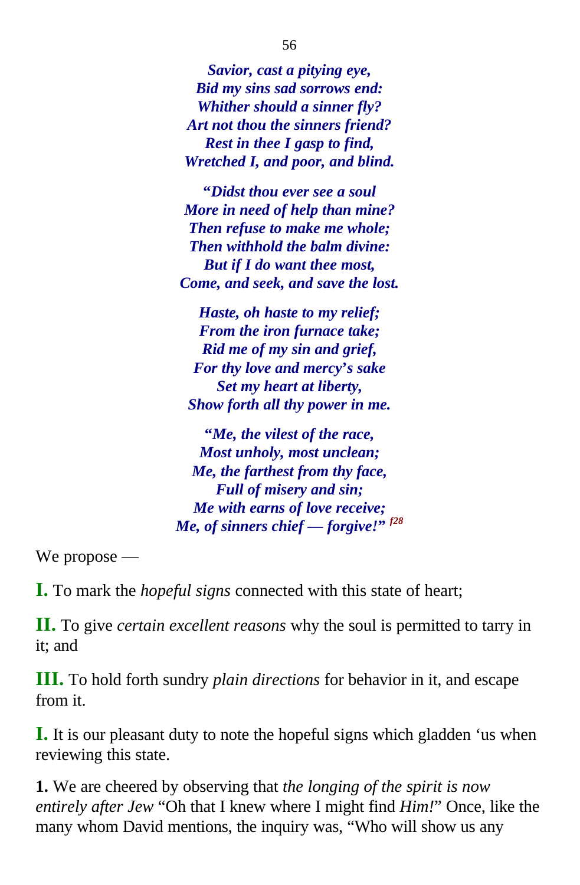*Savior, cast a pitying eye,*
*Bid my sins sad sorrows end:*
*Whither should a sinner fly?*
*Art not thou the sinners friend?*
*Rest in thee I gasp to find,*
*Wretched I, and poor, and blind.*

*“Didst thou ever see a soul*
*More in need of help than mine?*
*Then refuse to make me whole;*
*Then withhold the balm divine:*
*But if I do want thee most,*
*Come, and seek, and save the lost.*

*Haste, oh haste to my relief;*
*From the iron furnace take;*
*Rid me of my sin and grief,*
*For thy love and mercy’s sake*
*Set my heart at liberty,*
*Show forth all thy power in me.*

*“Me, the vilest of the race,*
*Most unholy, most unclean;*
*Me, the farthest from thy face,*
*Full of misery and sin;*
*Me with earns of love receive;*
*Me, of sinners chief — forgive!”* [f28]

We propose —

**I.** To mark the *hopeful signs* connected with this state of heart;

**II.** To give *certain excellent reasons* why the soul is permitted to tarry in it; and

**III.** To hold forth sundry *plain directions* for behavior in it, and escape from it.

**I.** It is our pleasant duty to note the hopeful signs which gladden ‘us when reviewing this state.

**1.** We are cheered by observing that *the longing of the spirit is now entirely after Jew* “Oh that I knew where I might find *Him!*” Once, like the many whom David mentions, the inquiry was, “Who will show us any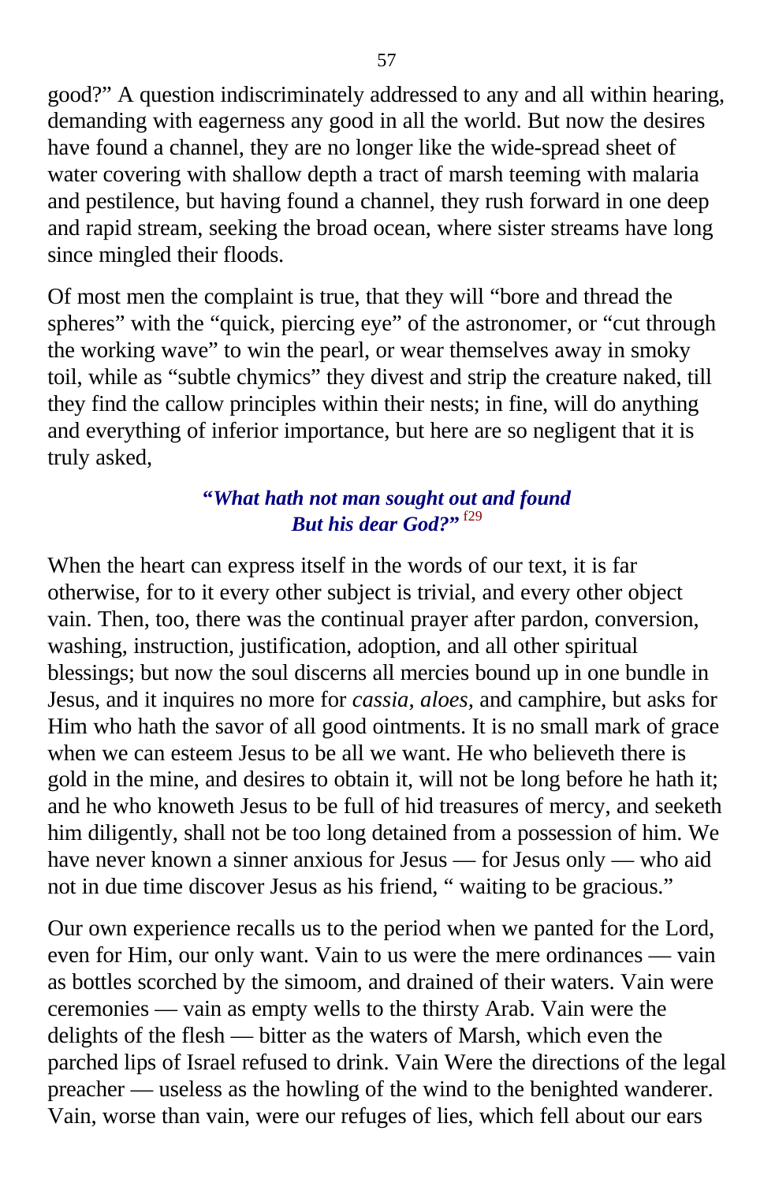good?" A question indiscriminately addressed to any and all within hearing, demanding with eagerness any good in all the world. But now the desires have found a channel, they are no longer like the wide-spread sheet of water covering with shallow depth a tract of marsh teeming with malaria and pestilence, but having found a channel, they rush forward in one deep and rapid stream, seeking the broad ocean, where sister streams have long since mingled their floods.

Of most men the complaint is true, that they will "bore and thread the spheres" with the "quick, piercing eye" of the astronomer, or "cut through the working wave" to win the pearl, or wear themselves away in smoky toil, while as "subtle chymics" they divest and strip the creature naked, till they find the callow principles within their nests; in fine, will do anything and everything of inferior importance, but here are so negligent that it is truly asked,

> ***"What hath not man sought out and found***
> ***But his dear God?"*** [f29]

When the heart can express itself in the words of our text, it is far otherwise, for to it every other subject is trivial, and every other object vain. Then, too, there was the continual prayer after pardon, conversion, washing, instruction, justification, adoption, and all other spiritual blessings; but now the soul discerns all mercies bound up in one bundle in Jesus, and it inquires no more for *cassia, aloes,* and camphire, but asks for Him who hath the savor of all good ointments. It is no small mark of grace when we can esteem Jesus to be all we want. He who believeth there is gold in the mine, and desires to obtain it, will not be long before he hath it; and he who knoweth Jesus to be full of hid treasures of mercy, and seeketh him diligently, shall not be too long detained from a possession of him. We have never known a sinner anxious for Jesus — for Jesus only — who aid not in due time discover Jesus as his friend, " waiting to be gracious."

Our own experience recalls us to the period when we panted for the Lord, even for Him, our only want. Vain to us were the mere ordinances — vain as bottles scorched by the simoom, and drained of their waters. Vain were ceremonies — vain as empty wells to the thirsty Arab. Vain were the delights of the flesh — bitter as the waters of Marsh, which even the parched lips of Israel refused to drink. Vain Were the directions of the legal preacher — useless as the howling of the wind to the benighted wanderer. Vain, worse than vain, were our refuges of lies, which fell about our ears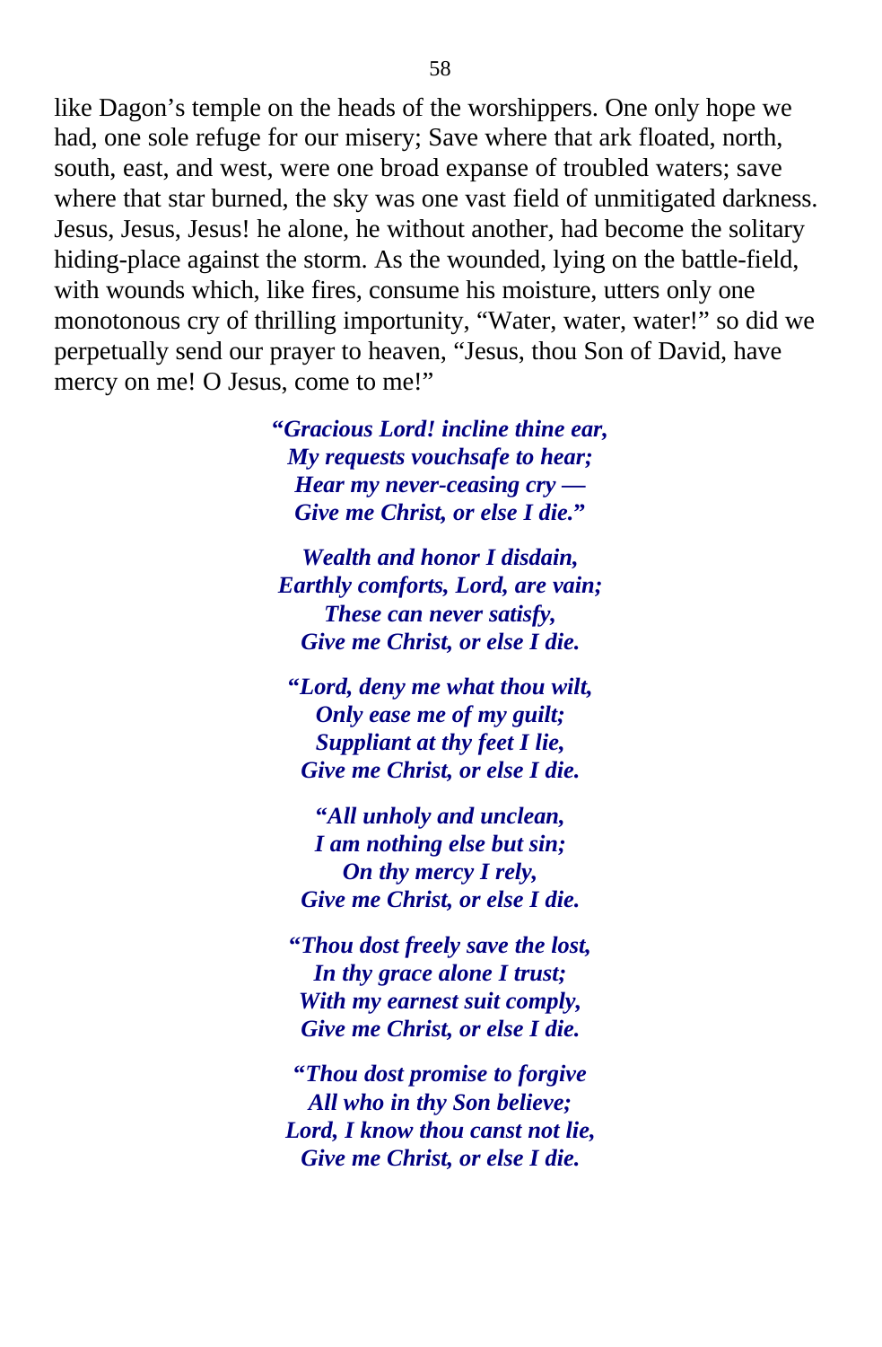like Dagon’s temple on the heads of the worshippers. One only hope we had, one sole refuge for our misery; Save where that ark floated, north, south, east, and west, were one broad expanse of troubled waters; save where that star burned, the sky was one vast field of unmitigated darkness. Jesus, Jesus, Jesus! he alone, he without another, had become the solitary hiding-place against the storm. As the wounded, lying on the battle-field, with wounds which, like fires, consume his moisture, utters only one monotonous cry of thrilling importunity, “Water, water, water!” so did we perpetually send our prayer to heaven, “Jesus, thou Son of David, have mercy on me! O Jesus, come to me!”

***“Gracious Lord! incline thine ear,***
***My requests vouchsafe to hear;***
***Hear my never-ceasing cry —***
***Give me Christ, or else I die.”***

***Wealth and honor I disdain,***
***Earthly comforts, Lord, are vain;***
***These can never satisfy,***
***Give me Christ, or else I die.***

***“Lord, deny me what thou wilt,***
***Only ease me of my guilt;***
***Suppliant at thy feet I lie,***
***Give me Christ, or else I die.***

***“All unholy and unclean,***
***I am nothing else but sin;***
***On thy mercy I rely,***
***Give me Christ, or else I die.***

***“Thou dost freely save the lost,***
***In thy grace alone I trust;***
***With my earnest suit comply,***
***Give me Christ, or else I die.***

***“Thou dost promise to forgive***
***All who in thy Son believe;***
***Lord, I know thou canst not lie,***
***Give me Christ, or else I die.***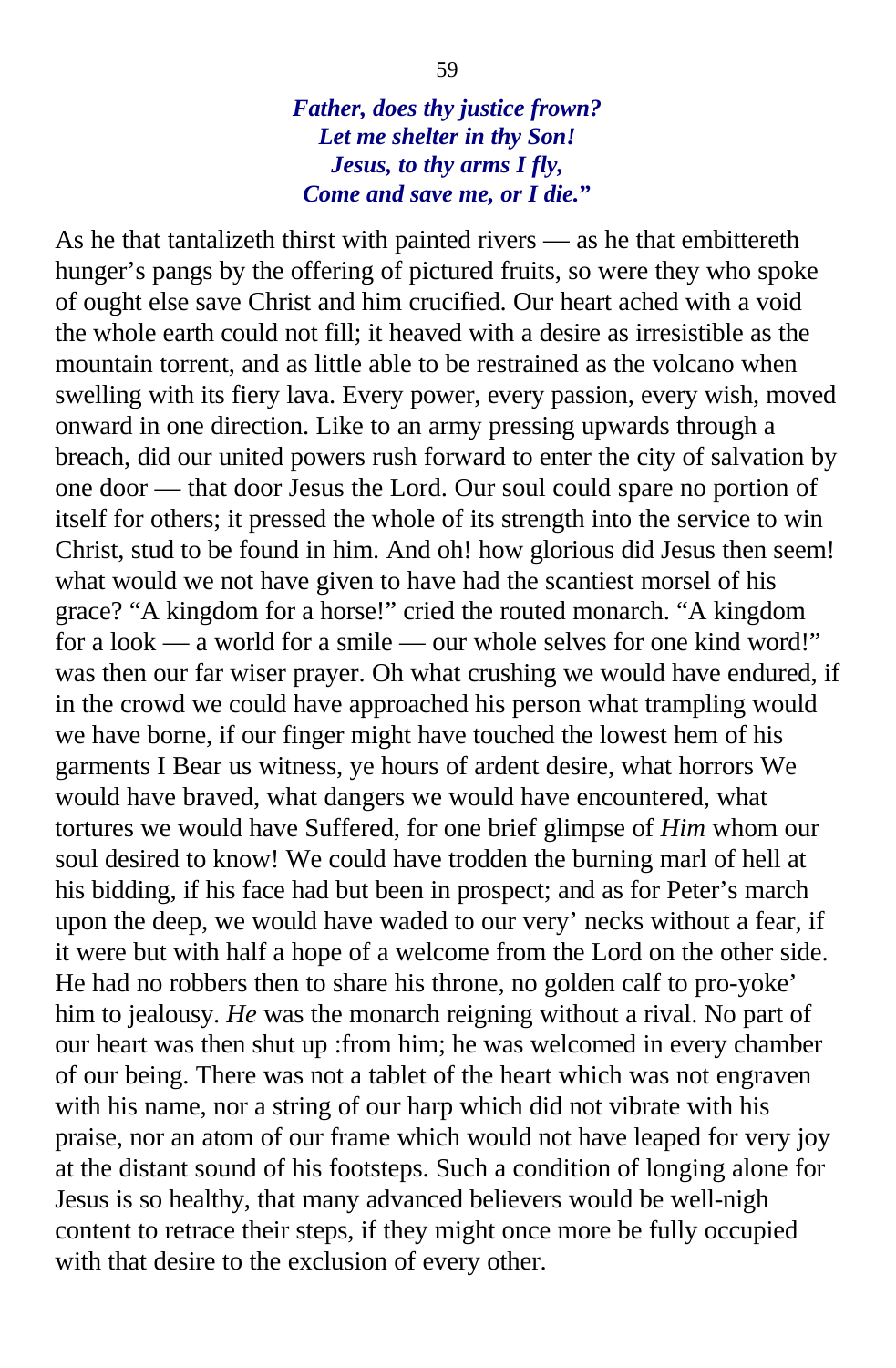***Father, does thy justice frown?***
***Let me shelter in thy Son!***
***Jesus, to thy arms I fly,***
***Come and save me, or I die.”***

As he that tantalizeth thirst with painted rivers — as he that embittereth hunger’s pangs by the offering of pictured fruits, so were they who spoke of ought else save Christ and him crucified. Our heart ached with a void the whole earth could not fill; it heaved with a desire as irresistible as the mountain torrent, and as little able to be restrained as the volcano when swelling with its fiery lava. Every power, every passion, every wish, moved onward in one direction. Like to an army pressing upwards through a breach, did our united powers rush forward to enter the city of salvation by one door — that door Jesus the Lord. Our soul could spare no portion of itself for others; it pressed the whole of its strength into the service to win Christ, stud to be found in him. And oh! how glorious did Jesus then seem! what would we not have given to have had the scantiest morsel of his grace? “A kingdom for a horse!” cried the routed monarch. “A kingdom for a look — a world for a smile — our whole selves for one kind word!” was then our far wiser prayer. Oh what crushing we would have endured, if in the crowd we could have approached his person what trampling would we have borne, if our finger might have touched the lowest hem of his garments I Bear us witness, ye hours of ardent desire, what horrors We would have braved, what dangers we would have encountered, what tortures we would have Suffered, for one brief glimpse of *Him* whom our soul desired to know! We could have trodden the burning marl of hell at his bidding, if his face had but been in prospect; and as for Peter’s march upon the deep, we would have waded to our very’ necks without a fear, if it were but with half a hope of a welcome from the Lord on the other side. He had no robbers then to share his throne, no golden calf to pro-yoke’ him to jealousy. *He* was the monarch reigning without a rival. No part of our heart was then shut up :from him; he was welcomed in every chamber of our being. There was not a tablet of the heart which was not engraven with his name, nor a string of our harp which did not vibrate with his praise, nor an atom of our frame which would not have leaped for very joy at the distant sound of his footsteps. Such a condition of longing alone for Jesus is so healthy, that many advanced believers would be well-nigh content to retrace their steps, if they might once more be fully occupied with that desire to the exclusion of every other.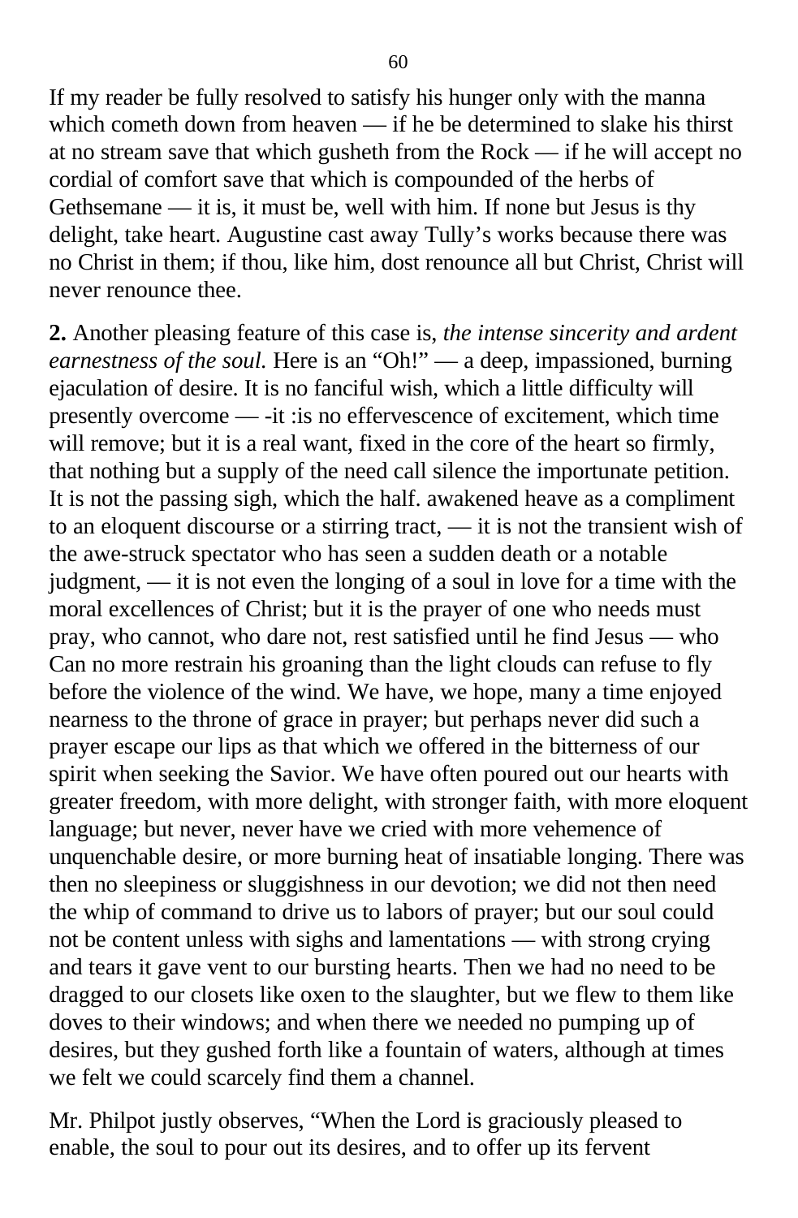If my reader be fully resolved to satisfy his hunger only with the manna which cometh down from heaven — if he be determined to slake his thirst at no stream save that which gusheth from the Rock — if he will accept no cordial of comfort save that which is compounded of the herbs of Gethsemane — it is, it must be, well with him. If none but Jesus is thy delight, take heart. Augustine cast away Tully's works because there was no Christ in them; if thou, like him, dost renounce all but Christ, Christ will never renounce thee.

**2.** Another pleasing feature of this case is, *the intense sincerity and ardent earnestness of the soul.* Here is an "Oh!" — a deep, impassioned, burning ejaculation of desire. It is no fanciful wish, which a little difficulty will presently overcome — -it :is no effervescence of excitement, which time will remove; but it is a real want, fixed in the core of the heart so firmly, that nothing but a supply of the need call silence the importunate petition. It is not the passing sigh, which the half. awakened heave as a compliment to an eloquent discourse or a stirring tract, — it is not the transient wish of the awe-struck spectator who has seen a sudden death or a notable judgment, — it is not even the longing of a soul in love for a time with the moral excellences of Christ; but it is the prayer of one who needs must pray, who cannot, who dare not, rest satisfied until he find Jesus — who Can no more restrain his groaning than the light clouds can refuse to fly before the violence of the wind. We have, we hope, many a time enjoyed nearness to the throne of grace in prayer; but perhaps never did such a prayer escape our lips as that which we offered in the bitterness of our spirit when seeking the Savior. We have often poured out our hearts with greater freedom, with more delight, with stronger faith, with more eloquent language; but never, never have we cried with more vehemence of unquenchable desire, or more burning heat of insatiable longing. There was then no sleepiness or sluggishness in our devotion; we did not then need the whip of command to drive us to labors of prayer; but our soul could not be content unless with sighs and lamentations — with strong crying and tears it gave vent to our bursting hearts. Then we had no need to be dragged to our closets like oxen to the slaughter, but we flew to them like doves to their windows; and when there we needed no pumping up of desires, but they gushed forth like a fountain of waters, although at times we felt we could scarcely find them a channel.

Mr. Philpot justly observes, "When the Lord is graciously pleased to enable, the soul to pour out its desires, and to offer up its fervent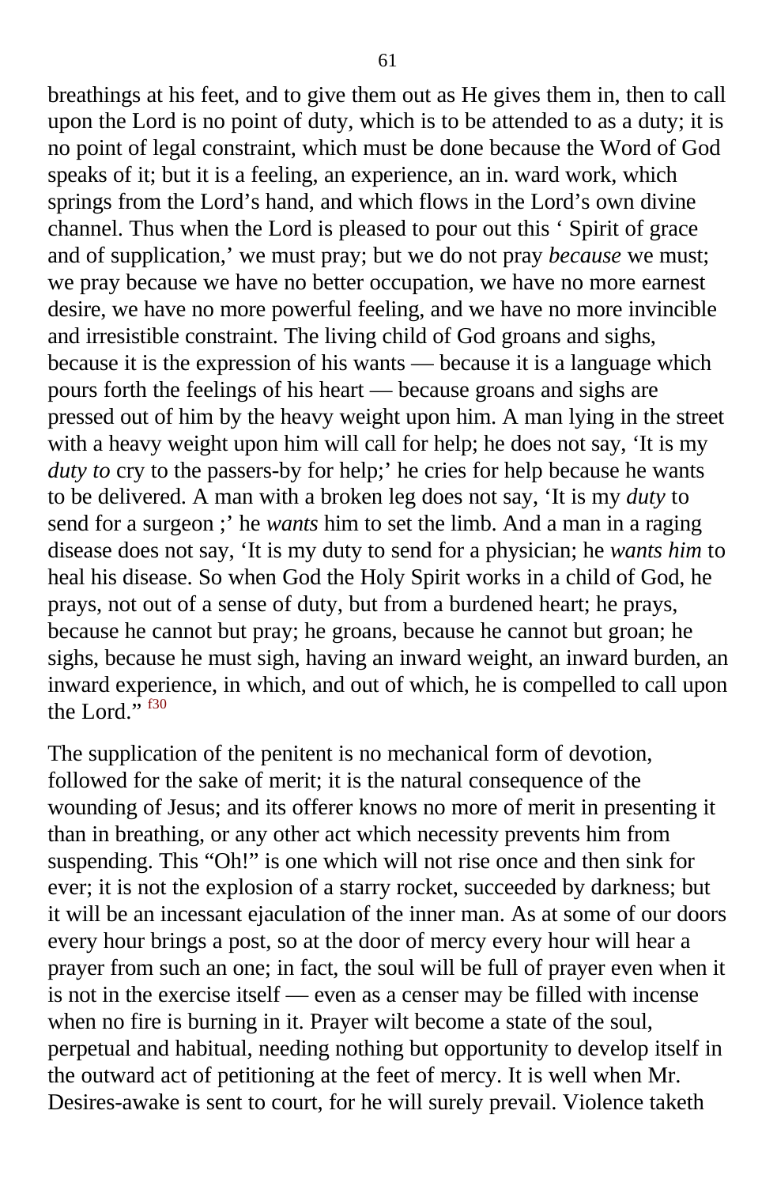breathings at his feet, and to give them out as He gives them in, then to call upon the Lord is no point of duty, which is to be attended to as a duty; it is no point of legal constraint, which must be done because the Word of God speaks of it; but it is a feeling, an experience, an in. ward work, which springs from the Lord's hand, and which flows in the Lord's own divine channel. Thus when the Lord is pleased to pour out this ' Spirit of grace and of supplication,' we must pray; but we do not pray *because* we must; we pray because we have no better occupation, we have no more earnest desire, we have no more powerful feeling, and we have no more invincible and irresistible constraint. The living child of God groans and sighs, because it is the expression of his wants — because it is a language which pours forth the feelings of his heart — because groans and sighs are pressed out of him by the heavy weight upon him. A man lying in the street with a heavy weight upon him will call for help; he does not say, 'It is my *duty to* cry to the passers-by for help;' he cries for help because he wants to be delivered. A man with a broken leg does not say, 'It is my *duty* to send for a surgeon ;' he *wants* him to set the limb. And a man in a raging disease does not say, 'It is my duty to send for a physician; he *wants him* to heal his disease. So when God the Holy Spirit works in a child of God, he prays, not out of a sense of duty, but from a burdened heart; he prays, because he cannot but pray; he groans, because he cannot but groan; he sighs, because he must sigh, having an inward weight, an inward burden, an inward experience, in which, and out of which, he is compelled to call upon the Lord." [f30]

The supplication of the penitent is no mechanical form of devotion, followed for the sake of merit; it is the natural consequence of the wounding of Jesus; and its offerer knows no more of merit in presenting it than in breathing, or any other act which necessity prevents him from suspending. This "Oh!" is one which will not rise once and then sink for ever; it is not the explosion of a starry rocket, succeeded by darkness; but it will be an incessant ejaculation of the inner man. As at some of our doors every hour brings a post, so at the door of mercy every hour will hear a prayer from such an one; in fact, the soul will be full of prayer even when it is not in the exercise itself — even as a censer may be filled with incense when no fire is burning in it. Prayer wilt become a state of the soul, perpetual and habitual, needing nothing but opportunity to develop itself in the outward act of petitioning at the feet of mercy. It is well when Mr. Desires-awake is sent to court, for he will surely prevail. Violence taketh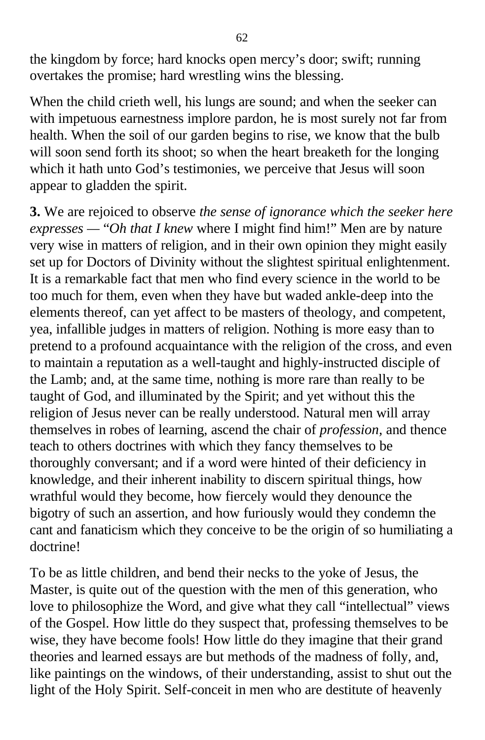the kingdom by force; hard knocks open mercy's door; swift; running overtakes the promise; hard wrestling wins the blessing.

When the child crieth well, his lungs are sound; and when the seeker can with impetuous earnestness implore pardon, he is most surely not far from health. When the soil of our garden begins to rise, we know that the bulb will soon send forth its shoot; so when the heart breaketh for the longing which it hath unto God's testimonies, we perceive that Jesus will soon appear to gladden the spirit.

**3.** We are rejoiced to observe *the sense of ignorance which the seeker here expresses* — "*Oh that I knew* where I might find him!" Men are by nature very wise in matters of religion, and in their own opinion they might easily set up for Doctors of Divinity without the slightest spiritual enlightenment. It is a remarkable fact that men who find every science in the world to be too much for them, even when they have but waded ankle-deep into the elements thereof, can yet affect to be masters of theology, and competent, yea, infallible judges in matters of religion. Nothing is more easy than to pretend to a profound acquaintance with the religion of the cross, and even to maintain a reputation as a well-taught and highly-instructed disciple of the Lamb; and, at the same time, nothing is more rare than really to be taught of God, and illuminated by the Spirit; and yet without this the religion of Jesus never can be really understood. Natural men will array themselves in robes of learning, ascend the chair of *profession,* and thence teach to others doctrines with which they fancy themselves to be thoroughly conversant; and if a word were hinted of their deficiency in knowledge, and their inherent inability to discern spiritual things, how wrathful would they become, how fiercely would they denounce the bigotry of such an assertion, and how furiously would they condemn the cant and fanaticism which they conceive to be the origin of so humiliating a doctrine!

To be as little children, and bend their necks to the yoke of Jesus, the Master, is quite out of the question with the men of this generation, who love to philosophize the Word, and give what they call "intellectual" views of the Gospel. How little do they suspect that, professing themselves to be wise, they have become fools! How little do they imagine that their grand theories and learned essays are but methods of the madness of folly, and, like paintings on the windows, of their understanding, assist to shut out the light of the Holy Spirit. Self-conceit in men who are destitute of heavenly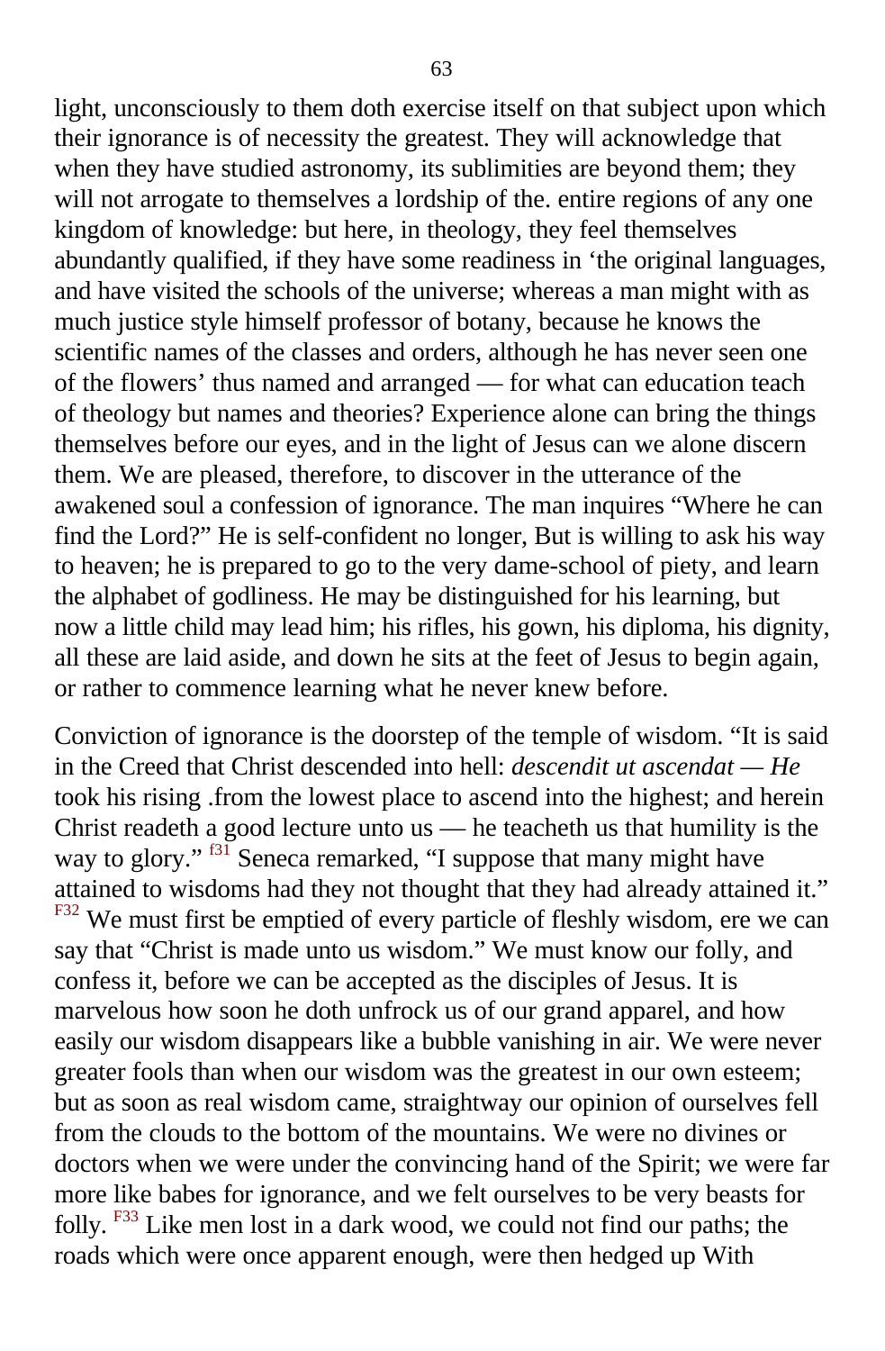light, unconsciously to them doth exercise itself on that subject upon which their ignorance is of necessity the greatest. They will acknowledge that when they have studied astronomy, its sublimities are beyond them; they will not arrogate to themselves a lordship of the. entire regions of any one kingdom of knowledge: but here, in theology, they feel themselves abundantly qualified, if they have some readiness in ‘the original languages, and have visited the schools of the universe; whereas a man might with as much justice style himself professor of botany, because he knows the scientific names of the classes and orders, although he has never seen one of the flowers’ thus named and arranged — for what can education teach of theology but names and theories? Experience alone can bring the things themselves before our eyes, and in the light of Jesus can we alone discern them. We are pleased, therefore, to discover in the utterance of the awakened soul a confession of ignorance. The man inquires “Where he can find the Lord?” He is self-confident no longer, But is willing to ask his way to heaven; he is prepared to go to the very dame-school of piety, and learn the alphabet of godliness. He may be distinguished for his learning, but now a little child may lead him; his rifles, his gown, his diploma, his dignity, all these are laid aside, and down he sits at the feet of Jesus to begin again, or rather to commence learning what he never knew before.

Conviction of ignorance is the doorstep of the temple of wisdom. “It is said in the Creed that Christ descended into hell: *descendit ut ascendat — He* took his rising .from the lowest place to ascend into the highest; and herein Christ readeth a good lecture unto us — he teacheth us that humility is the way to glory.” [f31] Seneca remarked, “I suppose that many might have attained to wisdoms had they not thought that they had already attained it.” [F32] We must first be emptied of every particle of fleshly wisdom, ere we can say that “Christ is made unto us wisdom.” We must know our folly, and confess it, before we can be accepted as the disciples of Jesus. It is marvelous how soon he doth unfrock us of our grand apparel, and how easily our wisdom disappears like a bubble vanishing in air. We were never greater fools than when our wisdom was the greatest in our own esteem; but as soon as real wisdom came, straightway our opinion of ourselves fell from the clouds to the bottom of the mountains. We were no divines or doctors when we were under the convincing hand of the Spirit; we were far more like babes for ignorance, and we felt ourselves to be very beasts for folly. [F33] Like men lost in a dark wood, we could not find our paths; the roads which were once apparent enough, were then hedged up With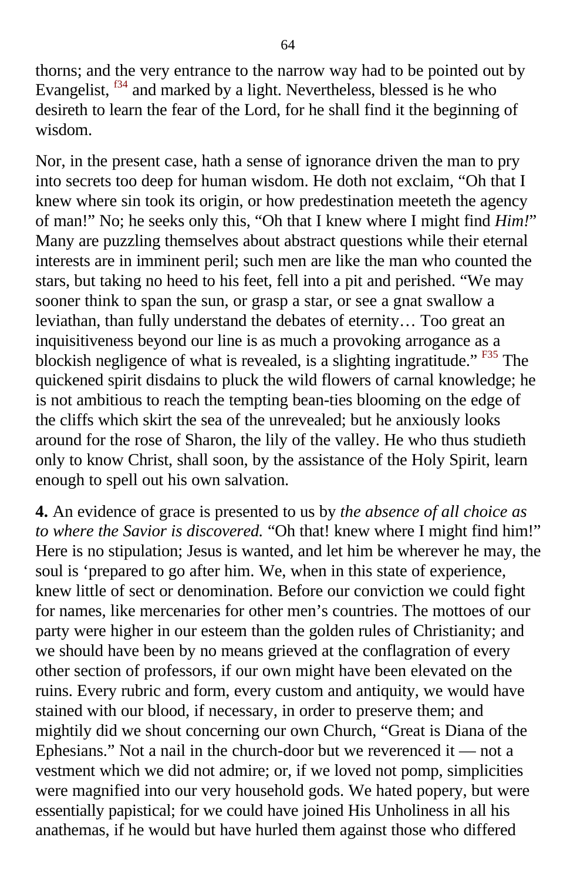thorns; and the very entrance to the narrow way had to be pointed out by Evangelist, [f34] and marked by a light. Nevertheless, blessed is he who desireth to learn the fear of the Lord, for he shall find it the beginning of wisdom.

Nor, in the present case, hath a sense of ignorance driven the man to pry into secrets too deep for human wisdom. He doth not exclaim, "Oh that I knew where sin took its origin, or how predestination meeteth the agency of man!" No; he seeks only this, "Oh that I knew where I might find *Him!*" Many are puzzling themselves about abstract questions while their eternal interests are in imminent peril; such men are like the man who counted the stars, but taking no heed to his feet, fell into a pit and perished. "We may sooner think to span the sun, or grasp a star, or see a gnat swallow a leviathan, than fully understand the debates of eternity… Too great an inquisitiveness beyond our line is as much a provoking arrogance as a blockish negligence of what is revealed, is a slighting ingratitude." [F35] The quickened spirit disdains to pluck the wild flowers of carnal knowledge; he is not ambitious to reach the tempting bean-ties blooming on the edge of the cliffs which skirt the sea of the unrevealed; but he anxiously looks around for the rose of Sharon, the lily of the valley. He who thus studieth only to know Christ, shall soon, by the assistance of the Holy Spirit, learn enough to spell out his own salvation.

**4.** An evidence of grace is presented to us by *the absence of all choice as to where the Savior is discovered.* "Oh that! knew where I might find him!" Here is no stipulation; Jesus is wanted, and let him be wherever he may, the soul is 'prepared to go after him. We, when in this state of experience, knew little of sect or denomination. Before our conviction we could fight for names, like mercenaries for other men's countries. The mottoes of our party were higher in our esteem than the golden rules of Christianity; and we should have been by no means grieved at the conflagration of every other section of professors, if our own might have been elevated on the ruins. Every rubric and form, every custom and antiquity, we would have stained with our blood, if necessary, in order to preserve them; and mightily did we shout concerning our own Church, "Great is Diana of the Ephesians." Not a nail in the church-door but we reverenced it — not a vestment which we did not admire; or, if we loved not pomp, simplicities were magnified into our very household gods. We hated popery, but were essentially papistical; for we could have joined His Unholiness in all his anathemas, if he would but have hurled them against those who differed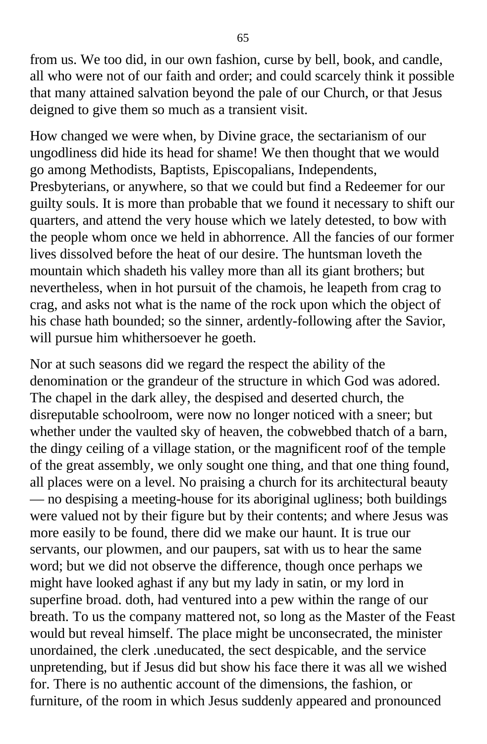from us. We too did, in our own fashion, curse by bell, book, and candle, all who were not of our faith and order; and could scarcely think it possible that many attained salvation beyond the pale of our Church, or that Jesus deigned to give them so much as a transient visit.

How changed we were when, by Divine grace, the sectarianism of our ungodliness did hide its head for shame! We then thought that we would go among Methodists, Baptists, Episcopalians, Independents, Presbyterians, or anywhere, so that we could but find a Redeemer for our guilty souls. It is more than probable that we found it necessary to shift our quarters, and attend the very house which we lately detested, to bow with the people whom once we held in abhorrence. All the fancies of our former lives dissolved before the heat of our desire. The huntsman loveth the mountain which shadeth his valley more than all its giant brothers; but nevertheless, when in hot pursuit of the chamois, he leapeth from crag to crag, and asks not what is the name of the rock upon which the object of his chase hath bounded; so the sinner, ardently-following after the Savior, will pursue him whithersoever he goeth.

Nor at such seasons did we regard the respect the ability of the denomination or the grandeur of the structure in which God was adored. The chapel in the dark alley, the despised and deserted church, the disreputable schoolroom, were now no longer noticed with a sneer; but whether under the vaulted sky of heaven, the cobwebbed thatch of a barn, the dingy ceiling of a village station, or the magnificent roof of the temple of the great assembly, we only sought one thing, and that one thing found, all places were on a level. No praising a church for its architectural beauty — no despising a meeting-house for its aboriginal ugliness; both buildings were valued not by their figure but by their contents; and where Jesus was more easily to be found, there did we make our haunt. It is true our servants, our plowmen, and our paupers, sat with us to hear the same word; but we did not observe the difference, though once perhaps we might have looked aghast if any but my lady in satin, or my lord in superfine broad. doth, had ventured into a pew within the range of our breath. To us the company mattered not, so long as the Master of the Feast would but reveal himself. The place might be unconsecrated, the minister unordained, the clerk .uneducated, the sect despicable, and the service unpretending, but if Jesus did but show his face there it was all we wished for. There is no authentic account of the dimensions, the fashion, or furniture, of the room in which Jesus suddenly appeared and pronounced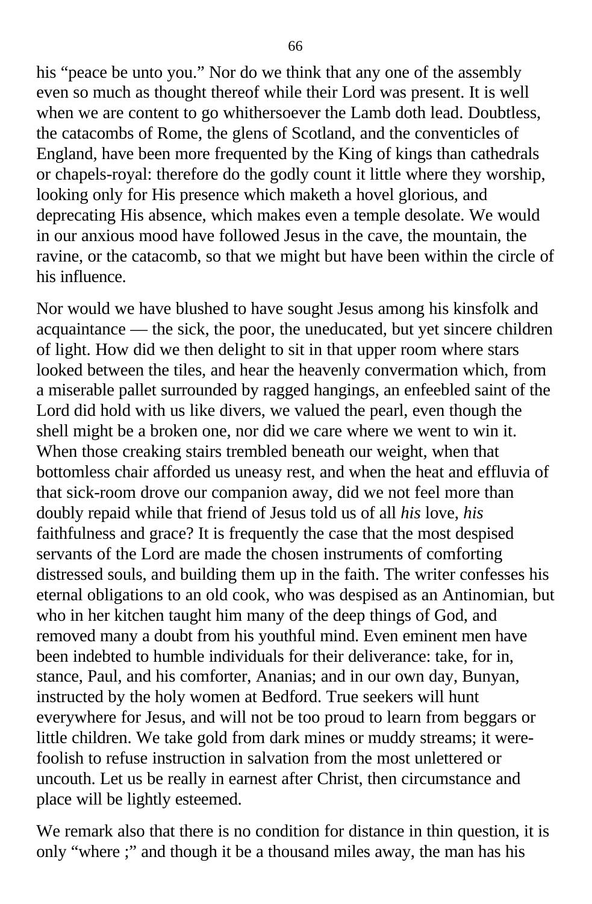his "peace be unto you." Nor do we think that any one of the assembly even so much as thought thereof while their Lord was present. It is well when we are content to go whithersoever the Lamb doth lead. Doubtless, the catacombs of Rome, the glens of Scotland, and the conventicles of England, have been more frequented by the King of kings than cathedrals or chapels-royal: therefore do the godly count it little where they worship, looking only for His presence which maketh a hovel glorious, and deprecating His absence, which makes even a temple desolate. We would in our anxious mood have followed Jesus in the cave, the mountain, the ravine, or the catacomb, so that we might but have been within the circle of his influence.

Nor would we have blushed to have sought Jesus among his kinsfolk and acquaintance — the sick, the poor, the uneducated, but yet sincere children of light. How did we then delight to sit in that upper room where stars looked between the tiles, and hear the heavenly convermation which, from a miserable pallet surrounded by ragged hangings, an enfeebled saint of the Lord did hold with us like divers, we valued the pearl, even though the shell might be a broken one, nor did we care where we went to win it. When those creaking stairs trembled beneath our weight, when that bottomless chair afforded us uneasy rest, and when the heat and effluvia of that sick-room drove our companion away, did we not feel more than doubly repaid while that friend of Jesus told us of all *his* love, *his* faithfulness and grace? It is frequently the case that the most despised servants of the Lord are made the chosen instruments of comforting distressed souls, and building them up in the faith. The writer confesses his eternal obligations to an old cook, who was despised as an Antinomian, but who in her kitchen taught him many of the deep things of God, and removed many a doubt from his youthful mind. Even eminent men have been indebted to humble individuals for their deliverance: take, for in, stance, Paul, and his comforter, Ananias; and in our own day, Bunyan, instructed by the holy women at Bedford. True seekers will hunt everywhere for Jesus, and will not be too proud to learn from beggars or little children. We take gold from dark mines or muddy streams; it were-foolish to refuse instruction in salvation from the most unlettered or uncouth. Let us be really in earnest after Christ, then circumstance and place will be lightly esteemed.

We remark also that there is no condition for distance in thin question, it is only "where ;" and though it be a thousand miles away, the man has his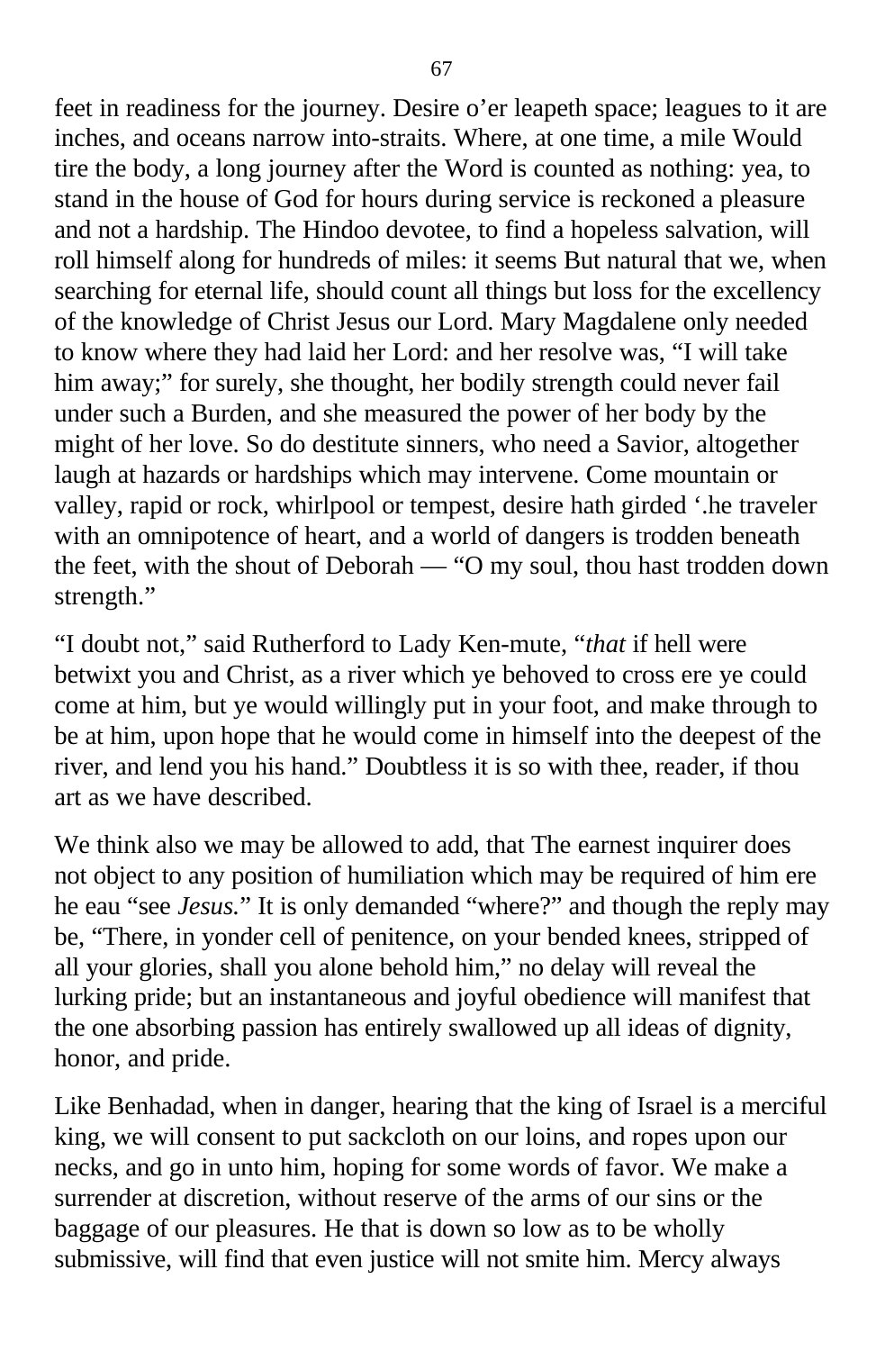feet in readiness for the journey. Desire o'er leapeth space; leagues to it are inches, and oceans narrow into-straits. Where, at one time, a mile Would tire the body, a long journey after the Word is counted as nothing: yea, to stand in the house of God for hours during service is reckoned a pleasure and not a hardship. The Hindoo devotee, to find a hopeless salvation, will roll himself along for hundreds of miles: it seems But natural that we, when searching for eternal life, should count all things but loss for the excellency of the knowledge of Christ Jesus our Lord. Mary Magdalene only needed to know where they had laid her Lord: and her resolve was, "I will take him away;" for surely, she thought, her bodily strength could never fail under such a Burden, and she measured the power of her body by the might of her love. So do destitute sinners, who need a Savior, altogether laugh at hazards or hardships which may intervene. Come mountain or valley, rapid or rock, whirlpool or tempest, desire hath girded '.he traveler with an omnipotence of heart, and a world of dangers is trodden beneath the feet, with the shout of Deborah — "O my soul, thou hast trodden down strength."

"I doubt not," said Rutherford to Lady Ken-mute, "*that* if hell were betwixt you and Christ, as a river which ye behoved to cross ere ye could come at him, but ye would willingly put in your foot, and make through to be at him, upon hope that he would come in himself into the deepest of the river, and lend you his hand." Doubtless it is so with thee, reader, if thou art as we have described.

We think also we may be allowed to add, that The earnest inquirer does not object to any position of humiliation which may be required of him ere he eau "see *Jesus.*" It is only demanded "where?" and though the reply may be, "There, in yonder cell of penitence, on your bended knees, stripped of all your glories, shall you alone behold him," no delay will reveal the lurking pride; but an instantaneous and joyful obedience will manifest that the one absorbing passion has entirely swallowed up all ideas of dignity, honor, and pride.

Like Benhadad, when in danger, hearing that the king of Israel is a merciful king, we will consent to put sackcloth on our loins, and ropes upon our necks, and go in unto him, hoping for some words of favor. We make a surrender at discretion, without reserve of the arms of our sins or the baggage of our pleasures. He that is down so low as to be wholly submissive, will find that even justice will not smite him. Mercy always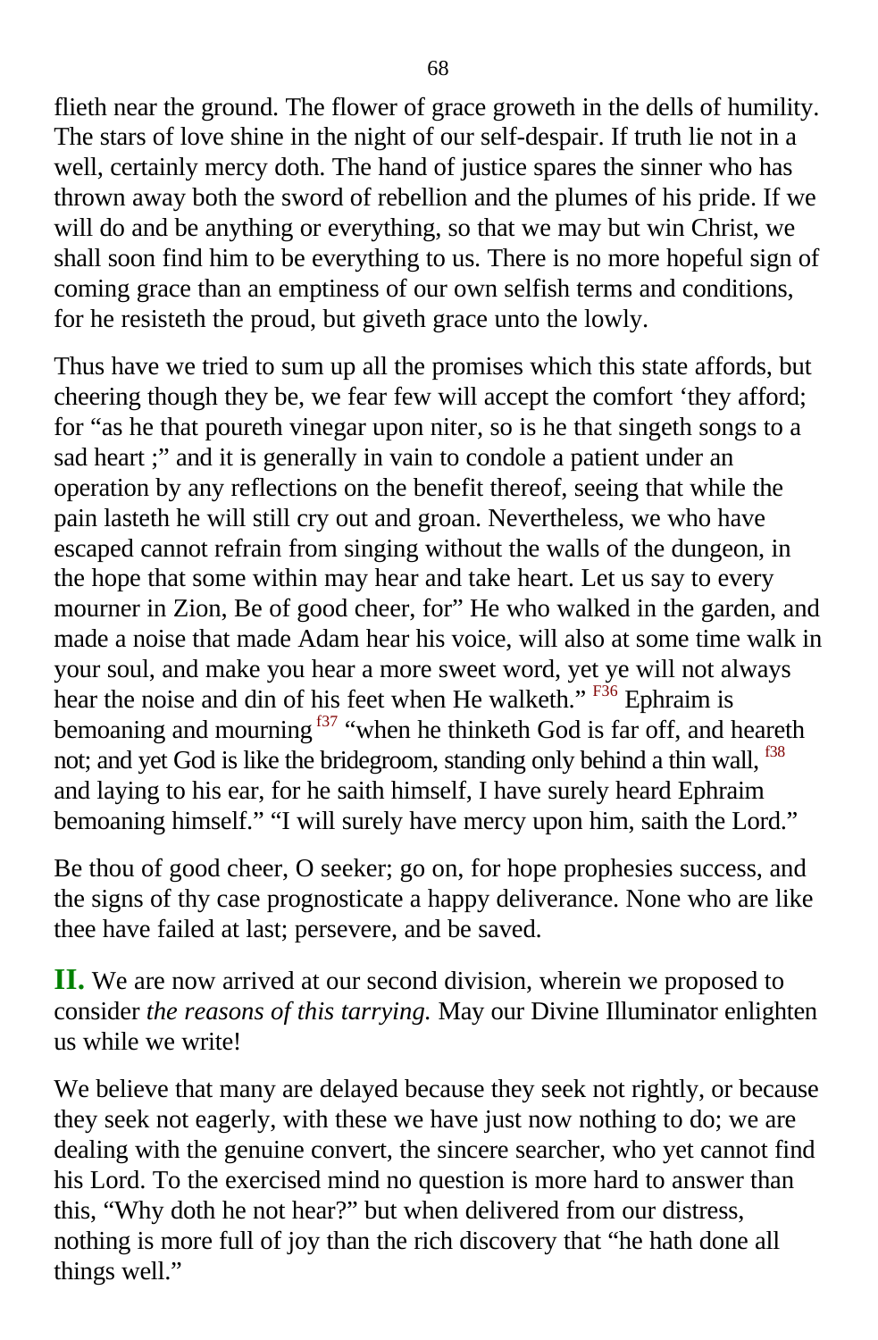flieth near the ground. The flower of grace groweth in the dells of humility. The stars of love shine in the night of our self-despair. If truth lie not in a well, certainly mercy doth. The hand of justice spares the sinner who has thrown away both the sword of rebellion and the plumes of his pride. If we will do and be anything or everything, so that we may but win Christ, we shall soon find him to be everything to us. There is no more hopeful sign of coming grace than an emptiness of our own selfish terms and conditions, for he resisteth the proud, but giveth grace unto the lowly.

Thus have we tried to sum up all the promises which this state affords, but cheering though they be, we fear few will accept the comfort 'they afford; for "as he that poureth vinegar upon niter, so is he that singeth songs to a sad heart ;" and it is generally in vain to condole a patient under an operation by any reflections on the benefit thereof, seeing that while the pain lasteth he will still cry out and groan. Nevertheless, we who have escaped cannot refrain from singing without the walls of the dungeon, in the hope that some within may hear and take heart. Let us say to every mourner in Zion, Be of good cheer, for" He who walked in the garden, and made a noise that made Adam hear his voice, will also at some time walk in your soul, and make you hear a more sweet word, yet ye will not always hear the noise and din of his feet when He walketh." [F36] Ephraim is bemoaning and mourning [f37] "when he thinketh God is far off, and heareth not; and yet God is like the bridegroom, standing only behind a thin wall, [f38] and laying to his ear, for he saith himself, I have surely heard Ephraim bemoaning himself." "I will surely have mercy upon him, saith the Lord."

Be thou of good cheer, O seeker; go on, for hope prophesies success, and the signs of thy case prognosticate a happy deliverance. None who are like thee have failed at last; persevere, and be saved.

**II.** We are now arrived at our second division, wherein we proposed to consider *the reasons of this tarrying.* May our Divine Illuminator enlighten us while we write!

We believe that many are delayed because they seek not rightly, or because they seek not eagerly, with these we have just now nothing to do; we are dealing with the genuine convert, the sincere searcher, who yet cannot find his Lord. To the exercised mind no question is more hard to answer than this, "Why doth he not hear?" but when delivered from our distress, nothing is more full of joy than the rich discovery that "he hath done all things well."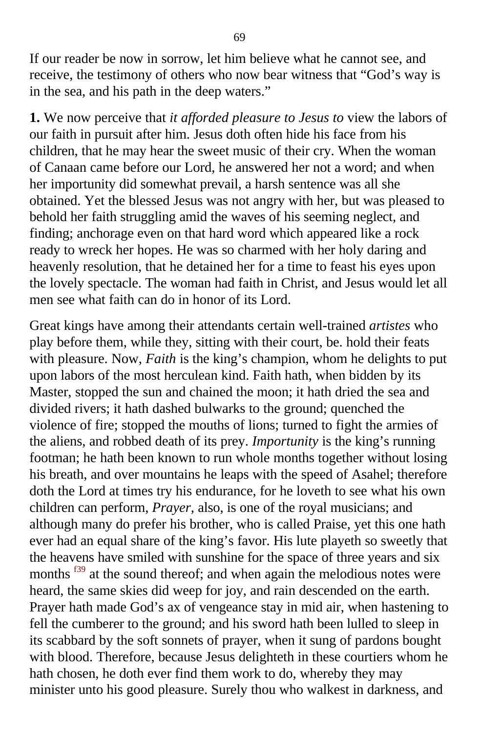If our reader be now in sorrow, let him believe what he cannot see, and receive, the testimony of others who now bear witness that "God's way is in the sea, and his path in the deep waters."

**1.** We now perceive that *it afforded pleasure to Jesus to* view the labors of our faith in pursuit after him. Jesus doth often hide his face from his children, that he may hear the sweet music of their cry. When the woman of Canaan came before our Lord, he answered her not a word; and when her importunity did somewhat prevail, a harsh sentence was all she obtained. Yet the blessed Jesus was not angry with her, but was pleased to behold her faith struggling amid the waves of his seeming neglect, and finding; anchorage even on that hard word which appeared like a rock ready to wreck her hopes. He was so charmed with her holy daring and heavenly resolution, that he detained her for a time to feast his eyes upon the lovely spectacle. The woman had faith in Christ, and Jesus would let all men see what faith can do in honor of its Lord.

Great kings have among their attendants certain well-trained *artistes* who play before them, while they, sitting with their court, be. hold their feats with pleasure. Now, *Faith* is the king's champion, whom he delights to put upon labors of the most herculean kind. Faith hath, when bidden by its Master, stopped the sun and chained the moon; it hath dried the sea and divided rivers; it hath dashed bulwarks to the ground; quenched the violence of fire; stopped the mouths of lions; turned to fight the armies of the aliens, and robbed death of its prey. *Importunity* is the king's running footman; he hath been known to run whole months together without losing his breath, and over mountains he leaps with the speed of Asahel; therefore doth the Lord at times try his endurance, for he loveth to see what his own children can perform, *Prayer,* also, is one of the royal musicians; and although many do prefer his brother, who is called Praise, yet this one hath ever had an equal share of the king's favor. His lute playeth so sweetly that the heavens have smiled with sunshine for the space of three years and six months [f39] at the sound thereof; and when again the melodious notes were heard, the same skies did weep for joy, and rain descended on the earth. Prayer hath made God's ax of vengeance stay in mid air, when hastening to fell the cumberer to the ground; and his sword hath been lulled to sleep in its scabbard by the soft sonnets of prayer, when it sung of pardons bought with blood. Therefore, because Jesus delighteth in these courtiers whom he hath chosen, he doth ever find them work to do, whereby they may minister unto his good pleasure. Surely thou who walkest in darkness, and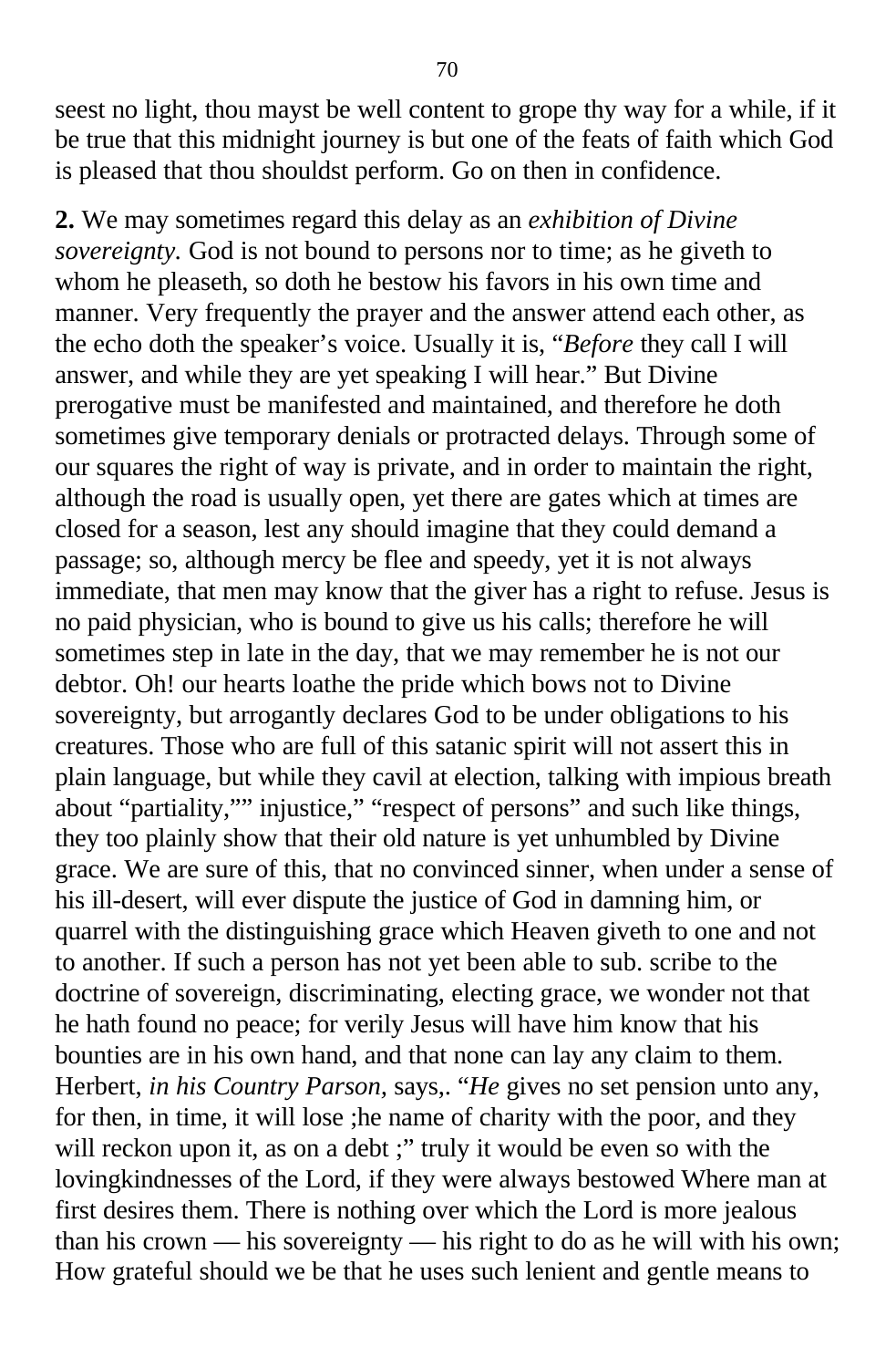seest no light, thou mayst be well content to grope thy way for a while, if it be true that this midnight journey is but one of the feats of faith which God is pleased that thou shouldst perform. Go on then in confidence.

**2.** We may sometimes regard this delay as an *exhibition of Divine sovereignty.* God is not bound to persons nor to time; as he giveth to whom he pleaseth, so doth he bestow his favors in his own time and manner. Very frequently the prayer and the answer attend each other, as the echo doth the speaker's voice. Usually it is, "*Before* they call I will answer, and while they are yet speaking I will hear." But Divine prerogative must be manifested and maintained, and therefore he doth sometimes give temporary denials or protracted delays. Through some of our squares the right of way is private, and in order to maintain the right, although the road is usually open, yet there are gates which at times are closed for a season, lest any should imagine that they could demand a passage; so, although mercy be flee and speedy, yet it is not always immediate, that men may know that the giver has a right to refuse. Jesus is no paid physician, who is bound to give us his calls; therefore he will sometimes step in late in the day, that we may remember he is not our debtor. Oh! our hearts loathe the pride which bows not to Divine sovereignty, but arrogantly declares God to be under obligations to his creatures. Those who are full of this satanic spirit will not assert this in plain language, but while they cavil at election, talking with impious breath about "partiality,"" injustice," "respect of persons" and such like things, they too plainly show that their old nature is yet unhumbled by Divine grace. We are sure of this, that no convinced sinner, when under a sense of his ill-desert, will ever dispute the justice of God in damning him, or quarrel with the distinguishing grace which Heaven giveth to one and not to another. If such a person has not yet been able to sub. scribe to the doctrine of sovereign, discriminating, electing grace, we wonder not that he hath found no peace; for verily Jesus will have him know that his bounties are in his own hand, and that none can lay any claim to them. Herbert, *in his Country Parson,* says,. "*He* gives no set pension unto any, for then, in time, it will lose ;he name of charity with the poor, and they will reckon upon it, as on a debt ;" truly it would be even so with the lovingkindnesses of the Lord, if they were always bestowed Where man at first desires them. There is nothing over which the Lord is more jealous than his crown — his sovereignty — his right to do as he will with his own; How grateful should we be that he uses such lenient and gentle means to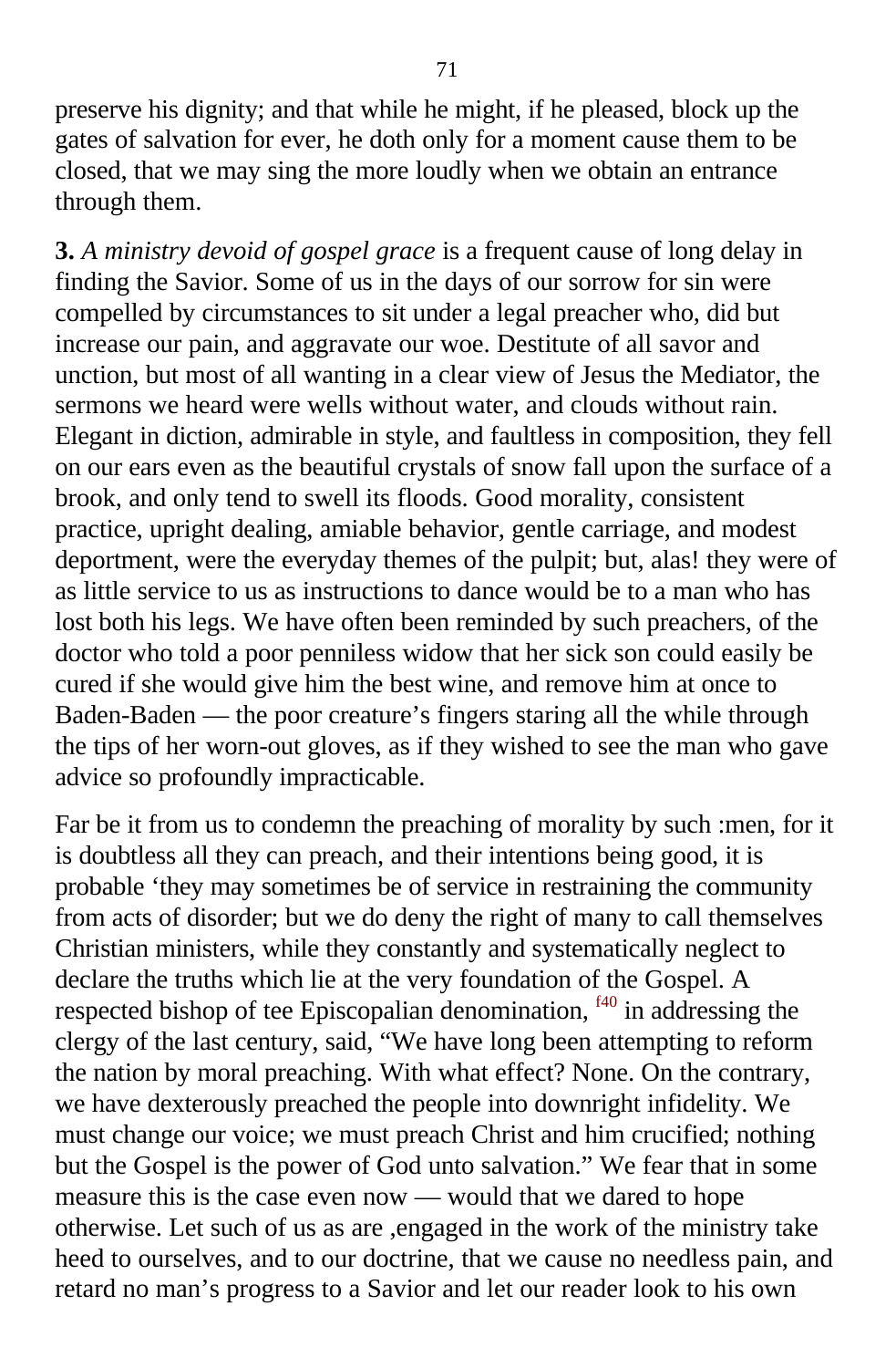preserve his dignity; and that while he might, if he pleased, block up the gates of salvation for ever, he doth only for a moment cause them to be closed, that we may sing the more loudly when we obtain an entrance through them.

**3.** *A ministry devoid of gospel grace* is a frequent cause of long delay in finding the Savior. Some of us in the days of our sorrow for sin were compelled by circumstances to sit under a legal preacher who, did but increase our pain, and aggravate our woe. Destitute of all savor and unction, but most of all wanting in a clear view of Jesus the Mediator, the sermons we heard were wells without water, and clouds without rain. Elegant in diction, admirable in style, and faultless in composition, they fell on our ears even as the beautiful crystals of snow fall upon the surface of a brook, and only tend to swell its floods. Good morality, consistent practice, upright dealing, amiable behavior, gentle carriage, and modest deportment, were the everyday themes of the pulpit; but, alas! they were of as little service to us as instructions to dance would be to a man who has lost both his legs. We have often been reminded by such preachers, of the doctor who told a poor penniless widow that her sick son could easily be cured if she would give him the best wine, and remove him at once to Baden-Baden — the poor creature's fingers staring all the while through the tips of her worn-out gloves, as if they wished to see the man who gave advice so profoundly impracticable.

Far be it from us to condemn the preaching of morality by such :men, for it is doubtless all they can preach, and their intentions being good, it is probable 'they may sometimes be of service in restraining the community from acts of disorder; but we do deny the right of many to call themselves Christian ministers, while they constantly and systematically neglect to declare the truths which lie at the very foundation of the Gospel. A respected bishop of tee Episcopalian denomination, [f40] in addressing the clergy of the last century, said, "We have long been attempting to reform the nation by moral preaching. With what effect? None. On the contrary, we have dexterously preached the people into downright infidelity. We must change our voice; we must preach Christ and him crucified; nothing but the Gospel is the power of God unto salvation." We fear that in some measure this is the case even now — would that we dared to hope otherwise. Let such of us as are ,engaged in the work of the ministry take heed to ourselves, and to our doctrine, that we cause no needless pain, and retard no man's progress to a Savior and let our reader look to his own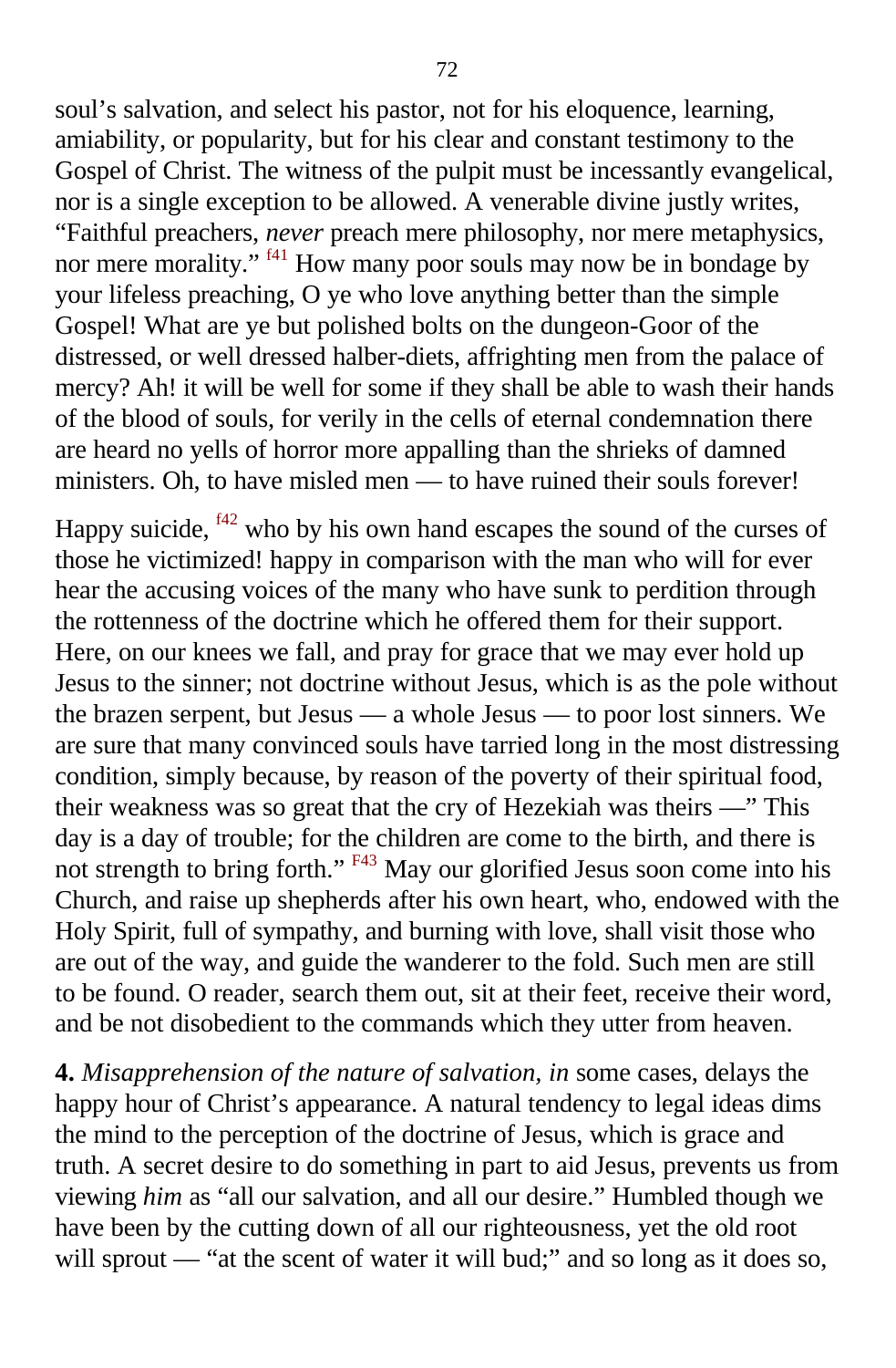soul's salvation, and select his pastor, not for his eloquence, learning, amiability, or popularity, but for his clear and constant testimony to the Gospel of Christ. The witness of the pulpit must be incessantly evangelical, nor is a single exception to be allowed. A venerable divine justly writes, "Faithful preachers, *never* preach mere philosophy, nor mere metaphysics, nor mere morality." [f41] How many poor souls may now be in bondage by your lifeless preaching, O ye who love anything better than the simple Gospel! What are ye but polished bolts on the dungeon-Goor of the distressed, or well dressed halber-diets, affrighting men from the palace of mercy? Ah! it will be well for some if they shall be able to wash their hands of the blood of souls, for verily in the cells of eternal condemnation there are heard no yells of horror more appalling than the shrieks of damned ministers. Oh, to have misled men — to have ruined their souls forever!

Happy suicide, [f42] who by his own hand escapes the sound of the curses of those he victimized! happy in comparison with the man who will for ever hear the accusing voices of the many who have sunk to perdition through the rottenness of the doctrine which he offered them for their support. Here, on our knees we fall, and pray for grace that we may ever hold up Jesus to the sinner; not doctrine without Jesus, which is as the pole without the brazen serpent, but Jesus — a whole Jesus — to poor lost sinners. We are sure that many convinced souls have tarried long in the most distressing condition, simply because, by reason of the poverty of their spiritual food, their weakness was so great that the cry of Hezekiah was theirs —" This day is a day of trouble; for the children are come to the birth, and there is not strength to bring forth." [F43] May our glorified Jesus soon come into his Church, and raise up shepherds after his own heart, who, endowed with the Holy Spirit, full of sympathy, and burning with love, shall visit those who are out of the way, and guide the wanderer to the fold. Such men are still to be found. O reader, search them out, sit at their feet, receive their word, and be not disobedient to the commands which they utter from heaven.

**4.** *Misapprehension of the nature of salvation, in* some cases, delays the happy hour of Christ's appearance. A natural tendency to legal ideas dims the mind to the perception of the doctrine of Jesus, which is grace and truth. A secret desire to do something in part to aid Jesus, prevents us from viewing *him* as "all our salvation, and all our desire." Humbled though we have been by the cutting down of all our righteousness, yet the old root will sprout — "at the scent of water it will bud;" and so long as it does so,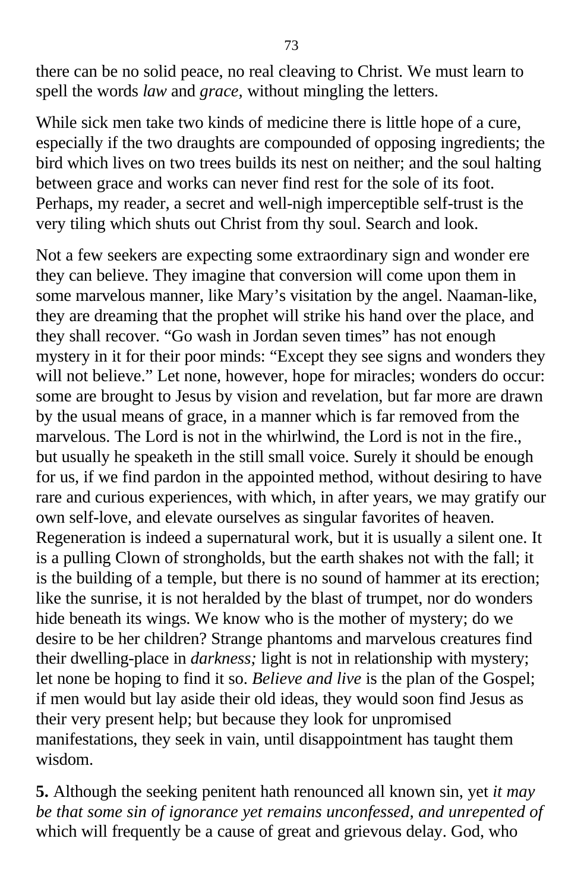there can be no solid peace, no real cleaving to Christ. We must learn to spell the words *law* and *grace,* without mingling the letters.

While sick men take two kinds of medicine there is little hope of a cure, especially if the two draughts are compounded of opposing ingredients; the bird which lives on two trees builds its nest on neither; and the soul halting between grace and works can never find rest for the sole of its foot. Perhaps, my reader, a secret and well-nigh imperceptible self-trust is the very tiling which shuts out Christ from thy soul. Search and look.

Not a few seekers are expecting some extraordinary sign and wonder ere they can believe. They imagine that conversion will come upon them in some marvelous manner, like Mary's visitation by the angel. Naaman-like, they are dreaming that the prophet will strike his hand over the place, and they shall recover. "Go wash in Jordan seven times" has not enough mystery in it for their poor minds: "Except they see signs and wonders they will not believe." Let none, however, hope for miracles; wonders do occur: some are brought to Jesus by vision and revelation, but far more are drawn by the usual means of grace, in a manner which is far removed from the marvelous. The Lord is not in the whirlwind, the Lord is not in the fire., but usually he speaketh in the still small voice. Surely it should be enough for us, if we find pardon in the appointed method, without desiring to have rare and curious experiences, with which, in after years, we may gratify our own self-love, and elevate ourselves as singular favorites of heaven. Regeneration is indeed a supernatural work, but it is usually a silent one. It is a pulling Clown of strongholds, but the earth shakes not with the fall; it is the building of a temple, but there is no sound of hammer at its erection; like the sunrise, it is not heralded by the blast of trumpet, nor do wonders hide beneath its wings. We know who is the mother of mystery; do we desire to be her children? Strange phantoms and marvelous creatures find their dwelling-place in *darkness;* light is not in relationship with mystery; let none be hoping to find it so. *Believe and live* is the plan of the Gospel; if men would but lay aside their old ideas, they would soon find Jesus as their very present help; but because they look for unpromised manifestations, they seek in vain, until disappointment has taught them wisdom.

**5.** Although the seeking penitent hath renounced all known sin, yet *it may be that some sin of ignorance yet remains unconfessed, and unrepented of* which will frequently be a cause of great and grievous delay. God, who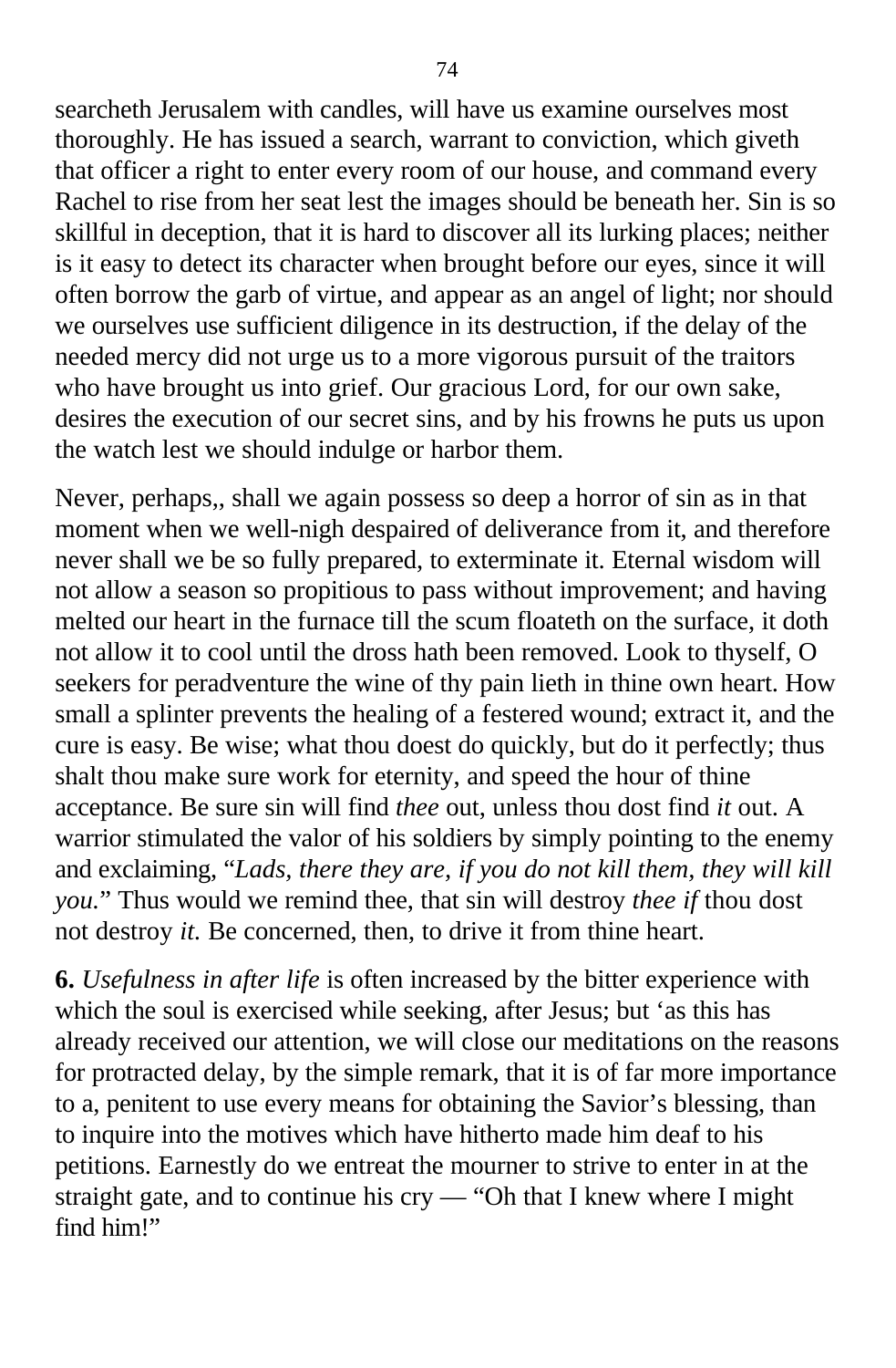searcheth Jerusalem with candles, will have us examine ourselves most thoroughly. He has issued a search, warrant to conviction, which giveth that officer a right to enter every room of our house, and command every Rachel to rise from her seat lest the images should be beneath her. Sin is so skillful in deception, that it is hard to discover all its lurking places; neither is it easy to detect its character when brought before our eyes, since it will often borrow the garb of virtue, and appear as an angel of light; nor should we ourselves use sufficient diligence in its destruction, if the delay of the needed mercy did not urge us to a more vigorous pursuit of the traitors who have brought us into grief. Our gracious Lord, for our own sake, desires the execution of our secret sins, and by his frowns he puts us upon the watch lest we should indulge or harbor them.

Never, perhaps,, shall we again possess so deep a horror of sin as in that moment when we well-nigh despaired of deliverance from it, and therefore never shall we be so fully prepared, to exterminate it. Eternal wisdom will not allow a season so propitious to pass without improvement; and having melted our heart in the furnace till the scum floateth on the surface, it doth not allow it to cool until the dross hath been removed. Look to thyself, O seekers for peradventure the wine of thy pain lieth in thine own heart. How small a splinter prevents the healing of a festered wound; extract it, and the cure is easy. Be wise; what thou doest do quickly, but do it perfectly; thus shalt thou make sure work for eternity, and speed the hour of thine acceptance. Be sure sin will find *thee* out, unless thou dost find *it* out. A warrior stimulated the valor of his soldiers by simply pointing to the enemy and exclaiming, "*Lads, there they are, if you do not kill them, they will kill you.*" Thus would we remind thee, that sin will destroy *thee if* thou dost not destroy *it.* Be concerned, then, to drive it from thine heart.

**6.** *Usefulness in after life* is often increased by the bitter experience with which the soul is exercised while seeking, after Jesus; but 'as this has already received our attention, we will close our meditations on the reasons for protracted delay, by the simple remark, that it is of far more importance to a, penitent to use every means for obtaining the Savior's blessing, than to inquire into the motives which have hitherto made him deaf to his petitions. Earnestly do we entreat the mourner to strive to enter in at the straight gate, and to continue his cry — "Oh that I knew where I might find him!"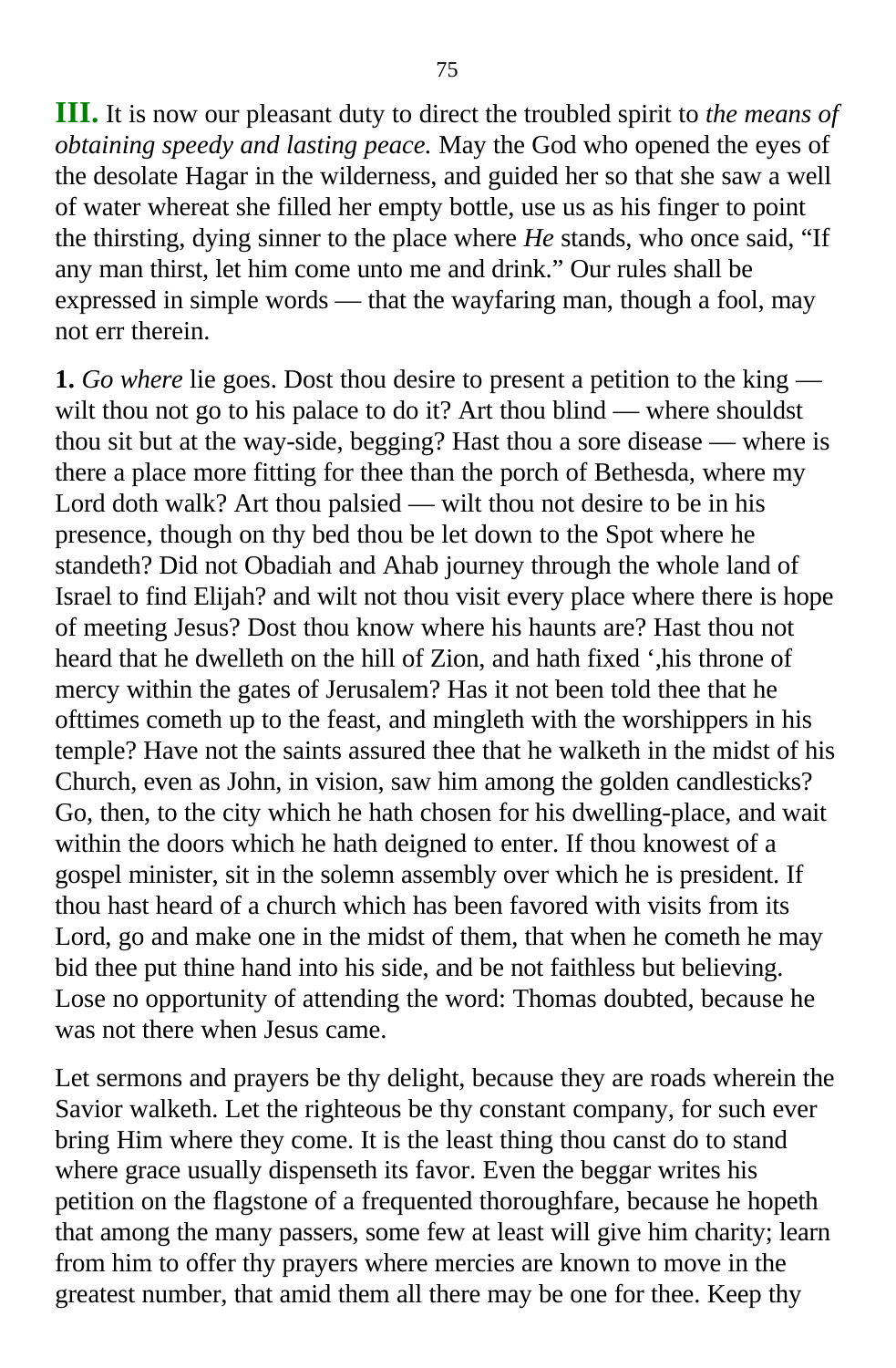**III.** It is now our pleasant duty to direct the troubled spirit to *the means of obtaining speedy and lasting peace.* May the God who opened the eyes of the desolate Hagar in the wilderness, and guided her so that she saw a well of water whereat she filled her empty bottle, use us as his finger to point the thirsting, dying sinner to the place where *He* stands, who once said, "If any man thirst, let him come unto me and drink." Our rules shall be expressed in simple words — that the wayfaring man, though a fool, may not err therein.

**1.** *Go where* lie goes. Dost thou desire to present a petition to the king — wilt thou not go to his palace to do it? Art thou blind — where shouldst thou sit but at the way-side, begging? Hast thou a sore disease — where is there a place more fitting for thee than the porch of Bethesda, where my Lord doth walk? Art thou palsied — wilt thou not desire to be in his presence, though on thy bed thou be let down to the Spot where he standeth? Did not Obadiah and Ahab journey through the whole land of Israel to find Elijah? and wilt not thou visit every place where there is hope of meeting Jesus? Dost thou know where his haunts are? Hast thou not heard that he dwelleth on the hill of Zion, and hath fixed ',his throne of mercy within the gates of Jerusalem? Has it not been told thee that he ofttimes cometh up to the feast, and mingleth with the worshippers in his temple? Have not the saints assured thee that he walketh in the midst of his Church, even as John, in vision, saw him among the golden candlesticks? Go, then, to the city which he hath chosen for his dwelling-place, and wait within the doors which he hath deigned to enter. If thou knowest of a gospel minister, sit in the solemn assembly over which he is president. If thou hast heard of a church which has been favored with visits from its Lord, go and make one in the midst of them, that when he cometh he may bid thee put thine hand into his side, and be not faithless but believing. Lose no opportunity of attending the word: Thomas doubted, because he was not there when Jesus came.

Let sermons and prayers be thy delight, because they are roads wherein the Savior walketh. Let the righteous be thy constant company, for such ever bring Him where they come. It is the least thing thou canst do to stand where grace usually dispenseth its favor. Even the beggar writes his petition on the flagstone of a frequented thoroughfare, because he hopeth that among the many passers, some few at least will give him charity; learn from him to offer thy prayers where mercies are known to move in the greatest number, that amid them all there may be one for thee. Keep thy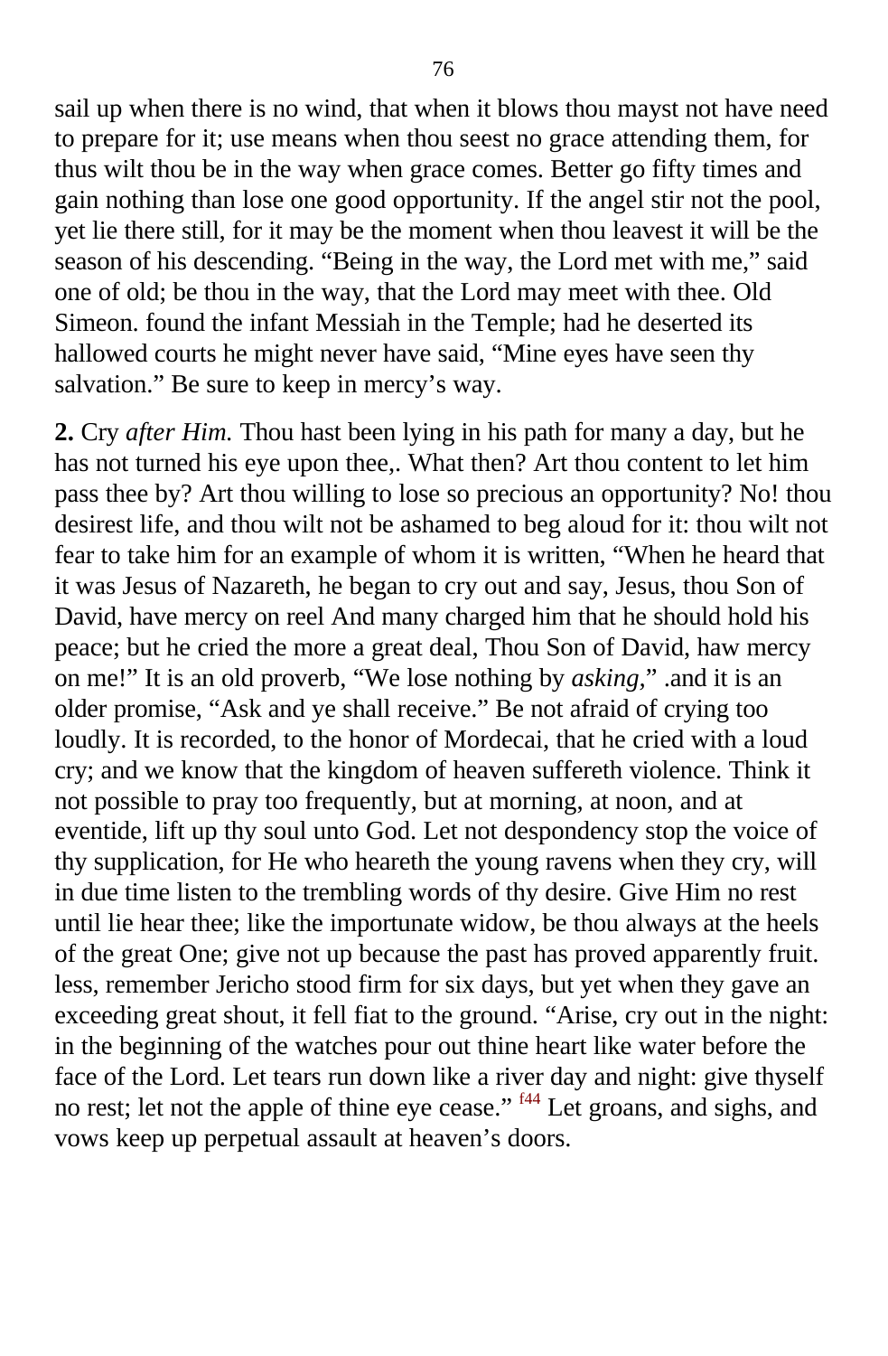sail up when there is no wind, that when it blows thou mayst not have need to prepare for it; use means when thou seest no grace attending them, for thus wilt thou be in the way when grace comes. Better go fifty times and gain nothing than lose one good opportunity. If the angel stir not the pool, yet lie there still, for it may be the moment when thou leavest it will be the season of his descending. “Being in the way, the Lord met with me,” said one of old; be thou in the way, that the Lord may meet with thee. Old Simeon. found the infant Messiah in the Temple; had he deserted its hallowed courts he might never have said, “Mine eyes have seen thy salvation.” Be sure to keep in mercy’s way.

**2.** Cry *after Him.* Thou hast been lying in his path for many a day, but he has not turned his eye upon thee,. What then? Art thou content to let him pass thee by? Art thou willing to lose so precious an opportunity? No! thou desirest life, and thou wilt not be ashamed to beg aloud for it: thou wilt not fear to take him for an example of whom it is written, “When he heard that it was Jesus of Nazareth, he began to cry out and say, Jesus, thou Son of David, have mercy on reel And many charged him that he should hold his peace; but he cried the more a great deal, Thou Son of David, haw mercy on me!” It is an old proverb, “We lose nothing by *asking*,” .and it is an older promise, “Ask and ye shall receive.” Be not afraid of crying too loudly. It is recorded, to the honor of Mordecai, that he cried with a loud cry; and we know that the kingdom of heaven suffereth violence. Think it not possible to pray too frequently, but at morning, at noon, and at eventide, lift up thy soul unto God. Let not despondency stop the voice of thy supplication, for He who heareth the young ravens when they cry, will in due time listen to the trembling words of thy desire. Give Him no rest until lie hear thee; like the importunate widow, be thou always at the heels of the great One; give not up because the past has proved apparently fruit. less, remember Jericho stood firm for six days, but yet when they gave an exceeding great shout, it fell fiat to the ground. “Arise, cry out in the night: in the beginning of the watches pour out thine heart like water before the face of the Lord. Let tears run down like a river day and night: give thyself no rest; let not the apple of thine eye cease.” [f44] Let groans, and sighs, and vows keep up perpetual assault at heaven’s doors.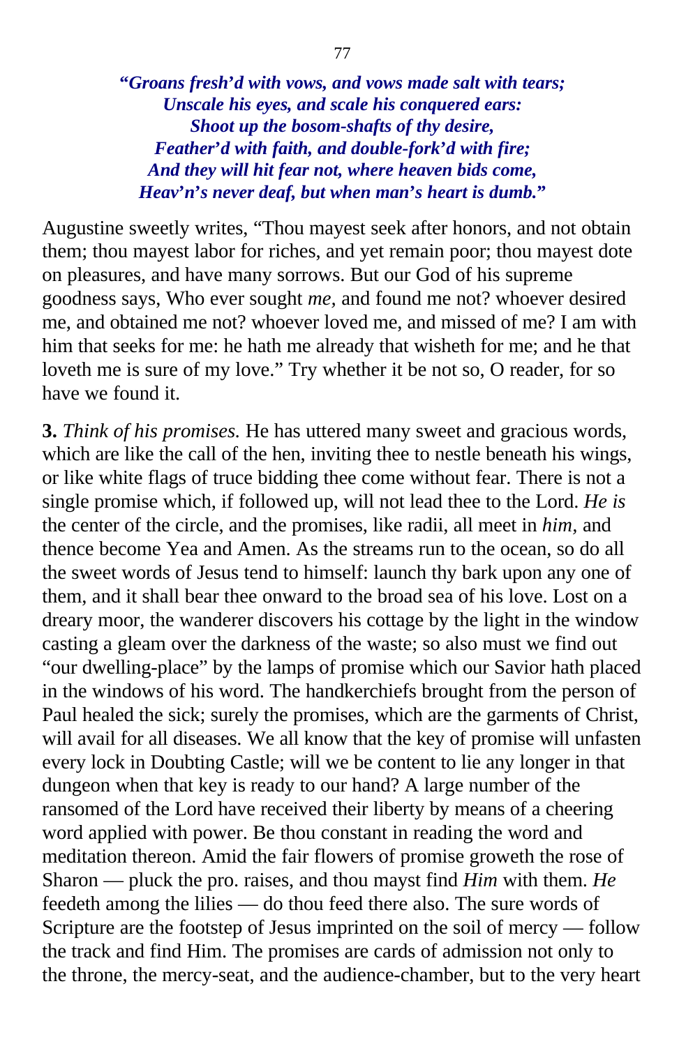***"Groans fresh'd with vows, and vows made salt with tears;***  
***Unscale his eyes, and scale his conquered ears:***  
***Shoot up the bosom-shafts of thy desire,***  
***Feather'd with faith, and double-fork'd with fire;***  
***And they will hit fear not, where heaven bids come,***  
***Heav'n's never deaf, but when man's heart is dumb."***

Augustine sweetly writes, "Thou mayest seek after honors, and not obtain them; thou mayest labor for riches, and yet remain poor; thou mayest dote on pleasures, and have many sorrows. But our God of his supreme goodness says, Who ever sought *me*, and found me not? whoever desired me, and obtained me not? whoever loved me, and missed of me? I am with him that seeks for me: he hath me already that wisheth for me; and he that loveth me is sure of my love." Try whether it be not so, O reader, for so have we found it.

**3.** *Think of his promises.* He has uttered many sweet and gracious words, which are like the call of the hen, inviting thee to nestle beneath his wings, or like white flags of truce bidding thee come without fear. There is not a single promise which, if followed up, will not lead thee to the Lord. *He is* the center of the circle, and the promises, like radii, all meet in *him,* and thence become Yea and Amen. As the streams run to the ocean, so do all the sweet words of Jesus tend to himself: launch thy bark upon any one of them, and it shall bear thee onward to the broad sea of his love. Lost on a dreary moor, the wanderer discovers his cottage by the light in the window casting a gleam over the darkness of the waste; so also must we find out "our dwelling-place" by the lamps of promise which our Savior hath placed in the windows of his word. The handkerchiefs brought from the person of Paul healed the sick; surely the promises, which are the garments of Christ, will avail for all diseases. We all know that the key of promise will unfasten every lock in Doubting Castle; will we be content to lie any longer in that dungeon when that key is ready to our hand? A large number of the ransomed of the Lord have received their liberty by means of a cheering word applied with power. Be thou constant in reading the word and meditation thereon. Amid the fair flowers of promise groweth the rose of Sharon — pluck the pro. raises, and thou mayst find *Him* with them. *He* feedeth among the lilies — do thou feed there also. The sure words of Scripture are the footstep of Jesus imprinted on the soil of mercy — follow the track and find Him. The promises are cards of admission not only to the throne, the mercy-seat, and the audience-chamber, but to the very heart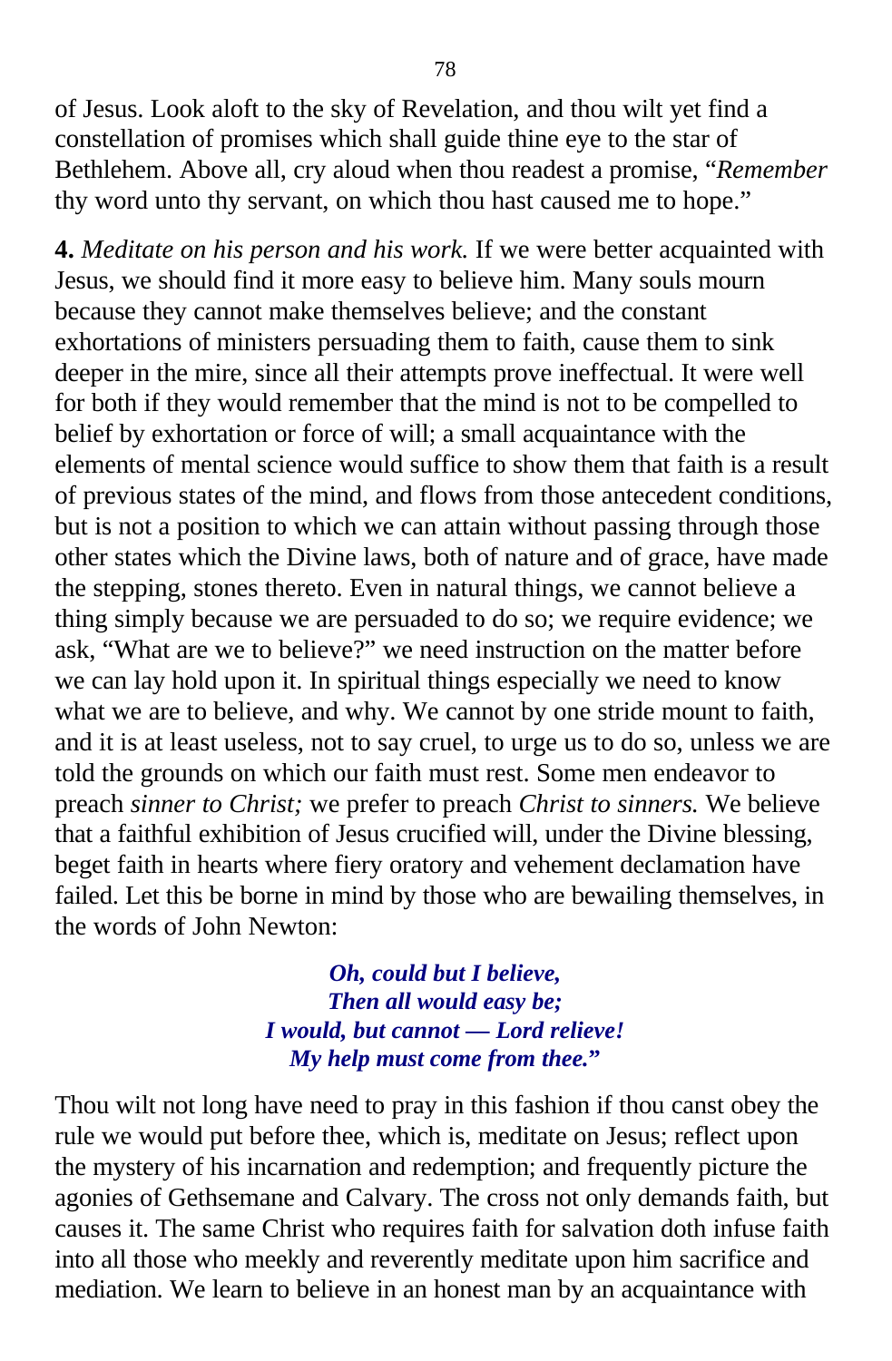of Jesus. Look aloft to the sky of Revelation, and thou wilt yet find a constellation of promises which shall guide thine eye to the star of Bethlehem. Above all, cry aloud when thou readest a promise, "*Remember* thy word unto thy servant, on which thou hast caused me to hope."

**4.** *Meditate on his person and his work.* If we were better acquainted with Jesus, we should find it more easy to believe him. Many souls mourn because they cannot make themselves believe; and the constant exhortations of ministers persuading them to faith, cause them to sink deeper in the mire, since all their attempts prove ineffectual. It were well for both if they would remember that the mind is not to be compelled to belief by exhortation or force of will; a small acquaintance with the elements of mental science would suffice to show them that faith is a result of previous states of the mind, and flows from those antecedent conditions, but is not a position to which we can attain without passing through those other states which the Divine laws, both of nature and of grace, have made the stepping, stones thereto. Even in natural things, we cannot believe a thing simply because we are persuaded to do so; we require evidence; we ask, "What are we to believe?" we need instruction on the matter before we can lay hold upon it. In spiritual things especially we need to know what we are to believe, and why. We cannot by one stride mount to faith, and it is at least useless, not to say cruel, to urge us to do so, unless we are told the grounds on which our faith must rest. Some men endeavor to preach *sinner to Christ;* we prefer to preach *Christ to sinners.* We believe that a faithful exhibition of Jesus crucified will, under the Divine blessing, beget faith in hearts where fiery oratory and vehement declamation have failed. Let this be borne in mind by those who are bewailing themselves, in the words of John Newton:

> ***Oh, could but I believe,***
> ***Then all would easy be;***
> ***I would, but cannot — Lord relieve!***
> ***My help must come from thee."***

Thou wilt not long have need to pray in this fashion if thou canst obey the rule we would put before thee, which is, meditate on Jesus; reflect upon the mystery of his incarnation and redemption; and frequently picture the agonies of Gethsemane and Calvary. The cross not only demands faith, but causes it. The same Christ who requires faith for salvation doth infuse faith into all those who meekly and reverently meditate upon him sacrifice and mediation. We learn to believe in an honest man by an acquaintance with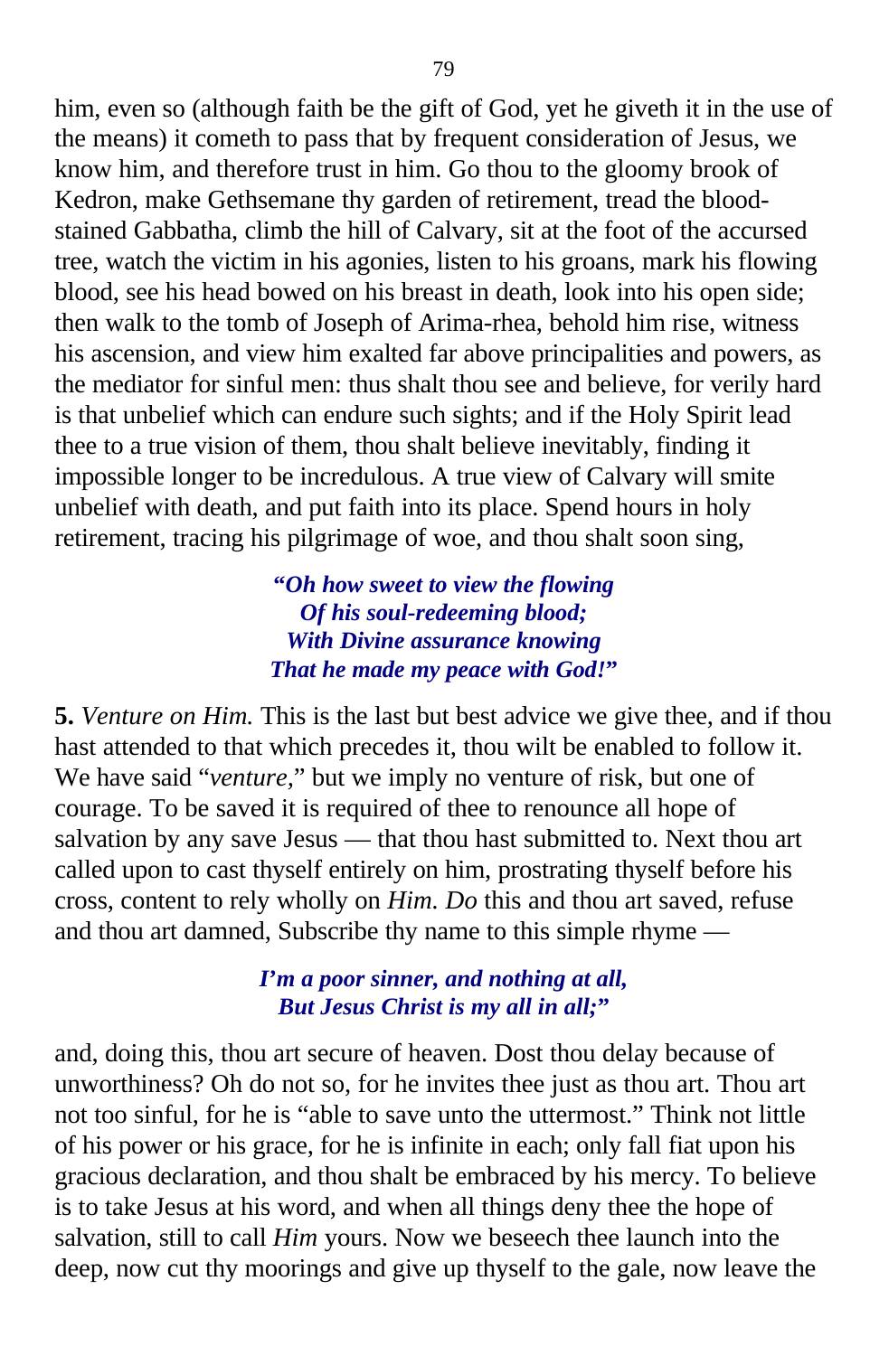him, even so (although faith be the gift of God, yet he giveth it in the use of the means) it cometh to pass that by frequent consideration of Jesus, we know him, and therefore trust in him. Go thou to the gloomy brook of Kedron, make Gethsemane thy garden of retirement, tread the blood-stained Gabbatha, climb the hill of Calvary, sit at the foot of the accursed tree, watch the victim in his agonies, listen to his groans, mark his flowing blood, see his head bowed on his breast in death, look into his open side; then walk to the tomb of Joseph of Arima-rhea, behold him rise, witness his ascension, and view him exalted far above principalities and powers, as the mediator for sinful men: thus shalt thou see and believe, for verily hard is that unbelief which can endure such sights; and if the Holy Spirit lead thee to a true vision of them, thou shalt believe inevitably, finding it impossible longer to be incredulous. A true view of Calvary will smite unbelief with death, and put faith into its place. Spend hours in holy retirement, tracing his pilgrimage of woe, and thou shalt soon sing,

> ***"Oh how sweet to view the flowing***
> ***Of his soul-redeeming blood;***
> ***With Divine assurance knowing***
> ***That he made my peace with God!"***

**5.** *Venture on Him.* This is the last but best advice we give thee, and if thou hast attended to that which precedes it, thou wilt be enabled to follow it. We have said "*venture,*" but we imply no venture of risk, but one of courage. To be saved it is required of thee to renounce all hope of salvation by any save Jesus — that thou hast submitted to. Next thou art called upon to cast thyself entirely on him, prostrating thyself before his cross, content to rely wholly on *Him. Do* this and thou art saved, refuse and thou art damned, Subscribe thy name to this simple rhyme —

> ***I'm a poor sinner, and nothing at all,***
> ***But Jesus Christ is my all in all;"***

and, doing this, thou art secure of heaven. Dost thou delay because of unworthiness? Oh do not so, for he invites thee just as thou art. Thou art not too sinful, for he is "able to save unto the uttermost." Think not little of his power or his grace, for he is infinite in each; only fall fiat upon his gracious declaration, and thou shalt be embraced by his mercy. To believe is to take Jesus at his word, and when all things deny thee the hope of salvation, still to call *Him* yours. Now we beseech thee launch into the deep, now cut thy moorings and give up thyself to the gale, now leave the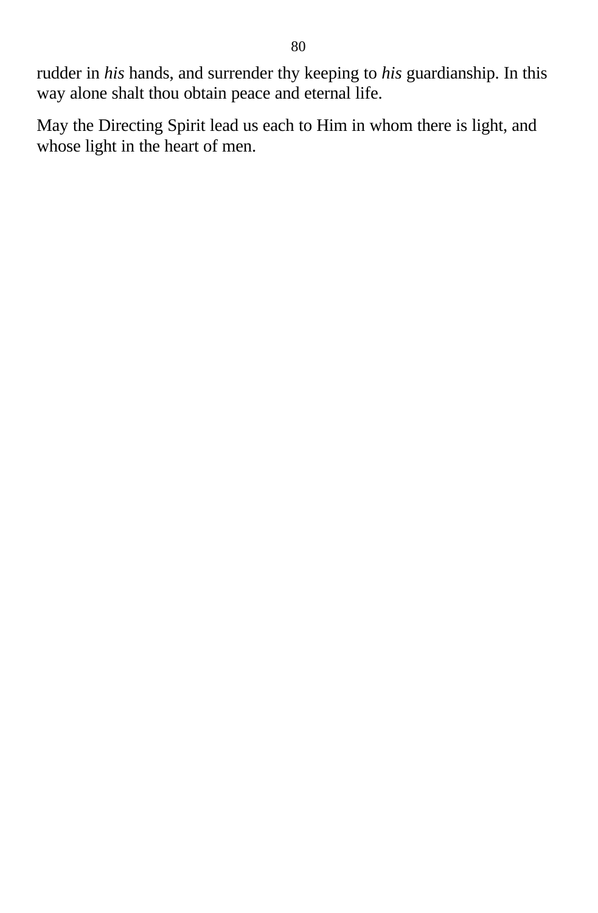rudder in *his* hands, and surrender thy keeping to *his* guardianship. In this way alone shalt thou obtain peace and eternal life.

May the Directing Spirit lead us each to Him in whom there is light, and whose light in the heart of men.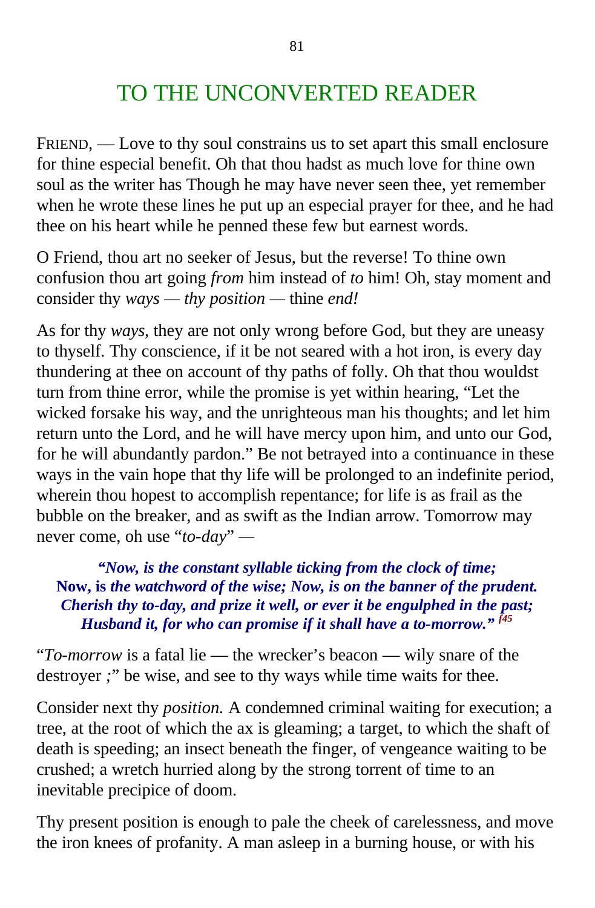# TO THE UNCONVERTED READER

FRIEND, — Love to thy soul constrains us to set apart this small enclosure for thine especial benefit. Oh that thou hadst as much love for thine own soul as the writer has Though he may have never seen thee, yet remember when he wrote these lines he put up an especial prayer for thee, and he had thee on his heart while he penned these few but earnest words.

O Friend, thou art no seeker of Jesus, but the reverse! To thine own confusion thou art going *from* him instead of *to* him! Oh, stay moment and consider thy *ways* — *thy position* — thine *end!*

As for thy *ways,* they are not only wrong before God, but they are uneasy to thyself. Thy conscience, if it be not seared with a hot iron, is every day thundering at thee on account of thy paths of folly. Oh that thou wouldst turn from thine error, while the promise is yet within hearing, "Let the wicked forsake his way, and the unrighteous man his thoughts; and let him return unto the Lord, and he will have mercy upon him, and unto our God, for he will abundantly pardon." Be not betrayed into a continuance in these ways in the vain hope that thy life will be prolonged to an indefinite period, wherein thou hopest to accomplish repentance; for life is as frail as the bubble on the breaker, and as swift as the Indian arrow. Tomorrow may never come, oh use "*to-day*" —

> ***"Now, is the constant syllable ticking from the clock of time;***
> **Now, is *the watchword of the wise; Now, is on the banner of the prudent.***
> ***Cherish thy to-day, and prize it well, or ever it be engulphed in the past;***
> ***Husband it, for who can promise if it shall have a to-morrow."*** [f45]

"*To-morrow* is a fatal lie — the wrecker's beacon — wily snare of the destroyer *;*" be wise, and see to thy ways while time waits for thee.

Consider next thy *position.* A condemned criminal waiting for execution; a tree, at the root of which the ax is gleaming; a target, to which the shaft of death is speeding; an insect beneath the finger, of vengeance waiting to be crushed; a wretch hurried along by the strong torrent of time to an inevitable precipice of doom.

Thy present position is enough to pale the cheek of carelessness, and move the iron knees of profanity. A man asleep in a burning house, or with his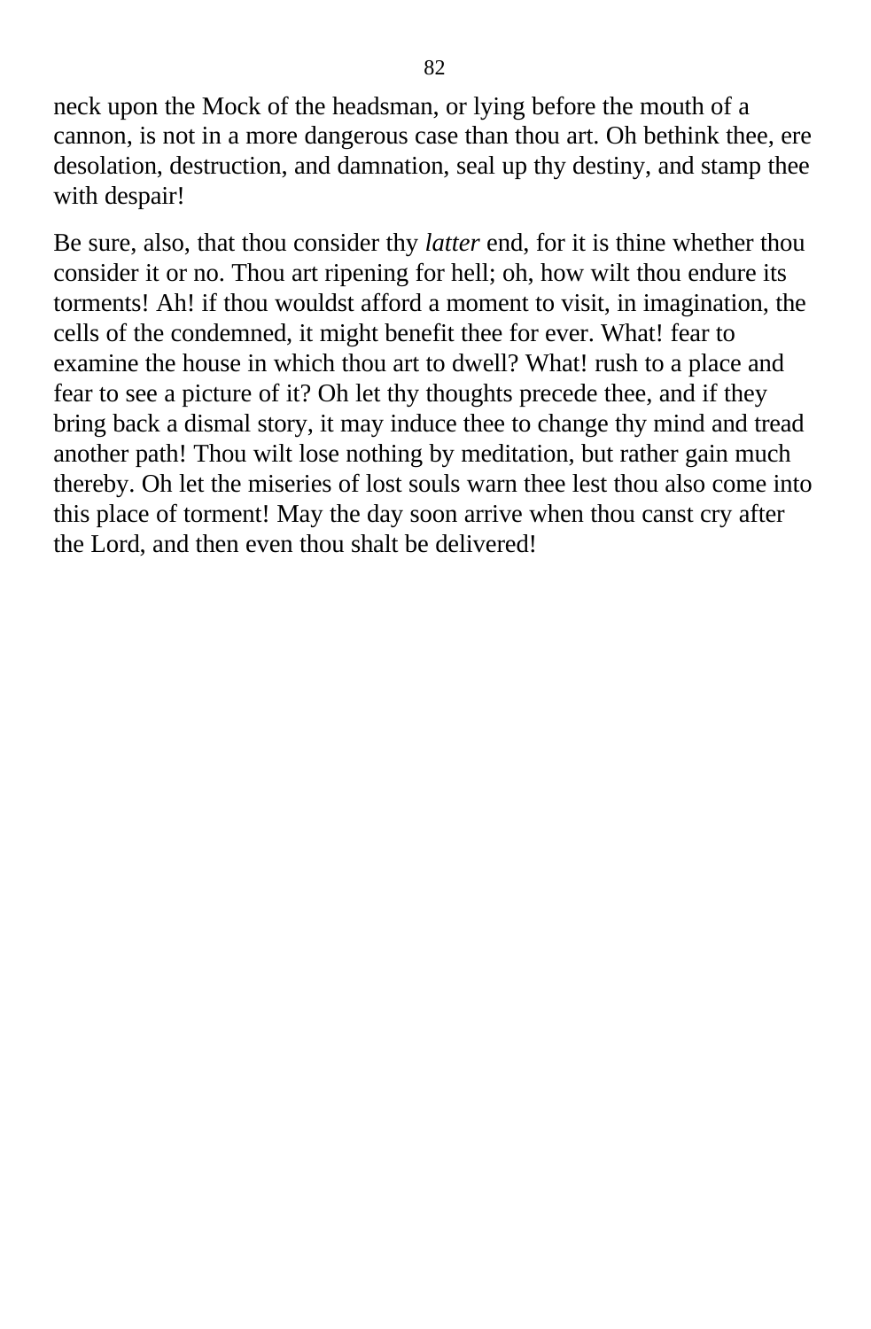neck upon the Mock of the headsman, or lying before the mouth of a cannon, is not in a more dangerous case than thou art. Oh bethink thee, ere desolation, destruction, and damnation, seal up thy destiny, and stamp thee with despair!

Be sure, also, that thou consider thy *latter* end, for it is thine whether thou consider it or no. Thou art ripening for hell; oh, how wilt thou endure its torments! Ah! if thou wouldst afford a moment to visit, in imagination, the cells of the condemned, it might benefit thee for ever. What! fear to examine the house in which thou art to dwell? What! rush to a place and fear to see a picture of it? Oh let thy thoughts precede thee, and if they bring back a dismal story, it may induce thee to change thy mind and tread another path! Thou wilt lose nothing by meditation, but rather gain much thereby. Oh let the miseries of lost souls warn thee lest thou also come into this place of torment! May the day soon arrive when thou canst cry after the Lord, and then even thou shalt be delivered!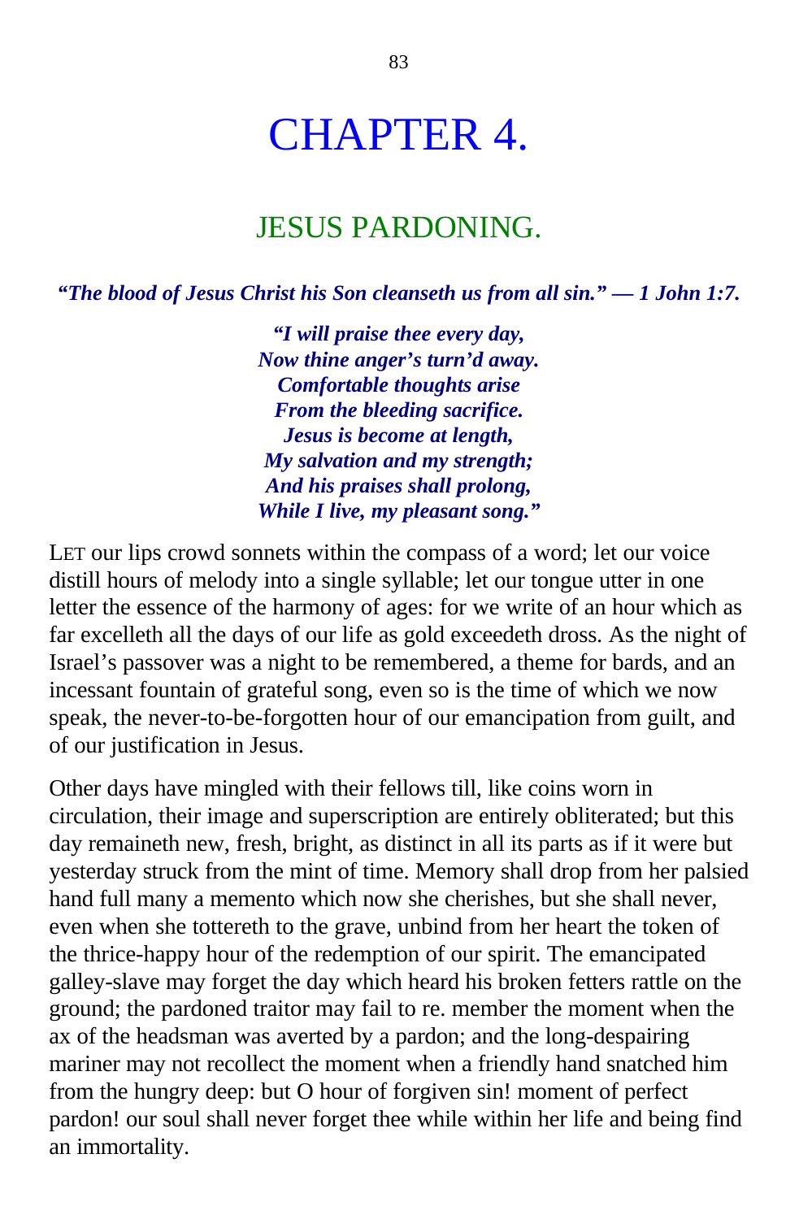# CHAPTER 4.

## JESUS PARDONING.

***"The blood of Jesus Christ his Son cleanseth us from all sin." — 1 John 1:7.***

> ***"I will praise thee every day,***
> ***Now thine anger's turn'd away.***
> ***Comfortable thoughts arise***
> ***From the bleeding sacrifice.***
> ***Jesus is become at length,***
> ***My salvation and my strength;***
> ***And his praises shall prolong,***
> ***While I live, my pleasant song."***

LET our lips crowd sonnets within the compass of a word; let our voice distill hours of melody into a single syllable; let our tongue utter in one letter the essence of the harmony of ages: for we write of an hour which as far excelleth all the days of our life as gold exceedeth dross. As the night of Israel's passover was a night to be remembered, a theme for bards, and an incessant fountain of grateful song, even so is the time of which we now speak, the never-to-be-forgotten hour of our emancipation from guilt, and of our justification in Jesus.

Other days have mingled with their fellows till, like coins worn in circulation, their image and superscription are entirely obliterated; but this day remaineth new, fresh, bright, as distinct in all its parts as if it were but yesterday struck from the mint of time. Memory shall drop from her palsied hand full many a memento which now she cherishes, but she shall never, even when she tottereth to the grave, unbind from her heart the token of the thrice-happy hour of the redemption of our spirit. The emancipated galley-slave may forget the day which heard his broken fetters rattle on the ground; the pardoned traitor may fail to re. member the moment when the ax of the headsman was averted by a pardon; and the long-despairing mariner may not recollect the moment when a friendly hand snatched him from the hungry deep: but O hour of forgiven sin! moment of perfect pardon! our soul shall never forget thee while within her life and being find an immortality.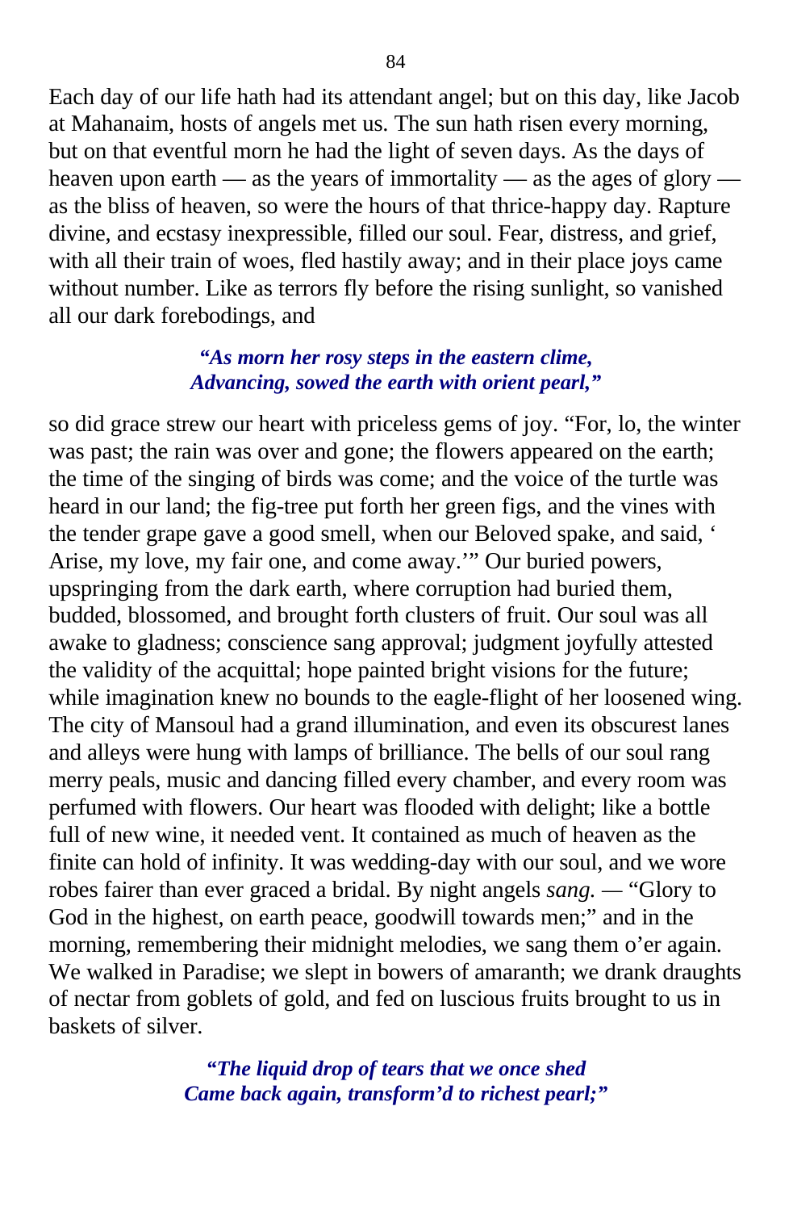Each day of our life hath had its attendant angel; but on this day, like Jacob at Mahanaim, hosts of angels met us. The sun hath risen every morning, but on that eventful morn he had the light of seven days. As the days of heaven upon earth — as the years of immortality — as the ages of glory — as the bliss of heaven, so were the hours of that thrice-happy day. Rapture divine, and ecstasy inexpressible, filled our soul. Fear, distress, and grief, with all their train of woes, fled hastily away; and in their place joys came without number. Like as terrors fly before the rising sunlight, so vanished all our dark forebodings, and

> ***"As morn her rosy steps in the eastern clime,***
> ***Advancing, sowed the earth with orient pearl,"***

so did grace strew our heart with priceless gems of joy. "For, lo, the winter was past; the rain was over and gone; the flowers appeared on the earth; the time of the singing of birds was come; and the voice of the turtle was heard in our land; the fig-tree put forth her green figs, and the vines with the tender grape gave a good smell, when our Beloved spake, and said, ' Arise, my love, my fair one, and come away.'" Our buried powers, upspringing from the dark earth, where corruption had buried them, budded, blossomed, and brought forth clusters of fruit. Our soul was all awake to gladness; conscience sang approval; judgment joyfully attested the validity of the acquittal; hope painted bright visions for the future; while imagination knew no bounds to the eagle-flight of her loosened wing. The city of Mansoul had a grand illumination, and even its obscurest lanes and alleys were hung with lamps of brilliance. The bells of our soul rang merry peals, music and dancing filled every chamber, and every room was perfumed with flowers. Our heart was flooded with delight; like a bottle full of new wine, it needed vent. It contained as much of heaven as the finite can hold of infinity. It was wedding-day with our soul, and we wore robes fairer than ever graced a bridal. By night angels *sang.* — "Glory to God in the highest, on earth peace, goodwill towards men;" and in the morning, remembering their midnight melodies, we sang them o'er again. We walked in Paradise; we slept in bowers of amaranth; we drank draughts of nectar from goblets of gold, and fed on luscious fruits brought to us in baskets of silver.

> ***"The liquid drop of tears that we once shed***
> ***Came back again, transform'd to richest pearl;"***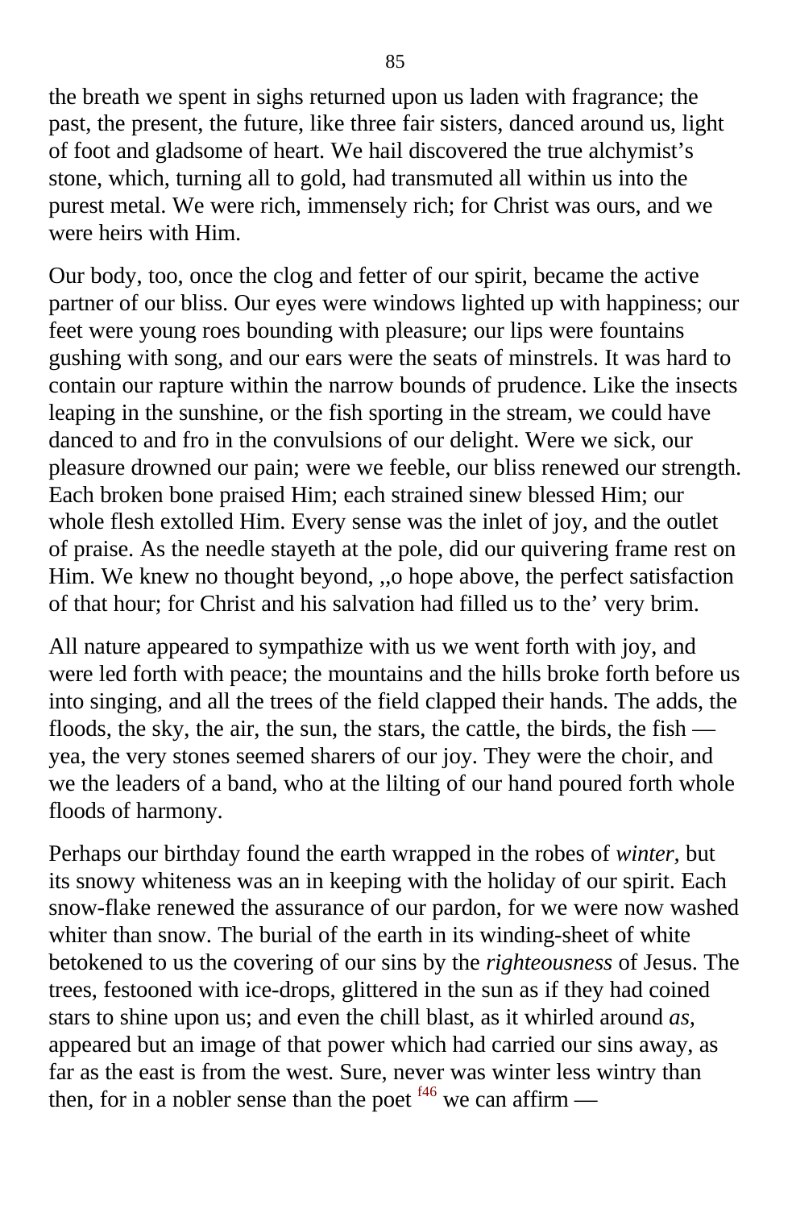the breath we spent in sighs returned upon us laden with fragrance; the past, the present, the future, like three fair sisters, danced around us, light of foot and gladsome of heart. We hail discovered the true alchymist's stone, which, turning all to gold, had transmuted all within us into the purest metal. We were rich, immensely rich; for Christ was ours, and we were heirs with Him.

Our body, too, once the clog and fetter of our spirit, became the active partner of our bliss. Our eyes were windows lighted up with happiness; our feet were young roes bounding with pleasure; our lips were fountains gushing with song, and our ears were the seats of minstrels. It was hard to contain our rapture within the narrow bounds of prudence. Like the insects leaping in the sunshine, or the fish sporting in the stream, we could have danced to and fro in the convulsions of our delight. Were we sick, our pleasure drowned our pain; were we feeble, our bliss renewed our strength. Each broken bone praised Him; each strained sinew blessed Him; our whole flesh extolled Him. Every sense was the inlet of joy, and the outlet of praise. As the needle stayeth at the pole, did our quivering frame rest on Him. We knew no thought beyond, ,,o hope above, the perfect satisfaction of that hour; for Christ and his salvation had filled us to the' very brim.

All nature appeared to sympathize with us we went forth with joy, and were led forth with peace; the mountains and the hills broke forth before us into singing, and all the trees of the field clapped their hands. The adds, the floods, the sky, the air, the sun, the stars, the cattle, the birds, the fish — yea, the very stones seemed sharers of our joy. They were the choir, and we the leaders of a band, who at the lilting of our hand poured forth whole floods of harmony.

Perhaps our birthday found the earth wrapped in the robes of *winter,* but its snowy whiteness was an in keeping with the holiday of our spirit. Each snow-flake renewed the assurance of our pardon, for we were now washed whiter than snow. The burial of the earth in its winding-sheet of white betokened to us the covering of our sins by the *righteousness* of Jesus. The trees, festooned with ice-drops, glittered in the sun as if they had coined stars to shine upon us; and even the chill blast, as it whirled around *as,* appeared but an image of that power which had carried our sins away, as far as the east is from the west. Sure, never was winter less wintry than then, for in a nobler sense than the poet [f46] we can affirm —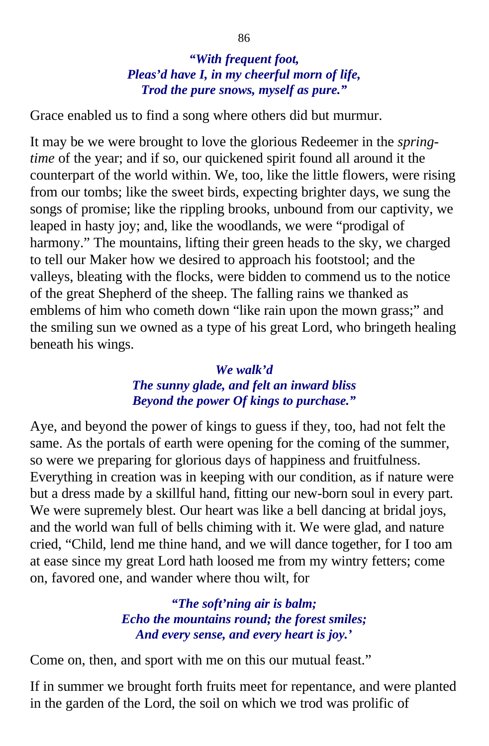***"With frequent foot,***
***Pleas'd have I, in my cheerful morn of life,***
***Trod the pure snows, myself as pure."***

Grace enabled us to find a song where others did but murmur.

It may be we were brought to love the glorious Redeemer in the *spring-time* of the year; and if so, our quickened spirit found all around it the counterpart of the world within. We, too, like the little flowers, were rising from our tombs; like the sweet birds, expecting brighter days, we sung the songs of promise; like the rippling brooks, unbound from our captivity, we leaped in hasty joy; and, like the woodlands, we were "prodigal of harmony." The mountains, lifting their green heads to the sky, we charged to tell our Maker how we desired to approach his footstool; and the valleys, bleating with the flocks, were bidden to commend us to the notice of the great Shepherd of the sheep. The falling rains we thanked as emblems of him who cometh down "like rain upon the mown grass;" and the smiling sun we owned as a type of his great Lord, who bringeth healing beneath his wings.

***We walk'd***
***The sunny glade, and felt an inward bliss***
***Beyond the power Of kings to purchase."***

Aye, and beyond the power of kings to guess if they, too, had not felt the same. As the portals of earth were opening for the coming of the summer, so were we preparing for glorious days of happiness and fruitfulness. Everything in creation was in keeping with our condition, as if nature were but a dress made by a skillful hand, fitting our new-born soul in every part. We were supremely blest. Our heart was like a bell dancing at bridal joys, and the world wan full of bells chiming with it. We were glad, and nature cried, "Child, lend me thine hand, and we will dance together, for I too am at ease since my great Lord hath loosed me from my wintry fetters; come on, favored one, and wander where thou wilt, for

***"The soft'ning air is balm;***
***Echo the mountains round; the forest smiles;***
***And every sense, and every heart is joy.'***

Come on, then, and sport with me on this our mutual feast."

If in summer we brought forth fruits meet for repentance, and were planted in the garden of the Lord, the soil on which we trod was prolific of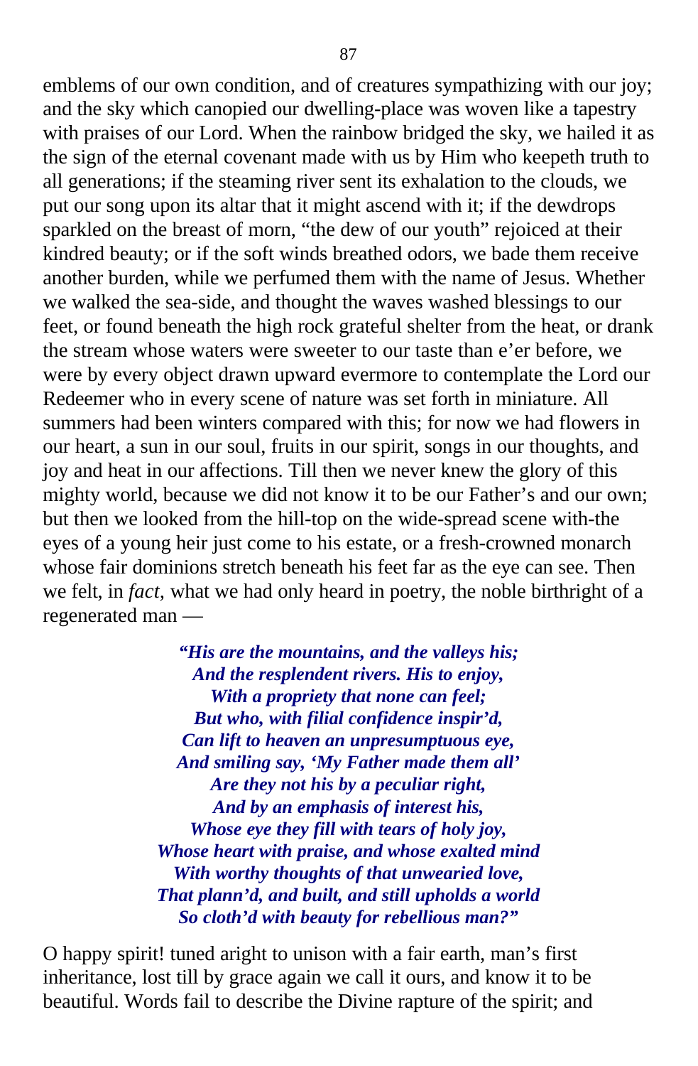emblems of our own condition, and of creatures sympathizing with our joy; and the sky which canopied our dwelling-place was woven like a tapestry with praises of our Lord. When the rainbow bridged the sky, we hailed it as the sign of the eternal covenant made with us by Him who keepeth truth to all generations; if the steaming river sent its exhalation to the clouds, we put our song upon its altar that it might ascend with it; if the dewdrops sparkled on the breast of morn, "the dew of our youth" rejoiced at their kindred beauty; or if the soft winds breathed odors, we bade them receive another burden, while we perfumed them with the name of Jesus. Whether we walked the sea-side, and thought the waves washed blessings to our feet, or found beneath the high rock grateful shelter from the heat, or drank the stream whose waters were sweeter to our taste than e'er before, we were by every object drawn upward evermore to contemplate the Lord our Redeemer who in every scene of nature was set forth in miniature. All summers had been winters compared with this; for now we had flowers in our heart, a sun in our soul, fruits in our spirit, songs in our thoughts, and joy and heat in our affections. Till then we never knew the glory of this mighty world, because we did not know it to be our Father's and our own; but then we looked from the hill-top on the wide-spread scene with-the eyes of a young heir just come to his estate, or a fresh-crowned monarch whose fair dominions stretch beneath his feet far as the eye can see. Then we felt, in *fact,* what we had only heard in poetry, the noble birthright of a regenerated man —

> ***"His are the mountains, and the valleys his;***
> ***And the resplendent rivers. His to enjoy,***
> ***With a propriety that none can feel;***
> ***But who, with filial confidence inspir'd,***
> ***Can lift to heaven an unpresumptuous eye,***
> ***And smiling say, 'My Father made them all'***
> ***Are they not his by a peculiar right,***
> ***And by an emphasis of interest his,***
> ***Whose eye they fill with tears of holy joy,***
> ***Whose heart with praise, and whose exalted mind***
> ***With worthy thoughts of that unwearied love,***
> ***That plann'd, and built, and still upholds a world***
> ***So cloth'd with beauty for rebellious man?"***

O happy spirit! tuned aright to unison with a fair earth, man's first inheritance, lost till by grace again we call it ours, and know it to be beautiful. Words fail to describe the Divine rapture of the spirit; and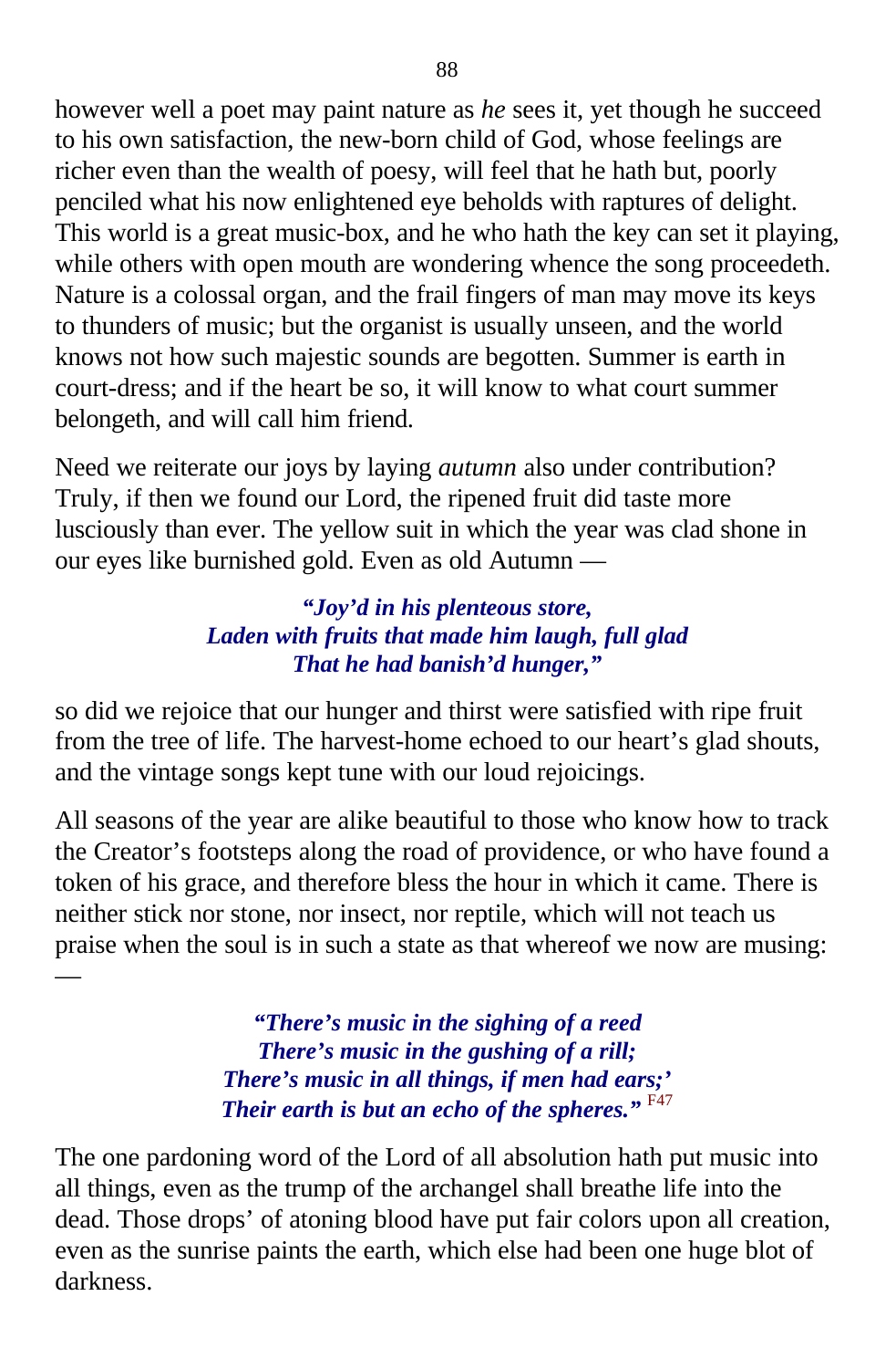however well a poet may paint nature as *he* sees it, yet though he succeed to his own satisfaction, the new-born child of God, whose feelings are richer even than the wealth of poesy, will feel that he hath but, poorly penciled what his now enlightened eye beholds with raptures of delight. This world is a great music-box, and he who hath the key can set it playing, while others with open mouth are wondering whence the song proceedeth. Nature is a colossal organ, and the frail fingers of man may move its keys to thunders of music; but the organist is usually unseen, and the world knows not how such majestic sounds are begotten. Summer is earth in court-dress; and if the heart be so, it will know to what court summer belongeth, and will call him friend.

Need we reiterate our joys by laying *autumn* also under contribution? Truly, if then we found our Lord, the ripened fruit did taste more lusciously than ever. The yellow suit in which the year was clad shone in our eyes like burnished gold. Even as old Autumn —

> ***"Joy'd in his plenteous store,***
> ***Laden with fruits that made him laugh, full glad***
> ***That he had banish'd hunger,"***

so did we rejoice that our hunger and thirst were satisfied with ripe fruit from the tree of life. The harvest-home echoed to our heart's glad shouts, and the vintage songs kept tune with our loud rejoicings.

All seasons of the year are alike beautiful to those who know how to track the Creator's footsteps along the road of providence, or who have found a token of his grace, and therefore bless the hour in which it came. There is neither stick nor stone, nor insect, nor reptile, which will not teach us praise when the soul is in such a state as that whereof we now are musing: —

> ***"There's music in the sighing of a reed***
> ***There's music in the gushing of a rill;***
> ***There's music in all things, if men had ears;'***
> ***Their earth is but an echo of the spheres."*** [F47]

The one pardoning word of the Lord of all absolution hath put music into all things, even as the trump of the archangel shall breathe life into the dead. Those drops' of atoning blood have put fair colors upon all creation, even as the sunrise paints the earth, which else had been one huge blot of darkness.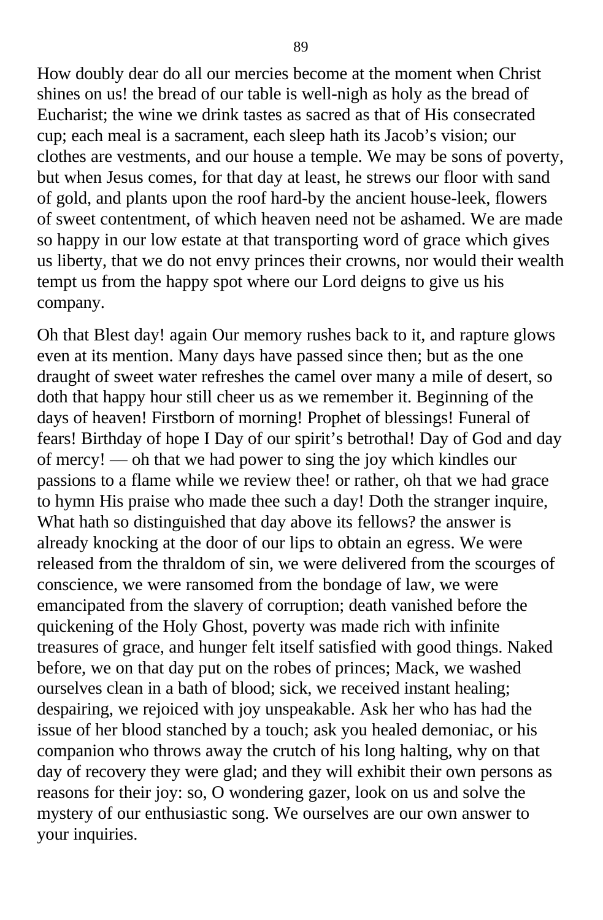How doubly dear do all our mercies become at the moment when Christ shines on us! the bread of our table is well-nigh as holy as the bread of Eucharist; the wine we drink tastes as sacred as that of His consecrated cup; each meal is a sacrament, each sleep hath its Jacob's vision; our clothes are vestments, and our house a temple. We may be sons of poverty, but when Jesus comes, for that day at least, he strews our floor with sand of gold, and plants upon the roof hard-by the ancient house-leek, flowers of sweet contentment, of which heaven need not be ashamed. We are made so happy in our low estate at that transporting word of grace which gives us liberty, that we do not envy princes their crowns, nor would their wealth tempt us from the happy spot where our Lord deigns to give us his company.

Oh that Blest day! again Our memory rushes back to it, and rapture glows even at its mention. Many days have passed since then; but as the one draught of sweet water refreshes the camel over many a mile of desert, so doth that happy hour still cheer us as we remember it. Beginning of the days of heaven! Firstborn of morning! Prophet of blessings! Funeral of fears! Birthday of hope I Day of our spirit's betrothal! Day of God and day of mercy! — oh that we had power to sing the joy which kindles our passions to a flame while we review thee! or rather, oh that we had grace to hymn His praise who made thee such a day! Doth the stranger inquire, What hath so distinguished that day above its fellows? the answer is already knocking at the door of our lips to obtain an egress. We were released from the thraldom of sin, we were delivered from the scourges of conscience, we were ransomed from the bondage of law, we were emancipated from the slavery of corruption; death vanished before the quickening of the Holy Ghost, poverty was made rich with infinite treasures of grace, and hunger felt itself satisfied with good things. Naked before, we on that day put on the robes of princes; Mack, we washed ourselves clean in a bath of blood; sick, we received instant healing; despairing, we rejoiced with joy unspeakable. Ask her who has had the issue of her blood stanched by a touch; ask you healed demoniac, or his companion who throws away the crutch of his long halting, why on that day of recovery they were glad; and they will exhibit their own persons as reasons for their joy: so, O wondering gazer, look on us and solve the mystery of our enthusiastic song. We ourselves are our own answer to your inquiries.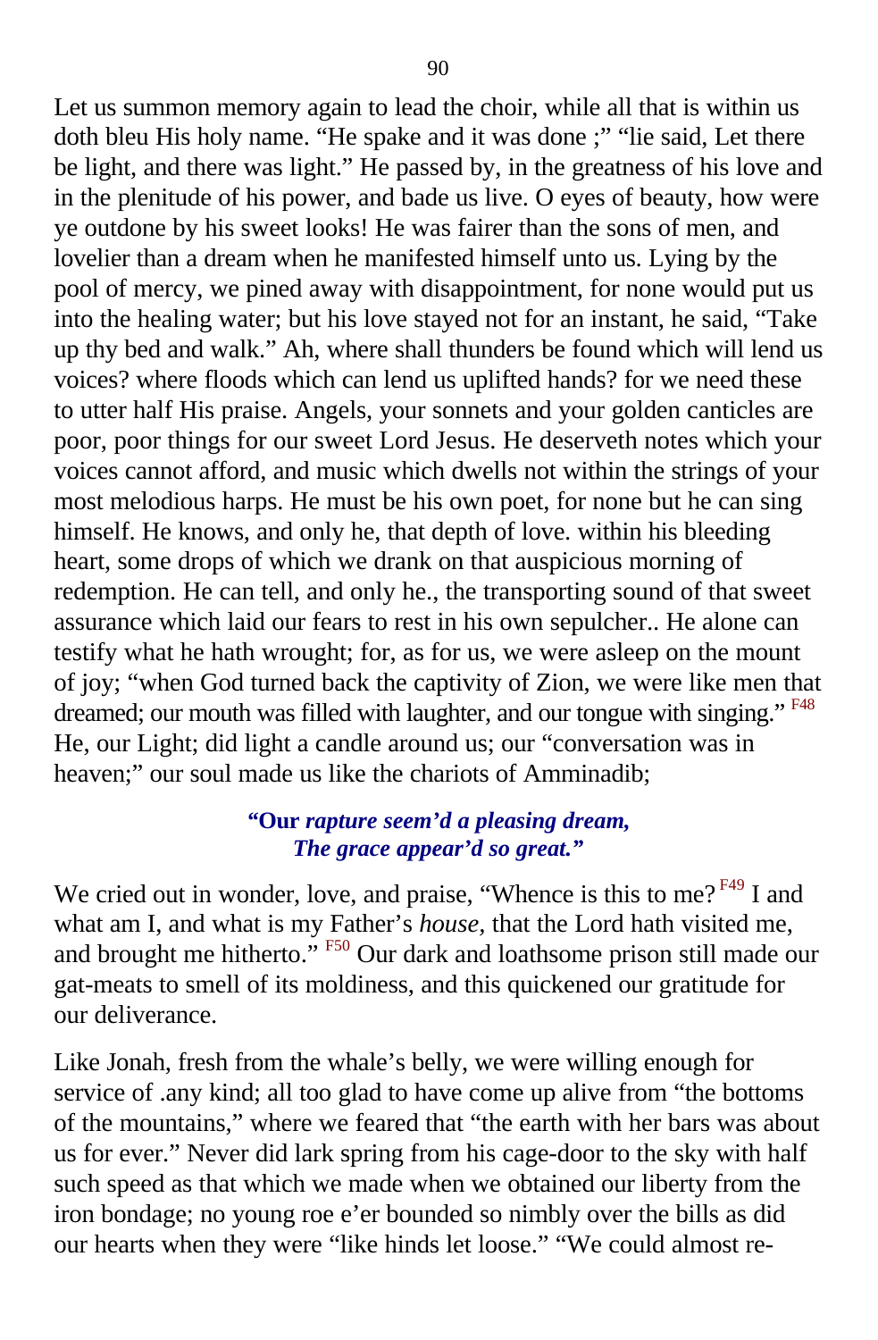Let us summon memory again to lead the choir, while all that is within us doth bleu His holy name. “He spake and it was done ;” “lie said, Let there be light, and there was light.” He passed by, in the greatness of his love and in the plenitude of his power, and bade us live. O eyes of beauty, how were ye outdone by his sweet looks! He was fairer than the sons of men, and lovelier than a dream when he manifested himself unto us. Lying by the pool of mercy, we pined away with disappointment, for none would put us into the healing water; but his love stayed not for an instant, he said, “Take up thy bed and walk.” Ah, where shall thunders be found which will lend us voices? where floods which can lend us uplifted hands? for we need these to utter half His praise. Angels, your sonnets and your golden canticles are poor, poor things for our sweet Lord Jesus. He deserveth notes which your voices cannot afford, and music which dwells not within the strings of your most melodious harps. He must be his own poet, for none but he can sing himself. He knows, and only he, that depth of love. within his bleeding heart, some drops of which we drank on that auspicious morning of redemption. He can tell, and only he., the transporting sound of that sweet assurance which laid our fears to rest in his own sepulcher.. He alone can testify what he hath wrought; for, as for us, we were asleep on the mount of joy; “when God turned back the captivity of Zion, we were like men that dreamed; our mouth was filled with laughter, and our tongue with singing.” [F48] He, our Light; did light a candle around us; our “conversation was in heaven;” our soul made us like the chariots of Amminadib;

> **“Our *rapture seem’d a pleasing dream,***
> ***The grace appear’d so great.”***

We cried out in wonder, love, and praise, “Whence is this to me? [F49] I and what am I, and what is my Father’s *house*, that the Lord hath visited me, and brought me hitherto.” [F50] Our dark and loathsome prison still made our gat-meats to smell of its moldiness, and this quickened our gratitude for our deliverance.

Like Jonah, fresh from the whale’s belly, we were willing enough for service of .any kind; all too glad to have come up alive from “the bottoms of the mountains,” where we feared that “the earth with her bars was about us for ever.” Never did lark spring from his cage-door to the sky with half such speed as that which we made when we obtained our liberty from the iron bondage; no young roe e’er bounded so nimbly over the bills as did our hearts when they were “like hinds let loose.” “We could almost re-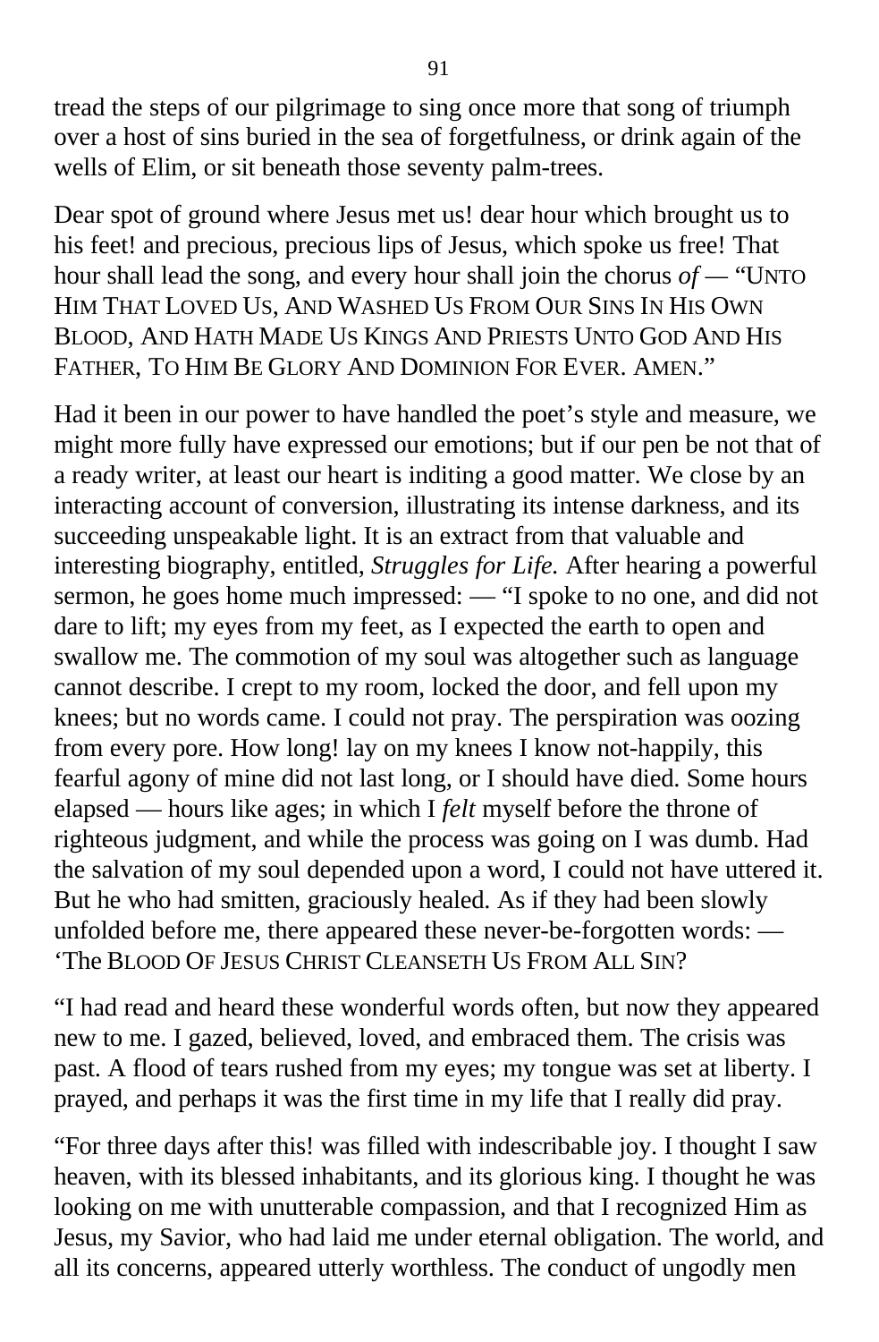tread the steps of our pilgrimage to sing once more that song of triumph over a host of sins buried in the sea of forgetfulness, or drink again of the wells of Elim, or sit beneath those seventy palm-trees.

Dear spot of ground where Jesus met us! dear hour which brought us to his feet! and precious, precious lips of Jesus, which spoke us free! That hour shall lead the song, and every hour shall join the chorus *of* — "UNTO HIM THAT LOVED US, AND WASHED US FROM OUR SINS IN HIS OWN BLOOD, AND HATH MADE US KINGS AND PRIESTS UNTO GOD AND HIS FATHER, TO HIM BE GLORY AND DOMINION FOR EVER. AMEN."

Had it been in our power to have handled the poet's style and measure, we might more fully have expressed our emotions; but if our pen be not that of a ready writer, at least our heart is inditing a good matter. We close by an interacting account of conversion, illustrating its intense darkness, and its succeeding unspeakable light. It is an extract from that valuable and interesting biography, entitled, *Struggles for Life.* After hearing a powerful sermon, he goes home much impressed: — "I spoke to no one, and did not dare to lift; my eyes from my feet, as I expected the earth to open and swallow me. The commotion of my soul was altogether such as language cannot describe. I crept to my room, locked the door, and fell upon my knees; but no words came. I could not pray. The perspiration was oozing from every pore. How long! lay on my knees I know not-happily, this fearful agony of mine did not last long, or I should have died. Some hours elapsed — hours like ages; in which I *felt* myself before the throne of righteous judgment, and while the process was going on I was dumb. Had the salvation of my soul depended upon a word, I could not have uttered it. But he who had smitten, graciously healed. As if they had been slowly unfolded before me, there appeared these never-be-forgotten words: — 'The BLOOD OF JESUS CHRIST CLEANSETH US FROM ALL SIN?

"I had read and heard these wonderful words often, but now they appeared new to me. I gazed, believed, loved, and embraced them. The crisis was past. A flood of tears rushed from my eyes; my tongue was set at liberty. I prayed, and perhaps it was the first time in my life that I really did pray.

"For three days after this! was filled with indescribable joy. I thought I saw heaven, with its blessed inhabitants, and its glorious king. I thought he was looking on me with unutterable compassion, and that I recognized Him as Jesus, my Savior, who had laid me under eternal obligation. The world, and all its concerns, appeared utterly worthless. The conduct of ungodly men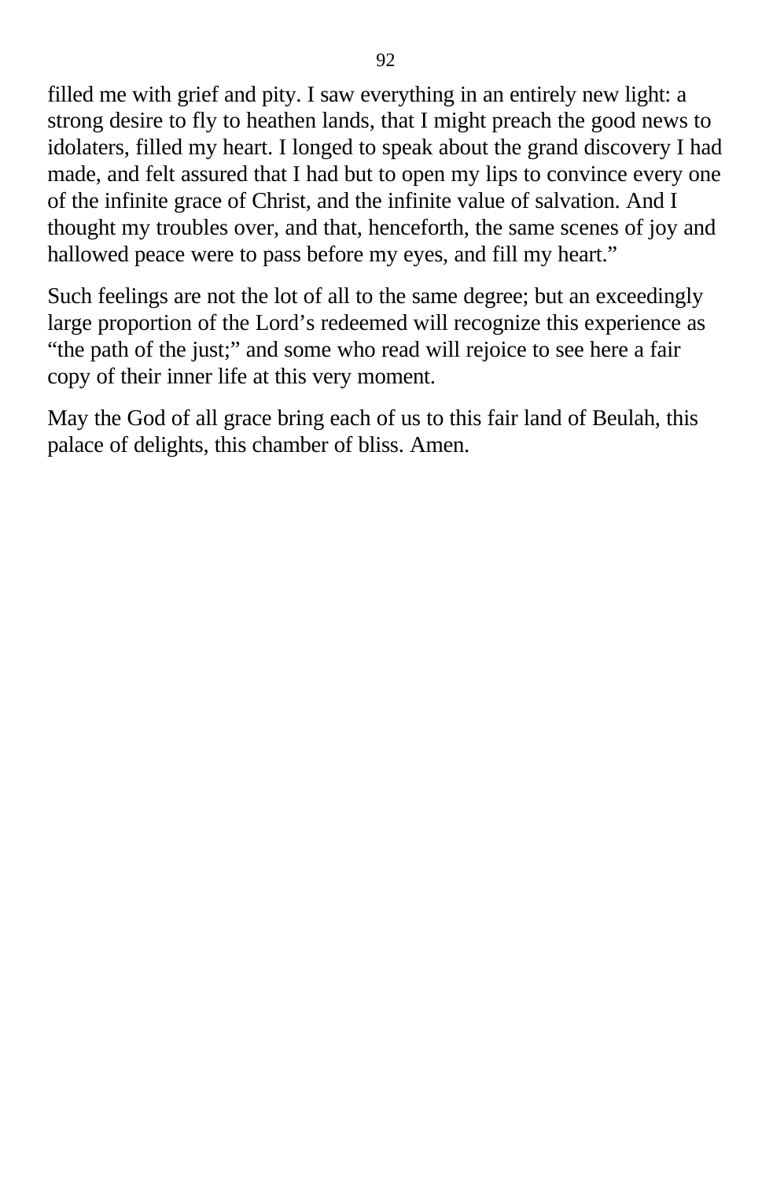filled me with grief and pity. I saw everything in an entirely new light: a strong desire to fly to heathen lands, that I might preach the good news to idolaters, filled my heart. I longed to speak about the grand discovery I had made, and felt assured that I had but to open my lips to convince every one of the infinite grace of Christ, and the infinite value of salvation. And I thought my troubles over, and that, henceforth, the same scenes of joy and hallowed peace were to pass before my eyes, and fill my heart."

Such feelings are not the lot of all to the same degree; but an exceedingly large proportion of the Lord's redeemed will recognize this experience as "the path of the just;" and some who read will rejoice to see here a fair copy of their inner life at this very moment.

May the God of all grace bring each of us to this fair land of Beulah, this palace of delights, this chamber of bliss. Amen.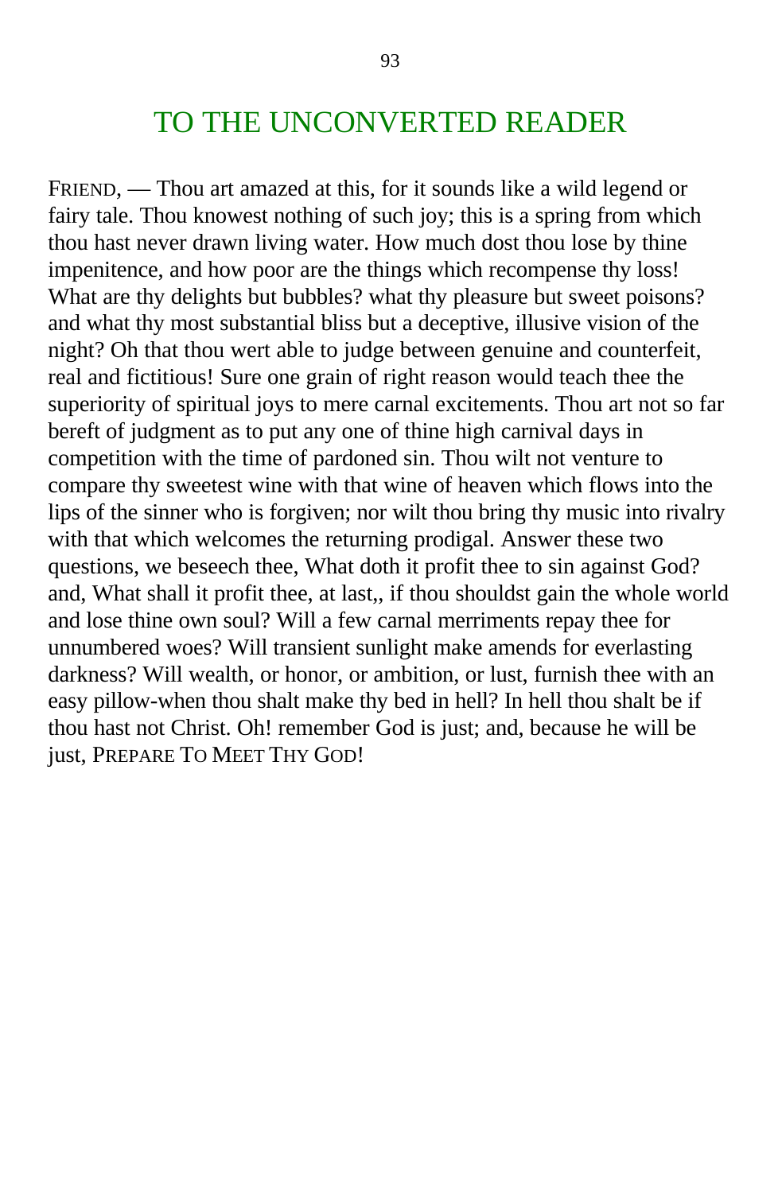# TO THE UNCONVERTED READER

FRIEND, — Thou art amazed at this, for it sounds like a wild legend or fairy tale. Thou knowest nothing of such joy; this is a spring from which thou hast never drawn living water. How much dost thou lose by thine impenitence, and how poor are the things which recompense thy loss! What are thy delights but bubbles? what thy pleasure but sweet poisons? and what thy most substantial bliss but a deceptive, illusive vision of the night? Oh that thou wert able to judge between genuine and counterfeit, real and fictitious! Sure one grain of right reason would teach thee the superiority of spiritual joys to mere carnal excitements. Thou art not so far bereft of judgment as to put any one of thine high carnival days in competition with the time of pardoned sin. Thou wilt not venture to compare thy sweetest wine with that wine of heaven which flows into the lips of the sinner who is forgiven; nor wilt thou bring thy music into rivalry with that which welcomes the returning prodigal. Answer these two questions, we beseech thee, What doth it profit thee to sin against God? and, What shall it profit thee, at last,, if thou shouldst gain the whole world and lose thine own soul? Will a few carnal merriments repay thee for unnumbered woes? Will transient sunlight make amends for everlasting darkness? Will wealth, or honor, or ambition, or lust, furnish thee with an easy pillow-when thou shalt make thy bed in hell? In hell thou shalt be if thou hast not Christ. Oh! remember God is just; and, because he will be just, PREPARE TO MEET THY GOD!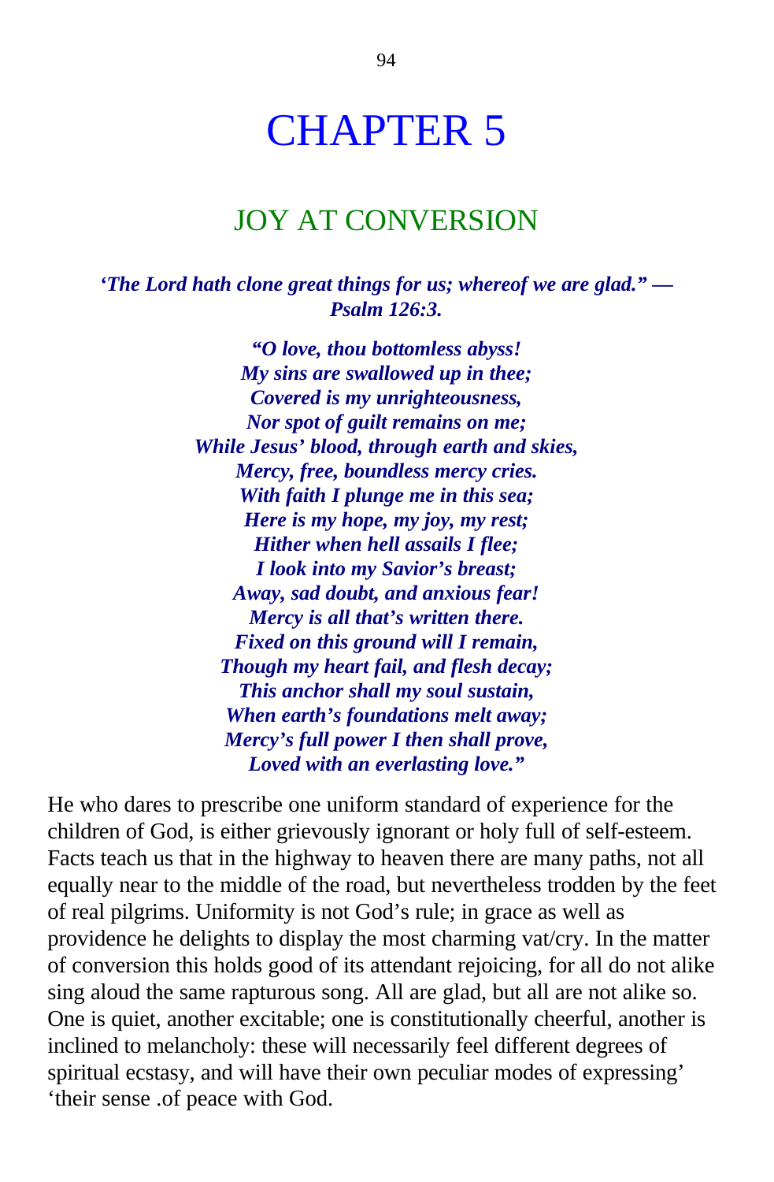# CHAPTER 5

## JOY AT CONVERSION

***'The Lord hath clone great things for us; whereof we are glad." — Psalm 126:3.***

***"O love, thou bottomless abyss!***
***My sins are swallowed up in thee;***
***Covered is my unrighteousness,***
***Nor spot of guilt remains on me;***
***While Jesus' blood, through earth and skies,***
***Mercy, free, boundless mercy cries.***
***With faith I plunge me in this sea;***
***Here is my hope, my joy, my rest;***
***Hither when hell assails I flee;***
***I look into my Savior's breast;***
***Away, sad doubt, and anxious fear!***
***Mercy is all that's written there.***
***Fixed on this ground will I remain,***
***Though my heart fail, and flesh decay;***
***This anchor shall my soul sustain,***
***When earth's foundations melt away;***
***Mercy's full power I then shall prove,***
***Loved with an everlasting love."***

He who dares to prescribe one uniform standard of experience for the children of God, is either grievously ignorant or holy full of self-esteem. Facts teach us that in the highway to heaven there are many paths, not all equally near to the middle of the road, but nevertheless trodden by the feet of real pilgrims. Uniformity is not God's rule; in grace as well as providence he delights to display the most charming vat/cry. In the matter of conversion this holds good of its attendant rejoicing, for all do not alike sing aloud the same rapturous song. All are glad, but all are not alike so. One is quiet, another excitable; one is constitutionally cheerful, another is inclined to melancholy: these will necessarily feel different degrees of spiritual ecstasy, and will have their own peculiar modes of expressing' 'their sense .of peace with God.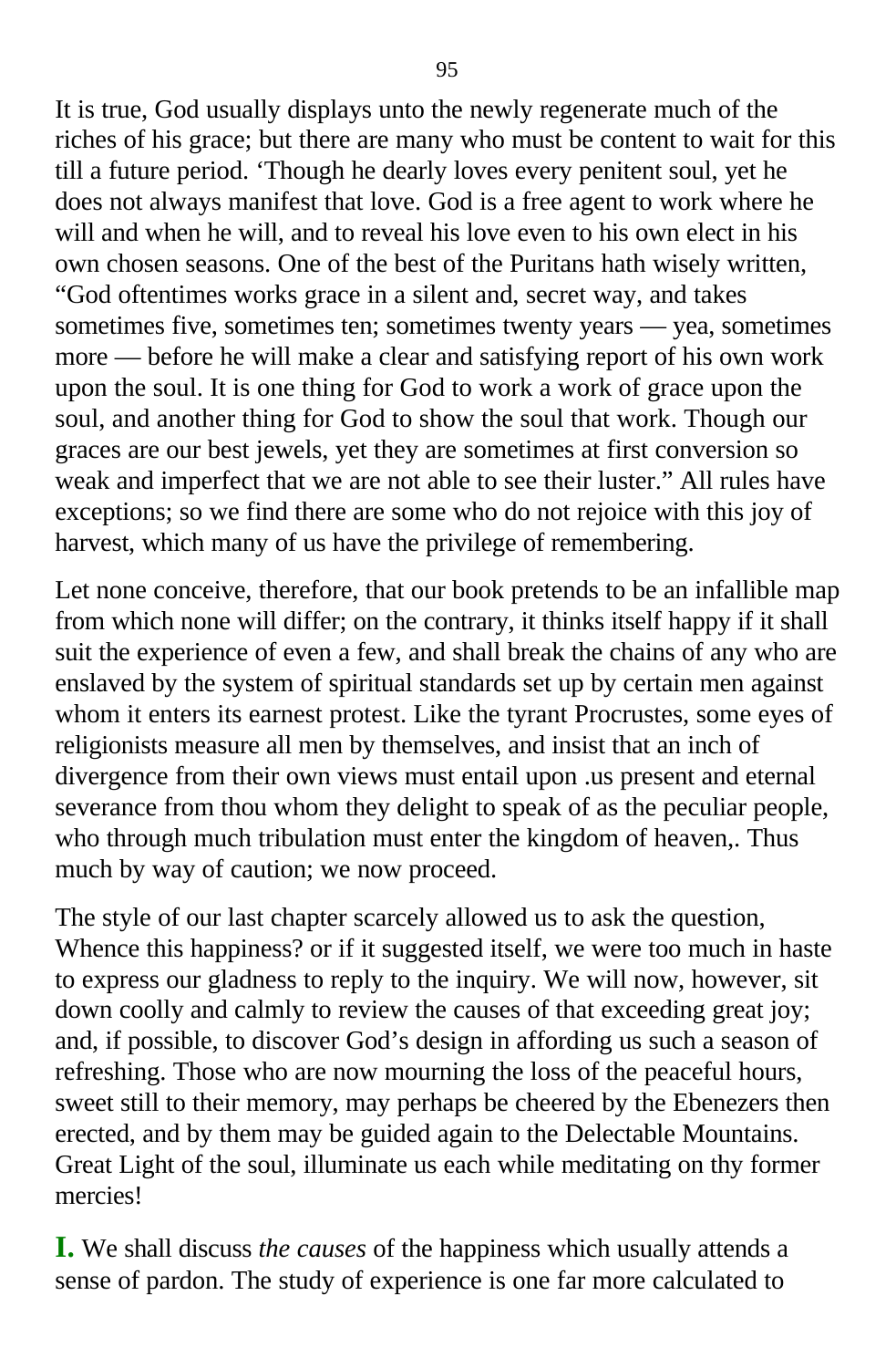It is true, God usually displays unto the newly regenerate much of the riches of his grace; but there are many who must be content to wait for this till a future period. ‘Though he dearly loves every penitent soul, yet he does not always manifest that love. God is a free agent to work where he will and when he will, and to reveal his love even to his own elect in his own chosen seasons. One of the best of the Puritans hath wisely written, “God oftentimes works grace in a silent and, secret way, and takes sometimes five, sometimes ten; sometimes twenty years — yea, sometimes more — before he will make a clear and satisfying report of his own work upon the soul. It is one thing for God to work a work of grace upon the soul, and another thing for God to show the soul that work. Though our graces are our best jewels, yet they are sometimes at first conversion so weak and imperfect that we are not able to see their luster.” All rules have exceptions; so we find there are some who do not rejoice with this joy of harvest, which many of us have the privilege of remembering.

Let none conceive, therefore, that our book pretends to be an infallible map from which none will differ; on the contrary, it thinks itself happy if it shall suit the experience of even a few, and shall break the chains of any who are enslaved by the system of spiritual standards set up by certain men against whom it enters its earnest protest. Like the tyrant Procrustes, some eyes of religionists measure all men by themselves, and insist that an inch of divergence from their own views must entail upon .us present and eternal severance from thou whom they delight to speak of as the peculiar people, who through much tribulation must enter the kingdom of heaven,. Thus much by way of caution; we now proceed.

The style of our last chapter scarcely allowed us to ask the question, Whence this happiness? or if it suggested itself, we were too much in haste to express our gladness to reply to the inquiry. We will now, however, sit down coolly and calmly to review the causes of that exceeding great joy; and, if possible, to discover God’s design in affording us such a season of refreshing. Those who are now mourning the loss of the peaceful hours, sweet still to their memory, may perhaps be cheered by the Ebenezers then erected, and by them may be guided again to the Delectable Mountains. Great Light of the soul, illuminate us each while meditating on thy former mercies!

**I.** We shall discuss *the causes* of the happiness which usually attends a sense of pardon. The study of experience is one far more calculated to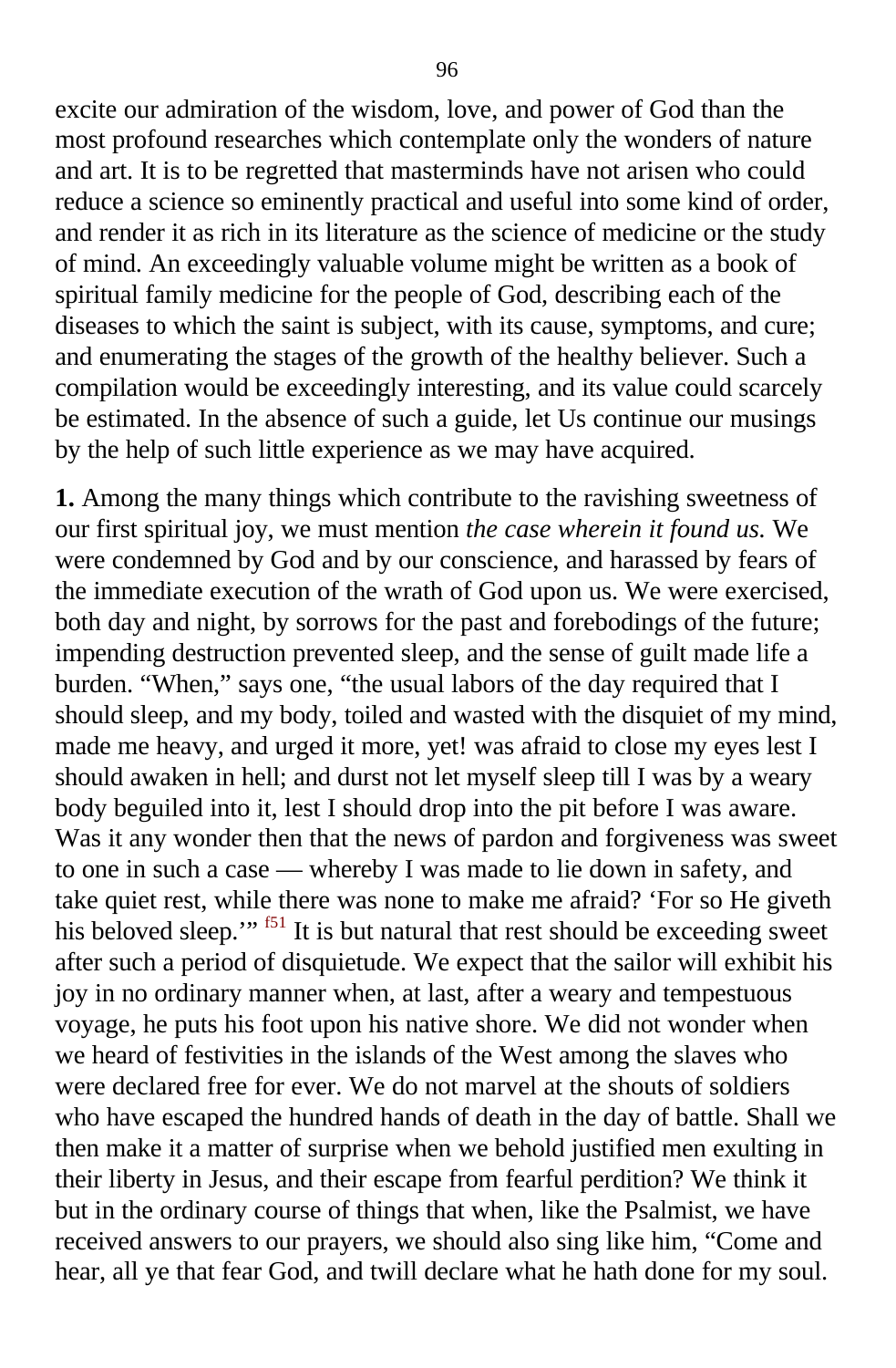excite our admiration of the wisdom, love, and power of God than the most profound researches which contemplate only the wonders of nature and art. It is to be regretted that masterminds have not arisen who could reduce a science so eminently practical and useful into some kind of order, and render it as rich in its literature as the science of medicine or the study of mind. An exceedingly valuable volume might be written as a book of spiritual family medicine for the people of God, describing each of the diseases to which the saint is subject, with its cause, symptoms, and cure; and enumerating the stages of the growth of the healthy believer. Such a compilation would be exceedingly interesting, and its value could scarcely be estimated. In the absence of such a guide, let Us continue our musings by the help of such little experience as we may have acquired.

**1.** Among the many things which contribute to the ravishing sweetness of our first spiritual joy, we must mention *the case wherein it found us.* We were condemned by God and by our conscience, and harassed by fears of the immediate execution of the wrath of God upon us. We were exercised, both day and night, by sorrows for the past and forebodings of the future; impending destruction prevented sleep, and the sense of guilt made life a burden. "When," says one, "the usual labors of the day required that I should sleep, and my body, toiled and wasted with the disquiet of my mind, made me heavy, and urged it more, yet! was afraid to close my eyes lest I should awaken in hell; and durst not let myself sleep till I was by a weary body beguiled into it, lest I should drop into the pit before I was aware. Was it any wonder then that the news of pardon and forgiveness was sweet to one in such a case — whereby I was made to lie down in safety, and take quiet rest, while there was none to make me afraid? 'For so He giveth his beloved sleep.'" [f51] It is but natural that rest should be exceeding sweet after such a period of disquietude. We expect that the sailor will exhibit his joy in no ordinary manner when, at last, after a weary and tempestuous voyage, he puts his foot upon his native shore. We did not wonder when we heard of festivities in the islands of the West among the slaves who were declared free for ever. We do not marvel at the shouts of soldiers who have escaped the hundred hands of death in the day of battle. Shall we then make it a matter of surprise when we behold justified men exulting in their liberty in Jesus, and their escape from fearful perdition? We think it but in the ordinary course of things that when, like the Psalmist, we have received answers to our prayers, we should also sing like him, "Come and hear, all ye that fear God, and twill declare what he hath done for my soul.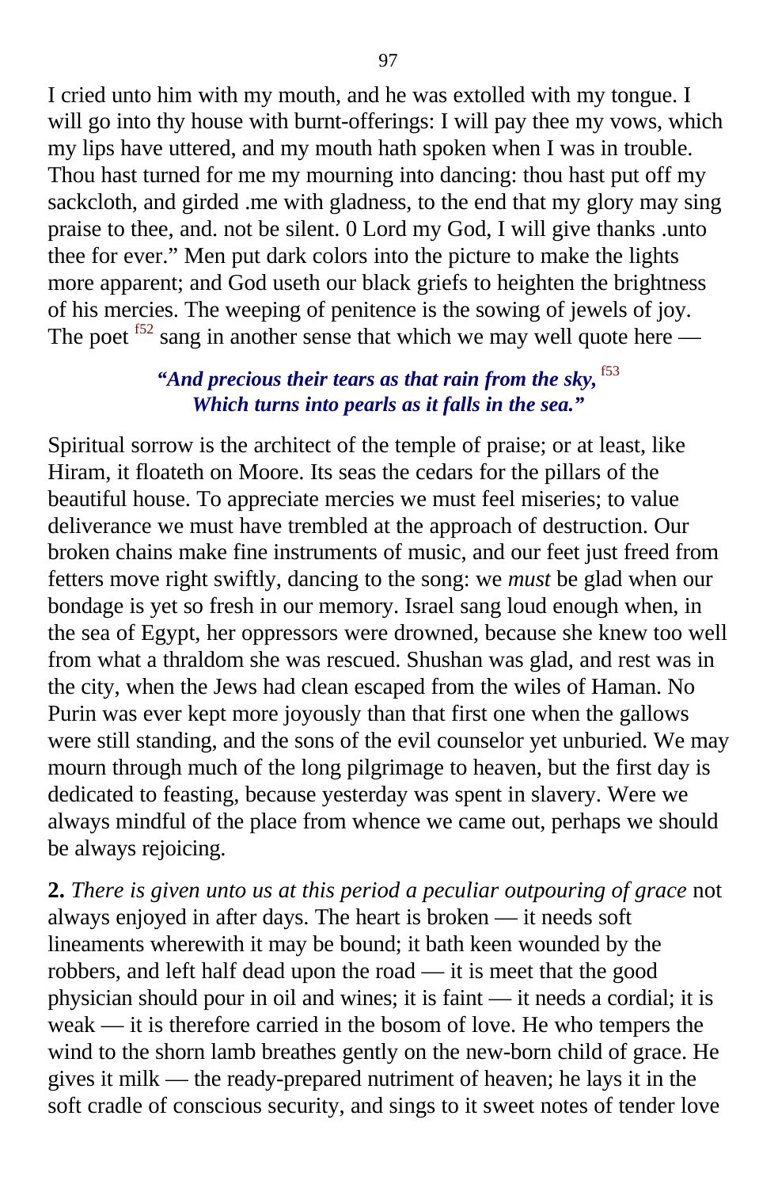I cried unto him with my mouth, and he was extolled with my tongue. I will go into thy house with burnt-offerings: I will pay thee my vows, which my lips have uttered, and my mouth hath spoken when I was in trouble. Thou hast turned for me my mourning into dancing: thou hast put off my sackcloth, and girded .me with gladness, to the end that my glory may sing praise to thee, and. not be silent. 0 Lord my God, I will give thanks .unto thee for ever." Men put dark colors into the picture to make the lights more apparent; and God useth our black griefs to heighten the brightness of his mercies. The weeping of penitence is the sowing of jewels of joy. The poet [f52] sang in another sense that which we may well quote here —

> ***"And precious their tears as that rain from the sky,*** [f53]
> ***Which turns into pearls as it falls in the sea."***

Spiritual sorrow is the architect of the temple of praise; or at least, like Hiram, it floateth on Moore. Its seas the cedars for the pillars of the beautiful house. To appreciate mercies we must feel miseries; to value deliverance we must have trembled at the approach of destruction. Our broken chains make fine instruments of music, and our feet just freed from fetters move right swiftly, dancing to the song: we *must* be glad when our bondage is yet so fresh in our memory. Israel sang loud enough when, in the sea of Egypt, her oppressors were drowned, because she knew too well from what a thraldom she was rescued. Shushan was glad, and rest was in the city, when the Jews had clean escaped from the wiles of Haman. No Purin was ever kept more joyously than that first one when the gallows were still standing, and the sons of the evil counselor yet unburied. We may mourn through much of the long pilgrimage to heaven, but the first day is dedicated to feasting, because yesterday was spent in slavery. Were we always mindful of the place from whence we came out, perhaps we should be always rejoicing.

**2.** *There is given unto us at this period a peculiar outpouring of grace* not always enjoyed in after days. The heart is broken — it needs soft lineaments wherewith it may be bound; it bath keen wounded by the robbers, and left half dead upon the road — it is meet that the good physician should pour in oil and wines; it is faint — it needs a cordial; it is weak — it is therefore carried in the bosom of love. He who tempers the wind to the shorn lamb breathes gently on the new-born child of grace. He gives it milk — the ready-prepared nutriment of heaven; he lays it in the soft cradle of conscious security, and sings to it sweet notes of tender love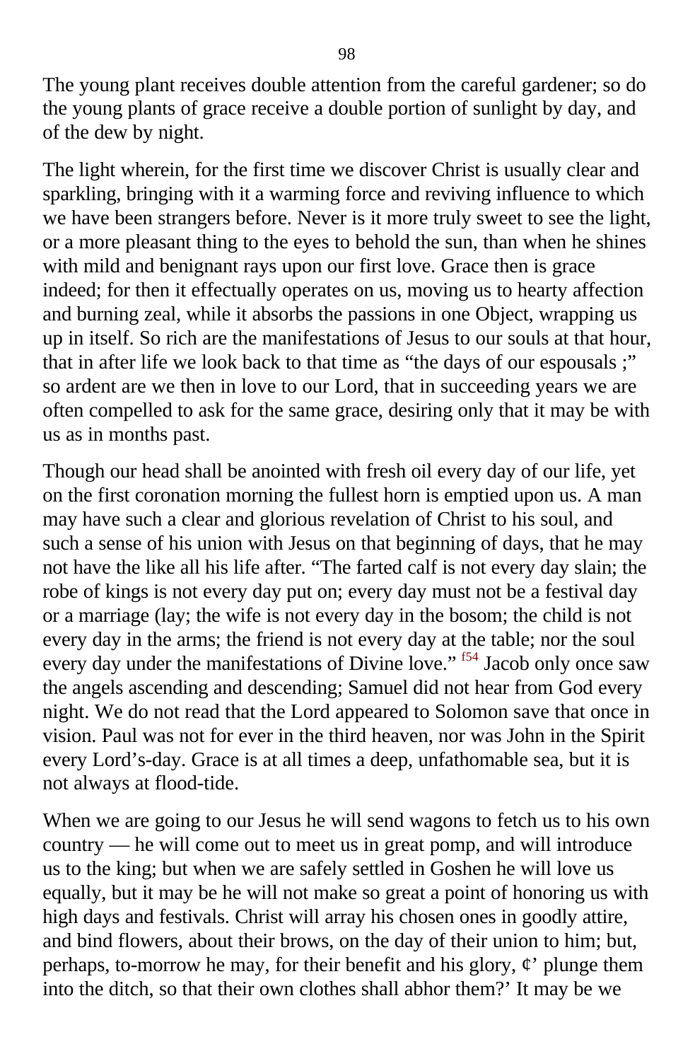The young plant receives double attention from the careful gardener; so do the young plants of grace receive a double portion of sunlight by day, and of the dew by night.

The light wherein, for the first time we discover Christ is usually clear and sparkling, bringing with it a warming force and reviving influence to which we have been strangers before. Never is it more truly sweet to see the light, or a more pleasant thing to the eyes to behold the sun, than when he shines with mild and benignant rays upon our first love. Grace then is grace indeed; for then it effectually operates on us, moving us to hearty affection and burning zeal, while it absorbs the passions in one Object, wrapping us up in itself. So rich are the manifestations of Jesus to our souls at that hour, that in after life we look back to that time as “the days of our espousals ;” so ardent are we then in love to our Lord, that in succeeding years we are often compelled to ask for the same grace, desiring only that it may be with us as in months past.

Though our head shall be anointed with fresh oil every day of our life, yet on the first coronation morning the fullest horn is emptied upon us. A man may have such a clear and glorious revelation of Christ to his soul, and such a sense of his union with Jesus on that beginning of days, that he may not have the like all his life after. “The farted calf is not every day slain; the robe of kings is not every day put on; every day must not be a festival day or a marriage (lay; the wife is not every day in the bosom; the child is not every day in the arms; the friend is not every day at the table; nor the soul every day under the manifestations of Divine love.” [f54] Jacob only once saw the angels ascending and descending; Samuel did not hear from God every night. We do not read that the Lord appeared to Solomon save that once in vision. Paul was not for ever in the third heaven, nor was John in the Spirit every Lord’s-day. Grace is at all times a deep, unfathomable sea, but it is not always at flood-tide.

When we are going to our Jesus he will send wagons to fetch us to his own country — he will come out to meet us in great pomp, and will introduce us to the king; but when we are safely settled in Goshen he will love us equally, but it may be he will not make so great a point of honoring us with high days and festivals. Christ will array his chosen ones in goodly attire, and bind flowers, about their brows, on the day of their union to him; but, perhaps, to-morrow he may, for their benefit and his glory, ¢’ plunge them into the ditch, so that their own clothes shall abhor them?’ It may be we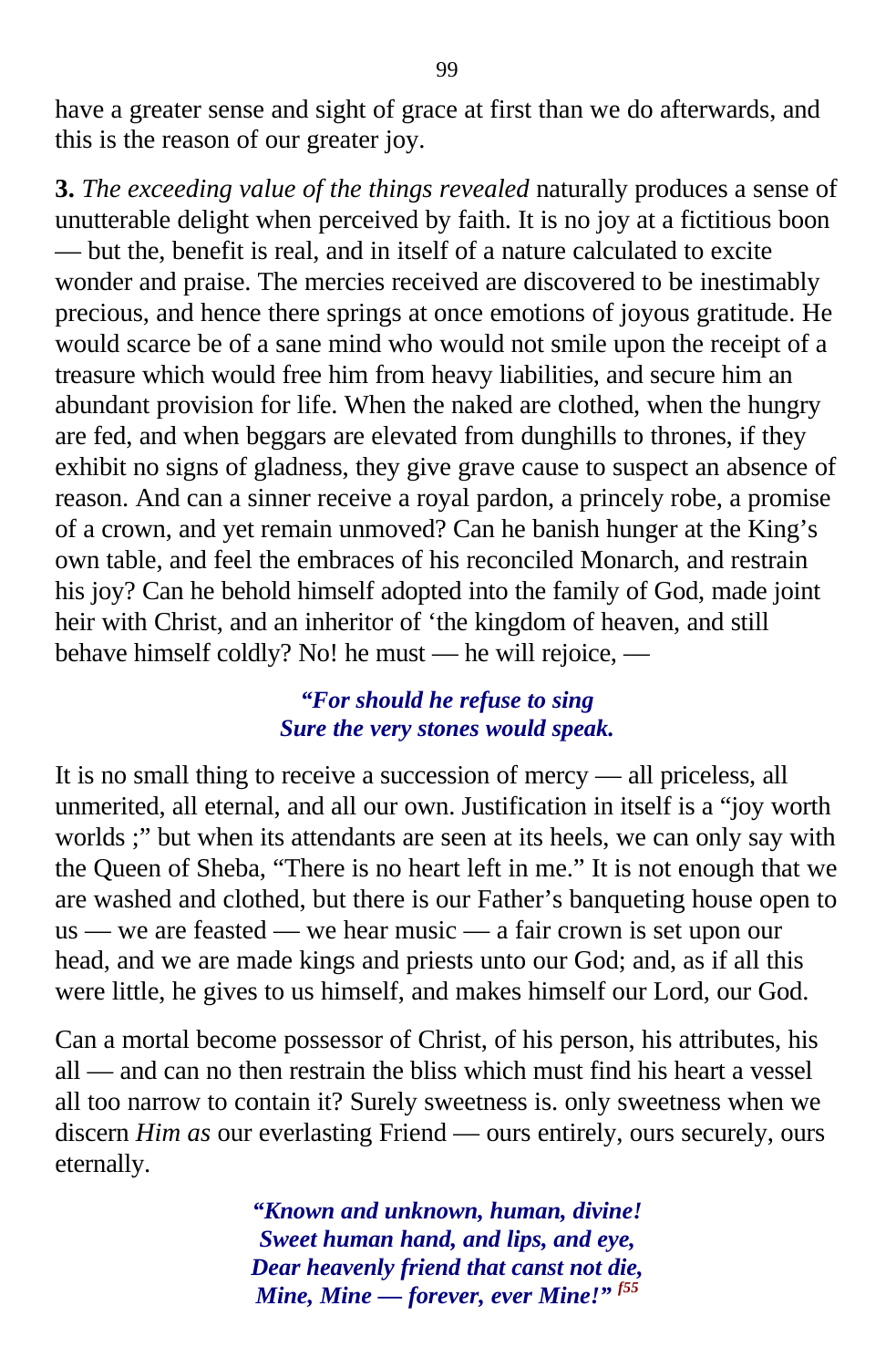have a greater sense and sight of grace at first than we do afterwards, and this is the reason of our greater joy.

**3.** *The exceeding value of the things revealed* naturally produces a sense of unutterable delight when perceived by faith. It is no joy at a fictitious boon — but the, benefit is real, and in itself of a nature calculated to excite wonder and praise. The mercies received are discovered to be inestimably precious, and hence there springs at once emotions of joyous gratitude. He would scarce be of a sane mind who would not smile upon the receipt of a treasure which would free him from heavy liabilities, and secure him an abundant provision for life. When the naked are clothed, when the hungry are fed, and when beggars are elevated from dunghills to thrones, if they exhibit no signs of gladness, they give grave cause to suspect an absence of reason. And can a sinner receive a royal pardon, a princely robe, a promise of a crown, and yet remain unmoved? Can he banish hunger at the King's own table, and feel the embraces of his reconciled Monarch, and restrain his joy? Can he behold himself adopted into the family of God, made joint heir with Christ, and an inheritor of 'the kingdom of heaven, and still behave himself coldly? No! he must — he will rejoice, —

> ***"For should he refuse to sing***
> ***Sure the very stones would speak.***

It is no small thing to receive a succession of mercy — all priceless, all unmerited, all eternal, and all our own. Justification in itself is a "joy worth worlds ;" but when its attendants are seen at its heels, we can only say with the Queen of Sheba, "There is no heart left in me." It is not enough that we are washed and clothed, but there is our Father's banqueting house open to us — we are feasted — we hear music — a fair crown is set upon our head, and we are made kings and priests unto our God; and, as if all this were little, he gives to us himself, and makes himself our Lord, our God.

Can a mortal become possessor of Christ, of his person, his attributes, his all — and can no then restrain the bliss which must find his heart a vessel all too narrow to contain it? Surely sweetness is. only sweetness when we discern *Him as* our everlasting Friend — ours entirely, ours securely, ours eternally.

> ***"Known and unknown, human, divine!***
> ***Sweet human hand, and lips, and eye,***
> ***Dear heavenly friend that canst not die,***
> ***Mine, Mine — forever, ever Mine!"*** [f55]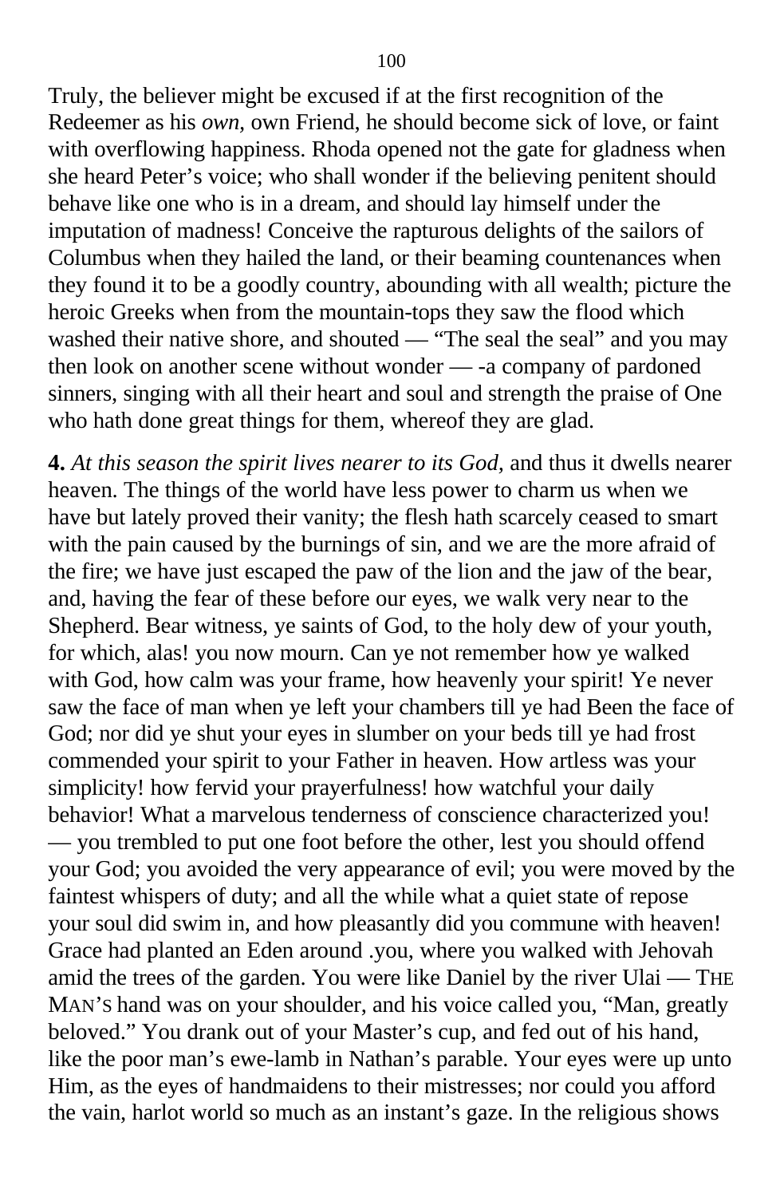Truly, the believer might be excused if at the first recognition of the Redeemer as his *own,* own Friend, he should become sick of love, or faint with overflowing happiness. Rhoda opened not the gate for gladness when she heard Peter's voice; who shall wonder if the believing penitent should behave like one who is in a dream, and should lay himself under the imputation of madness! Conceive the rapturous delights of the sailors of Columbus when they hailed the land, or their beaming countenances when they found it to be a goodly country, abounding with all wealth; picture the heroic Greeks when from the mountain-tops they saw the flood which washed their native shore, and shouted — "The seal the seal" and you may then look on another scene without wonder — -a company of pardoned sinners, singing with all their heart and soul and strength the praise of One who hath done great things for them, whereof they are glad.

**4.** *At this season the spirit lives nearer to its God,* and thus it dwells nearer heaven. The things of the world have less power to charm us when we have but lately proved their vanity; the flesh hath scarcely ceased to smart with the pain caused by the burnings of sin, and we are the more afraid of the fire; we have just escaped the paw of the lion and the jaw of the bear, and, having the fear of these before our eyes, we walk very near to the Shepherd. Bear witness, ye saints of God, to the holy dew of your youth, for which, alas! you now mourn. Can ye not remember how ye walked with God, how calm was your frame, how heavenly your spirit! Ye never saw the face of man when ye left your chambers till ye had Been the face of God; nor did ye shut your eyes in slumber on your beds till ye had frost commended your spirit to your Father in heaven. How artless was your simplicity! how fervid your prayerfulness! how watchful your daily behavior! What a marvelous tenderness of conscience characterized you! — you trembled to put one foot before the other, lest you should offend your God; you avoided the very appearance of evil; you were moved by the faintest whispers of duty; and all the while what a quiet state of repose your soul did swim in, and how pleasantly did you commune with heaven! Grace had planted an Eden around .you, where you walked with Jehovah amid the trees of the garden. You were like Daniel by the river Ulai — THE MAN'S hand was on your shoulder, and his voice called you, "Man, greatly beloved." You drank out of your Master's cup, and fed out of his hand, like the poor man's ewe-lamb in Nathan's parable. Your eyes were up unto Him, as the eyes of handmaidens to their mistresses; nor could you afford the vain, harlot world so much as an instant's gaze. In the religious shows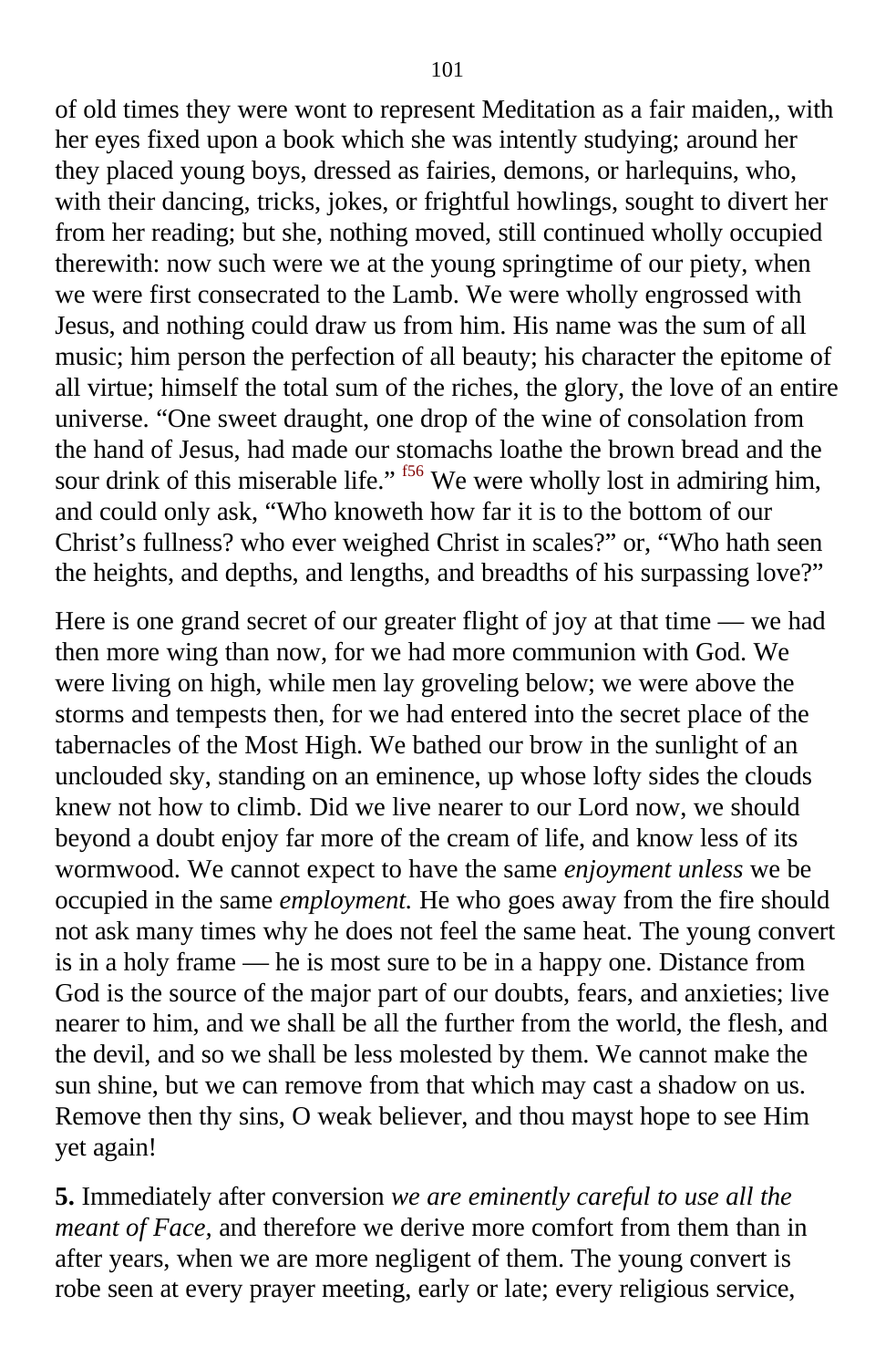of old times they were wont to represent Meditation as a fair maiden,, with her eyes fixed upon a book which she was intently studying; around her they placed young boys, dressed as fairies, demons, or harlequins, who, with their dancing, tricks, jokes, or frightful howlings, sought to divert her from her reading; but she, nothing moved, still continued wholly occupied therewith: now such were we at the young springtime of our piety, when we were first consecrated to the Lamb. We were wholly engrossed with Jesus, and nothing could draw us from him. His name was the sum of all music; him person the perfection of all beauty; his character the epitome of all virtue; himself the total sum of the riches, the glory, the love of an entire universe. "One sweet draught, one drop of the wine of consolation from the hand of Jesus, had made our stomachs loathe the brown bread and the sour drink of this miserable life." [f56] We were wholly lost in admiring him, and could only ask, "Who knoweth how far it is to the bottom of our Christ's fullness? who ever weighed Christ in scales?" or, "Who hath seen the heights, and depths, and lengths, and breadths of his surpassing love?"

Here is one grand secret of our greater flight of joy at that time — we had then more wing than now, for we had more communion with God. We were living on high, while men lay groveling below; we were above the storms and tempests then, for we had entered into the secret place of the tabernacles of the Most High. We bathed our brow in the sunlight of an unclouded sky, standing on an eminence, up whose lofty sides the clouds knew not how to climb. Did we live nearer to our Lord now, we should beyond a doubt enjoy far more of the cream of life, and know less of its wormwood. We cannot expect to have the same *enjoyment unless* we be occupied in the same *employment.* He who goes away from the fire should not ask many times why he does not feel the same heat. The young convert is in a holy frame — he is most sure to be in a happy one. Distance from God is the source of the major part of our doubts, fears, and anxieties; live nearer to him, and we shall be all the further from the world, the flesh, and the devil, and so we shall be less molested by them. We cannot make the sun shine, but we can remove from that which may cast a shadow on us. Remove then thy sins, O weak believer, and thou mayst hope to see Him yet again!

**5.** Immediately after conversion *we are eminently careful to use all the meant of Face,* and therefore we derive more comfort from them than in after years, when we are more negligent of them. The young convert is robe seen at every prayer meeting, early or late; every religious service,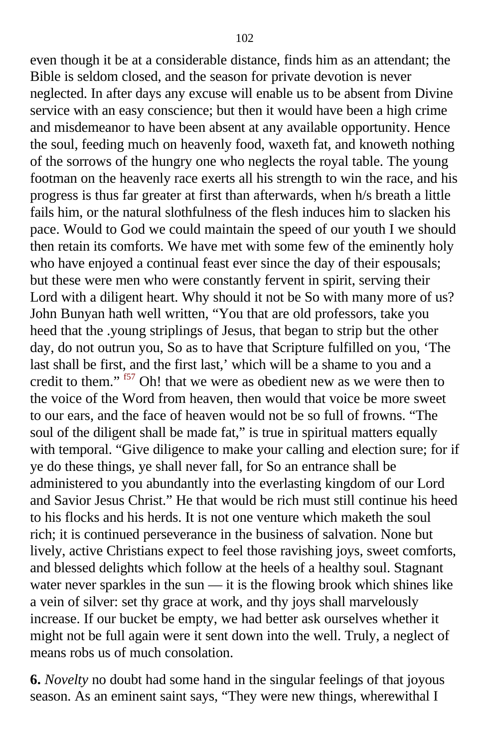even though it be at a considerable distance, finds him as an attendant; the Bible is seldom closed, and the season for private devotion is never neglected. In after days any excuse will enable us to be absent from Divine service with an easy conscience; but then it would have been a high crime and misdemeanor to have been absent at any available opportunity. Hence the soul, feeding much on heavenly food, waxeth fat, and knoweth nothing of the sorrows of the hungry one who neglects the royal table. The young footman on the heavenly race exerts all his strength to win the race, and his progress is thus far greater at first than afterwards, when h/s breath a little fails him, or the natural slothfulness of the flesh induces him to slacken his pace. Would to God we could maintain the speed of our youth I we should then retain its comforts. We have met with some few of the eminently holy who have enjoyed a continual feast ever since the day of their espousals; but these were men who were constantly fervent in spirit, serving their Lord with a diligent heart. Why should it not be So with many more of us? John Bunyan hath well written, "You that are old professors, take you heed that the .young striplings of Jesus, that began to strip but the other day, do not outrun you, So as to have that Scripture fulfilled on you, 'The last shall be first, and the first last,' which will be a shame to you and a credit to them." [f57] Oh! that we were as obedient new as we were then to the voice of the Word from heaven, then would that voice be more sweet to our ears, and the face of heaven would not be so full of frowns. "The soul of the diligent shall be made fat," is true in spiritual matters equally with temporal. "Give diligence to make your calling and election sure; for if ye do these things, ye shall never fall, for So an entrance shall be administered to you abundantly into the everlasting kingdom of our Lord and Savior Jesus Christ." He that would be rich must still continue his heed to his flocks and his herds. It is not one venture which maketh the soul rich; it is continued perseverance in the business of salvation. None but lively, active Christians expect to feel those ravishing joys, sweet comforts, and blessed delights which follow at the heels of a healthy soul. Stagnant water never sparkles in the sun — it is the flowing brook which shines like a vein of silver: set thy grace at work, and thy joys shall marvelously increase. If our bucket be empty, we had better ask ourselves whether it might not be full again were it sent down into the well. Truly, a neglect of means robs us of much consolation.

**6.** *Novelty* no doubt had some hand in the singular feelings of that joyous season. As an eminent saint says, "They were new things, wherewithal I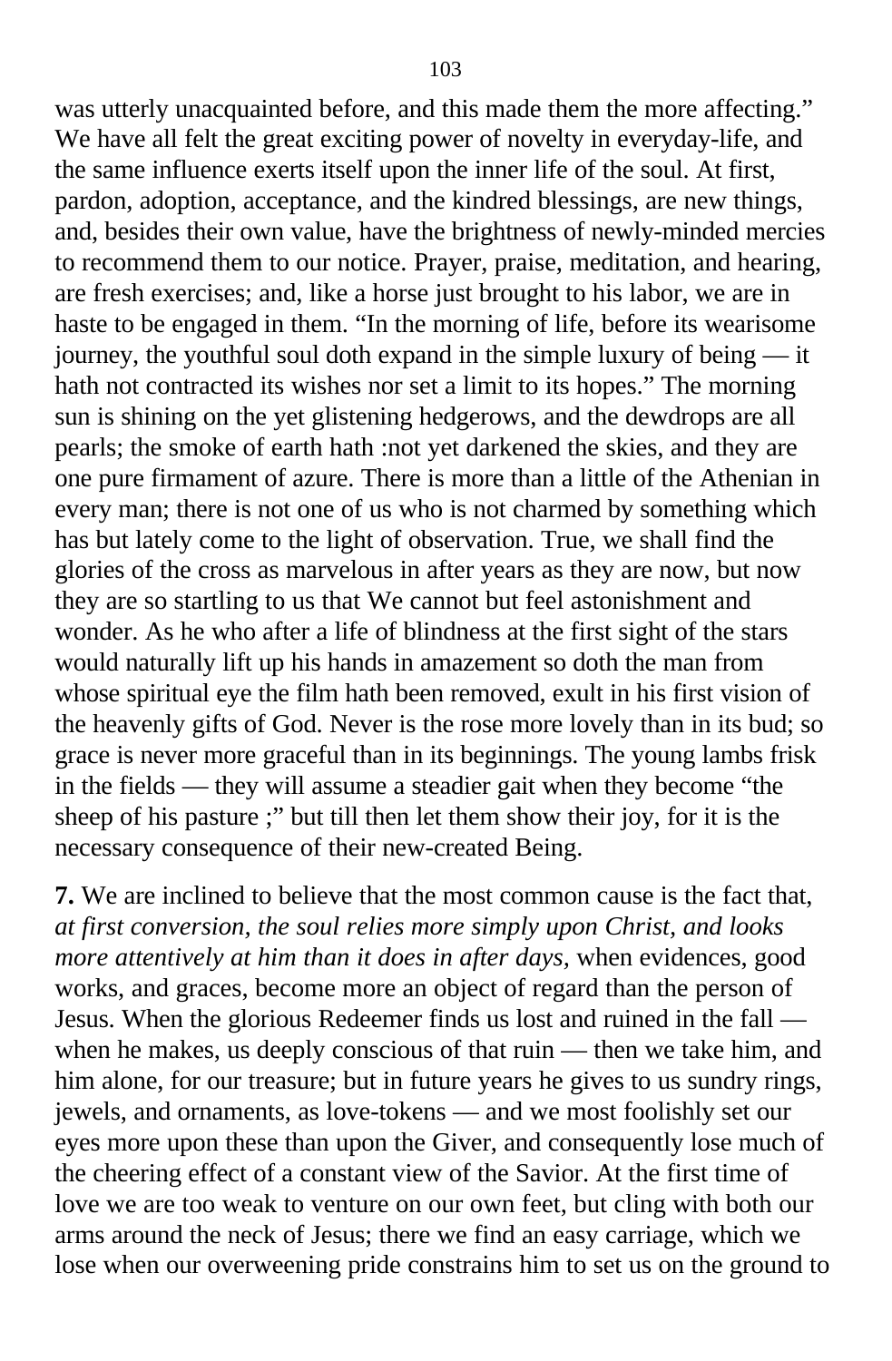was utterly unacquainted before, and this made them the more affecting." We have all felt the great exciting power of novelty in everyday-life, and the same influence exerts itself upon the inner life of the soul. At first, pardon, adoption, acceptance, and the kindred blessings, are new things, and, besides their own value, have the brightness of newly-minded mercies to recommend them to our notice. Prayer, praise, meditation, and hearing, are fresh exercises; and, like a horse just brought to his labor, we are in haste to be engaged in them. "In the morning of life, before its wearisome journey, the youthful soul doth expand in the simple luxury of being — it hath not contracted its wishes nor set a limit to its hopes." The morning sun is shining on the yet glistening hedgerows, and the dewdrops are all pearls; the smoke of earth hath :not yet darkened the skies, and they are one pure firmament of azure. There is more than a little of the Athenian in every man; there is not one of us who is not charmed by something which has but lately come to the light of observation. True, we shall find the glories of the cross as marvelous in after years as they are now, but now they are so startling to us that We cannot but feel astonishment and wonder. As he who after a life of blindness at the first sight of the stars would naturally lift up his hands in amazement so doth the man from whose spiritual eye the film hath been removed, exult in his first vision of the heavenly gifts of God. Never is the rose more lovely than in its bud; so grace is never more graceful than in its beginnings. The young lambs frisk in the fields — they will assume a steadier gait when they become "the sheep of his pasture ;" but till then let them show their joy, for it is the necessary consequence of their new-created Being.

**7.** We are inclined to believe that the most common cause is the fact that, *at first conversion, the soul relies more simply upon Christ, and looks more attentively at him than it does in after days,* when evidences, good works, and graces, become more an object of regard than the person of Jesus. When the glorious Redeemer finds us lost and ruined in the fall — when he makes, us deeply conscious of that ruin — then we take him, and him alone, for our treasure; but in future years he gives to us sundry rings, jewels, and ornaments, as love-tokens — and we most foolishly set our eyes more upon these than upon the Giver, and consequently lose much of the cheering effect of a constant view of the Savior. At the first time of love we are too weak to venture on our own feet, but cling with both our arms around the neck of Jesus; there we find an easy carriage, which we lose when our overweening pride constrains him to set us on the ground to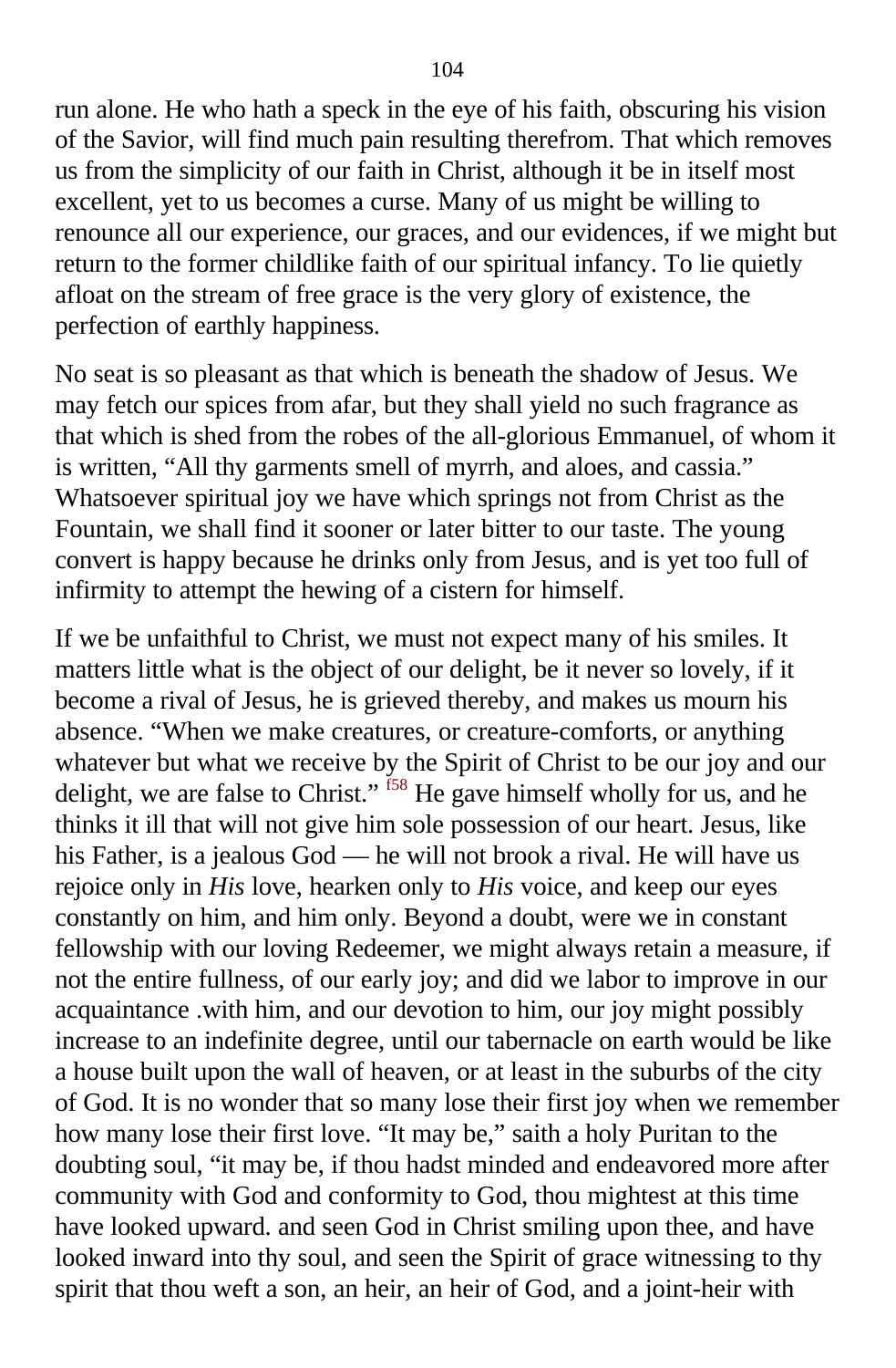run alone. He who hath a speck in the eye of his faith, obscuring his vision of the Savior, will find much pain resulting therefrom. That which removes us from the simplicity of our faith in Christ, although it be in itself most excellent, yet to us becomes a curse. Many of us might be willing to renounce all our experience, our graces, and our evidences, if we might but return to the former childlike faith of our spiritual infancy. To lie quietly afloat on the stream of free grace is the very glory of existence, the perfection of earthly happiness.

No seat is so pleasant as that which is beneath the shadow of Jesus. We may fetch our spices from afar, but they shall yield no such fragrance as that which is shed from the robes of the all-glorious Emmanuel, of whom it is written, "All thy garments smell of myrrh, and aloes, and cassia." Whatsoever spiritual joy we have which springs not from Christ as the Fountain, we shall find it sooner or later bitter to our taste. The young convert is happy because he drinks only from Jesus, and is yet too full of infirmity to attempt the hewing of a cistern for himself.

If we be unfaithful to Christ, we must not expect many of his smiles. It matters little what is the object of our delight, be it never so lovely, if it become a rival of Jesus, he is grieved thereby, and makes us mourn his absence. "When we make creatures, or creature-comforts, or anything whatever but what we receive by the Spirit of Christ to be our joy and our delight, we are false to Christ." [f58] He gave himself wholly for us, and he thinks it ill that will not give him sole possession of our heart. Jesus, like his Father, is a jealous God — he will not brook a rival. He will have us rejoice only in *His* love, hearken only to *His* voice, and keep our eyes constantly on him, and him only. Beyond a doubt, were we in constant fellowship with our loving Redeemer, we might always retain a measure, if not the entire fullness, of our early joy; and did we labor to improve in our acquaintance .with him, and our devotion to him, our joy might possibly increase to an indefinite degree, until our tabernacle on earth would be like a house built upon the wall of heaven, or at least in the suburbs of the city of God. It is no wonder that so many lose their first joy when we remember how many lose their first love. "It may be," saith a holy Puritan to the doubting soul, "it may be, if thou hadst minded and endeavored more after community with God and conformity to God, thou mightest at this time have looked upward. and seen God in Christ smiling upon thee, and have looked inward into thy soul, and seen the Spirit of grace witnessing to thy spirit that thou weft a son, an heir, an heir of God, and a joint-heir with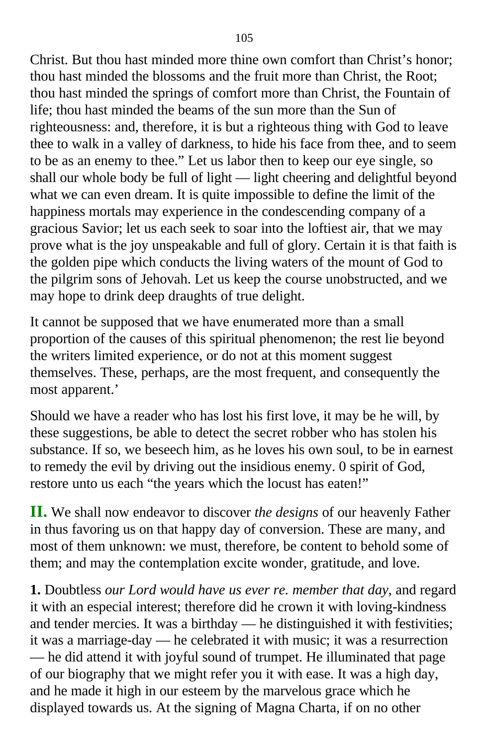Christ. But thou hast minded more thine own comfort than Christ's honor; thou hast minded the blossoms and the fruit more than Christ, the Root; thou hast minded the springs of comfort more than Christ, the Fountain of life; thou hast minded the beams of the sun more than the Sun of righteousness: and, therefore, it is but a righteous thing with God to leave thee to walk in a valley of darkness, to hide his face from thee, and to seem to be as an enemy to thee." Let us labor then to keep our eye single, so shall our whole body be full of light — light cheering and delightful beyond what we can even dream. It is quite impossible to define the limit of the happiness mortals may experience in the condescending company of a gracious Savior; let us each seek to soar into the loftiest air, that we may prove what is the joy unspeakable and full of glory. Certain it is that faith is the golden pipe which conducts the living waters of the mount of God to the pilgrim sons of Jehovah. Let us keep the course unobstructed, and we may hope to drink deep draughts of true delight.

It cannot be supposed that we have enumerated more than a small proportion of the causes of this spiritual phenomenon; the rest lie beyond the writers limited experience, or do not at this moment suggest themselves. These, perhaps, are the most frequent, and consequently the most apparent.'

Should we have a reader who has lost his first love, it may be he will, by these suggestions, be able to detect the secret robber who has stolen his substance. If so, we beseech him, as he loves his own soul, to be in earnest to remedy the evil by driving out the insidious enemy. 0 spirit of God, restore unto us each "the years which the locust has eaten!"

**II.** We shall now endeavor to discover *the designs* of our heavenly Father in thus favoring us on that happy day of conversion. These are many, and most of them unknown: we must, therefore, be content to behold some of them; and may the contemplation excite wonder, gratitude, and love.

**1.** Doubtless *our Lord would have us ever re. member that day*, and regard it with an especial interest; therefore did he crown it with loving-kindness and tender mercies. It was a birthday — he distinguished it with festivities; it was a marriage-day — he celebrated it with music; it was a resurrection — he did attend it with joyful sound of trumpet. He illuminated that page of our biography that we might refer you it with ease. It was a high day, and he made it high in our esteem by the marvelous grace which he displayed towards us. At the signing of Magna Charta, if on no other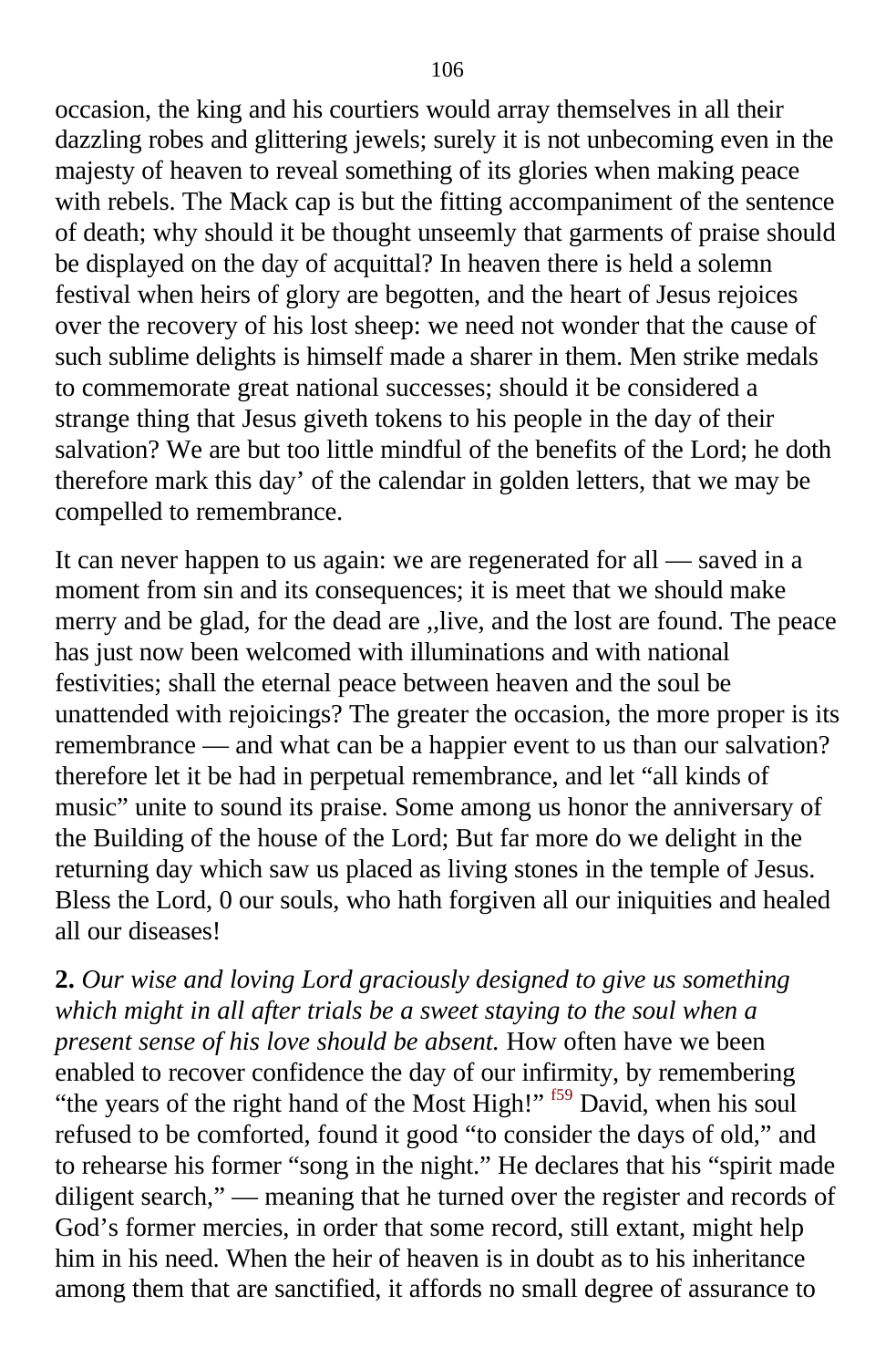occasion, the king and his courtiers would array themselves in all their dazzling robes and glittering jewels; surely it is not unbecoming even in the majesty of heaven to reveal something of its glories when making peace with rebels. The Mack cap is but the fitting accompaniment of the sentence of death; why should it be thought unseemly that garments of praise should be displayed on the day of acquittal? In heaven there is held a solemn festival when heirs of glory are begotten, and the heart of Jesus rejoices over the recovery of his lost sheep: we need not wonder that the cause of such sublime delights is himself made a sharer in them. Men strike medals to commemorate great national successes; should it be considered a strange thing that Jesus giveth tokens to his people in the day of their salvation? We are but too little mindful of the benefits of the Lord; he doth therefore mark this day' of the calendar in golden letters, that we may be compelled to remembrance.

It can never happen to us again: we are regenerated for all — saved in a moment from sin and its consequences; it is meet that we should make merry and be glad, for the dead are ,,live, and the lost are found. The peace has just now been welcomed with illuminations and with national festivities; shall the eternal peace between heaven and the soul be unattended with rejoicings? The greater the occasion, the more proper is its remembrance — and what can be a happier event to us than our salvation? therefore let it be had in perpetual remembrance, and let "all kinds of music" unite to sound its praise. Some among us honor the anniversary of the Building of the house of the Lord; But far more do we delight in the returning day which saw us placed as living stones in the temple of Jesus. Bless the Lord, 0 our souls, who hath forgiven all our iniquities and healed all our diseases!

**2.** *Our wise and loving Lord graciously designed to give us something which might in all after trials be a sweet staying to the soul when a present sense of his love should be absent.* How often have we been enabled to recover confidence the day of our infirmity, by remembering "the years of the right hand of the Most High!" [f59] David, when his soul refused to be comforted, found it good "to consider the days of old," and to rehearse his former "song in the night." He declares that his "spirit made diligent search," — meaning that he turned over the register and records of God's former mercies, in order that some record, still extant, might help him in his need. When the heir of heaven is in doubt as to his inheritance among them that are sanctified, it affords no small degree of assurance to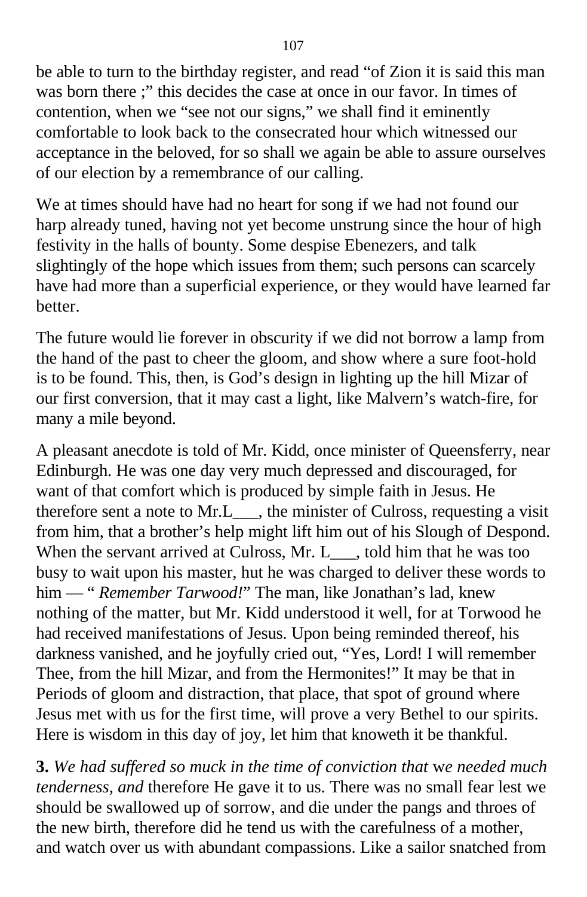be able to turn to the birthday register, and read "of Zion it is said this man was born there ;" this decides the case at once in our favor. In times of contention, when we "see not our signs," we shall find it eminently comfortable to look back to the consecrated hour which witnessed our acceptance in the beloved, for so shall we again be able to assure ourselves of our election by a remembrance of our calling.

We at times should have had no heart for song if we had not found our harp already tuned, having not yet become unstrung since the hour of high festivity in the halls of bounty. Some despise Ebenezers, and talk slightingly of the hope which issues from them; such persons can scarcely have had more than a superficial experience, or they would have learned far better.

The future would lie forever in obscurity if we did not borrow a lamp from the hand of the past to cheer the gloom, and show where a sure foot-hold is to be found. This, then, is God's design in lighting up the hill Mizar of our first conversion, that it may cast a light, like Malvern's watch-fire, for many a mile beyond.

A pleasant anecdote is told of Mr. Kidd, once minister of Queensferry, near Edinburgh. He was one day very much depressed and discouraged, for want of that comfort which is produced by simple faith in Jesus. He therefore sent a note to Mr.L___, the minister of Culross, requesting a visit from him, that a brother's help might lift him out of his Slough of Despond. When the servant arrived at Culross, Mr. L___, told him that he was too busy to wait upon his master, hut he was charged to deliver these words to him — " *Remember Tarwood!*" The man, like Jonathan's lad, knew nothing of the matter, but Mr. Kidd understood it well, for at Torwood he had received manifestations of Jesus. Upon being reminded thereof, his darkness vanished, and he joyfully cried out, "Yes, Lord! I will remember Thee, from the hill Mizar, and from the Hermonites!" It may be that in Periods of gloom and distraction, that place, that spot of ground where Jesus met with us for the first time, will prove a very Bethel to our spirits. Here is wisdom in this day of joy, let him that knoweth it be thankful.

**3.** *We had suffered so muck in the time of conviction that* w*e needed much tenderness, and* therefore He gave it to us. There was no small fear lest we should be swallowed up of sorrow, and die under the pangs and throes of the new birth, therefore did he tend us with the carefulness of a mother, and watch over us with abundant compassions. Like a sailor snatched from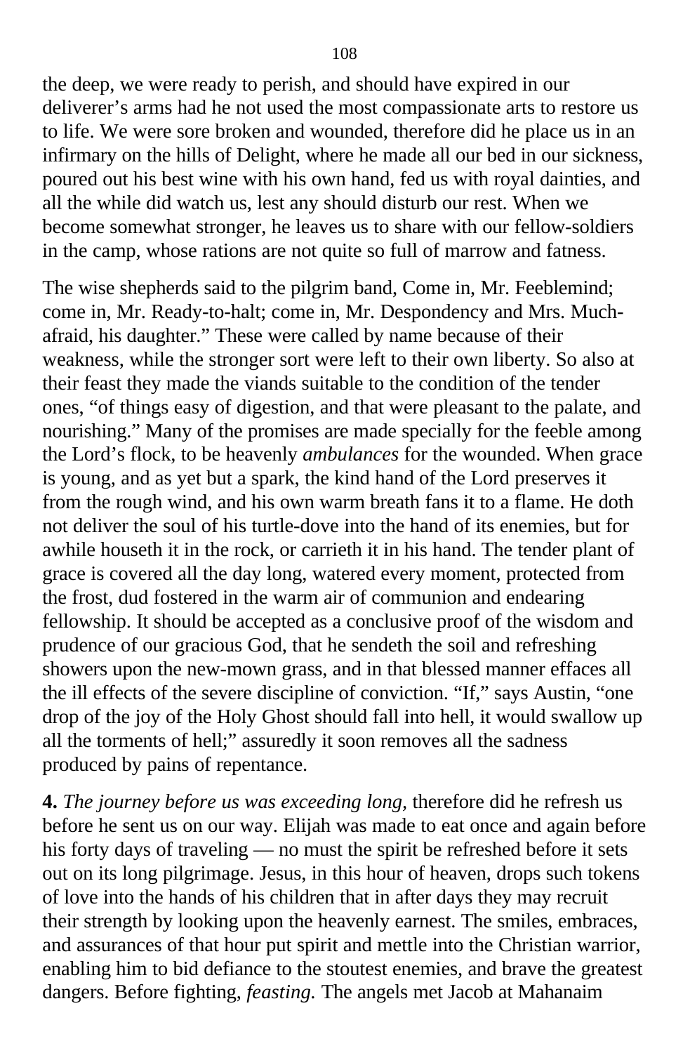the deep, we were ready to perish, and should have expired in our deliverer's arms had he not used the most compassionate arts to restore us to life. We were sore broken and wounded, therefore did he place us in an infirmary on the hills of Delight, where he made all our bed in our sickness, poured out his best wine with his own hand, fed us with royal dainties, and all the while did watch us, lest any should disturb our rest. When we become somewhat stronger, he leaves us to share with our fellow-soldiers in the camp, whose rations are not quite so full of marrow and fatness.

The wise shepherds said to the pilgrim band, Come in, Mr. Feeblemind; come in, Mr. Ready-to-halt; come in, Mr. Despondency and Mrs. Much-afraid, his daughter." These were called by name because of their weakness, while the stronger sort were left to their own liberty. So also at their feast they made the viands suitable to the condition of the tender ones, "of things easy of digestion, and that were pleasant to the palate, and nourishing." Many of the promises are made specially for the feeble among the Lord's flock, to be heavenly *ambulances* for the wounded. When grace is young, and as yet but a spark, the kind hand of the Lord preserves it from the rough wind, and his own warm breath fans it to a flame. He doth not deliver the soul of his turtle-dove into the hand of its enemies, but for awhile houseth it in the rock, or carrieth it in his hand. The tender plant of grace is covered all the day long, watered every moment, protected from the frost, dud fostered in the warm air of communion and endearing fellowship. It should be accepted as a conclusive proof of the wisdom and prudence of our gracious God, that he sendeth the soil and refreshing showers upon the new-mown grass, and in that blessed manner effaces all the ill effects of the severe discipline of conviction. "If," says Austin, "one drop of the joy of the Holy Ghost should fall into hell, it would swallow up all the torments of hell;" assuredly it soon removes all the sadness produced by pains of repentance.

**4.** *The journey before us was exceeding long,* therefore did he refresh us before he sent us on our way. Elijah was made to eat once and again before his forty days of traveling — no must the spirit be refreshed before it sets out on its long pilgrimage. Jesus, in this hour of heaven, drops such tokens of love into the hands of his children that in after days they may recruit their strength by looking upon the heavenly earnest. The smiles, embraces, and assurances of that hour put spirit and mettle into the Christian warrior, enabling him to bid defiance to the stoutest enemies, and brave the greatest dangers. Before fighting, *feasting.* The angels met Jacob at Mahanaim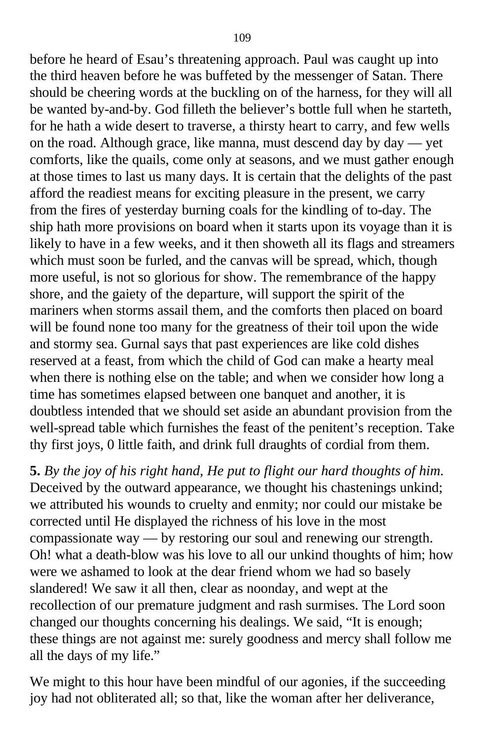before he heard of Esau's threatening approach. Paul was caught up into the third heaven before he was buffeted by the messenger of Satan. There should be cheering words at the buckling on of the harness, for they will all be wanted by-and-by. God filleth the believer's bottle full when he starteth, for he hath a wide desert to traverse, a thirsty heart to carry, and few wells on the road. Although grace, like manna, must descend day by day — yet comforts, like the quails, come only at seasons, and we must gather enough at those times to last us many days. It is certain that the delights of the past afford the readiest means for exciting pleasure in the present, we carry from the fires of yesterday burning coals for the kindling of to-day. The ship hath more provisions on board when it starts upon its voyage than it is likely to have in a few weeks, and it then showeth all its flags and streamers which must soon be furled, and the canvas will be spread, which, though more useful, is not so glorious for show. The remembrance of the happy shore, and the gaiety of the departure, will support the spirit of the mariners when storms assail them, and the comforts then placed on board will be found none too many for the greatness of their toil upon the wide and stormy sea. Gurnal says that past experiences are like cold dishes reserved at a feast, from which the child of God can make a hearty meal when there is nothing else on the table; and when we consider how long a time has sometimes elapsed between one banquet and another, it is doubtless intended that we should set aside an abundant provision from the well-spread table which furnishes the feast of the penitent's reception. Take thy first joys, 0 little faith, and drink full draughts of cordial from them.

**5.** *By the joy of his right hand, He put to flight our hard thoughts of him.* Deceived by the outward appearance, we thought his chastenings unkind; we attributed his wounds to cruelty and enmity; nor could our mistake be corrected until He displayed the richness of his love in the most compassionate way — by restoring our soul and renewing our strength. Oh! what a death-blow was his love to all our unkind thoughts of him; how were we ashamed to look at the dear friend whom we had so basely slandered! We saw it all then, clear as noonday, and wept at the recollection of our premature judgment and rash surmises. The Lord soon changed our thoughts concerning his dealings. We said, "It is enough; these things are not against me: surely goodness and mercy shall follow me all the days of my life."

We might to this hour have been mindful of our agonies, if the succeeding joy had not obliterated all; so that, like the woman after her deliverance,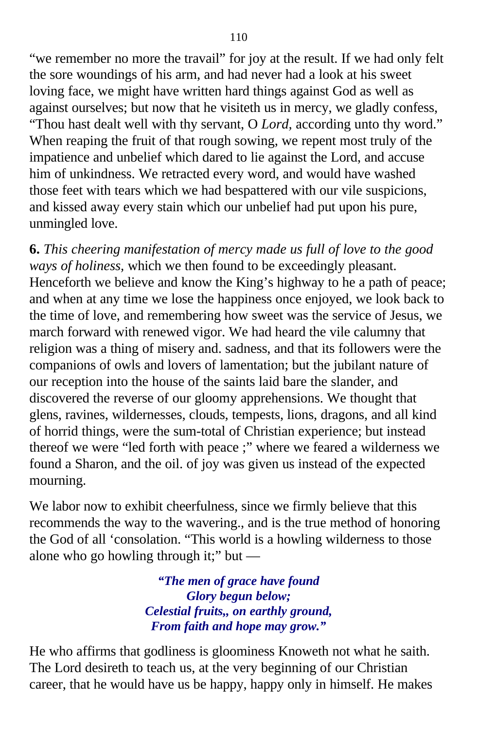"we remember no more the travail" for joy at the result. If we had only felt the sore woundings of his arm, and had never had a look at his sweet loving face, we might have written hard things against God as well as against ourselves; but now that he visiteth us in mercy, we gladly confess, "Thou hast dealt well with thy servant, O *Lord,* according unto thy word." When reaping the fruit of that rough sowing, we repent most truly of the impatience and unbelief which dared to lie against the Lord, and accuse him of unkindness. We retracted every word, and would have washed those feet with tears which we had bespattered with our vile suspicions, and kissed away every stain which our unbelief had put upon his pure, unmingled love.

**6.** *This cheering manifestation of mercy made us full of love to the good ways of holiness,* which we then found to be exceedingly pleasant. Henceforth we believe and know the King's highway to he a path of peace; and when at any time we lose the happiness once enjoyed, we look back to the time of love, and remembering how sweet was the service of Jesus, we march forward with renewed vigor. We had heard the vile calumny that religion was a thing of misery and. sadness, and that its followers were the companions of owls and lovers of lamentation; but the jubilant nature of our reception into the house of the saints laid bare the slander, and discovered the reverse of our gloomy apprehensions. We thought that glens, ravines, wildernesses, clouds, tempests, lions, dragons, and all kind of horrid things, were the sum-total of Christian experience; but instead thereof we were "led forth with peace ;" where we feared a wilderness we found a Sharon, and the oil. of joy was given us instead of the expected mourning.

We labor now to exhibit cheerfulness, since we firmly believe that this recommends the way to the wavering., and is the true method of honoring the God of all 'consolation. "This world is a howling wilderness to those alone who go howling through it;" but —

> ***"The men of grace have found***
> ***Glory begun below;***
> ***Celestial fruits,, on earthly ground,***
> ***From faith and hope may grow."***

He who affirms that godliness is gloominess Knoweth not what he saith. The Lord desireth to teach us, at the very beginning of our Christian career, that he would have us be happy, happy only in himself. He makes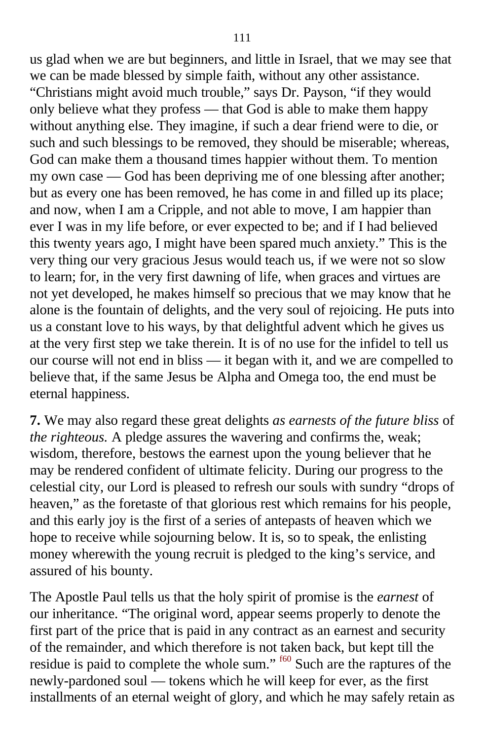us glad when we are but beginners, and little in Israel, that we may see that we can be made blessed by simple faith, without any other assistance. “Christians might avoid much trouble,” says Dr. Payson, “if they would only believe what they profess — that God is able to make them happy without anything else. They imagine, if such a dear friend were to die, or such and such blessings to be removed, they should be miserable; whereas, God can make them a thousand times happier without them. To mention my own case — God has been depriving me of one blessing after another; but as every one has been removed, he has come in and filled up its place; and now, when I am a Cripple, and not able to move, I am happier than ever I was in my life before, or ever expected to be; and if I had believed this twenty years ago, I might have been spared much anxiety.” This is the very thing our very gracious Jesus would teach us, if we were not so slow to learn; for, in the very first dawning of life, when graces and virtues are not yet developed, he makes himself so precious that we may know that he alone is the fountain of delights, and the very soul of rejoicing. He puts into us a constant love to his ways, by that delightful advent which he gives us at the very first step we take therein. It is of no use for the infidel to tell us our course will not end in bliss — it began with it, and we are compelled to believe that, if the same Jesus be Alpha and Omega too, the end must be eternal happiness.

**7.** We may also regard these great delights *as earnests of the future bliss* of *the righteous.* A pledge assures the wavering and confirms the, weak; wisdom, therefore, bestows the earnest upon the young believer that he may be rendered confident of ultimate felicity. During our progress to the celestial city, our Lord is pleased to refresh our souls with sundry “drops of heaven,” as the foretaste of that glorious rest which remains for his people, and this early joy is the first of a series of antepasts of heaven which we hope to receive while sojourning below. It is, so to speak, the enlisting money wherewith the young recruit is pledged to the king’s service, and assured of his bounty.

The Apostle Paul tells us that the holy spirit of promise is the *earnest* of our inheritance. “The original word, appear seems properly to denote the first part of the price that is paid in any contract as an earnest and security of the remainder, and which therefore is not taken back, but kept till the residue is paid to complete the whole sum.” [f60] Such are the raptures of the newly-pardoned soul — tokens which he will keep for ever, as the first installments of an eternal weight of glory, and which he may safely retain as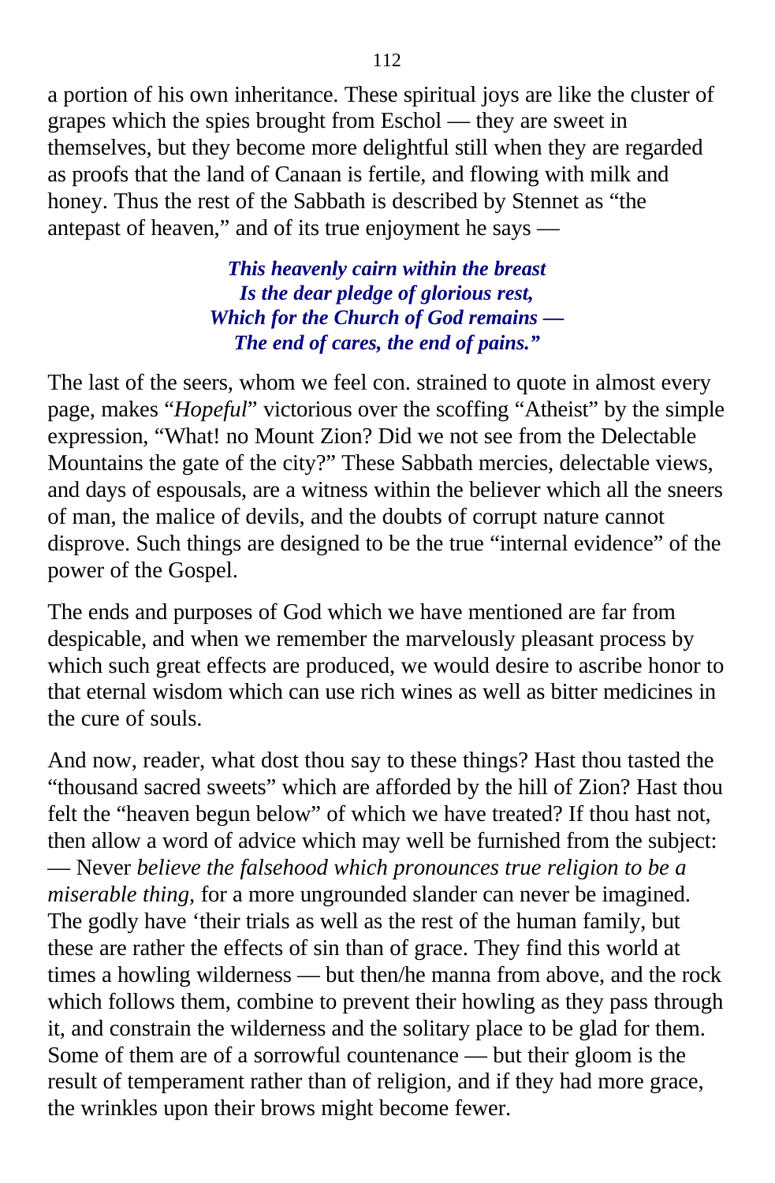a portion of his own inheritance. These spiritual joys are like the cluster of grapes which the spies brought from Eschol — they are sweet in themselves, but they become more delightful still when they are regarded as proofs that the land of Canaan is fertile, and flowing with milk and honey. Thus the rest of the Sabbath is described by Stennet as "the antepast of heaven," and of its true enjoyment he says —

> ***This heavenly cairn within the breast***
> ***Is the dear pledge of glorious rest,***
> ***Which for the Church of God remains —***
> ***The end of cares, the end of pains."***

The last of the seers, whom we feel con. strained to quote in almost every page, makes "*Hopeful*" victorious over the scoffing "Atheist" by the simple expression, "What! no Mount Zion? Did we not see from the Delectable Mountains the gate of the city?" These Sabbath mercies, delectable views, and days of espousals, are a witness within the believer which all the sneers of man, the malice of devils, and the doubts of corrupt nature cannot disprove. Such things are designed to be the true "internal evidence" of the power of the Gospel.

The ends and purposes of God which we have mentioned are far from despicable, and when we remember the marvelously pleasant process by which such great effects are produced, we would desire to ascribe honor to that eternal wisdom which can use rich wines as well as bitter medicines in the cure of souls.

And now, reader, what dost thou say to these things? Hast thou tasted the "thousand sacred sweets" which are afforded by the hill of Zion? Hast thou felt the "heaven begun below" of which we have treated? If thou hast not, then allow a word of advice which may well be furnished from the subject: — Never *believe the falsehood which pronounces true religion to be a miserable thing,* for a more ungrounded slander can never be imagined. The godly have 'their trials as well as the rest of the human family, but these are rather the effects of sin than of grace. They find this world at times a howling wilderness — but then/he manna from above, and the rock which follows them, combine to prevent their howling as they pass through it, and constrain the wilderness and the solitary place to be glad for them. Some of them are of a sorrowful countenance — but their gloom is the result of temperament rather than of religion, and if they had more grace, the wrinkles upon their brows might become fewer.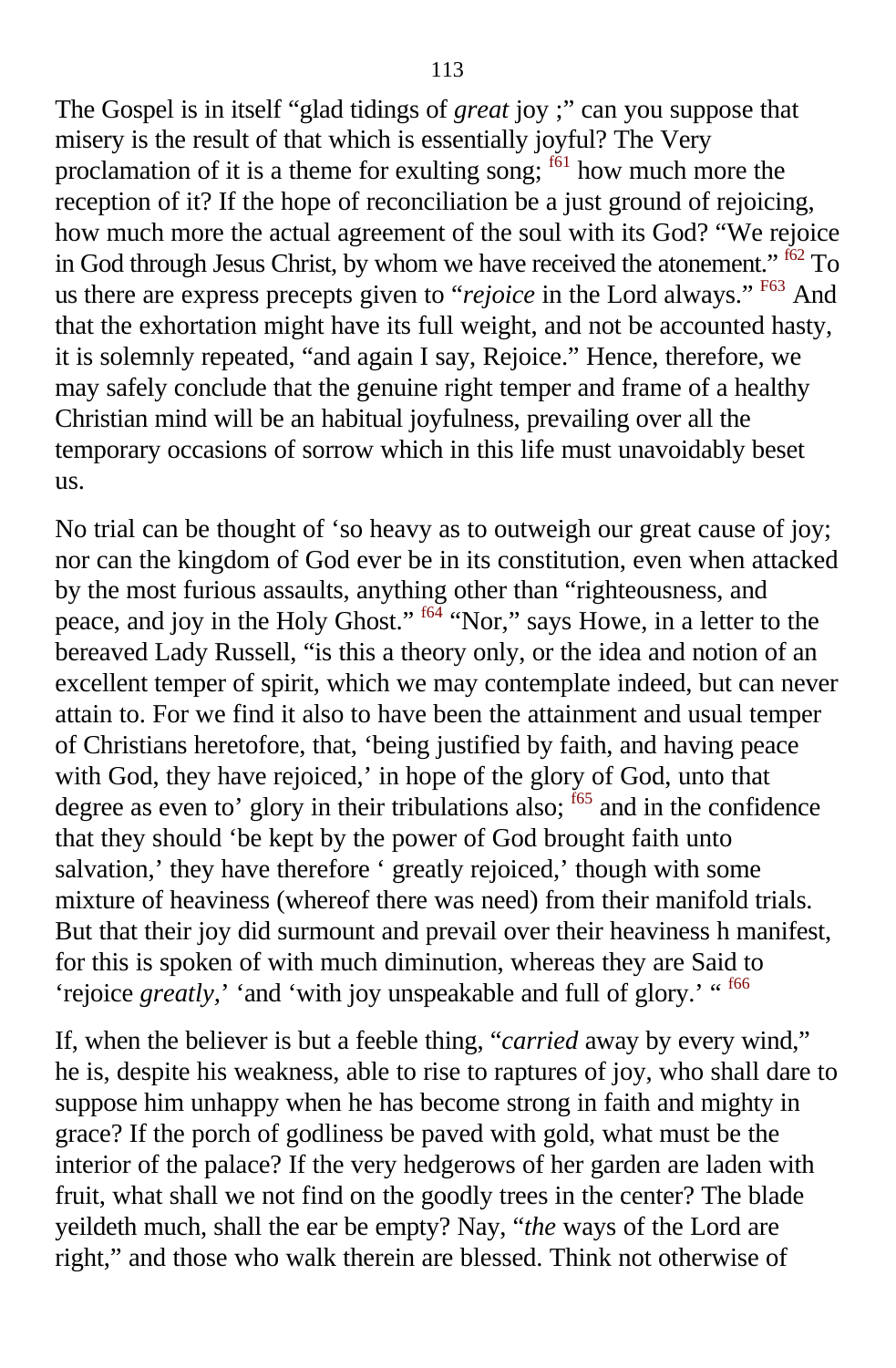The Gospel is in itself "glad tidings of *great* joy ;" can you suppose that misery is the result of that which is essentially joyful? The Very proclamation of it is a theme for exulting song; [f61] how much more the reception of it? If the hope of reconciliation be a just ground of rejoicing, how much more the actual agreement of the soul with its God? "We rejoice in God through Jesus Christ, by whom we have received the atonement." [f62] To us there are express precepts given to "*rejoice* in the Lord always." [F63] And that the exhortation might have its full weight, and not be accounted hasty, it is solemnly repeated, "and again I say, Rejoice." Hence, therefore, we may safely conclude that the genuine right temper and frame of a healthy Christian mind will be an habitual joyfulness, prevailing over all the temporary occasions of sorrow which in this life must unavoidably beset us.

No trial can be thought of 'so heavy as to outweigh our great cause of joy; nor can the kingdom of God ever be in its constitution, even when attacked by the most furious assaults, anything other than "righteousness, and peace, and joy in the Holy Ghost." [f64] "Nor," says Howe, in a letter to the bereaved Lady Russell, "is this a theory only, or the idea and notion of an excellent temper of spirit, which we may contemplate indeed, but can never attain to. For we find it also to have been the attainment and usual temper of Christians heretofore, that, 'being justified by faith, and having peace with God, they have rejoiced,' in hope of the glory of God, unto that degree as even to' glory in their tribulations also; [f65] and in the confidence that they should 'be kept by the power of God brought faith unto salvation,' they have therefore ' greatly rejoiced,' though with some mixture of heaviness (whereof there was need) from their manifold trials. But that their joy did surmount and prevail over their heaviness h manifest, for this is spoken of with much diminution, whereas they are Said to 'rejoice *greatly*,' 'and 'with joy unspeakable and full of glory.' " [f66]

If, when the believer is but a feeble thing, "*carried* away by every wind," he is, despite his weakness, able to rise to raptures of joy, who shall dare to suppose him unhappy when he has become strong in faith and mighty in grace? If the porch of godliness be paved with gold, what must be the interior of the palace? If the very hedgerows of her garden are laden with fruit, what shall we not find on the goodly trees in the center? The blade yeildeth much, shall the ear be empty? Nay, "*the* ways of the Lord are right," and those who walk therein are blessed. Think not otherwise of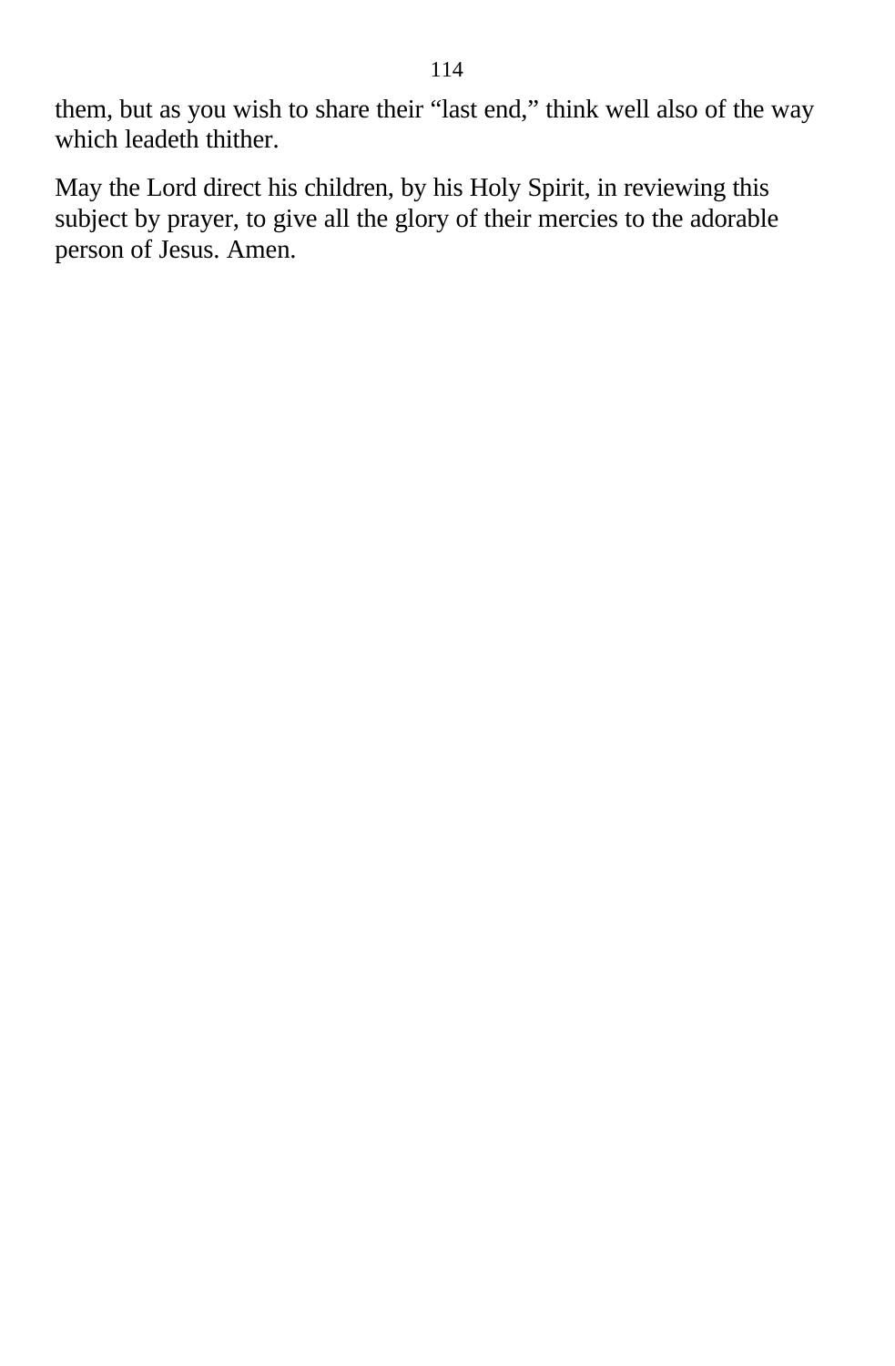them, but as you wish to share their “last end,” think well also of the way which leadeth thither.

May the Lord direct his children, by his Holy Spirit, in reviewing this subject by prayer, to give all the glory of their mercies to the adorable person of Jesus. Amen.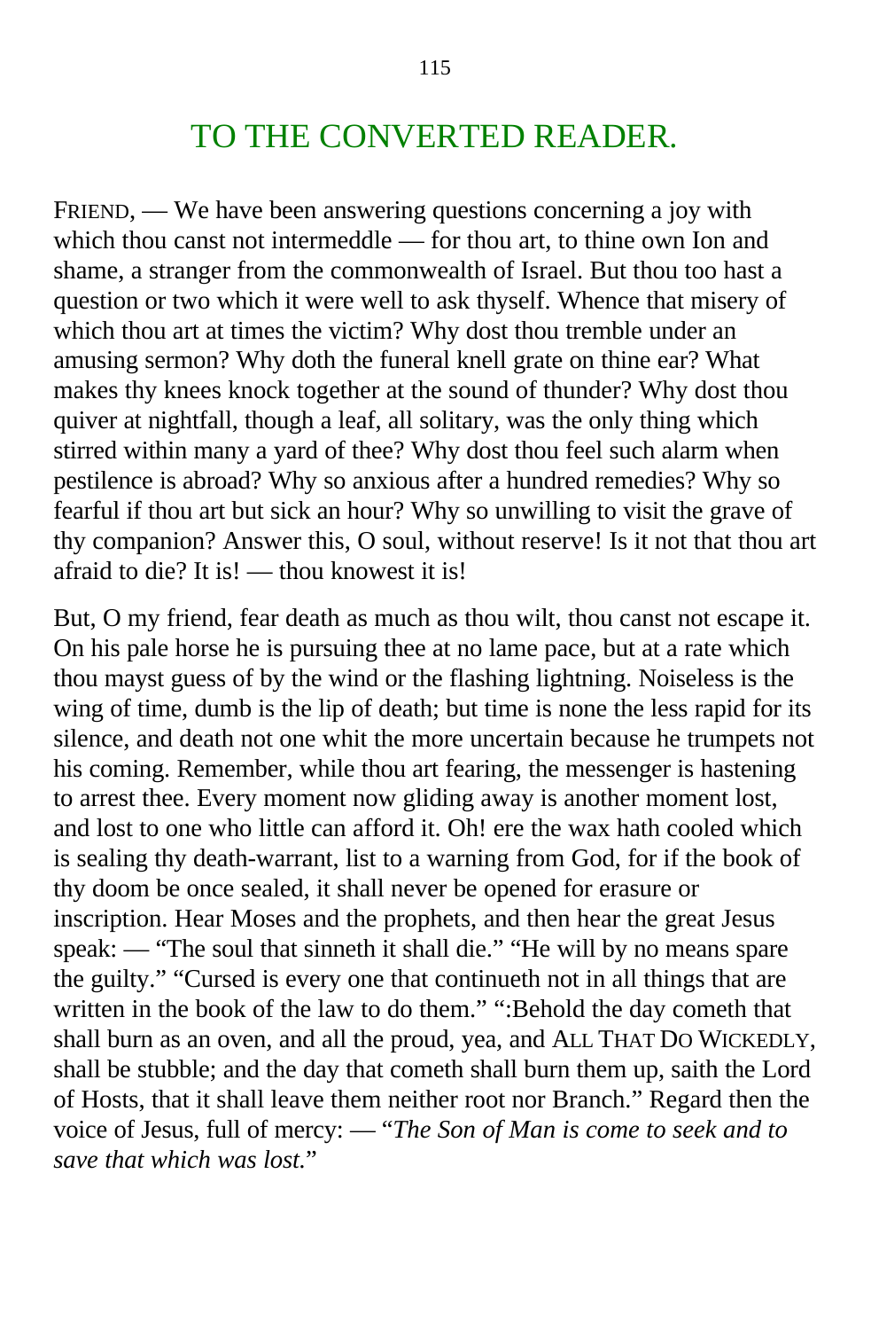# TO THE CONVERTED READER.

FRIEND, — We have been answering questions concerning a joy with which thou canst not intermeddle — for thou art, to thine own Ion and shame, a stranger from the commonwealth of Israel. But thou too hast a question or two which it were well to ask thyself. Whence that misery of which thou art at times the victim? Why dost thou tremble under an amusing sermon? Why doth the funeral knell grate on thine ear? What makes thy knees knock together at the sound of thunder? Why dost thou quiver at nightfall, though a leaf, all solitary, was the only thing which stirred within many a yard of thee? Why dost thou feel such alarm when pestilence is abroad? Why so anxious after a hundred remedies? Why so fearful if thou art but sick an hour? Why so unwilling to visit the grave of thy companion? Answer this, O soul, without reserve! Is it not that thou art afraid to die? It is! — thou knowest it is!

But, O my friend, fear death as much as thou wilt, thou canst not escape it. On his pale horse he is pursuing thee at no lame pace, but at a rate which thou mayst guess of by the wind or the flashing lightning. Noiseless is the wing of time, dumb is the lip of death; but time is none the less rapid for its silence, and death not one whit the more uncertain because he trumpets not his coming. Remember, while thou art fearing, the messenger is hastening to arrest thee. Every moment now gliding away is another moment lost, and lost to one who little can afford it. Oh! ere the wax hath cooled which is sealing thy death-warrant, list to a warning from God, for if the book of thy doom be once sealed, it shall never be opened for erasure or inscription. Hear Moses and the prophets, and then hear the great Jesus speak: — "The soul that sinneth it shall die." "He will by no means spare the guilty." "Cursed is every one that continueth not in all things that are written in the book of the law to do them." ":Behold the day cometh that shall burn as an oven, and all the proud, yea, and ALL THAT DO WICKEDLY, shall be stubble; and the day that cometh shall burn them up, saith the Lord of Hosts, that it shall leave them neither root nor Branch." Regard then the voice of Jesus, full of mercy: — "*The Son of Man is come to seek and to save that which was lost.*"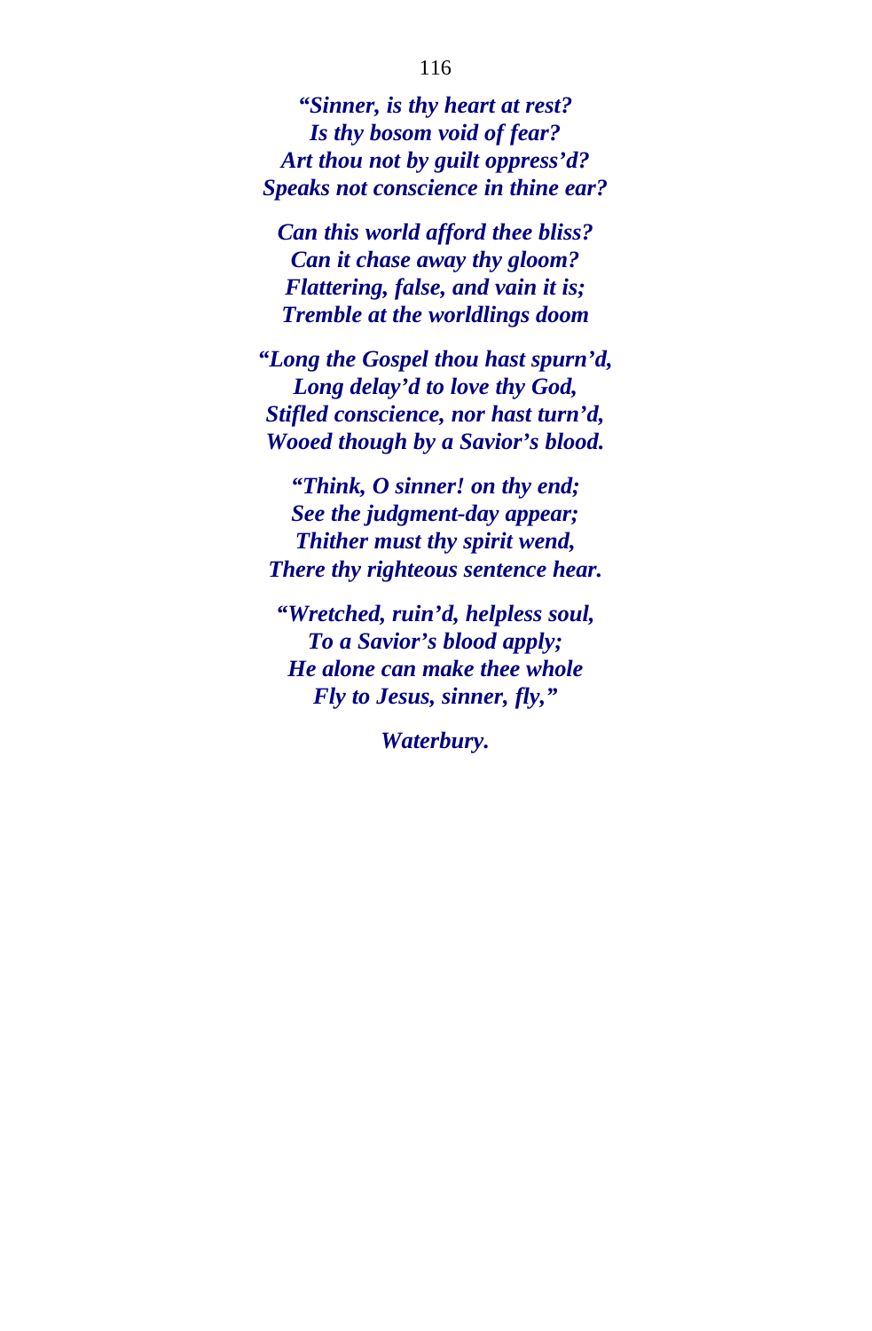***“Sinner, is thy heart at rest?***  
***Is thy bosom void of fear?***  
***Art thou not by guilt oppress’d?***  
***Speaks not conscience in thine ear?***

***Can this world afford thee bliss?***  
***Can it chase away thy gloom?***  
***Flattering, false, and vain it is;***  
***Tremble at the worldlings doom***

***“Long the Gospel thou hast spurn’d,***  
***Long delay’d to love thy God,***  
***Stifled conscience, nor hast turn’d,***  
***Wooed though by a Savior’s blood.***

***“Think, O sinner! on thy end;***  
***See the judgment-day appear;***  
***Thither must thy spirit wend,***  
***There thy righteous sentence hear.***

***“Wretched, ruin’d, helpless soul,***  
***To a Savior’s blood apply;***  
***He alone can make thee whole***  
***Fly to Jesus, sinner, fly,”***

***Waterbury.***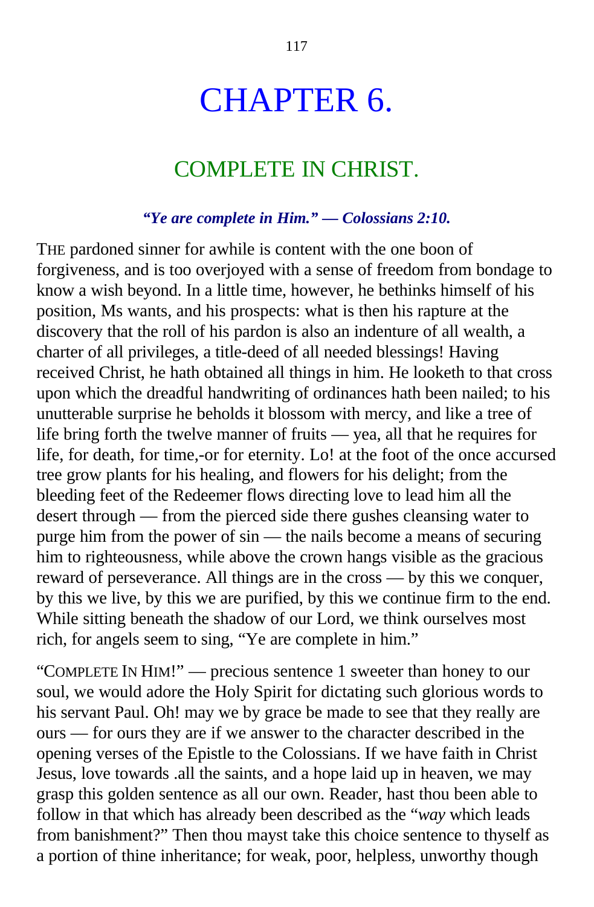# CHAPTER 6.

## COMPLETE IN CHRIST.

***"Ye are complete in Him." — Colossians 2:10.***

THE pardoned sinner for awhile is content with the one boon of forgiveness, and is too overjoyed with a sense of freedom from bondage to know a wish beyond. In a little time, however, he bethinks himself of his position, Ms wants, and his prospects: what is then his rapture at the discovery that the roll of his pardon is also an indenture of all wealth, a charter of all privileges, a title-deed of all needed blessings! Having received Christ, he hath obtained all things in him. He looketh to that cross upon which the dreadful handwriting of ordinances hath been nailed; to his unutterable surprise he beholds it blossom with mercy, and like a tree of life bring forth the twelve manner of fruits — yea, all that he requires for life, for death, for time,-or for eternity. Lo! at the foot of the once accursed tree grow plants for his healing, and flowers for his delight; from the bleeding feet of the Redeemer flows directing love to lead him all the desert through — from the pierced side there gushes cleansing water to purge him from the power of sin — the nails become a means of securing him to righteousness, while above the crown hangs visible as the gracious reward of perseverance. All things are in the cross — by this we conquer, by this we live, by this we are purified, by this we continue firm to the end. While sitting beneath the shadow of our Lord, we think ourselves most rich, for angels seem to sing, "Ye are complete in him."

"COMPLETE IN HIM!" — precious sentence 1 sweeter than honey to our soul, we would adore the Holy Spirit for dictating such glorious words to his servant Paul. Oh! may we by grace be made to see that they really are ours — for ours they are if we answer to the character described in the opening verses of the Epistle to the Colossians. If we have faith in Christ Jesus, love towards .all the saints, and a hope laid up in heaven, we may grasp this golden sentence as all our own. Reader, hast thou been able to follow in that which has already been described as the "*way* which leads from banishment?" Then thou mayst take this choice sentence to thyself as a portion of thine inheritance; for weak, poor, helpless, unworthy though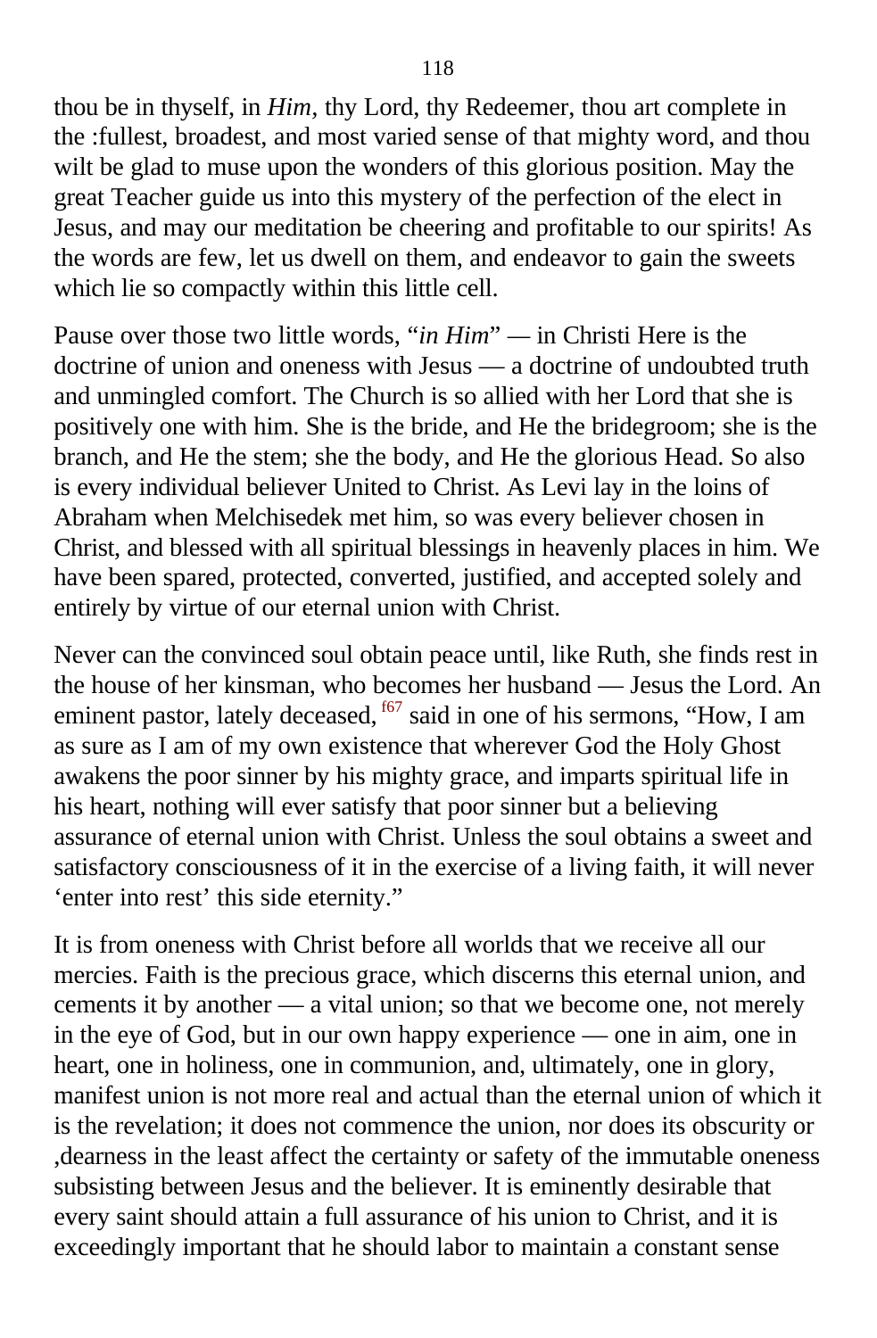thou be in thyself, in *Him*, thy Lord, thy Redeemer, thou art complete in the :fullest, broadest, and most varied sense of that mighty word, and thou wilt be glad to muse upon the wonders of this glorious position. May the great Teacher guide us into this mystery of the perfection of the elect in Jesus, and may our meditation be cheering and profitable to our spirits! As the words are few, let us dwell on them, and endeavor to gain the sweets which lie so compactly within this little cell.

Pause over those two little words, "*in Him*" — in Christi Here is the doctrine of union and oneness with Jesus — a doctrine of undoubted truth and unmingled comfort. The Church is so allied with her Lord that she is positively one with him. She is the bride, and He the bridegroom; she is the branch, and He the stem; she the body, and He the glorious Head. So also is every individual believer United to Christ. As Levi lay in the loins of Abraham when Melchisedek met him, so was every believer chosen in Christ, and blessed with all spiritual blessings in heavenly places in him. We have been spared, protected, converted, justified, and accepted solely and entirely by virtue of our eternal union with Christ.

Never can the convinced soul obtain peace until, like Ruth, she finds rest in the house of her kinsman, who becomes her husband — Jesus the Lord. An eminent pastor, lately deceased, [f67] said in one of his sermons, "How, I am as sure as I am of my own existence that wherever God the Holy Ghost awakens the poor sinner by his mighty grace, and imparts spiritual life in his heart, nothing will ever satisfy that poor sinner but a believing assurance of eternal union with Christ. Unless the soul obtains a sweet and satisfactory consciousness of it in the exercise of a living faith, it will never 'enter into rest' this side eternity."

It is from oneness with Christ before all worlds that we receive all our mercies. Faith is the precious grace, which discerns this eternal union, and cements it by another — a vital union; so that we become one, not merely in the eye of God, but in our own happy experience — one in aim, one in heart, one in holiness, one in communion, and, ultimately, one in glory, manifest union is not more real and actual than the eternal union of which it is the revelation; it does not commence the union, nor does its obscurity or ,dearness in the least affect the certainty or safety of the immutable oneness subsisting between Jesus and the believer. It is eminently desirable that every saint should attain a full assurance of his union to Christ, and it is exceedingly important that he should labor to maintain a constant sense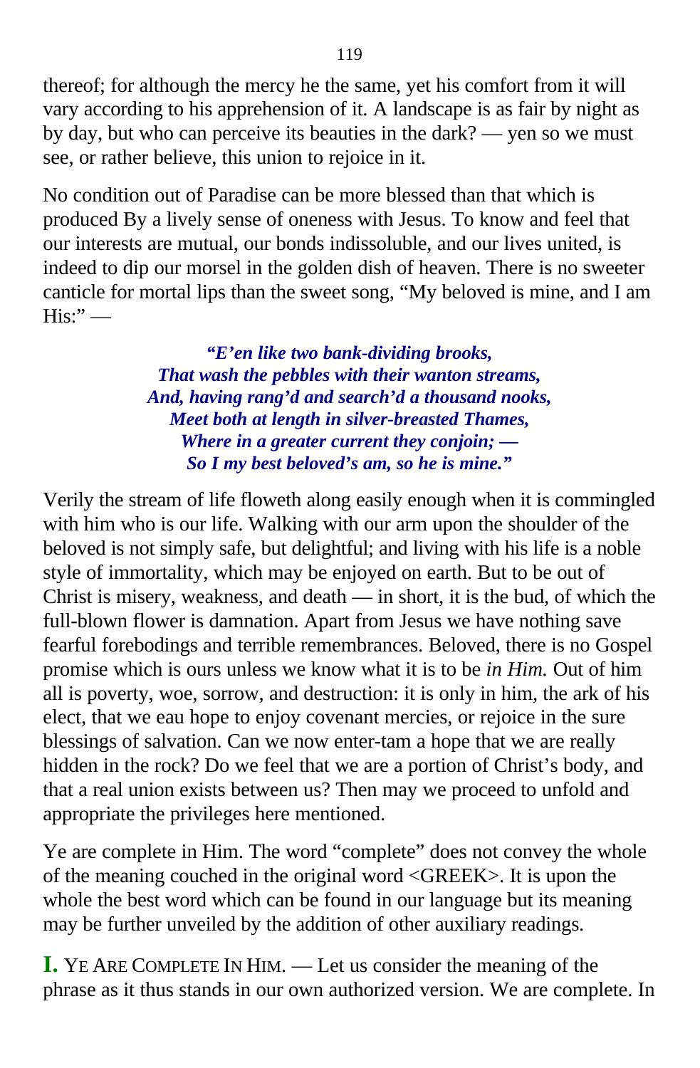thereof; for although the mercy he the same, yet his comfort from it will vary according to his apprehension of it. A landscape is as fair by night as by day, but who can perceive its beauties in the dark? — yen so we must see, or rather believe, this union to rejoice in it.

No condition out of Paradise can be more blessed than that which is produced By a lively sense of oneness with Jesus. To know and feel that our interests are mutual, our bonds indissoluble, and our lives united, is indeed to dip our morsel in the golden dish of heaven. There is no sweeter canticle for mortal lips than the sweet song, "My beloved is mine, and I am His:" —

> ***"E'en like two bank-dividing brooks,***
> ***That wash the pebbles with their wanton streams,***
> ***And, having rang'd and search'd a thousand nooks,***
> ***Meet both at length in silver-breasted Thames,***
> ***Where in a greater current they conjoin; —***
> ***So I my best beloved's am, so he is mine."***

Verily the stream of life floweth along easily enough when it is commingled with him who is our life. Walking with our arm upon the shoulder of the beloved is not simply safe, but delightful; and living with his life is a noble style of immortality, which may be enjoyed on earth. But to be out of Christ is misery, weakness, and death — in short, it is the bud, of which the full-blown flower is damnation. Apart from Jesus we have nothing save fearful forebodings and terrible remembrances. Beloved, there is no Gospel promise which is ours unless we know what it is to be *in Him.* Out of him all is poverty, woe, sorrow, and destruction: it is only in him, the ark of his elect, that we eau hope to enjoy covenant mercies, or rejoice in the sure blessings of salvation. Can we now enter-tam a hope that we are really hidden in the rock? Do we feel that we are a portion of Christ's body, and that a real union exists between us? Then may we proceed to unfold and appropriate the privileges here mentioned.

Ye are complete in Him. The word "complete" does not convey the whole of the meaning couched in the original word <GREEK>. It is upon the whole the best word which can be found in our language but its meaning may be further unveiled by the addition of other auxiliary readings.

**I.** YE ARE COMPLETE IN HIM. — Let us consider the meaning of the phrase as it thus stands in our own authorized version. We are complete. In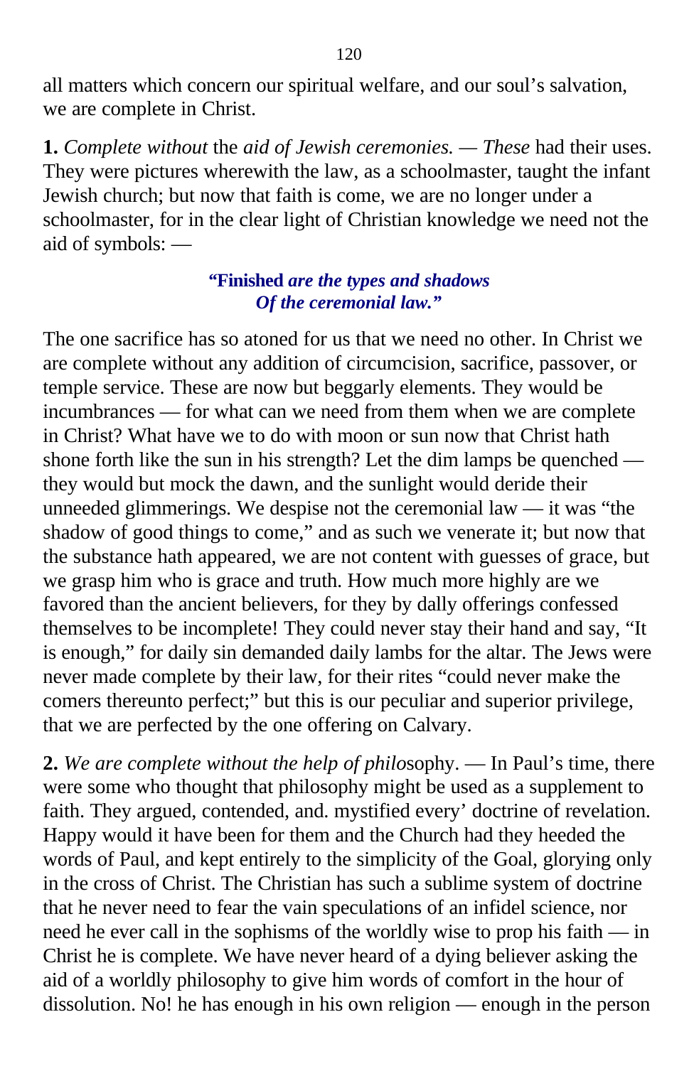all matters which concern our spiritual welfare, and our soul's salvation, we are complete in Christ.

**1.** *Complete without* the *aid of Jewish ceremonies. — These* had their uses. They were pictures wherewith the law, as a schoolmaster, taught the infant Jewish church; but now that faith is come, we are no longer under a schoolmaster, for in the clear light of Christian knowledge we need not the aid of symbols: —

> **"Finished *are the types and shadows***
> ***Of the ceremonial law."***

The one sacrifice has so atoned for us that we need no other. In Christ we are complete without any addition of circumcision, sacrifice, passover, or temple service. These are now but beggarly elements. They would be incumbrances — for what can we need from them when we are complete in Christ? What have we to do with moon or sun now that Christ hath shone forth like the sun in his strength? Let the dim lamps be quenched — they would but mock the dawn, and the sunlight would deride their unneeded glimmerings. We despise not the ceremonial law — it was "the shadow of good things to come," and as such we venerate it; but now that the substance hath appeared, we are not content with guesses of grace, but we grasp him who is grace and truth. How much more highly are we favored than the ancient believers, for they by dally offerings confessed themselves to be incomplete! They could never stay their hand and say, "It is enough," for daily sin demanded daily lambs for the altar. The Jews were never made complete by their law, for their rites "could never make the comers thereunto perfect;" but this is our peculiar and superior privilege, that we are perfected by the one offering on Calvary.

**2.** *We are complete without the help of philo*sophy. — In Paul's time, there were some who thought that philosophy might be used as a supplement to faith. They argued, contended, and. mystified every' doctrine of revelation. Happy would it have been for them and the Church had they heeded the words of Paul, and kept entirely to the simplicity of the Goal, glorying only in the cross of Christ. The Christian has such a sublime system of doctrine that he never need to fear the vain speculations of an infidel science, nor need he ever call in the sophisms of the worldly wise to prop his faith — in Christ he is complete. We have never heard of a dying believer asking the aid of a worldly philosophy to give him words of comfort in the hour of dissolution. No! he has enough in his own religion — enough in the person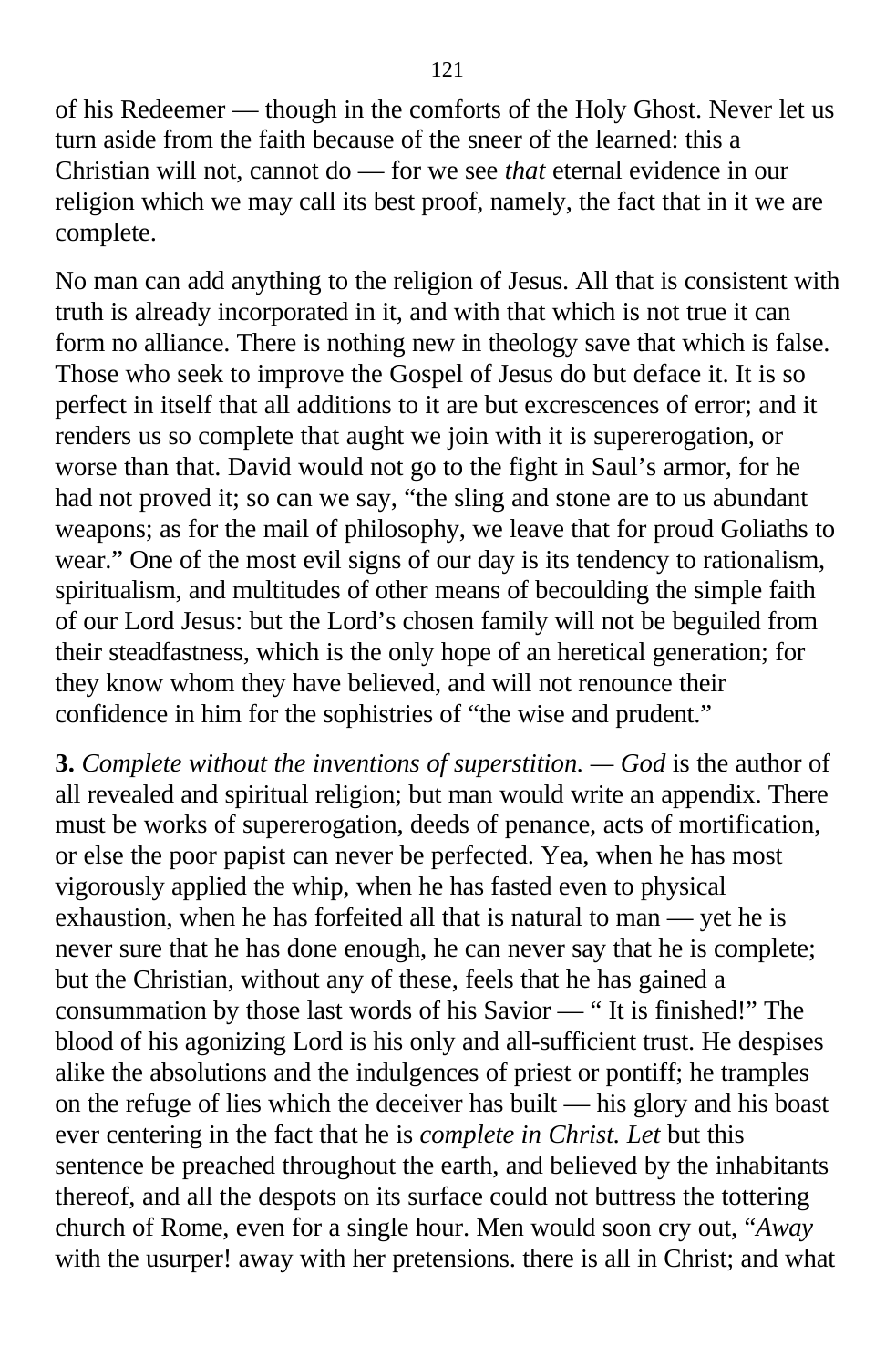of his Redeemer — though in the comforts of the Holy Ghost. Never let us turn aside from the faith because of the sneer of the learned: this a Christian will not, cannot do — for we see *that* eternal evidence in our religion which we may call its best proof, namely, the fact that in it we are complete.

No man can add anything to the religion of Jesus. All that is consistent with truth is already incorporated in it, and with that which is not true it can form no alliance. There is nothing new in theology save that which is false. Those who seek to improve the Gospel of Jesus do but deface it. It is so perfect in itself that all additions to it are but excrescences of error; and it renders us so complete that aught we join with it is supererogation, or worse than that. David would not go to the fight in Saul's armor, for he had not proved it; so can we say, "the sling and stone are to us abundant weapons; as for the mail of philosophy, we leave that for proud Goliaths to wear." One of the most evil signs of our day is its tendency to rationalism, spiritualism, and multitudes of other means of becoulding the simple faith of our Lord Jesus: but the Lord's chosen family will not be beguiled from their steadfastness, which is the only hope of an heretical generation; for they know whom they have believed, and will not renounce their confidence in him for the sophistries of "the wise and prudent."

**3.** *Complete without the inventions of superstition. — God* is the author of all revealed and spiritual religion; but man would write an appendix. There must be works of supererogation, deeds of penance, acts of mortification, or else the poor papist can never be perfected. Yea, when he has most vigorously applied the whip, when he has fasted even to physical exhaustion, when he has forfeited all that is natural to man — yet he is never sure that he has done enough, he can never say that he is complete; but the Christian, without any of these, feels that he has gained a consummation by those last words of his Savior — " It is finished!" The blood of his agonizing Lord is his only and all-sufficient trust. He despises alike the absolutions and the indulgences of priest or pontiff; he tramples on the refuge of lies which the deceiver has built — his glory and his boast ever centering in the fact that he is *complete in Christ. Let* but this sentence be preached throughout the earth, and believed by the inhabitants thereof, and all the despots on its surface could not buttress the tottering church of Rome, even for a single hour. Men would soon cry out, "*Away* with the usurper! away with her pretensions. there is all in Christ; and what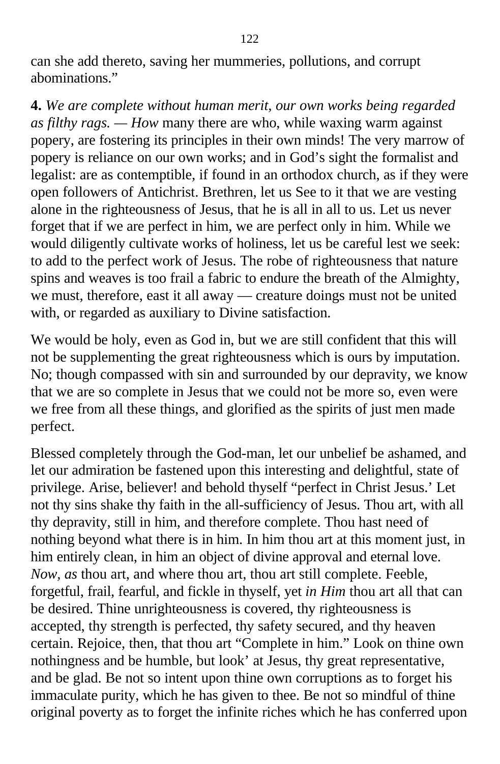can she add thereto, saving her mummeries, pollutions, and corrupt abominations."

**4.** *We are complete without human merit, our own works being regarded as filthy rags. — How* many there are who, while waxing warm against popery, are fostering its principles in their own minds! The very marrow of popery is reliance on our own works; and in God's sight the formalist and legalist: are as contemptible, if found in an orthodox church, as if they were open followers of Antichrist. Brethren, let us See to it that we are vesting alone in the righteousness of Jesus, that he is all in all to us. Let us never forget that if we are perfect in him, we are perfect only in him. While we would diligently cultivate works of holiness, let us be careful lest we seek: to add to the perfect work of Jesus. The robe of righteousness that nature spins and weaves is too frail a fabric to endure the breath of the Almighty, we must, therefore, east it all away — creature doings must not be united with, or regarded as auxiliary to Divine satisfaction.

We would be holy, even as God in, but we are still confident that this will not be supplementing the great righteousness which is ours by imputation. No; though compassed with sin and surrounded by our depravity, we know that we are so complete in Jesus that we could not be more so, even were we free from all these things, and glorified as the spirits of just men made perfect.

Blessed completely through the God-man, let our unbelief be ashamed, and let our admiration be fastened upon this interesting and delightful, state of privilege. Arise, believer! and behold thyself "perfect in Christ Jesus.' Let not thy sins shake thy faith in the all-sufficiency of Jesus. Thou art, with all thy depravity, still in him, and therefore complete. Thou hast need of nothing beyond what there is in him. In him thou art at this moment just, in him entirely clean, in him an object of divine approval and eternal love. *Now, as* thou art, and where thou art, thou art still complete. Feeble, forgetful, frail, fearful, and fickle in thyself, yet *in Him* thou art all that can be desired. Thine unrighteousness is covered, thy righteousness is accepted, thy strength is perfected, thy safety secured, and thy heaven certain. Rejoice, then, that thou art "Complete in him." Look on thine own nothingness and be humble, but look' at Jesus, thy great representative, and be glad. Be not so intent upon thine own corruptions as to forget his immaculate purity, which he has given to thee. Be not so mindful of thine original poverty as to forget the infinite riches which he has conferred upon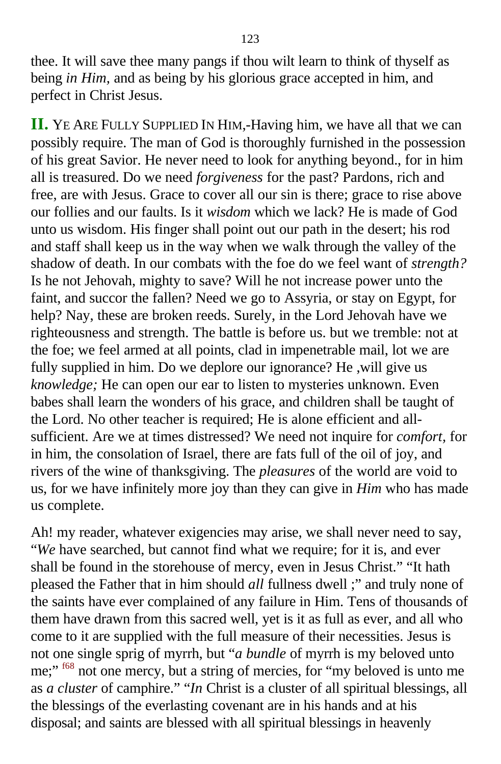thee. It will save thee many pangs if thou wilt learn to think of thyself as being *in Him*, and as being by his glorious grace accepted in him, and perfect in Christ Jesus.

**II.** YE ARE FULLY SUPPLIED IN HIM,-Having him, we have all that we can possibly require. The man of God is thoroughly furnished in the possession of his great Savior. He never need to look for anything beyond., for in him all is treasured. Do we need *forgiveness* for the past? Pardons, rich and free, are with Jesus. Grace to cover all our sin is there; grace to rise above our follies and our faults. Is it *wisdom* which we lack? He is made of God unto us wisdom. His finger shall point out our path in the desert; his rod and staff shall keep us in the way when we walk through the valley of the shadow of death. In our combats with the foe do we feel want of *strength?* Is he not Jehovah, mighty to save? Will he not increase power unto the faint, and succor the fallen? Need we go to Assyria, or stay on Egypt, for help? Nay, these are broken reeds. Surely, in the Lord Jehovah have we righteousness and strength. The battle is before us. but we tremble: not at the foe; we feel armed at all points, clad in impenetrable mail, lot we are fully supplied in him. Do we deplore our ignorance? He ,will give us *knowledge;* He can open our ear to listen to mysteries unknown. Even babes shall learn the wonders of his grace, and children shall be taught of the Lord. No other teacher is required; He is alone efficient and all-sufficient. Are we at times distressed? We need not inquire for *comfort*, for in him, the consolation of Israel, there are fats full of the oil of joy, and rivers of the wine of thanksgiving. The *pleasures* of the world are void to us, for we have infinitely more joy than they can give in *Him* who has made us complete.

Ah! my reader, whatever exigencies may arise, we shall never need to say, "*We* have searched, but cannot find what we require; for it is, and ever shall be found in the storehouse of mercy, even in Jesus Christ." "It hath pleased the Father that in him should *all* fullness dwell ;" and truly none of the saints have ever complained of any failure in Him. Tens of thousands of them have drawn from this sacred well, yet is it as full as ever, and all who come to it are supplied with the full measure of their necessities. Jesus is not one single sprig of myrrh, but "*a bundle* of myrrh is my beloved unto me;" [f68] not one mercy, but a string of mercies, for "my beloved is unto me as *a cluster* of camphire." "*In* Christ is a cluster of all spiritual blessings, all the blessings of the everlasting covenant are in his hands and at his disposal; and saints are blessed with all spiritual blessings in heavenly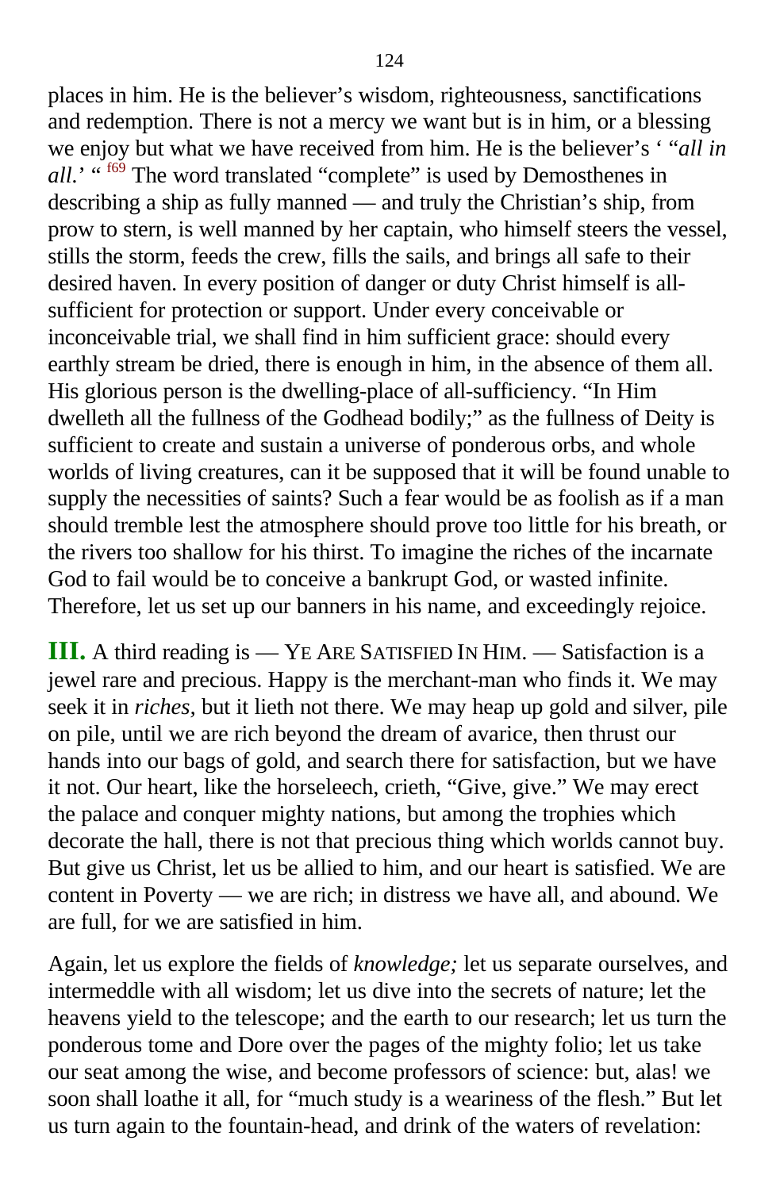places in him. He is the believer's wisdom, righteousness, sanctifications and redemption. There is not a mercy we want but is in him, or a blessing we enjoy but what we have received from him. He is the believer's ' "*all in all*.' " [f69] The word translated "complete" is used by Demosthenes in describing a ship as fully manned — and truly the Christian's ship, from prow to stern, is well manned by her captain, who himself steers the vessel, stills the storm, feeds the crew, fills the sails, and brings all safe to their desired haven. In every position of danger or duty Christ himself is all-sufficient for protection or support. Under every conceivable or inconceivable trial, we shall find in him sufficient grace: should every earthly stream be dried, there is enough in him, in the absence of them all. His glorious person is the dwelling-place of all-sufficiency. "In Him dwelleth all the fullness of the Godhead bodily;" as the fullness of Deity is sufficient to create and sustain a universe of ponderous orbs, and whole worlds of living creatures, can it be supposed that it will be found unable to supply the necessities of saints? Such a fear would be as foolish as if a man should tremble lest the atmosphere should prove too little for his breath, or the rivers too shallow for his thirst. To imagine the riches of the incarnate God to fail would be to conceive a bankrupt God, or wasted infinite. Therefore, let us set up our banners in his name, and exceedingly rejoice.

**III.** A third reading is — YE ARE SATISFIED IN HIM. — Satisfaction is a jewel rare and precious. Happy is the merchant-man who finds it. We may seek it in *riches,* but it lieth not there. We may heap up gold and silver, pile on pile, until we are rich beyond the dream of avarice, then thrust our hands into our bags of gold, and search there for satisfaction, but we have it not. Our heart, like the horseleech, crieth, "Give, give." We may erect the palace and conquer mighty nations, but among the trophies which decorate the hall, there is not that precious thing which worlds cannot buy. But give us Christ, let us be allied to him, and our heart is satisfied. We are content in Poverty — we are rich; in distress we have all, and abound. We are full, for we are satisfied in him.

Again, let us explore the fields of *knowledge;* let us separate ourselves, and intermeddle with all wisdom; let us dive into the secrets of nature; let the heavens yield to the telescope; and the earth to our research; let us turn the ponderous tome and Dore over the pages of the mighty folio; let us take our seat among the wise, and become professors of science: but, alas! we soon shall loathe it all, for "much study is a weariness of the flesh." But let us turn again to the fountain-head, and drink of the waters of revelation: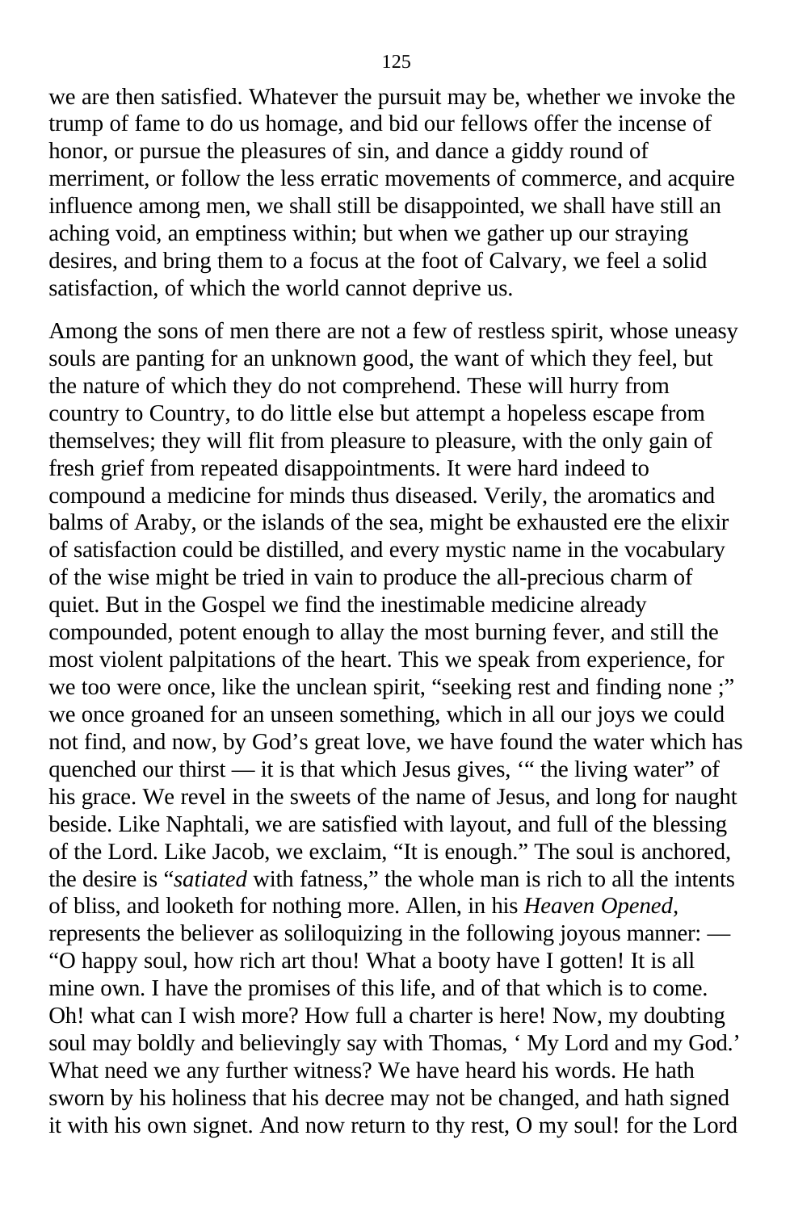we are then satisfied. Whatever the pursuit may be, whether we invoke the trump of fame to do us homage, and bid our fellows offer the incense of honor, or pursue the pleasures of sin, and dance a giddy round of merriment, or follow the less erratic movements of commerce, and acquire influence among men, we shall still be disappointed, we shall have still an aching void, an emptiness within; but when we gather up our straying desires, and bring them to a focus at the foot of Calvary, we feel a solid satisfaction, of which the world cannot deprive us.

Among the sons of men there are not a few of restless spirit, whose uneasy souls are panting for an unknown good, the want of which they feel, but the nature of which they do not comprehend. These will hurry from country to Country, to do little else but attempt a hopeless escape from themselves; they will flit from pleasure to pleasure, with the only gain of fresh grief from repeated disappointments. It were hard indeed to compound a medicine for minds thus diseased. Verily, the aromatics and balms of Araby, or the islands of the sea, might be exhausted ere the elixir of satisfaction could be distilled, and every mystic name in the vocabulary of the wise might be tried in vain to produce the all-precious charm of quiet. But in the Gospel we find the inestimable medicine already compounded, potent enough to allay the most burning fever, and still the most violent palpitations of the heart. This we speak from experience, for we too were once, like the unclean spirit, "seeking rest and finding none ;" we once groaned for an unseen something, which in all our joys we could not find, and now, by God's great love, we have found the water which has quenched our thirst — it is that which Jesus gives, '" the living water" of his grace. We revel in the sweets of the name of Jesus, and long for naught beside. Like Naphtali, we are satisfied with layout, and full of the blessing of the Lord. Like Jacob, we exclaim, "It is enough." The soul is anchored, the desire is "*satiated* with fatness," the whole man is rich to all the intents of bliss, and looketh for nothing more. Allen, in his *Heaven Opened*, represents the believer as soliloquizing in the following joyous manner: — "O happy soul, how rich art thou! What a booty have I gotten! It is all mine own. I have the promises of this life, and of that which is to come. Oh! what can I wish more? How full a charter is here! Now, my doubting soul may boldly and believingly say with Thomas, ' My Lord and my God.' What need we any further witness? We have heard his words. He hath sworn by his holiness that his decree may not be changed, and hath signed it with his own signet. And now return to thy rest, O my soul! for the Lord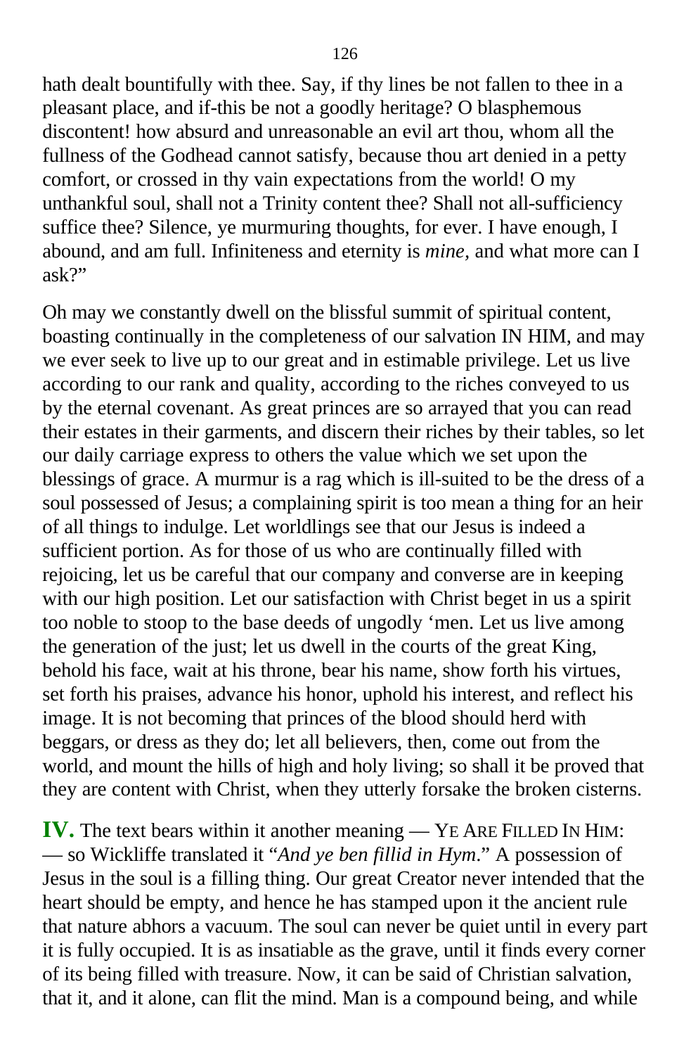hath dealt bountifully with thee. Say, if thy lines be not fallen to thee in a pleasant place, and if-this be not a goodly heritage? O blasphemous discontent! how absurd and unreasonable an evil art thou, whom all the fullness of the Godhead cannot satisfy, because thou art denied in a petty comfort, or crossed in thy vain expectations from the world! O my unthankful soul, shall not a Trinity content thee? Shall not all-sufficiency suffice thee? Silence, ye murmuring thoughts, for ever. I have enough, I abound, and am full. Infiniteness and eternity is *mine,* and what more can I ask?"

Oh may we constantly dwell on the blissful summit of spiritual content, boasting continually in the completeness of our salvation IN HIM, and may we ever seek to live up to our great and in estimable privilege. Let us live according to our rank and quality, according to the riches conveyed to us by the eternal covenant. As great princes are so arrayed that you can read their estates in their garments, and discern their riches by their tables, so let our daily carriage express to others the value which we set upon the blessings of grace. A murmur is a rag which is ill-suited to be the dress of a soul possessed of Jesus; a complaining spirit is too mean a thing for an heir of all things to indulge. Let worldlings see that our Jesus is indeed a sufficient portion. As for those of us who are continually filled with rejoicing, let us be careful that our company and converse are in keeping with our high position. Let our satisfaction with Christ beget in us a spirit too noble to stoop to the base deeds of ungodly 'men. Let us live among the generation of the just; let us dwell in the courts of the great King, behold his face, wait at his throne, bear his name, show forth his virtues, set forth his praises, advance his honor, uphold his interest, and reflect his image. It is not becoming that princes of the blood should herd with beggars, or dress as they do; let all believers, then, come out from the world, and mount the hills of high and holy living; so shall it be proved that they are content with Christ, when they utterly forsake the broken cisterns.

**IV.** The text bears within it another meaning — YE ARE FILLED IN HIM: — so Wickliffe translated it "*And ye ben fillid in Hym.*" A possession of Jesus in the soul is a filling thing. Our great Creator never intended that the heart should be empty, and hence he has stamped upon it the ancient rule that nature abhors a vacuum. The soul can never be quiet until in every part it is fully occupied. It is as insatiable as the grave, until it finds every corner of its being filled with treasure. Now, it can be said of Christian salvation, that it, and it alone, can flit the mind. Man is a compound being, and while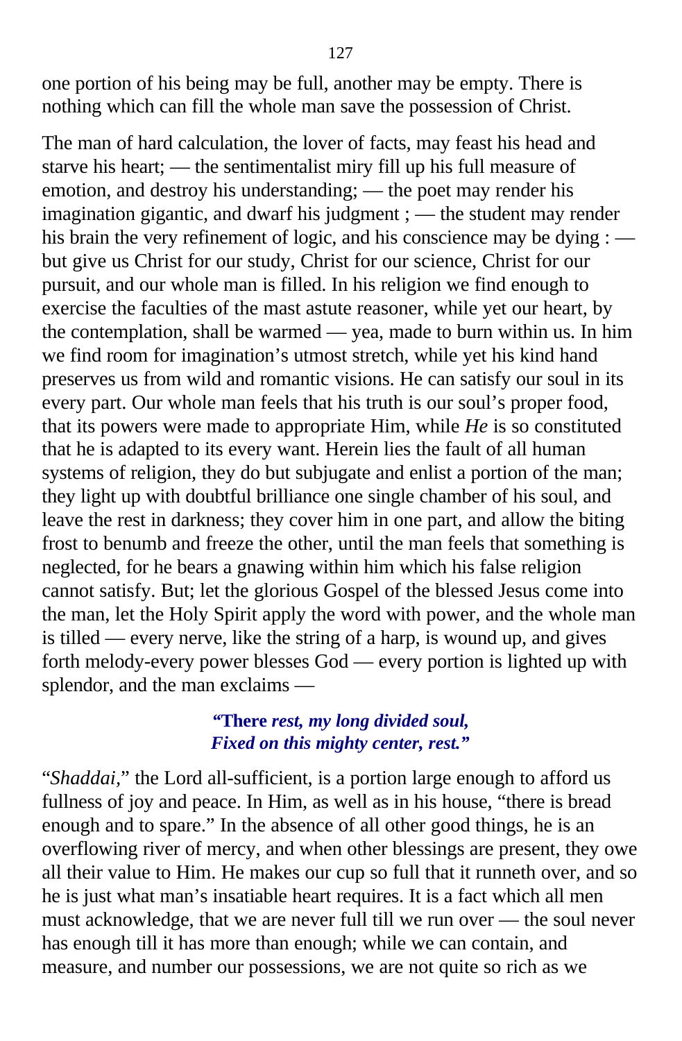one portion of his being may be full, another may be empty. There is nothing which can fill the whole man save the possession of Christ.

The man of hard calculation, the lover of facts, may feast his head and starve his heart; — the sentimentalist miry fill up his full measure of emotion, and destroy his understanding; — the poet may render his imagination gigantic, and dwarf his judgment ; — the student may render his brain the very refinement of logic, and his conscience may be dying : — but give us Christ for our study, Christ for our science, Christ for our pursuit, and our whole man is filled. In his religion we find enough to exercise the faculties of the mast astute reasoner, while yet our heart, by the contemplation, shall be warmed — yea, made to burn within us. In him we find room for imagination's utmost stretch, while yet his kind hand preserves us from wild and romantic visions. He can satisfy our soul in its every part. Our whole man feels that his truth is our soul's proper food, that its powers were made to appropriate Him, while *He* is so constituted that he is adapted to its every want. Herein lies the fault of all human systems of religion, they do but subjugate and enlist a portion of the man; they light up with doubtful brilliance one single chamber of his soul, and leave the rest in darkness; they cover him in one part, and allow the biting frost to benumb and freeze the other, until the man feels that something is neglected, for he bears a gnawing within him which his false religion cannot satisfy. But; let the glorious Gospel of the blessed Jesus come into the man, let the Holy Spirit apply the word with power, and the whole man is tilled — every nerve, like the string of a harp, is wound up, and gives forth melody-every power blesses God — every portion is lighted up with splendor, and the man exclaims —

> ***"There rest, my long divided soul,***
> ***Fixed on this mighty center, rest."***

"*Shaddai*," the Lord all-sufficient, is a portion large enough to afford us fullness of joy and peace. In Him, as well as in his house, "there is bread enough and to spare." In the absence of all other good things, he is an overflowing river of mercy, and when other blessings are present, they owe all their value to Him. He makes our cup so full that it runneth over, and so he is just what man's insatiable heart requires. It is a fact which all men must acknowledge, that we are never full till we run over — the soul never has enough till it has more than enough; while we can contain, and measure, and number our possessions, we are not quite so rich as we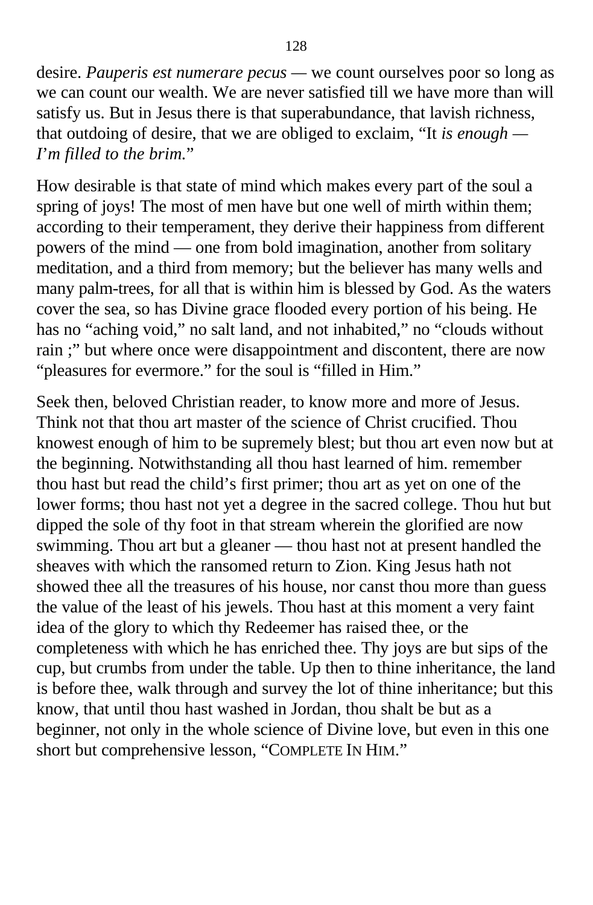desire. *Pauperis est numerare pecus* — we count ourselves poor so long as we can count our wealth. We are never satisfied till we have more than will satisfy us. But in Jesus there is that superabundance, that lavish richness, that outdoing of desire, that we are obliged to exclaim, "It *is enough — I'm filled to the brim.*"

How desirable is that state of mind which makes every part of the soul a spring of joys! The most of men have but one well of mirth within them; according to their temperament, they derive their happiness from different powers of the mind — one from bold imagination, another from solitary meditation, and a third from memory; but the believer has many wells and many palm-trees, for all that is within him is blessed by God. As the waters cover the sea, so has Divine grace flooded every portion of his being. He has no "aching void," no salt land, and not inhabited," no "clouds without rain ;" but where once were disappointment and discontent, there are now "pleasures for evermore." for the soul is "filled in Him."

Seek then, beloved Christian reader, to know more and more of Jesus. Think not that thou art master of the science of Christ crucified. Thou knowest enough of him to be supremely blest; but thou art even now but at the beginning. Notwithstanding all thou hast learned of him. remember thou hast but read the child's first primer; thou art as yet on one of the lower forms; thou hast not yet a degree in the sacred college. Thou hut but dipped the sole of thy foot in that stream wherein the glorified are now swimming. Thou art but a gleaner — thou hast not at present handled the sheaves with which the ransomed return to Zion. King Jesus hath not showed thee all the treasures of his house, nor canst thou more than guess the value of the least of his jewels. Thou hast at this moment a very faint idea of the glory to which thy Redeemer has raised thee, or the completeness with which he has enriched thee. Thy joys are but sips of the cup, but crumbs from under the table. Up then to thine inheritance, the land is before thee, walk through and survey the lot of thine inheritance; but this know, that until thou hast washed in Jordan, thou shalt be but as a beginner, not only in the whole science of Divine love, but even in this one short but comprehensive lesson, "COMPLETE IN HIM."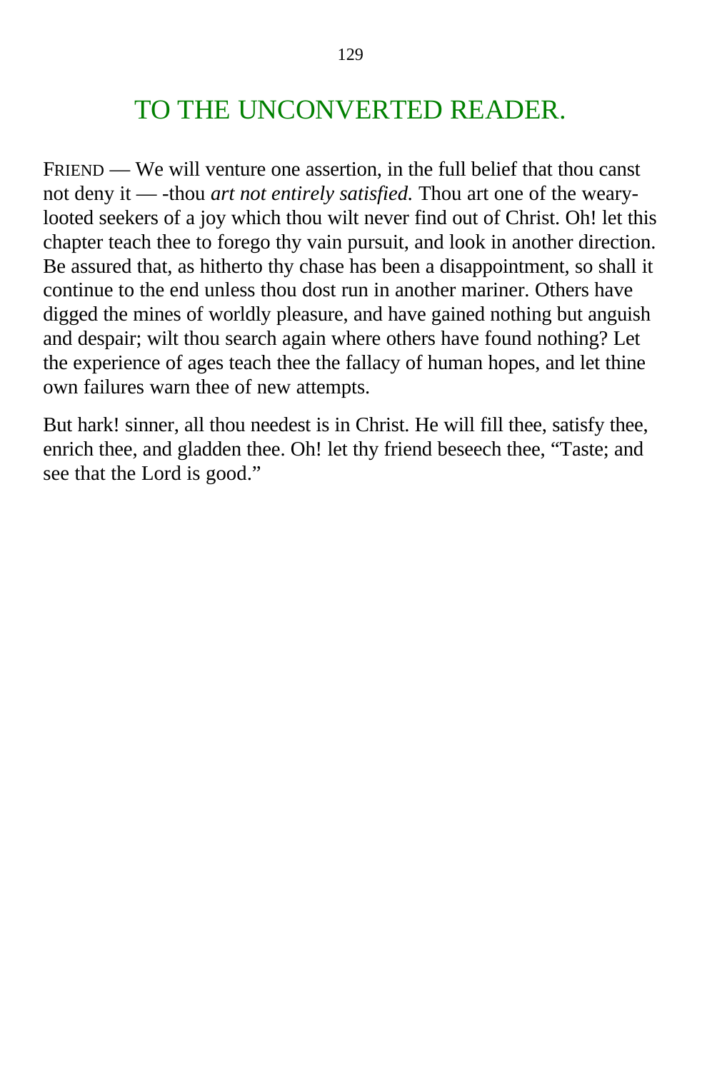## TO THE UNCONVERTED READER.

FRIEND — We will venture one assertion, in the full belief that thou canst not deny it — -thou *art not entirely satisfied.* Thou art one of the weary-looted seekers of a joy which thou wilt never find out of Christ. Oh! let this chapter teach thee to forego thy vain pursuit, and look in another direction. Be assured that, as hitherto thy chase has been a disappointment, so shall it continue to the end unless thou dost run in another mariner. Others have digged the mines of worldly pleasure, and have gained nothing but anguish and despair; wilt thou search again where others have found nothing? Let the experience of ages teach thee the fallacy of human hopes, and let thine own failures warn thee of new attempts.

But hark! sinner, all thou needest is in Christ. He will fill thee, satisfy thee, enrich thee, and gladden thee. Oh! let thy friend beseech thee, "Taste; and see that the Lord is good."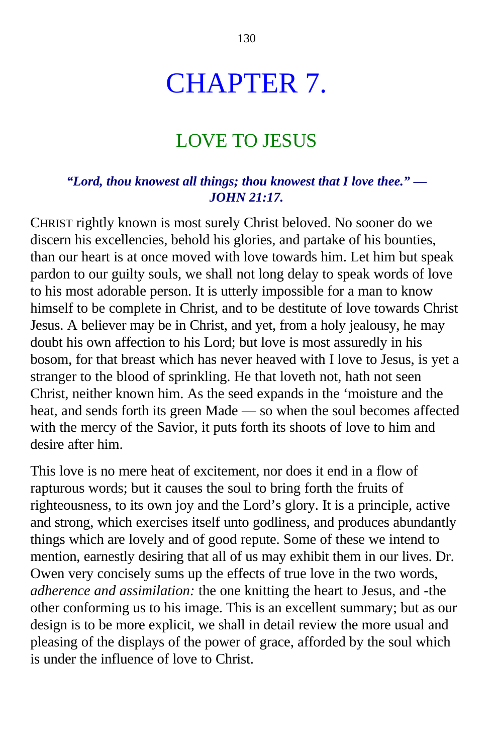# CHAPTER 7.

## LOVE TO JESUS

***"Lord, thou knowest all things; thou knowest that I love thee." — JOHN 21:17.***

CHRIST rightly known is most surely Christ beloved. No sooner do we discern his excellencies, behold his glories, and partake of his bounties, than our heart is at once moved with love towards him. Let him but speak pardon to our guilty souls, we shall not long delay to speak words of love to his most adorable person. It is utterly impossible for a man to know himself to be complete in Christ, and to be destitute of love towards Christ Jesus. A believer may be in Christ, and yet, from a holy jealousy, he may doubt his own affection to his Lord; but love is most assuredly in his bosom, for that breast which has never heaved with I love to Jesus, is yet a stranger to the blood of sprinkling. He that loveth not, hath not seen Christ, neither known him. As the seed expands in the 'moisture and the heat, and sends forth its green Made — so when the soul becomes affected with the mercy of the Savior, it puts forth its shoots of love to him and desire after him.

This love is no mere heat of excitement, nor does it end in a flow of rapturous words; but it causes the soul to bring forth the fruits of righteousness, to its own joy and the Lord's glory. It is a principle, active and strong, which exercises itself unto godliness, and produces abundantly things which are lovely and of good repute. Some of these we intend to mention, earnestly desiring that all of us may exhibit them in our lives. Dr. Owen very concisely sums up the effects of true love in the two words, *adherence and assimilation:* the one knitting the heart to Jesus, and -the other conforming us to his image. This is an excellent summary; but as our design is to be more explicit, we shall in detail review the more usual and pleasing of the displays of the power of grace, afforded by the soul which is under the influence of love to Christ.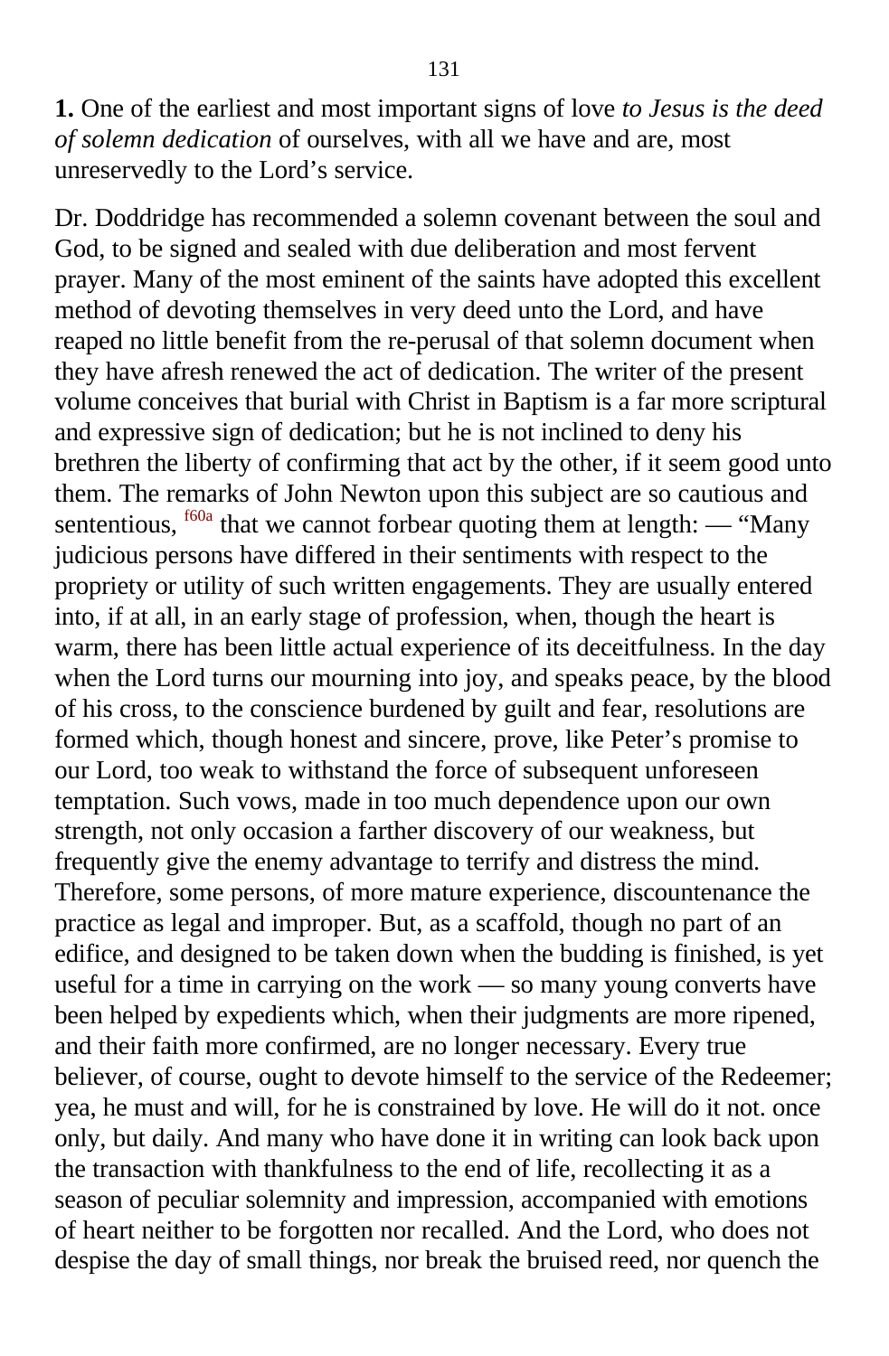**1.** One of the earliest and most important signs of love *to Jesus is the deed of solemn dedication* of ourselves, with all we have and are, most unreservedly to the Lord's service.

Dr. Doddridge has recommended a solemn covenant between the soul and God, to be signed and sealed with due deliberation and most fervent prayer. Many of the most eminent of the saints have adopted this excellent method of devoting themselves in very deed unto the Lord, and have reaped no little benefit from the re-perusal of that solemn document when they have afresh renewed the act of dedication. The writer of the present volume conceives that burial with Christ in Baptism is a far more scriptural and expressive sign of dedication; but he is not inclined to deny his brethren the liberty of confirming that act by the other, if it seem good unto them. The remarks of John Newton upon this subject are so cautious and sententious, [f60a] that we cannot forbear quoting them at length: — "Many judicious persons have differed in their sentiments with respect to the propriety or utility of such written engagements. They are usually entered into, if at all, in an early stage of profession, when, though the heart is warm, there has been little actual experience of its deceitfulness. In the day when the Lord turns our mourning into joy, and speaks peace, by the blood of his cross, to the conscience burdened by guilt and fear, resolutions are formed which, though honest and sincere, prove, like Peter's promise to our Lord, too weak to withstand the force of subsequent unforeseen temptation. Such vows, made in too much dependence upon our own strength, not only occasion a farther discovery of our weakness, but frequently give the enemy advantage to terrify and distress the mind. Therefore, some persons, of more mature experience, discountenance the practice as legal and improper. But, as a scaffold, though no part of an edifice, and designed to be taken down when the budding is finished, is yet useful for a time in carrying on the work — so many young converts have been helped by expedients which, when their judgments are more ripened, and their faith more confirmed, are no longer necessary. Every true believer, of course, ought to devote himself to the service of the Redeemer; yea, he must and will, for he is constrained by love. He will do it not. once only, but daily. And many who have done it in writing can look back upon the transaction with thankfulness to the end of life, recollecting it as a season of peculiar solemnity and impression, accompanied with emotions of heart neither to be forgotten nor recalled. And the Lord, who does not despise the day of small things, nor break the bruised reed, nor quench the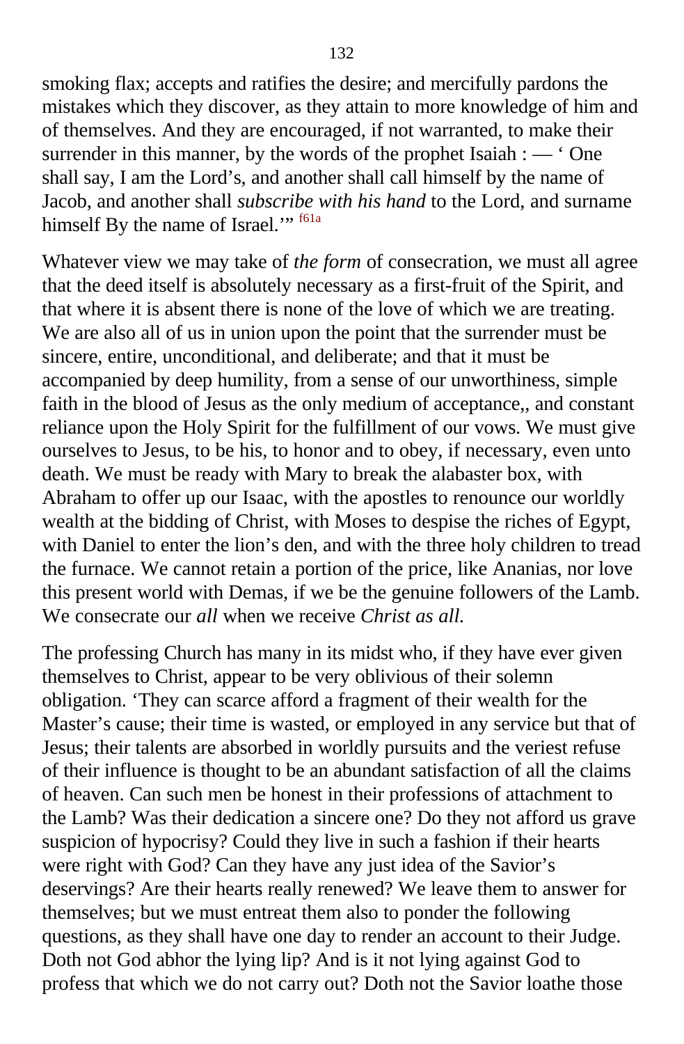smoking flax; accepts and ratifies the desire; and mercifully pardons the mistakes which they discover, as they attain to more knowledge of him and of themselves. And they are encouraged, if not warranted, to make their surrender in this manner, by the words of the prophet Isaiah : — ' One shall say, I am the Lord's, and another shall call himself by the name of Jacob, and another shall *subscribe with his hand* to the Lord, and surname himself By the name of Israel.'" [f61a]

Whatever view we may take of *the form* of consecration, we must all agree that the deed itself is absolutely necessary as a first-fruit of the Spirit, and that where it is absent there is none of the love of which we are treating. We are also all of us in union upon the point that the surrender must be sincere, entire, unconditional, and deliberate; and that it must be accompanied by deep humility, from a sense of our unworthiness, simple faith in the blood of Jesus as the only medium of acceptance,, and constant reliance upon the Holy Spirit for the fulfillment of our vows. We must give ourselves to Jesus, to be his, to honor and to obey, if necessary, even unto death. We must be ready with Mary to break the alabaster box, with Abraham to offer up our Isaac, with the apostles to renounce our worldly wealth at the bidding of Christ, with Moses to despise the riches of Egypt, with Daniel to enter the lion's den, and with the three holy children to tread the furnace. We cannot retain a portion of the price, like Ananias, nor love this present world with Demas, if we be the genuine followers of the Lamb. We consecrate our *all* when we receive *Christ as all.*

The professing Church has many in its midst who, if they have ever given themselves to Christ, appear to be very oblivious of their solemn obligation. 'They can scarce afford a fragment of their wealth for the Master's cause; their time is wasted, or employed in any service but that of Jesus; their talents are absorbed in worldly pursuits and the veriest refuse of their influence is thought to be an abundant satisfaction of all the claims of heaven. Can such men be honest in their professions of attachment to the Lamb? Was their dedication a sincere one? Do they not afford us grave suspicion of hypocrisy? Could they live in such a fashion if their hearts were right with God? Can they have any just idea of the Savior's deservings? Are their hearts really renewed? We leave them to answer for themselves; but we must entreat them also to ponder the following questions, as they shall have one day to render an account to their Judge. Doth not God abhor the lying lip? And is it not lying against God to profess that which we do not carry out? Doth not the Savior loathe those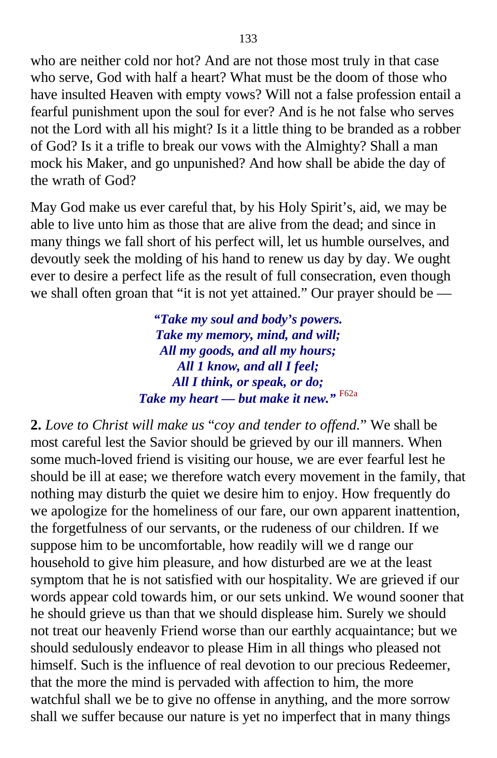who are neither cold nor hot? And are not those most truly in that case who serve, God with half a heart? What must be the doom of those who have insulted Heaven with empty vows? Will not a false profession entail a fearful punishment upon the soul for ever? And is he not false who serves not the Lord with all his might? Is it a little thing to be branded as a robber of God? Is it a trifle to break our vows with the Almighty? Shall a man mock his Maker, and go unpunished? And how shall be abide the day of the wrath of God?

May God make us ever careful that, by his Holy Spirit's, aid, we may be able to live unto him as those that are alive from the dead; and since in many things we fall short of his perfect will, let us humble ourselves, and devoutly seek the molding of his hand to renew us day by day. We ought ever to desire a perfect life as the result of full consecration, even though we shall often groan that "it is not yet attained." Our prayer should be —

> ***"Take my soul and body's powers.***
> ***Take my memory, mind, and will;***
> ***All my goods, and all my hours;***
> ***All 1 know, and all I feel;***
> ***All I think, or speak, or do;***
> ***Take my heart — but make it new."*** [F62a]

**2.** *Love to Christ will make us "coy and tender to offend."* We shall be most careful lest the Savior should be grieved by our ill manners. When some much-loved friend is visiting our house, we are ever fearful lest he should be ill at ease; we therefore watch every movement in the family, that nothing may disturb the quiet we desire him to enjoy. How frequently do we apologize for the homeliness of our fare, our own apparent inattention, the forgetfulness of our servants, or the rudeness of our children. If we suppose him to be uncomfortable, how readily will we d range our household to give him pleasure, and how disturbed are we at the least symptom that he is not satisfied with our hospitality. We are grieved if our words appear cold towards him, or our sets unkind. We wound sooner that he should grieve us than that we should displease him. Surely we should not treat our heavenly Friend worse than our earthly acquaintance; but we should sedulously endeavor to please Him in all things who pleased not himself. Such is the influence of real devotion to our precious Redeemer, that the more the mind is pervaded with affection to him, the more watchful shall we be to give no offense in anything, and the more sorrow shall we suffer because our nature is yet no imperfect that in many things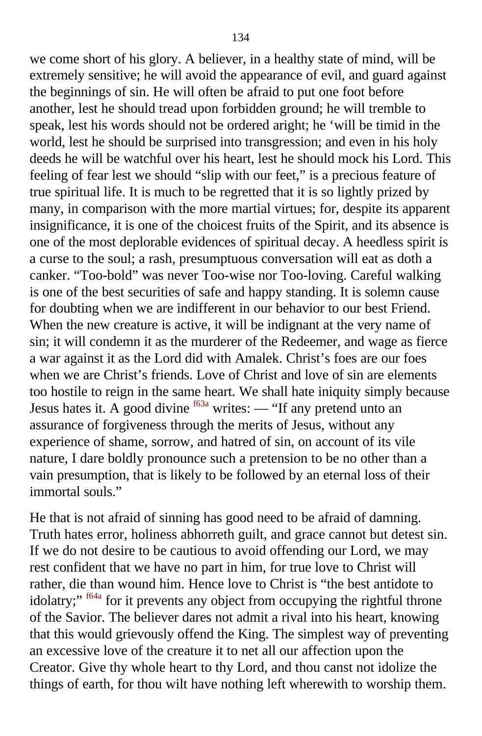we come short of his glory. A believer, in a healthy state of mind, will be extremely sensitive; he will avoid the appearance of evil, and guard against the beginnings of sin. He will often be afraid to put one foot before another, lest he should tread upon forbidden ground; he will tremble to speak, lest his words should not be ordered aright; he ‘will be timid in the world, lest he should be surprised into transgression; and even in his holy deeds he will be watchful over his heart, lest he should mock his Lord. This feeling of fear lest we should “slip with our feet,” is a precious feature of true spiritual life. It is much to be regretted that it is so lightly prized by many, in comparison with the more martial virtues; for, despite its apparent insignificance, it is one of the choicest fruits of the Spirit, and its absence is one of the most deplorable evidences of spiritual decay. A heedless spirit is a curse to the soul; a rash, presumptuous conversation will eat as doth a canker. “Too-bold” was never Too-wise nor Too-loving. Careful walking is one of the best securities of safe and happy standing. It is solemn cause for doubting when we are indifferent in our behavior to our best Friend. When the new creature is active, it will be indignant at the very name of sin; it will condemn it as the murderer of the Redeemer, and wage as fierce a war against it as the Lord did with Amalek. Christ’s foes are our foes when we are Christ’s friends. Love of Christ and love of sin are elements too hostile to reign in the same heart. We shall hate iniquity simply because Jesus hates it. A good divine [f63a] writes: — “If any pretend unto an assurance of forgiveness through the merits of Jesus, without any experience of shame, sorrow, and hatred of sin, on account of its vile nature, I dare boldly pronounce such a pretension to be no other than a vain presumption, that is likely to be followed by an eternal loss of their immortal souls.”

He that is not afraid of sinning has good need to be afraid of damning. Truth hates error, holiness abhorreth guilt, and grace cannot but detest sin. If we do not desire to be cautious to avoid offending our Lord, we may rest confident that we have no part in him, for true love to Christ will rather, die than wound him. Hence love to Christ is “the best antidote to idolatry;” [f64a] for it prevents any object from occupying the rightful throne of the Savior. The believer dares not admit a rival into his heart, knowing that this would grievously offend the King. The simplest way of preventing an excessive love of the creature it to net all our affection upon the Creator. Give thy whole heart to thy Lord, and thou canst not idolize the things of earth, for thou wilt have nothing left wherewith to worship them.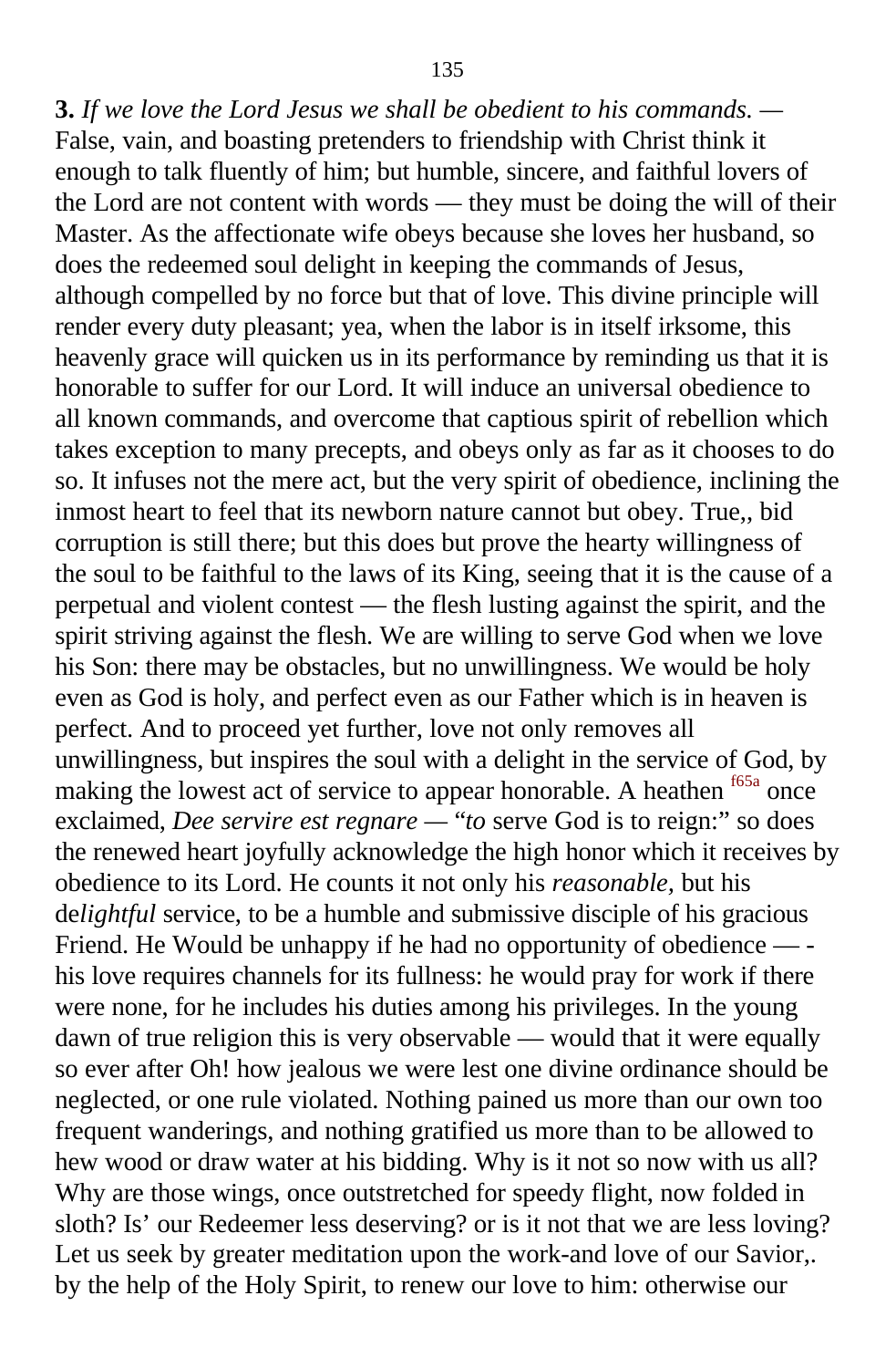**3.** *If we love the Lord Jesus we shall be obedient to his commands.* — False, vain, and boasting pretenders to friendship with Christ think it enough to talk fluently of him; but humble, sincere, and faithful lovers of the Lord are not content with words — they must be doing the will of their Master. As the affectionate wife obeys because she loves her husband, so does the redeemed soul delight in keeping the commands of Jesus, although compelled by no force but that of love. This divine principle will render every duty pleasant; yea, when the labor is in itself irksome, this heavenly grace will quicken us in its performance by reminding us that it is honorable to suffer for our Lord. It will induce an universal obedience to all known commands, and overcome that captious spirit of rebellion which takes exception to many precepts, and obeys only as far as it chooses to do so. It infuses not the mere act, but the very spirit of obedience, inclining the inmost heart to feel that its newborn nature cannot but obey. True,, bid corruption is still there; but this does but prove the hearty willingness of the soul to be faithful to the laws of its King, seeing that it is the cause of a perpetual and violent contest — the flesh lusting against the spirit, and the spirit striving against the flesh. We are willing to serve God when we love his Son: there may be obstacles, but no unwillingness. We would be holy even as God is holy, and perfect even as our Father which is in heaven is perfect. And to proceed yet further, love not only removes all unwillingness, but inspires the soul with a delight in the service of God, by making the lowest act of service to appear honorable. A heathen [f65a] once exclaimed, *Dee servire est regnare* — "*to* serve God is to reign:" so does the renewed heart joyfully acknowledge the high honor which it receives by obedience to its Lord. He counts it not only his *reasonable,* but his de*lightful* service, to be a humble and submissive disciple of his gracious Friend. He Would be unhappy if he had no opportunity of obedience — -his love requires channels for its fullness: he would pray for work if there were none, for he includes his duties among his privileges. In the young dawn of true religion this is very observable — would that it were equally so ever after Oh! how jealous we were lest one divine ordinance should be neglected, or one rule violated. Nothing pained us more than our own too frequent wanderings, and nothing gratified us more than to be allowed to hew wood or draw water at his bidding. Why is it not so now with us all? Why are those wings, once outstretched for speedy flight, now folded in sloth? Is' our Redeemer less deserving? or is it not that we are less loving? Let us seek by greater meditation upon the work-and love of our Savior,. by the help of the Holy Spirit, to renew our love to him: otherwise our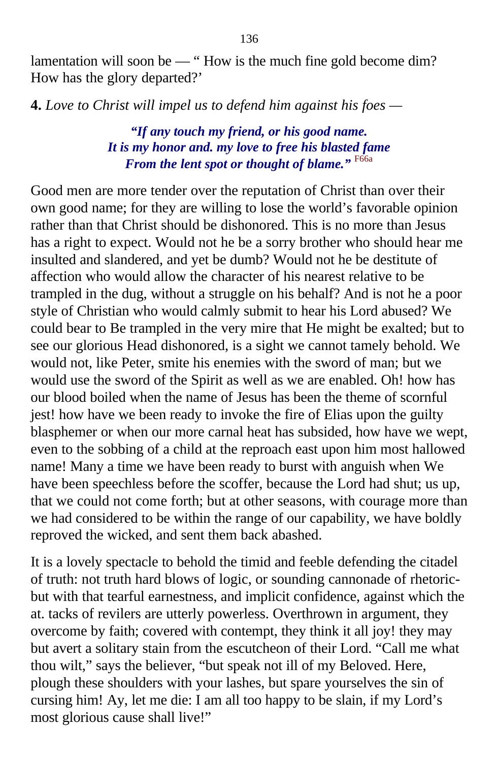lamentation will soon be — " How is the much fine gold become dim? How has the glory departed?'

**4.** *Love to Christ will impel us to defend him against his foes —*

> ***"If any touch my friend, or his good name.***
> ***It is my honor and. my love to free his blasted fame***
> ***From the lent spot or thought of blame."*** [F66a]

Good men are more tender over the reputation of Christ than over their own good name; for they are willing to lose the world's favorable opinion rather than that Christ should be dishonored. This is no more than Jesus has a right to expect. Would not he be a sorry brother who should hear me insulted and slandered, and yet be dumb? Would not he be destitute of affection who would allow the character of his nearest relative to be trampled in the dug, without a struggle on his behalf? And is not he a poor style of Christian who would calmly submit to hear his Lord abused? We could bear to Be trampled in the very mire that He might be exalted; but to see our glorious Head dishonored, is a sight we cannot tamely behold. We would not, like Peter, smite his enemies with the sword of man; but we would use the sword of the Spirit as well as we are enabled. Oh! how has our blood boiled when the name of Jesus has been the theme of scornful jest! how have we been ready to invoke the fire of Elias upon the guilty blasphemer or when our more carnal heat has subsided, how have we wept, even to the sobbing of a child at the reproach east upon him most hallowed name! Many a time we have been ready to burst with anguish when We have been speechless before the scoffer, because the Lord had shut; us up, that we could not come forth; but at other seasons, with courage more than we had considered to be within the range of our capability, we have boldly reproved the wicked, and sent them back abashed.

It is a lovely spectacle to behold the timid and feeble defending the citadel of truth: not truth hard blows of logic, or sounding cannonade of rhetoric- but with that tearful earnestness, and implicit confidence, against which the at. tacks of revilers are utterly powerless. Overthrown in argument, they overcome by faith; covered with contempt, they think it all joy! they may but avert a solitary stain from the escutcheon of their Lord. "Call me what thou wilt," says the believer, "but speak not ill of my Beloved. Here, plough these shoulders with your lashes, but spare yourselves the sin of cursing him! Ay, let me die: I am all too happy to be slain, if my Lord's most glorious cause shall live!"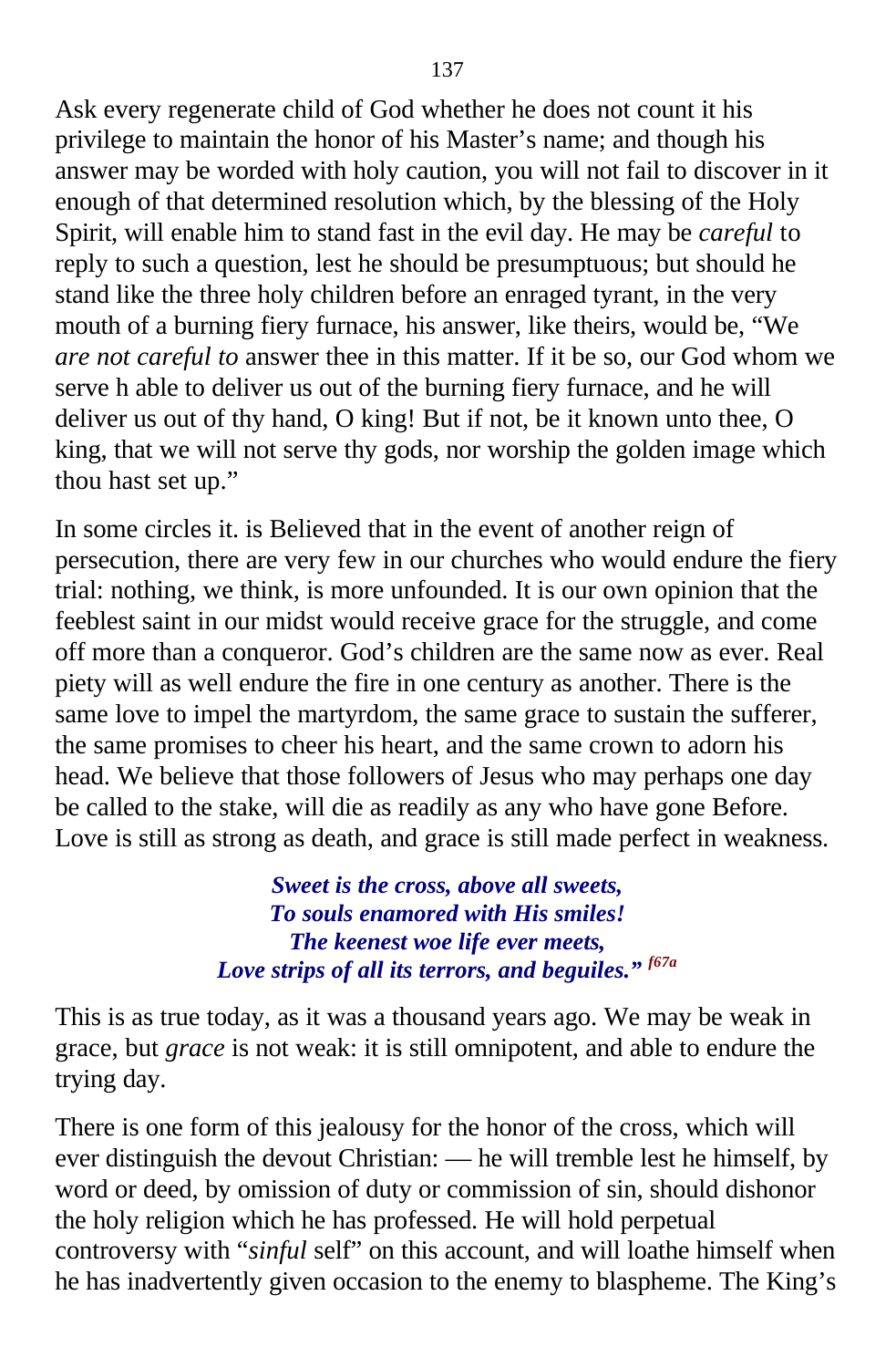Ask every regenerate child of God whether he does not count it his privilege to maintain the honor of his Master's name; and though his answer may be worded with holy caution, you will not fail to discover in it enough of that determined resolution which, by the blessing of the Holy Spirit, will enable him to stand fast in the evil day. He may be *careful* to reply to such a question, lest he should be presumptuous; but should he stand like the three holy children before an enraged tyrant, in the very mouth of a burning fiery furnace, his answer, like theirs, would be, "We *are not careful to* answer thee in this matter. If it be so, our God whom we serve h able to deliver us out of the burning fiery furnace, and he will deliver us out of thy hand, O king! But if not, be it known unto thee, O king, that we will not serve thy gods, nor worship the golden image which thou hast set up."

In some circles it. is Believed that in the event of another reign of persecution, there are very few in our churches who would endure the fiery trial: nothing, we think, is more unfounded. It is our own opinion that the feeblest saint in our midst would receive grace for the struggle, and come off more than a conqueror. God's children are the same now as ever. Real piety will as well endure the fire in one century as another. There is the same love to impel the martyrdom, the same grace to sustain the sufferer, the same promises to cheer his heart, and the same crown to adorn his head. We believe that those followers of Jesus who may perhaps one day be called to the stake, will die as readily as any who have gone Before. Love is still as strong as death, and grace is still made perfect in weakness.

> ***Sweet is the cross, above all sweets,***
> ***To souls enamored with His smiles!***
> ***The keenest woe life ever meets,***
> ***Love strips of all its terrors, and beguiles."*** [f67a]

This is as true today, as it was a thousand years ago. We may be weak in grace, but *grace* is not weak: it is still omnipotent, and able to endure the trying day.

There is one form of this jealousy for the honor of the cross, which will ever distinguish the devout Christian: — he will tremble lest he himself, by word or deed, by omission of duty or commission of sin, should dishonor the holy religion which he has professed. He will hold perpetual controversy with "*sinful* self" on this account, and will loathe himself when he has inadvertently given occasion to the enemy to blaspheme. The King's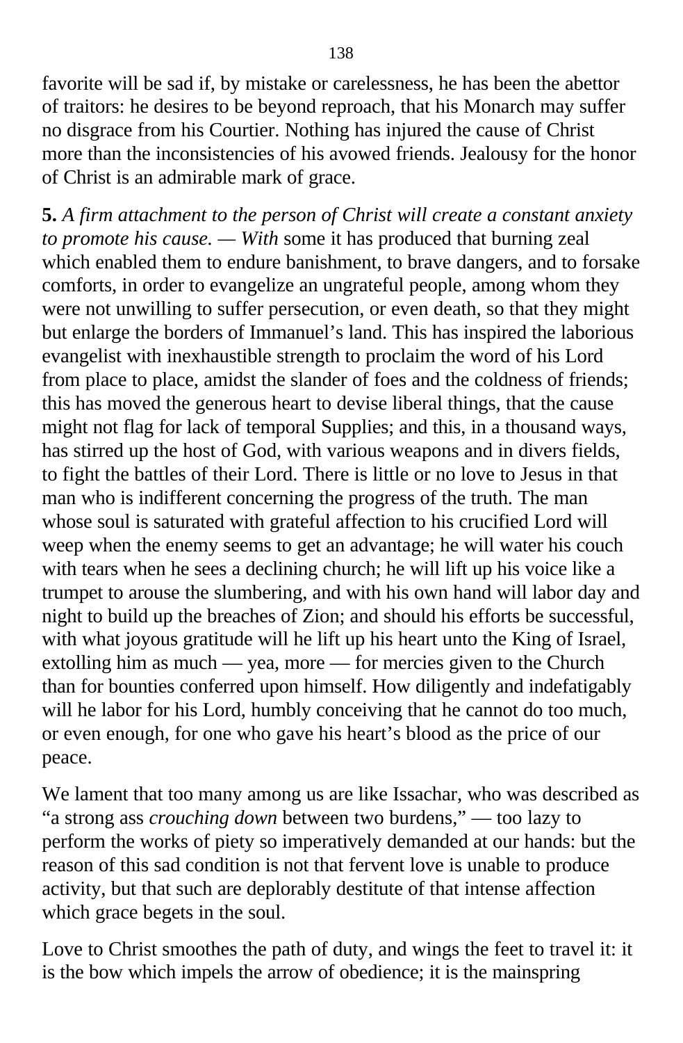favorite will be sad if, by mistake or carelessness, he has been the abettor of traitors: he desires to be beyond reproach, that his Monarch may suffer no disgrace from his Courtier. Nothing has injured the cause of Christ more than the inconsistencies of his avowed friends. Jealousy for the honor of Christ is an admirable mark of grace.

**5.** *A firm attachment to the person of Christ will create a constant anxiety to promote his cause. — With* some it has produced that burning zeal which enabled them to endure banishment, to brave dangers, and to forsake comforts, in order to evangelize an ungrateful people, among whom they were not unwilling to suffer persecution, or even death, so that they might but enlarge the borders of Immanuel's land. This has inspired the laborious evangelist with inexhaustible strength to proclaim the word of his Lord from place to place, amidst the slander of foes and the coldness of friends; this has moved the generous heart to devise liberal things, that the cause might not flag for lack of temporal Supplies; and this, in a thousand ways, has stirred up the host of God, with various weapons and in divers fields, to fight the battles of their Lord. There is little or no love to Jesus in that man who is indifferent concerning the progress of the truth. The man whose soul is saturated with grateful affection to his crucified Lord will weep when the enemy seems to get an advantage; he will water his couch with tears when he sees a declining church; he will lift up his voice like a trumpet to arouse the slumbering, and with his own hand will labor day and night to build up the breaches of Zion; and should his efforts be successful, with what joyous gratitude will he lift up his heart unto the King of Israel, extolling him as much — yea, more — for mercies given to the Church than for bounties conferred upon himself. How diligently and indefatigably will he labor for his Lord, humbly conceiving that he cannot do too much, or even enough, for one who gave his heart's blood as the price of our peace.

We lament that too many among us are like Issachar, who was described as "a strong ass *crouching down* between two burdens," — too lazy to perform the works of piety so imperatively demanded at our hands: but the reason of this sad condition is not that fervent love is unable to produce activity, but that such are deplorably destitute of that intense affection which grace begets in the soul.

Love to Christ smoothes the path of duty, and wings the feet to travel it: it is the bow which impels the arrow of obedience; it is the mainspring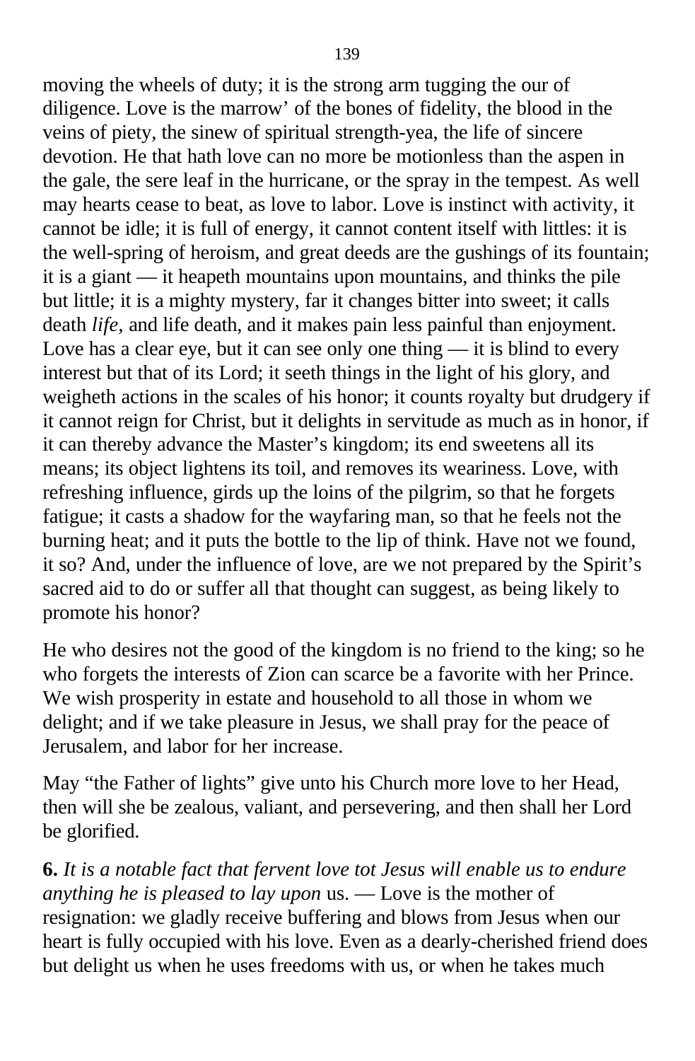moving the wheels of duty; it is the strong arm tugging the our of diligence. Love is the marrow' of the bones of fidelity, the blood in the veins of piety, the sinew of spiritual strength-yea, the life of sincere devotion. He that hath love can no more be motionless than the aspen in the gale, the sere leaf in the hurricane, or the spray in the tempest. As well may hearts cease to beat, as love to labor. Love is instinct with activity, it cannot be idle; it is full of energy, it cannot content itself with littles: it is the well-spring of heroism, and great deeds are the gushings of its fountain; it is a giant — it heapeth mountains upon mountains, and thinks the pile but little; it is a mighty mystery, far it changes bitter into sweet; it calls death *life,* and life death, and it makes pain less painful than enjoyment. Love has a clear eye, but it can see only one thing — it is blind to every interest but that of its Lord; it seeth things in the light of his glory, and weigheth actions in the scales of his honor; it counts royalty but drudgery if it cannot reign for Christ, but it delights in servitude as much as in honor, if it can thereby advance the Master's kingdom; its end sweetens all its means; its object lightens its toil, and removes its weariness. Love, with refreshing influence, girds up the loins of the pilgrim, so that he forgets fatigue; it casts a shadow for the wayfaring man, so that he feels not the burning heat; and it puts the bottle to the lip of think. Have not we found, it so? And, under the influence of love, are we not prepared by the Spirit's sacred aid to do or suffer all that thought can suggest, as being likely to promote his honor?

He who desires not the good of the kingdom is no friend to the king; so he who forgets the interests of Zion can scarce be a favorite with her Prince. We wish prosperity in estate and household to all those in whom we delight; and if we take pleasure in Jesus, we shall pray for the peace of Jerusalem, and labor for her increase.

May "the Father of lights" give unto his Church more love to her Head, then will she be zealous, valiant, and persevering, and then shall her Lord be glorified.

**6.** *It is a notable fact that fervent love tot Jesus will enable us to endure anything he is pleased to lay upon* us. — Love is the mother of resignation: we gladly receive buffering and blows from Jesus when our heart is fully occupied with his love. Even as a dearly-cherished friend does but delight us when he uses freedoms with us, or when he takes much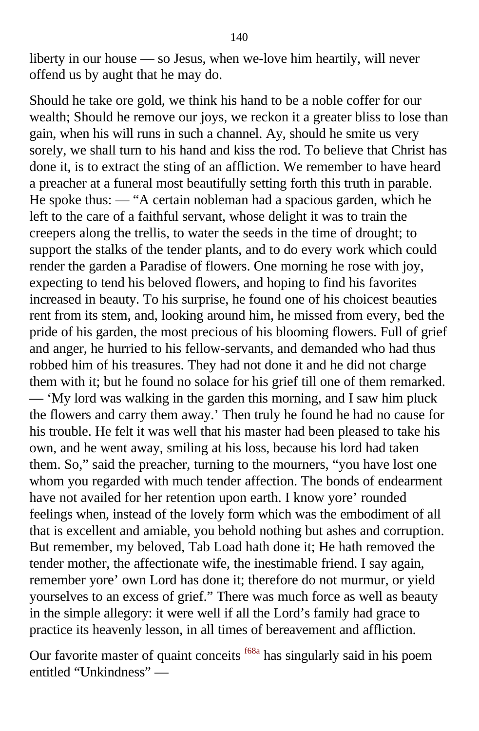liberty in our house — so Jesus, when we-love him heartily, will never offend us by aught that he may do.

Should he take ore gold, we think his hand to be a noble coffer for our wealth; Should he remove our joys, we reckon it a greater bliss to lose than gain, when his will runs in such a channel. Ay, should he smite us very sorely, we shall turn to his hand and kiss the rod. To believe that Christ has done it, is to extract the sting of an affliction. We remember to have heard a preacher at a funeral most beautifully setting forth this truth in parable. He spoke thus: — "A certain nobleman had a spacious garden, which he left to the care of a faithful servant, whose delight it was to train the creepers along the trellis, to water the seeds in the time of drought; to support the stalks of the tender plants, and to do every work which could render the garden a Paradise of flowers. One morning he rose with joy, expecting to tend his beloved flowers, and hoping to find his favorites increased in beauty. To his surprise, he found one of his choicest beauties rent from its stem, and, looking around him, he missed from every, bed the pride of his garden, the most precious of his blooming flowers. Full of grief and anger, he hurried to his fellow-servants, and demanded who had thus robbed him of his treasures. They had not done it and he did not charge them with it; but he found no solace for his grief till one of them remarked. — 'My lord was walking in the garden this morning, and I saw him pluck the flowers and carry them away.' Then truly he found he had no cause for his trouble. He felt it was well that his master had been pleased to take his own, and he went away, smiling at his loss, because his lord had taken them. So," said the preacher, turning to the mourners, "you have lost one whom you regarded with much tender affection. The bonds of endearment have not availed for her retention upon earth. I know yore' rounded feelings when, instead of the lovely form which was the embodiment of all that is excellent and amiable, you behold nothing but ashes and corruption. But remember, my beloved, Tab Load hath done it; He hath removed the tender mother, the affectionate wife, the inestimable friend. I say again, remember yore' own Lord has done it; therefore do not murmur, or yield yourselves to an excess of grief." There was much force as well as beauty in the simple allegory: it were well if all the Lord's family had grace to practice its heavenly lesson, in all times of bereavement and affliction.

Our favorite master of quaint conceits [f68a] has singularly said in his poem entitled "Unkindness" —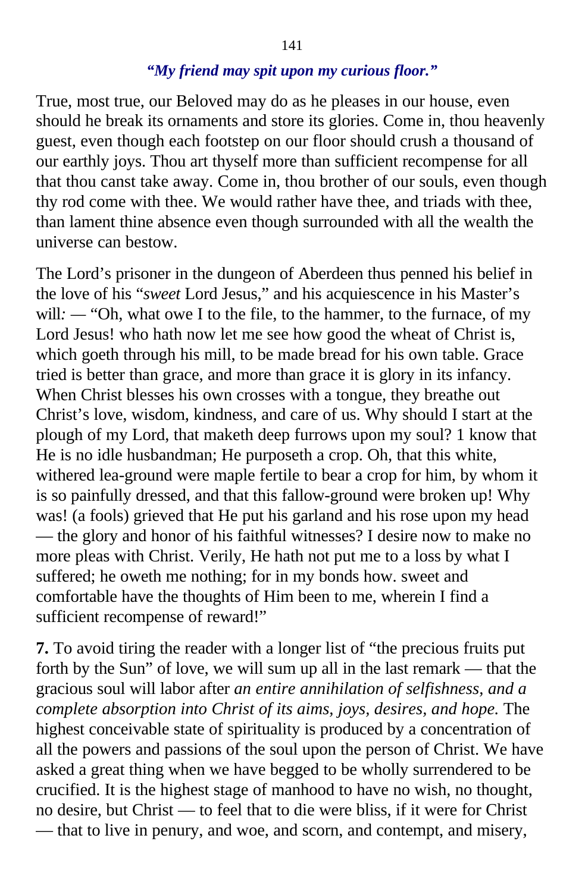***"My friend may spit upon my curious floor."***

True, most true, our Beloved may do as he pleases in our house, even should he break its ornaments and store its glories. Come in, thou heavenly guest, even though each footstep on our floor should crush a thousand of our earthly joys. Thou art thyself more than sufficient recompense for all that thou canst take away. Come in, thou brother of our souls, even though thy rod come with thee. We would rather have thee, and triads with thee, than lament thine absence even though surrounded with all the wealth the universe can bestow.

The Lord's prisoner in the dungeon of Aberdeen thus penned his belief in the love of his "*sweet* Lord Jesus," and his acquiescence in his Master's will*:* — "Oh, what owe I to the file, to the hammer, to the furnace, of my Lord Jesus! who hath now let me see how good the wheat of Christ is, which goeth through his mill, to be made bread for his own table. Grace tried is better than grace, and more than grace it is glory in its infancy. When Christ blesses his own crosses with a tongue, they breathe out Christ's love, wisdom, kindness, and care of us. Why should I start at the plough of my Lord, that maketh deep furrows upon my soul? 1 know that He is no idle husbandman; He purposeth a crop. Oh, that this white, withered lea-ground were maple fertile to bear a crop for him, by whom it is so painfully dressed, and that this fallow-ground were broken up! Why was! (a fools) grieved that He put his garland and his rose upon my head — the glory and honor of his faithful witnesses? I desire now to make no more pleas with Christ. Verily, He hath not put me to a loss by what I suffered; he oweth me nothing; for in my bonds how. sweet and comfortable have the thoughts of Him been to me, wherein I find a sufficient recompense of reward!"

**7.** To avoid tiring the reader with a longer list of "the precious fruits put forth by the Sun" of love, we will sum up all in the last remark — that the gracious soul will labor after *an entire annihilation of selfishness, and a complete absorption into Christ of its aims, joys, desires, and hope.* The highest conceivable state of spirituality is produced by a concentration of all the powers and passions of the soul upon the person of Christ. We have asked a great thing when we have begged to be wholly surrendered to be crucified. It is the highest stage of manhood to have no wish, no thought, no desire, but Christ — to feel that to die were bliss, if it were for Christ — that to live in penury, and woe, and scorn, and contempt, and misery,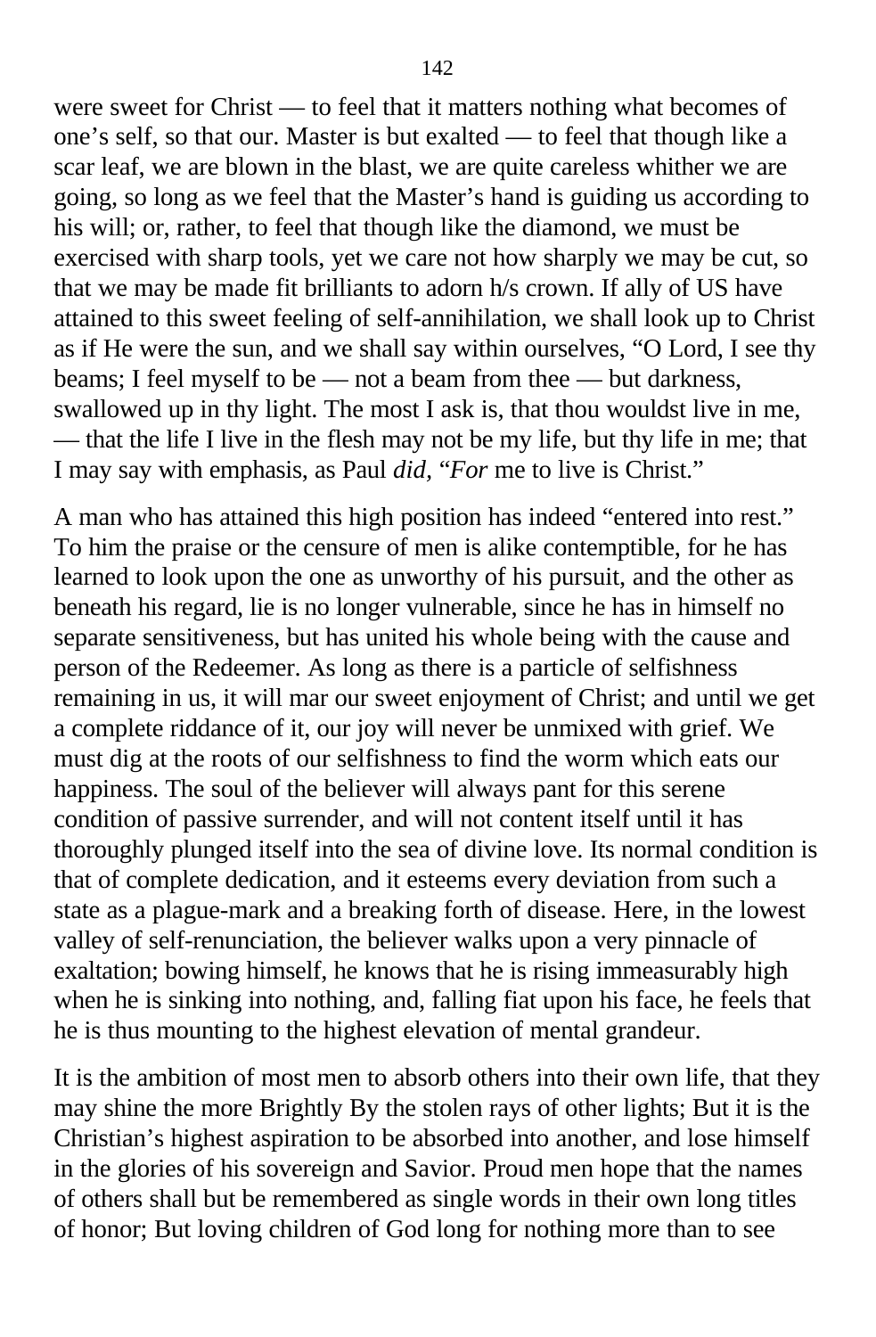were sweet for Christ — to feel that it matters nothing what becomes of one's self, so that our. Master is but exalted — to feel that though like a scar leaf, we are blown in the blast, we are quite careless whither we are going, so long as we feel that the Master's hand is guiding us according to his will; or, rather, to feel that though like the diamond, we must be exercised with sharp tools, yet we care not how sharply we may be cut, so that we may be made fit brilliants to adorn h/s crown. If ally of US have attained to this sweet feeling of self-annihilation, we shall look up to Christ as if He were the sun, and we shall say within ourselves, "O Lord, I see thy beams; I feel myself to be — not a beam from thee — but darkness, swallowed up in thy light. The most I ask is, that thou wouldst live in me, — that the life I live in the flesh may not be my life, but thy life in me; that I may say with emphasis, as Paul *did,* "*For* me to live is Christ."

A man who has attained this high position has indeed "entered into rest." To him the praise or the censure of men is alike contemptible, for he has learned to look upon the one as unworthy of his pursuit, and the other as beneath his regard, lie is no longer vulnerable, since he has in himself no separate sensitiveness, but has united his whole being with the cause and person of the Redeemer. As long as there is a particle of selfishness remaining in us, it will mar our sweet enjoyment of Christ; and until we get a complete riddance of it, our joy will never be unmixed with grief. We must dig at the roots of our selfishness to find the worm which eats our happiness. The soul of the believer will always pant for this serene condition of passive surrender, and will not content itself until it has thoroughly plunged itself into the sea of divine love. Its normal condition is that of complete dedication, and it esteems every deviation from such a state as a plague-mark and a breaking forth of disease. Here, in the lowest valley of self-renunciation, the believer walks upon a very pinnacle of exaltation; bowing himself, he knows that he is rising immeasurably high when he is sinking into nothing, and, falling fiat upon his face, he feels that he is thus mounting to the highest elevation of mental grandeur.

It is the ambition of most men to absorb others into their own life, that they may shine the more Brightly By the stolen rays of other lights; But it is the Christian's highest aspiration to be absorbed into another, and lose himself in the glories of his sovereign and Savior. Proud men hope that the names of others shall but be remembered as single words in their own long titles of honor; But loving children of God long for nothing more than to see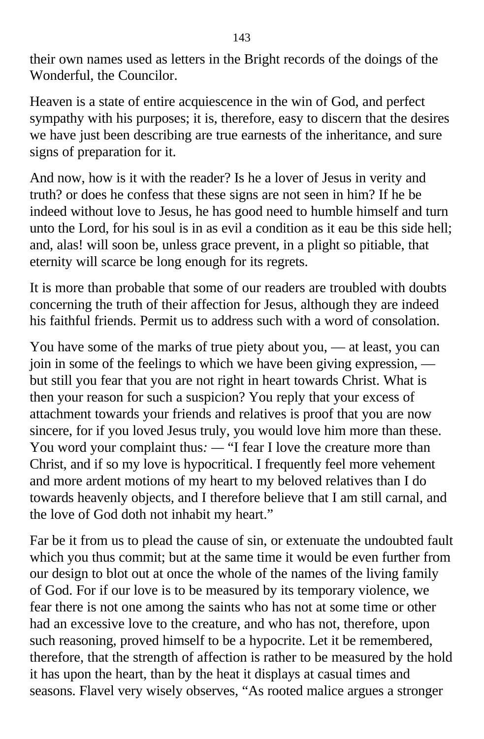their own names used as letters in the Bright records of the doings of the Wonderful, the Councilor.

Heaven is a state of entire acquiescence in the win of God, and perfect sympathy with his purposes; it is, therefore, easy to discern that the desires we have just been describing are true earnests of the inheritance, and sure signs of preparation for it.

And now, how is it with the reader? Is he a lover of Jesus in verity and truth? or does he confess that these signs are not seen in him? If he be indeed without love to Jesus, he has good need to humble himself and turn unto the Lord, for his soul is in as evil a condition as it eau be this side hell; and, alas! will soon be, unless grace prevent, in a plight so pitiable, that eternity will scarce be long enough for its regrets.

It is more than probable that some of our readers are troubled with doubts concerning the truth of their affection for Jesus, although they are indeed his faithful friends. Permit us to address such with a word of consolation.

You have some of the marks of true piety about you, — at least, you can join in some of the feelings to which we have been giving expression, — but still you fear that you are not right in heart towards Christ. What is then your reason for such a suspicion? You reply that your excess of attachment towards your friends and relatives is proof that you are now sincere, for if you loved Jesus truly, you would love him more than these. You word your complaint thus*:* — "I fear I love the creature more than Christ, and if so my love is hypocritical. I frequently feel more vehement and more ardent motions of my heart to my beloved relatives than I do towards heavenly objects, and I therefore believe that I am still carnal, and the love of God doth not inhabit my heart."

Far be it from us to plead the cause of sin, or extenuate the undoubted fault which you thus commit; but at the same time it would be even further from our design to blot out at once the whole of the names of the living family of God. For if our love is to be measured by its temporary violence, we fear there is not one among the saints who has not at some time or other had an excessive love to the creature, and who has not, therefore, upon such reasoning, proved himself to be a hypocrite. Let it be remembered, therefore, that the strength of affection is rather to be measured by the hold it has upon the heart, than by the heat it displays at casual times and seasons. Flavel very wisely observes, "As rooted malice argues a stronger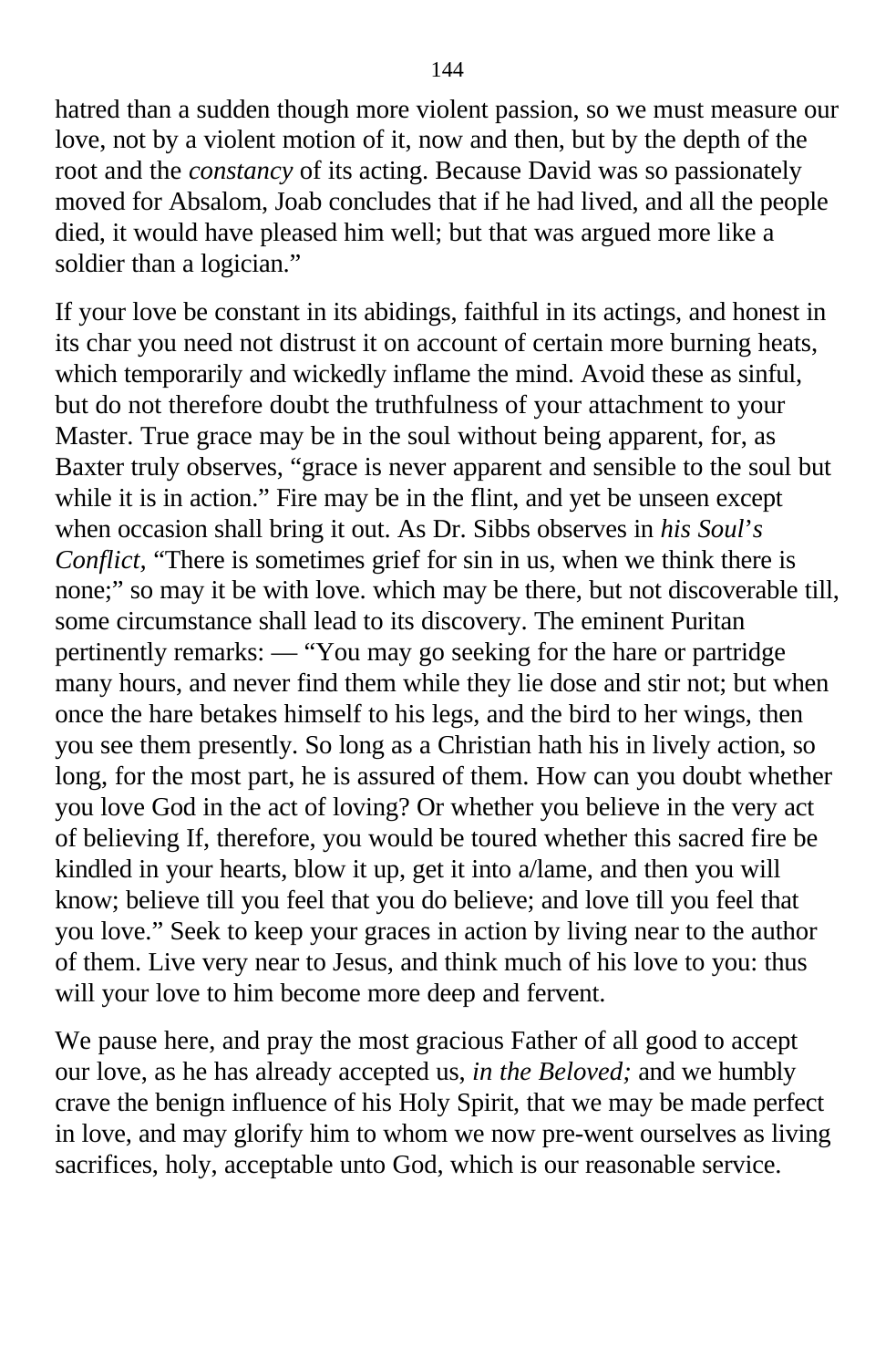hatred than a sudden though more violent passion, so we must measure our love, not by a violent motion of it, now and then, but by the depth of the root and the *constancy* of its acting. Because David was so passionately moved for Absalom, Joab concludes that if he had lived, and all the people died, it would have pleased him well; but that was argued more like a soldier than a logician."

If your love be constant in its abidings, faithful in its actings, and honest in its char you need not distrust it on account of certain more burning heats, which temporarily and wickedly inflame the mind. Avoid these as sinful, but do not therefore doubt the truthfulness of your attachment to your Master. True grace may be in the soul without being apparent, for, as Baxter truly observes, "grace is never apparent and sensible to the soul but while it is in action." Fire may be in the flint, and yet be unseen except when occasion shall bring it out. As Dr. Sibbs observes in *his Soul's Conflict*, "There is sometimes grief for sin in us, when we think there is none;" so may it be with love. which may be there, but not discoverable till, some circumstance shall lead to its discovery. The eminent Puritan pertinently remarks: — "You may go seeking for the hare or partridge many hours, and never find them while they lie dose and stir not; but when once the hare betakes himself to his legs, and the bird to her wings, then you see them presently. So long as a Christian hath his in lively action, so long, for the most part, he is assured of them. How can you doubt whether you love God in the act of loving? Or whether you believe in the very act of believing If, therefore, you would be toured whether this sacred fire be kindled in your hearts, blow it up, get it into a/lame, and then you will know; believe till you feel that you do believe; and love till you feel that you love." Seek to keep your graces in action by living near to the author of them. Live very near to Jesus, and think much of his love to you: thus will your love to him become more deep and fervent.

We pause here, and pray the most gracious Father of all good to accept our love, as he has already accepted us, *in the Beloved;* and we humbly crave the benign influence of his Holy Spirit, that we may be made perfect in love, and may glorify him to whom we now pre-went ourselves as living sacrifices, holy, acceptable unto God, which is our reasonable service.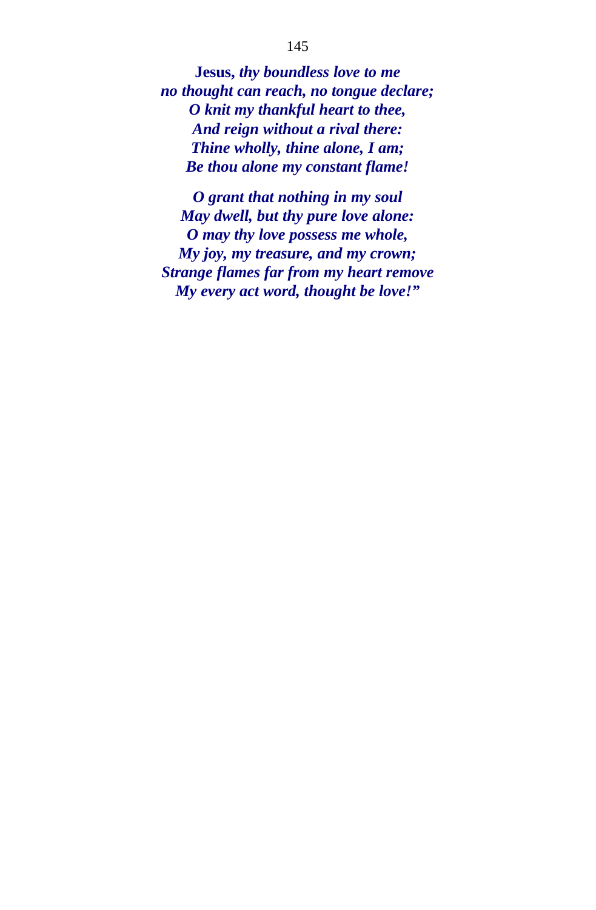**Jesus,** ***thy boundless love to me***
***no thought can reach, no tongue declare;***
***O knit my thankful heart to thee,***
***And reign without a rival there:***
***Thine wholly, thine alone, I am;***
***Be thou alone my constant flame!***

***O grant that nothing in my soul***
***May dwell, but thy pure love alone:***
***O may thy love possess me whole,***
***My joy, my treasure, and my crown;***
***Strange flames far from my heart remove***
***My every act word, thought be love!"***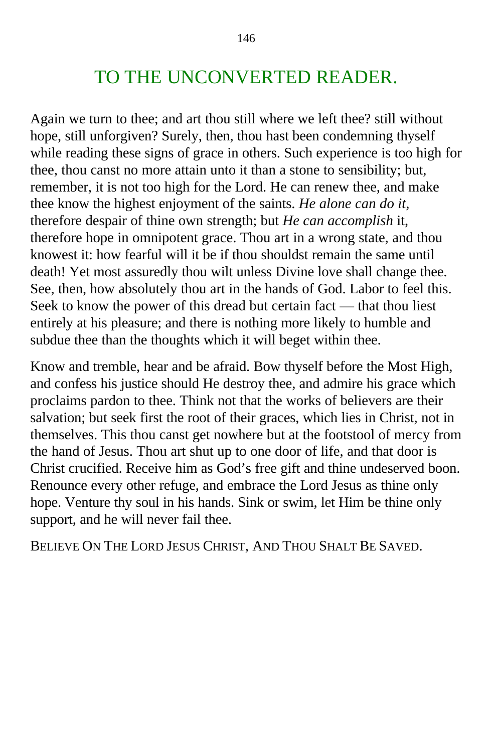# TO THE UNCONVERTED READER.

Again we turn to thee; and art thou still where we left thee? still without hope, still unforgiven? Surely, then, thou hast been condemning thyself while reading these signs of grace in others. Such experience is too high for thee, thou canst no more attain unto it than a stone to sensibility; but, remember, it is not too high for the Lord. He can renew thee, and make thee know the highest enjoyment of the saints. *He alone can do it,* therefore despair of thine own strength; but *He can accomplish* it, therefore hope in omnipotent grace. Thou art in a wrong state, and thou knowest it: how fearful will it be if thou shouldst remain the same until death! Yet most assuredly thou wilt unless Divine love shall change thee. See, then, how absolutely thou art in the hands of God. Labor to feel this. Seek to know the power of this dread but certain fact — that thou liest entirely at his pleasure; and there is nothing more likely to humble and subdue thee than the thoughts which it will beget within thee.

Know and tremble, hear and be afraid. Bow thyself before the Most High, and confess his justice should He destroy thee, and admire his grace which proclaims pardon to thee. Think not that the works of believers are their salvation; but seek first the root of their graces, which lies in Christ, not in themselves. This thou canst get nowhere but at the footstool of mercy from the hand of Jesus. Thou art shut up to one door of life, and that door is Christ crucified. Receive him as God's free gift and thine undeserved boon. Renounce every other refuge, and embrace the Lord Jesus as thine only hope. Venture thy soul in his hands. Sink or swim, let Him be thine only support, and he will never fail thee.

BELIEVE ON THE LORD JESUS CHRIST, AND THOU SHALT BE SAVED.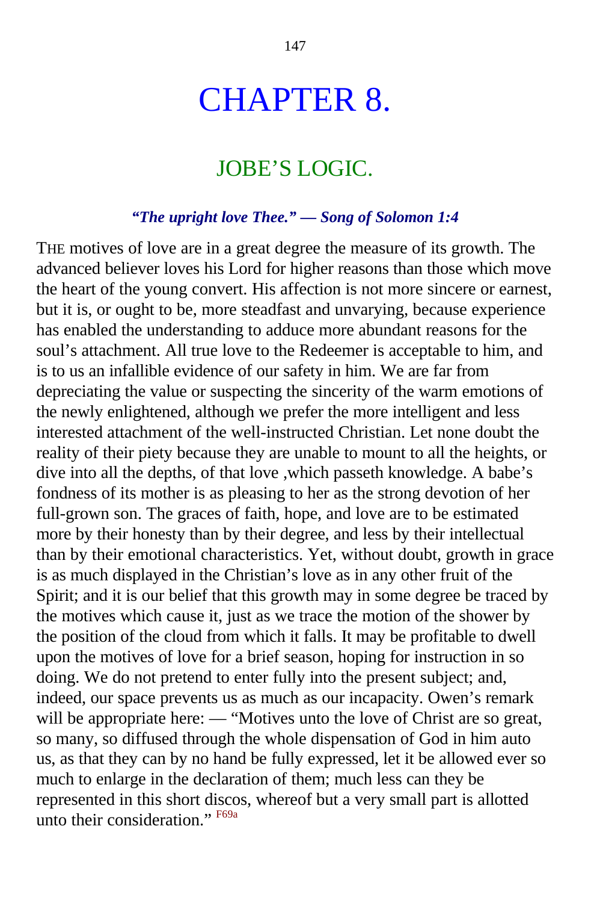# CHAPTER 8.

## JOBE'S LOGIC.

***"The upright love Thee." — Song of Solomon 1:4***

THE motives of love are in a great degree the measure of its growth. The advanced believer loves his Lord for higher reasons than those which move the heart of the young convert. His affection is not more sincere or earnest, but it is, or ought to be, more steadfast and unvarying, because experience has enabled the understanding to adduce more abundant reasons for the soul's attachment. All true love to the Redeemer is acceptable to him, and is to us an infallible evidence of our safety in him. We are far from depreciating the value or suspecting the sincerity of the warm emotions of the newly enlightened, although we prefer the more intelligent and less interested attachment of the well-instructed Christian. Let none doubt the reality of their piety because they are unable to mount to all the heights, or dive into all the depths, of that love ,which passeth knowledge. A babe's fondness of its mother is as pleasing to her as the strong devotion of her full-grown son. The graces of faith, hope, and love are to be estimated more by their honesty than by their degree, and less by their intellectual than by their emotional characteristics. Yet, without doubt, growth in grace is as much displayed in the Christian's love as in any other fruit of the Spirit; and it is our belief that this growth may in some degree be traced by the motives which cause it, just as we trace the motion of the shower by the position of the cloud from which it falls. It may be profitable to dwell upon the motives of love for a brief season, hoping for instruction in so doing. We do not pretend to enter fully into the present subject; and, indeed, our space prevents us as much as our incapacity. Owen's remark will be appropriate here: — "Motives unto the love of Christ are so great, so many, so diffused through the whole dispensation of God in him auto us, as that they can by no hand be fully expressed, let it be allowed ever so much to enlarge in the declaration of them; much less can they be represented in this short discos, whereof but a very small part is allotted unto their consideration." [F69a]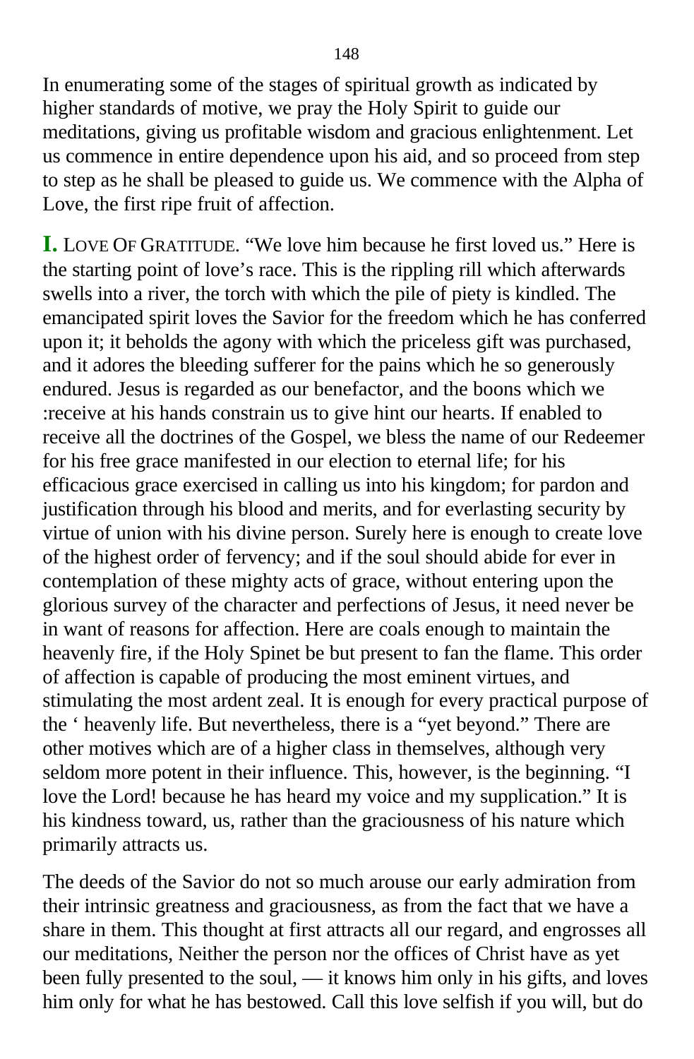In enumerating some of the stages of spiritual growth as indicated by higher standards of motive, we pray the Holy Spirit to guide our meditations, giving us profitable wisdom and gracious enlightenment. Let us commence in entire dependence upon his aid, and so proceed from step to step as he shall be pleased to guide us. We commence with the Alpha of Love, the first ripe fruit of affection.

**I.** LOVE OF GRATITUDE. "We love him because he first loved us." Here is the starting point of love's race. This is the rippling rill which afterwards swells into a river, the torch with which the pile of piety is kindled. The emancipated spirit loves the Savior for the freedom which he has conferred upon it; it beholds the agony with which the priceless gift was purchased, and it adores the bleeding sufferer for the pains which he so generously endured. Jesus is regarded as our benefactor, and the boons which we :receive at his hands constrain us to give hint our hearts. If enabled to receive all the doctrines of the Gospel, we bless the name of our Redeemer for his free grace manifested in our election to eternal life; for his efficacious grace exercised in calling us into his kingdom; for pardon and justification through his blood and merits, and for everlasting security by virtue of union with his divine person. Surely here is enough to create love of the highest order of fervency; and if the soul should abide for ever in contemplation of these mighty acts of grace, without entering upon the glorious survey of the character and perfections of Jesus, it need never be in want of reasons for affection. Here are coals enough to maintain the heavenly fire, if the Holy Spinet be but present to fan the flame. This order of affection is capable of producing the most eminent virtues, and stimulating the most ardent zeal. It is enough for every practical purpose of the ' heavenly life. But nevertheless, there is a "yet beyond." There are other motives which are of a higher class in themselves, although very seldom more potent in their influence. This, however, is the beginning. "I love the Lord! because he has heard my voice and my supplication." It is his kindness toward, us, rather than the graciousness of his nature which primarily attracts us.

The deeds of the Savior do not so much arouse our early admiration from their intrinsic greatness and graciousness, as from the fact that we have a share in them. This thought at first attracts all our regard, and engrosses all our meditations, Neither the person nor the offices of Christ have as yet been fully presented to the soul, — it knows him only in his gifts, and loves him only for what he has bestowed. Call this love selfish if you will, but do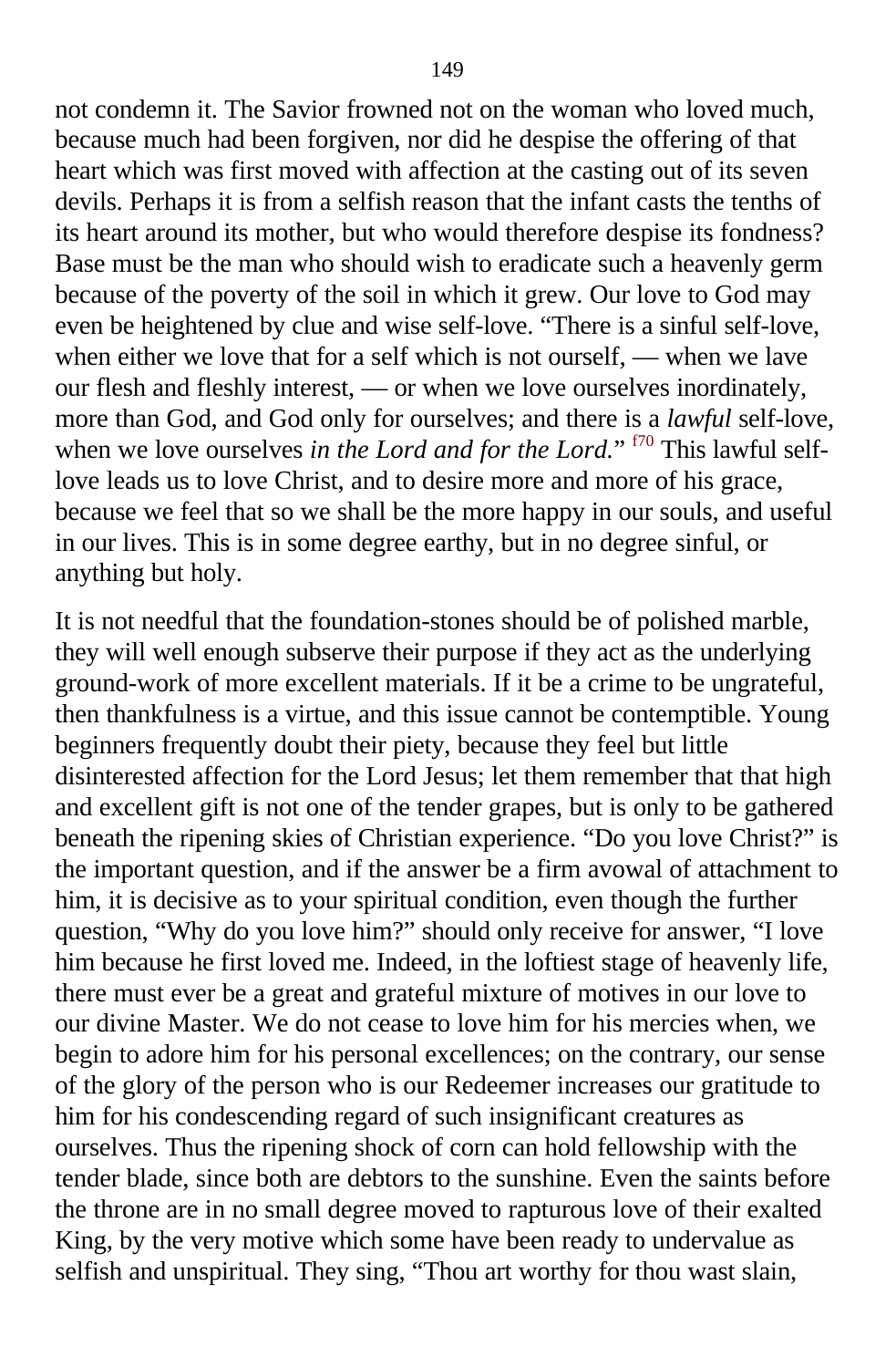not condemn it. The Savior frowned not on the woman who loved much, because much had been forgiven, nor did he despise the offering of that heart which was first moved with affection at the casting out of its seven devils. Perhaps it is from a selfish reason that the infant casts the tenths of its heart around its mother, but who would therefore despise its fondness? Base must be the man who should wish to eradicate such a heavenly germ because of the poverty of the soil in which it grew. Our love to God may even be heightened by clue and wise self-love. "There is a sinful self-love, when either we love that for a self which is not ourself, — when we lave our flesh and fleshly interest, — or when we love ourselves inordinately, more than God, and God only for ourselves; and there is a *lawful* self-love, when we love ourselves *in the Lord and for the Lord.*" [f70] This lawful self-love leads us to love Christ, and to desire more and more of his grace, because we feel that so we shall be the more happy in our souls, and useful in our lives. This is in some degree earthy, but in no degree sinful, or anything but holy.

It is not needful that the foundation-stones should be of polished marble, they will well enough subserve their purpose if they act as the underlying ground-work of more excellent materials. If it be a crime to be ungrateful, then thankfulness is a virtue, and this issue cannot be contemptible. Young beginners frequently doubt their piety, because they feel but little disinterested affection for the Lord Jesus; let them remember that that high and excellent gift is not one of the tender grapes, but is only to be gathered beneath the ripening skies of Christian experience. "Do you love Christ?" is the important question, and if the answer be a firm avowal of attachment to him, it is decisive as to your spiritual condition, even though the further question, "Why do you love him?" should only receive for answer, "I love him because he first loved me. Indeed, in the loftiest stage of heavenly life, there must ever be a great and grateful mixture of motives in our love to our divine Master. We do not cease to love him for his mercies when, we begin to adore him for his personal excellences; on the contrary, our sense of the glory of the person who is our Redeemer increases our gratitude to him for his condescending regard of such insignificant creatures as ourselves. Thus the ripening shock of corn can hold fellowship with the tender blade, since both are debtors to the sunshine. Even the saints before the throne are in no small degree moved to rapturous love of their exalted King, by the very motive which some have been ready to undervalue as selfish and unspiritual. They sing, "Thou art worthy for thou wast slain,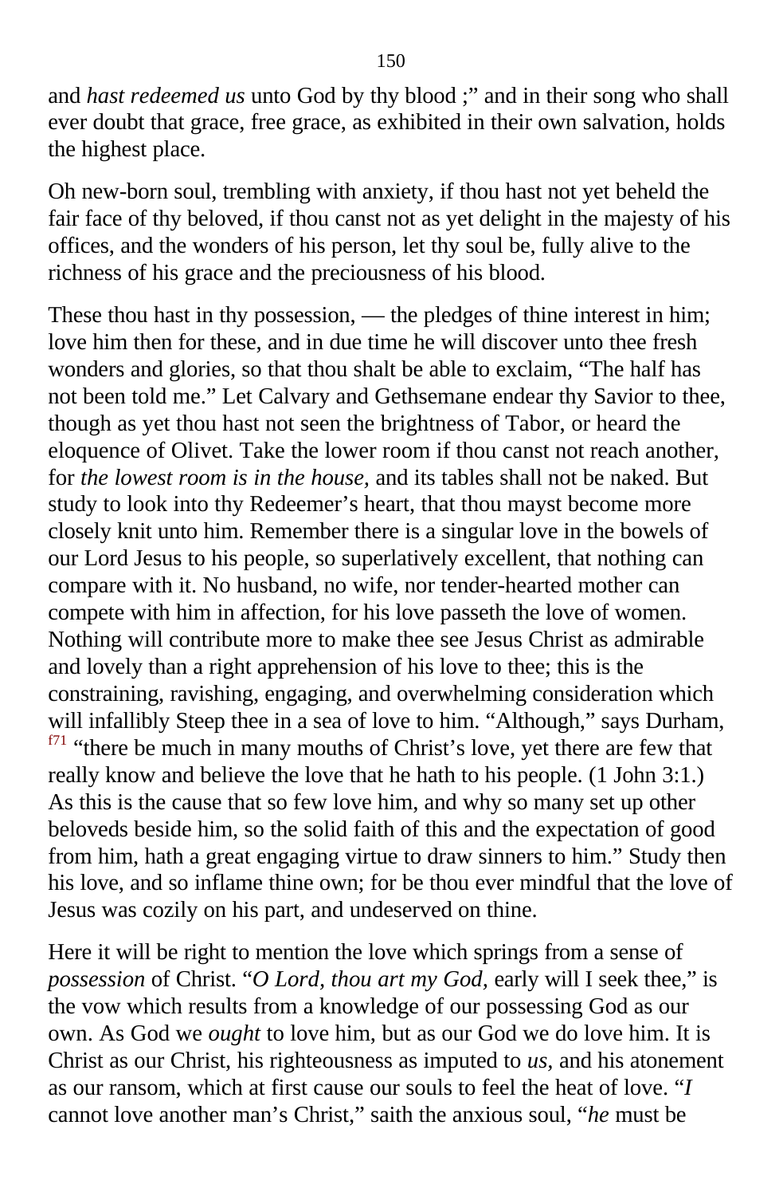and *hast redeemed us* unto God by thy blood ;" and in their song who shall ever doubt that grace, free grace, as exhibited in their own salvation, holds the highest place.

Oh new-born soul, trembling with anxiety, if thou hast not yet beheld the fair face of thy beloved, if thou canst not as yet delight in the majesty of his offices, and the wonders of his person, let thy soul be, fully alive to the richness of his grace and the preciousness of his blood.

These thou hast in thy possession, — the pledges of thine interest in him; love him then for these, and in due time he will discover unto thee fresh wonders and glories, so that thou shalt be able to exclaim, "The half has not been told me." Let Calvary and Gethsemane endear thy Savior to thee, though as yet thou hast not seen the brightness of Tabor, or heard the eloquence of Olivet. Take the lower room if thou canst not reach another, for *the lowest room is in the house,* and its tables shall not be naked. But study to look into thy Redeemer's heart, that thou mayst become more closely knit unto him. Remember there is a singular love in the bowels of our Lord Jesus to his people, so superlatively excellent, that nothing can compare with it. No husband, no wife, nor tender-hearted mother can compete with him in affection, for his love passeth the love of women. Nothing will contribute more to make thee see Jesus Christ as admirable and lovely than a right apprehension of his love to thee; this is the constraining, ravishing, engaging, and overwhelming consideration which will infallibly Steep thee in a sea of love to him. "Although," says Durham, [f71] "there be much in many mouths of Christ's love, yet there are few that really know and believe the love that he hath to his people. (1 John 3:1.) As this is the cause that so few love him, and why so many set up other beloveds beside him, so the solid faith of this and the expectation of good from him, hath a great engaging virtue to draw sinners to him." Study then his love, and so inflame thine own; for be thou ever mindful that the love of Jesus was cozily on his part, and undeserved on thine.

Here it will be right to mention the love which springs from a sense of *possession* of Christ. "*O Lord, thou art my God,* early will I seek thee," is the vow which results from a knowledge of our possessing God as our own. As God we *ought* to love him, but as our God we do love him. It is Christ as our Christ, his righteousness as imputed to *us,* and his atonement as our ransom, which at first cause our souls to feel the heat of love. "*I* cannot love another man's Christ," saith the anxious soul, "*he* must be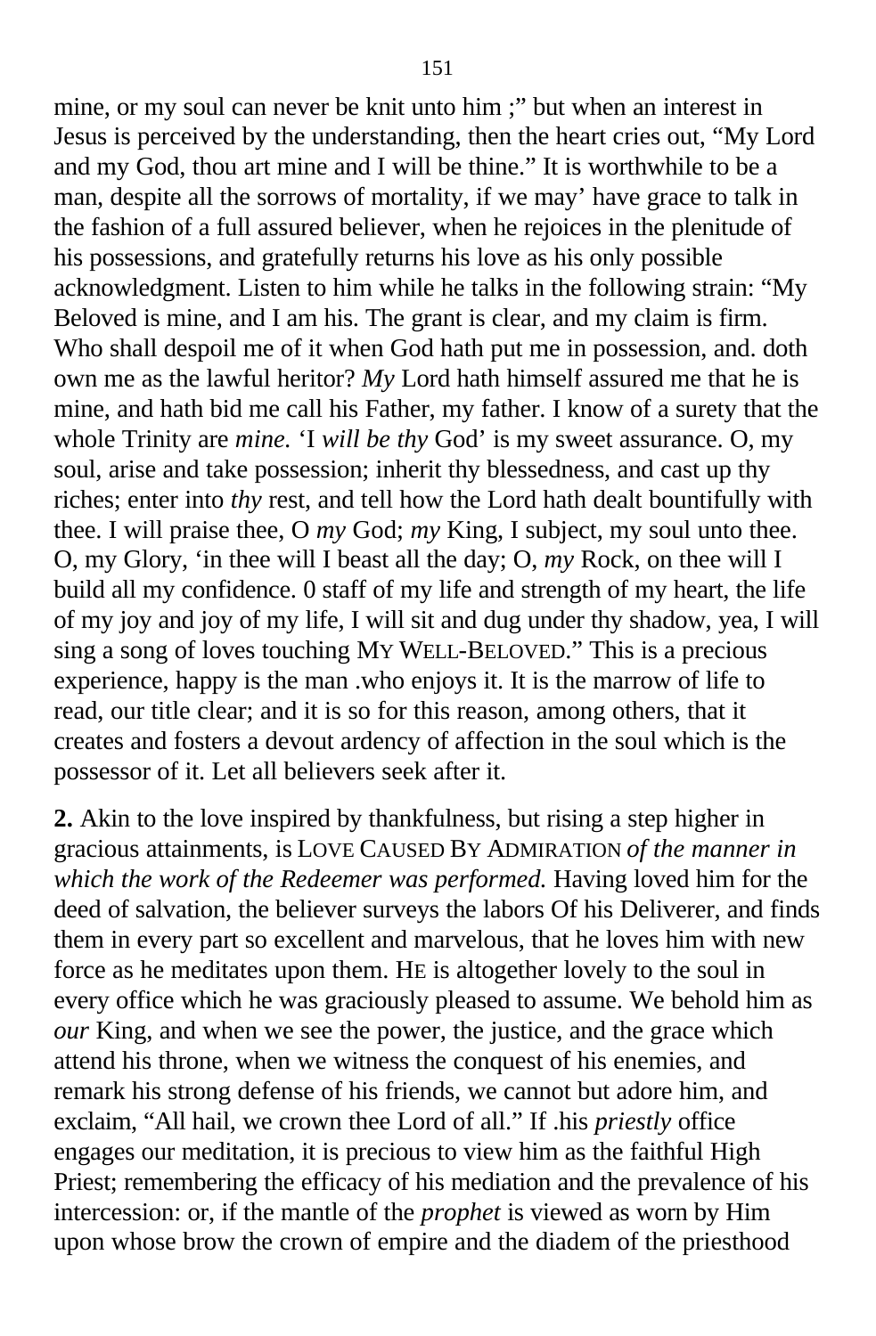mine, or my soul can never be knit unto him ;" but when an interest in Jesus is perceived by the understanding, then the heart cries out, "My Lord and my God, thou art mine and I will be thine." It is worthwhile to be a man, despite all the sorrows of mortality, if we may' have grace to talk in the fashion of a full assured believer, when he rejoices in the plenitude of his possessions, and gratefully returns his love as his only possible acknowledgment. Listen to him while he talks in the following strain: "My Beloved is mine, and I am his. The grant is clear, and my claim is firm. Who shall despoil me of it when God hath put me in possession, and. doth own me as the lawful heritor? *My* Lord hath himself assured me that he is mine, and hath bid me call his Father, my father. I know of a surety that the whole Trinity are *mine.* 'I *will be thy* God' is my sweet assurance. O, my soul, arise and take possession; inherit thy blessedness, and cast up thy riches; enter into *thy* rest, and tell how the Lord hath dealt bountifully with thee. I will praise thee, O *my* God; *my* King, I subject, my soul unto thee. O, my Glory, 'in thee will I beast all the day; O, *my* Rock, on thee will I build all my confidence. 0 staff of my life and strength of my heart, the life of my joy and joy of my life, I will sit and dug under thy shadow, yea, I will sing a song of loves touching MY WELL-BELOVED." This is a precious experience, happy is the man .who enjoys it. It is the marrow of life to read, our title clear; and it is so for this reason, among others, that it creates and fosters a devout ardency of affection in the soul which is the possessor of it. Let all believers seek after it.

**2.** Akin to the love inspired by thankfulness, but rising a step higher in gracious attainments, is LOVE CAUSED BY ADMIRATION *of the manner in which the work of the Redeemer was performed.* Having loved him for the deed of salvation, the believer surveys the labors Of his Deliverer, and finds them in every part so excellent and marvelous, that he loves him with new force as he meditates upon them. HE is altogether lovely to the soul in every office which he was graciously pleased to assume. We behold him as *our* King, and when we see the power, the justice, and the grace which attend his throne, when we witness the conquest of his enemies, and remark his strong defense of his friends, we cannot but adore him, and exclaim, "All hail, we crown thee Lord of all." If .his *priestly* office engages our meditation, it is precious to view him as the faithful High Priest; remembering the efficacy of his mediation and the prevalence of his intercession: or, if the mantle of the *prophet* is viewed as worn by Him upon whose brow the crown of empire and the diadem of the priesthood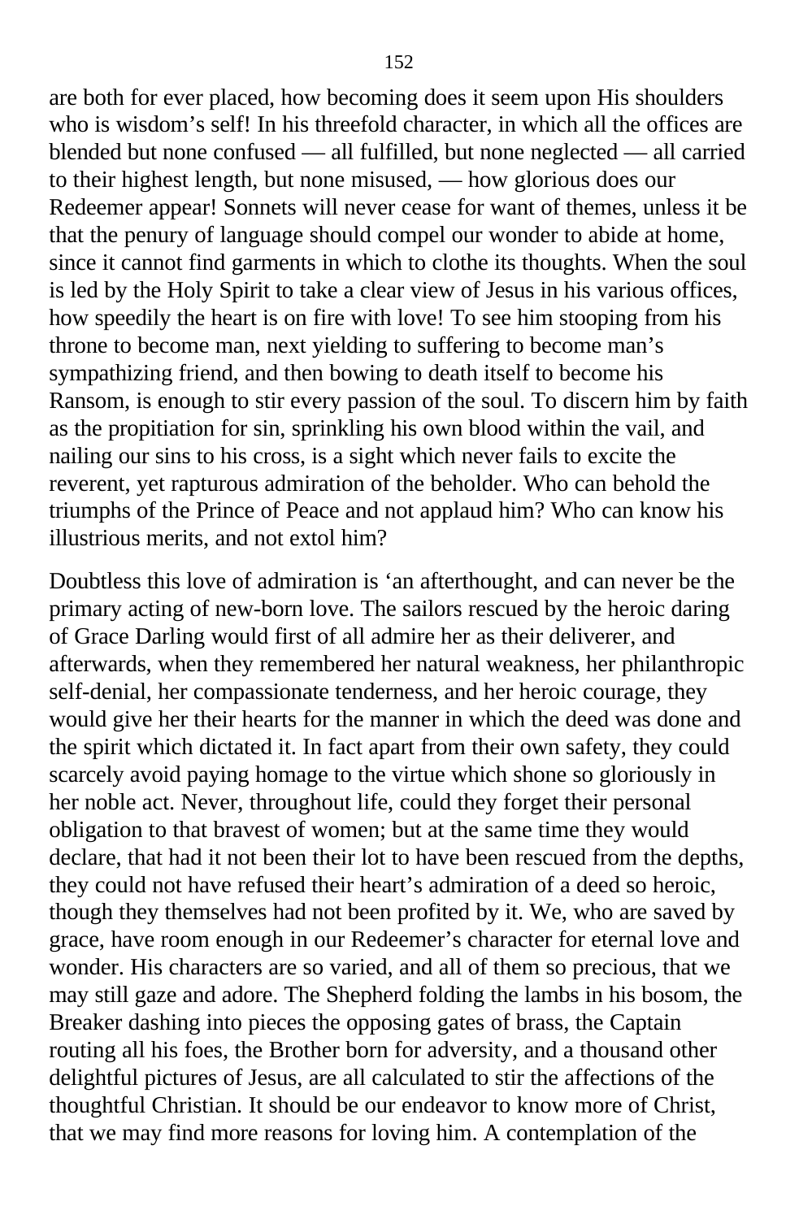are both for ever placed, how becoming does it seem upon His shoulders who is wisdom's self! In his threefold character, in which all the offices are blended but none confused — all fulfilled, but none neglected — all carried to their highest length, but none misused, — how glorious does our Redeemer appear! Sonnets will never cease for want of themes, unless it be that the penury of language should compel our wonder to abide at home, since it cannot find garments in which to clothe its thoughts. When the soul is led by the Holy Spirit to take a clear view of Jesus in his various offices, how speedily the heart is on fire with love! To see him stooping from his throne to become man, next yielding to suffering to become man's sympathizing friend, and then bowing to death itself to become his Ransom, is enough to stir every passion of the soul. To discern him by faith as the propitiation for sin, sprinkling his own blood within the vail, and nailing our sins to his cross, is a sight which never fails to excite the reverent, yet rapturous admiration of the beholder. Who can behold the triumphs of the Prince of Peace and not applaud him? Who can know his illustrious merits, and not extol him?

Doubtless this love of admiration is 'an afterthought, and can never be the primary acting of new-born love. The sailors rescued by the heroic daring of Grace Darling would first of all admire her as their deliverer, and afterwards, when they remembered her natural weakness, her philanthropic self-denial, her compassionate tenderness, and her heroic courage, they would give her their hearts for the manner in which the deed was done and the spirit which dictated it. In fact apart from their own safety, they could scarcely avoid paying homage to the virtue which shone so gloriously in her noble act. Never, throughout life, could they forget their personal obligation to that bravest of women; but at the same time they would declare, that had it not been their lot to have been rescued from the depths, they could not have refused their heart's admiration of a deed so heroic, though they themselves had not been profited by it. We, who are saved by grace, have room enough in our Redeemer's character for eternal love and wonder. His characters are so varied, and all of them so precious, that we may still gaze and adore. The Shepherd folding the lambs in his bosom, the Breaker dashing into pieces the opposing gates of brass, the Captain routing all his foes, the Brother born for adversity, and a thousand other delightful pictures of Jesus, are all calculated to stir the affections of the thoughtful Christian. It should be our endeavor to know more of Christ, that we may find more reasons for loving him. A contemplation of the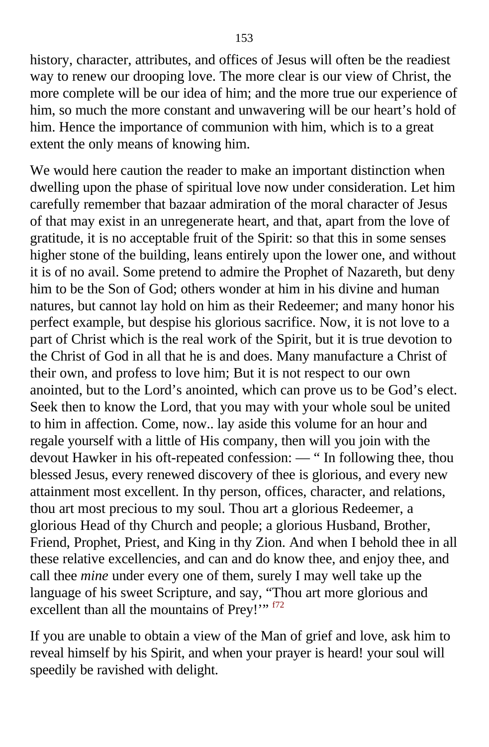history, character, attributes, and offices of Jesus will often be the readiest way to renew our drooping love. The more clear is our view of Christ, the more complete will be our idea of him; and the more true our experience of him, so much the more constant and unwavering will be our heart's hold of him. Hence the importance of communion with him, which is to a great extent the only means of knowing him.

We would here caution the reader to make an important distinction when dwelling upon the phase of spiritual love now under consideration. Let him carefully remember that bazaar admiration of the moral character of Jesus of that may exist in an unregenerate heart, and that, apart from the love of gratitude, it is no acceptable fruit of the Spirit: so that this in some senses higher stone of the building, leans entirely upon the lower one, and without it is of no avail. Some pretend to admire the Prophet of Nazareth, but deny him to be the Son of God; others wonder at him in his divine and human natures, but cannot lay hold on him as their Redeemer; and many honor his perfect example, but despise his glorious sacrifice. Now, it is not love to a part of Christ which is the real work of the Spirit, but it is true devotion to the Christ of God in all that he is and does. Many manufacture a Christ of their own, and profess to love him; But it is not respect to our own anointed, but to the Lord's anointed, which can prove us to be God's elect. Seek then to know the Lord, that you may with your whole soul be united to him in affection. Come, now.. lay aside this volume for an hour and regale yourself with a little of His company, then will you join with the devout Hawker in his oft-repeated confession: — " In following thee, thou blessed Jesus, every renewed discovery of thee is glorious, and every new attainment most excellent. In thy person, offices, character, and relations, thou art most precious to my soul. Thou art a glorious Redeemer, a glorious Head of thy Church and people; a glorious Husband, Brother, Friend, Prophet, Priest, and King in thy Zion. And when I behold thee in all these relative excellencies, and can and do know thee, and enjoy thee, and call thee *mine* under every one of them, surely I may well take up the language of his sweet Scripture, and say, "Thou art more glorious and excellent than all the mountains of Prey!'" [f72]

If you are unable to obtain a view of the Man of grief and love, ask him to reveal himself by his Spirit, and when your prayer is heard! your soul will speedily be ravished with delight.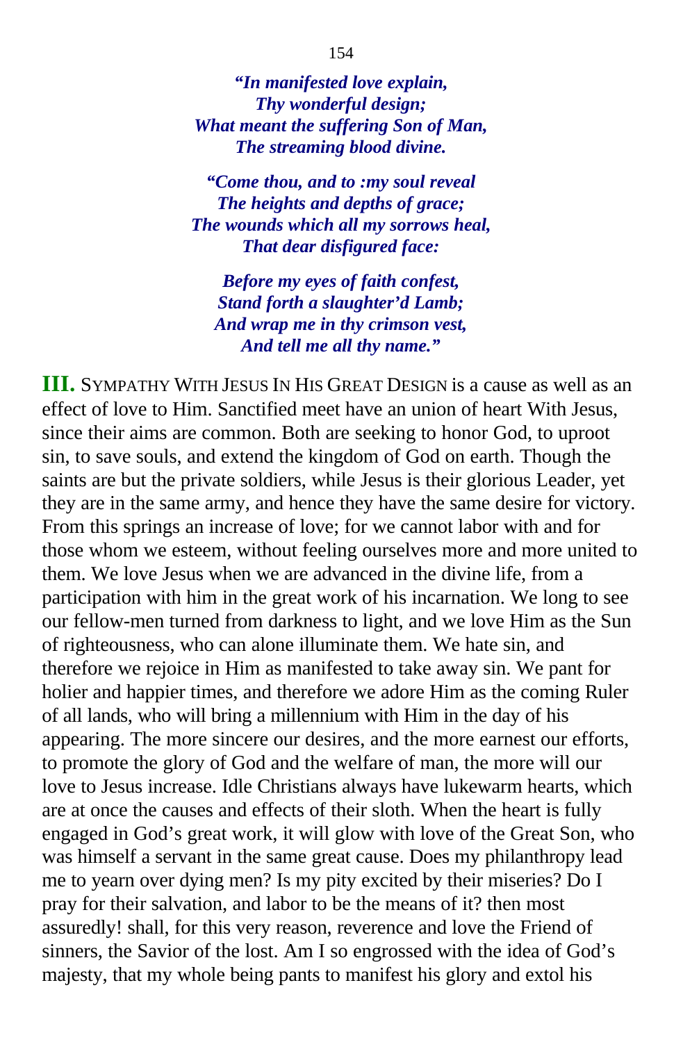*"In manifested love explain,*
*Thy wonderful design;*
*What meant the suffering Son of Man,*
*The streaming blood divine.*

*"Come thou, and to :my soul reveal*
*The heights and depths of grace;*
*The wounds which all my sorrows heal,*
*That dear disfigured face:*

*Before my eyes of faith confest,*
*Stand forth a slaughter'd Lamb;*
*And wrap me in thy crimson vest,*
*And tell me all thy name."*

**III.** SYMPATHY WITH JESUS IN HIS GREAT DESIGN is a cause as well as an effect of love to Him. Sanctified meet have an union of heart With Jesus, since their aims are common. Both are seeking to honor God, to uproot sin, to save souls, and extend the kingdom of God on earth. Though the saints are but the private soldiers, while Jesus is their glorious Leader, yet they are in the same army, and hence they have the same desire for victory. From this springs an increase of love; for we cannot labor with and for those whom we esteem, without feeling ourselves more and more united to them. We love Jesus when we are advanced in the divine life, from a participation with him in the great work of his incarnation. We long to see our fellow-men turned from darkness to light, and we love Him as the Sun of righteousness, who can alone illuminate them. We hate sin, and therefore we rejoice in Him as manifested to take away sin. We pant for holier and happier times, and therefore we adore Him as the coming Ruler of all lands, who will bring a millennium with Him in the day of his appearing. The more sincere our desires, and the more earnest our efforts, to promote the glory of God and the welfare of man, the more will our love to Jesus increase. Idle Christians always have lukewarm hearts, which are at once the causes and effects of their sloth. When the heart is fully engaged in God's great work, it will glow with love of the Great Son, who was himself a servant in the same great cause. Does my philanthropy lead me to yearn over dying men? Is my pity excited by their miseries? Do I pray for their salvation, and labor to be the means of it? then most assuredly! shall, for this very reason, reverence and love the Friend of sinners, the Savior of the lost. Am I so engrossed with the idea of God's majesty, that my whole being pants to manifest his glory and extol his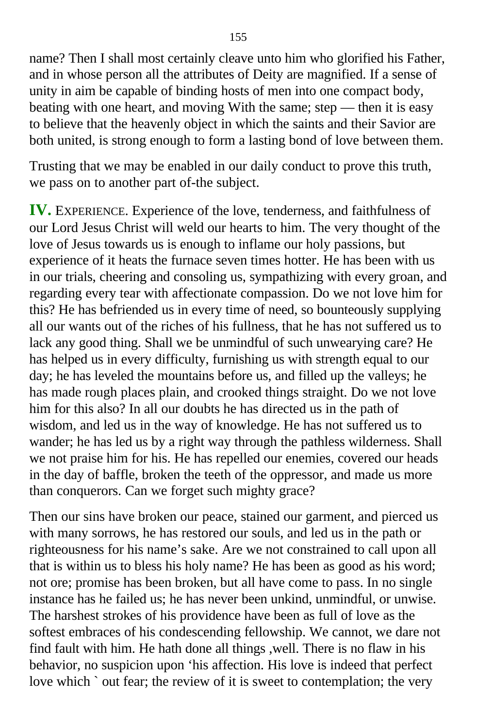name? Then I shall most certainly cleave unto him who glorified his Father, and in whose person all the attributes of Deity are magnified. If a sense of unity in aim be capable of binding hosts of men into one compact body, beating with one heart, and moving With the same; step — then it is easy to believe that the heavenly object in which the saints and their Savior are both united, is strong enough to form a lasting bond of love between them.

Trusting that we may be enabled in our daily conduct to prove this truth, we pass on to another part of-the subject.

**IV.** EXPERIENCE. Experience of the love, tenderness, and faithfulness of our Lord Jesus Christ will weld our hearts to him. The very thought of the love of Jesus towards us is enough to inflame our holy passions, but experience of it heats the furnace seven times hotter. He has been with us in our trials, cheering and consoling us, sympathizing with every groan, and regarding every tear with affectionate compassion. Do we not love him for this? He has befriended us in every time of need, so bounteously supplying all our wants out of the riches of his fullness, that he has not suffered us to lack any good thing. Shall we be unmindful of such unwearying care? He has helped us in every difficulty, furnishing us with strength equal to our day; he has leveled the mountains before us, and filled up the valleys; he has made rough places plain, and crooked things straight. Do we not love him for this also? In all our doubts he has directed us in the path of wisdom, and led us in the way of knowledge. He has not suffered us to wander; he has led us by a right way through the pathless wilderness. Shall we not praise him for his. He has repelled our enemies, covered our heads in the day of baffle, broken the teeth of the oppressor, and made us more than conquerors. Can we forget such mighty grace?

Then our sins have broken our peace, stained our garment, and pierced us with many sorrows, he has restored our souls, and led us in the path or righteousness for his name's sake. Are we not constrained to call upon all that is within us to bless his holy name? He has been as good as his word; not ore; promise has been broken, but all have come to pass. In no single instance has he failed us; he has never been unkind, unmindful, or unwise. The harshest strokes of his providence have been as full of love as the softest embraces of his condescending fellowship. We cannot, we dare not find fault with him. He hath done all things ,well. There is no flaw in his behavior, no suspicion upon 'his affection. His love is indeed that perfect love which ` out fear; the review of it is sweet to contemplation; the very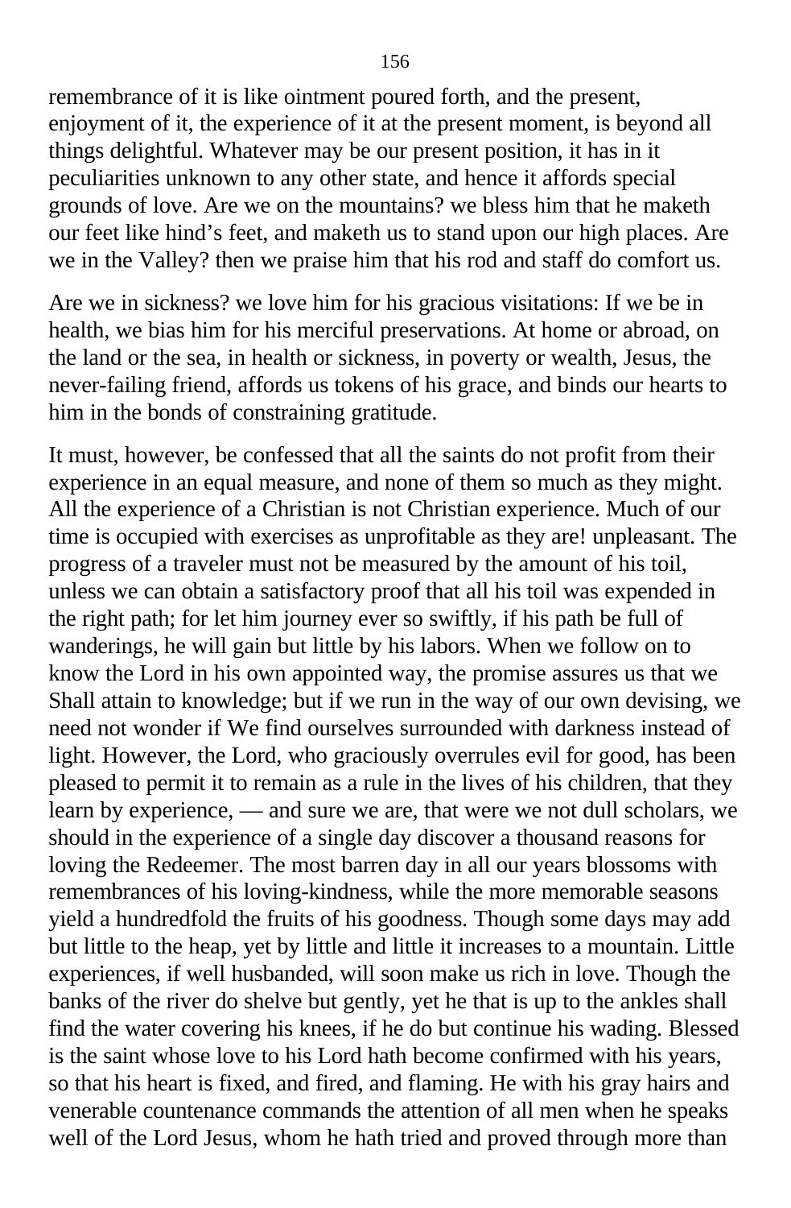remembrance of it is like ointment poured forth, and the present, enjoyment of it, the experience of it at the present moment, is beyond all things delightful. Whatever may be our present position, it has in it peculiarities unknown to any other state, and hence it affords special grounds of love. Are we on the mountains? we bless him that he maketh our feet like hind's feet, and maketh us to stand upon our high places. Are we in the Valley? then we praise him that his rod and staff do comfort us.

Are we in sickness? we love him for his gracious visitations: If we be in health, we bias him for his merciful preservations. At home or abroad, on the land or the sea, in health or sickness, in poverty or wealth, Jesus, the never-failing friend, affords us tokens of his grace, and binds our hearts to him in the bonds of constraining gratitude.

It must, however, be confessed that all the saints do not profit from their experience in an equal measure, and none of them so much as they might. All the experience of a Christian is not Christian experience. Much of our time is occupied with exercises as unprofitable as they are! unpleasant. The progress of a traveler must not be measured by the amount of his toil, unless we can obtain a satisfactory proof that all his toil was expended in the right path; for let him journey ever so swiftly, if his path be full of wanderings, he will gain but little by his labors. When we follow on to know the Lord in his own appointed way, the promise assures us that we Shall attain to knowledge; but if we run in the way of our own devising, we need not wonder if We find ourselves surrounded with darkness instead of light. However, the Lord, who graciously overrules evil for good, has been pleased to permit it to remain as a rule in the lives of his children, that they learn by experience, — and sure we are, that were we not dull scholars, we should in the experience of a single day discover a thousand reasons for loving the Redeemer. The most barren day in all our years blossoms with remembrances of his loving-kindness, while the more memorable seasons yield a hundredfold the fruits of his goodness. Though some days may add but little to the heap, yet by little and little it increases to a mountain. Little experiences, if well husbanded, will soon make us rich in love. Though the banks of the river do shelve but gently, yet he that is up to the ankles shall find the water covering his knees, if he do but continue his wading. Blessed is the saint whose love to his Lord hath become confirmed with his years, so that his heart is fixed, and fired, and flaming. He with his gray hairs and venerable countenance commands the attention of all men when he speaks well of the Lord Jesus, whom he hath tried and proved through more than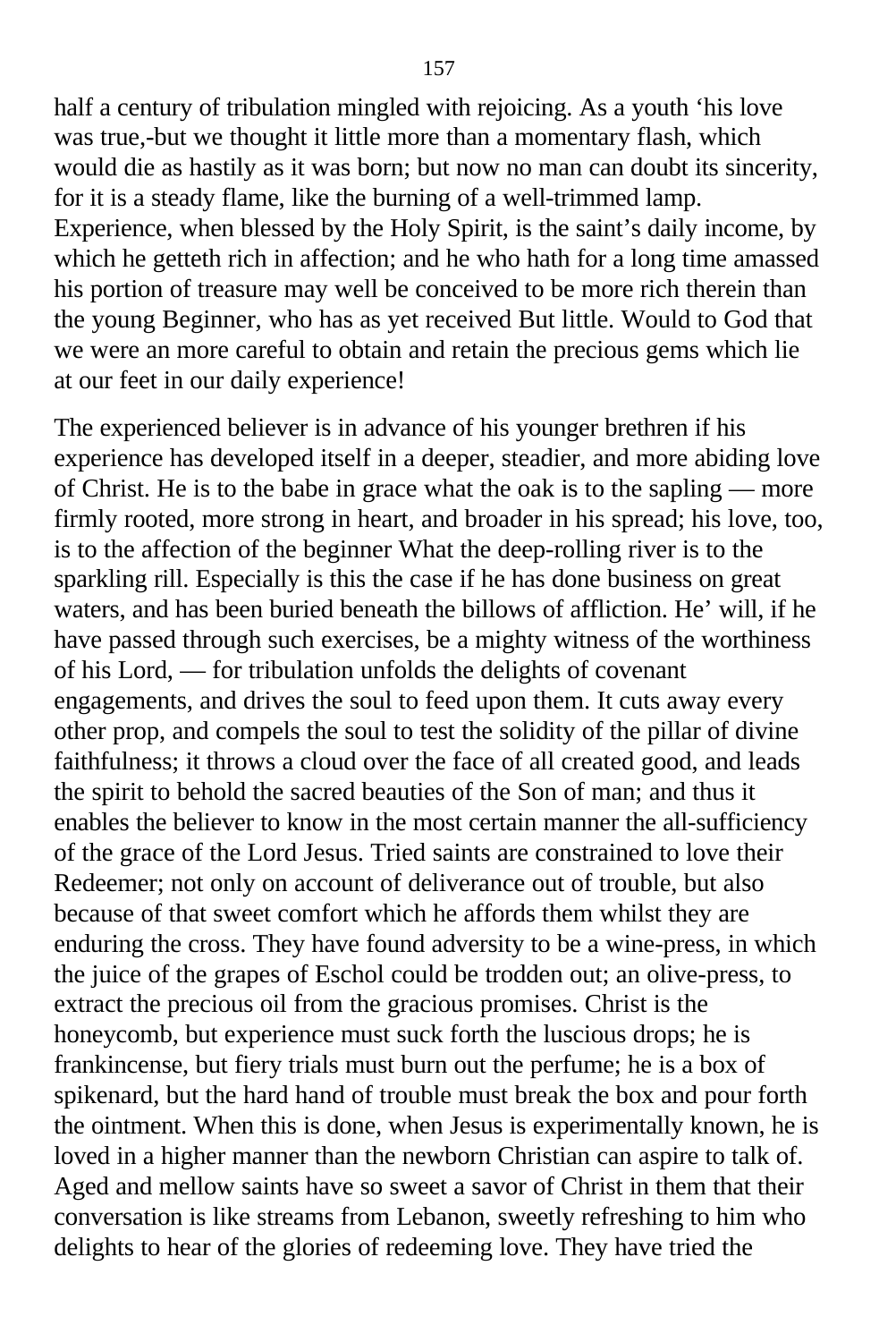half a century of tribulation mingled with rejoicing. As a youth 'his love was true,-but we thought it little more than a momentary flash, which would die as hastily as it was born; but now no man can doubt its sincerity, for it is a steady flame, like the burning of a well-trimmed lamp. Experience, when blessed by the Holy Spirit, is the saint's daily income, by which he getteth rich in affection; and he who hath for a long time amassed his portion of treasure may well be conceived to be more rich therein than the young Beginner, who has as yet received But little. Would to God that we were an more careful to obtain and retain the precious gems which lie at our feet in our daily experience!

The experienced believer is in advance of his younger brethren if his experience has developed itself in a deeper, steadier, and more abiding love of Christ. He is to the babe in grace what the oak is to the sapling — more firmly rooted, more strong in heart, and broader in his spread; his love, too, is to the affection of the beginner What the deep-rolling river is to the sparkling rill. Especially is this the case if he has done business on great waters, and has been buried beneath the billows of affliction. He' will, if he have passed through such exercises, be a mighty witness of the worthiness of his Lord, — for tribulation unfolds the delights of covenant engagements, and drives the soul to feed upon them. It cuts away every other prop, and compels the soul to test the solidity of the pillar of divine faithfulness; it throws a cloud over the face of all created good, and leads the spirit to behold the sacred beauties of the Son of man; and thus it enables the believer to know in the most certain manner the all-sufficiency of the grace of the Lord Jesus. Tried saints are constrained to love their Redeemer; not only on account of deliverance out of trouble, but also because of that sweet comfort which he affords them whilst they are enduring the cross. They have found adversity to be a wine-press, in which the juice of the grapes of Eschol could be trodden out; an olive-press, to extract the precious oil from the gracious promises. Christ is the honeycomb, but experience must suck forth the luscious drops; he is frankincense, but fiery trials must burn out the perfume; he is a box of spikenard, but the hard hand of trouble must break the box and pour forth the ointment. When this is done, when Jesus is experimentally known, he is loved in a higher manner than the newborn Christian can aspire to talk of. Aged and mellow saints have so sweet a savor of Christ in them that their conversation is like streams from Lebanon, sweetly refreshing to him who delights to hear of the glories of redeeming love. They have tried the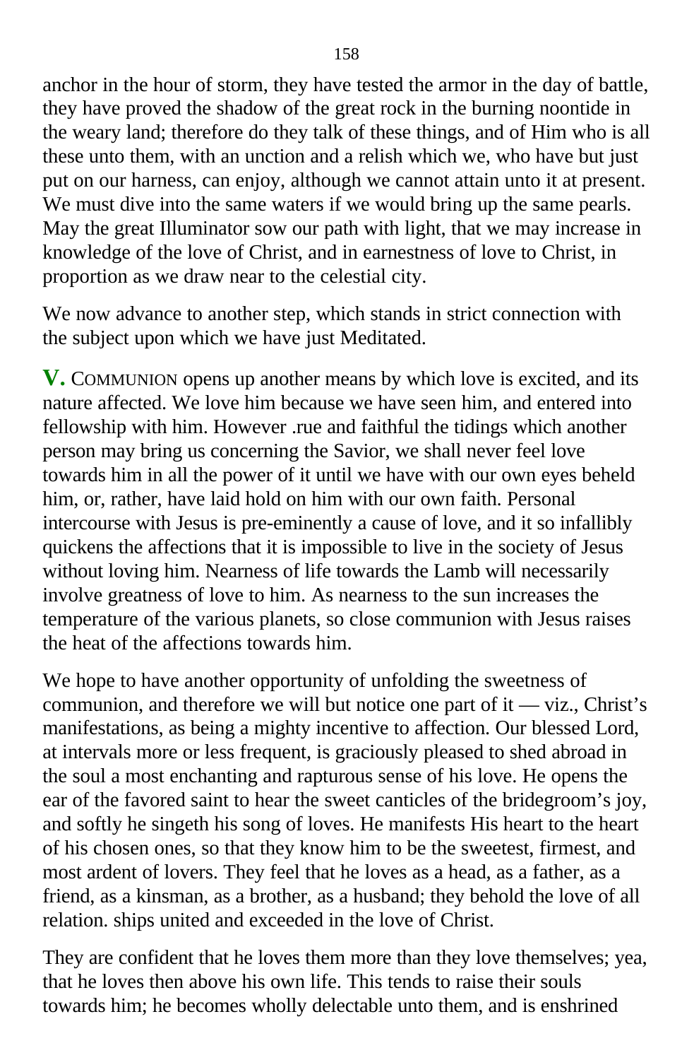anchor in the hour of storm, they have tested the armor in the day of battle, they have proved the shadow of the great rock in the burning noontide in the weary land; therefore do they talk of these things, and of Him who is all these unto them, with an unction and a relish which we, who have but just put on our harness, can enjoy, although we cannot attain unto it at present. We must dive into the same waters if we would bring up the same pearls. May the great Illuminator sow our path with light, that we may increase in knowledge of the love of Christ, and in earnestness of love to Christ, in proportion as we draw near to the celestial city.

We now advance to another step, which stands in strict connection with the subject upon which we have just Meditated.

**V.** COMMUNION opens up another means by which love is excited, and its nature affected. We love him because we have seen him, and entered into fellowship with him. However .rue and faithful the tidings which another person may bring us concerning the Savior, we shall never feel love towards him in all the power of it until we have with our own eyes beheld him, or, rather, have laid hold on him with our own faith. Personal intercourse with Jesus is pre-eminently a cause of love, and it so infallibly quickens the affections that it is impossible to live in the society of Jesus without loving him. Nearness of life towards the Lamb will necessarily involve greatness of love to him. As nearness to the sun increases the temperature of the various planets, so close communion with Jesus raises the heat of the affections towards him.

We hope to have another opportunity of unfolding the sweetness of communion, and therefore we will but notice one part of it — viz., Christ's manifestations, as being a mighty incentive to affection. Our blessed Lord, at intervals more or less frequent, is graciously pleased to shed abroad in the soul a most enchanting and rapturous sense of his love. He opens the ear of the favored saint to hear the sweet canticles of the bridegroom's joy, and softly he singeth his song of loves. He manifests His heart to the heart of his chosen ones, so that they know him to be the sweetest, firmest, and most ardent of lovers. They feel that he loves as a head, as a father, as a friend, as a kinsman, as a brother, as a husband; they behold the love of all relation. ships united and exceeded in the love of Christ.

They are confident that he loves them more than they love themselves; yea, that he loves then above his own life. This tends to raise their souls towards him; he becomes wholly delectable unto them, and is enshrined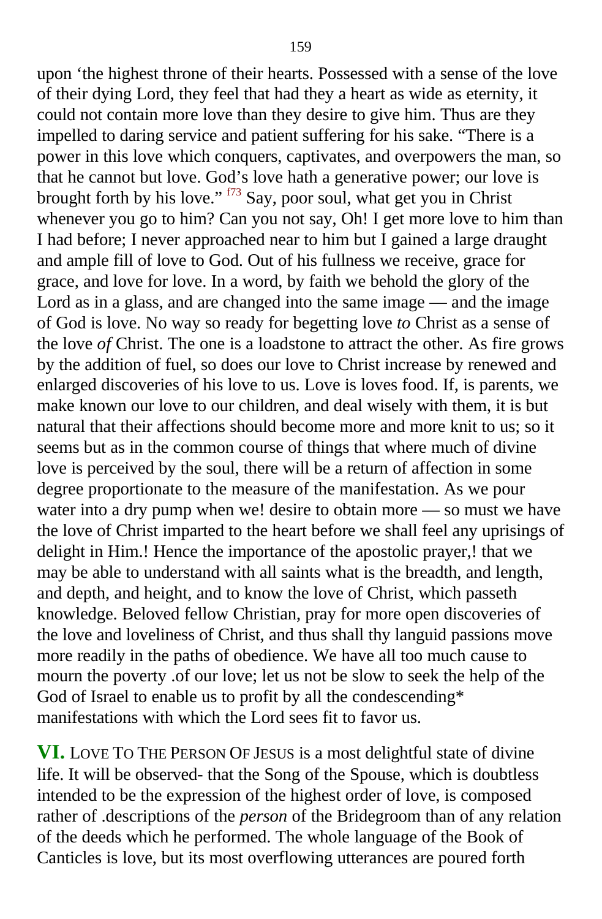upon 'the highest throne of their hearts. Possessed with a sense of the love of their dying Lord, they feel that had they a heart as wide as eternity, it could not contain more love than they desire to give him. Thus are they impelled to daring service and patient suffering for his sake. "There is a power in this love which conquers, captivates, and overpowers the man, so that he cannot but love. God's love hath a generative power; our love is brought forth by his love." [f73] Say, poor soul, what get you in Christ whenever you go to him? Can you not say, Oh! I get more love to him than I had before; I never approached near to him but I gained a large draught and ample fill of love to God. Out of his fullness we receive, grace for grace, and love for love. In a word, by faith we behold the glory of the Lord as in a glass, and are changed into the same image — and the image of God is love. No way so ready for begetting love *to* Christ as a sense of the love *of* Christ. The one is a loadstone to attract the other. As fire grows by the addition of fuel, so does our love to Christ increase by renewed and enlarged discoveries of his love to us. Love is loves food. If, is parents, we make known our love to our children, and deal wisely with them, it is but natural that their affections should become more and more knit to us; so it seems but as in the common course of things that where much of divine love is perceived by the soul, there will be a return of affection in some degree proportionate to the measure of the manifestation. As we pour water into a dry pump when we! desire to obtain more — so must we have the love of Christ imparted to the heart before we shall feel any uprisings of delight in Him.! Hence the importance of the apostolic prayer,! that we may be able to understand with all saints what is the breadth, and length, and depth, and height, and to know the love of Christ, which passeth knowledge. Beloved fellow Christian, pray for more open discoveries of the love and loveliness of Christ, and thus shall thy languid passions move more readily in the paths of obedience. We have all too much cause to mourn the poverty .of our love; let us not be slow to seek the help of the God of Israel to enable us to profit by all the condescending* manifestations with which the Lord sees fit to favor us.

**VI.** LOVE TO THE PERSON OF JESUS is a most delightful state of divine life. It will be observed- that the Song of the Spouse, which is doubtless intended to be the expression of the highest order of love, is composed rather of .descriptions of the *person* of the Bridegroom than of any relation of the deeds which he performed. The whole language of the Book of Canticles is love, but its most overflowing utterances are poured forth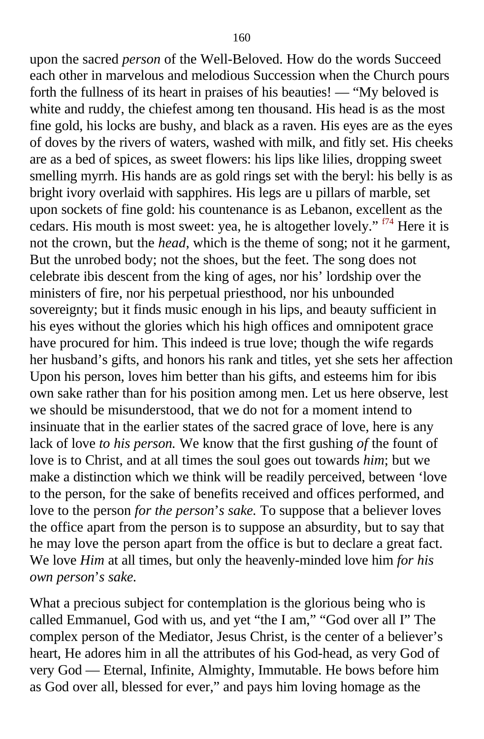upon the sacred *person* of the Well-Beloved. How do the words Succeed each other in marvelous and melodious Succession when the Church pours forth the fullness of its heart in praises of his beauties! — "My beloved is white and ruddy, the chiefest among ten thousand. His head is as the most fine gold, his locks are bushy, and black as a raven. His eyes are as the eyes of doves by the rivers of waters, washed with milk, and fitly set. His cheeks are as a bed of spices, as sweet flowers: his lips like lilies, dropping sweet smelling myrrh. His hands are as gold rings set with the beryl: his belly is as bright ivory overlaid with sapphires. His legs are u pillars of marble, set upon sockets of fine gold: his countenance is as Lebanon, excellent as the cedars. His mouth is most sweet: yea, he is altogether lovely." [f74] Here it is not the crown, but the *head*, which is the theme of song; not it he garment, But the unrobed body; not the shoes, but the feet. The song does not celebrate ibis descent from the king of ages, nor his' lordship over the ministers of fire, nor his perpetual priesthood, nor his unbounded sovereignty; but it finds music enough in his lips, and beauty sufficient in his eyes without the glories which his high offices and omnipotent grace have procured for him. This indeed is true love; though the wife regards her husband's gifts, and honors his rank and titles, yet she sets her affection Upon his person, loves him better than his gifts, and esteems him for ibis own sake rather than for his position among men. Let us here observe, lest we should be misunderstood, that we do not for a moment intend to insinuate that in the earlier states of the sacred grace of love, here is any lack of love *to his person.* We know that the first gushing *of* the fount of love is to Christ, and at all times the soul goes out towards *him*; but we make a distinction which we think will be readily perceived, between 'love to the person, for the sake of benefits received and offices performed, and love to the person *for the person's sake.* To suppose that a believer loves the office apart from the person is to suppose an absurdity, but to say that he may love the person apart from the office is but to declare a great fact. We love *Him* at all times, but only the heavenly-minded love him *for his own person's sake.*

What a precious subject for contemplation is the glorious being who is called Emmanuel, God with us, and yet "the I am," "God over all I" The complex person of the Mediator, Jesus Christ, is the center of a believer's heart, He adores him in all the attributes of his God-head, as very God of very God — Eternal, Infinite, Almighty, Immutable. He bows before him as God over all, blessed for ever," and pays him loving homage as the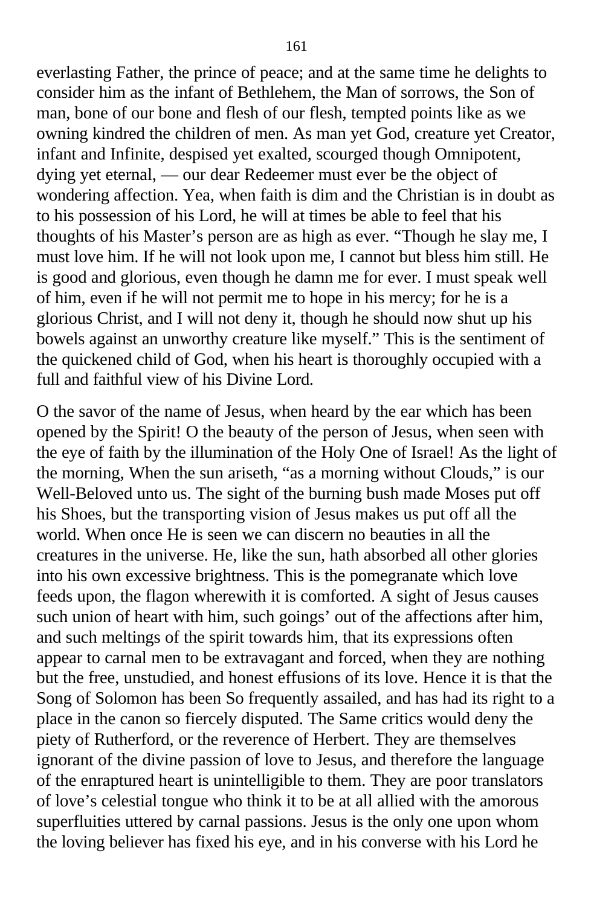everlasting Father, the prince of peace; and at the same time he delights to consider him as the infant of Bethlehem, the Man of sorrows, the Son of man, bone of our bone and flesh of our flesh, tempted points like as we owning kindred the children of men. As man yet God, creature yet Creator, infant and Infinite, despised yet exalted, scourged though Omnipotent, dying yet eternal, — our dear Redeemer must ever be the object of wondering affection. Yea, when faith is dim and the Christian is in doubt as to his possession of his Lord, he will at times be able to feel that his thoughts of his Master's person are as high as ever. "Though he slay me, I must love him. If he will not look upon me, I cannot but bless him still. He is good and glorious, even though he damn me for ever. I must speak well of him, even if he will not permit me to hope in his mercy; for he is a glorious Christ, and I will not deny it, though he should now shut up his bowels against an unworthy creature like myself." This is the sentiment of the quickened child of God, when his heart is thoroughly occupied with a full and faithful view of his Divine Lord.

O the savor of the name of Jesus, when heard by the ear which has been opened by the Spirit! O the beauty of the person of Jesus, when seen with the eye of faith by the illumination of the Holy One of Israel! As the light of the morning, When the sun ariseth, "as a morning without Clouds," is our Well-Beloved unto us. The sight of the burning bush made Moses put off his Shoes, but the transporting vision of Jesus makes us put off all the world. When once He is seen we can discern no beauties in all the creatures in the universe. He, like the sun, hath absorbed all other glories into his own excessive brightness. This is the pomegranate which love feeds upon, the flagon wherewith it is comforted. A sight of Jesus causes such union of heart with him, such goings' out of the affections after him, and such meltings of the spirit towards him, that its expressions often appear to carnal men to be extravagant and forced, when they are nothing but the free, unstudied, and honest effusions of its love. Hence it is that the Song of Solomon has been So frequently assailed, and has had its right to a place in the canon so fiercely disputed. The Same critics would deny the piety of Rutherford, or the reverence of Herbert. They are themselves ignorant of the divine passion of love to Jesus, and therefore the language of the enraptured heart is unintelligible to them. They are poor translators of love's celestial tongue who think it to be at all allied with the amorous superfluities uttered by carnal passions. Jesus is the only one upon whom the loving believer has fixed his eye, and in his converse with his Lord he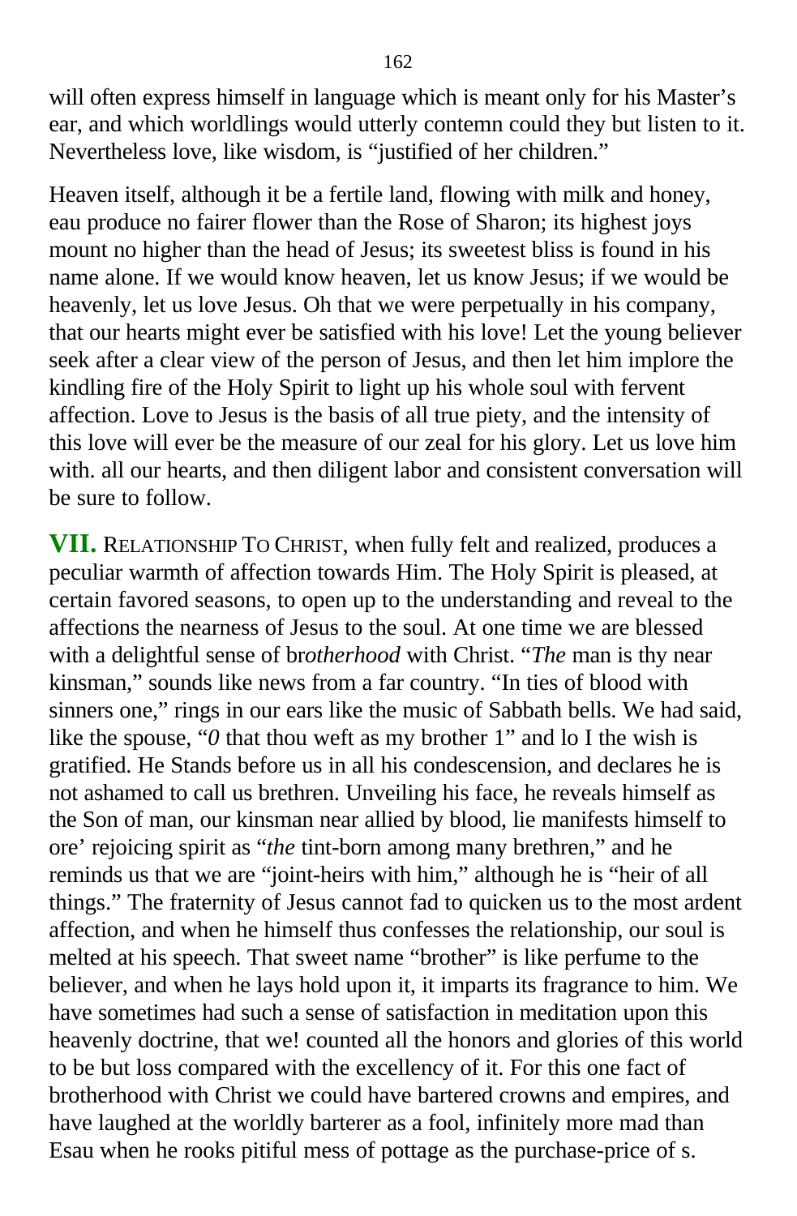will often express himself in language which is meant only for his Master's ear, and which worldlings would utterly contemn could they but listen to it. Nevertheless love, like wisdom, is "justified of her children."

Heaven itself, although it be a fertile land, flowing with milk and honey, eau produce no fairer flower than the Rose of Sharon; its highest joys mount no higher than the head of Jesus; its sweetest bliss is found in his name alone. If we would know heaven, let us know Jesus; if we would be heavenly, let us love Jesus. Oh that we were perpetually in his company, that our hearts might ever be satisfied with his love! Let the young believer seek after a clear view of the person of Jesus, and then let him implore the kindling fire of the Holy Spirit to light up his whole soul with fervent affection. Love to Jesus is the basis of all true piety, and the intensity of this love will ever be the measure of our zeal for his glory. Let us love him with. all our hearts, and then diligent labor and consistent conversation will be sure to follow.

**VII.** RELATIONSHIP TO CHRIST, when fully felt and realized, produces a peculiar warmth of affection towards Him. The Holy Spirit is pleased, at certain favored seasons, to open up to the understanding and reveal to the affections the nearness of Jesus to the soul. At one time we are blessed with a delightful sense of br*otherhood* with Christ. "*The* man is thy near kinsman," sounds like news from a far country. "In ties of blood with sinners one," rings in our ears like the music of Sabbath bells. We had said, like the spouse, "*0* that thou weft as my brother 1" and lo I the wish is gratified. He Stands before us in all his condescension, and declares he is not ashamed to call us brethren. Unveiling his face, he reveals himself as the Son of man, our kinsman near allied by blood, lie manifests himself to ore' rejoicing spirit as "*the* tint-born among many brethren," and he reminds us that we are "joint-heirs with him," although he is "heir of all things." The fraternity of Jesus cannot fad to quicken us to the most ardent affection, and when he himself thus confesses the relationship, our soul is melted at his speech. That sweet name "brother" is like perfume to the believer, and when he lays hold upon it, it imparts its fragrance to him. We have sometimes had such a sense of satisfaction in meditation upon this heavenly doctrine, that we! counted all the honors and glories of this world to be but loss compared with the excellency of it. For this one fact of brotherhood with Christ we could have bartered crowns and empires, and have laughed at the worldly barterer as a fool, infinitely more mad than Esau when he rooks pitiful mess of pottage as the purchase-price of s.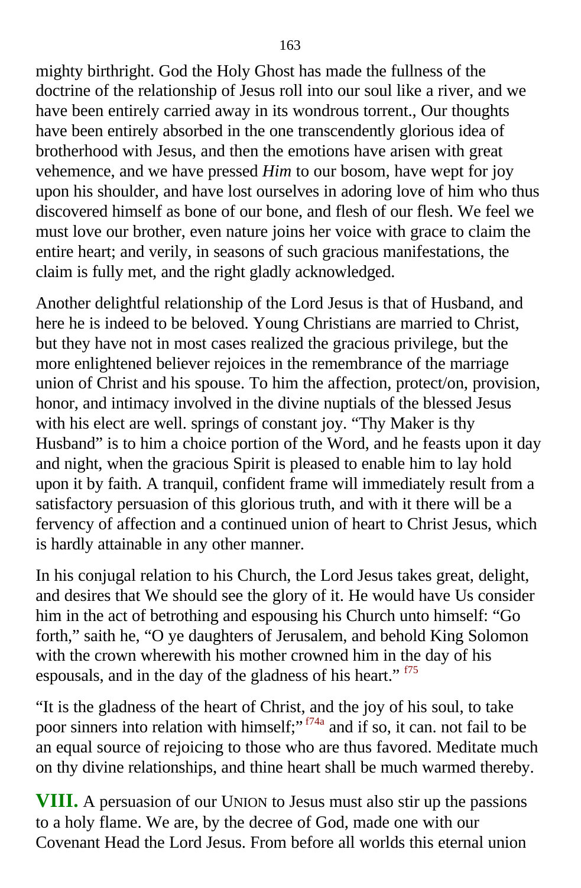mighty birthright. God the Holy Ghost has made the fullness of the doctrine of the relationship of Jesus roll into our soul like a river, and we have been entirely carried away in its wondrous torrent., Our thoughts have been entirely absorbed in the one transcendently glorious idea of brotherhood with Jesus, and then the emotions have arisen with great vehemence, and we have pressed *Him* to our bosom, have wept for joy upon his shoulder, and have lost ourselves in adoring love of him who thus discovered himself as bone of our bone, and flesh of our flesh. We feel we must love our brother, even nature joins her voice with grace to claim the entire heart; and verily, in seasons of such gracious manifestations, the claim is fully met, and the right gladly acknowledged.

Another delightful relationship of the Lord Jesus is that of Husband, and here he is indeed to be beloved. Young Christians are married to Christ, but they have not in most cases realized the gracious privilege, but the more enlightened believer rejoices in the remembrance of the marriage union of Christ and his spouse. To him the affection, protect/on, provision, honor, and intimacy involved in the divine nuptials of the blessed Jesus with his elect are well. springs of constant joy. "Thy Maker is thy Husband" is to him a choice portion of the Word, and he feasts upon it day and night, when the gracious Spirit is pleased to enable him to lay hold upon it by faith. A tranquil, confident frame will immediately result from a satisfactory persuasion of this glorious truth, and with it there will be a fervency of affection and a continued union of heart to Christ Jesus, which is hardly attainable in any other manner.

In his conjugal relation to his Church, the Lord Jesus takes great, delight, and desires that We should see the glory of it. He would have Us consider him in the act of betrothing and espousing his Church unto himself: "Go forth," saith he, "O ye daughters of Jerusalem, and behold King Solomon with the crown wherewith his mother crowned him in the day of his espousals, and in the day of the gladness of his heart." [f75]

"It is the gladness of the heart of Christ, and the joy of his soul, to take poor sinners into relation with himself;" [f74a] and if so, it can. not fail to be an equal source of rejoicing to those who are thus favored. Meditate much on thy divine relationships, and thine heart shall be much warmed thereby.

**VIII.** A persuasion of our UNION to Jesus must also stir up the passions to a holy flame. We are, by the decree of God, made one with our Covenant Head the Lord Jesus. From before all worlds this eternal union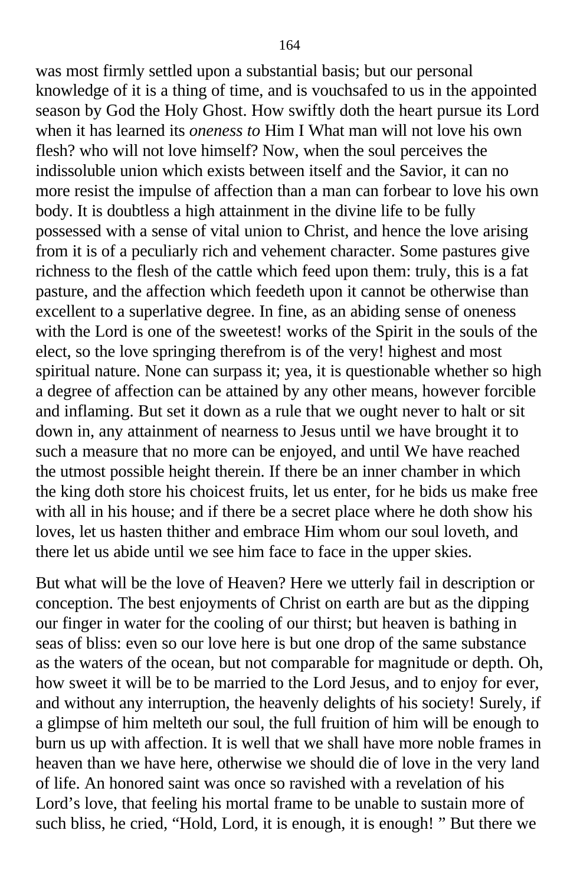was most firmly settled upon a substantial basis; but our personal knowledge of it is a thing of time, and is vouchsafed to us in the appointed season by God the Holy Ghost. How swiftly doth the heart pursue its Lord when it has learned its *oneness to* Him I What man will not love his own flesh? who will not love himself? Now, when the soul perceives the indissoluble union which exists between itself and the Savior, it can no more resist the impulse of affection than a man can forbear to love his own body. It is doubtless a high attainment in the divine life to be fully possessed with a sense of vital union to Christ, and hence the love arising from it is of a peculiarly rich and vehement character. Some pastures give richness to the flesh of the cattle which feed upon them: truly, this is a fat pasture, and the affection which feedeth upon it cannot be otherwise than excellent to a superlative degree. In fine, as an abiding sense of oneness with the Lord is one of the sweetest! works of the Spirit in the souls of the elect, so the love springing therefrom is of the very! highest and most spiritual nature. None can surpass it; yea, it is questionable whether so high a degree of affection can be attained by any other means, however forcible and inflaming. But set it down as a rule that we ought never to halt or sit down in, any attainment of nearness to Jesus until we have brought it to such a measure that no more can be enjoyed, and until We have reached the utmost possible height therein. If there be an inner chamber in which the king doth store his choicest fruits, let us enter, for he bids us make free with all in his house; and if there be a secret place where he doth show his loves, let us hasten thither and embrace Him whom our soul loveth, and there let us abide until we see him face to face in the upper skies.

But what will be the love of Heaven? Here we utterly fail in description or conception. The best enjoyments of Christ on earth are but as the dipping our finger in water for the cooling of our thirst; but heaven is bathing in seas of bliss: even so our love here is but one drop of the same substance as the waters of the ocean, but not comparable for magnitude or depth. Oh, how sweet it will be to be married to the Lord Jesus, and to enjoy for ever, and without any interruption, the heavenly delights of his society! Surely, if a glimpse of him melteth our soul, the full fruition of him will be enough to burn us up with affection. It is well that we shall have more noble frames in heaven than we have here, otherwise we should die of love in the very land of life. An honored saint was once so ravished with a revelation of his Lord's love, that feeling his mortal frame to be unable to sustain more of such bliss, he cried, "Hold, Lord, it is enough, it is enough! " But there we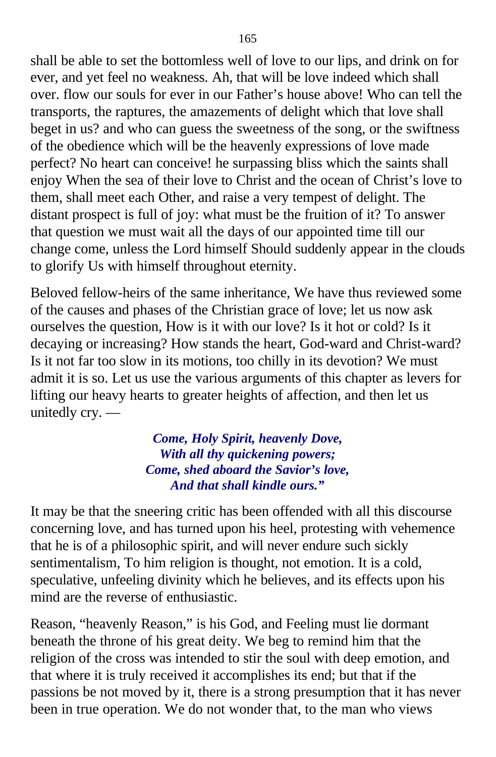shall be able to set the bottomless well of love to our lips, and drink on for ever, and yet feel no weakness. Ah, that will be love indeed which shall over. flow our souls for ever in our Father's house above! Who can tell the transports, the raptures, the amazements of delight which that love shall beget in us? and who can guess the sweetness of the song, or the swiftness of the obedience which will be the heavenly expressions of love made perfect? No heart can conceive! he surpassing bliss which the saints shall enjoy When the sea of their love to Christ and the ocean of Christ's love to them, shall meet each Other, and raise a very tempest of delight. The distant prospect is full of joy: what must be the fruition of it? To answer that question we must wait all the days of our appointed time till our change come, unless the Lord himself Should suddenly appear in the clouds to glorify Us with himself throughout eternity.

Beloved fellow-heirs of the same inheritance, We have thus reviewed some of the causes and phases of the Christian grace of love; let us now ask ourselves the question, How is it with our love? Is it hot or cold? Is it decaying or increasing? How stands the heart, God-ward and Christ-ward? Is it not far too slow in its motions, too chilly in its devotion? We must admit it is so. Let us use the various arguments of this chapter as levers for lifting our heavy hearts to greater heights of affection, and then let us unitedly cry. —

*Come, Holy Spirit, heavenly Dove,*
*With all thy quickening powers;*
*Come, shed aboard the Savior's love,*
*And that shall kindle ours."*

It may be that the sneering critic has been offended with all this discourse concerning love, and has turned upon his heel, protesting with vehemence that he is of a philosophic spirit, and will never endure such sickly sentimentalism, To him religion is thought, not emotion. It is a cold, speculative, unfeeling divinity which he believes, and its effects upon his mind are the reverse of enthusiastic.

Reason, "heavenly Reason," is his God, and Feeling must lie dormant beneath the throne of his great deity. We beg to remind him that the religion of the cross was intended to stir the soul with deep emotion, and that where it is truly received it accomplishes its end; but that if the passions be not moved by it, there is a strong presumption that it has never been in true operation. We do not wonder that, to the man who views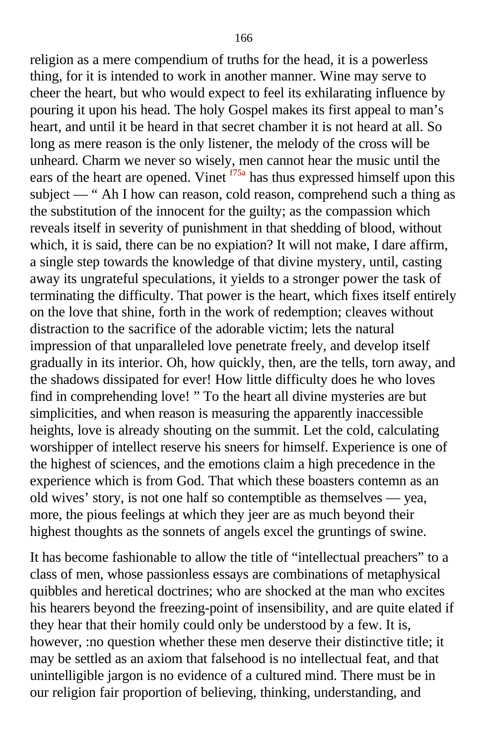religion as a mere compendium of truths for the head, it is a powerless thing, for it is intended to work in another manner. Wine may serve to cheer the heart, but who would expect to feel its exhilarating influence by pouring it upon his head. The holy Gospel makes its first appeal to man's heart, and until it be heard in that secret chamber it is not heard at all. So long as mere reason is the only listener, the melody of the cross will be unheard. Charm we never so wisely, men cannot hear the music until the ears of the heart are opened. Vinet [f75a] has thus expressed himself upon this subject — " Ah I how can reason, cold reason, comprehend such a thing as the substitution of the innocent for the guilty; as the compassion which reveals itself in severity of punishment in that shedding of blood, without which, it is said, there can be no expiation? It will not make, I dare affirm, a single step towards the knowledge of that divine mystery, until, casting away its ungrateful speculations, it yields to a stronger power the task of terminating the difficulty. That power is the heart, which fixes itself entirely on the love that shine, forth in the work of redemption; cleaves without distraction to the sacrifice of the adorable victim; lets the natural impression of that unparalleled love penetrate freely, and develop itself gradually in its interior. Oh, how quickly, then, are the tells, torn away, and the shadows dissipated for ever! How little difficulty does he who loves find in comprehending love! " To the heart all divine mysteries are but simplicities, and when reason is measuring the apparently inaccessible heights, love is already shouting on the summit. Let the cold, calculating worshipper of intellect reserve his sneers for himself. Experience is one of the highest of sciences, and the emotions claim a high precedence in the experience which is from God. That which these boasters contemn as an old wives' story, is not one half so contemptible as themselves — yea, more, the pious feelings at which they jeer are as much beyond their highest thoughts as the sonnets of angels excel the gruntings of swine.

It has become fashionable to allow the title of "intellectual preachers" to a class of men, whose passionless essays are combinations of metaphysical quibbles and heretical doctrines; who are shocked at the man who excites his hearers beyond the freezing-point of insensibility, and are quite elated if they hear that their homily could only be understood by a few. It is, however, :no question whether these men deserve their distinctive title; it may be settled as an axiom that falsehood is no intellectual feat, and that unintelligible jargon is no evidence of a cultured mind. There must be in our religion fair proportion of believing, thinking, understanding, and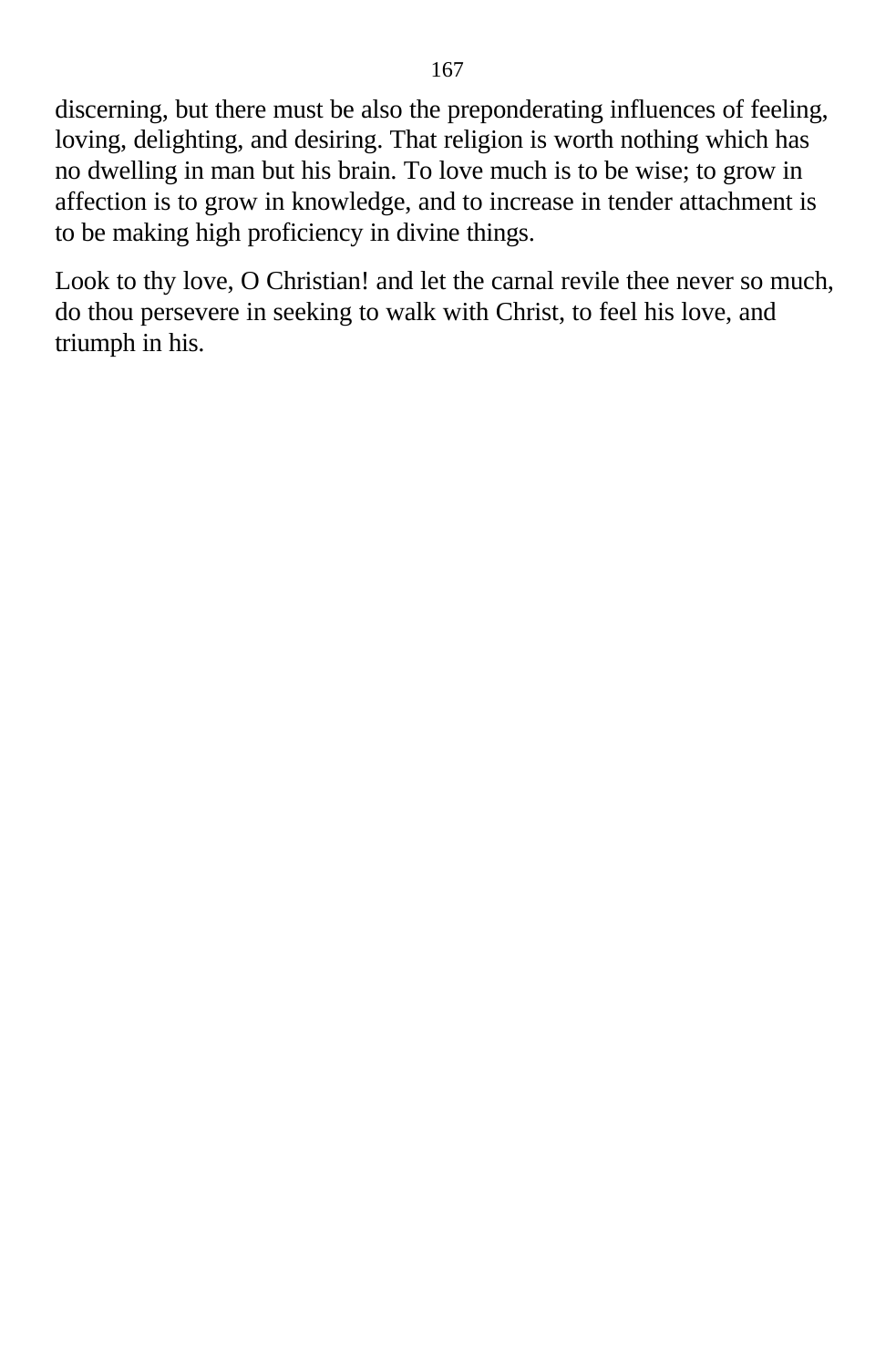discerning, but there must be also the preponderating influences of feeling, loving, delighting, and desiring. That religion is worth nothing which has no dwelling in man but his brain. To love much is to be wise; to grow in affection is to grow in knowledge, and to increase in tender attachment is to be making high proficiency in divine things.

Look to thy love, O Christian! and let the carnal revile thee never so much, do thou persevere in seeking to walk with Christ, to feel his love, and triumph in his.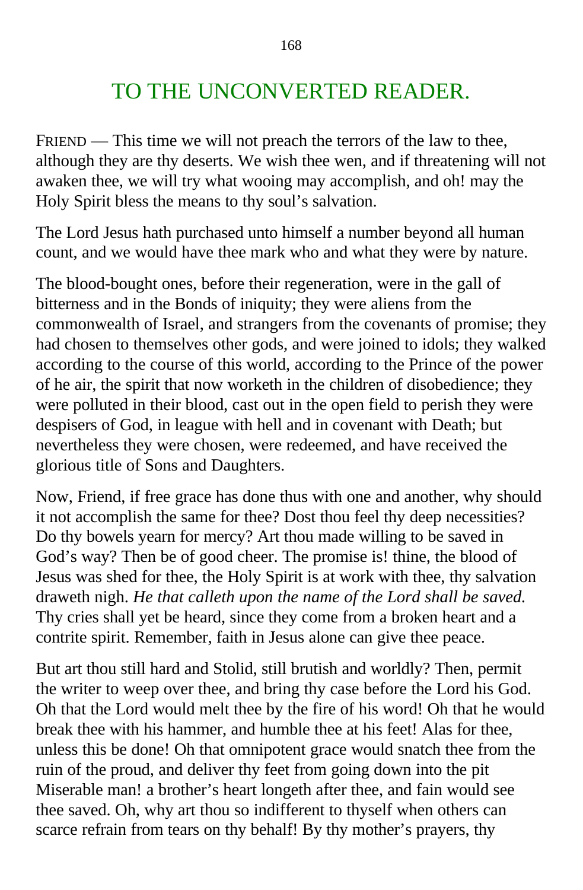# TO THE UNCONVERTED READER.

FRIEND — This time we will not preach the terrors of the law to thee, although they are thy deserts. We wish thee wen, and if threatening will not awaken thee, we will try what wooing may accomplish, and oh! may the Holy Spirit bless the means to thy soul's salvation.

The Lord Jesus hath purchased unto himself a number beyond all human count, and we would have thee mark who and what they were by nature.

The blood-bought ones, before their regeneration, were in the gall of bitterness and in the Bonds of iniquity; they were aliens from the commonwealth of Israel, and strangers from the covenants of promise; they had chosen to themselves other gods, and were joined to idols; they walked according to the course of this world, according to the Prince of the power of he air, the spirit that now worketh in the children of disobedience; they were polluted in their blood, cast out in the open field to perish they were despisers of God, in league with hell and in covenant with Death; but nevertheless they were chosen, were redeemed, and have received the glorious title of Sons and Daughters.

Now, Friend, if free grace has done thus with one and another, why should it not accomplish the same for thee? Dost thou feel thy deep necessities? Do thy bowels yearn for mercy? Art thou made willing to be saved in God's way? Then be of good cheer. The promise is! thine, the blood of Jesus was shed for thee, the Holy Spirit is at work with thee, thy salvation draweth nigh. *He that calleth upon the name of the Lord shall be saved.* Thy cries shall yet be heard, since they come from a broken heart and a contrite spirit. Remember, faith in Jesus alone can give thee peace.

But art thou still hard and Stolid, still brutish and worldly? Then, permit the writer to weep over thee, and bring thy case before the Lord his God. Oh that the Lord would melt thee by the fire of his word! Oh that he would break thee with his hammer, and humble thee at his feet! Alas for thee, unless this be done! Oh that omnipotent grace would snatch thee from the ruin of the proud, and deliver thy feet from going down into the pit Miserable man! a brother's heart longeth after thee, and fain would see thee saved. Oh, why art thou so indifferent to thyself when others can scarce refrain from tears on thy behalf! By thy mother's prayers, thy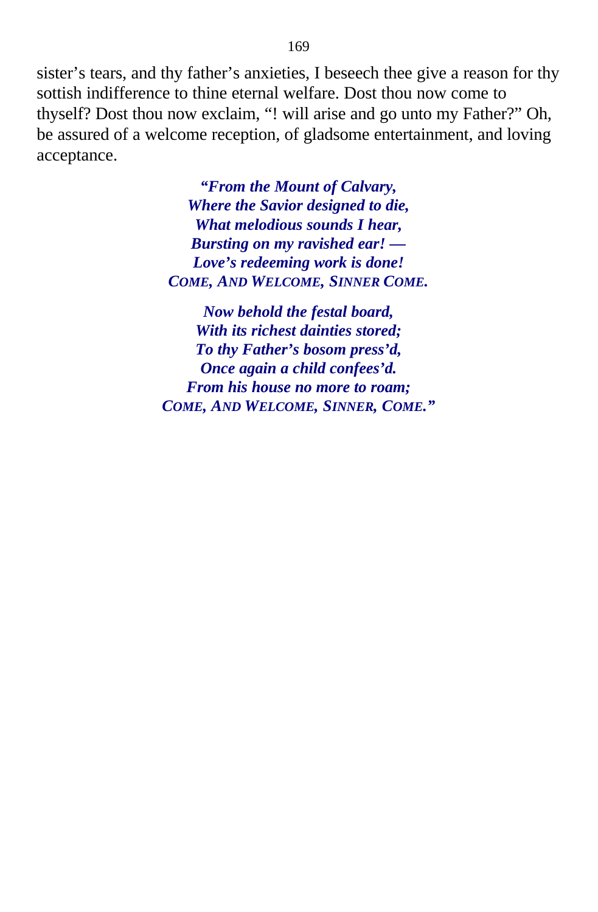sister's tears, and thy father's anxieties, I beseech thee give a reason for thy sottish indifference to thine eternal welfare. Dost thou now come to thyself? Dost thou now exclaim, "! will arise and go unto my Father?" Oh, be assured of a welcome reception, of gladsome entertainment, and loving acceptance.

***"From the Mount of Calvary,***
***Where the Savior designed to die,***
***What melodious sounds I hear,***
***Bursting on my ravished ear! —***
***Love's redeeming work is done!***
***COME, AND WELCOME, SINNER COME.***

***Now behold the festal board,***
***With its richest dainties stored;***
***To thy Father's bosom press'd,***
***Once again a child confees'd.***
***From his house no more to roam;***
***COME, AND WELCOME, SINNER, COME."***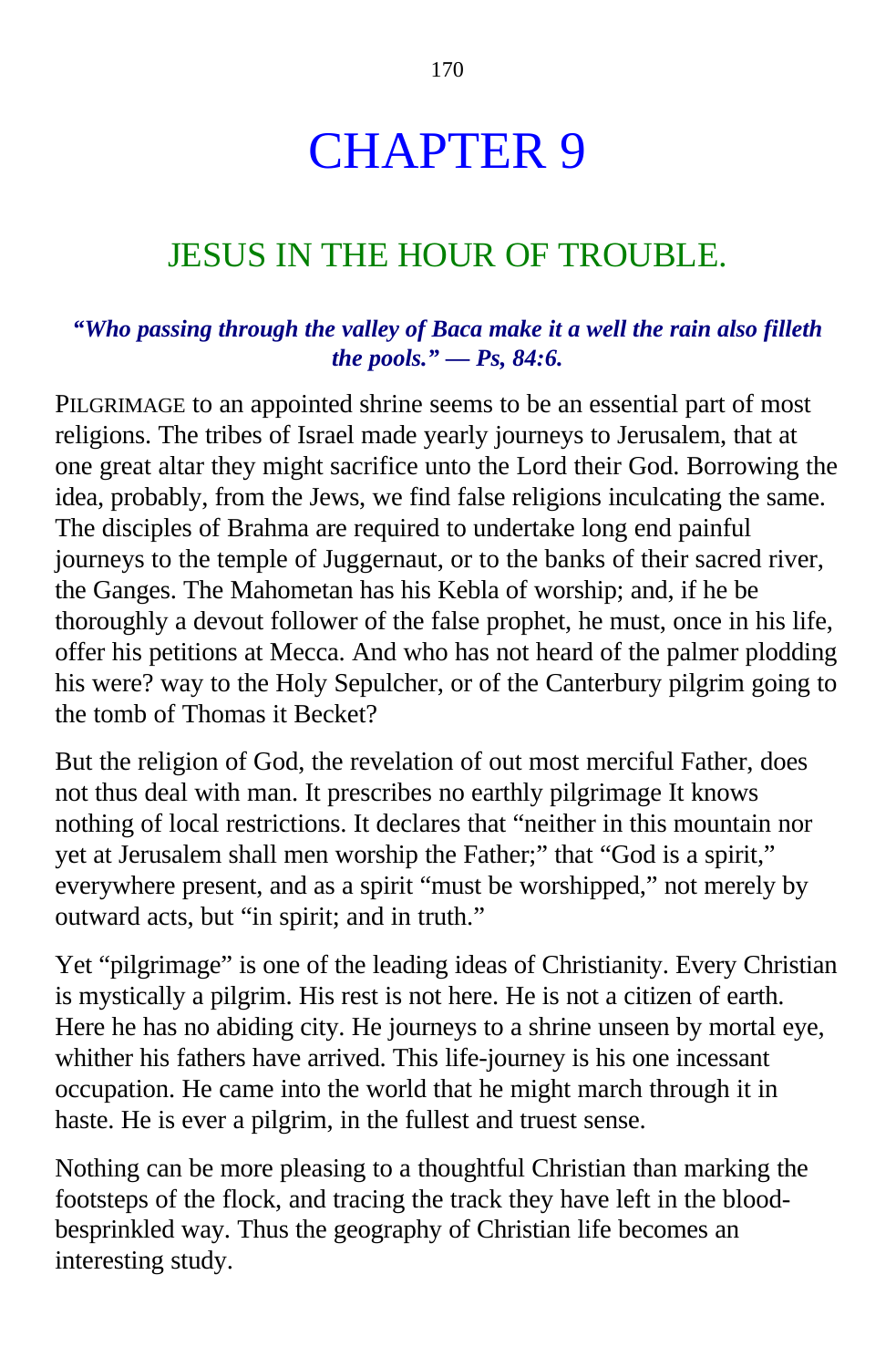# CHAPTER 9

## JESUS IN THE HOUR OF TROUBLE.

***"Who passing through the valley of Baca make it a well the rain also filleth the pools." — Ps, 84:6.***

PILGRIMAGE to an appointed shrine seems to be an essential part of most religions. The tribes of Israel made yearly journeys to Jerusalem, that at one great altar they might sacrifice unto the Lord their God. Borrowing the idea, probably, from the Jews, we find false religions inculcating the same. The disciples of Brahma are required to undertake long end painful journeys to the temple of Juggernaut, or to the banks of their sacred river, the Ganges. The Mahometan has his Kebla of worship; and, if he be thoroughly a devout follower of the false prophet, he must, once in his life, offer his petitions at Mecca. And who has not heard of the palmer plodding his were? way to the Holy Sepulcher, or of the Canterbury pilgrim going to the tomb of Thomas it Becket?

But the religion of God, the revelation of out most merciful Father, does not thus deal with man. It prescribes no earthly pilgrimage It knows nothing of local restrictions. It declares that "neither in this mountain nor yet at Jerusalem shall men worship the Father;" that "God is a spirit," everywhere present, and as a spirit "must be worshipped," not merely by outward acts, but "in spirit; and in truth."

Yet "pilgrimage" is one of the leading ideas of Christianity. Every Christian is mystically a pilgrim. His rest is not here. He is not a citizen of earth. Here he has no abiding city. He journeys to a shrine unseen by mortal eye, whither his fathers have arrived. This life-journey is his one incessant occupation. He came into the world that he might march through it in haste. He is ever a pilgrim, in the fullest and truest sense.

Nothing can be more pleasing to a thoughtful Christian than marking the footsteps of the flock, and tracing the track they have left in the blood-besprinkled way. Thus the geography of Christian life becomes an interesting study.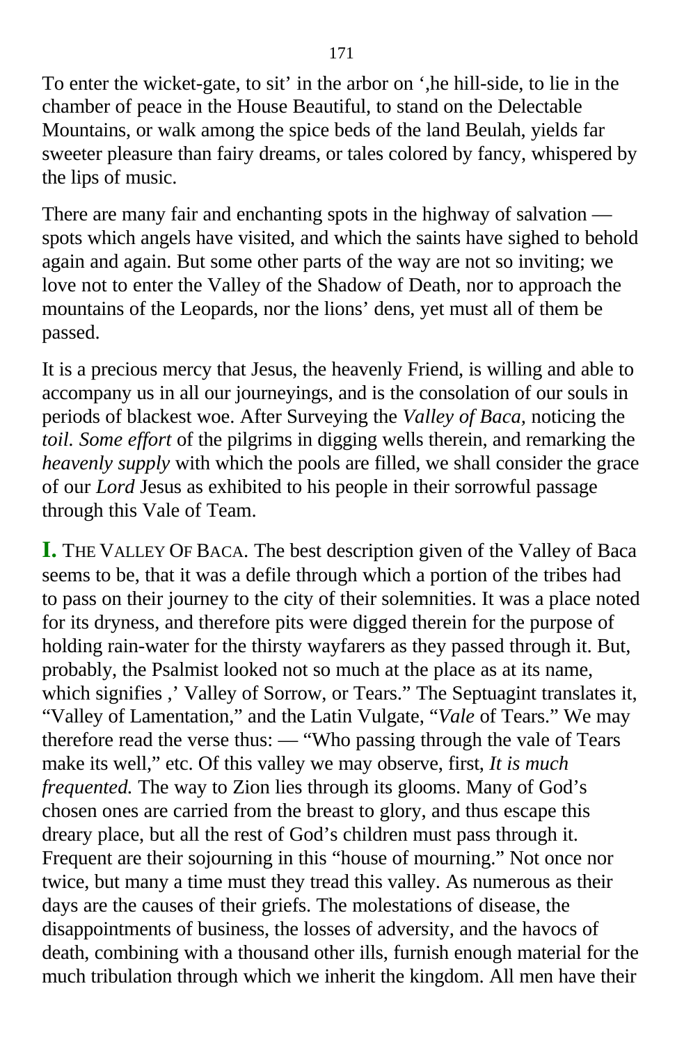To enter the wicket-gate, to sit' in the arbor on ',he hill-side, to lie in the chamber of peace in the House Beautiful, to stand on the Delectable Mountains, or walk among the spice beds of the land Beulah, yields far sweeter pleasure than fairy dreams, or tales colored by fancy, whispered by the lips of music.

There are many fair and enchanting spots in the highway of salvation — spots which angels have visited, and which the saints have sighed to behold again and again. But some other parts of the way are not so inviting; we love not to enter the Valley of the Shadow of Death, nor to approach the mountains of the Leopards, nor the lions' dens, yet must all of them be passed.

It is a precious mercy that Jesus, the heavenly Friend, is willing and able to accompany us in all our journeyings, and is the consolation of our souls in periods of blackest woe. After Surveying the *Valley of Baca,* noticing the *toil. Some effort* of the pilgrims in digging wells therein, and remarking the *heavenly supply* with which the pools are filled, we shall consider the grace of our *Lord* Jesus as exhibited to his people in their sorrowful passage through this Vale of Team.

**I.** THE VALLEY OF BACA. The best description given of the Valley of Baca seems to be, that it was a defile through which a portion of the tribes had to pass on their journey to the city of their solemnities. It was a place noted for its dryness, and therefore pits were digged therein for the purpose of holding rain-water for the thirsty wayfarers as they passed through it. But, probably, the Psalmist looked not so much at the place as at its name, which signifies ,' Valley of Sorrow, or Tears." The Septuagint translates it, "Valley of Lamentation," and the Latin Vulgate, "*Vale* of Tears." We may therefore read the verse thus: — "Who passing through the vale of Tears make its well," etc. Of this valley we may observe, first, *It is much frequented.* The way to Zion lies through its glooms. Many of God's chosen ones are carried from the breast to glory, and thus escape this dreary place, but all the rest of God's children must pass through it. Frequent are their sojourning in this "house of mourning." Not once nor twice, but many a time must they tread this valley. As numerous as their days are the causes of their griefs. The molestations of disease, the disappointments of business, the losses of adversity, and the havocs of death, combining with a thousand other ills, furnish enough material for the much tribulation through which we inherit the kingdom. All men have their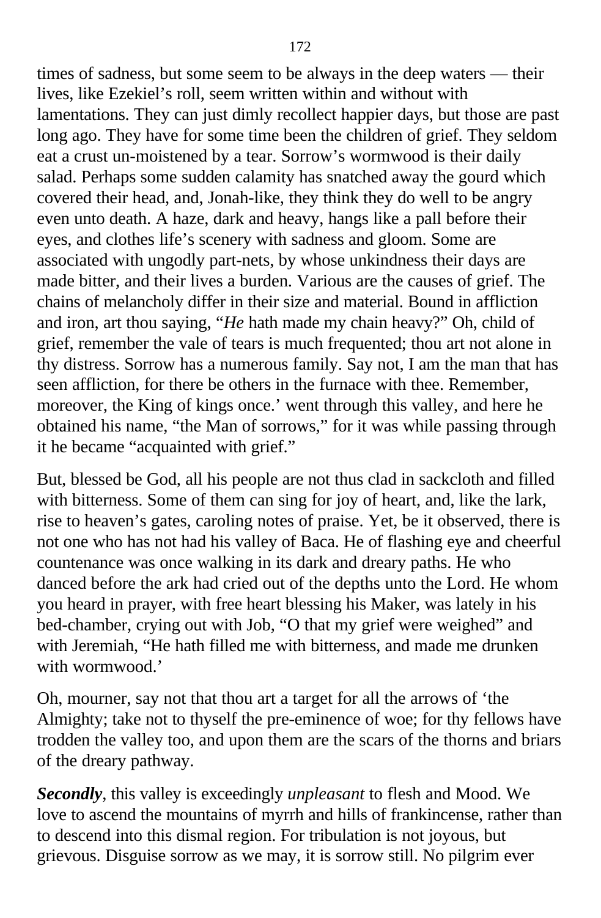times of sadness, but some seem to be always in the deep waters — their lives, like Ezekiel’s roll, seem written within and without with lamentations. They can just dimly recollect happier days, but those are past long ago. They have for some time been the children of grief. They seldom eat a crust un-moistened by a tear. Sorrow’s wormwood is their daily salad. Perhaps some sudden calamity has snatched away the gourd which covered their head, and, Jonah-like, they think they do well to be angry even unto death. A haze, dark and heavy, hangs like a pall before their eyes, and clothes life’s scenery with sadness and gloom. Some are associated with ungodly part-nets, by whose unkindness their days are made bitter, and their lives a burden. Various are the causes of grief. The chains of melancholy differ in their size and material. Bound in affliction and iron, art thou saying, “*He* hath made my chain heavy?” Oh, child of grief, remember the vale of tears is much frequented; thou art not alone in thy distress. Sorrow has a numerous family. Say not, I am the man that has seen affliction, for there be others in the furnace with thee. Remember, moreover, the King of kings once.’ went through this valley, and here he obtained his name, “the Man of sorrows,” for it was while passing through it he became “acquainted with grief.”

But, blessed be God, all his people are not thus clad in sackcloth and filled with bitterness. Some of them can sing for joy of heart, and, like the lark, rise to heaven’s gates, caroling notes of praise. Yet, be it observed, there is not one who has not had his valley of Baca. He of flashing eye and cheerful countenance was once walking in its dark and dreary paths. He who danced before the ark had cried out of the depths unto the Lord. He whom you heard in prayer, with free heart blessing his Maker, was lately in his bed-chamber, crying out with Job, “O that my grief were weighed” and with Jeremiah, “He hath filled me with bitterness, and made me drunken with wormwood.’

Oh, mourner, say not that thou art a target for all the arrows of ‘the Almighty; take not to thyself the pre-eminence of woe; for thy fellows have trodden the valley too, and upon them are the scars of the thorns and briars of the dreary pathway.

***Secondly***, this valley is exceedingly *unpleasant* to flesh and Mood. We love to ascend the mountains of myrrh and hills of frankincense, rather than to descend into this dismal region. For tribulation is not joyous, but grievous. Disguise sorrow as we may, it is sorrow still. No pilgrim ever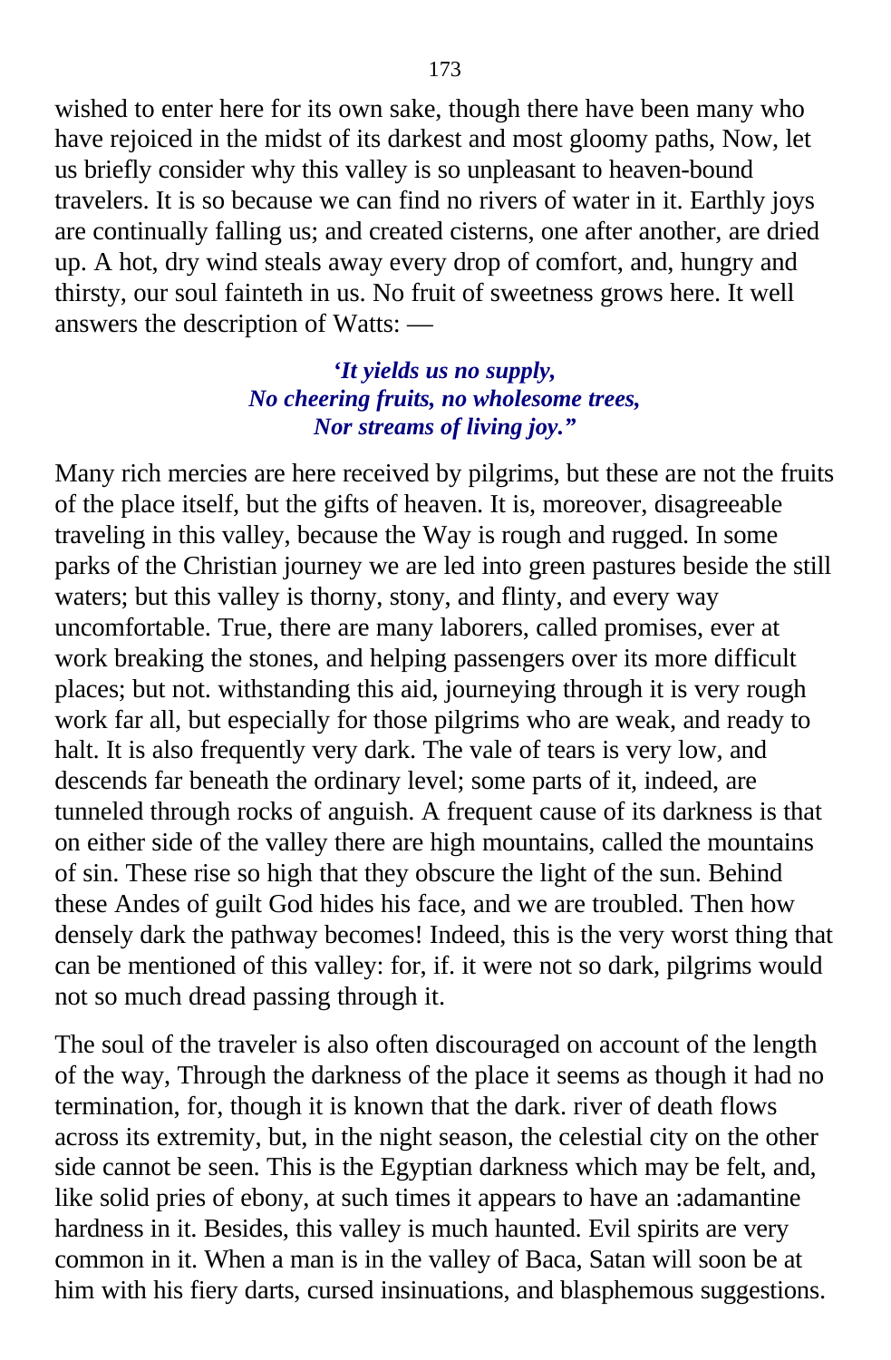wished to enter here for its own sake, though there have been many who have rejoiced in the midst of its darkest and most gloomy paths, Now, let us briefly consider why this valley is so unpleasant to heaven-bound travelers. It is so because we can find no rivers of water in it. Earthly joys are continually falling us; and created cisterns, one after another, are dried up. A hot, dry wind steals away every drop of comfort, and, hungry and thirsty, our soul fainteth in us. No fruit of sweetness grows here. It well answers the description of Watts: —

> ***'It yields us no supply,***
> ***No cheering fruits, no wholesome trees,***
> ***Nor streams of living joy."***

Many rich mercies are here received by pilgrims, but these are not the fruits of the place itself, but the gifts of heaven. It is, moreover, disagreeable traveling in this valley, because the Way is rough and rugged. In some parks of the Christian journey we are led into green pastures beside the still waters; but this valley is thorny, stony, and flinty, and every way uncomfortable. True, there are many laborers, called promises, ever at work breaking the stones, and helping passengers over its more difficult places; but not. withstanding this aid, journeying through it is very rough work far all, but especially for those pilgrims who are weak, and ready to halt. It is also frequently very dark. The vale of tears is very low, and descends far beneath the ordinary level; some parts of it, indeed, are tunneled through rocks of anguish. A frequent cause of its darkness is that on either side of the valley there are high mountains, called the mountains of sin. These rise so high that they obscure the light of the sun. Behind these Andes of guilt God hides his face, and we are troubled. Then how densely dark the pathway becomes! Indeed, this is the very worst thing that can be mentioned of this valley: for, if. it were not so dark, pilgrims would not so much dread passing through it.

The soul of the traveler is also often discouraged on account of the length of the way, Through the darkness of the place it seems as though it had no termination, for, though it is known that the dark. river of death flows across its extremity, but, in the night season, the celestial city on the other side cannot be seen. This is the Egyptian darkness which may be felt, and, like solid pries of ebony, at such times it appears to have an :adamantine hardness in it. Besides, this valley is much haunted. Evil spirits are very common in it. When a man is in the valley of Baca, Satan will soon be at him with his fiery darts, cursed insinuations, and blasphemous suggestions.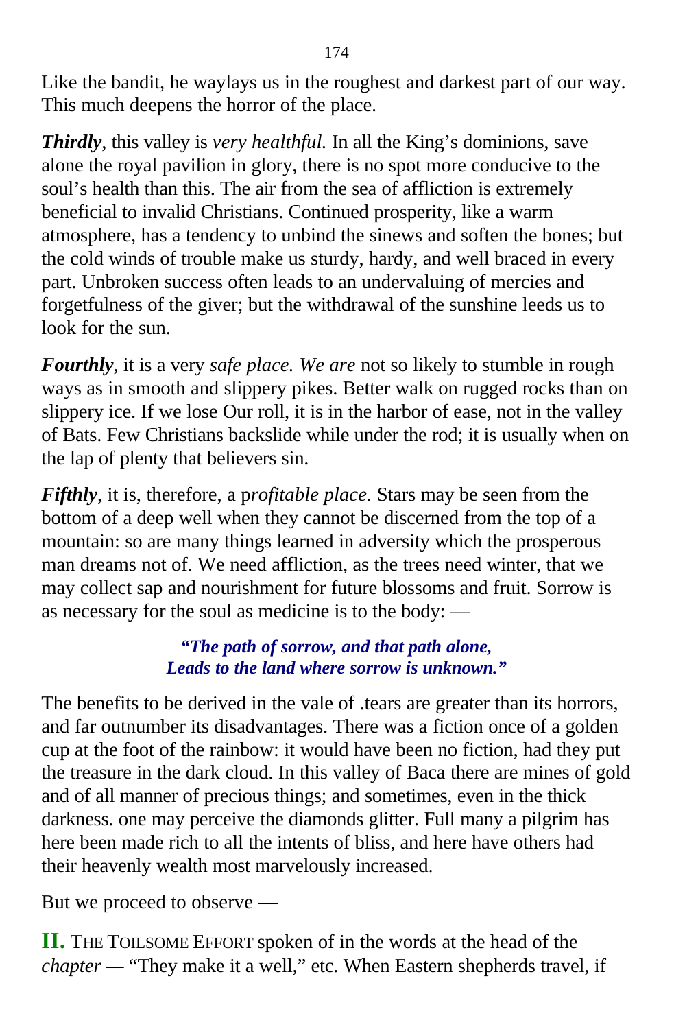Like the bandit, he waylays us in the roughest and darkest part of our way. This much deepens the horror of the place.

***Thirdly***, this valley is *very healthful.* In all the King's dominions, save alone the royal pavilion in glory, there is no spot more conducive to the soul's health than this. The air from the sea of affliction is extremely beneficial to invalid Christians. Continued prosperity, like a warm atmosphere, has a tendency to unbind the sinews and soften the bones; but the cold winds of trouble make us sturdy, hardy, and well braced in every part. Unbroken success often leads to an undervaluing of mercies and forgetfulness of the giver; but the withdrawal of the sunshine leeds us to look for the sun.

***Fourthly***, it is a very *safe place. We are* not so likely to stumble in rough ways as in smooth and slippery pikes. Better walk on rugged rocks than on slippery ice. If we lose Our roll, it is in the harbor of ease, not in the valley of Bats. Few Christians backslide while under the rod; it is usually when on the lap of plenty that believers sin.

***Fifthly***, it is, therefore, a p*rofitable place.* Stars may be seen from the bottom of a deep well when they cannot be discerned from the top of a mountain: so are many things learned in adversity which the prosperous man dreams not of. We need affliction, as the trees need winter, that we may collect sap and nourishment for future blossoms and fruit. Sorrow is as necessary for the soul as medicine is to the body: —

> ***"The path of sorrow, and that path alone,***
> ***Leads to the land where sorrow is unknown."***

The benefits to be derived in the vale of .tears are greater than its horrors, and far outnumber its disadvantages. There was a fiction once of a golden cup at the foot of the rainbow: it would have been no fiction, had they put the treasure in the dark cloud. In this valley of Baca there are mines of gold and of all manner of precious things; and sometimes, even in the thick darkness. one may perceive the diamonds glitter. Full many a pilgrim has here been made rich to all the intents of bliss, and here have others had their heavenly wealth most marvelously increased.

But we proceed to observe —

**II.** THE TOILSOME EFFORT spoken of in the words at the head of the *chapter* — "They make it a well," etc. When Eastern shepherds travel, if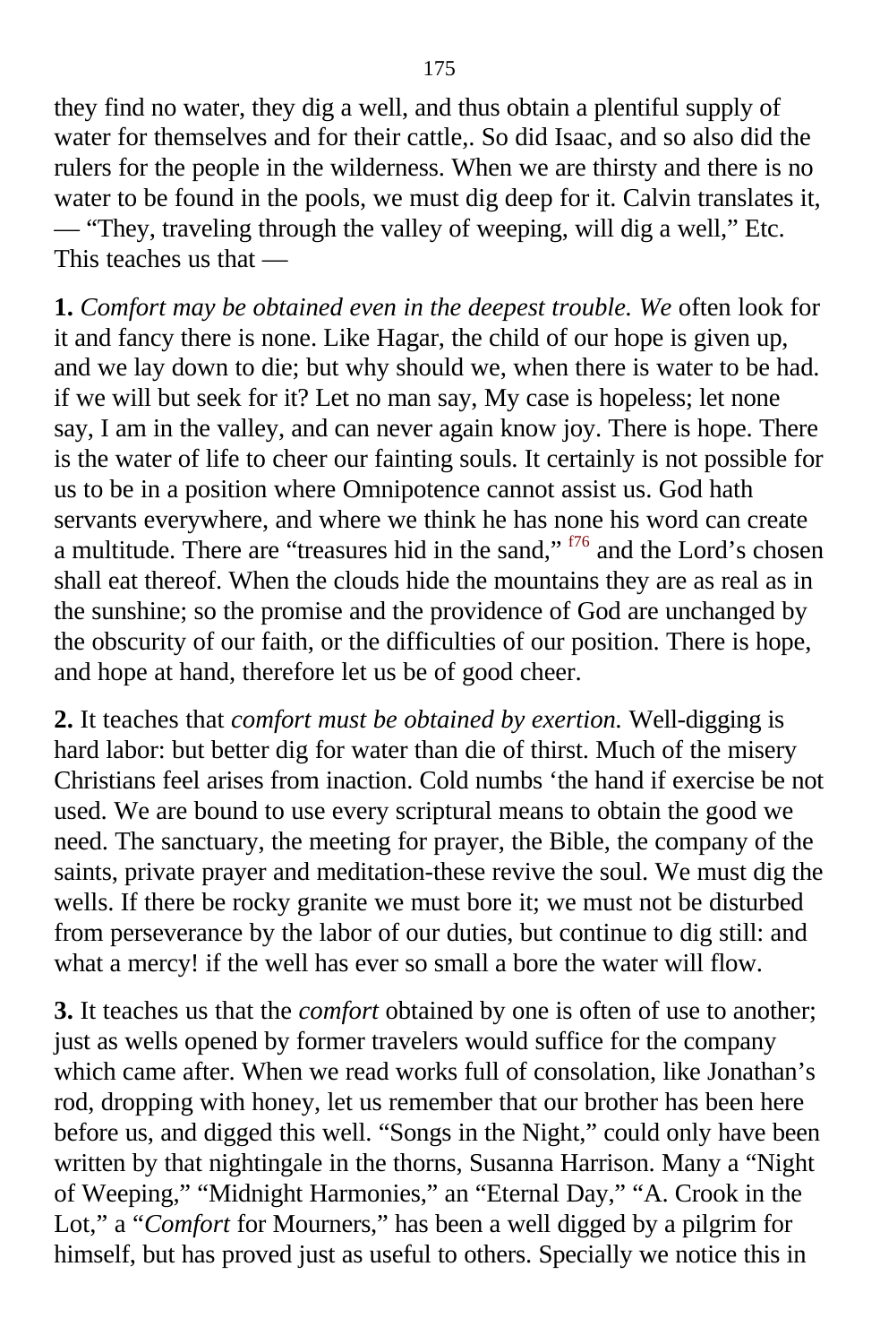they find no water, they dig a well, and thus obtain a plentiful supply of water for themselves and for their cattle,. So did Isaac, and so also did the rulers for the people in the wilderness. When we are thirsty and there is no water to be found in the pools, we must dig deep for it. Calvin translates it, — "They, traveling through the valley of weeping, will dig a well," Etc. This teaches us that —

**1.** *Comfort may be obtained even in the deepest trouble. We* often look for it and fancy there is none. Like Hagar, the child of our hope is given up, and we lay down to die; but why should we, when there is water to be had. if we will but seek for it? Let no man say, My case is hopeless; let none say, I am in the valley, and can never again know joy. There is hope. There is the water of life to cheer our fainting souls. It certainly is not possible for us to be in a position where Omnipotence cannot assist us. God hath servants everywhere, and where we think he has none his word can create a multitude. There are "treasures hid in the sand," [f76] and the Lord's chosen shall eat thereof. When the clouds hide the mountains they are as real as in the sunshine; so the promise and the providence of God are unchanged by the obscurity of our faith, or the difficulties of our position. There is hope, and hope at hand, therefore let us be of good cheer.

**2.** It teaches that *comfort must be obtained by exertion.* Well-digging is hard labor: but better dig for water than die of thirst. Much of the misery Christians feel arises from inaction. Cold numbs 'the hand if exercise be not used. We are bound to use every scriptural means to obtain the good we need. The sanctuary, the meeting for prayer, the Bible, the company of the saints, private prayer and meditation-these revive the soul. We must dig the wells. If there be rocky granite we must bore it; we must not be disturbed from perseverance by the labor of our duties, but continue to dig still: and what a mercy! if the well has ever so small a bore the water will flow.

**3.** It teaches us that the *comfort* obtained by one is often of use to another; just as wells opened by former travelers would suffice for the company which came after. When we read works full of consolation, like Jonathan's rod, dropping with honey, let us remember that our brother has been here before us, and digged this well. "Songs in the Night," could only have been written by that nightingale in the thorns, Susanna Harrison. Many a "Night of Weeping," "Midnight Harmonies," an "Eternal Day," "A. Crook in the Lot," a "*Comfort* for Mourners," has been a well digged by a pilgrim for himself, but has proved just as useful to others. Specially we notice this in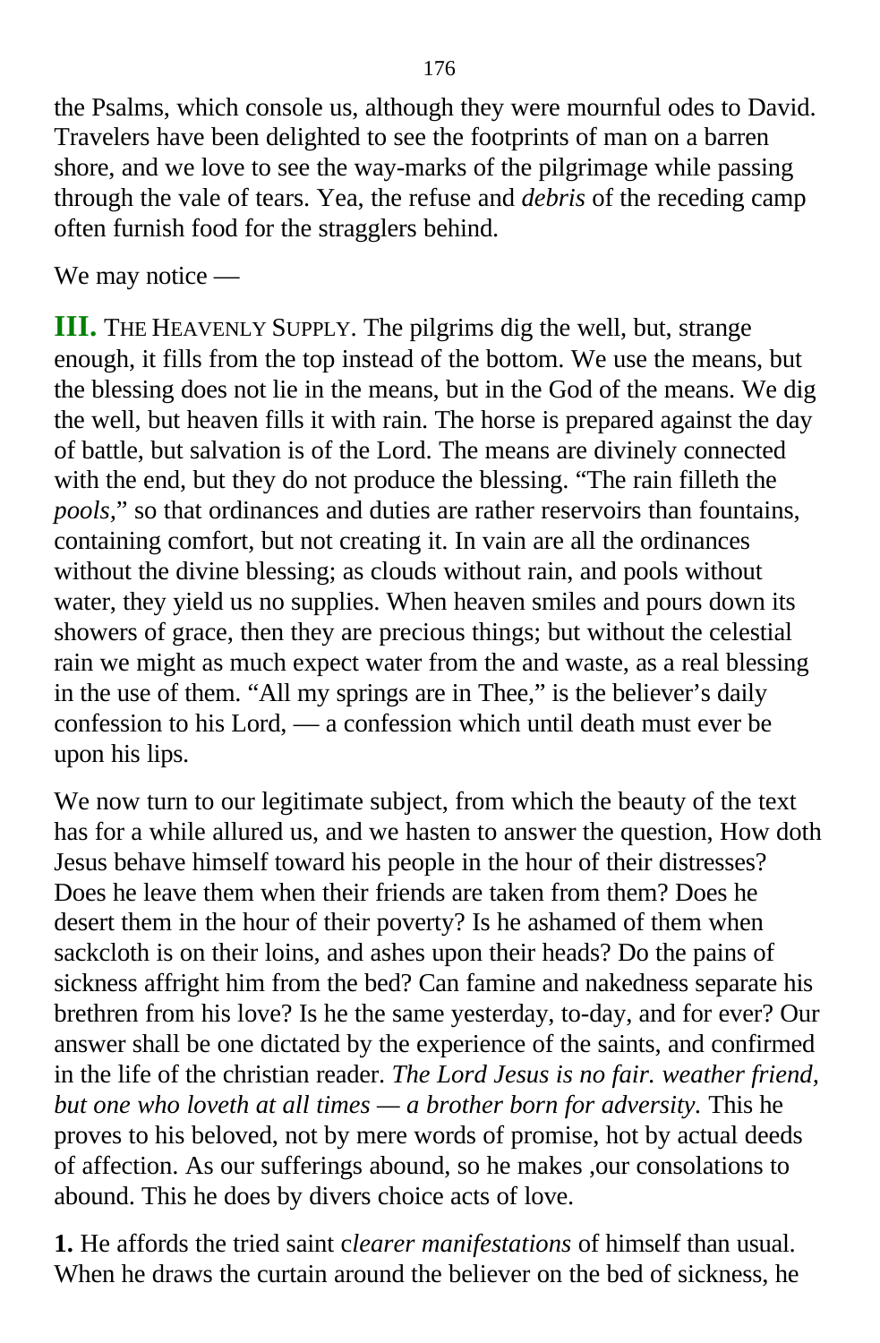the Psalms, which console us, although they were mournful odes to David. Travelers have been delighted to see the footprints of man on a barren shore, and we love to see the way-marks of the pilgrimage while passing through the vale of tears. Yea, the refuse and *debris* of the receding camp often furnish food for the stragglers behind.

We may notice —

**III.** THE HEAVENLY SUPPLY. The pilgrims dig the well, but, strange enough, it fills from the top instead of the bottom. We use the means, but the blessing does not lie in the means, but in the God of the means. We dig the well, but heaven fills it with rain. The horse is prepared against the day of battle, but salvation is of the Lord. The means are divinely connected with the end, but they do not produce the blessing. "The rain filleth the *pools*," so that ordinances and duties are rather reservoirs than fountains, containing comfort, but not creating it. In vain are all the ordinances without the divine blessing; as clouds without rain, and pools without water, they yield us no supplies. When heaven smiles and pours down its showers of grace, then they are precious things; but without the celestial rain we might as much expect water from the and waste, as a real blessing in the use of them. "All my springs are in Thee," is the believer's daily confession to his Lord, — a confession which until death must ever be upon his lips.

We now turn to our legitimate subject, from which the beauty of the text has for a while allured us, and we hasten to answer the question, How doth Jesus behave himself toward his people in the hour of their distresses? Does he leave them when their friends are taken from them? Does he desert them in the hour of their poverty? Is he ashamed of them when sackcloth is on their loins, and ashes upon their heads? Do the pains of sickness affright him from the bed? Can famine and nakedness separate his brethren from his love? Is he the same yesterday, to-day, and for ever? Our answer shall be one dictated by the experience of the saints, and confirmed in the life of the christian reader. *The Lord Jesus is no fair. weather friend, but one who loveth at all times — a brother born for adversity.* This he proves to his beloved, not by mere words of promise, hot by actual deeds of affection. As our sufferings abound, so he makes ,our consolations to abound. This he does by divers choice acts of love.

**1.** He affords the tried saint c*learer manifestations* of himself than usual. When he draws the curtain around the believer on the bed of sickness, he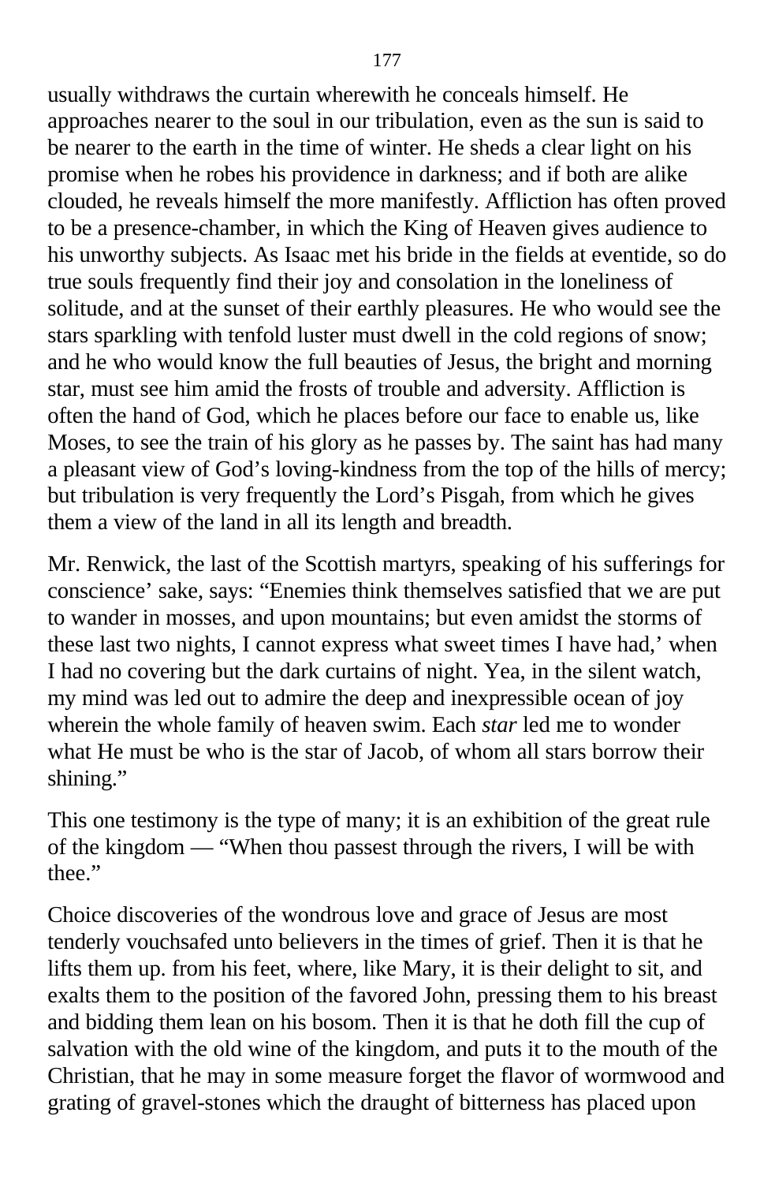usually withdraws the curtain wherewith he conceals himself. He approaches nearer to the soul in our tribulation, even as the sun is said to be nearer to the earth in the time of winter. He sheds a clear light on his promise when he robes his providence in darkness; and if both are alike clouded, he reveals himself the more manifestly. Affliction has often proved to be a presence-chamber, in which the King of Heaven gives audience to his unworthy subjects. As Isaac met his bride in the fields at eventide, so do true souls frequently find their joy and consolation in the loneliness of solitude, and at the sunset of their earthly pleasures. He who would see the stars sparkling with tenfold luster must dwell in the cold regions of snow; and he who would know the full beauties of Jesus, the bright and morning star, must see him amid the frosts of trouble and adversity. Affliction is often the hand of God, which he places before our face to enable us, like Moses, to see the train of his glory as he passes by. The saint has had many a pleasant view of God's loving-kindness from the top of the hills of mercy; but tribulation is very frequently the Lord's Pisgah, from which he gives them a view of the land in all its length and breadth.

Mr. Renwick, the last of the Scottish martyrs, speaking of his sufferings for conscience' sake, says: "Enemies think themselves satisfied that we are put to wander in mosses, and upon mountains; but even amidst the storms of these last two nights, I cannot express what sweet times I have had,' when I had no covering but the dark curtains of night. Yea, in the silent watch, my mind was led out to admire the deep and inexpressible ocean of joy wherein the whole family of heaven swim. Each *star* led me to wonder what He must be who is the star of Jacob, of whom all stars borrow their shining."

This one testimony is the type of many; it is an exhibition of the great rule of the kingdom — "When thou passest through the rivers, I will be with thee."

Choice discoveries of the wondrous love and grace of Jesus are most tenderly vouchsafed unto believers in the times of grief. Then it is that he lifts them up. from his feet, where, like Mary, it is their delight to sit, and exalts them to the position of the favored John, pressing them to his breast and bidding them lean on his bosom. Then it is that he doth fill the cup of salvation with the old wine of the kingdom, and puts it to the mouth of the Christian, that he may in some measure forget the flavor of wormwood and grating of gravel-stones which the draught of bitterness has placed upon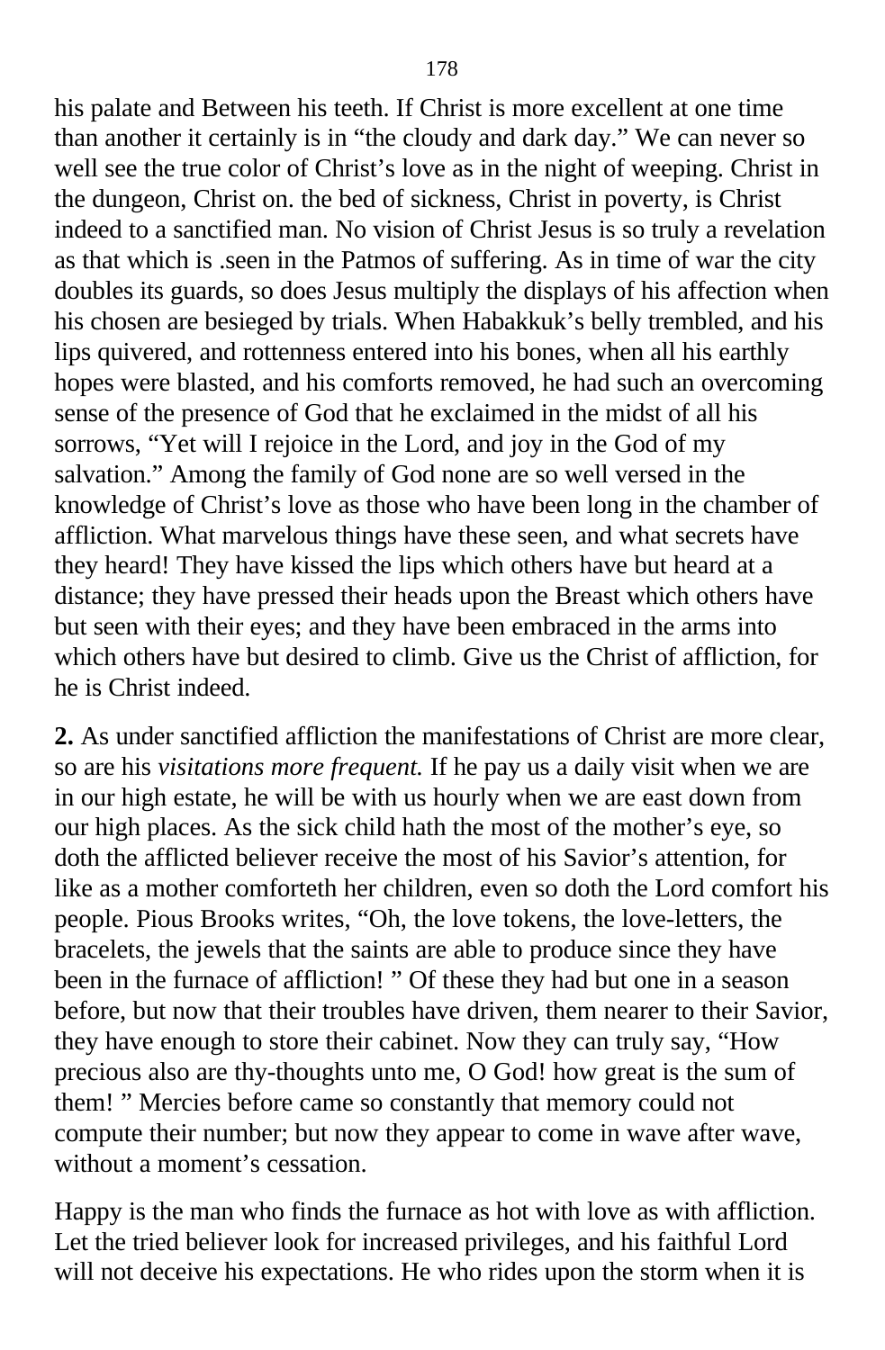his palate and Between his teeth. If Christ is more excellent at one time than another it certainly is in “the cloudy and dark day.” We can never so well see the true color of Christ’s love as in the night of weeping. Christ in the dungeon, Christ on. the bed of sickness, Christ in poverty, is Christ indeed to a sanctified man. No vision of Christ Jesus is so truly a revelation as that which is .seen in the Patmos of suffering. As in time of war the city doubles its guards, so does Jesus multiply the displays of his affection when his chosen are besieged by trials. When Habakkuk’s belly trembled, and his lips quivered, and rottenness entered into his bones, when all his earthly hopes were blasted, and his comforts removed, he had such an overcoming sense of the presence of God that he exclaimed in the midst of all his sorrows, “Yet will I rejoice in the Lord, and joy in the God of my salvation.” Among the family of God none are so well versed in the knowledge of Christ’s love as those who have been long in the chamber of affliction. What marvelous things have these seen, and what secrets have they heard! They have kissed the lips which others have but heard at a distance; they have pressed their heads upon the Breast which others have but seen with their eyes; and they have been embraced in the arms into which others have but desired to climb. Give us the Christ of affliction, for he is Christ indeed.

**2.** As under sanctified affliction the manifestations of Christ are more clear, so are his *visitations more frequent.* If he pay us a daily visit when we are in our high estate, he will be with us hourly when we are east down from our high places. As the sick child hath the most of the mother’s eye, so doth the afflicted believer receive the most of his Savior’s attention, for like as a mother comforteth her children, even so doth the Lord comfort his people. Pious Brooks writes, “Oh, the love tokens, the love-letters, the bracelets, the jewels that the saints are able to produce since they have been in the furnace of affliction! ” Of these they had but one in a season before, but now that their troubles have driven, them nearer to their Savior, they have enough to store their cabinet. Now they can truly say, “How precious also are thy-thoughts unto me, O God! how great is the sum of them! ” Mercies before came so constantly that memory could not compute their number; but now they appear to come in wave after wave, without a moment’s cessation.

Happy is the man who finds the furnace as hot with love as with affliction. Let the tried believer look for increased privileges, and his faithful Lord will not deceive his expectations. He who rides upon the storm when it is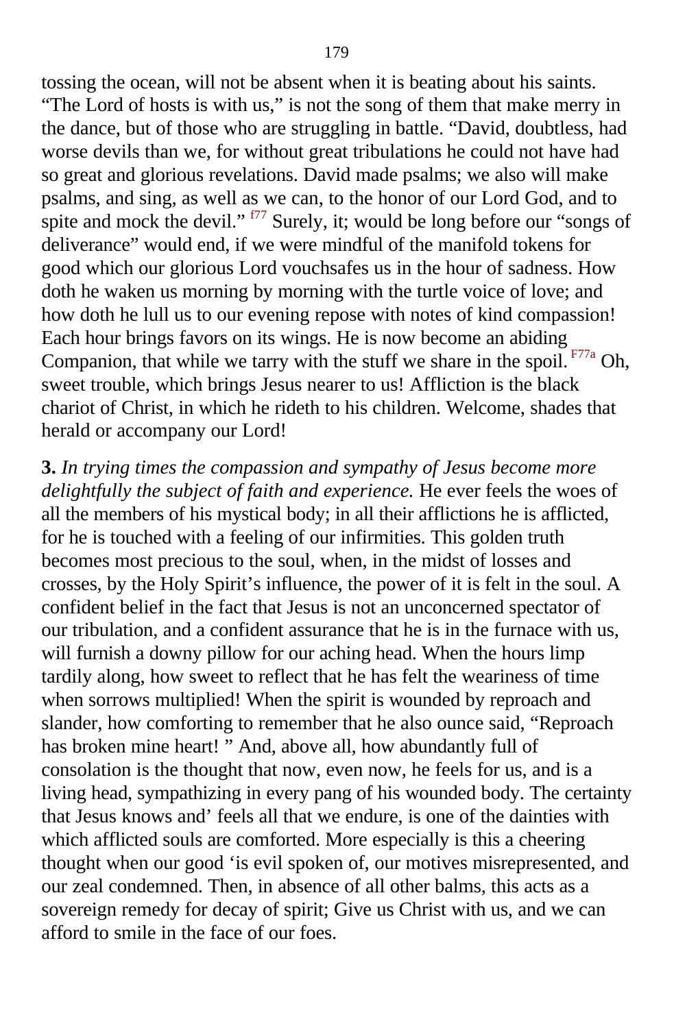tossing the ocean, will not be absent when it is beating about his saints. “The Lord of hosts is with us,” is not the song of them that make merry in the dance, but of those who are struggling in battle. “David, doubtless, had worse devils than we, for without great tribulations he could not have had so great and glorious revelations. David made psalms; we also will make psalms, and sing, as well as we can, to the honor of our Lord God, and to spite and mock the devil.” [f77] Surely, it; would be long before our “songs of deliverance” would end, if we were mindful of the manifold tokens for good which our glorious Lord vouchsafes us in the hour of sadness. How doth he waken us morning by morning with the turtle voice of love; and how doth he lull us to our evening repose with notes of kind compassion! Each hour brings favors on its wings. He is now become an abiding Companion, that while we tarry with the stuff we share in the spoil. [F77a] Oh, sweet trouble, which brings Jesus nearer to us! Affliction is the black chariot of Christ, in which he rideth to his children. Welcome, shades that herald or accompany our Lord!

**3.** *In trying times the compassion and sympathy of Jesus become more delightfully the subject of faith and experience.* He ever feels the woes of all the members of his mystical body; in all their afflictions he is afflicted, for he is touched with a feeling of our infirmities. This golden truth becomes most precious to the soul, when, in the midst of losses and crosses, by the Holy Spirit’s influence, the power of it is felt in the soul. A confident belief in the fact that Jesus is not an unconcerned spectator of our tribulation, and a confident assurance that he is in the furnace with us, will furnish a downy pillow for our aching head. When the hours limp tardily along, how sweet to reflect that he has felt the weariness of time when sorrows multiplied! When the spirit is wounded by reproach and slander, how comforting to remember that he also ounce said, “Reproach has broken mine heart! ” And, above all, how abundantly full of consolation is the thought that now, even now, he feels for us, and is a living head, sympathizing in every pang of his wounded body. The certainty that Jesus knows and’ feels all that we endure, is one of the dainties with which afflicted souls are comforted. More especially is this a cheering thought when our good ‘is evil spoken of, our motives misrepresented, and our zeal condemned. Then, in absence of all other balms, this acts as a sovereign remedy for decay of spirit; Give us Christ with us, and we can afford to smile in the face of our foes.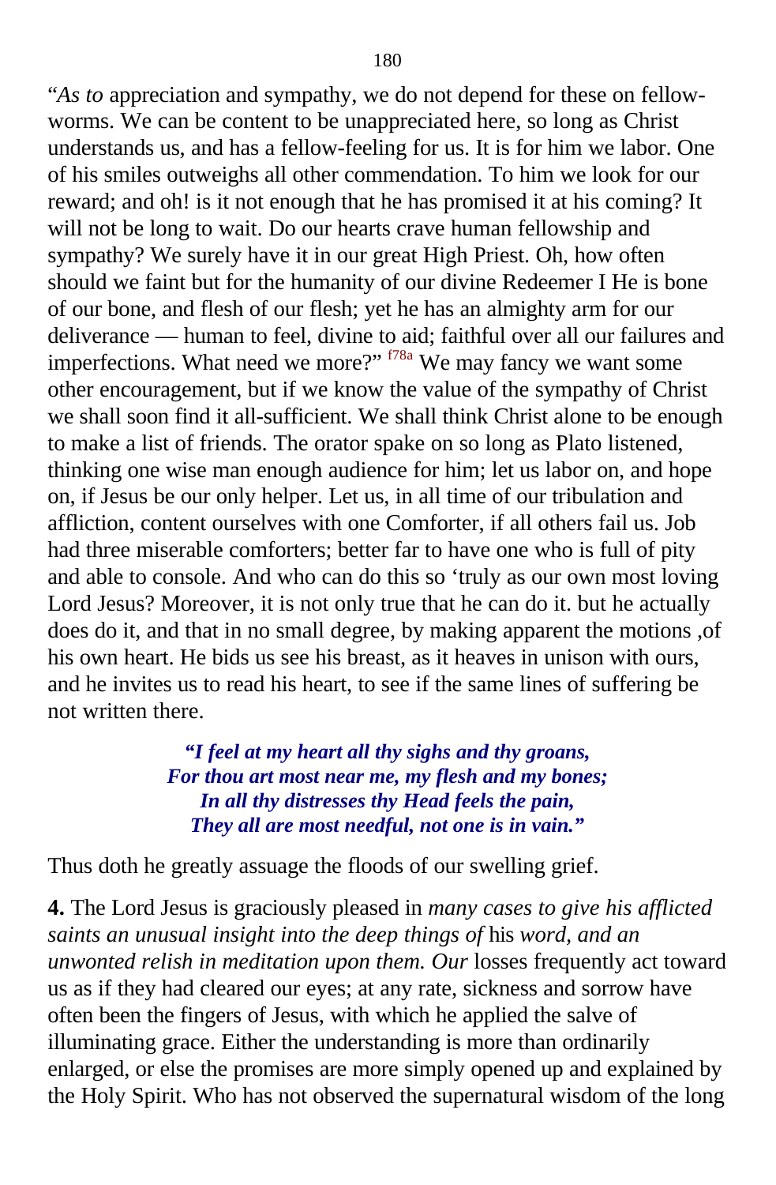"*As to* appreciation and sympathy, we do not depend for these on fellow-worms. We can be content to be unappreciated here, so long as Christ understands us, and has a fellow-feeling for us. It is for him we labor. One of his smiles outweighs all other commendation. To him we look for our reward; and oh! is it not enough that he has promised it at his coming? It will not be long to wait. Do our hearts crave human fellowship and sympathy? We surely have it in our great High Priest. Oh, how often should we faint but for the humanity of our divine Redeemer I He is bone of our bone, and flesh of our flesh; yet he has an almighty arm for our deliverance — human to feel, divine to aid; faithful over all our failures and imperfections. What need we more?" [f78a] We may fancy we want some other encouragement, but if we know the value of the sympathy of Christ we shall soon find it all-sufficient. We shall think Christ alone to be enough to make a list of friends. The orator spake on so long as Plato listened, thinking one wise man enough audience for him; let us labor on, and hope on, if Jesus be our only helper. Let us, in all time of our tribulation and affliction, content ourselves with one Comforter, if all others fail us. Job had three miserable comforters; better far to have one who is full of pity and able to console. And who can do this so 'truly as our own most loving Lord Jesus? Moreover, it is not only true that he can do it. but he actually does do it, and that in no small degree, by making apparent the motions ,of his own heart. He bids us see his breast, as it heaves in unison with ours, and he invites us to read his heart, to see if the same lines of suffering be not written there.

> ***"I feel at my heart all thy sighs and thy groans,***
> ***For thou art most near me, my flesh and my bones;***
> ***In all thy distresses thy Head feels the pain,***
> ***They all are most needful, not one is in vain."***

Thus doth he greatly assuage the floods of our swelling grief.

**4.** The Lord Jesus is graciously pleased in *many cases to give his afflicted saints an unusual insight into the deep things of* his *word, and an unwonted relish in meditation upon them. Our* losses frequently act toward us as if they had cleared our eyes; at any rate, sickness and sorrow have often been the fingers of Jesus, with which he applied the salve of illuminating grace. Either the understanding is more than ordinarily enlarged, or else the promises are more simply opened up and explained by the Holy Spirit. Who has not observed the supernatural wisdom of the long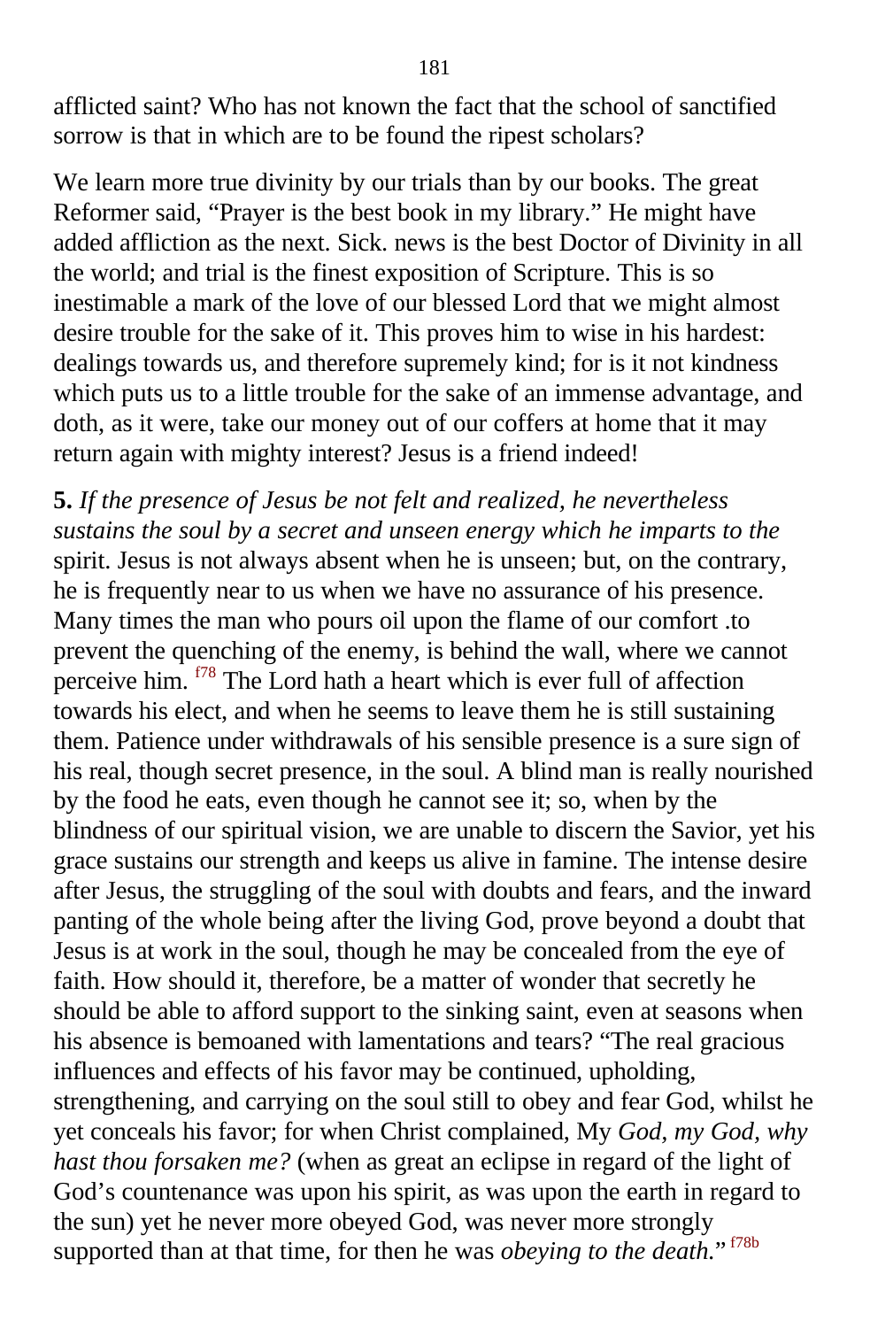afflicted saint? Who has not known the fact that the school of sanctified sorrow is that in which are to be found the ripest scholars?

We learn more true divinity by our trials than by our books. The great Reformer said, "Prayer is the best book in my library." He might have added affliction as the next. Sick. news is the best Doctor of Divinity in all the world; and trial is the finest exposition of Scripture. This is so inestimable a mark of the love of our blessed Lord that we might almost desire trouble for the sake of it. This proves him to wise in his hardest: dealings towards us, and therefore supremely kind; for is it not kindness which puts us to a little trouble for the sake of an immense advantage, and doth, as it were, take our money out of our coffers at home that it may return again with mighty interest? Jesus is a friend indeed!

**5.** *If the presence of Jesus be not felt and realized, he nevertheless sustains the soul by a secret and unseen energy which he imparts to the* spirit. Jesus is not always absent when he is unseen; but, on the contrary, he is frequently near to us when we have no assurance of his presence. Many times the man who pours oil upon the flame of our comfort .to prevent the quenching of the enemy, is behind the wall, where we cannot perceive him. [f78] The Lord hath a heart which is ever full of affection towards his elect, and when he seems to leave them he is still sustaining them. Patience under withdrawals of his sensible presence is a sure sign of his real, though secret presence, in the soul. A blind man is really nourished by the food he eats, even though he cannot see it; so, when by the blindness of our spiritual vision, we are unable to discern the Savior, yet his grace sustains our strength and keeps us alive in famine. The intense desire after Jesus, the struggling of the soul with doubts and fears, and the inward panting of the whole being after the living God, prove beyond a doubt that Jesus is at work in the soul, though he may be concealed from the eye of faith. How should it, therefore, be a matter of wonder that secretly he should be able to afford support to the sinking saint, even at seasons when his absence is bemoaned with lamentations and tears? "The real gracious influences and effects of his favor may be continued, upholding, strengthening, and carrying on the soul still to obey and fear God, whilst he yet conceals his favor; for when Christ complained, My *God, my God, why hast thou forsaken me?* (when as great an eclipse in regard of the light of God's countenance was upon his spirit, as was upon the earth in regard to the sun) yet he never more obeyed God, was never more strongly supported than at that time, for then he was *obeying to the death.*" [f78b]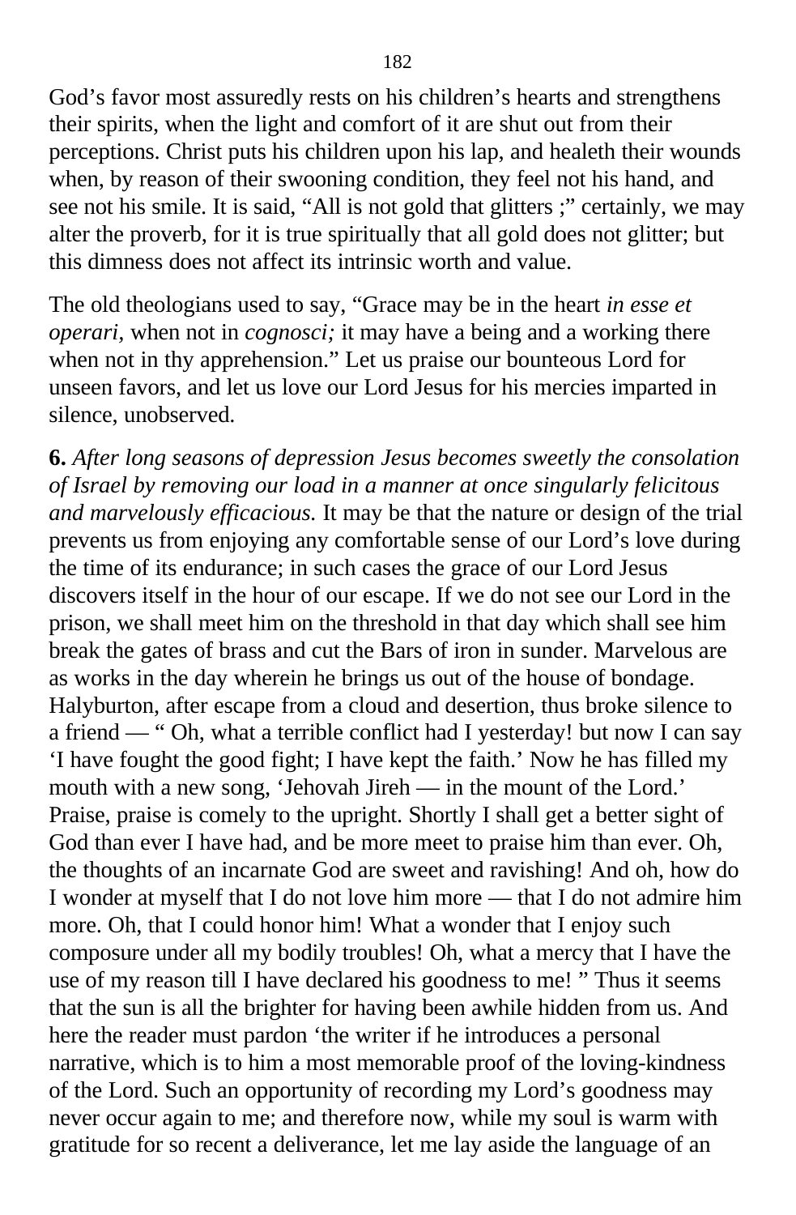God's favor most assuredly rests on his children's hearts and strengthens their spirits, when the light and comfort of it are shut out from their perceptions. Christ puts his children upon his lap, and healeth their wounds when, by reason of their swooning condition, they feel not his hand, and see not his smile. It is said, "All is not gold that glitters ;" certainly, we may alter the proverb, for it is true spiritually that all gold does not glitter; but this dimness does not affect its intrinsic worth and value.

The old theologians used to say, "Grace may be in the heart *in esse et operari*, when not in *cognosci;* it may have a being and a working there when not in thy apprehension." Let us praise our bounteous Lord for unseen favors, and let us love our Lord Jesus for his mercies imparted in silence, unobserved.

**6.** *After long seasons of depression Jesus becomes sweetly the consolation of Israel by removing our load in a manner at once singularly felicitous and marvelously efficacious.* It may be that the nature or design of the trial prevents us from enjoying any comfortable sense of our Lord's love during the time of its endurance; in such cases the grace of our Lord Jesus discovers itself in the hour of our escape. If we do not see our Lord in the prison, we shall meet him on the threshold in that day which shall see him break the gates of brass and cut the Bars of iron in sunder. Marvelous are as works in the day wherein he brings us out of the house of bondage. Halyburton, after escape from a cloud and desertion, thus broke silence to a friend — " Oh, what a terrible conflict had I yesterday! but now I can say 'I have fought the good fight; I have kept the faith.' Now he has filled my mouth with a new song, 'Jehovah Jireh — in the mount of the Lord.' Praise, praise is comely to the upright. Shortly I shall get a better sight of God than ever I have had, and be more meet to praise him than ever. Oh, the thoughts of an incarnate God are sweet and ravishing! And oh, how do I wonder at myself that I do not love him more — that I do not admire him more. Oh, that I could honor him! What a wonder that I enjoy such composure under all my bodily troubles! Oh, what a mercy that I have the use of my reason till I have declared his goodness to me! " Thus it seems that the sun is all the brighter for having been awhile hidden from us. And here the reader must pardon 'the writer if he introduces a personal narrative, which is to him a most memorable proof of the loving-kindness of the Lord. Such an opportunity of recording my Lord's goodness may never occur again to me; and therefore now, while my soul is warm with gratitude for so recent a deliverance, let me lay aside the language of an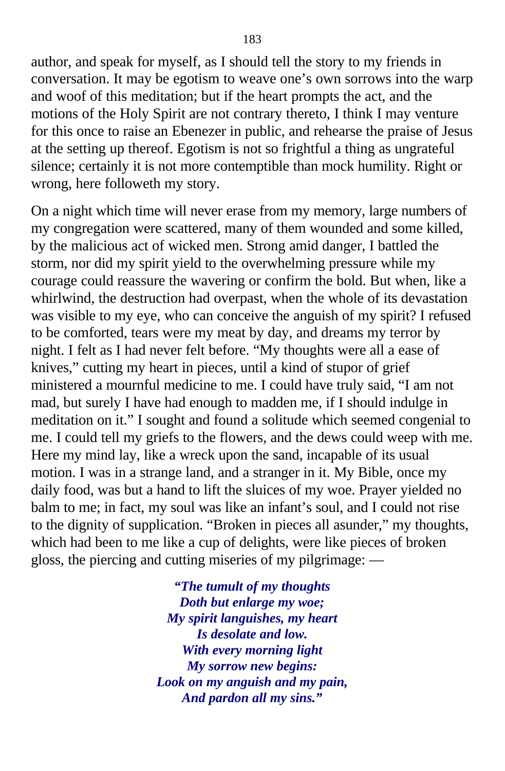author, and speak for myself, as I should tell the story to my friends in conversation. It may be egotism to weave one's own sorrows into the warp and woof of this meditation; but if the heart prompts the act, and the motions of the Holy Spirit are not contrary thereto, I think I may venture for this once to raise an Ebenezer in public, and rehearse the praise of Jesus at the setting up thereof. Egotism is not so frightful a thing as ungrateful silence; certainly it is not more contemptible than mock humility. Right or wrong, here followeth my story.

On a night which time will never erase from my memory, large numbers of my congregation were scattered, many of them wounded and some killed, by the malicious act of wicked men. Strong amid danger, I battled the storm, nor did my spirit yield to the overwhelming pressure while my courage could reassure the wavering or confirm the bold. But when, like a whirlwind, the destruction had overpast, when the whole of its devastation was visible to my eye, who can conceive the anguish of my spirit? I refused to be comforted, tears were my meat by day, and dreams my terror by night. I felt as I had never felt before. "My thoughts were all a ease of knives," cutting my heart in pieces, until a kind of stupor of grief ministered a mournful medicine to me. I could have truly said, "I am not mad, but surely I have had enough to madden me, if I should indulge in meditation on it." I sought and found a solitude which seemed congenial to me. I could tell my griefs to the flowers, and the dews could weep with me. Here my mind lay, like a wreck upon the sand, incapable of its usual motion. I was in a strange land, and a stranger in it. My Bible, once my daily food, was but a hand to lift the sluices of my woe. Prayer yielded no balm to me; in fact, my soul was like an infant's soul, and I could not rise to the dignity of supplication. "Broken in pieces all asunder," my thoughts, which had been to me like a cup of delights, were like pieces of broken gloss, the piercing and cutting miseries of my pilgrimage: —

***"The tumult of my thoughts***  
***Doth but enlarge my woe;***  
***My spirit languishes, my heart***  
***Is desolate and low.***  
***With every morning light***  
***My sorrow new begins:***  
***Look on my anguish and my pain,***  
***And pardon all my sins."***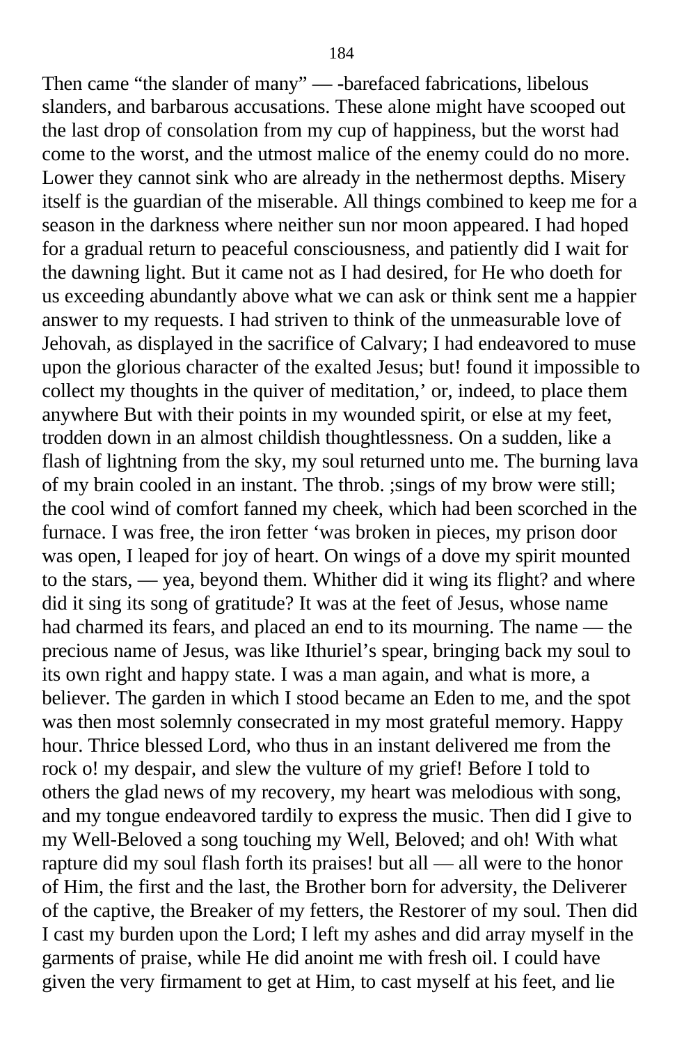Then came "the slander of many" — -barefaced fabrications, libelous slanders, and barbarous accusations. These alone might have scooped out the last drop of consolation from my cup of happiness, but the worst had come to the worst, and the utmost malice of the enemy could do no more. Lower they cannot sink who are already in the nethermost depths. Misery itself is the guardian of the miserable. All things combined to keep me for a season in the darkness where neither sun nor moon appeared. I had hoped for a gradual return to peaceful consciousness, and patiently did I wait for the dawning light. But it came not as I had desired, for He who doeth for us exceeding abundantly above what we can ask or think sent me a happier answer to my requests. I had striven to think of the unmeasurable love of Jehovah, as displayed in the sacrifice of Calvary; I had endeavored to muse upon the glorious character of the exalted Jesus; but! found it impossible to collect my thoughts in the quiver of meditation,' or, indeed, to place them anywhere But with their points in my wounded spirit, or else at my feet, trodden down in an almost childish thoughtlessness. On a sudden, like a flash of lightning from the sky, my soul returned unto me. The burning lava of my brain cooled in an instant. The throb. ;sings of my brow were still; the cool wind of comfort fanned my cheek, which had been scorched in the furnace. I was free, the iron fetter 'was broken in pieces, my prison door was open, I leaped for joy of heart. On wings of a dove my spirit mounted to the stars, — yea, beyond them. Whither did it wing its flight? and where did it sing its song of gratitude? It was at the feet of Jesus, whose name had charmed its fears, and placed an end to its mourning. The name — the precious name of Jesus, was like Ithuriel's spear, bringing back my soul to its own right and happy state. I was a man again, and what is more, a believer. The garden in which I stood became an Eden to me, and the spot was then most solemnly consecrated in my most grateful memory. Happy hour. Thrice blessed Lord, who thus in an instant delivered me from the rock o! my despair, and slew the vulture of my grief! Before I told to others the glad news of my recovery, my heart was melodious with song, and my tongue endeavored tardily to express the music. Then did I give to my Well-Beloved a song touching my Well, Beloved; and oh! With what rapture did my soul flash forth its praises! but all — all were to the honor of Him, the first and the last, the Brother born for adversity, the Deliverer of the captive, the Breaker of my fetters, the Restorer of my soul. Then did I cast my burden upon the Lord; I left my ashes and did array myself in the garments of praise, while He did anoint me with fresh oil. I could have given the very firmament to get at Him, to cast myself at his feet, and lie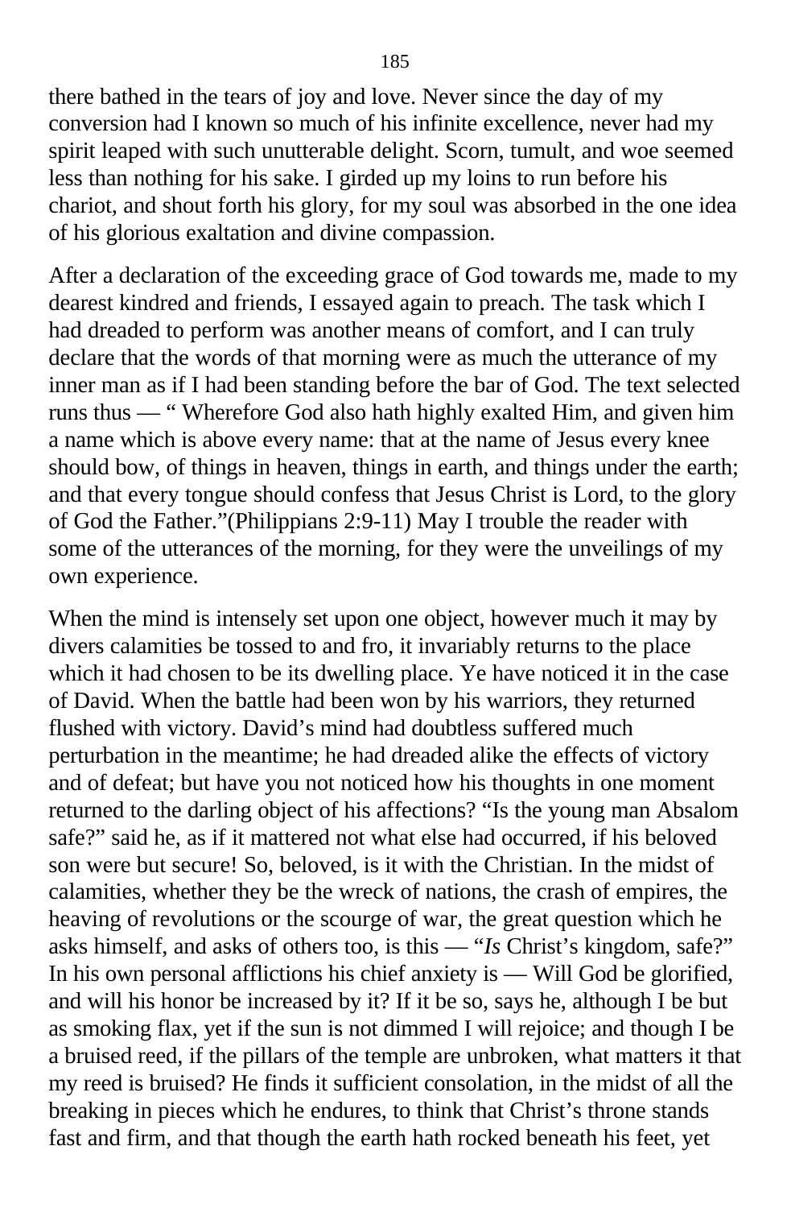there bathed in the tears of joy and love. Never since the day of my conversion had I known so much of his infinite excellence, never had my spirit leaped with such unutterable delight. Scorn, tumult, and woe seemed less than nothing for his sake. I girded up my loins to run before his chariot, and shout forth his glory, for my soul was absorbed in the one idea of his glorious exaltation and divine compassion.

After a declaration of the exceeding grace of God towards me, made to my dearest kindred and friends, I essayed again to preach. The task which I had dreaded to perform was another means of comfort, and I can truly declare that the words of that morning were as much the utterance of my inner man as if I had been standing before the bar of God. The text selected runs thus — " Wherefore God also hath highly exalted Him, and given him a name which is above every name: that at the name of Jesus every knee should bow, of things in heaven, things in earth, and things under the earth; and that every tongue should confess that Jesus Christ is Lord, to the glory of God the Father."(Philippians 2:9-11) May I trouble the reader with some of the utterances of the morning, for they were the unveilings of my own experience.

When the mind is intensely set upon one object, however much it may by divers calamities be tossed to and fro, it invariably returns to the place which it had chosen to be its dwelling place. Ye have noticed it in the case of David. When the battle had been won by his warriors, they returned flushed with victory. David's mind had doubtless suffered much perturbation in the meantime; he had dreaded alike the effects of victory and of defeat; but have you not noticed how his thoughts in one moment returned to the darling object of his affections? "Is the young man Absalom safe?" said he, as if it mattered not what else had occurred, if his beloved son were but secure! So, beloved, is it with the Christian. In the midst of calamities, whether they be the wreck of nations, the crash of empires, the heaving of revolutions or the scourge of war, the great question which he asks himself, and asks of others too, is this — "*Is* Christ's kingdom, safe?" In his own personal afflictions his chief anxiety is — Will God be glorified, and will his honor be increased by it? If it be so, says he, although I be but as smoking flax, yet if the sun is not dimmed I will rejoice; and though I be a bruised reed, if the pillars of the temple are unbroken, what matters it that my reed is bruised? He finds it sufficient consolation, in the midst of all the breaking in pieces which he endures, to think that Christ's throne stands fast and firm, and that though the earth hath rocked beneath his feet, yet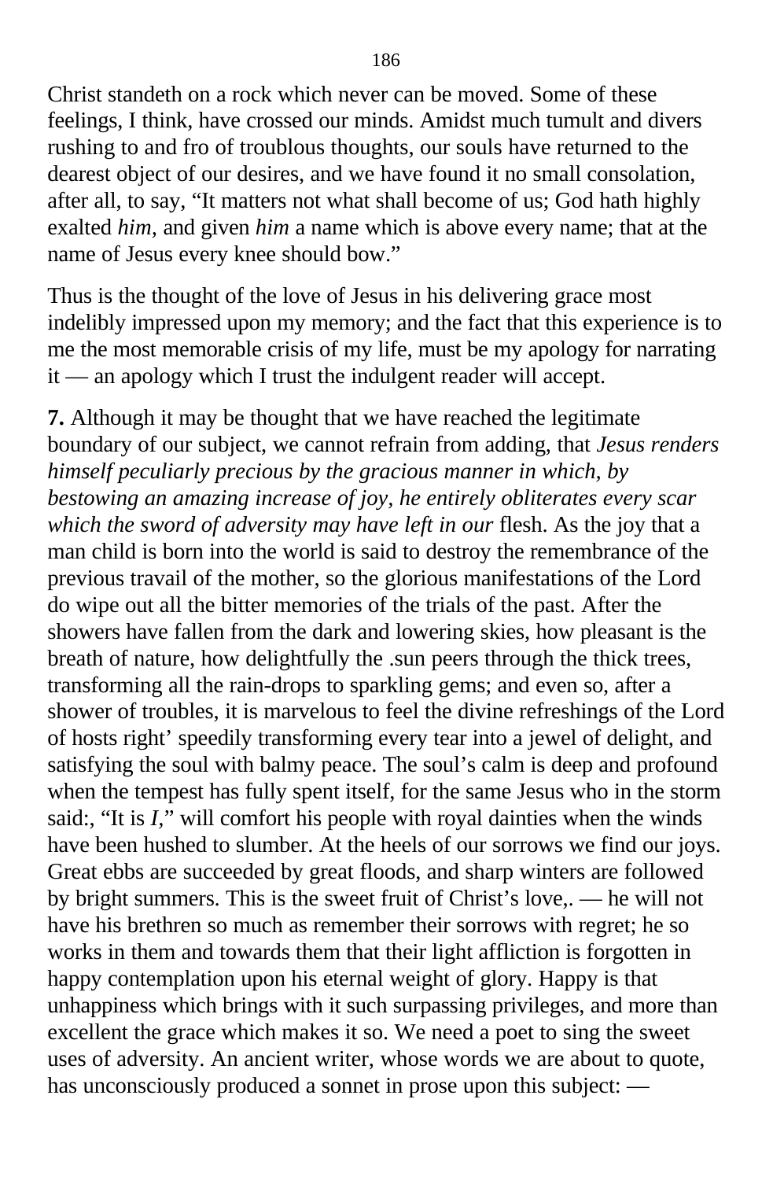Christ standeth on a rock which never can be moved. Some of these feelings, I think, have crossed our minds. Amidst much tumult and divers rushing to and fro of troublous thoughts, our souls have returned to the dearest object of our desires, and we have found it no small consolation, after all, to say, "It matters not what shall become of us; God hath highly exalted *him,* and given *him* a name which is above every name; that at the name of Jesus every knee should bow."

Thus is the thought of the love of Jesus in his delivering grace most indelibly impressed upon my memory; and the fact that this experience is to me the most memorable crisis of my life, must be my apology for narrating it — an apology which I trust the indulgent reader will accept.

**7.** Although it may be thought that we have reached the legitimate boundary of our subject, we cannot refrain from adding, that *Jesus renders himself peculiarly precious by the gracious manner in which, by bestowing an amazing increase of joy, he entirely obliterates every scar which the sword of adversity may have left in our* flesh. As the joy that a man child is born into the world is said to destroy the remembrance of the previous travail of the mother, so the glorious manifestations of the Lord do wipe out all the bitter memories of the trials of the past. After the showers have fallen from the dark and lowering skies, how pleasant is the breath of nature, how delightfully the .sun peers through the thick trees, transforming all the rain-drops to sparkling gems; and even so, after a shower of troubles, it is marvelous to feel the divine refreshings of the Lord of hosts right' speedily transforming every tear into a jewel of delight, and satisfying the soul with balmy peace. The soul's calm is deep and profound when the tempest has fully spent itself, for the same Jesus who in the storm said:, "It is *I,*" will comfort his people with royal dainties when the winds have been hushed to slumber. At the heels of our sorrows we find our joys. Great ebbs are succeeded by great floods, and sharp winters are followed by bright summers. This is the sweet fruit of Christ's love,. — he will not have his brethren so much as remember their sorrows with regret; he so works in them and towards them that their light affliction is forgotten in happy contemplation upon his eternal weight of glory. Happy is that unhappiness which brings with it such surpassing privileges, and more than excellent the grace which makes it so. We need a poet to sing the sweet uses of adversity. An ancient writer, whose words we are about to quote, has unconsciously produced a sonnet in prose upon this subject: —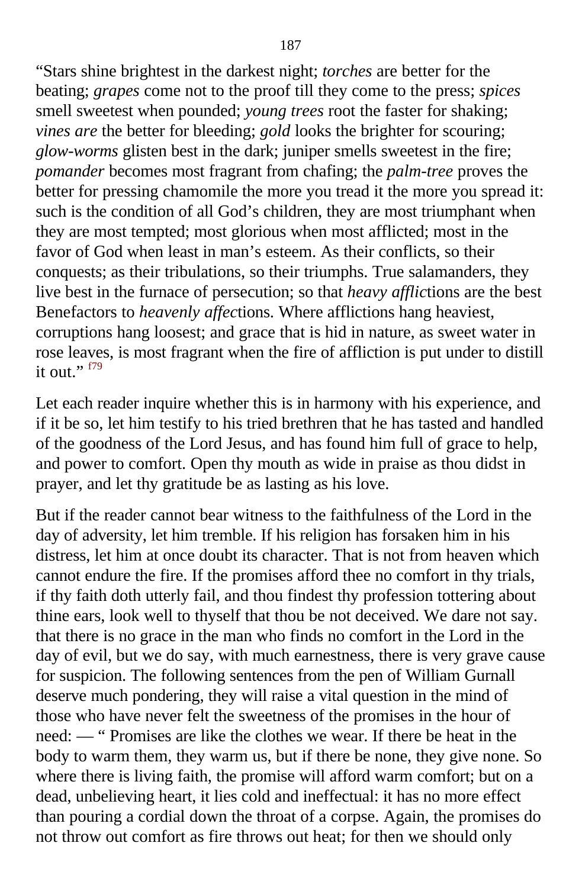"Stars shine brightest in the darkest night; *torches* are better for the beating; *grapes* come not to the proof till they come to the press; *spices* smell sweetest when pounded; *young trees* root the faster for shaking; *vines are* the better for bleeding; *gold* looks the brighter for scouring; *glow-worms* glisten best in the dark; juniper smells sweetest in the fire; *pomander* becomes most fragrant from chafing; the *palm-tree* proves the better for pressing chamomile the more you tread it the more you spread it: such is the condition of all God's children, they are most triumphant when they are most tempted; most glorious when most afflicted; most in the favor of God when least in man's esteem. As their conflicts, so their conquests; as their tribulations, so their triumphs. True salamanders, they live best in the furnace of persecution; so that *heavy afflic*tions are the best Benefactors to *heavenly affec*tions. Where afflictions hang heaviest, corruptions hang loosest; and grace that is hid in nature, as sweet water in rose leaves, is most fragrant when the fire of affliction is put under to distill it out." [f79]

Let each reader inquire whether this is in harmony with his experience, and if it be so, let him testify to his tried brethren that he has tasted and handled of the goodness of the Lord Jesus, and has found him full of grace to help, and power to comfort. Open thy mouth as wide in praise as thou didst in prayer, and let thy gratitude be as lasting as his love.

But if the reader cannot bear witness to the faithfulness of the Lord in the day of adversity, let him tremble. If his religion has forsaken him in his distress, let him at once doubt its character. That is not from heaven which cannot endure the fire. If the promises afford thee no comfort in thy trials, if thy faith doth utterly fail, and thou findest thy profession tottering about thine ears, look well to thyself that thou be not deceived. We dare not say. that there is no grace in the man who finds no comfort in the Lord in the day of evil, but we do say, with much earnestness, there is very grave cause for suspicion. The following sentences from the pen of William Gurnall deserve much pondering, they will raise a vital question in the mind of those who have never felt the sweetness of the promises in the hour of need: — " Promises are like the clothes we wear. If there be heat in the body to warm them, they warm us, but if there be none, they give none. So where there is living faith, the promise will afford warm comfort; but on a dead, unbelieving heart, it lies cold and ineffectual: it has no more effect than pouring a cordial down the throat of a corpse. Again, the promises do not throw out comfort as fire throws out heat; for then we should only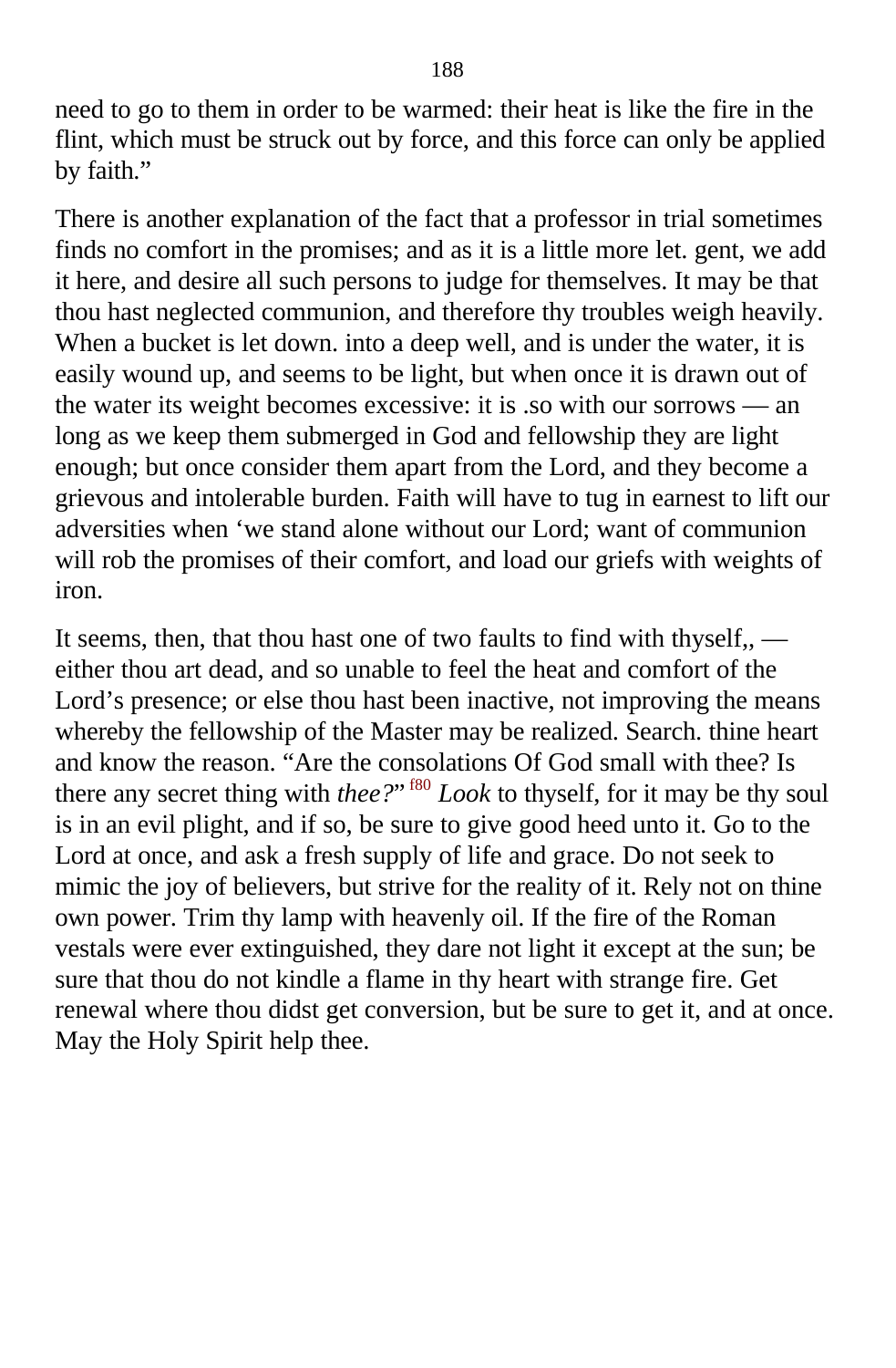need to go to them in order to be warmed: their heat is like the fire in the flint, which must be struck out by force, and this force can only be applied by faith.”

There is another explanation of the fact that a professor in trial sometimes finds no comfort in the promises; and as it is a little more let. gent, we add it here, and desire all such persons to judge for themselves. It may be that thou hast neglected communion, and therefore thy troubles weigh heavily. When a bucket is let down. into a deep well, and is under the water, it is easily wound up, and seems to be light, but when once it is drawn out of the water its weight becomes excessive: it is .so with our sorrows — an long as we keep them submerged in God and fellowship they are light enough; but once consider them apart from the Lord, and they become a grievous and intolerable burden. Faith will have to tug in earnest to lift our adversities when ‘we stand alone without our Lord; want of communion will rob the promises of their comfort, and load our griefs with weights of iron.

It seems, then, that thou hast one of two faults to find with thyself,, — either thou art dead, and so unable to feel the heat and comfort of the Lord’s presence; or else thou hast been inactive, not improving the means whereby the fellowship of the Master may be realized. Search. thine heart and know the reason. “Are the consolations Of God small with thee? Is there any secret thing with *thee?*” [f80] *Look* to thyself, for it may be thy soul is in an evil plight, and if so, be sure to give good heed unto it. Go to the Lord at once, and ask a fresh supply of life and grace. Do not seek to mimic the joy of believers, but strive for the reality of it. Rely not on thine own power. Trim thy lamp with heavenly oil. If the fire of the Roman vestals were ever extinguished, they dare not light it except at the sun; be sure that thou do not kindle a flame in thy heart with strange fire. Get renewal where thou didst get conversion, but be sure to get it, and at once. May the Holy Spirit help thee.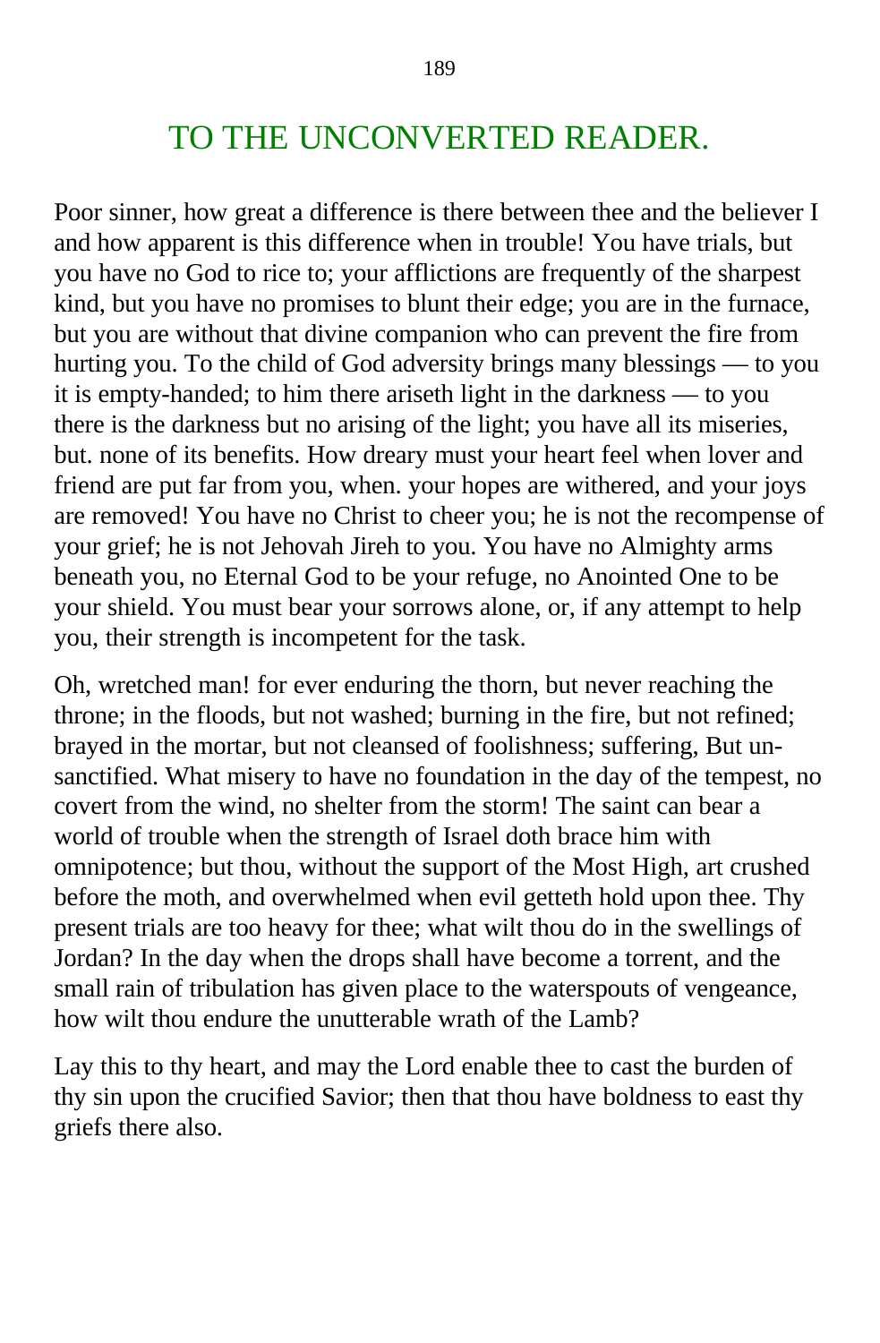# TO THE UNCONVERTED READER.

Poor sinner, how great a difference is there between thee and the believer I and how apparent is this difference when in trouble! You have trials, but you have no God to rice to; your afflictions are frequently of the sharpest kind, but you have no promises to blunt their edge; you are in the furnace, but you are without that divine companion who can prevent the fire from hurting you. To the child of God adversity brings many blessings — to you it is empty-handed; to him there ariseth light in the darkness — to you there is the darkness but no arising of the light; you have all its miseries, but. none of its benefits. How dreary must your heart feel when lover and friend are put far from you, when. your hopes are withered, and your joys are removed! You have no Christ to cheer you; he is not the recompense of your grief; he is not Jehovah Jireh to you. You have no Almighty arms beneath you, no Eternal God to be your refuge, no Anointed One to be your shield. You must bear your sorrows alone, or, if any attempt to help you, their strength is incompetent for the task.

Oh, wretched man! for ever enduring the thorn, but never reaching the throne; in the floods, but not washed; burning in the fire, but not refined; brayed in the mortar, but not cleansed of foolishness; suffering, But un-sanctified. What misery to have no foundation in the day of the tempest, no covert from the wind, no shelter from the storm! The saint can bear a world of trouble when the strength of Israel doth brace him with omnipotence; but thou, without the support of the Most High, art crushed before the moth, and overwhelmed when evil getteth hold upon thee. Thy present trials are too heavy for thee; what wilt thou do in the swellings of Jordan? In the day when the drops shall have become a torrent, and the small rain of tribulation has given place to the waterspouts of vengeance, how wilt thou endure the unutterable wrath of the Lamb?

Lay this to thy heart, and may the Lord enable thee to cast the burden of thy sin upon the crucified Savior; then that thou have boldness to east thy griefs there also.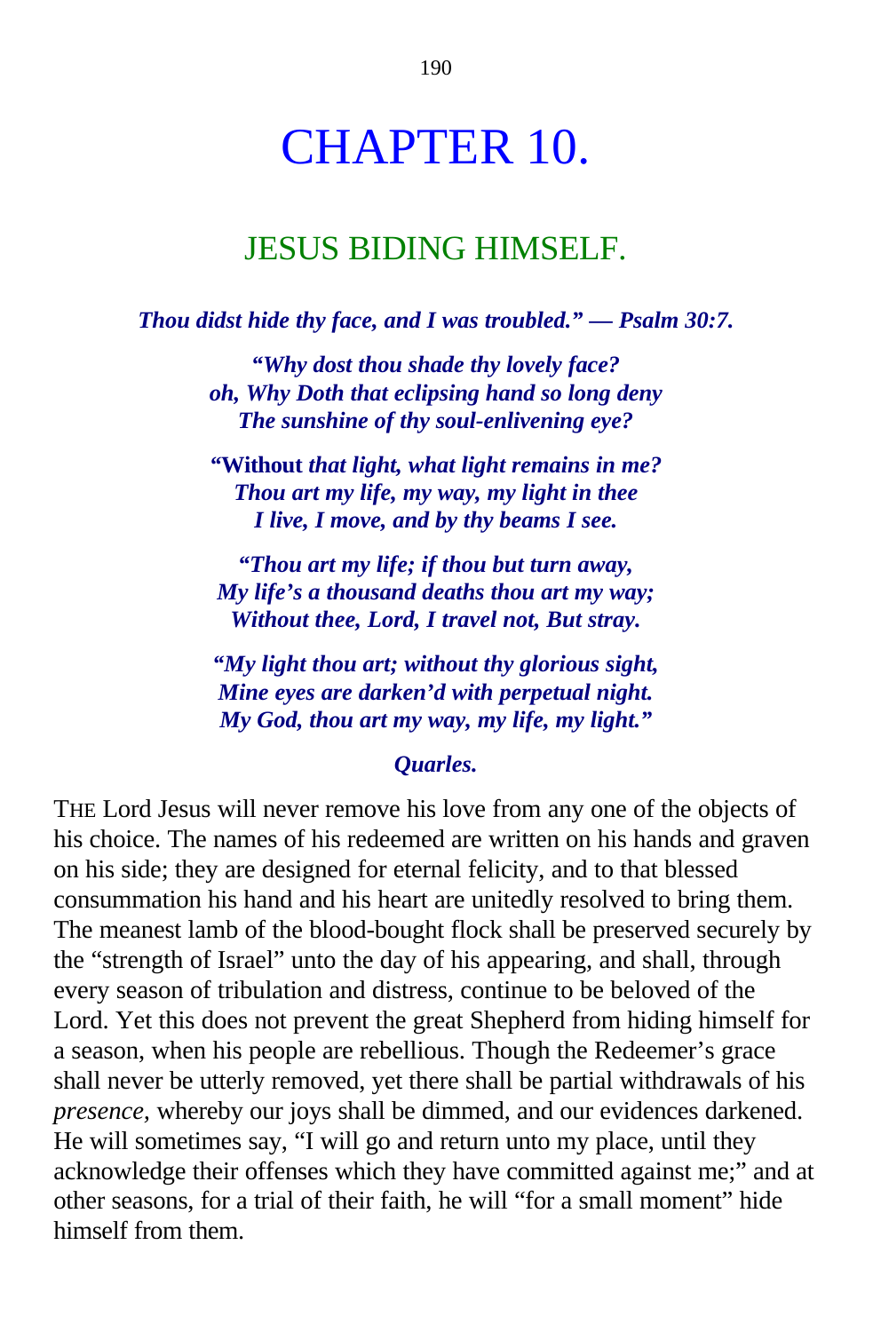# CHAPTER 10.

## JESUS BIDING HIMSELF.

***Thou didst hide thy face, and I was troubled." — Psalm 30:7.***

***"Why dost thou shade thy lovely face?***
***oh, Why Doth that eclipsing hand so long deny***
***The sunshine of thy soul-enlivening eye?***

**"Without *that light, what light remains in me?***
***Thou art my life, my way, my light in thee***
***I live, I move, and by thy beams I see.***

***"Thou art my life; if thou but turn away,***
***My life's a thousand deaths thou art my way;***
***Without thee, Lord, I travel not, But stray.***

***"My light thou art; without thy glorious sight,***
***Mine eyes are darken'd with perpetual night.***
***My God, thou art my way, my life, my light."***

***Quarles.***

THE Lord Jesus will never remove his love from any one of the objects of his choice. The names of his redeemed are written on his hands and graven on his side; they are designed for eternal felicity, and to that blessed consummation his hand and his heart are unitedly resolved to bring them. The meanest lamb of the blood-bought flock shall be preserved securely by the "strength of Israel" unto the day of his appearing, and shall, through every season of tribulation and distress, continue to be beloved of the Lord. Yet this does not prevent the great Shepherd from hiding himself for a season, when his people are rebellious. Though the Redeemer's grace shall never be utterly removed, yet there shall be partial withdrawals of his *presence,* whereby our joys shall be dimmed, and our evidences darkened. He will sometimes say, "I will go and return unto my place, until they acknowledge their offenses which they have committed against me;" and at other seasons, for a trial of their faith, he will "for a small moment" hide himself from them.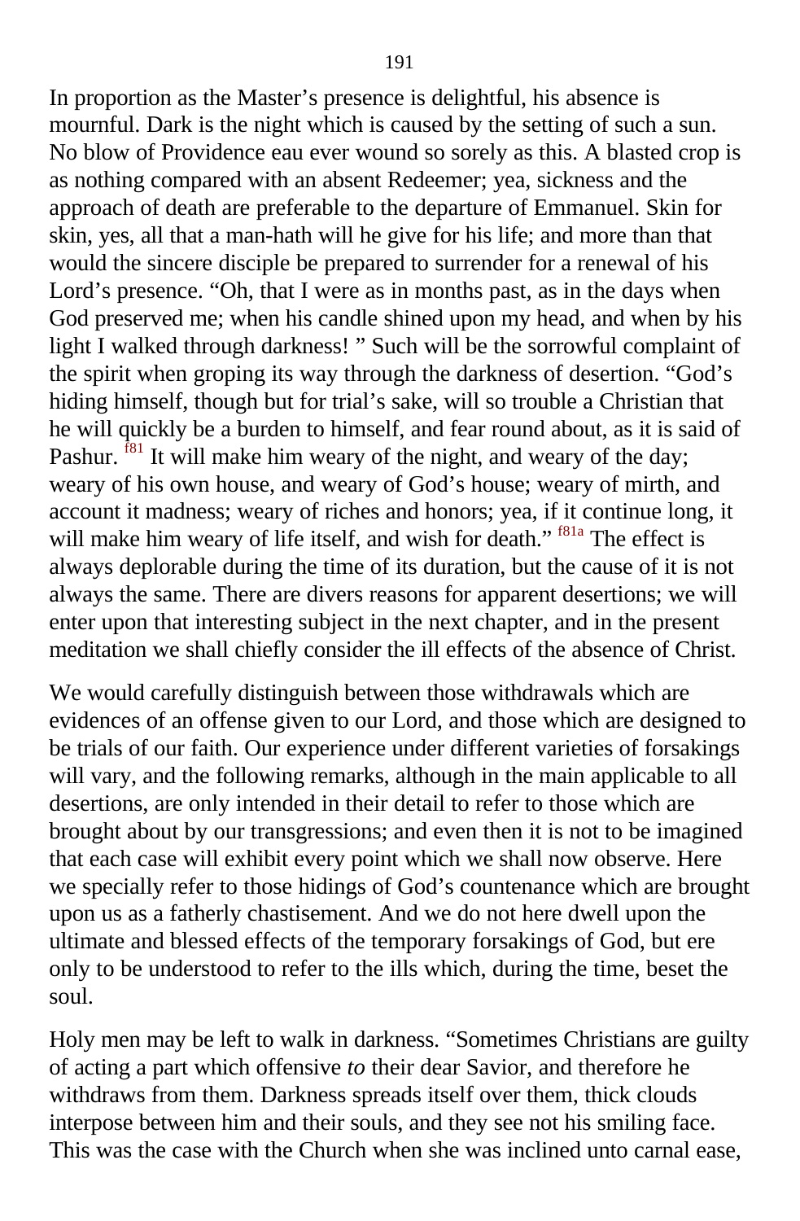In proportion as the Master’s presence is delightful, his absence is mournful. Dark is the night which is caused by the setting of such a sun. No blow of Providence eau ever wound so sorely as this. A blasted crop is as nothing compared with an absent Redeemer; yea, sickness and the approach of death are preferable to the departure of Emmanuel. Skin for skin, yes, all that a man-hath will he give for his life; and more than that would the sincere disciple be prepared to surrender for a renewal of his Lord’s presence. “Oh, that I were as in months past, as in the days when God preserved me; when his candle shined upon my head, and when by his light I walked through darkness! ” Such will be the sorrowful complaint of the spirit when groping its way through the darkness of desertion. “God’s hiding himself, though but for trial’s sake, will so trouble a Christian that he will quickly be a burden to himself, and fear round about, as it is said of Pashur. [f81] It will make him weary of the night, and weary of the day; weary of his own house, and weary of God’s house; weary of mirth, and account it madness; weary of riches and honors; yea, if it continue long, it will make him weary of life itself, and wish for death.” [f81a] The effect is always deplorable during the time of its duration, but the cause of it is not always the same. There are divers reasons for apparent desertions; we will enter upon that interesting subject in the next chapter, and in the present meditation we shall chiefly consider the ill effects of the absence of Christ.

We would carefully distinguish between those withdrawals which are evidences of an offense given to our Lord, and those which are designed to be trials of our faith. Our experience under different varieties of forsakings will vary, and the following remarks, although in the main applicable to all desertions, are only intended in their detail to refer to those which are brought about by our transgressions; and even then it is not to be imagined that each case will exhibit every point which we shall now observe. Here we specially refer to those hidings of God’s countenance which are brought upon us as a fatherly chastisement. And we do not here dwell upon the ultimate and blessed effects of the temporary forsakings of God, but ere only to be understood to refer to the ills which, during the time, beset the soul.

Holy men may be left to walk in darkness. “Sometimes Christians are guilty of acting a part which offensive *to* their dear Savior, and therefore he withdraws from them. Darkness spreads itself over them, thick clouds interpose between him and their souls, and they see not his smiling face. This was the case with the Church when she was inclined unto carnal ease,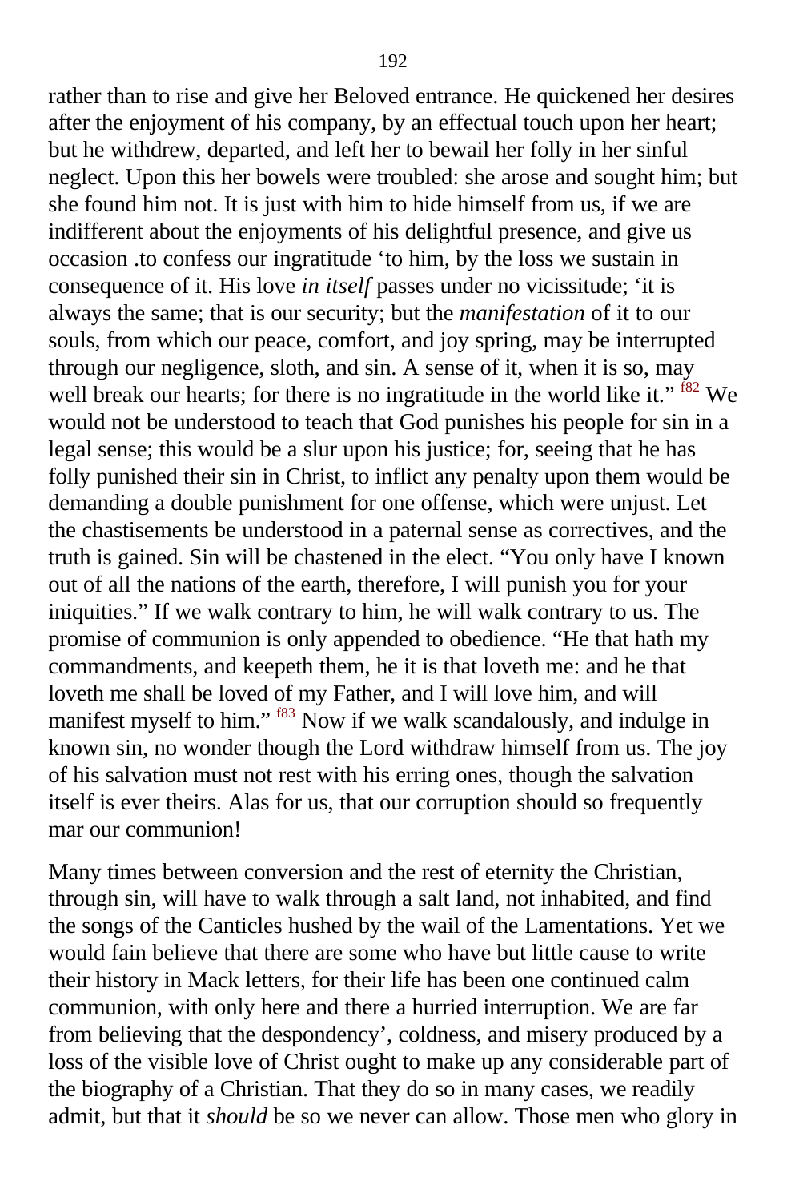rather than to rise and give her Beloved entrance. He quickened her desires after the enjoyment of his company, by an effectual touch upon her heart; but he withdrew, departed, and left her to bewail her folly in her sinful neglect. Upon this her bowels were troubled: she arose and sought him; but she found him not. It is just with him to hide himself from us, if we are indifferent about the enjoyments of his delightful presence, and give us occasion .to confess our ingratitude ‘to him, by the loss we sustain in consequence of it. His love *in itself* passes under no vicissitude; ‘it is always the same; that is our security; but the *manifestation* of it to our souls, from which our peace, comfort, and joy spring, may be interrupted through our negligence, sloth, and sin. A sense of it, when it is so, may well break our hearts; for there is no ingratitude in the world like it.” [f82] We would not be understood to teach that God punishes his people for sin in a legal sense; this would be a slur upon his justice; for, seeing that he has folly punished their sin in Christ, to inflict any penalty upon them would be demanding a double punishment for one offense, which were unjust. Let the chastisements be understood in a paternal sense as correctives, and the truth is gained. Sin will be chastened in the elect. “You only have I known out of all the nations of the earth, therefore, I will punish you for your iniquities.” If we walk contrary to him, he will walk contrary to us. The promise of communion is only appended to obedience. “He that hath my commandments, and keepeth them, he it is that loveth me: and he that loveth me shall be loved of my Father, and I will love him, and will manifest myself to him.” [f83] Now if we walk scandalously, and indulge in known sin, no wonder though the Lord withdraw himself from us. The joy of his salvation must not rest with his erring ones, though the salvation itself is ever theirs. Alas for us, that our corruption should so frequently mar our communion!

Many times between conversion and the rest of eternity the Christian, through sin, will have to walk through a salt land, not inhabited, and find the songs of the Canticles hushed by the wail of the Lamentations. Yet we would fain believe that there are some who have but little cause to write their history in Mack letters, for their life has been one continued calm communion, with only here and there a hurried interruption. We are far from believing that the despondency’, coldness, and misery produced by a loss of the visible love of Christ ought to make up any considerable part of the biography of a Christian. That they do so in many cases, we readily admit, but that it *should* be so we never can allow. Those men who glory in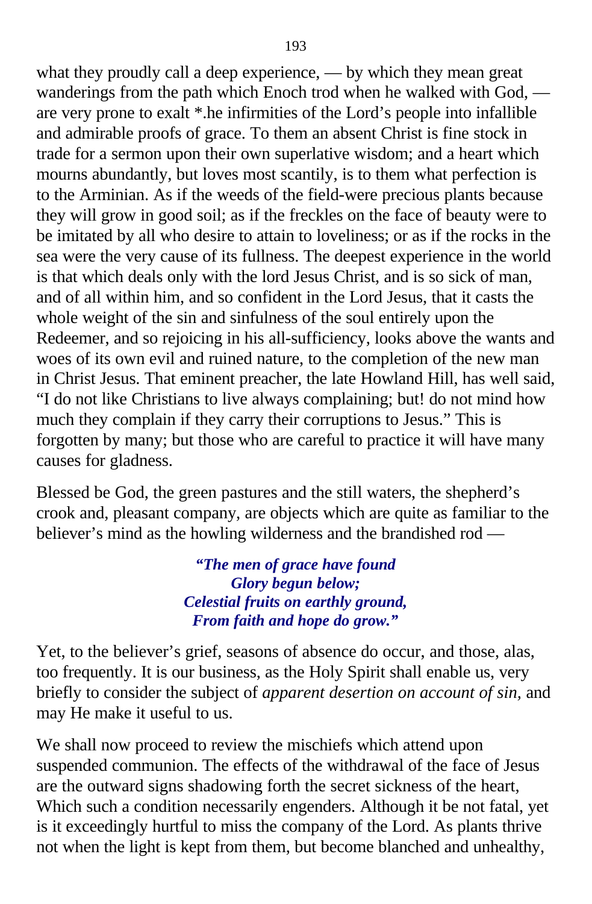what they proudly call a deep experience, — by which they mean great wanderings from the path which Enoch trod when he walked with God, — are very prone to exalt *.he infirmities of the Lord's people into infallible and admirable proofs of grace. To them an absent Christ is fine stock in trade for a sermon upon their own superlative wisdom; and a heart which mourns abundantly, but loves most scantily, is to them what perfection is to the Arminian. As if the weeds of the field-were precious plants because they will grow in good soil; as if the freckles on the face of beauty were to be imitated by all who desire to attain to loveliness; or as if the rocks in the sea were the very cause of its fullness. The deepest experience in the world is that which deals only with the lord Jesus Christ, and is so sick of man, and of all within him, and so confident in the Lord Jesus, that it casts the whole weight of the sin and sinfulness of the soul entirely upon the Redeemer, and so rejoicing in his all-sufficiency, looks above the wants and woes of its own evil and ruined nature, to the completion of the new man in Christ Jesus. That eminent preacher, the late Howland Hill, has well said, "I do not like Christians to live always complaining; but! do not mind how much they complain if they carry their corruptions to Jesus." This is forgotten by many; but those who are careful to practice it will have many causes for gladness.

Blessed be God, the green pastures and the still waters, the shepherd's crook and, pleasant company, are objects which are quite as familiar to the believer's mind as the howling wilderness and the brandished rod —

***"The men of grace have found***
***Glory begun below;***
***Celestial fruits on earthly ground,***
***From faith and hope do grow."***

Yet, to the believer's grief, seasons of absence do occur, and those, alas, too frequently. It is our business, as the Holy Spirit shall enable us, very briefly to consider the subject of *apparent desertion on account of sin,* and may He make it useful to us.

We shall now proceed to review the mischiefs which attend upon suspended communion. The effects of the withdrawal of the face of Jesus are the outward signs shadowing forth the secret sickness of the heart, Which such a condition necessarily engenders. Although it be not fatal, yet is it exceedingly hurtful to miss the company of the Lord. As plants thrive not when the light is kept from them, but become blanched and unhealthy,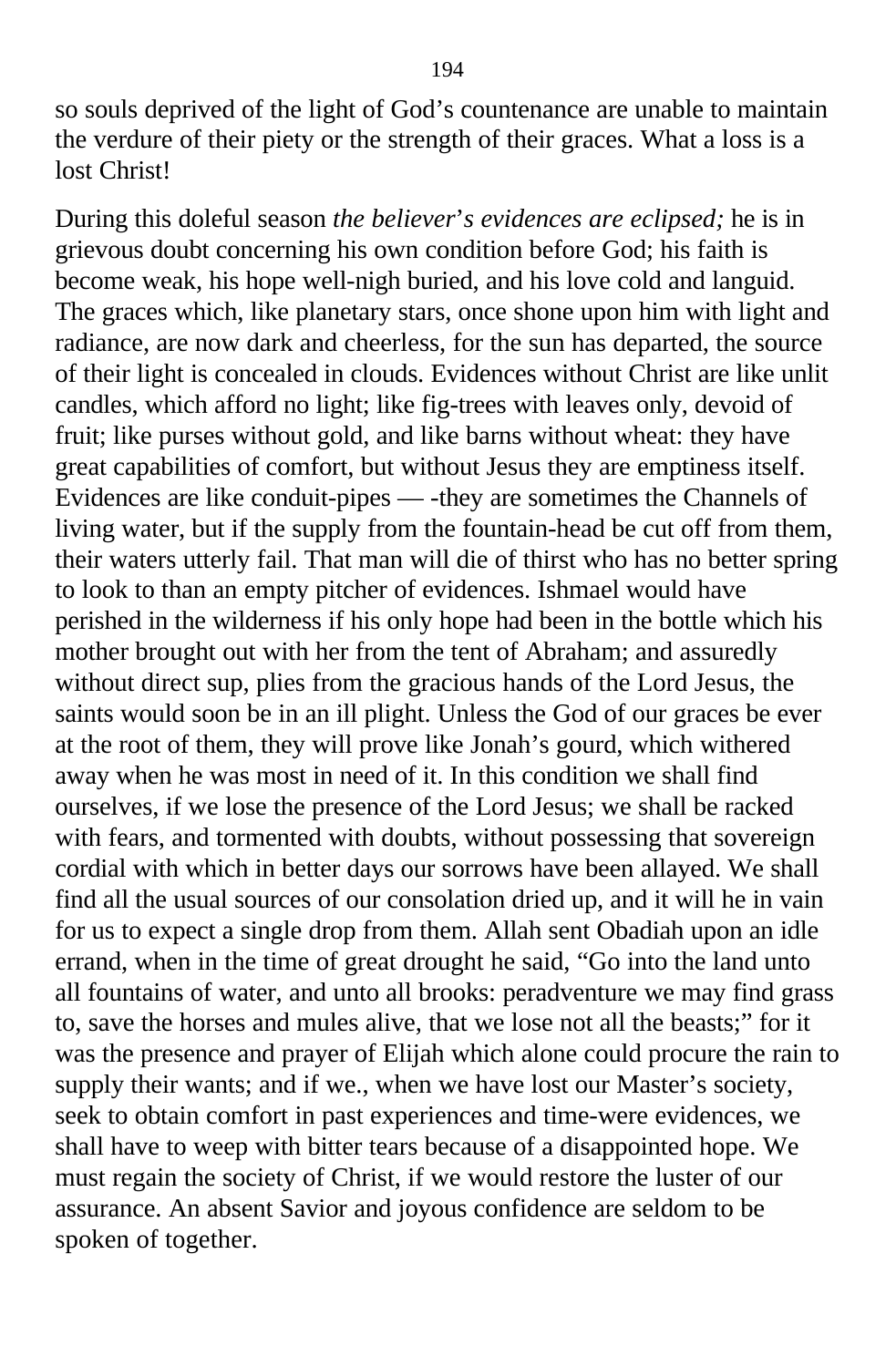so souls deprived of the light of God's countenance are unable to maintain the verdure of their piety or the strength of their graces. What a loss is a lost Christ!

During this doleful season *the believer's evidences are eclipsed;* he is in grievous doubt concerning his own condition before God; his faith is become weak, his hope well-nigh buried, and his love cold and languid. The graces which, like planetary stars, once shone upon him with light and radiance, are now dark and cheerless, for the sun has departed, the source of their light is concealed in clouds. Evidences without Christ are like unlit candles, which afford no light; like fig-trees with leaves only, devoid of fruit; like purses without gold, and like barns without wheat: they have great capabilities of comfort, but without Jesus they are emptiness itself. Evidences are like conduit-pipes — -they are sometimes the Channels of living water, but if the supply from the fountain-head be cut off from them, their waters utterly fail. That man will die of thirst who has no better spring to look to than an empty pitcher of evidences. Ishmael would have perished in the wilderness if his only hope had been in the bottle which his mother brought out with her from the tent of Abraham; and assuredly without direct sup, plies from the gracious hands of the Lord Jesus, the saints would soon be in an ill plight. Unless the God of our graces be ever at the root of them, they will prove like Jonah's gourd, which withered away when he was most in need of it. In this condition we shall find ourselves, if we lose the presence of the Lord Jesus; we shall be racked with fears, and tormented with doubts, without possessing that sovereign cordial with which in better days our sorrows have been allayed. We shall find all the usual sources of our consolation dried up, and it will he in vain for us to expect a single drop from them. Allah sent Obadiah upon an idle errand, when in the time of great drought he said, "Go into the land unto all fountains of water, and unto all brooks: peradventure we may find grass to, save the horses and mules alive, that we lose not all the beasts;" for it was the presence and prayer of Elijah which alone could procure the rain to supply their wants; and if we., when we have lost our Master's society, seek to obtain comfort in past experiences and time-were evidences, we shall have to weep with bitter tears because of a disappointed hope. We must regain the society of Christ, if we would restore the luster of our assurance. An absent Savior and joyous confidence are seldom to be spoken of together.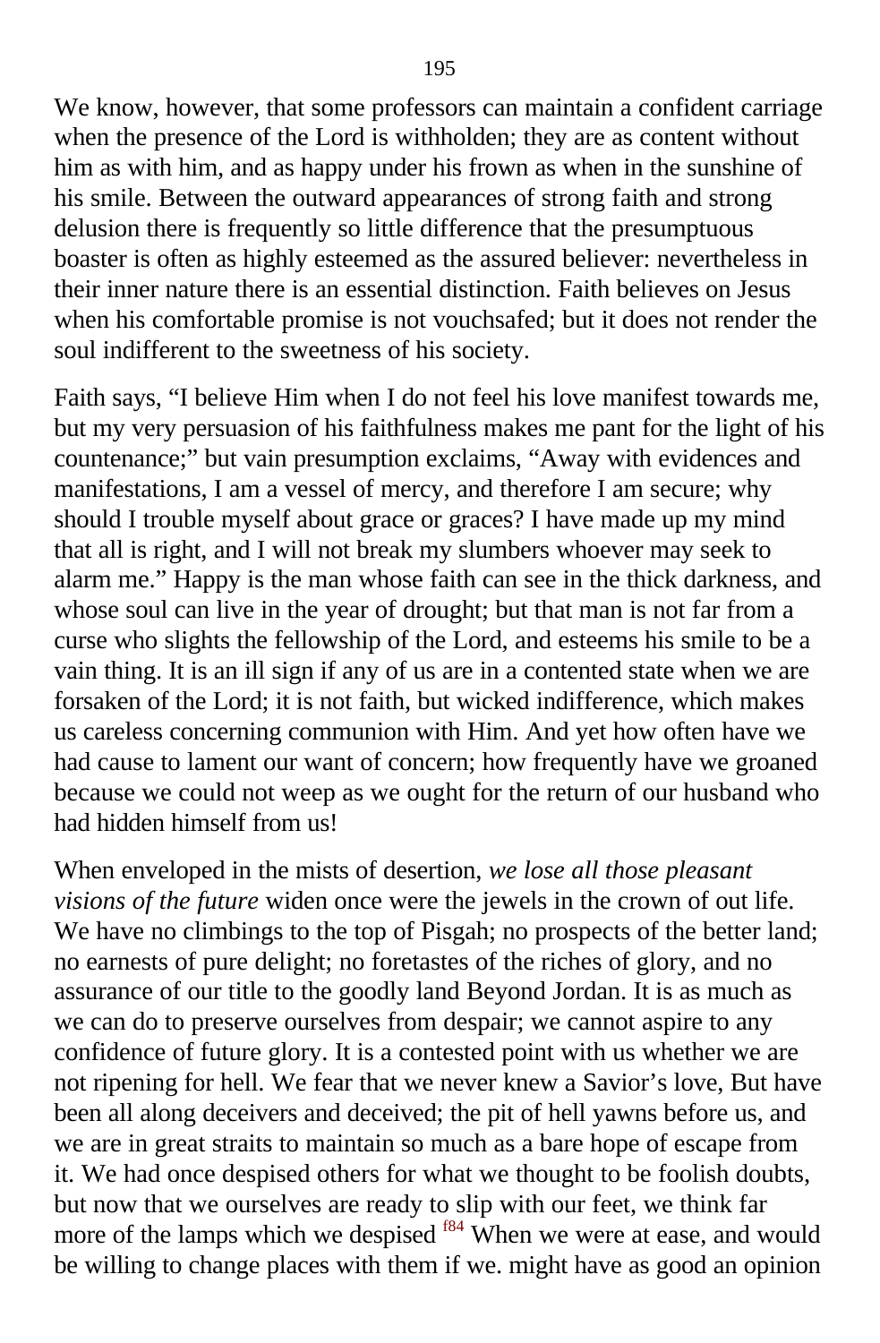We know, however, that some professors can maintain a confident carriage when the presence of the Lord is withholden; they are as content without him as with him, and as happy under his frown as when in the sunshine of his smile. Between the outward appearances of strong faith and strong delusion there is frequently so little difference that the presumptuous boaster is often as highly esteemed as the assured believer: nevertheless in their inner nature there is an essential distinction. Faith believes on Jesus when his comfortable promise is not vouchsafed; but it does not render the soul indifferent to the sweetness of his society.

Faith says, "I believe Him when I do not feel his love manifest towards me, but my very persuasion of his faithfulness makes me pant for the light of his countenance;" but vain presumption exclaims, "Away with evidences and manifestations, I am a vessel of mercy, and therefore I am secure; why should I trouble myself about grace or graces? I have made up my mind that all is right, and I will not break my slumbers whoever may seek to alarm me." Happy is the man whose faith can see in the thick darkness, and whose soul can live in the year of drought; but that man is not far from a curse who slights the fellowship of the Lord, and esteems his smile to be a vain thing. It is an ill sign if any of us are in a contented state when we are forsaken of the Lord; it is not faith, but wicked indifference, which makes us careless concerning communion with Him. And yet how often have we had cause to lament our want of concern; how frequently have we groaned because we could not weep as we ought for the return of our husband who had hidden himself from us!

When enveloped in the mists of desertion, *we lose all those pleasant visions of the future* widen once were the jewels in the crown of out life. We have no climbings to the top of Pisgah; no prospects of the better land; no earnests of pure delight; no foretastes of the riches of glory, and no assurance of our title to the goodly land Beyond Jordan. It is as much as we can do to preserve ourselves from despair; we cannot aspire to any confidence of future glory. It is a contested point with us whether we are not ripening for hell. We fear that we never knew a Savior's love, But have been all along deceivers and deceived; the pit of hell yawns before us, and we are in great straits to maintain so much as a bare hope of escape from it. We had once despised others for what we thought to be foolish doubts, but now that we ourselves are ready to slip with our feet, we think far more of the lamps which we despised [f84] When we were at ease, and would be willing to change places with them if we. might have as good an opinion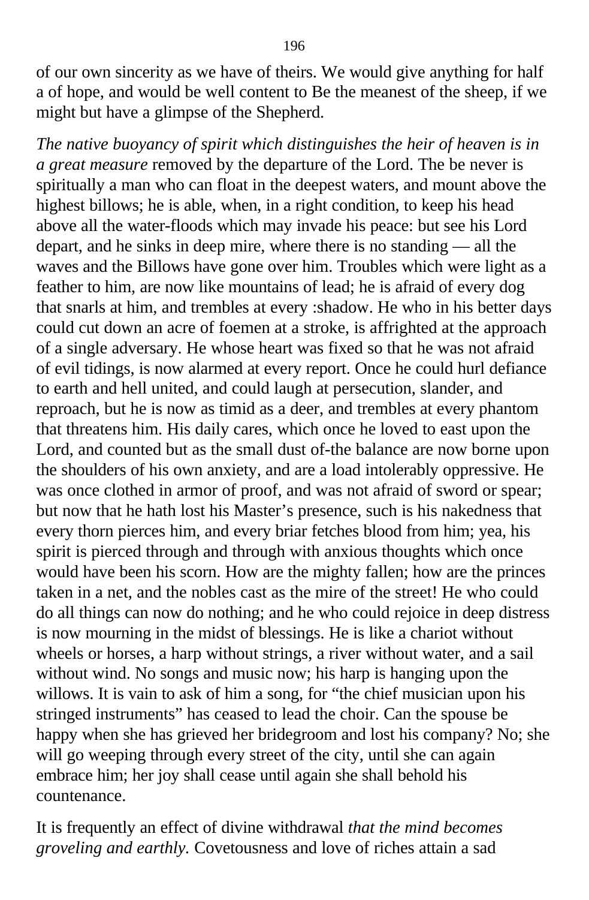of our own sincerity as we have of theirs. We would give anything for half a of hope, and would be well content to Be the meanest of the sheep, if we might but have a glimpse of the Shepherd.

*The native buoyancy of spirit which distinguishes the heir of heaven is in a great measure* removed by the departure of the Lord. The be never is spiritually a man who can float in the deepest waters, and mount above the highest billows; he is able, when, in a right condition, to keep his head above all the water-floods which may invade his peace: but see his Lord depart, and he sinks in deep mire, where there is no standing — all the waves and the Billows have gone over him. Troubles which were light as a feather to him, are now like mountains of lead; he is afraid of every dog that snarls at him, and trembles at every :shadow. He who in his better days could cut down an acre of foemen at a stroke, is affrighted at the approach of a single adversary. He whose heart was fixed so that he was not afraid of evil tidings, is now alarmed at every report. Once he could hurl defiance to earth and hell united, and could laugh at persecution, slander, and reproach, but he is now as timid as a deer, and trembles at every phantom that threatens him. His daily cares, which once he loved to east upon the Lord, and counted but as the small dust of-the balance are now borne upon the shoulders of his own anxiety, and are a load intolerably oppressive. He was once clothed in armor of proof, and was not afraid of sword or spear; but now that he hath lost his Master's presence, such is his nakedness that every thorn pierces him, and every briar fetches blood from him; yea, his spirit is pierced through and through with anxious thoughts which once would have been his scorn. How are the mighty fallen; how are the princes taken in a net, and the nobles cast as the mire of the street! He who could do all things can now do nothing; and he who could rejoice in deep distress is now mourning in the midst of blessings. He is like a chariot without wheels or horses, a harp without strings, a river without water, and a sail without wind. No songs and music now; his harp is hanging upon the willows. It is vain to ask of him a song, for "the chief musician upon his stringed instruments" has ceased to lead the choir. Can the spouse be happy when she has grieved her bridegroom and lost his company? No; she will go weeping through every street of the city, until she can again embrace him; her joy shall cease until again she shall behold his countenance.

It is frequently an effect of divine withdrawal *that the mind becomes groveling and earthly.* Covetousness and love of riches attain a sad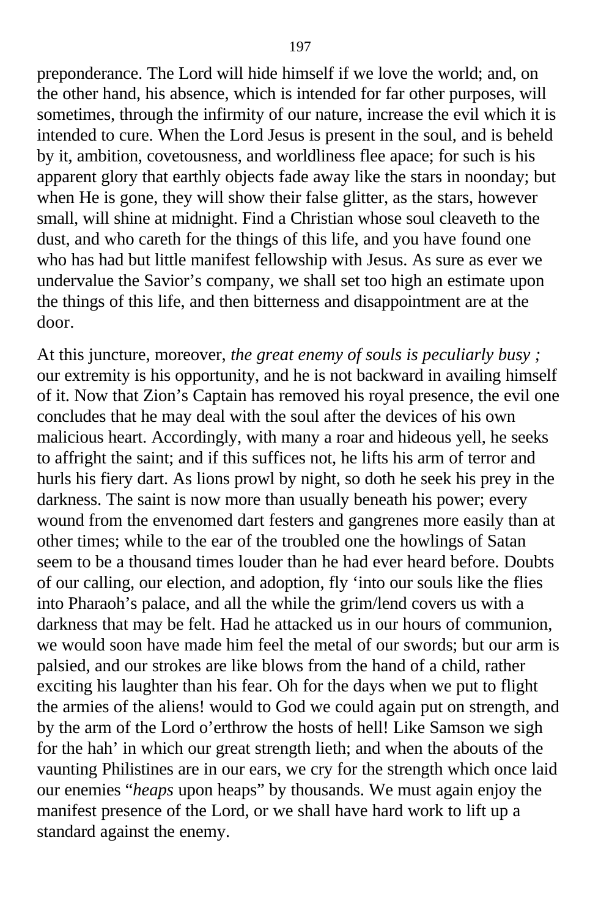preponderance. The Lord will hide himself if we love the world; and, on the other hand, his absence, which is intended for far other purposes, will sometimes, through the infirmity of our nature, increase the evil which it is intended to cure. When the Lord Jesus is present in the soul, and is beheld by it, ambition, covetousness, and worldliness flee apace; for such is his apparent glory that earthly objects fade away like the stars in noonday; but when He is gone, they will show their false glitter, as the stars, however small, will shine at midnight. Find a Christian whose soul cleaveth to the dust, and who careth for the things of this life, and you have found one who has had but little manifest fellowship with Jesus. As sure as ever we undervalue the Savior's company, we shall set too high an estimate upon the things of this life, and then bitterness and disappointment are at the door.

At this juncture, moreover, *the great enemy of souls is peculiarly busy ;* our extremity is his opportunity, and he is not backward in availing himself of it. Now that Zion's Captain has removed his royal presence, the evil one concludes that he may deal with the soul after the devices of his own malicious heart. Accordingly, with many a roar and hideous yell, he seeks to affright the saint; and if this suffices not, he lifts his arm of terror and hurls his fiery dart. As lions prowl by night, so doth he seek his prey in the darkness. The saint is now more than usually beneath his power; every wound from the envenomed dart festers and gangrenes more easily than at other times; while to the ear of the troubled one the howlings of Satan seem to be a thousand times louder than he had ever heard before. Doubts of our calling, our election, and adoption, fly 'into our souls like the flies into Pharaoh's palace, and all the while the grim/lend covers us with a darkness that may be felt. Had he attacked us in our hours of communion, we would soon have made him feel the metal of our swords; but our arm is palsied, and our strokes are like blows from the hand of a child, rather exciting his laughter than his fear. Oh for the days when we put to flight the armies of the aliens! would to God we could again put on strength, and by the arm of the Lord o'erthrow the hosts of hell! Like Samson we sigh for the hah' in which our great strength lieth; and when the abouts of the vaunting Philistines are in our ears, we cry for the strength which once laid our enemies "*heaps* upon heaps" by thousands. We must again enjoy the manifest presence of the Lord, or we shall have hard work to lift up a standard against the enemy.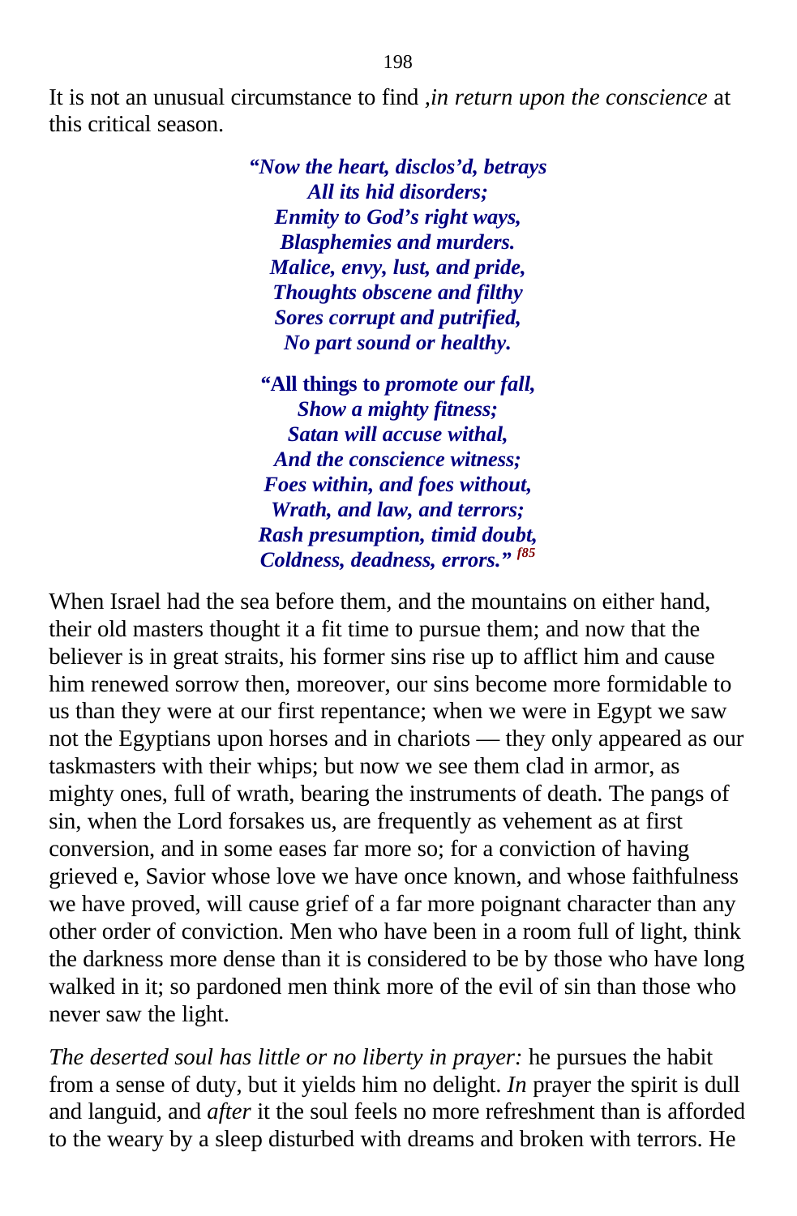It is not an unusual circumstance to find *,in return upon the conscience* at this critical season.

> ***"Now the heart, disclos'd, betrays***
> ***All its hid disorders;***
> ***Enmity to God's right ways,***
> ***Blasphemies and murders.***
> ***Malice, envy, lust, and pride,***
> ***Thoughts obscene and filthy***
> ***Sores corrupt and putrified,***
> ***No part sound or healthy.***
>
> **"All things to *promote our fall,***
> ***Show a mighty fitness;***
> ***Satan will accuse withal,***
> ***And the conscience witness;***
> ***Foes within, and foes without,***
> ***Wrath, and law, and terrors;***
> ***Rash presumption, timid doubt,***
> ***Coldness, deadness, errors."*** [f85]

When Israel had the sea before them, and the mountains on either hand, their old masters thought it a fit time to pursue them; and now that the believer is in great straits, his former sins rise up to afflict him and cause him renewed sorrow then, moreover, our sins become more formidable to us than they were at our first repentance; when we were in Egypt we saw not the Egyptians upon horses and in chariots — they only appeared as our taskmasters with their whips; but now we see them clad in armor, as mighty ones, full of wrath, bearing the instruments of death. The pangs of sin, when the Lord forsakes us, are frequently as vehement as at first conversion, and in some eases far more so; for a conviction of having grieved e, Savior whose love we have once known, and whose faithfulness we have proved, will cause grief of a far more poignant character than any other order of conviction. Men who have been in a room full of light, think the darkness more dense than it is considered to be by those who have long walked in it; so pardoned men think more of the evil of sin than those who never saw the light.

*The deserted soul has little or no liberty in prayer:* he pursues the habit from a sense of duty, but it yields him no delight. *In* prayer the spirit is dull and languid, and *after* it the soul feels no more refreshment than is afforded to the weary by a sleep disturbed with dreams and broken with terrors. He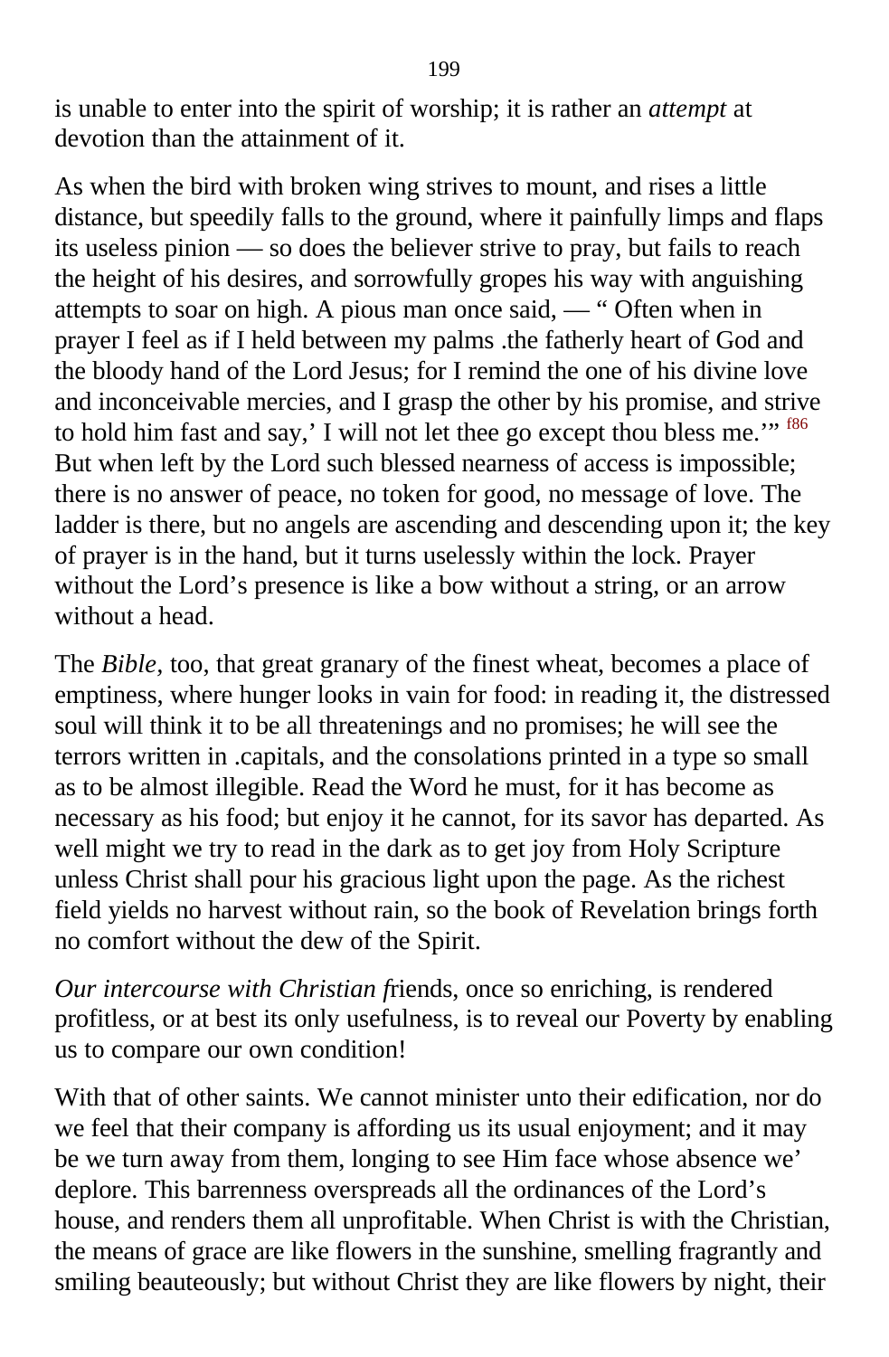is unable to enter into the spirit of worship; it is rather an *attempt* at devotion than the attainment of it.

As when the bird with broken wing strives to mount, and rises a little distance, but speedily falls to the ground, where it painfully limps and flaps its useless pinion — so does the believer strive to pray, but fails to reach the height of his desires, and sorrowfully gropes his way with anguishing attempts to soar on high. A pious man once said, — " Often when in prayer I feel as if I held between my palms .the fatherly heart of God and the bloody hand of the Lord Jesus; for I remind the one of his divine love and inconceivable mercies, and I grasp the other by his promise, and strive to hold him fast and say,' I will not let thee go except thou bless me.'" [f86] But when left by the Lord such blessed nearness of access is impossible; there is no answer of peace, no token for good, no message of love. The ladder is there, but no angels are ascending and descending upon it; the key of prayer is in the hand, but it turns uselessly within the lock. Prayer without the Lord's presence is like a bow without a string, or an arrow without a head.

The *Bible,* too, that great granary of the finest wheat, becomes a place of emptiness, where hunger looks in vain for food: in reading it, the distressed soul will think it to be all threatenings and no promises; he will see the terrors written in .capitals, and the consolations printed in a type so small as to be almost illegible. Read the Word he must, for it has become as necessary as his food; but enjoy it he cannot, for its savor has departed. As well might we try to read in the dark as to get joy from Holy Scripture unless Christ shall pour his gracious light upon the page. As the richest field yields no harvest without rain, so the book of Revelation brings forth no comfort without the dew of the Spirit.

*Our intercourse with Christian f*riends, once so enriching, is rendered profitless, or at best its only usefulness, is to reveal our Poverty by enabling us to compare our own condition!

With that of other saints. We cannot minister unto their edification, nor do we feel that their company is affording us its usual enjoyment; and it may be we turn away from them, longing to see Him face whose absence we' deplore. This barrenness overspreads all the ordinances of the Lord's house, and renders them all unprofitable. When Christ is with the Christian, the means of grace are like flowers in the sunshine, smelling fragrantly and smiling beauteously; but without Christ they are like flowers by night, their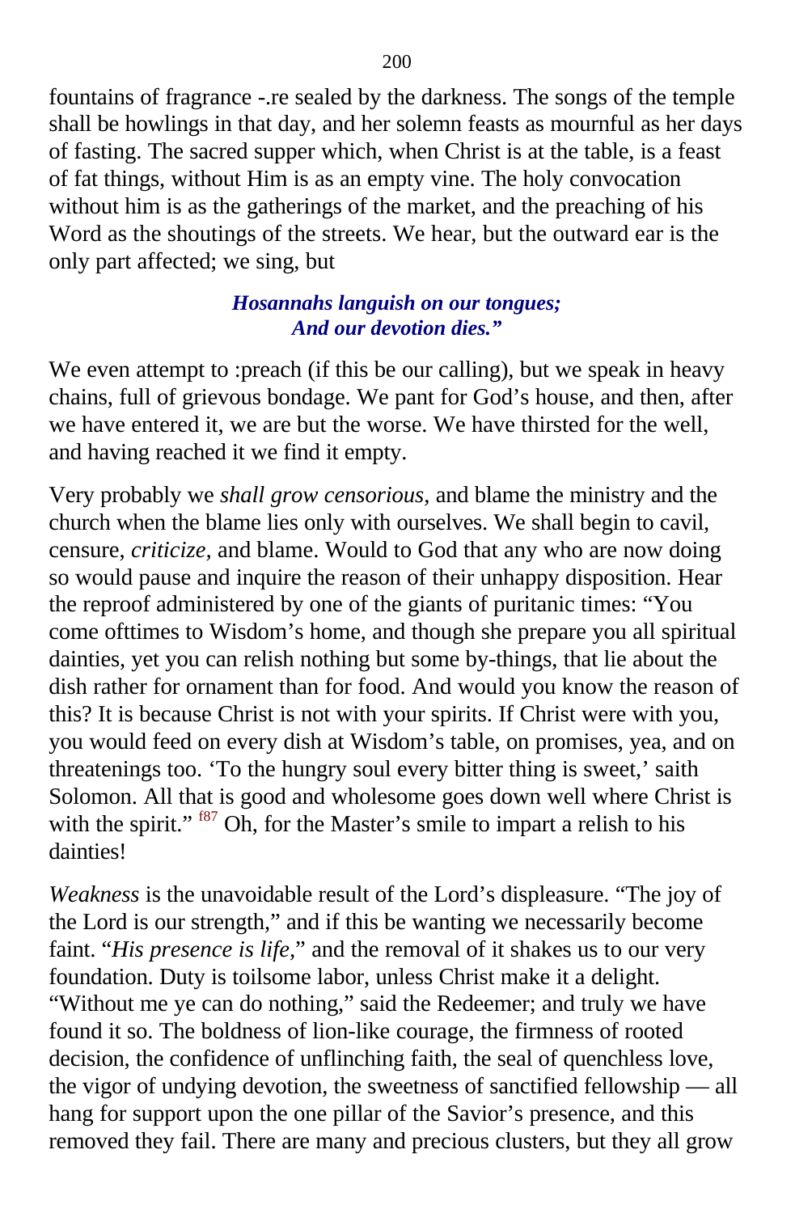fountains of fragrance -.re sealed by the darkness. The songs of the temple shall be howlings in that day, and her solemn feasts as mournful as her days of fasting. The sacred supper which, when Christ is at the table, is a feast of fat things, without Him is as an empty vine. The holy convocation without him is as the gatherings of the market, and the preaching of his Word as the shoutings of the streets. We hear, but the outward ear is the only part affected; we sing, but

> ***Hosannahs languish on our tongues;***
> ***And our devotion dies."***

We even attempt to :preach (if this be our calling), but we speak in heavy chains, full of grievous bondage. We pant for God's house, and then, after we have entered it, we are but the worse. We have thirsted for the well, and having reached it we find it empty.

Very probably we *shall grow censorious,* and blame the ministry and the church when the blame lies only with ourselves. We shall begin to cavil, censure, *criticize,* and blame. Would to God that any who are now doing so would pause and inquire the reason of their unhappy disposition. Hear the reproof administered by one of the giants of puritanic times: "You come ofttimes to Wisdom's home, and though she prepare you all spiritual dainties, yet you can relish nothing but some by-things, that lie about the dish rather for ornament than for food. And would you know the reason of this? It is because Christ is not with your spirits. If Christ were with you, you would feed on every dish at Wisdom's table, on promises, yea, and on threatenings too. 'To the hungry soul every bitter thing is sweet,' saith Solomon. All that is good and wholesome goes down well where Christ is with the spirit." [f87] Oh, for the Master's smile to impart a relish to his dainties!

*Weakness* is the unavoidable result of the Lord's displeasure. "The joy of the Lord is our strength," and if this be wanting we necessarily become faint. "*His presence is life,*" and the removal of it shakes us to our very foundation. Duty is toilsome labor, unless Christ make it a delight. "Without me ye can do nothing," said the Redeemer; and truly we have found it so. The boldness of lion-like courage, the firmness of rooted decision, the confidence of unflinching faith, the seal of quenchless love, the vigor of undying devotion, the sweetness of sanctified fellowship — all hang for support upon the one pillar of the Savior's presence, and this removed they fail. There are many and precious clusters, but they all grow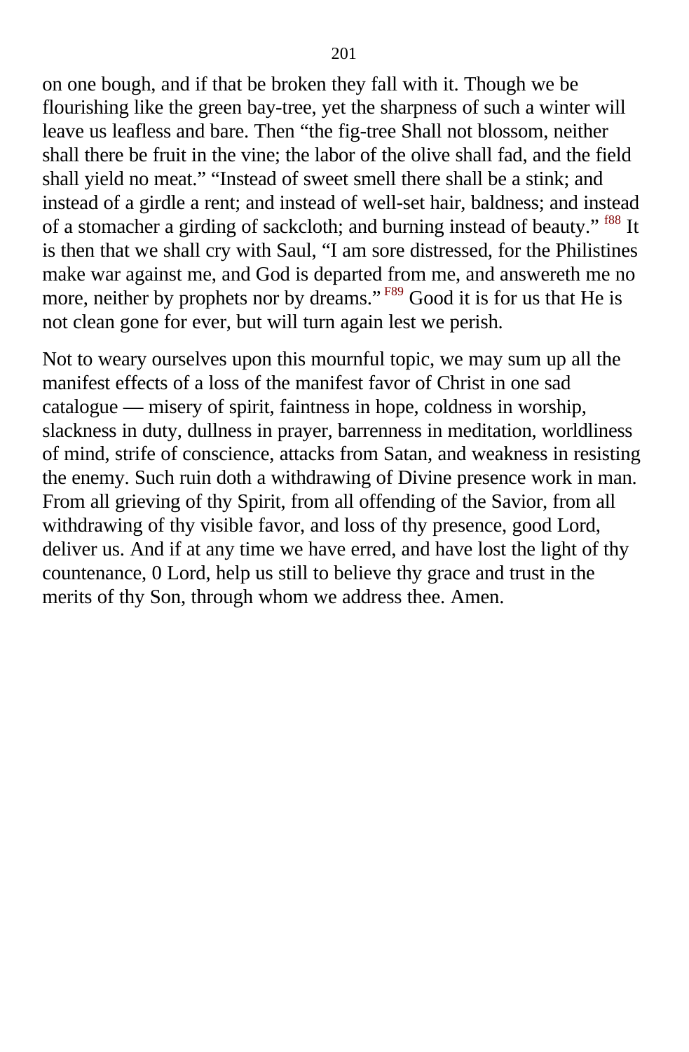on one bough, and if that be broken they fall with it. Though we be flourishing like the green bay-tree, yet the sharpness of such a winter will leave us leafless and bare. Then “the fig-tree Shall not blossom, neither shall there be fruit in the vine; the labor of the olive shall fad, and the field shall yield no meat.” “Instead of sweet smell there shall be a stink; and instead of a girdle a rent; and instead of well-set hair, baldness; and instead of a stomacher a girding of sackcloth; and burning instead of beauty.” [f88] It is then that we shall cry with Saul, “I am sore distressed, for the Philistines make war against me, and God is departed from me, and answereth me no more, neither by prophets nor by dreams.” [F89] Good it is for us that He is not clean gone for ever, but will turn again lest we perish.

Not to weary ourselves upon this mournful topic, we may sum up all the manifest effects of a loss of the manifest favor of Christ in one sad catalogue — misery of spirit, faintness in hope, coldness in worship, slackness in duty, dullness in prayer, barrenness in meditation, worldliness of mind, strife of conscience, attacks from Satan, and weakness in resisting the enemy. Such ruin doth a withdrawing of Divine presence work in man. From all grieving of thy Spirit, from all offending of the Savior, from all withdrawing of thy visible favor, and loss of thy presence, good Lord, deliver us. And if at any time we have erred, and have lost the light of thy countenance, 0 Lord, help us still to believe thy grace and trust in the merits of thy Son, through whom we address thee. Amen.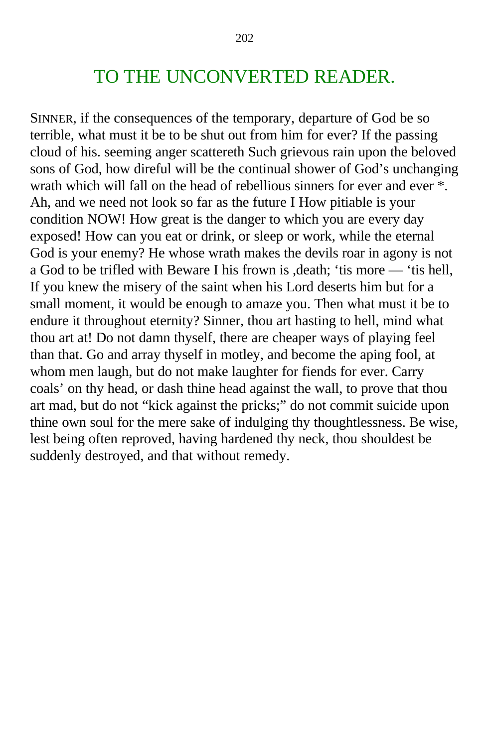# TO THE UNCONVERTED READER.

SINNER, if the consequences of the temporary, departure of God be so terrible, what must it be to be shut out from him for ever? If the passing cloud of his. seeming anger scattereth Such grievous rain upon the beloved sons of God, how direful will be the continual shower of God's unchanging wrath which will fall on the head of rebellious sinners for ever and ever *. Ah, and we need not look so far as the future I How pitiable is your condition NOW! How great is the danger to which you are every day exposed! How can you eat or drink, or sleep or work, while the eternal God is your enemy? He whose wrath makes the devils roar in agony is not a God to be trifled with Beware I his frown is ,death; 'tis more — 'tis hell, If you knew the misery of the saint when his Lord deserts him but for a small moment, it would be enough to amaze you. Then what must it be to endure it throughout eternity? Sinner, thou art hasting to hell, mind what thou art at! Do not damn thyself, there are cheaper ways of playing feel than that. Go and array thyself in motley, and become the aping fool, at whom men laugh, but do not make laughter for fiends for ever. Carry coals' on thy head, or dash thine head against the wall, to prove that thou art mad, but do not "kick against the pricks;" do not commit suicide upon thine own soul for the mere sake of indulging thy thoughtlessness. Be wise, lest being often reproved, having hardened thy neck, thou shouldest be suddenly destroyed, and that without remedy.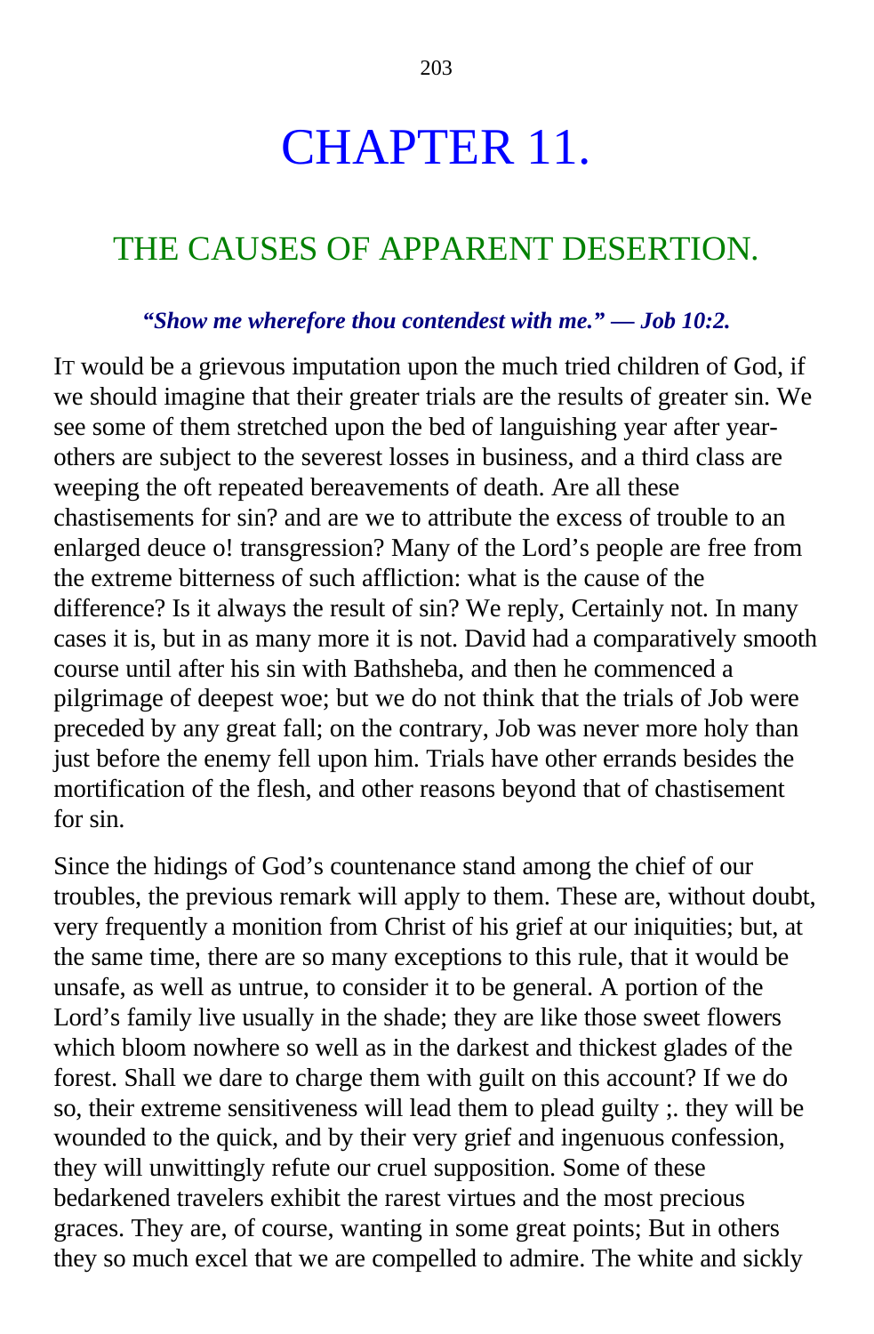# CHAPTER 11.

## THE CAUSES OF APPARENT DESERTION.

***"Show me wherefore thou contendest with me." — Job 10:2.***

IT would be a grievous imputation upon the much tried children of God, if we should imagine that their greater trials are the results of greater sin. We see some of them stretched upon the bed of languishing year after year-others are subject to the severest losses in business, and a third class are weeping the oft repeated bereavements of death. Are all these chastisements for sin? and are we to attribute the excess of trouble to an enlarged deuce o! transgression? Many of the Lord's people are free from the extreme bitterness of such affliction: what is the cause of the difference? Is it always the result of sin? We reply, Certainly not. In many cases it is, but in as many more it is not. David had a comparatively smooth course until after his sin with Bathsheba, and then he commenced a pilgrimage of deepest woe; but we do not think that the trials of Job were preceded by any great fall; on the contrary, Job was never more holy than just before the enemy fell upon him. Trials have other errands besides the mortification of the flesh, and other reasons beyond that of chastisement for sin.

Since the hidings of God's countenance stand among the chief of our troubles, the previous remark will apply to them. These are, without doubt, very frequently a monition from Christ of his grief at our iniquities; but, at the same time, there are so many exceptions to this rule, that it would be unsafe, as well as untrue, to consider it to be general. A portion of the Lord's family live usually in the shade; they are like those sweet flowers which bloom nowhere so well as in the darkest and thickest glades of the forest. Shall we dare to charge them with guilt on this account? If we do so, their extreme sensitiveness will lead them to plead guilty ;. they will be wounded to the quick, and by their very grief and ingenuous confession, they will unwittingly refute our cruel supposition. Some of these bedarkened travelers exhibit the rarest virtues and the most precious graces. They are, of course, wanting in some great points; But in others they so much excel that we are compelled to admire. The white and sickly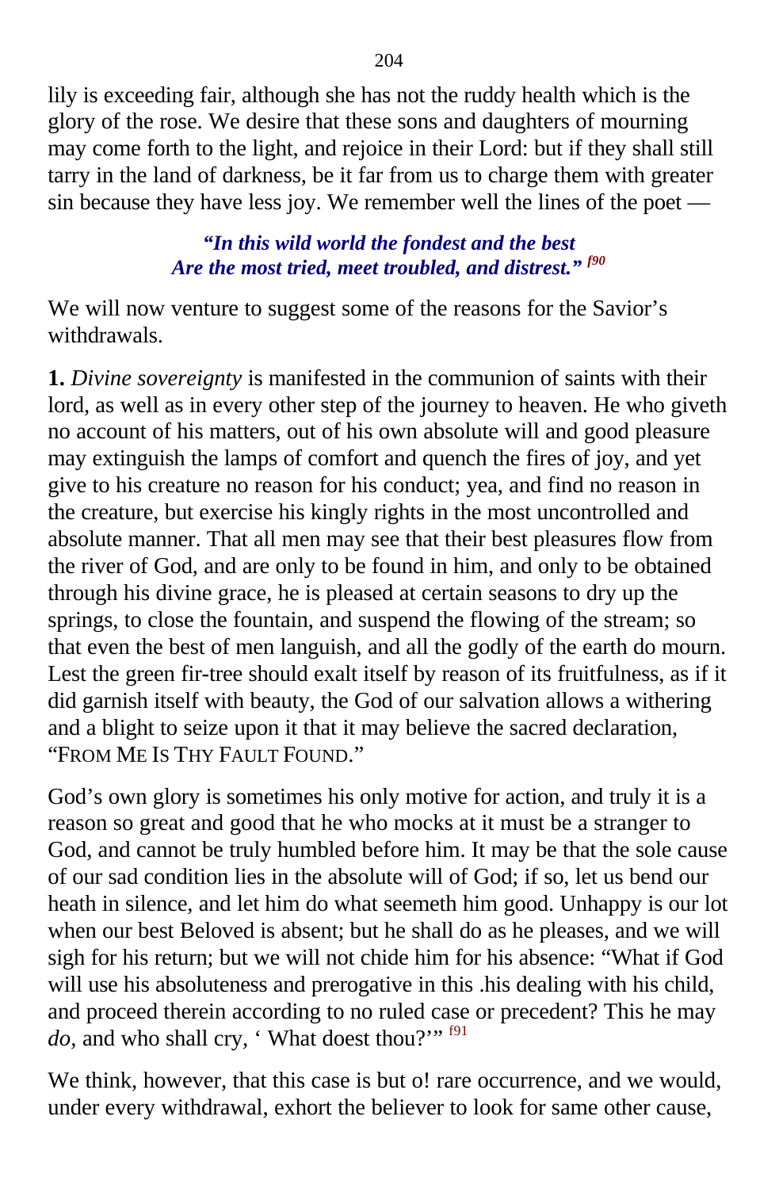lily is exceeding fair, although she has not the ruddy health which is the glory of the rose. We desire that these sons and daughters of mourning may come forth to the light, and rejoice in their Lord: but if they shall still tarry in the land of darkness, be it far from us to charge them with greater sin because they have less joy. We remember well the lines of the poet —

> ***"In this wild world the fondest and the best***
> ***Are the most tried, meet troubled, and distrest."*** [f90]

We will now venture to suggest some of the reasons for the Savior's withdrawals.

**1.** *Divine sovereignty* is manifested in the communion of saints with their lord, as well as in every other step of the journey to heaven. He who giveth no account of his matters, out of his own absolute will and good pleasure may extinguish the lamps of comfort and quench the fires of joy, and yet give to his creature no reason for his conduct; yea, and find no reason in the creature, but exercise his kingly rights in the most uncontrolled and absolute manner. That all men may see that their best pleasures flow from the river of God, and are only to be found in him, and only to be obtained through his divine grace, he is pleased at certain seasons to dry up the springs, to close the fountain, and suspend the flowing of the stream; so that even the best of men languish, and all the godly of the earth do mourn. Lest the green fir-tree should exalt itself by reason of its fruitfulness, as if it did garnish itself with beauty, the God of our salvation allows a withering and a blight to seize upon it that it may believe the sacred declaration, "FROM ME IS THY FAULT FOUND."

God's own glory is sometimes his only motive for action, and truly it is a reason so great and good that he who mocks at it must be a stranger to God, and cannot be truly humbled before him. It may be that the sole cause of our sad condition lies in the absolute will of God; if so, let us bend our heath in silence, and let him do what seemeth him good. Unhappy is our lot when our best Beloved is absent; but he shall do as he pleases, and we will sigh for his return; but we will not chide him for his absence: "What if God will use his absoluteness and prerogative in this .his dealing with his child, and proceed therein according to no ruled case or precedent? This he may *do,* and who shall cry, ' What dost thou?'" [f91]

We think, however, that this case is but o! rare occurrence, and we would, under every withdrawal, exhort the believer to look for same other cause,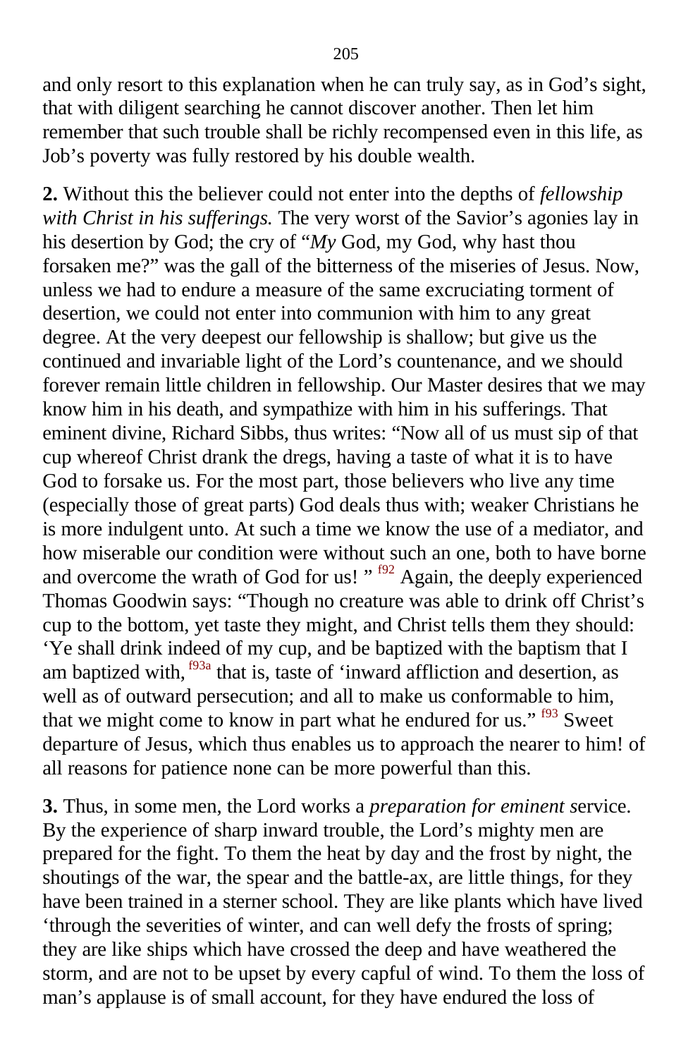and only resort to this explanation when he can truly say, as in God's sight, that with diligent searching he cannot discover another. Then let him remember that such trouble shall be richly recompensed even in this life, as Job's poverty was fully restored by his double wealth.

**2.** Without this the believer could not enter into the depths of *fellowship with Christ in his sufferings.* The very worst of the Savior's agonies lay in his desertion by God; the cry of "*My* God, my God, why hast thou forsaken me?" was the gall of the bitterness of the miseries of Jesus. Now, unless we had to endure a measure of the same excruciating torment of desertion, we could not enter into communion with him to any great degree. At the very deepest our fellowship is shallow; but give us the continued and invariable light of the Lord's countenance, and we should forever remain little children in fellowship. Our Master desires that we may know him in his death, and sympathize with him in his sufferings. That eminent divine, Richard Sibbs, thus writes: "Now all of us must sip of that cup whereof Christ drank the dregs, having a taste of what it is to have God to forsake us. For the most part, those believers who live any time (especially those of great parts) God deals thus with; weaker Christians he is more indulgent unto. At such a time we know the use of a mediator, and how miserable our condition were without such an one, both to have borne and overcome the wrath of God for us! " [f92] Again, the deeply experienced Thomas Goodwin says: "Though no creature was able to drink off Christ's cup to the bottom, yet taste they might, and Christ tells them they should: 'Ye shall drink indeed of my cup, and be baptized with the baptism that I am baptized with, [f93a] that is, taste of 'inward affliction and desertion, as well as of outward persecution; and all to make us conformable to him, that we might come to know in part what he endured for us." [f93] Sweet departure of Jesus, which thus enables us to approach the nearer to him! of all reasons for patience none can be more powerful than this.

**3.** Thus, in some men, the Lord works a *preparation for eminent s*ervice. By the experience of sharp inward trouble, the Lord's mighty men are prepared for the fight. To them the heat by day and the frost by night, the shoutings of the war, the spear and the battle-ax, are little things, for they have been trained in a sterner school. They are like plants which have lived 'through the severities of winter, and can well defy the frosts of spring; they are like ships which have crossed the deep and have weathered the storm, and are not to be upset by every capful of wind. To them the loss of man's applause is of small account, for they have endured the loss of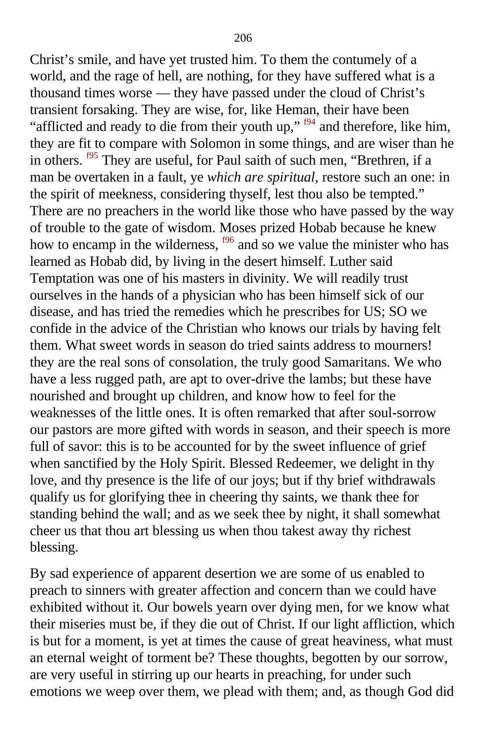Christ's smile, and have yet trusted him. To them the contumely of a world, and the rage of hell, are nothing, for they have suffered what is a thousand times worse — they have passed under the cloud of Christ's transient forsaking. They are wise, for, like Heman, their have been "afflicted and ready to die from their youth up," [f94] and therefore, like him, they are fit to compare with Solomon in some things, and are wiser than he in others. [f95] They are useful, for Paul saith of such men, "Brethren, if a man be overtaken in a fault, ye *which are spiritual,* restore such an one: in the spirit of meekness, considering thyself, lest thou also be tempted." There are no preachers in the world like those who have passed by the way of trouble to the gate of wisdom. Moses prized Hobab because he knew how to encamp in the wilderness, [f96] and so we value the minister who has learned as Hobab did, by living in the desert himself. Luther said Temptation was one of his masters in divinity. We will readily trust ourselves in the hands of a physician who has been himself sick of our disease, and has tried the remedies which he prescribes for US; SO we confide in the advice of the Christian who knows our trials by having felt them. What sweet words in season do tried saints address to mourners! they are the real sons of consolation, the truly good Samaritans. We who have a less rugged path, are apt to over-drive the lambs; but these have nourished and brought up children, and know how to feel for the weaknesses of the little ones. It is often remarked that after soul-sorrow our pastors are more gifted with words in season, and their speech is more full of savor: this is to be accounted for by the sweet influence of grief when sanctified by the Holy Spirit. Blessed Redeemer, we delight in thy love, and thy presence is the life of our joys; but if thy brief withdrawals qualify us for glorifying thee in cheering thy saints, we thank thee for standing behind the wall; and as we seek thee by night, it shall somewhat cheer us that thou art blessing us when thou takest away thy richest blessing.

By sad experience of apparent desertion we are some of us enabled to preach to sinners with greater affection and concern than we could have exhibited without it. Our bowels yearn over dying men, for we know what their miseries must be, if they die out of Christ. If our light affliction, which is but for a moment, is yet at times the cause of great heaviness, what must an eternal weight of torment be? These thoughts, begotten by our sorrow, are very useful in stirring up our hearts in preaching, for under such emotions we weep over them, we plead with them; and, as though God did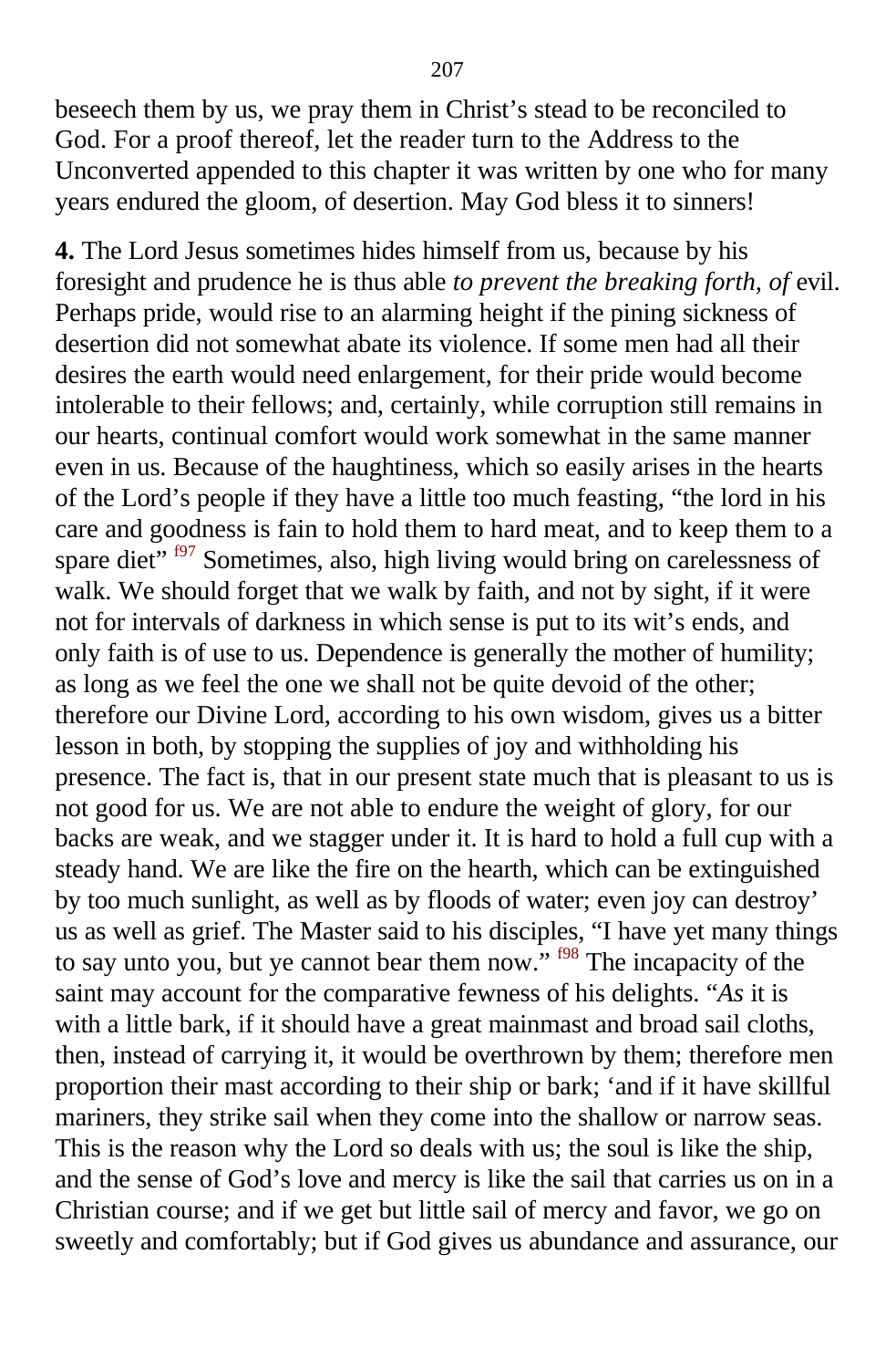beseech them by us, we pray them in Christ's stead to be reconciled to God. For a proof thereof, let the reader turn to the Address to the Unconverted appended to this chapter it was written by one who for many years endured the gloom, of desertion. May God bless it to sinners!

**4.** The Lord Jesus sometimes hides himself from us, because by his foresight and prudence he is thus able *to prevent the breaking forth, of* evil. Perhaps pride, would rise to an alarming height if the pining sickness of desertion did not somewhat abate its violence. If some men had all their desires the earth would need enlargement, for their pride would become intolerable to their fellows; and, certainly, while corruption still remains in our hearts, continual comfort would work somewhat in the same manner even in us. Because of the haughtiness, which so easily arises in the hearts of the Lord's people if they have a little too much feasting, "the lord in his care and goodness is fain to hold them to hard meat, and to keep them to a spare diet" [f97] Sometimes, also, high living would bring on carelessness of walk. We should forget that we walk by faith, and not by sight, if it were not for intervals of darkness in which sense is put to its wit's ends, and only faith is of use to us. Dependence is generally the mother of humility; as long as we feel the one we shall not be quite devoid of the other; therefore our Divine Lord, according to his own wisdom, gives us a bitter lesson in both, by stopping the supplies of joy and withholding his presence. The fact is, that in our present state much that is pleasant to us is not good for us. We are not able to endure the weight of glory, for our backs are weak, and we stagger under it. It is hard to hold a full cup with a steady hand. We are like the fire on the hearth, which can be extinguished by too much sunlight, as well as by floods of water; even joy can destroy' us as well as grief. The Master said to his disciples, "I have yet many things to say unto you, but ye cannot bear them now." [f98] The incapacity of the saint may account for the comparative fewness of his delights. "*As* it is with a little bark, if it should have a great mainmast and broad sail cloths, then, instead of carrying it, it would be overthrown by them; therefore men proportion their mast according to their ship or bark; 'and if it have skillful mariners, they strike sail when they come into the shallow or narrow seas. This is the reason why the Lord so deals with us; the soul is like the ship, and the sense of God's love and mercy is like the sail that carries us on in a Christian course; and if we get but little sail of mercy and favor, we go on sweetly and comfortably; but if God gives us abundance and assurance, our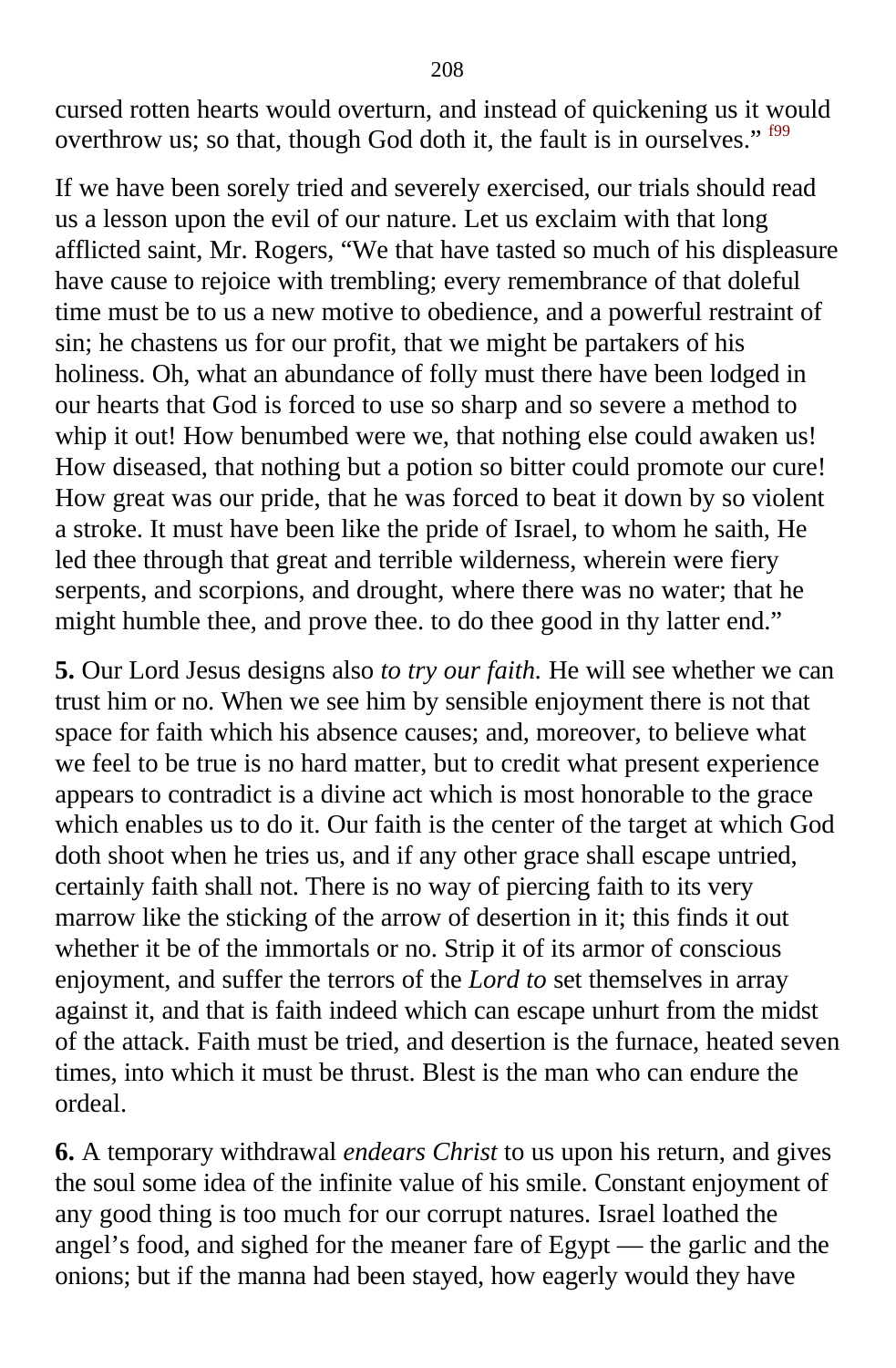cursed rotten hearts would overturn, and instead of quickening us it would overthrow us; so that, though God doth it, the fault is in ourselves." [f99]

If we have been sorely tried and severely exercised, our trials should read us a lesson upon the evil of our nature. Let us exclaim with that long afflicted saint, Mr. Rogers, "We that have tasted so much of his displeasure have cause to rejoice with trembling; every remembrance of that doleful time must be to us a new motive to obedience, and a powerful restraint of sin; he chastens us for our profit, that we might be partakers of his holiness. Oh, what an abundance of folly must there have been lodged in our hearts that God is forced to use so sharp and so severe a method to whip it out! How benumbed were we, that nothing else could awaken us! How diseased, that nothing but a potion so bitter could promote our cure! How great was our pride, that he was forced to beat it down by so violent a stroke. It must have been like the pride of Israel, to whom he saith, He led thee through that great and terrible wilderness, wherein were fiery serpents, and scorpions, and drought, where there was no water; that he might humble thee, and prove thee. to do thee good in thy latter end."

**5.** Our Lord Jesus designs also *to try our faith.* He will see whether we can trust him or no. When we see him by sensible enjoyment there is not that space for faith which his absence causes; and, moreover, to believe what we feel to be true is no hard matter, but to credit what present experience appears to contradict is a divine act which is most honorable to the grace which enables us to do it. Our faith is the center of the target at which God doth shoot when he tries us, and if any other grace shall escape untried, certainly faith shall not. There is no way of piercing faith to its very marrow like the sticking of the arrow of desertion in it; this finds it out whether it be of the immortals or no. Strip it of its armor of conscious enjoyment, and suffer the terrors of the *Lord to* set themselves in array against it, and that is faith indeed which can escape unhurt from the midst of the attack. Faith must be tried, and desertion is the furnace, heated seven times, into which it must be thrust. Blest is the man who can endure the ordeal.

**6.** A temporary withdrawal *endears Christ* to us upon his return, and gives the soul some idea of the infinite value of his smile. Constant enjoyment of any good thing is too much for our corrupt natures. Israel loathed the angel's food, and sighed for the meaner fare of Egypt — the garlic and the onions; but if the manna had been stayed, how eagerly would they have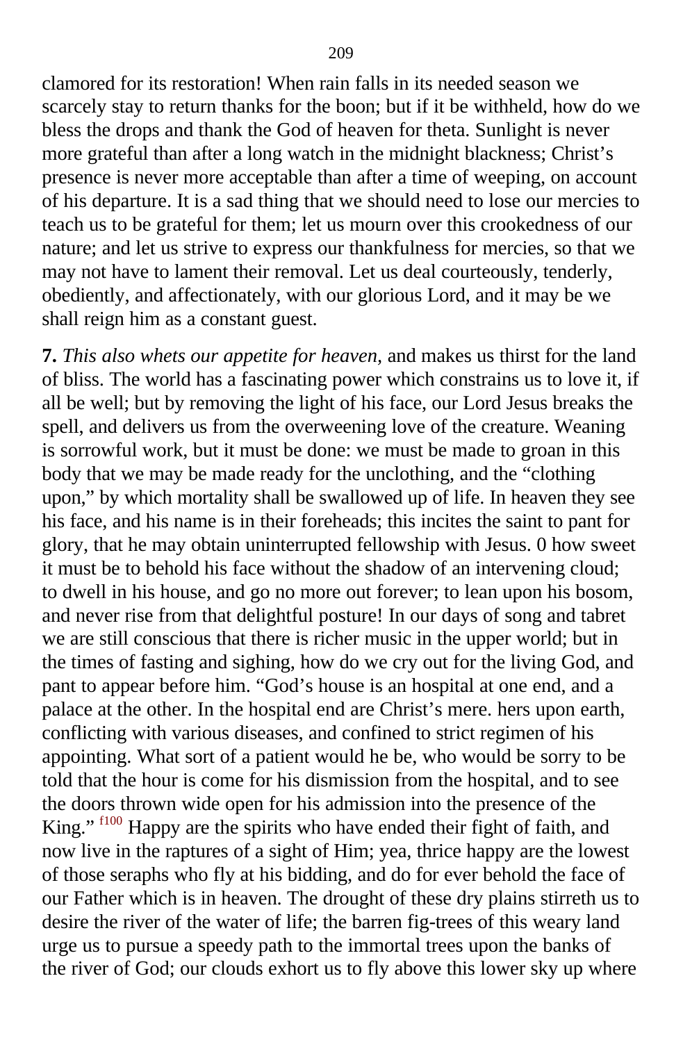clamored for its restoration! When rain falls in its needed season we scarcely stay to return thanks for the boon; but if it be withheld, how do we bless the drops and thank the God of heaven for theta. Sunlight is never more grateful than after a long watch in the midnight blackness; Christ's presence is never more acceptable than after a time of weeping, on account of his departure. It is a sad thing that we should need to lose our mercies to teach us to be grateful for them; let us mourn over this crookedness of our nature; and let us strive to express our thankfulness for mercies, so that we may not have to lament their removal. Let us deal courteously, tenderly, obediently, and affectionately, with our glorious Lord, and it may be we shall reign him as a constant guest.

**7.** *This also whets our appetite for heaven*, and makes us thirst for the land of bliss. The world has a fascinating power which constrains us to love it, if all be well; but by removing the light of his face, our Lord Jesus breaks the spell, and delivers us from the overweening love of the creature. Weaning is sorrowful work, but it must be done: we must be made to groan in this body that we may be made ready for the unclothing, and the "clothing upon," by which mortality shall be swallowed up of life. In heaven they see his face, and his name is in their foreheads; this incites the saint to pant for glory, that he may obtain uninterrupted fellowship with Jesus. 0 how sweet it must be to behold his face without the shadow of an intervening cloud; to dwell in his house, and go no more out forever; to lean upon his bosom, and never rise from that delightful posture! In our days of song and tabret we are still conscious that there is richer music in the upper world; but in the times of fasting and sighing, how do we cry out for the living God, and pant to appear before him. "God's house is an hospital at one end, and a palace at the other. In the hospital end are Christ's mere. hers upon earth, conflicting with various diseases, and confined to strict regimen of his appointing. What sort of a patient would he be, who would be sorry to be told that the hour is come for his dismission from the hospital, and to see the doors thrown wide open for his admission into the presence of the King." [f100] Happy are the spirits who have ended their fight of faith, and now live in the raptures of a sight of Him; yea, thrice happy are the lowest of those seraphs who fly at his bidding, and do for ever behold the face of our Father which is in heaven. The drought of these dry plains stirreth us to desire the river of the water of life; the barren fig-trees of this weary land urge us to pursue a speedy path to the immortal trees upon the banks of the river of God; our clouds exhort us to fly above this lower sky up where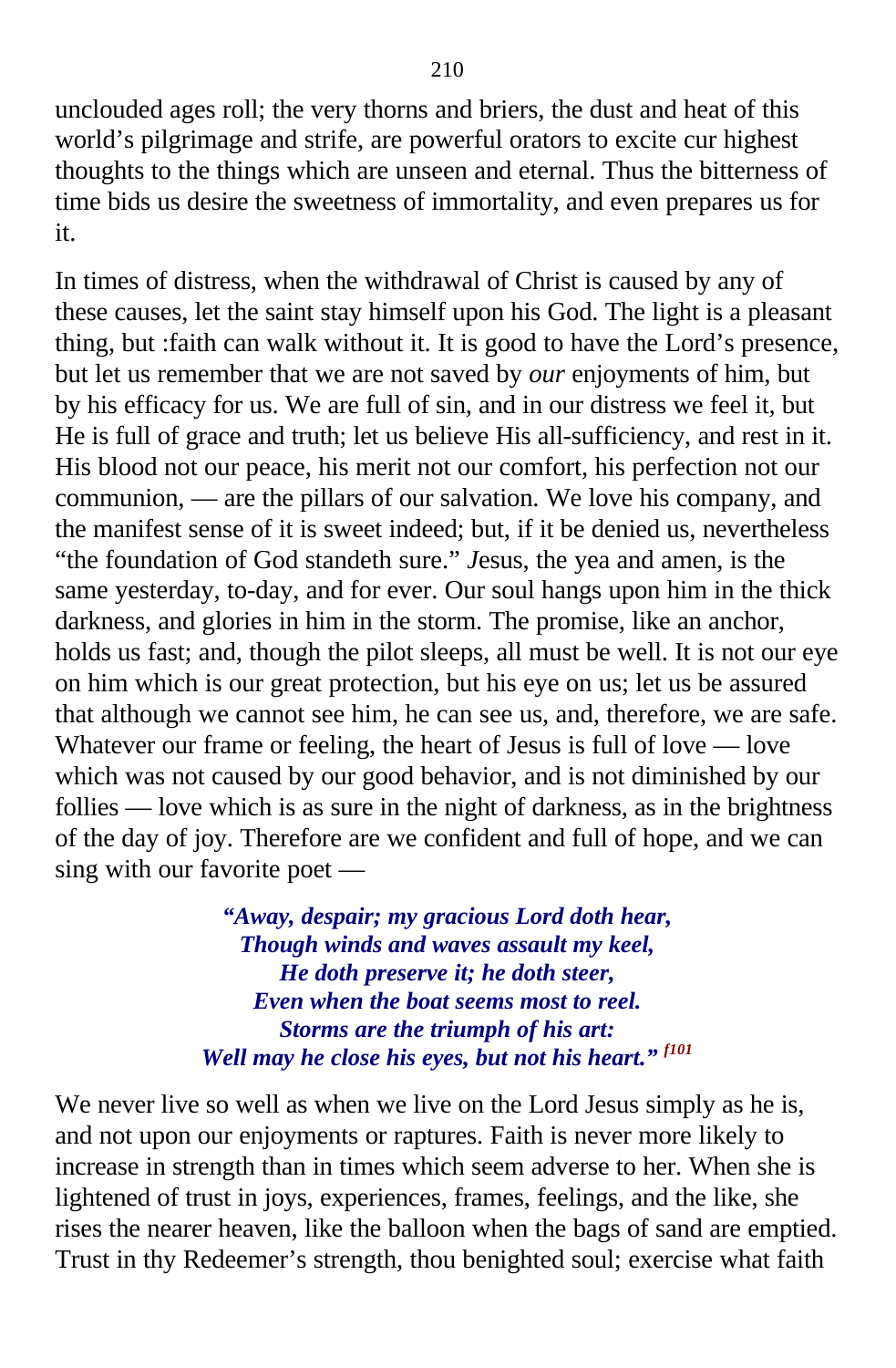unclouded ages roll; the very thorns and briers, the dust and heat of this world's pilgrimage and strife, are powerful orators to excite cur highest thoughts to the things which are unseen and eternal. Thus the bitterness of time bids us desire the sweetness of immortality, and even prepares us for it.

In times of distress, when the withdrawal of Christ is caused by any of these causes, let the saint stay himself upon his God. The light is a pleasant thing, but :faith can walk without it. It is good to have the Lord's presence, but let us remember that we are not saved by *our* enjoyments of him, but by his efficacy for us. We are full of sin, and in our distress we feel it, but He is full of grace and truth; let us believe His all-sufficiency, and rest in it. His blood not our peace, his merit not our comfort, his perfection not our communion, — are the pillars of our salvation. We love his company, and the manifest sense of it is sweet indeed; but, if it be denied us, nevertheless "the foundation of God standeth sure." *J*esus, the yea and amen, is the same yesterday, to-day, and for ever. Our soul hangs upon him in the thick darkness, and glories in him in the storm. The promise, like an anchor, holds us fast; and, though the pilot sleeps, all must be well. It is not our eye on him which is our great protection, but his eye on us; let us be assured that although we cannot see him, he can see us, and, therefore, we are safe. Whatever our frame or feeling, the heart of Jesus is full of love — love which was not caused by our good behavior, and is not diminished by our follies — love which is as sure in the night of darkness, as in the brightness of the day of joy. Therefore are we confident and full of hope, and we can sing with our favorite poet —

> ***"Away, despair; my gracious Lord doth hear,***
> ***Though winds and waves assault my keel,***
> ***He doth preserve it; he doth steer,***
> ***Even when the boat seems most to reel.***
> ***Storms are the triumph of his art:***
> ***Well may he close his eyes, but not his heart."*** [f101]

We never live so well as when we live on the Lord Jesus simply as he is, and not upon our enjoyments or raptures. Faith is never more likely to increase in strength than in times which seem adverse to her. When she is lightened of trust in joys, experiences, frames, feelings, and the like, she rises the nearer heaven, like the balloon when the bags of sand are emptied. Trust in thy Redeemer's strength, thou benighted soul; exercise what faith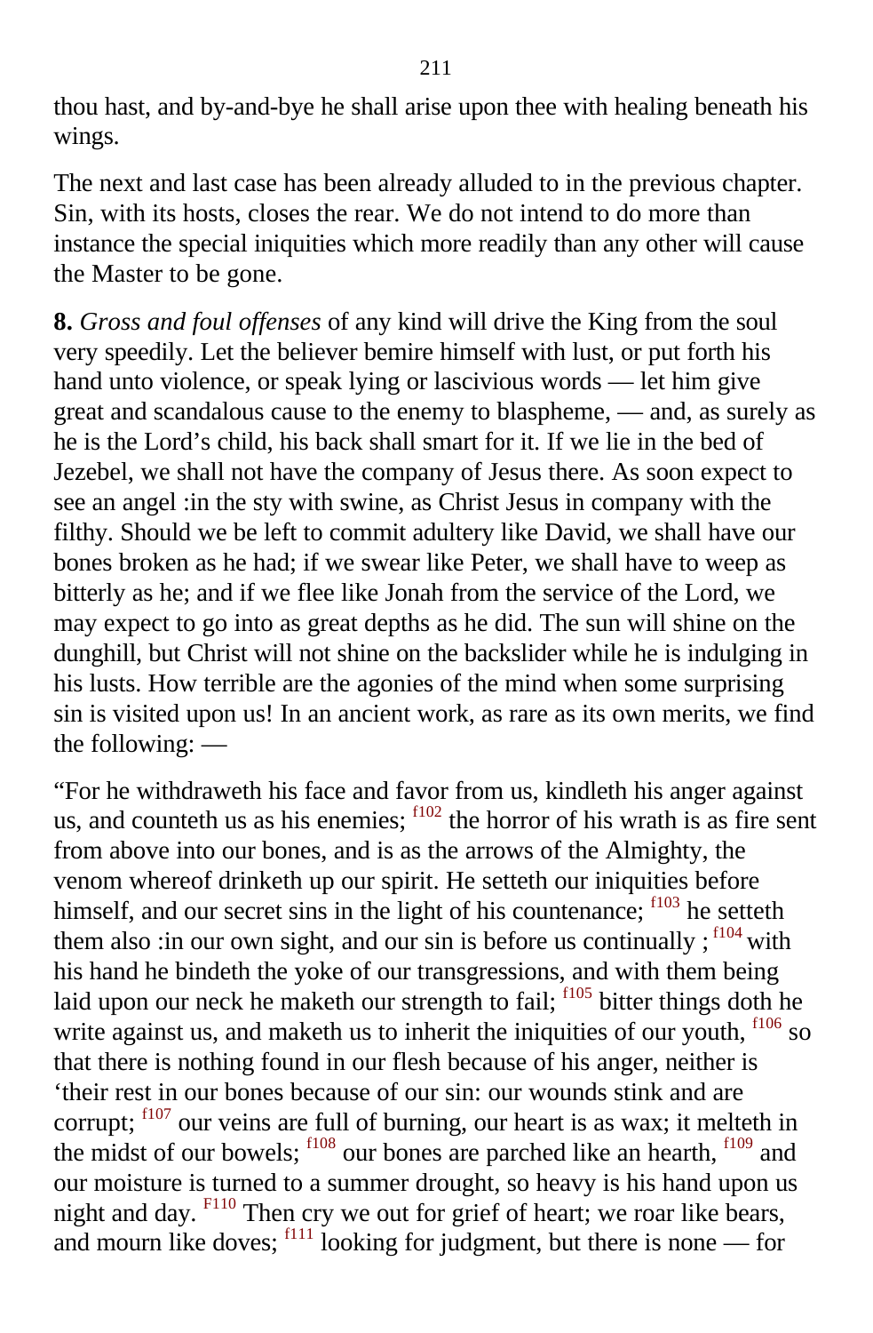thou hast, and by-and-bye he shall arise upon thee with healing beneath his wings.

The next and last case has been already alluded to in the previous chapter. Sin, with its hosts, closes the rear. We do not intend to do more than instance the special iniquities which more readily than any other will cause the Master to be gone.

**8.** *Gross and foul offenses* of any kind will drive the King from the soul very speedily. Let the believer bemire himself with lust, or put forth his hand unto violence, or speak lying or lascivious words — let him give great and scandalous cause to the enemy to blaspheme, — and, as surely as he is the Lord's child, his back shall smart for it. If we lie in the bed of Jezebel, we shall not have the company of Jesus there. As soon expect to see an angel :in the sty with swine, as Christ Jesus in company with the filthy. Should we be left to commit adultery like David, we shall have our bones broken as he had; if we swear like Peter, we shall have to weep as bitterly as he; and if we flee like Jonah from the service of the Lord, we may expect to go into as great depths as he did. The sun will shine on the dunghill, but Christ will not shine on the backslider while he is indulging in his lusts. How terrible are the agonies of the mind when some surprising sin is visited upon us! In an ancient work, as rare as its own merits, we find the following: —

"For he withdraweth his face and favor from us, kindleth his anger against us, and counteth us as his enemies; [f102] the horror of his wrath is as fire sent from above into our bones, and is as the arrows of the Almighty, the venom whereof drinketh up our spirit. He setteth our iniquities before himself, and our secret sins in the light of his countenance; [f103] he setteth them also :in our own sight, and our sin is before us continually ; [f104] with his hand he bindeth the yoke of our transgressions, and with them being laid upon our neck he maketh our strength to fail; [f105] bitter things doth he write against us, and maketh us to inherit the iniquities of our youth, [f106] so that there is nothing found in our flesh because of his anger, neither is 'their rest in our bones because of our sin: our wounds stink and are corrupt; [f107] our veins are full of burning, our heart is as wax; it melteth in the midst of our bowels; [f108] our bones are parched like an hearth, [f109] and our moisture is turned to a summer drought, so heavy is his hand upon us night and day. [F110] Then cry we out for grief of heart; we roar like bears, and mourn like doves; [f111] looking for judgment, but there is none — for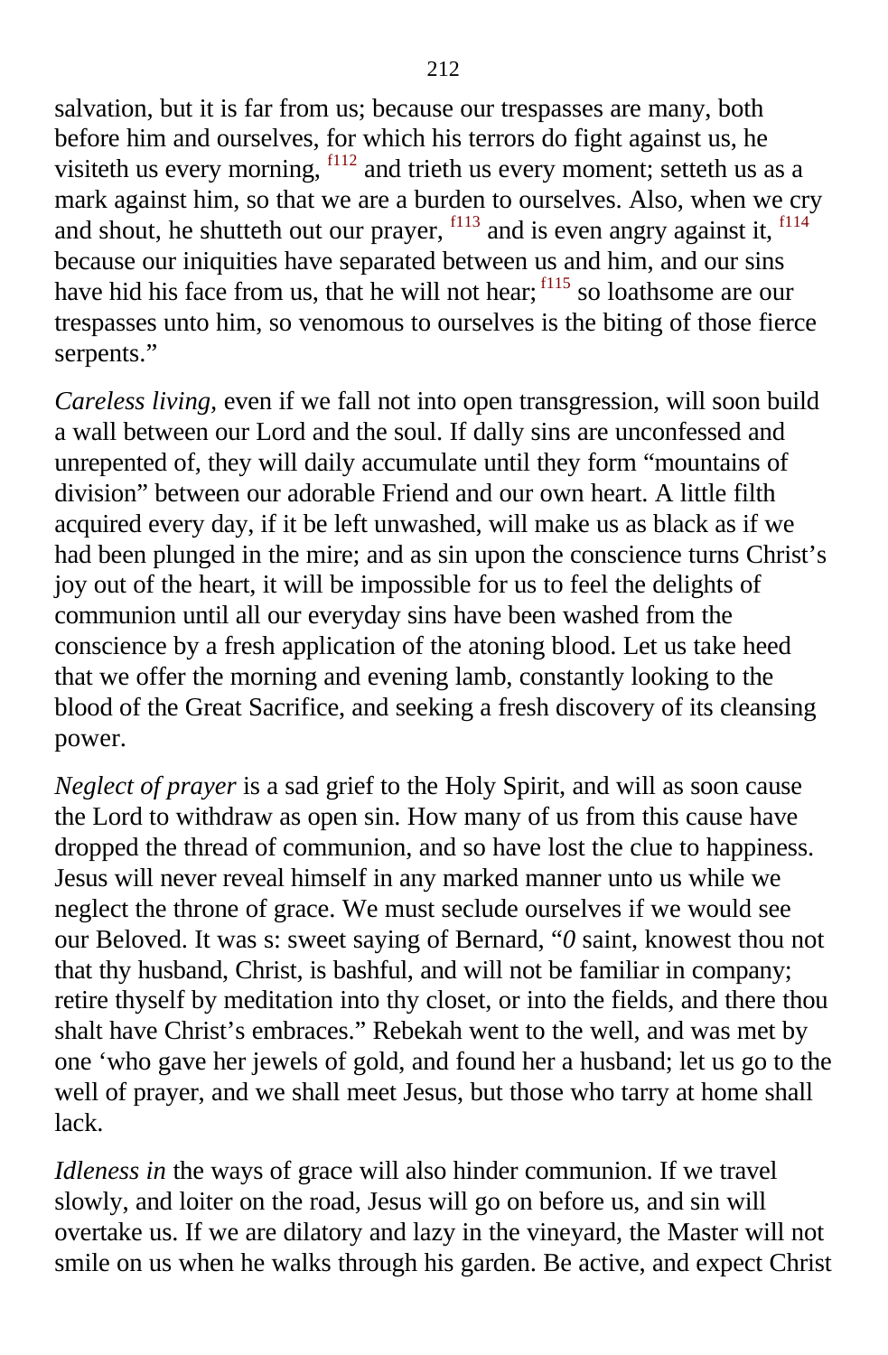salvation, but it is far from us; because our trespasses are many, both before him and ourselves, for which his terrors do fight against us, he visiteth us every morning, [f112] and trieth us every moment; setteth us as a mark against him, so that we are a burden to ourselves. Also, when we cry and shout, he shutteth out our prayer, [f113] and is even angry against it, [f114] because our iniquities have separated between us and him, and our sins have hid his face from us, that he will not hear; [f115] so loathsome are our trespasses unto him, so venomous to ourselves is the biting of those fierce serpents."

*Careless living,* even if we fall not into open transgression, will soon build a wall between our Lord and the soul. If dally sins are unconfessed and unrepented of, they will daily accumulate until they form "mountains of division" between our adorable Friend and our own heart. A little filth acquired every day, if it be left unwashed, will make us as black as if we had been plunged in the mire; and as sin upon the conscience turns Christ's joy out of the heart, it will be impossible for us to feel the delights of communion until all our everyday sins have been washed from the conscience by a fresh application of the atoning blood. Let us take heed that we offer the morning and evening lamb, constantly looking to the blood of the Great Sacrifice, and seeking a fresh discovery of its cleansing power.

*Neglect of prayer* is a sad grief to the Holy Spirit, and will as soon cause the Lord to withdraw as open sin. How many of us from this cause have dropped the thread of communion, and so have lost the clue to happiness. Jesus will never reveal himself in any marked manner unto us while we neglect the throne of grace. We must seclude ourselves if we would see our Beloved. It was s: sweet saying of Bernard, "*0* saint, knowest thou not that thy husband, Christ, is bashful, and will not be familiar in company; retire thyself by meditation into thy closet, or into the fields, and there thou shalt have Christ's embraces." Rebekah went to the well, and was met by one 'who gave her jewels of gold, and found her a husband; let us go to the well of prayer, and we shall meet Jesus, but those who tarry at home shall lack.

*Idleness in* the ways of grace will also hinder communion. If we travel slowly, and loiter on the road, Jesus will go on before us, and sin will overtake us. If we are dilatory and lazy in the vineyard, the Master will not smile on us when he walks through his garden. Be active, and expect Christ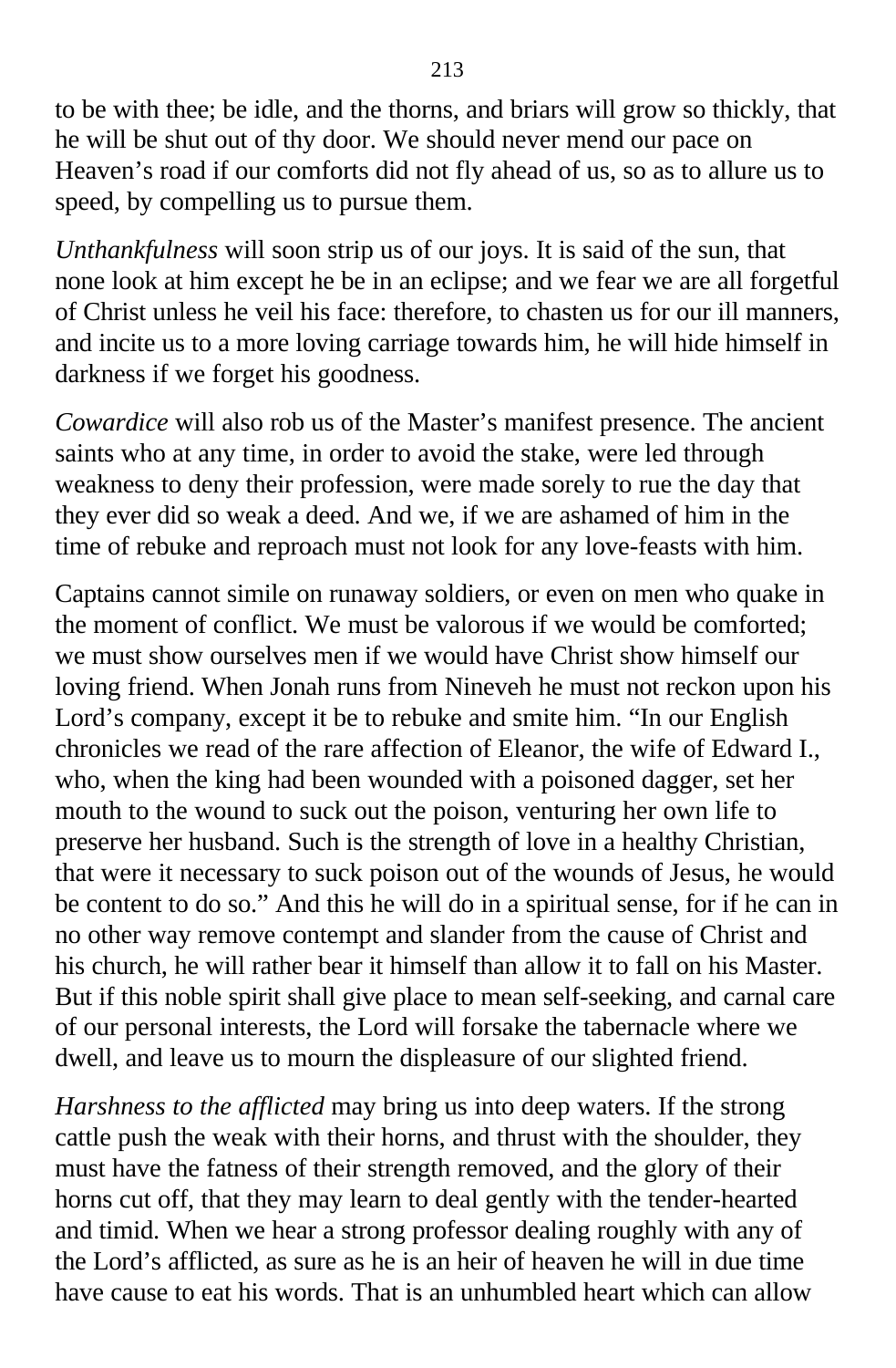to be with thee; be idle, and the thorns, and briars will grow so thickly, that he will be shut out of thy door. We should never mend our pace on Heaven’s road if our comforts did not fly ahead of us, so as to allure us to speed, by compelling us to pursue them.

*Unthankfulness* will soon strip us of our joys. It is said of the sun, that none look at him except he be in an eclipse; and we fear we are all forgetful of Christ unless he veil his face: therefore, to chasten us for our ill manners, and incite us to a more loving carriage towards him, he will hide himself in darkness if we forget his goodness.

*Cowardice* will also rob us of the Master’s manifest presence. The ancient saints who at any time, in order to avoid the stake, were led through weakness to deny their profession, were made sorely to rue the day that they ever did so weak a deed. And we, if we are ashamed of him in the time of rebuke and reproach must not look for any love-feasts with him.

Captains cannot simile on runaway soldiers, or even on men who quake in the moment of conflict. We must be valorous if we would be comforted; we must show ourselves men if we would have Christ show himself our loving friend. When Jonah runs from Nineveh he must not reckon upon his Lord’s company, except it be to rebuke and smite him. “In our English chronicles we read of the rare affection of Eleanor, the wife of Edward I., who, when the king had been wounded with a poisoned dagger, set her mouth to the wound to suck out the poison, venturing her own life to preserve her husband. Such is the strength of love in a healthy Christian, that were it necessary to suck poison out of the wounds of Jesus, he would be content to do so.” And this he will do in a spiritual sense, for if he can in no other way remove contempt and slander from the cause of Christ and his church, he will rather bear it himself than allow it to fall on his Master. But if this noble spirit shall give place to mean self-seeking, and carnal care of our personal interests, the Lord will forsake the tabernacle where we dwell, and leave us to mourn the displeasure of our slighted friend.

*Harshness to the afflicted* may bring us into deep waters. If the strong cattle push the weak with their horns, and thrust with the shoulder, they must have the fatness of their strength removed, and the glory of their horns cut off, that they may learn to deal gently with the tender-hearted and timid. When we hear a strong professor dealing roughly with any of the Lord’s afflicted, as sure as he is an heir of heaven he will in due time have cause to eat his words. That is an unhumbled heart which can allow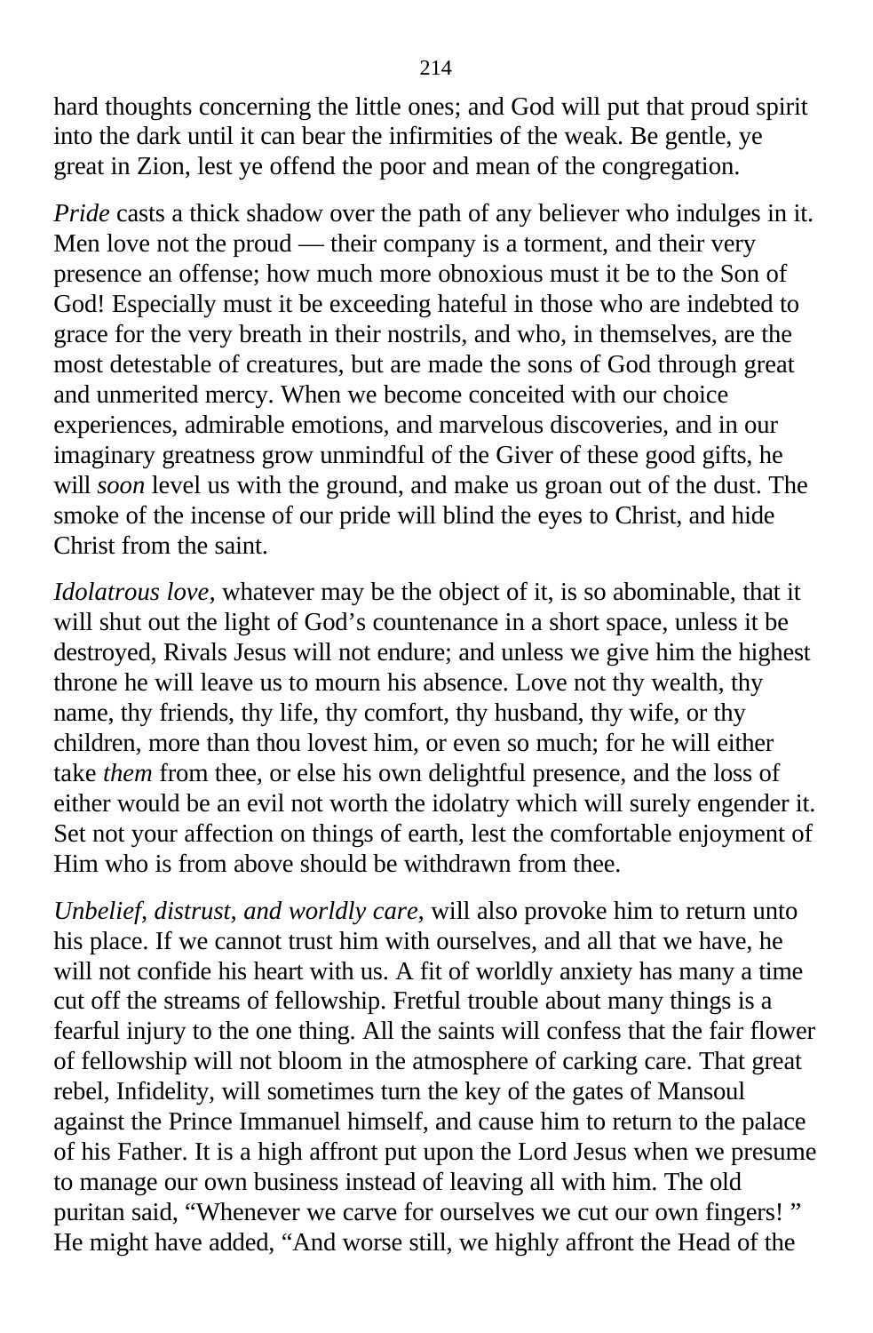hard thoughts concerning the little ones; and God will put that proud spirit into the dark until it can bear the infirmities of the weak. Be gentle, ye great in Zion, lest ye offend the poor and mean of the congregation.

*Pride* casts a thick shadow over the path of any believer who indulges in it. Men love not the proud — their company is a torment, and their very presence an offense; how much more obnoxious must it be to the Son of God! Especially must it be exceeding hateful in those who are indebted to grace for the very breath in their nostrils, and who, in themselves, are the most detestable of creatures, but are made the sons of God through great and unmerited mercy. When we become conceited with our choice experiences, admirable emotions, and marvelous discoveries, and in our imaginary greatness grow unmindful of the Giver of these good gifts, he will *soon* level us with the ground, and make us groan out of the dust. The smoke of the incense of our pride will blind the eyes to Christ, and hide Christ from the saint.

*Idolatrous love*, whatever may be the object of it, is so abominable, that it will shut out the light of God's countenance in a short space, unless it be destroyed, Rivals Jesus will not endure; and unless we give him the highest throne he will leave us to mourn his absence. Love not thy wealth, thy name, thy friends, thy life, thy comfort, thy husband, thy wife, or thy children, more than thou lovest him, or even so much; for he will either take *them* from thee, or else his own delightful presence, and the loss of either would be an evil not worth the idolatry which will surely engender it. Set not your affection on things of earth, lest the comfortable enjoyment of Him who is from above should be withdrawn from thee.

*Unbelief, distrust, and worldly care*, will also provoke him to return unto his place. If we cannot trust him with ourselves, and all that we have, he will not confide his heart with us. A fit of worldly anxiety has many a time cut off the streams of fellowship. Fretful trouble about many things is a fearful injury to the one thing. All the saints will confess that the fair flower of fellowship will not bloom in the atmosphere of carking care. That great rebel, Infidelity, will sometimes turn the key of the gates of Mansoul against the Prince Immanuel himself, and cause him to return to the palace of his Father. It is a high affront put upon the Lord Jesus when we presume to manage our own business instead of leaving all with him. The old puritan said, "Whenever we carve for ourselves we cut our own fingers! " He might have added, "And worse still, we highly affront the Head of the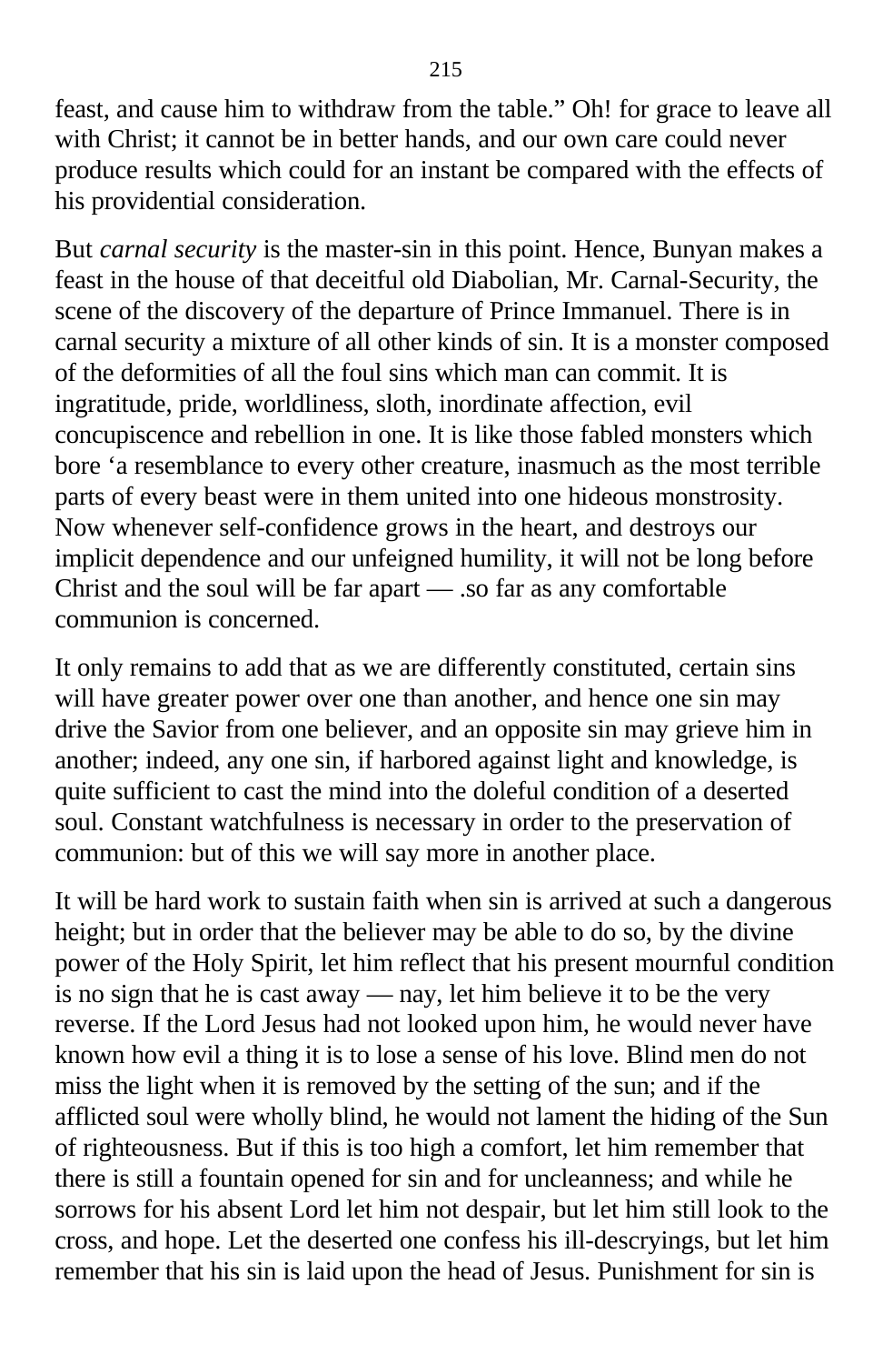feast, and cause him to withdraw from the table.” Oh! for grace to leave all with Christ; it cannot be in better hands, and our own care could never produce results which could for an instant be compared with the effects of his providential consideration.

But *carnal security* is the master-sin in this point. Hence, Bunyan makes a feast in the house of that deceitful old Diabolian, Mr. Carnal-Security, the scene of the discovery of the departure of Prince Immanuel. There is in carnal security a mixture of all other kinds of sin. It is a monster composed of the deformities of all the foul sins which man can commit. It is ingratitude, pride, worldliness, sloth, inordinate affection, evil concupiscence and rebellion in one. It is like those fabled monsters which bore ‘a resemblance to every other creature, inasmuch as the most terrible parts of every beast were in them united into one hideous monstrosity. Now whenever self-confidence grows in the heart, and destroys our implicit dependence and our unfeigned humility, it will not be long before Christ and the soul will be far apart — .so far as any comfortable communion is concerned.

It only remains to add that as we are differently constituted, certain sins will have greater power over one than another, and hence one sin may drive the Savior from one believer, and an opposite sin may grieve him in another; indeed, any one sin, if harbored against light and knowledge, is quite sufficient to cast the mind into the doleful condition of a deserted soul. Constant watchfulness is necessary in order to the preservation of communion: but of this we will say more in another place.

It will be hard work to sustain faith when sin is arrived at such a dangerous height; but in order that the believer may be able to do so, by the divine power of the Holy Spirit, let him reflect that his present mournful condition is no sign that he is cast away — nay, let him believe it to be the very reverse. If the Lord Jesus had not looked upon him, he would never have known how evil a thing it is to lose a sense of his love. Blind men do not miss the light when it is removed by the setting of the sun; and if the afflicted soul were wholly blind, he would not lament the hiding of the Sun of righteousness. But if this is too high a comfort, let him remember that there is still a fountain opened for sin and for uncleanness; and while he sorrows for his absent Lord let him not despair, but let him still look to the cross, and hope. Let the deserted one confess his ill-descryings, but let him remember that his sin is laid upon the head of Jesus. Punishment for sin is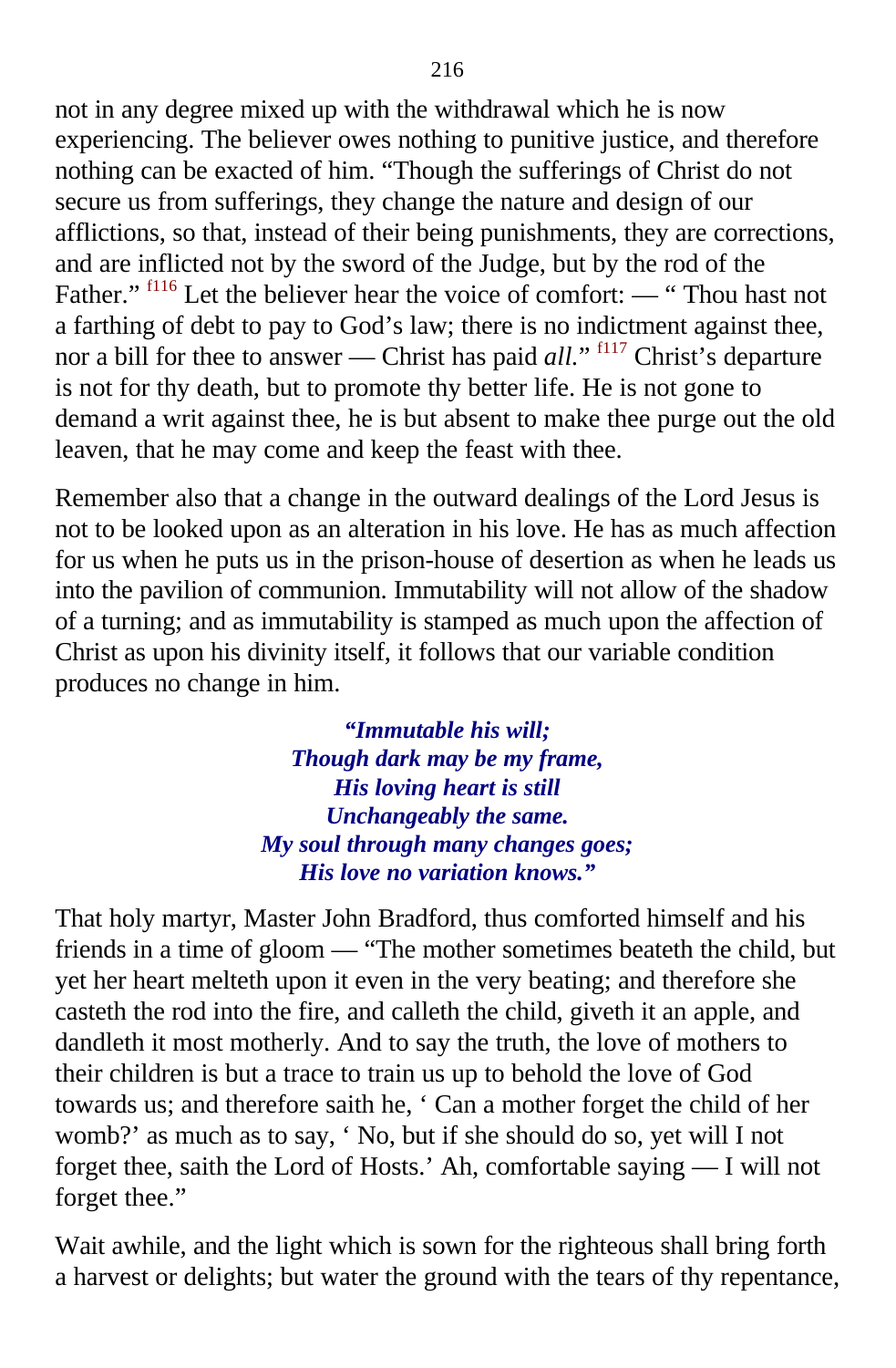not in any degree mixed up with the withdrawal which he is now experiencing. The believer owes nothing to punitive justice, and therefore nothing can be exacted of him. “Though the sufferings of Christ do not secure us from sufferings, they change the nature and design of our afflictions, so that, instead of their being punishments, they are corrections, and are inflicted not by the sword of the Judge, but by the rod of the Father.” [f116] Let the believer hear the voice of comfort: — “ Thou hast not a farthing of debt to pay to God’s law; there is no indictment against thee, nor a bill for thee to answer — Christ has paid *all*.” [f117] Christ’s departure is not for thy death, but to promote thy better life. He is not gone to demand a writ against thee, he is but absent to make thee purge out the old leaven, that he may come and keep the feast with thee.

Remember also that a change in the outward dealings of the Lord Jesus is not to be looked upon as an alteration in his love. He has as much affection for us when he puts us in the prison-house of desertion as when he leads us into the pavilion of communion. Immutability will not allow of the shadow of a turning; and as immutability is stamped as much upon the affection of Christ as upon his divinity itself, it follows that our variable condition produces no change in him.

> ***“Immutable his will;***
> ***Though dark may be my frame,***
> ***His loving heart is still***
> ***Unchangeably the same.***
> ***My soul through many changes goes;***
> ***His love no variation knows.”***

That holy martyr, Master John Bradford, thus comforted himself and his friends in a time of gloom — “The mother sometimes beateth the child, but yet her heart melteth upon it even in the very beating; and therefore she casteth the rod into the fire, and calleth the child, giveth it an apple, and dandleth it most motherly. And to say the truth, the love of mothers to their children is but a trace to train us up to behold the love of God towards us; and therefore saith he, ‘ Can a mother forget the child of her womb?’ as much as to say, ‘ No, but if she should do so, yet will I not forget thee, saith the Lord of Hosts.’ Ah, comfortable saying — I will not forget thee.”

Wait awhile, and the light which is sown for the righteous shall bring forth a harvest or delights; but water the ground with the tears of thy repentance,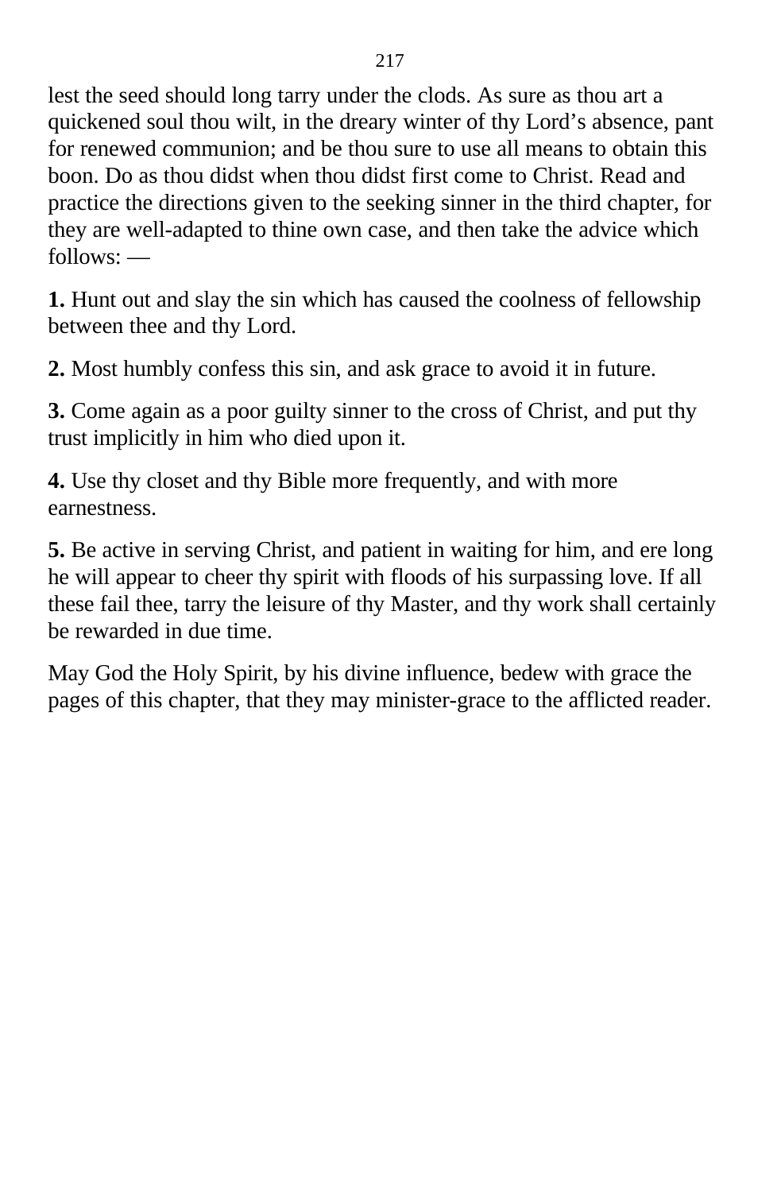lest the seed should long tarry under the clods. As sure as thou art a quickened soul thou wilt, in the dreary winter of thy Lord's absence, pant for renewed communion; and be thou sure to use all means to obtain this boon. Do as thou didst when thou didst first come to Christ. Read and practice the directions given to the seeking sinner in the third chapter, for they are well-adapted to thine own case, and then take the advice which follows: —

**1.** Hunt out and slay the sin which has caused the coolness of fellowship between thee and thy Lord.

**2.** Most humbly confess this sin, and ask grace to avoid it in future.

**3.** Come again as a poor guilty sinner to the cross of Christ, and put thy trust implicitly in him who died upon it.

**4.** Use thy closet and thy Bible more frequently, and with more earnestness.

**5.** Be active in serving Christ, and patient in waiting for him, and ere long he will appear to cheer thy spirit with floods of his surpassing love. If all these fail thee, tarry the leisure of thy Master, and thy work shall certainly be rewarded in due time.

May God the Holy Spirit, by his divine influence, bedew with grace the pages of this chapter, that they may minister-grace to the afflicted reader.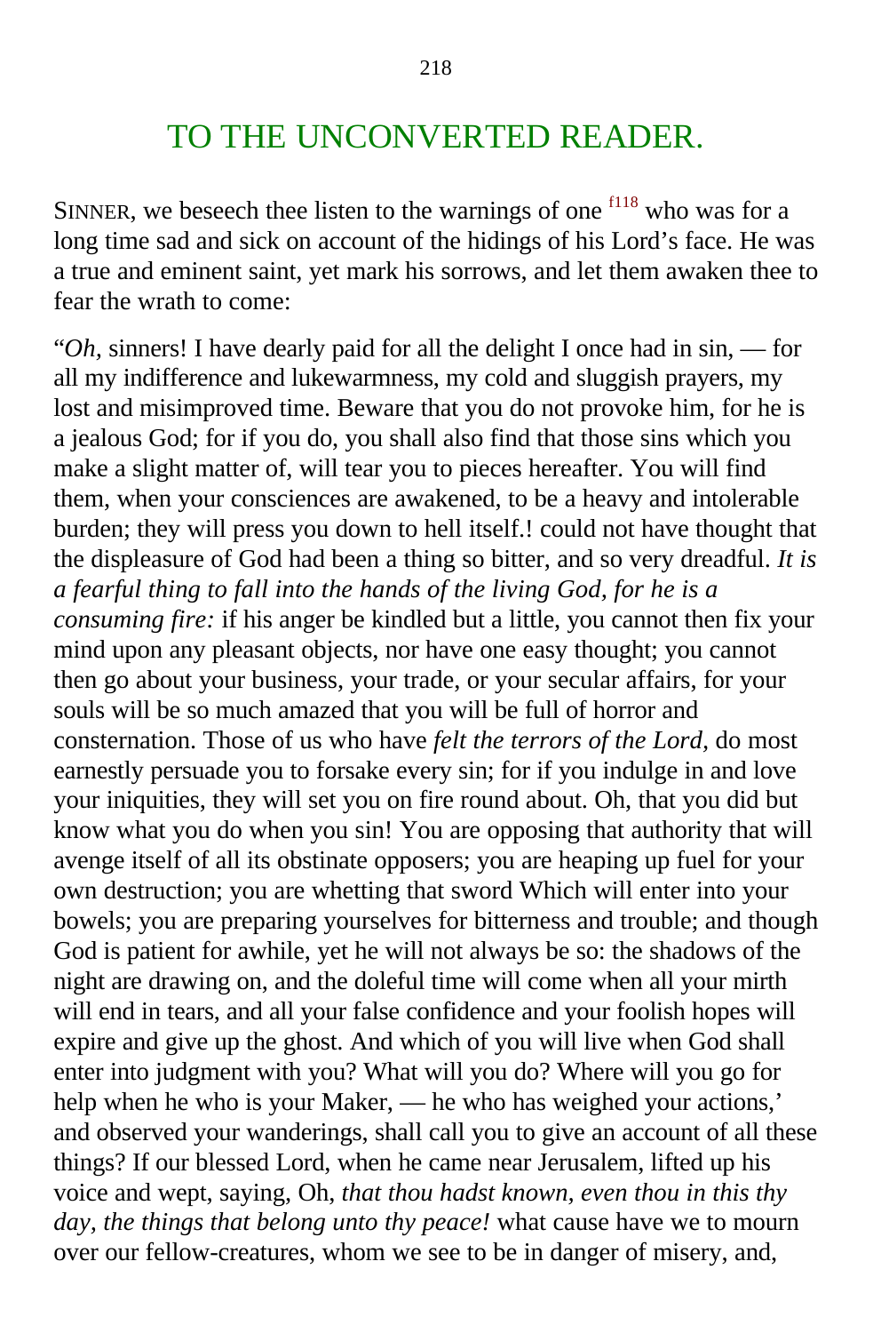# TO THE UNCONVERTED READER.

SINNER, we beseech thee listen to the warnings of one [f118] who was for a long time sad and sick on account of the hidings of his Lord's face. He was a true and eminent saint, yet mark his sorrows, and let them awaken thee to fear the wrath to come:

"*Oh,* sinners! I have dearly paid for all the delight I once had in sin, — for all my indifference and lukewarmness, my cold and sluggish prayers, my lost and misimproved time. Beware that you do not provoke him, for he is a jealous God; for if you do, you shall also find that those sins which you make a slight matter of, will tear you to pieces hereafter. You will find them, when your consciences are awakened, to be a heavy and intolerable burden; they will press you down to hell itself.! could not have thought that the displeasure of God had been a thing so bitter, and so very dreadful. *It is a fearful thing to fall into the hands of the living God, for he is a consuming fire:* if his anger be kindled but a little, you cannot then fix your mind upon any pleasant objects, nor have one easy thought; you cannot then go about your business, your trade, or your secular affairs, for your souls will be so much amazed that you will be full of horror and consternation. Those of us who have *felt the terrors of the Lord,* do most earnestly persuade you to forsake every sin; for if you indulge in and love your iniquities, they will set you on fire round about. Oh, that you did but know what you do when you sin! You are opposing that authority that will avenge itself of all its obstinate opposers; you are heaping up fuel for your own destruction; you are whetting that sword Which will enter into your bowels; you are preparing yourselves for bitterness and trouble; and though God is patient for awhile, yet he will not always be so: the shadows of the night are drawing on, and the doleful time will come when all your mirth will end in tears, and all your false confidence and your foolish hopes will expire and give up the ghost. And which of you will live when God shall enter into judgment with you? What will you do? Where will you go for help when he who is your Maker, — he who has weighed your actions,' and observed your wanderings, shall call you to give an account of all these things? If our blessed Lord, when he came near Jerusalem, lifted up his voice and wept, saying, Oh, *that thou hadst known, even thou in this thy day, the things that belong unto thy peace!* what cause have we to mourn over our fellow-creatures, whom we see to be in danger of misery, and,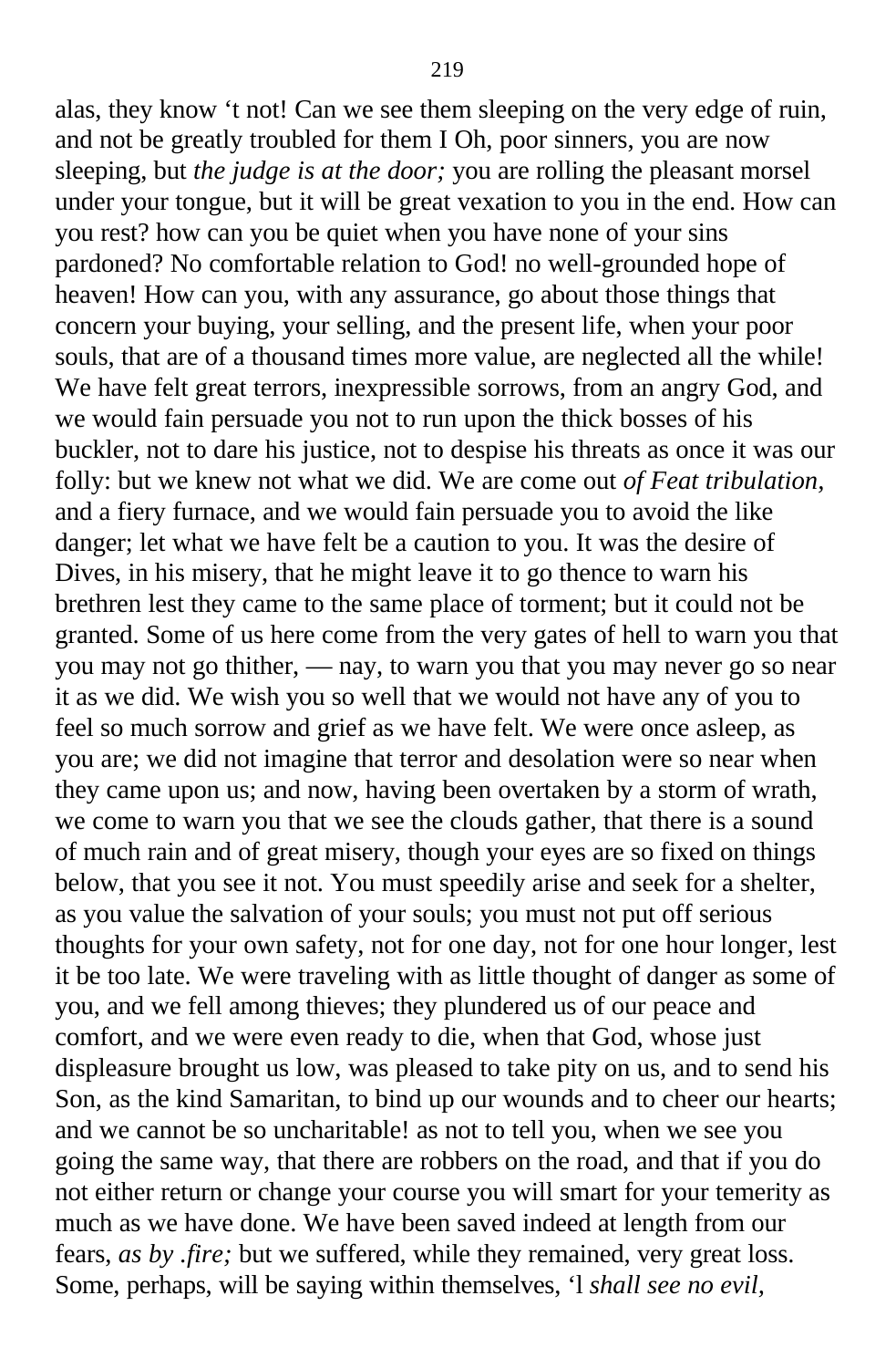alas, they know 't not! Can we see them sleeping on the very edge of ruin, and not be greatly troubled for them I Oh, poor sinners, you are now sleeping, but *the judge is at the door;* you are rolling the pleasant morsel under your tongue, but it will be great vexation to you in the end. How can you rest? how can you be quiet when you have none of your sins pardoned? No comfortable relation to God! no well-grounded hope of heaven! How can you, with any assurance, go about those things that concern your buying, your selling, and the present life, when your poor souls, that are of a thousand times more value, are neglected all the while! We have felt great terrors, inexpressible sorrows, from an angry God, and we would fain persuade you not to run upon the thick bosses of his buckler, not to dare his justice, not to despise his threats as once it was our folly: but we knew not what we did. We are come out *of Feat tribulation*, and a fiery furnace, and we would fain persuade you to avoid the like danger; let what we have felt be a caution to you. It was the desire of Dives, in his misery, that he might leave it to go thence to warn his brethren lest they came to the same place of torment; but it could not be granted. Some of us here come from the very gates of hell to warn you that you may not go thither, — nay, to warn you that you may never go so near it as we did. We wish you so well that we would not have any of you to feel so much sorrow and grief as we have felt. We were once asleep, as you are; we did not imagine that terror and desolation were so near when they came upon us; and now, having been overtaken by a storm of wrath, we come to warn you that we see the clouds gather, that there is a sound of much rain and of great misery, though your eyes are so fixed on things below, that you see it not. You must speedily arise and seek for a shelter, as you value the salvation of your souls; you must not put off serious thoughts for your own safety, not for one day, not for one hour longer, lest it be too late. We were traveling with as little thought of danger as some of you, and we fell among thieves; they plundered us of our peace and comfort, and we were even ready to die, when that God, whose just displeasure brought us low, was pleased to take pity on us, and to send his Son, as the kind Samaritan, to bind up our wounds and to cheer our hearts; and we cannot be so uncharitable! as not to tell you, when we see you going the same way, that there are robbers on the road, and that if you do not either return or change your course you will smart for your temerity as much as we have done. We have been saved indeed at length from our fears, *as by .fire;* but we suffered, while they remained, very great loss. Some, perhaps, will be saying within themselves, 'l *shall see no evil,*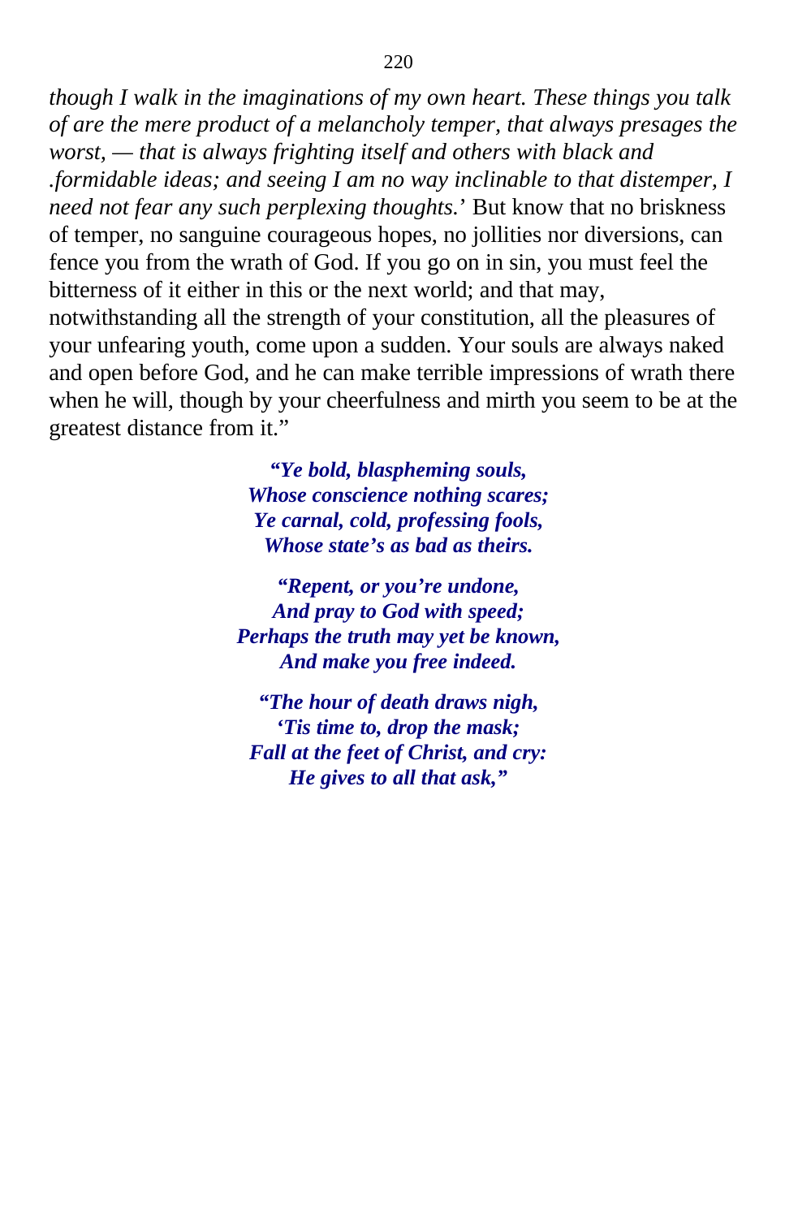*though I walk in the imaginations of my own heart. These things you talk of are the mere product of a melancholy temper, that always presages the worst, — that is always frighting itself and others with black and .formidable ideas; and seeing I am no way inclinable to that distemper, I need not fear any such perplexing thoughts.*' But know that no briskness of temper, no sanguine courageous hopes, no jollities nor diversions, can fence you from the wrath of God. If you go on in sin, you must feel the bitterness of it either in this or the next world; and that may, notwithstanding all the strength of your constitution, all the pleasures of your unfearing youth, come upon a sudden. Your souls are always naked and open before God, and he can make terrible impressions of wrath there when he will, though by your cheerfulness and mirth you seem to be at the greatest distance from it."

***"Ye bold, blaspheming souls,***  
***Whose conscience nothing scares;***  
***Ye carnal, cold, professing fools,***  
***Whose state's as bad as theirs.***

***"Repent, or you're undone,***  
***And pray to God with speed;***  
***Perhaps the truth may yet be known,***  
***And make you free indeed.***

***"The hour of death draws nigh,***  
***'Tis time to, drop the mask;***  
***Fall at the feet of Christ, and cry:***  
***He gives to all that ask,"***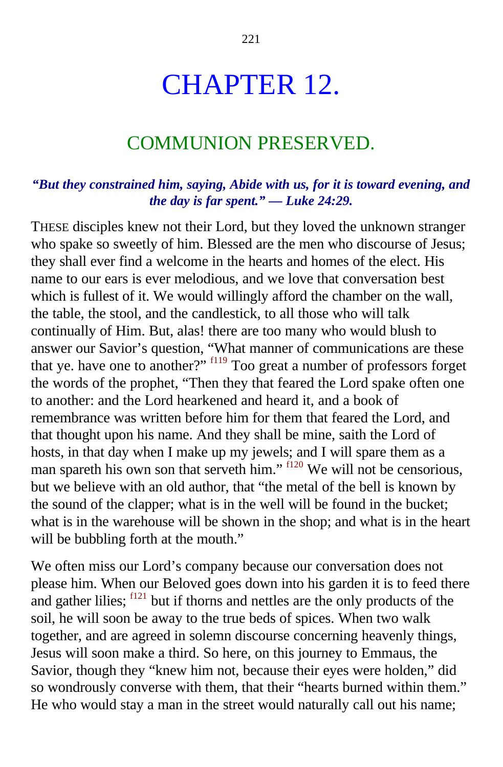# CHAPTER 12.

## COMMUNION PRESERVED.

***"But they constrained him, saying, Abide with us, for it is toward evening, and the day is far spent." — Luke 24:29.***

THESE disciples knew not their Lord, but they loved the unknown stranger who spake so sweetly of him. Blessed are the men who discourse of Jesus; they shall ever find a welcome in the hearts and homes of the elect. His name to our ears is ever melodious, and we love that conversation best which is fullest of it. We would willingly afford the chamber on the wall, the table, the stool, and the candlestick, to all those who will talk continually of Him. But, alas! there are too many who would blush to answer our Savior's question, "What manner of communications are these that ye. have one to another?" [f119] Too great a number of professors forget the words of the prophet, "Then they that feared the Lord spake often one to another: and the Lord hearkened and heard it, and a book of remembrance was written before him for them that feared the Lord, and that thought upon his name. And they shall be mine, saith the Lord of hosts, in that day when I make up my jewels; and I will spare them as a man spareth his own son that serveth him." [f120] We will not be censorious, but we believe with an old author, that "the metal of the bell is known by the sound of the clapper; what is in the well will be found in the bucket; what is in the warehouse will be shown in the shop; and what is in the heart will be bubbling forth at the mouth."

We often miss our Lord's company because our conversation does not please him. When our Beloved goes down into his garden it is to feed there and gather lilies; [f121] but if thorns and nettles are the only products of the soil, he will soon be away to the true beds of spices. When two walk together, and are agreed in solemn discourse concerning heavenly things, Jesus will soon make a third. So here, on this journey to Emmaus, the Savior, though they "knew him not, because their eyes were holden," did so wondrously converse with them, that their "hearts burned within them." He who would stay a man in the street would naturally call out his name;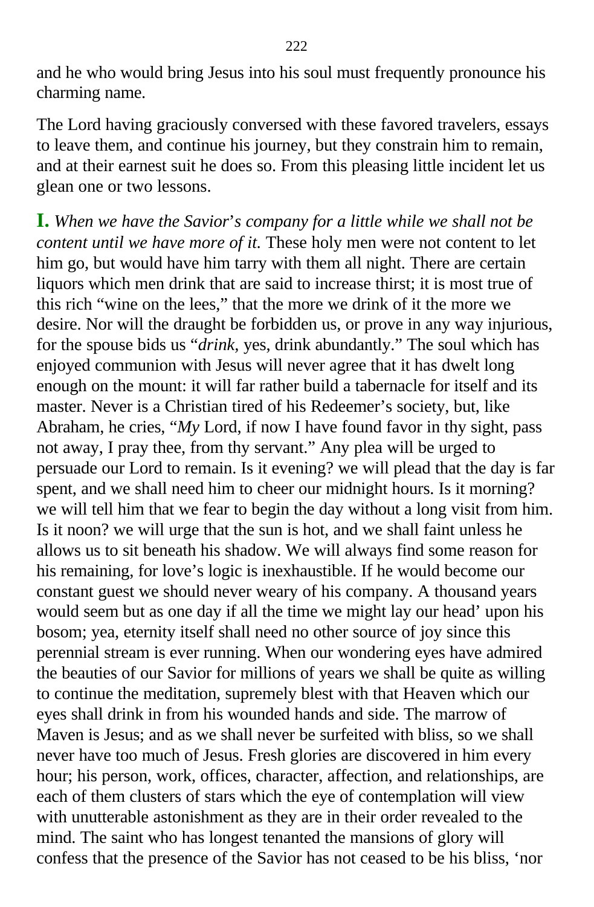and he who would bring Jesus into his soul must frequently pronounce his charming name.

The Lord having graciously conversed with these favored travelers, essays to leave them, and continue his journey, but they constrain him to remain, and at their earnest suit he does so. From this pleasing little incident let us glean one or two lessons.

**I.** *When we have the Savior's company for a little while we shall not be content until we have more of it.* These holy men were not content to let him go, but would have him tarry with them all night. There are certain liquors which men drink that are said to increase thirst; it is most true of this rich "wine on the lees," that the more we drink of it the more we desire. Nor will the draught be forbidden us, or prove in any way injurious, for the spouse bids us "*drink,* yes, drink abundantly." The soul which has enjoyed communion with Jesus will never agree that it has dwelt long enough on the mount: it will far rather build a tabernacle for itself and its master. Never is a Christian tired of his Redeemer's society, but, like Abraham, he cries, "*My* Lord, if now I have found favor in thy sight, pass not away, I pray thee, from thy servant." Any plea will be urged to persuade our Lord to remain. Is it evening? we will plead that the day is far spent, and we shall need him to cheer our midnight hours. Is it morning? we will tell him that we fear to begin the day without a long visit from him. Is it noon? we will urge that the sun is hot, and we shall faint unless he allows us to sit beneath his shadow. We will always find some reason for his remaining, for love's logic is inexhaustible. If he would become our constant guest we should never weary of his company. A thousand years would seem but as one day if all the time we might lay our head' upon his bosom; yea, eternity itself shall need no other source of joy since this perennial stream is ever running. When our wondering eyes have admired the beauties of our Savior for millions of years we shall be quite as willing to continue the meditation, supremely blest with that Heaven which our eyes shall drink in from his wounded hands and side. The marrow of Maven is Jesus; and as we shall never be surfeited with bliss, so we shall never have too much of Jesus. Fresh glories are discovered in him every hour; his person, work, offices, character, affection, and relationships, are each of them clusters of stars which the eye of contemplation will view with unutterable astonishment as they are in their order revealed to the mind. The saint who has longest tenanted the mansions of glory will confess that the presence of the Savior has not ceased to be his bliss, 'nor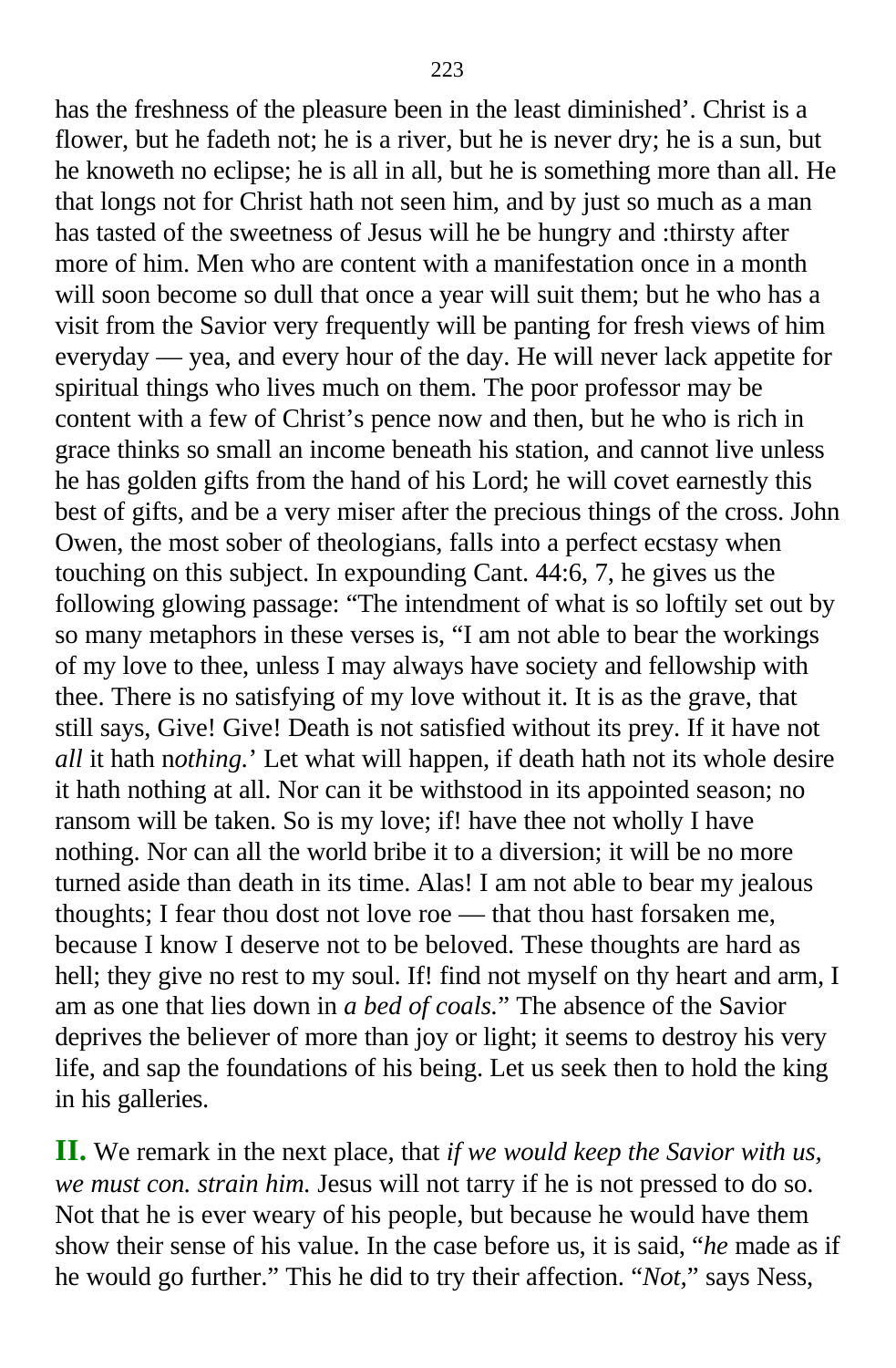has the freshness of the pleasure been in the least diminished’. Christ is a flower, but he fadeth not; he is a river, but he is never dry; he is a sun, but he knoweth no eclipse; he is all in all, but he is something more than all. He that longs not for Christ hath not seen him, and by just so much as a man has tasted of the sweetness of Jesus will he be hungry and :thirsty after more of him. Men who are content with a manifestation once in a month will soon become so dull that once a year will suit them; but he who has a visit from the Savior very frequently will be panting for fresh views of him everyday — yea, and every hour of the day. He will never lack appetite for spiritual things who lives much on them. The poor professor may be content with a few of Christ’s pence now and then, but he who is rich in grace thinks so small an income beneath his station, and cannot live unless he has golden gifts from the hand of his Lord; he will covet earnestly this best of gifts, and be a very miser after the precious things of the cross. John Owen, the most sober of theologians, falls into a perfect ecstasy when touching on this subject. In expounding Cant. 44:6, 7, he gives us the following glowing passage: “The intendment of what is so loftily set out by so many metaphors in these verses is, “I am not able to bear the workings of my love to thee, unless I may always have society and fellowship with thee. There is no satisfying of my love without it. It is as the grave, that still says, Give! Give! Death is not satisfied without its prey. If it have not *all* it hath n*othing.*’ Let what will happen, if death hath not its whole desire it hath nothing at all. Nor can it be withstood in its appointed season; no ransom will be taken. So is my love; if! have thee not wholly I have nothing. Nor can all the world bribe it to a diversion; it will be no more turned aside than death in its time. Alas! I am not able to bear my jealous thoughts; I fear thou dost not love roe — that thou hast forsaken me, because I know I deserve not to be beloved. These thoughts are hard as hell; they give no rest to my soul. If! find not myself on thy heart and arm, I am as one that lies down in *a bed of coals.*” The absence of the Savior deprives the believer of more than joy or light; it seems to destroy his very life, and sap the foundations of his being. Let us seek then to hold the king in his galleries.

**II.** We remark in the next place, that *if we would keep the Savior with us, we must con. strain him.* Jesus will not tarry if he is not pressed to do so. Not that he is ever weary of his people, but because he would have them show their sense of his value. In the case before us, it is said, “*he* made as if he would go further.” This he did to try their affection. “*Not,*” says Ness,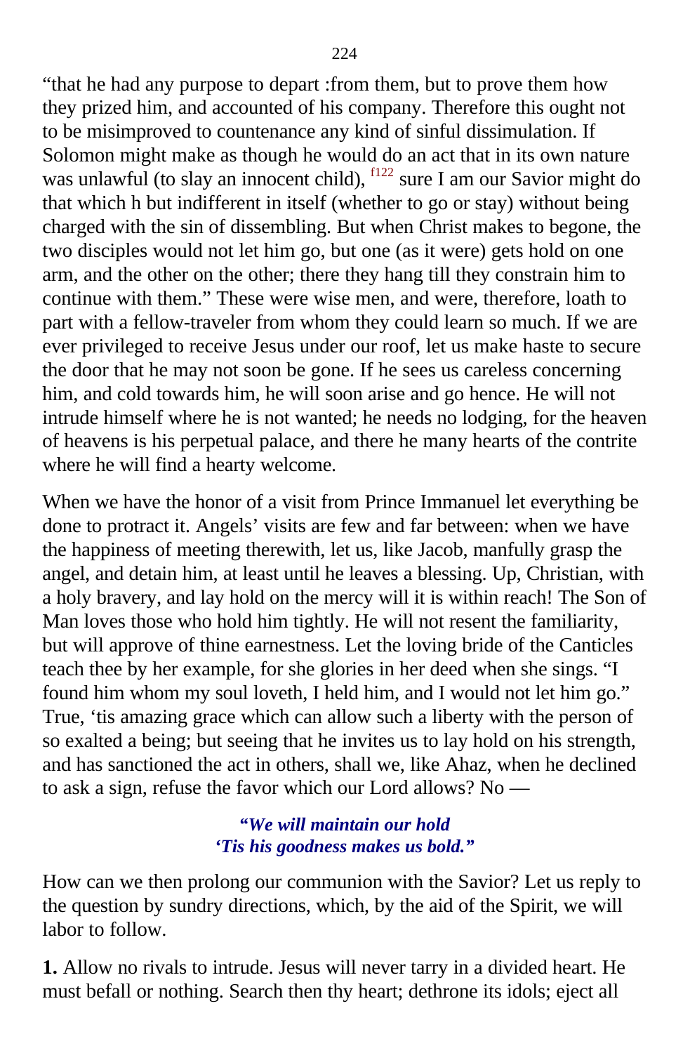“that he had any purpose to depart :from them, but to prove them how they prized him, and accounted of his company. Therefore this ought not to be misimproved to countenance any kind of sinful dissimulation. If Solomon might make as though he would do an act that in its own nature was unlawful (to slay an innocent child), [f122] sure I am our Savior might do that which h but indifferent in itself (whether to go or stay) without being charged with the sin of dissembling. But when Christ makes to begone, the two disciples would not let him go, but one (as it were) gets hold on one arm, and the other on the other; there they hang till they constrain him to continue with them.” These were wise men, and were, therefore, loath to part with a fellow-traveler from whom they could learn so much. If we are ever privileged to receive Jesus under our roof, let us make haste to secure the door that he may not soon be gone. If he sees us careless concerning him, and cold towards him, he will soon arise and go hence. He will not intrude himself where he is not wanted; he needs no lodging, for the heaven of heavens is his perpetual palace, and there he many hearts of the contrite where he will find a hearty welcome.

When we have the honor of a visit from Prince Immanuel let everything be done to protract it. Angels’ visits are few and far between: when we have the happiness of meeting therewith, let us, like Jacob, manfully grasp the angel, and detain him, at least until he leaves a blessing. Up, Christian, with a holy bravery, and lay hold on the mercy will it is within reach! The Son of Man loves those who hold him tightly. He will not resent the familiarity, but will approve of thine earnestness. Let the loving bride of the Canticles teach thee by her example, for she glories in her deed when she sings. “I found him whom my soul loveth, I held him, and I would not let him go.” True, ‘tis amazing grace which can allow such a liberty with the person of so exalted a being; but seeing that he invites us to lay hold on his strength, and has sanctioned the act in others, shall we, like Ahaz, when he declined to ask a sign, refuse the favor which our Lord allows? No —

> ***“We will maintain our hold***
> ***‘Tis his goodness makes us bold.”***

How can we then prolong our communion with the Savior? Let us reply to the question by sundry directions, which, by the aid of the Spirit, we will labor to follow.

**1.** Allow no rivals to intrude. Jesus will never tarry in a divided heart. He must befall or nothing. Search then thy heart; dethrone its idols; eject all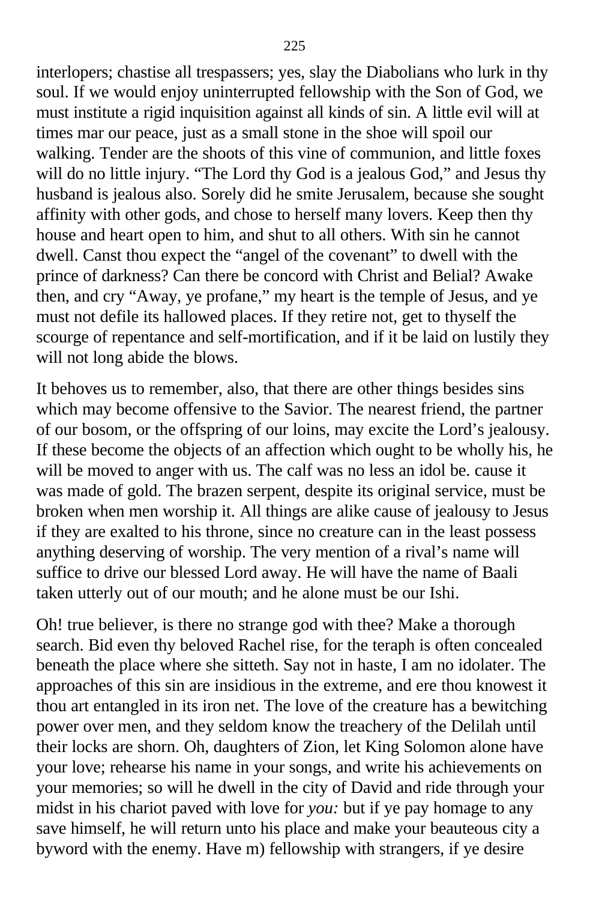interlopers; chastise all trespassers; yes, slay the Diabolians who lurk in thy soul. If we would enjoy uninterrupted fellowship with the Son of God, we must institute a rigid inquisition against all kinds of sin. A little evil will at times mar our peace, just as a small stone in the shoe will spoil our walking. Tender are the shoots of this vine of communion, and little foxes will do no little injury. "The Lord thy God is a jealous God," and Jesus thy husband is jealous also. Sorely did he smite Jerusalem, because she sought affinity with other gods, and chose to herself many lovers. Keep then thy house and heart open to him, and shut to all others. With sin he cannot dwell. Canst thou expect the "angel of the covenant" to dwell with the prince of darkness? Can there be concord with Christ and Belial? Awake then, and cry "Away, ye profane," my heart is the temple of Jesus, and ye must not defile its hallowed places. If they retire not, get to thyself the scourge of repentance and self-mortification, and if it be laid on lustily they will not long abide the blows.

It behoves us to remember, also, that there are other things besides sins which may become offensive to the Savior. The nearest friend, the partner of our bosom, or the offspring of our loins, may excite the Lord's jealousy. If these become the objects of an affection which ought to be wholly his, he will be moved to anger with us. The calf was no less an idol be. cause it was made of gold. The brazen serpent, despite its original service, must be broken when men worship it. All things are alike cause of jealousy to Jesus if they are exalted to his throne, since no creature can in the least possess anything deserving of worship. The very mention of a rival's name will suffice to drive our blessed Lord away. He will have the name of Baali taken utterly out of our mouth; and he alone must be our Ishi.

Oh! true believer, is there no strange god with thee? Make a thorough search. Bid even thy beloved Rachel rise, for the teraph is often concealed beneath the place where she sitteth. Say not in haste, I am no idolater. The approaches of this sin are insidious in the extreme, and ere thou knowest it thou art entangled in its iron net. The love of the creature has a bewitching power over men, and they seldom know the treachery of the Delilah until their locks are shorn. Oh, daughters of Zion, let King Solomon alone have your love; rehearse his name in your songs, and write his achievements on your memories; so will he dwell in the city of David and ride through your midst in his chariot paved with love for *you:* but if ye pay homage to any save himself, he will return unto his place and make your beauteous city a byword with the enemy. Have m) fellowship with strangers, if ye desire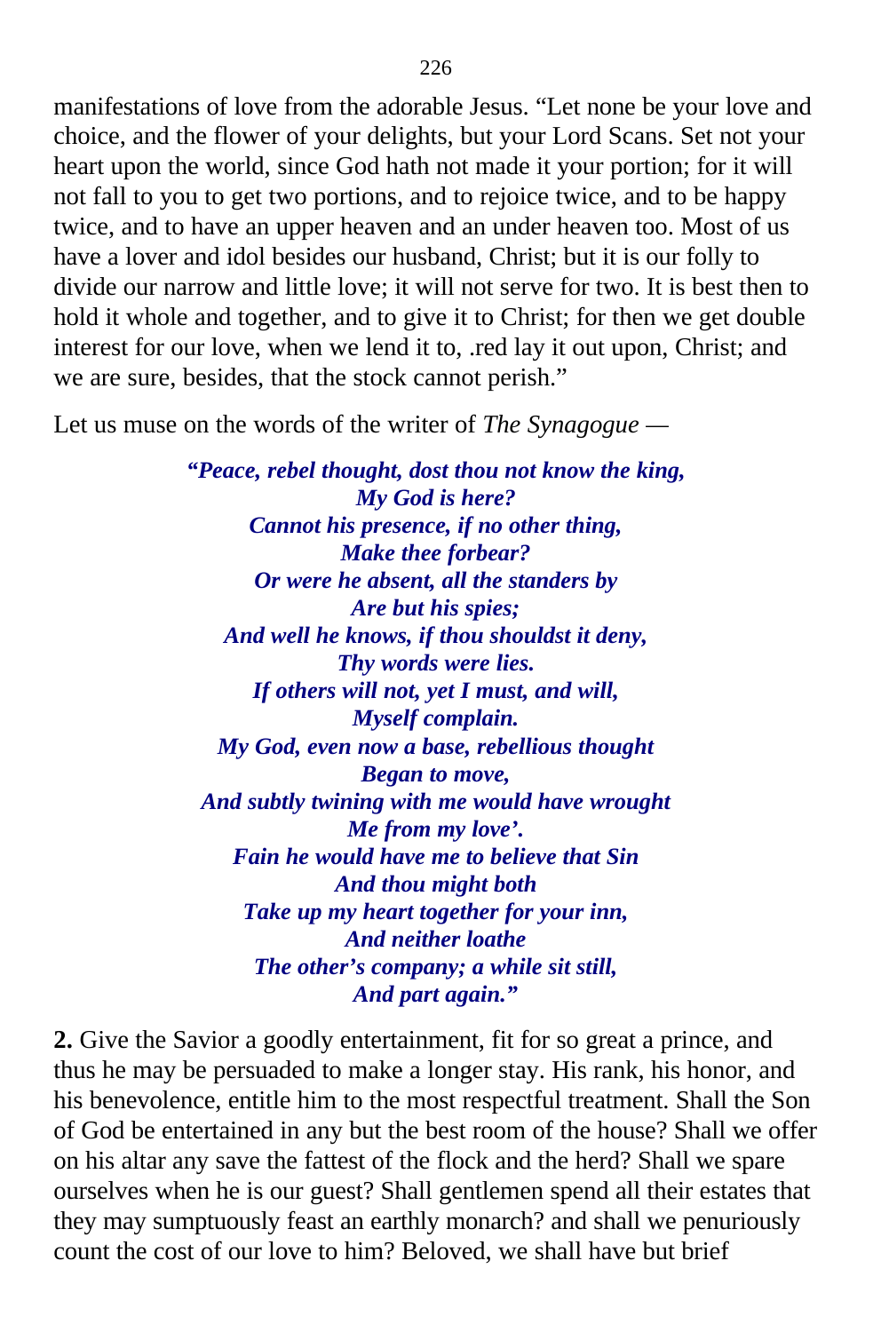manifestations of love from the adorable Jesus. "Let none be your love and choice, and the flower of your delights, but your Lord Scans. Set not your heart upon the world, since God hath not made it your portion; for it will not fall to you to get two portions, and to rejoice twice, and to be happy twice, and to have an upper heaven and an under heaven too. Most of us have a lover and idol besides our husband, Christ; but it is our folly to divide our narrow and little love; it will not serve for two. It is best then to hold it whole and together, and to give it to Christ; for then we get double interest for our love, when we lend it to, .red lay it out upon, Christ; and we are sure, besides, that the stock cannot perish."

Let us muse on the words of the writer of *The Synagogue* —

> ***"Peace, rebel thought, dost thou not know the king,***
> ***My God is here?***
> ***Cannot his presence, if no other thing,***
> ***Make thee forbear?***
> ***Or were he absent, all the standers by***
> ***Are but his spies;***
> ***And well he knows, if thou shouldst it deny,***
> ***Thy words were lies.***
> ***If others will not, yet I must, and will,***
> ***Myself complain.***
> ***My God, even now a base, rebellious thought***
> ***Began to move,***
> ***And subtly twining with me would have wrought***
> ***Me from my love'.***
> ***Fain he would have me to believe that Sin***
> ***And thou might both***
> ***Take up my heart together for your inn,***
> ***And neither loathe***
> ***The other's company; a while sit still,***
> ***And part again."***

**2.** Give the Savior a goodly entertainment, fit for so great a prince, and thus he may be persuaded to make a longer stay. His rank, his honor, and his benevolence, entitle him to the most respectful treatment. Shall the Son of God be entertained in any but the best room of the house? Shall we offer on his altar any save the fattest of the flock and the herd? Shall we spare ourselves when he is our guest? Shall gentlemen spend all their estates that they may sumptuously feast an earthly monarch? and shall we penuriously count the cost of our love to him? Beloved, we shall have but brief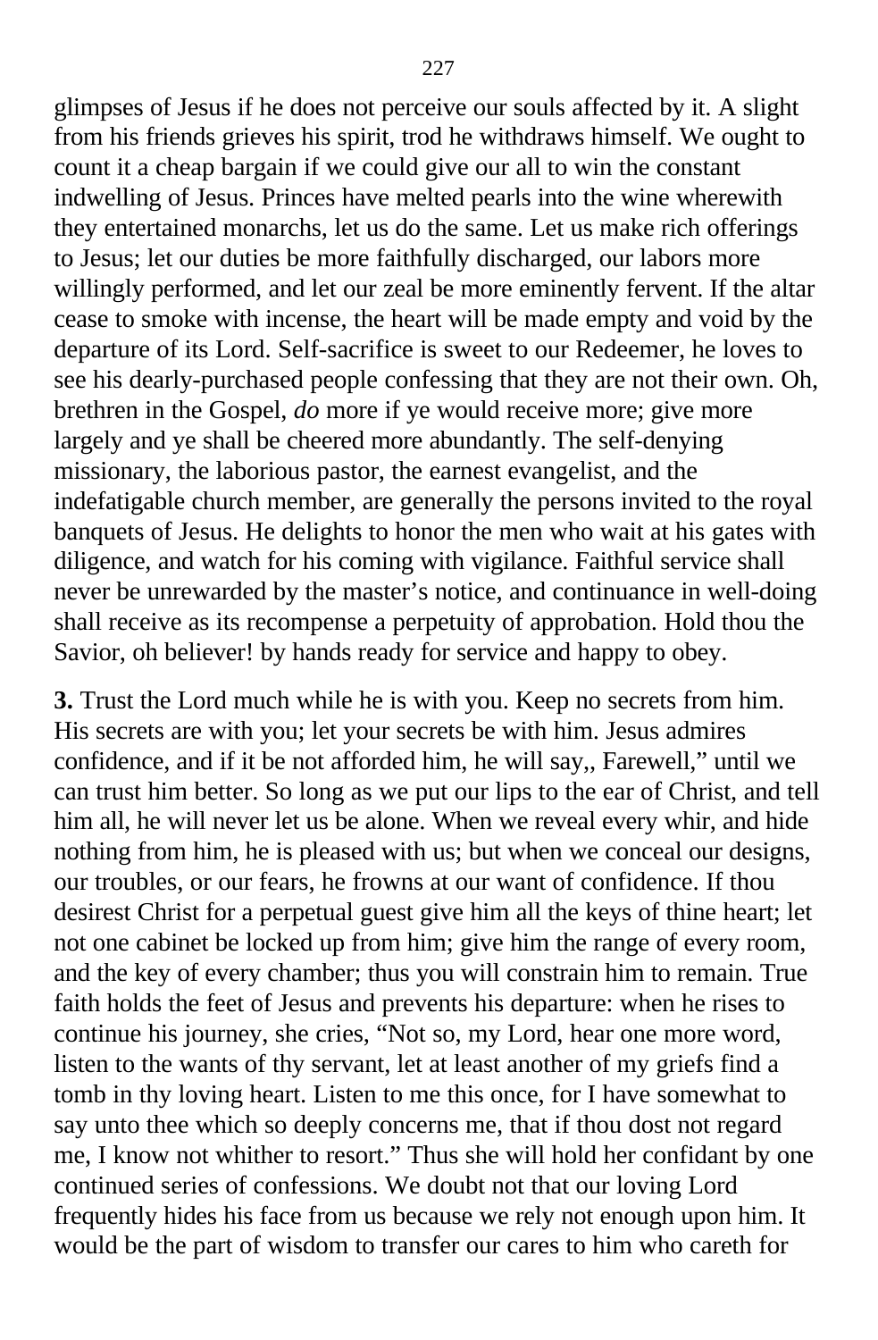glimpses of Jesus if he does not perceive our souls affected by it. A slight from his friends grieves his spirit, trod he withdraws himself. We ought to count it a cheap bargain if we could give our all to win the constant indwelling of Jesus. Princes have melted pearls into the wine wherewith they entertained monarchs, let us do the same. Let us make rich offerings to Jesus; let our duties be more faithfully discharged, our labors more willingly performed, and let our zeal be more eminently fervent. If the altar cease to smoke with incense, the heart will be made empty and void by the departure of its Lord. Self-sacrifice is sweet to our Redeemer, he loves to see his dearly-purchased people confessing that they are not their own. Oh, brethren in the Gospel, *do* more if ye would receive more; give more largely and ye shall be cheered more abundantly. The self-denying missionary, the laborious pastor, the earnest evangelist, and the indefatigable church member, are generally the persons invited to the royal banquets of Jesus. He delights to honor the men who wait at his gates with diligence, and watch for his coming with vigilance. Faithful service shall never be unrewarded by the master's notice, and continuance in well-doing shall receive as its recompense a perpetuity of approbation. Hold thou the Savior, oh believer! by hands ready for service and happy to obey.

**3.** Trust the Lord much while he is with you. Keep no secrets from him. His secrets are with you; let your secrets be with him. Jesus admires confidence, and if it be not afforded him, he will say,, Farewell," until we can trust him better. So long as we put our lips to the ear of Christ, and tell him all, he will never let us be alone. When we reveal every whir, and hide nothing from him, he is pleased with us; but when we conceal our designs, our troubles, or our fears, he frowns at our want of confidence. If thou desirest Christ for a perpetual guest give him all the keys of thine heart; let not one cabinet be locked up from him; give him the range of every room, and the key of every chamber; thus you will constrain him to remain. True faith holds the feet of Jesus and prevents his departure: when he rises to continue his journey, she cries, "Not so, my Lord, hear one more word, listen to the wants of thy servant, let at least another of my griefs find a tomb in thy loving heart. Listen to me this once, for I have somewhat to say unto thee which so deeply concerns me, that if thou dost not regard me, I know not whither to resort." Thus she will hold her confidant by one continued series of confessions. We doubt not that our loving Lord frequently hides his face from us because we rely not enough upon him. It would be the part of wisdom to transfer our cares to him who careth for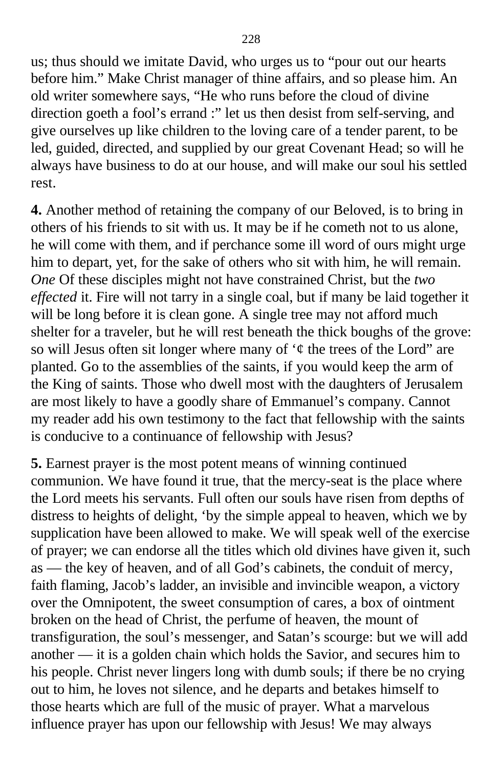us; thus should we imitate David, who urges us to "pour out our hearts before him." Make Christ manager of thine affairs, and so please him. An old writer somewhere says, "He who runs before the cloud of divine direction goeth a fool's errand :" let us then desist from self-serving, and give ourselves up like children to the loving care of a tender parent, to be led, guided, directed, and supplied by our great Covenant Head; so will he always have business to do at our house, and will make our soul his settled rest.

**4.** Another method of retaining the company of our Beloved, is to bring in others of his friends to sit with us. It may be if he cometh not to us alone, he will come with them, and if perchance some ill word of ours might urge him to depart, yet, for the sake of others who sit with him, he will remain. *One* Of these disciples might not have constrained Christ, but the *two effected* it. Fire will not tarry in a single coal, but if many be laid together it will be long before it is clean gone. A single tree may not afford much shelter for a traveler, but he will rest beneath the thick boughs of the grove: so will Jesus often sit longer where many of '¢ the trees of the Lord" are planted. Go to the assemblies of the saints, if you would keep the arm of the King of saints. Those who dwell most with the daughters of Jerusalem are most likely to have a goodly share of Emmanuel's company. Cannot my reader add his own testimony to the fact that fellowship with the saints is conducive to a continuance of fellowship with Jesus?

**5.** Earnest prayer is the most potent means of winning continued communion. We have found it true, that the mercy-seat is the place where the Lord meets his servants. Full often our souls have risen from depths of distress to heights of delight, 'by the simple appeal to heaven, which we by supplication have been allowed to make. We will speak well of the exercise of prayer; we can endorse all the titles which old divines have given it, such as — the key of heaven, and of all God's cabinets, the conduit of mercy, faith flaming, Jacob's ladder, an invisible and invincible weapon, a victory over the Omnipotent, the sweet consumption of cares, a box of ointment broken on the head of Christ, the perfume of heaven, the mount of transfiguration, the soul's messenger, and Satan's scourge: but we will add another — it is a golden chain which holds the Savior, and secures him to his people. Christ never lingers long with dumb souls; if there be no crying out to him, he loves not silence, and he departs and betakes himself to those hearts which are full of the music of prayer. What a marvelous influence prayer has upon our fellowship with Jesus! We may always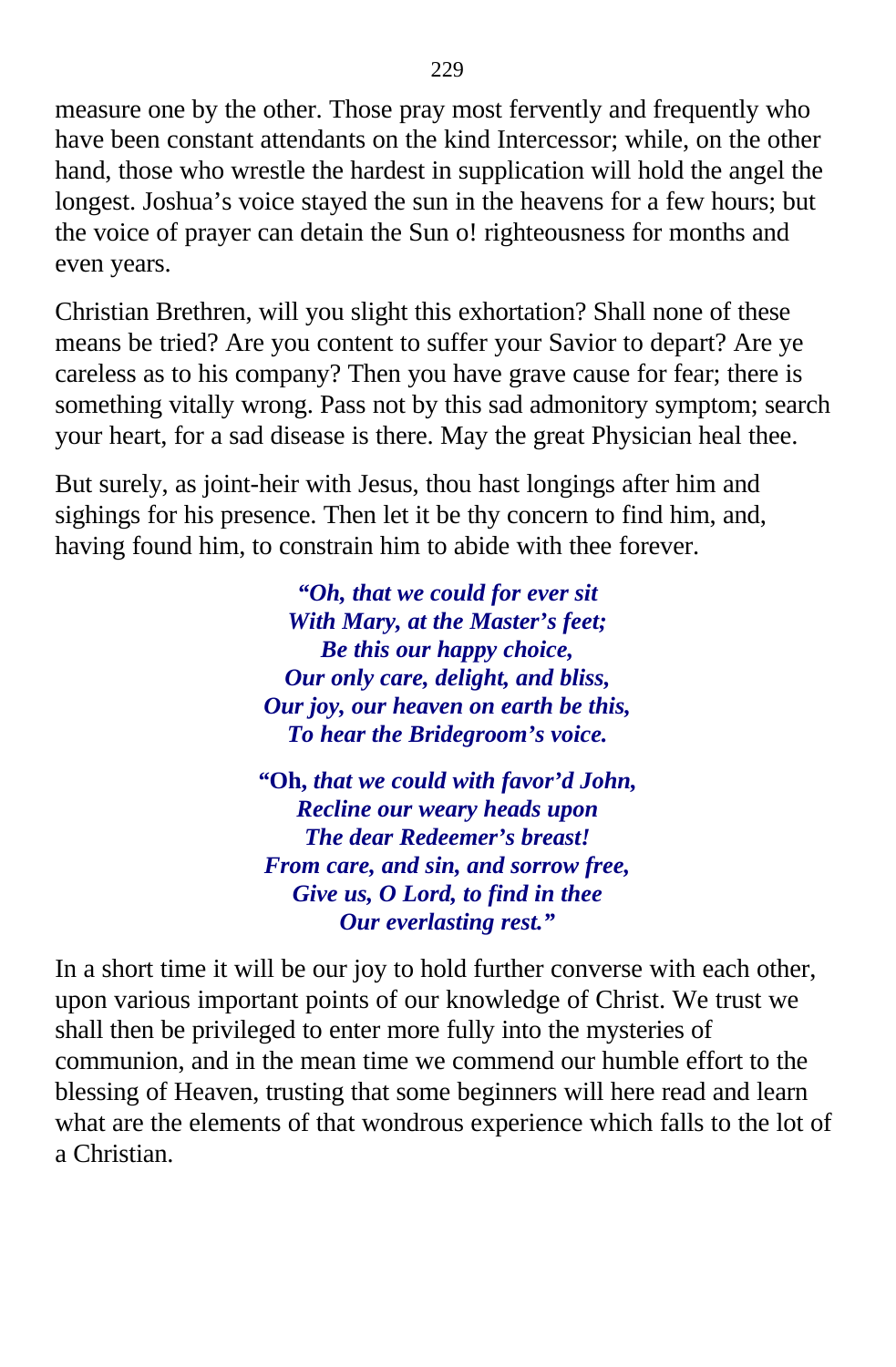measure one by the other. Those pray most fervently and frequently who have been constant attendants on the kind Intercessor; while, on the other hand, those who wrestle the hardest in supplication will hold the angel the longest. Joshua's voice stayed the sun in the heavens for a few hours; but the voice of prayer can detain the Sun o! righteousness for months and even years.

Christian Brethren, will you slight this exhortation? Shall none of these means be tried? Are you content to suffer your Savior to depart? Are ye careless as to his company? Then you have grave cause for fear; there is something vitally wrong. Pass not by this sad admonitory symptom; search your heart, for a sad disease is there. May the great Physician heal thee.

But surely, as joint-heir with Jesus, thou hast longings after him and sighings for his presence. Then let it be thy concern to find him, and, having found him, to constrain him to abide with thee forever.

> ***"Oh, that we could for ever sit***
> ***With Mary, at the Master's feet;***
> ***Be this our happy choice,***
> ***Our only care, delight, and bliss,***
> ***Our joy, our heaven on earth be this,***
> ***To hear the Bridegroom's voice.***
>
> **"Oh,** ***that we could with favor'd John,***
> ***Recline our weary heads upon***
> ***The dear Redeemer's breast!***
> ***From care, and sin, and sorrow free,***
> ***Give us, O Lord, to find in thee***
> ***Our everlasting rest."***

In a short time it will be our joy to hold further converse with each other, upon various important points of our knowledge of Christ. We trust we shall then be privileged to enter more fully into the mysteries of communion, and in the mean time we commend our humble effort to the blessing of Heaven, trusting that some beginners will here read and learn what are the elements of that wondrous experience which falls to the lot of a Christian.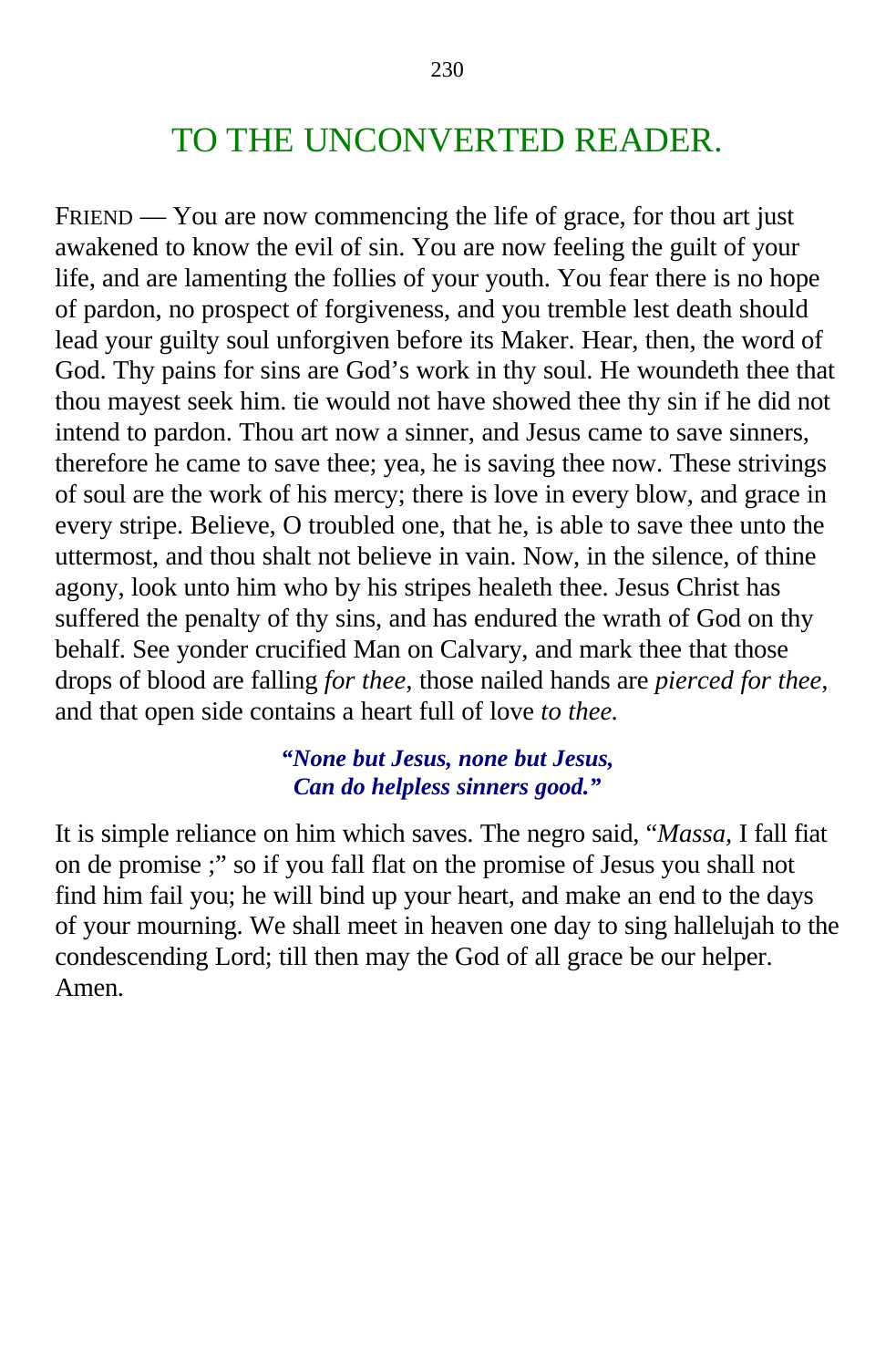# TO THE UNCONVERTED READER.

FRIEND — You are now commencing the life of grace, for thou art just awakened to know the evil of sin. You are now feeling the guilt of your life, and are lamenting the follies of your youth. You fear there is no hope of pardon, no prospect of forgiveness, and you tremble lest death should lead your guilty soul unforgiven before its Maker. Hear, then, the word of God. Thy pains for sins are God's work in thy soul. He woundeth thee that thou mayest seek him. tie would not have showed thee thy sin if he did not intend to pardon. Thou art now a sinner, and Jesus came to save sinners, therefore he came to save thee; yea, he is saving thee now. These strivings of soul are the work of his mercy; there is love in every blow, and grace in every stripe. Believe, O troubled one, that he, is able to save thee unto the uttermost, and thou shalt not believe in vain. Now, in the silence, of thine agony, look unto him who by his stripes healeth thee. Jesus Christ has suffered the penalty of thy sins, and has endured the wrath of God on thy behalf. See yonder crucified Man on Calvary, and mark thee that those drops of blood are falling *for thee,* those nailed hands are *pierced for thee,* and that open side contains a heart full of love *to thee.*

***"None but Jesus, none but Jesus,***
***Can do helpless sinners good."***

It is simple reliance on him which saves. The negro said, "*Massa,* I fall fiat on de promise ;" so if you fall flat on the promise of Jesus you shall not find him fail you; he will bind up your heart, and make an end to the days of your mourning. We shall meet in heaven one day to sing hallelujah to the condescending Lord; till then may the God of all grace be our helper. Amen.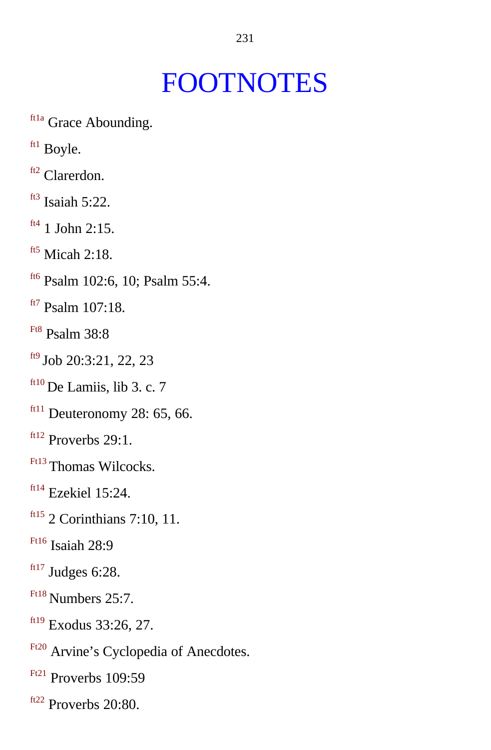# FOOTNOTES

[ft1a] Grace Abounding.

[ft1] Boyle.

[ft2] Clarerdon.

[ft3] Isaiah 5:22.

[ft4] 1 John 2:15.

[ft5] Micah 2:18.

[ft6] Psalm 102:6, 10; Psalm 55:4.

[ft7] Psalm 107:18.

[Ft8] Psalm 38:8

[ft9] Job 20:3:21, 22, 23

[ft10] De Lamiis, lib 3. c. 7

[ft11] Deuteronomy 28: 65, 66.

[ft12] Proverbs 29:1.

[Ft13] Thomas Wilcocks.

[ft14] Ezekiel 15:24.

[ft15] 2 Corinthians 7:10, 11.

[Ft16] Isaiah 28:9

[ft17] Judges 6:28.

[Ft18] Numbers 25:7.

[ft19] Exodus 33:26, 27.

[Ft20] Arvine's Cyclopedia of Anecdotes.

[Ft21] Proverbs 109:59

[ft22] Proverbs 20:80.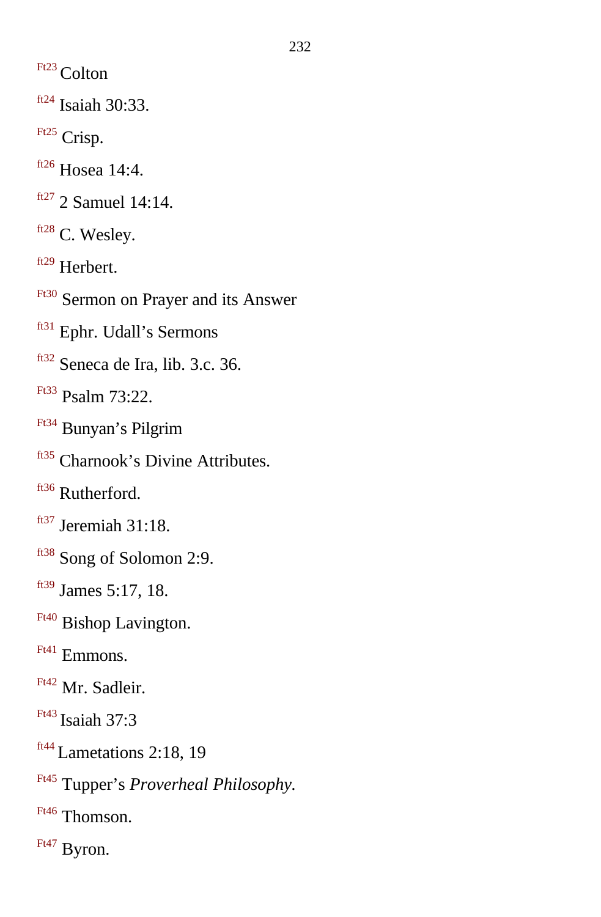[Ft23] Colton

[ft24] Isaiah 30:33.

[Ft25] Crisp.

[ft26] Hosea 14:4.

[ft27] 2 Samuel 14:14.

[ft28] C. Wesley.

[ft29] Herbert.

[Ft30] Sermon on Prayer and its Answer

[ft31] Ephr. Udall's Sermons

[ft32] Seneca de Ira, lib. 3.c. 36.

[Ft33] Psalm 73:22.

[Ft34] Bunyan's Pilgrim

[ft35] Charnook's Divine Attributes.

[ft36] Rutherford.

[ft37] Jeremiah 31:18.

[ft38] Song of Solomon 2:9.

[ft39] James 5:17, 18.

[Ft40] Bishop Lavington.

[Ft41] Emmons.

[Ft42] Mr. Sadleir.

[Ft43] Isaiah 37:3

[ft44] Lametations 2:18, 19

[Ft45] Tupper's *Proverheal Philosophy.*

[Ft46] Thomson.

[Ft47] Byron.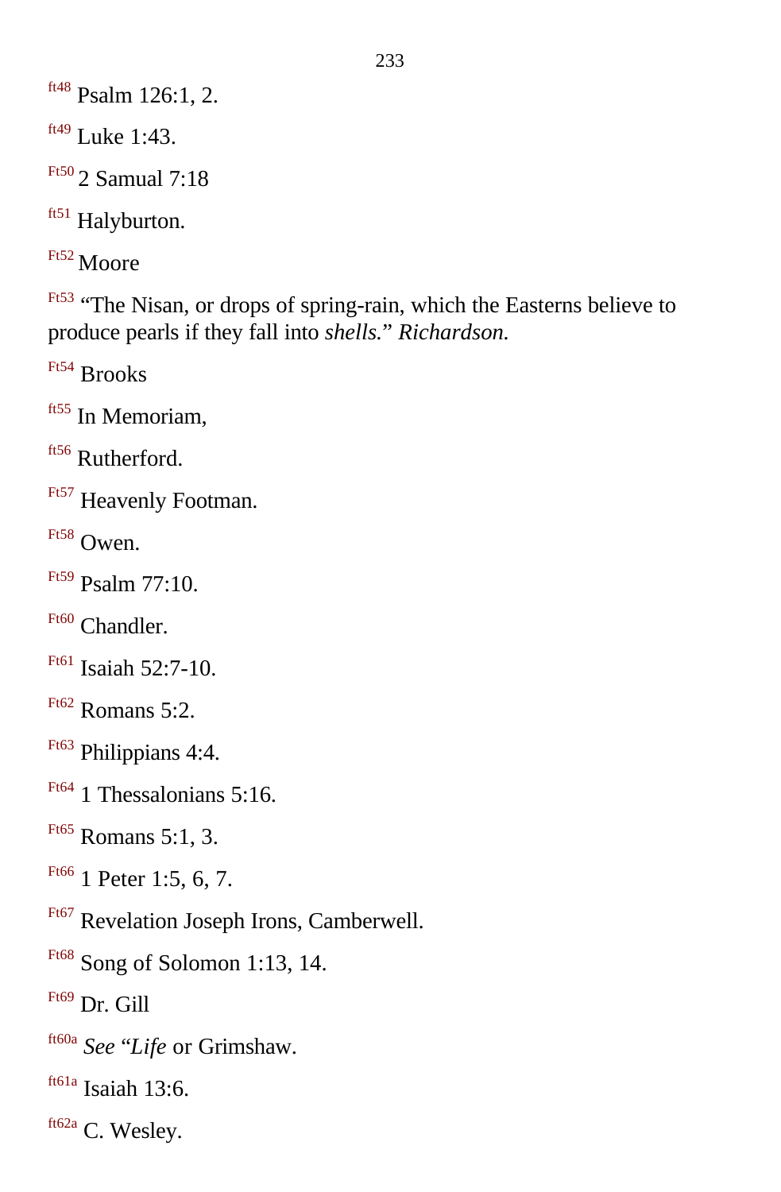[ft48] Psalm 126:1, 2.

[ft49] Luke 1:43.

[Ft50] 2 Samual 7:18

[ft51] Halyburton.

[Ft52] Moore

[Ft53] “The Nisan, or drops of spring-rain, which the Easterns believe to produce pearls if they fall into *shells.*” *Richardson.*

[Ft54] Brooks

[ft55] In Memoriam,

[ft56] Rutherford.

[Ft57] Heavenly Footman.

[Ft58] Owen.

[Ft59] Psalm 77:10.

[Ft60] Chandler.

[Ft61] Isaiah 52:7-10.

[Ft62] Romans 5:2.

[Ft63] Philippians 4:4.

[Ft64] 1 Thessalonians 5:16.

[Ft65] Romans 5:1, 3.

[Ft66] 1 Peter 1:5, 6, 7.

[Ft67] Revelation Joseph Irons, Camberwell.

[Ft68] Song of Solomon 1:13, 14.

[Ft69] Dr. Gill

[ft60a] *See* “*Life* or Grimshaw.

[ft61a] Isaiah 13:6.

[ft62a] C. Wesley.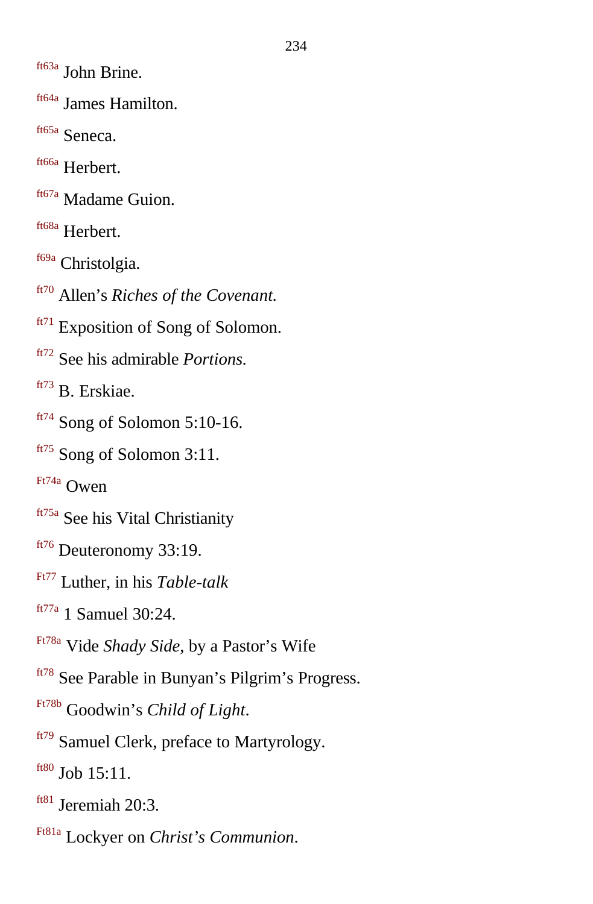[ft63a] John Brine.

[ft64a] James Hamilton.

[ft65a] Seneca.

[ft66a] Herbert.

[ft67a] Madame Guion.

[ft68a] Herbert.

[f69a] Christolgia.

[ft70] Allen's *Riches of the Covenant.*

[ft71] Exposition of Song of Solomon.

[ft72] See his admirable *Portions.*

[ft73] B. Erskiae.

[ft74] Song of Solomon 5:10-16.

[ft75] Song of Solomon 3:11.

[Ft74a] Owen

[ft75a] See his Vital Christianity

[ft76] Deuteronomy 33:19.

[Ft77] Luther, in his *Table-talk*

[ft77a] 1 Samuel 30:24.

[Ft78a] Vide *Shady Side*, by a Pastor's Wife

[ft78] See Parable in Bunyan's Pilgrim's Progress.

[Ft78b] Goodwin's *Child of Light*.

[ft79] Samuel Clerk, preface to Martyrology.

[ft80] Job 15:11.

[ft81] Jeremiah 20:3.

[Ft81a] Lockyer on *Christ's Communion*.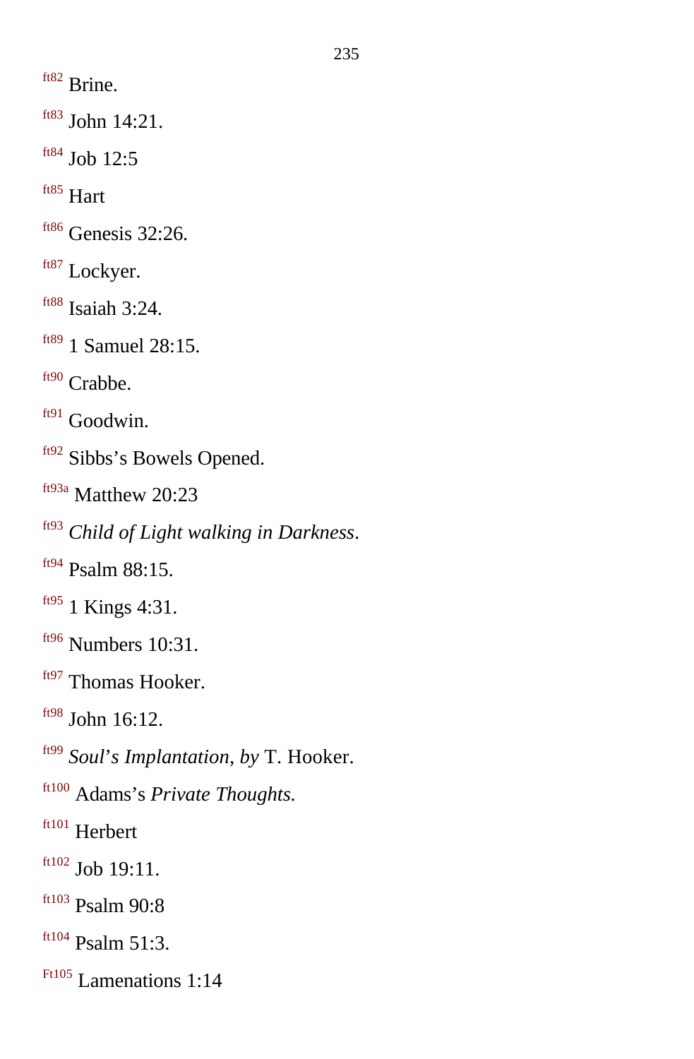[ft82] Brine.

[ft83] John 14:21.

[ft84] Job 12:5

[ft85] Hart

[ft86] Genesis 32:26.

[ft87] Lockyer.

[ft88] Isaiah 3:24.

[ft89] 1 Samuel 28:15.

[ft90] Crabbe.

[ft91] Goodwin.

[ft92] Sibbs's Bowels Opened.

[ft93a] Matthew 20:23

[ft93] *Child of Light walking in Darkness*.

[ft94] Psalm 88:15.

[ft95] 1 Kings 4:31.

[ft96] Numbers 10:31.

[ft97] Thomas Hooker.

[ft98] John 16:12.

[ft99] *Soul's Implantation, by* T. Hooker.

[ft100] Adams's *Private Thoughts.*

[ft101] Herbert

[ft102] Job 19:11.

[ft103] Psalm 90:8

[ft104] Psalm 51:3.

[Ft105] Lamenations 1:14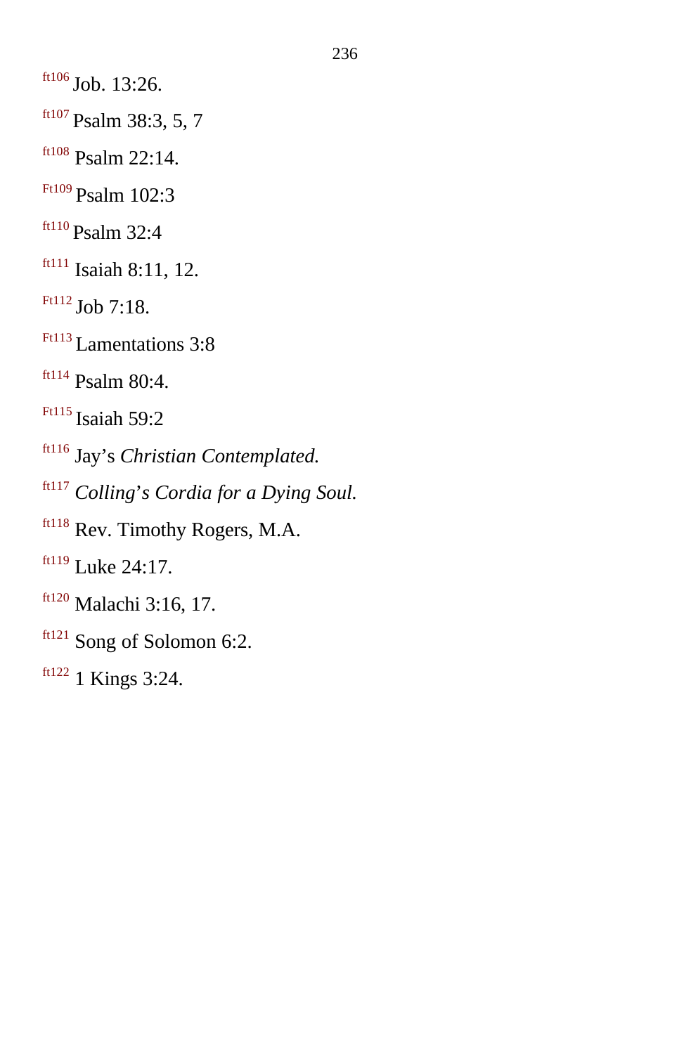[ft106] Job. 13:26.

[ft107] Psalm 38:3, 5, 7

[ft108] Psalm 22:14.

[Ft109] Psalm 102:3

[ft110] Psalm 32:4

[ft111] Isaiah 8:11, 12.

[Ft112] Job 7:18.

[Ft113] Lamentations 3:8

[ft114] Psalm 80:4.

[Ft115] Isaiah 59:2

[ft116] Jay's *Christian Contemplated.*

[ft117] *Colling's Cordia for a Dying Soul.*

[ft118] Rev. Timothy Rogers, M.A.

[ft119] Luke 24:17.

[ft120] Malachi 3:16, 17.

[ft121] Song of Solomon 6:2.

[ft122] 1 Kings 3:24.